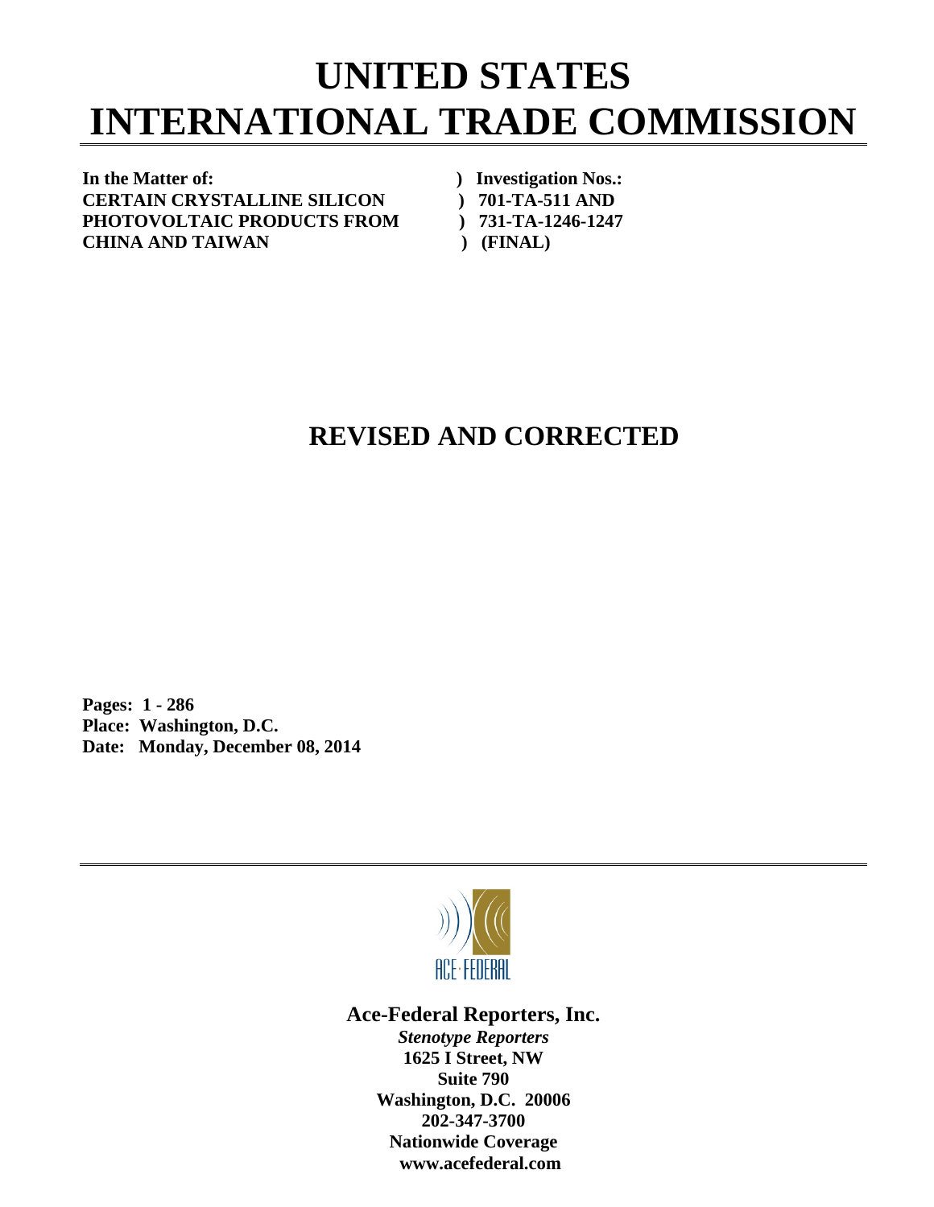# UNITED STATES INTERNATIONAL TRADE COMMISSION

**In the Matter of:** ) **Investigation Nos.:**
**CERTAIN CRYSTALLINE SILICON** ) **701-TA-511 AND**
**PHOTOVOLTAIC PRODUCTS FROM** ) **731-TA-1246-1247**
**CHINA AND TAIWAN** ) **(FINAL)**

## REVISED AND CORRECTED

**Pages: 1 - 286**
**Place: Washington, D.C.**
**Date: Monday, December 08, 2014**

ACE·FEDERAL

**Ace-Federal Reporters, Inc.**
***Stenotype Reporters***
**1625 I Street, NW**
**Suite 790**
**Washington, D.C. 20006**
**202-347-3700**
**Nationwide Coverage**
**www.acefederal.com**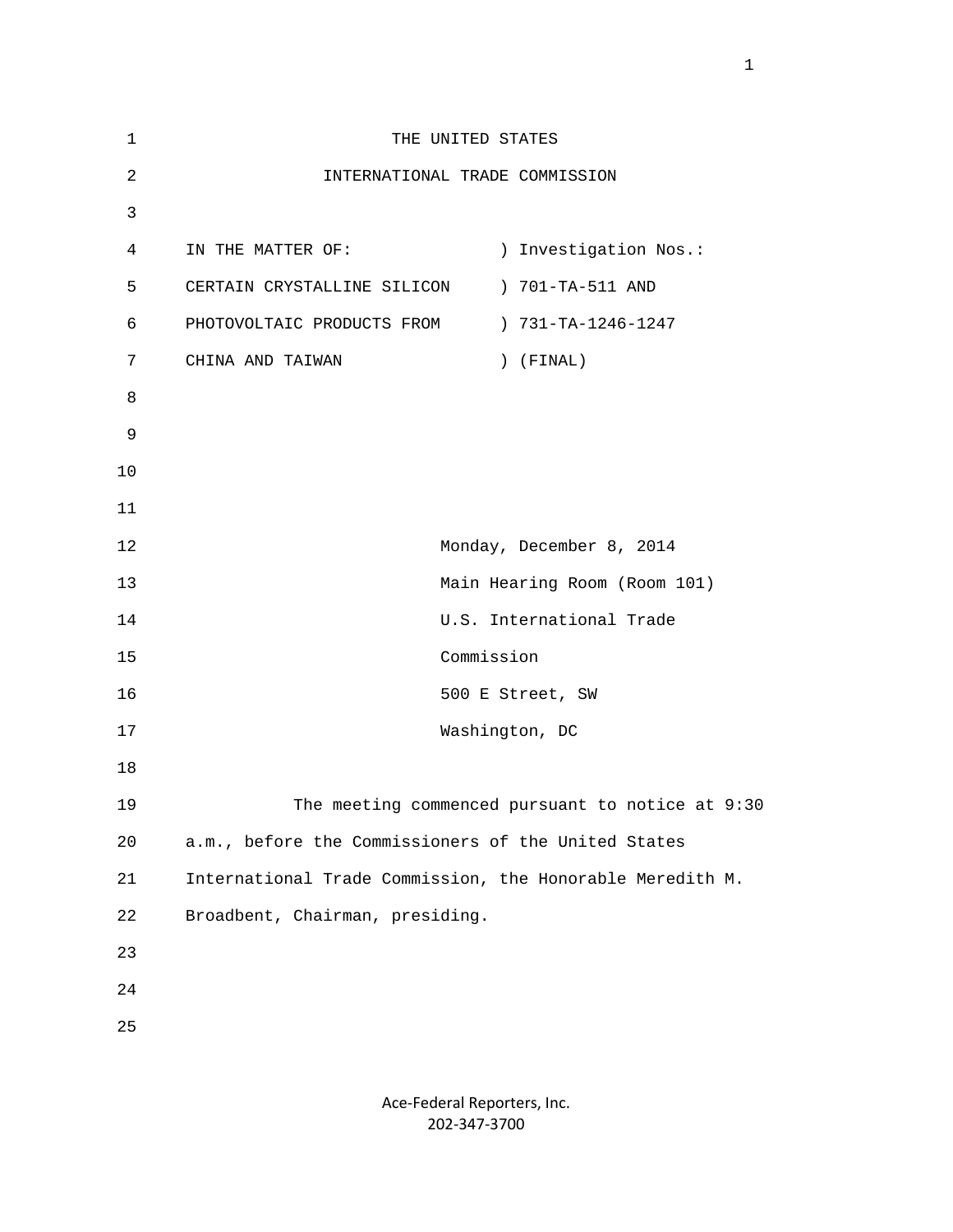THE UNITED STATES

INTERNATIONAL TRADE COMMISSION

IN THE MATTER OF: ) Investigation Nos.:
CERTAIN CRYSTALLINE SILICON ) 701-TA-511 AND
PHOTOVOLTAIC PRODUCTS FROM ) 731-TA-1246-1247
CHINA AND TAIWAN ) (FINAL)

Monday, December 8, 2014
Main Hearing Room (Room 101)
U.S. International Trade
Commission
500 E Street, SW
Washington, DC

The meeting commenced pursuant to notice at 9:30 a.m., before the Commissioners of the United States International Trade Commission, the Honorable Meredith M. Broadbent, Chairman, presiding.

Ace-Federal Reporters, Inc.
202-347-3700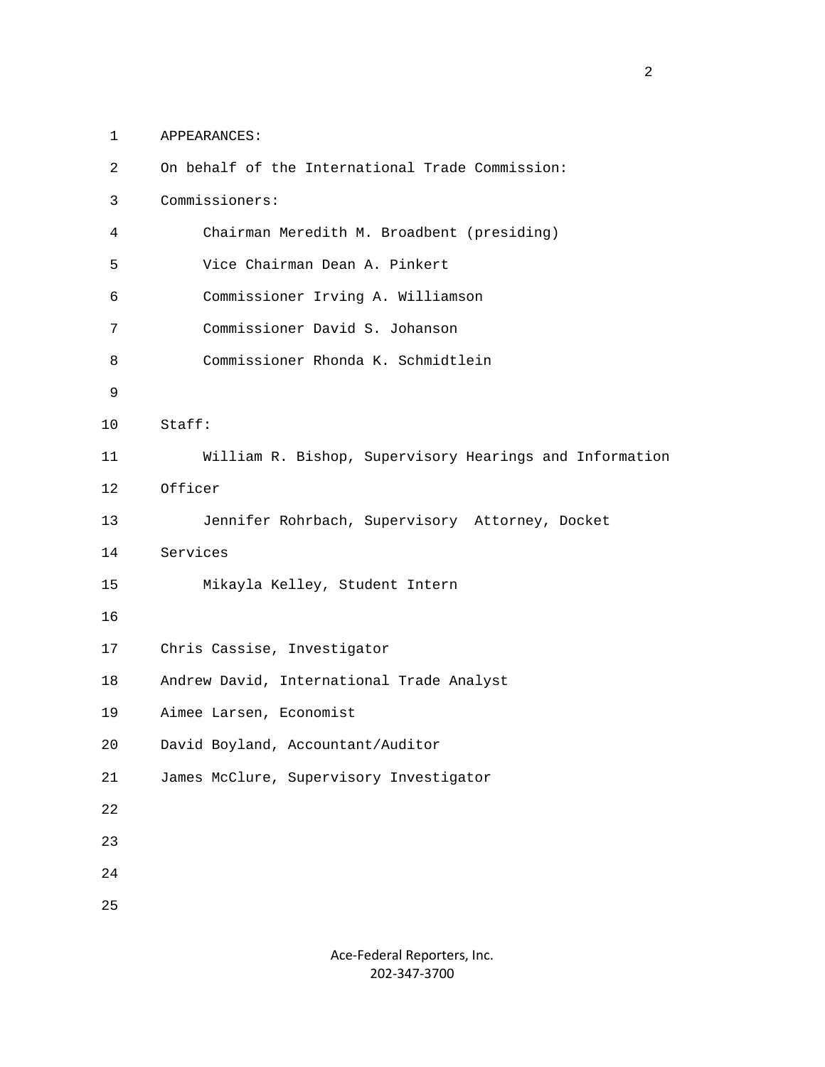APPEARANCES:

On behalf of the International Trade Commission:

Commissioners:

Chairman Meredith M. Broadbent (presiding)

Vice Chairman Dean A. Pinkert

Commissioner Irving A. Williamson

Commissioner David S. Johanson

Commissioner Rhonda K. Schmidtlein

Staff:

William R. Bishop, Supervisory Hearings and Information Officer

Jennifer Rohrbach, Supervisory Attorney, Docket Services

Mikayla Kelley, Student Intern

Chris Cassise, Investigator

Andrew David, International Trade Analyst

Aimee Larsen, Economist

David Boyland, Accountant/Auditor

James McClure, Supervisory Investigator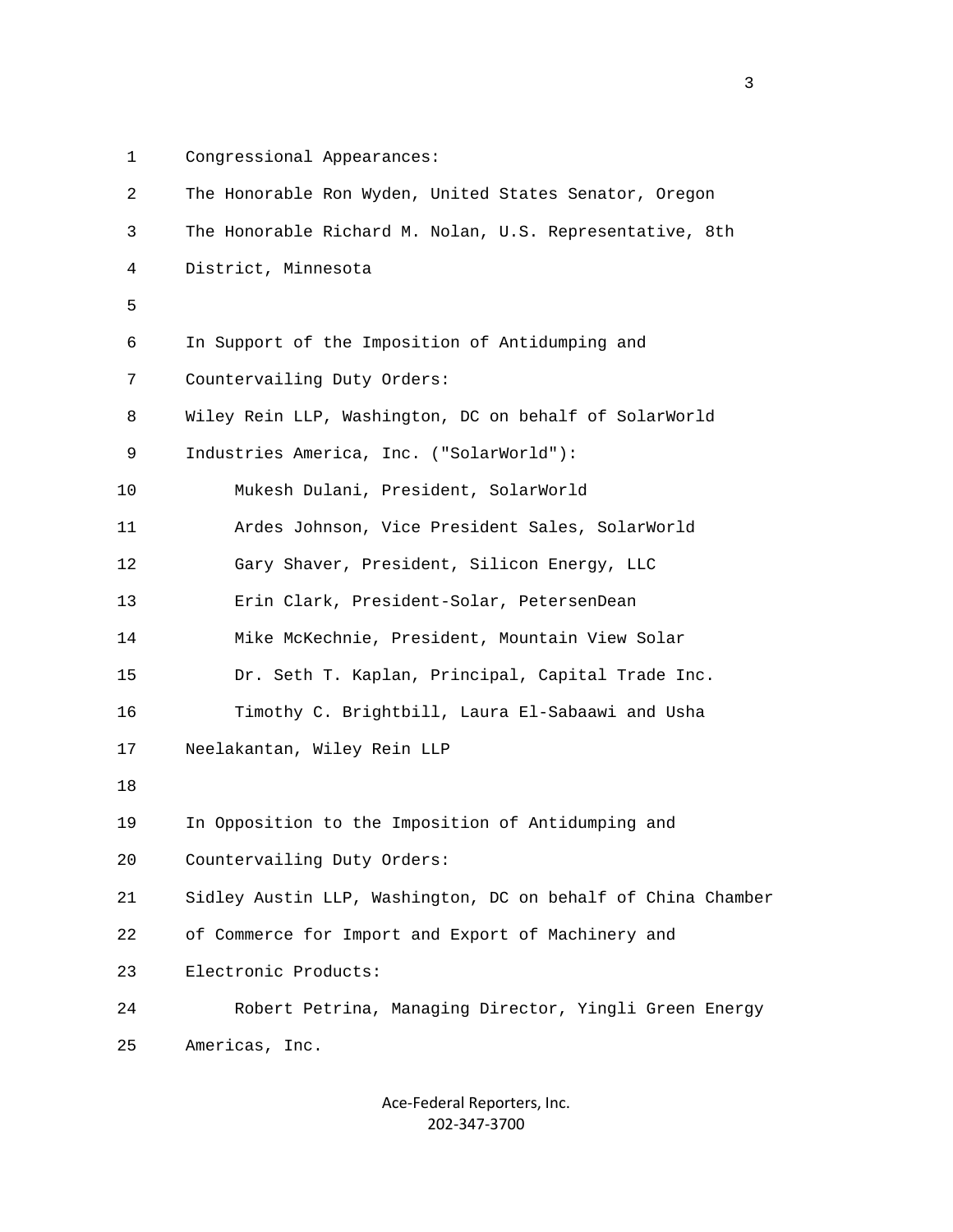Congressional Appearances:

The Honorable Ron Wyden, United States Senator, Oregon

The Honorable Richard M. Nolan, U.S. Representative, 8th District, Minnesota

In Support of the Imposition of Antidumping and Countervailing Duty Orders:

Wiley Rein LLP, Washington, DC on behalf of SolarWorld Industries America, Inc. ("SolarWorld"):

- Mukesh Dulani, President, SolarWorld
- Ardes Johnson, Vice President Sales, SolarWorld
- Gary Shaver, President, Silicon Energy, LLC
- Erin Clark, President-Solar, PetersenDean
- Mike McKechnie, President, Mountain View Solar
- Dr. Seth T. Kaplan, Principal, Capital Trade Inc.
- Timothy C. Brightbill, Laura El-Sabaawi and Usha Neelakantan, Wiley Rein LLP

In Opposition to the Imposition of Antidumping and Countervailing Duty Orders:

Sidley Austin LLP, Washington, DC on behalf of China Chamber of Commerce for Import and Export of Machinery and Electronic Products:

- Robert Petrina, Managing Director, Yingli Green Energy Americas, Inc.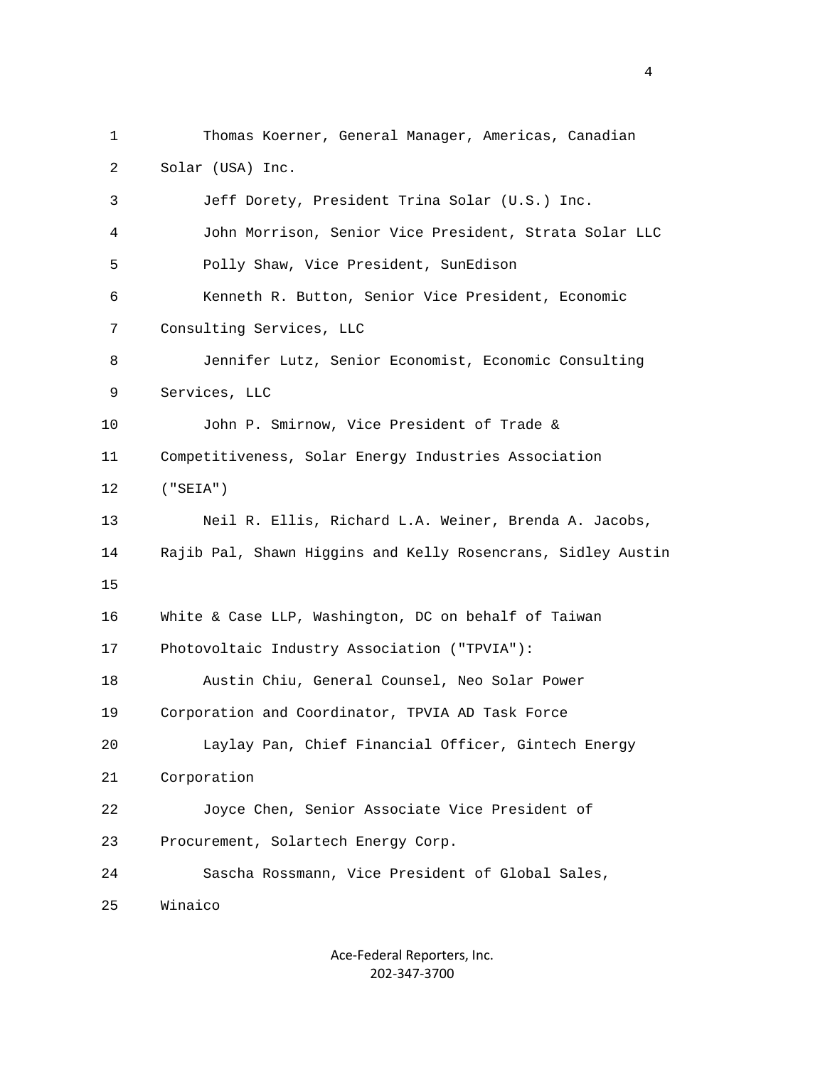1 Thomas Koerner, General Manager, Americas, Canadian
2 Solar (USA) Inc.
3 Jeff Dorety, President Trina Solar (U.S.) Inc.
4 John Morrison, Senior Vice President, Strata Solar LLC
5 Polly Shaw, Vice President, SunEdison
6 Kenneth R. Button, Senior Vice President, Economic
7 Consulting Services, LLC
8 Jennifer Lutz, Senior Economist, Economic Consulting
9 Services, LLC
10 John P. Smirnow, Vice President of Trade &
11 Competitiveness, Solar Energy Industries Association
12 ("SEIA")
13 Neil R. Ellis, Richard L.A. Weiner, Brenda A. Jacobs,
14 Rajib Pal, Shawn Higgins and Kelly Rosencrans, Sidley Austin
15
16 White & Case LLP, Washington, DC on behalf of Taiwan
17 Photovoltaic Industry Association ("TPVIA"):
18 Austin Chiu, General Counsel, Neo Solar Power
19 Corporation and Coordinator, TPVIA AD Task Force
20 Laylay Pan, Chief Financial Officer, Gintech Energy
21 Corporation
22 Joyce Chen, Senior Associate Vice President of
23 Procurement, Solartech Energy Corp.
24 Sascha Rossmann, Vice President of Global Sales,
25 Winaico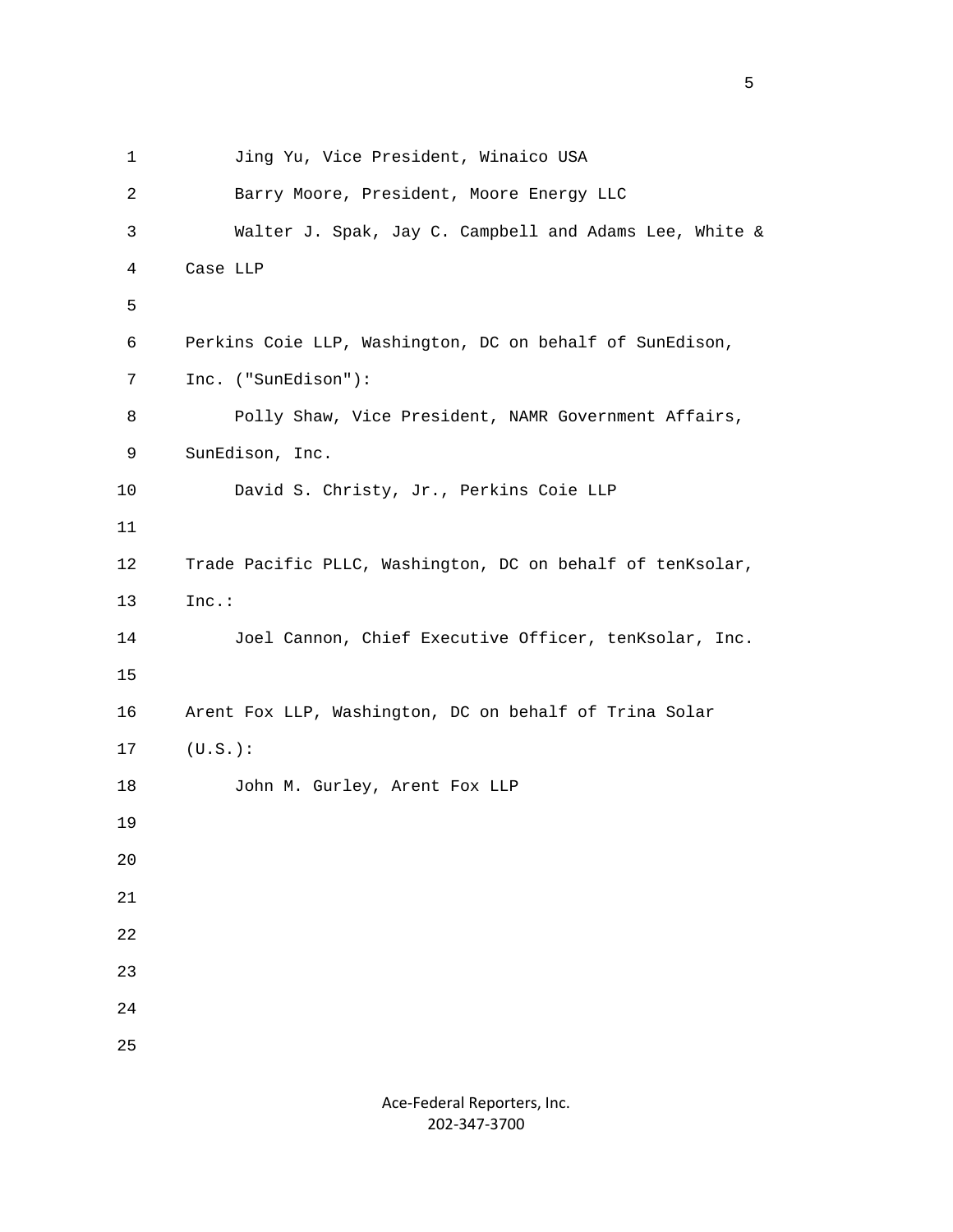Jing Yu, Vice President, Winaico USA

Barry Moore, President, Moore Energy LLC

Walter J. Spak, Jay C. Campbell and Adams Lee, White & Case LLP

Perkins Coie LLP, Washington, DC on behalf of SunEdison, Inc. ("SunEdison"):

Polly Shaw, Vice President, NAMR Government Affairs, SunEdison, Inc.

David S. Christy, Jr., Perkins Coie LLP

Trade Pacific PLLC, Washington, DC on behalf of tenKsolar, Inc.:

Joel Cannon, Chief Executive Officer, tenKsolar, Inc.

Arent Fox LLP, Washington, DC on behalf of Trina Solar (U.S.):

John M. Gurley, Arent Fox LLP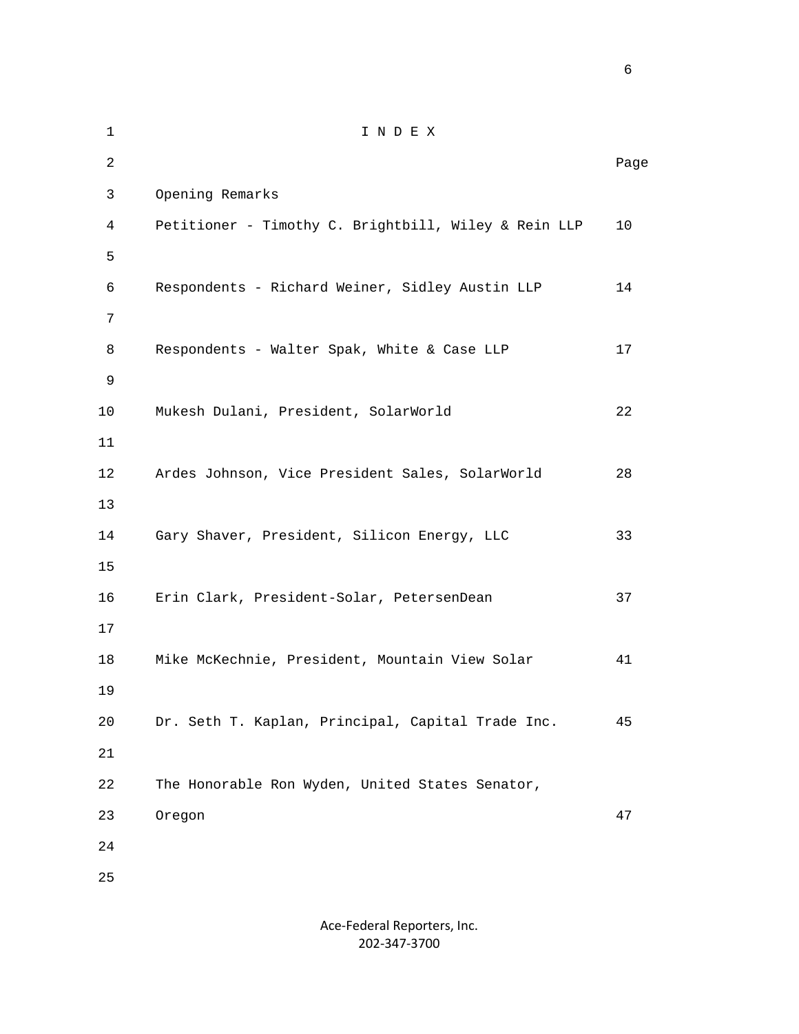# I N D E X

| | Page |
|---|---|
| Opening Remarks | |
| Petitioner - Timothy C. Brightbill, Wiley & Rein LLP | 10 |
| Respondents - Richard Weiner, Sidley Austin LLP | 14 |
| Respondents - Walter Spak, White & Case LLP | 17 |
| Mukesh Dulani, President, SolarWorld | 22 |
| Ardes Johnson, Vice President Sales, SolarWorld | 28 |
| Gary Shaver, President, Silicon Energy, LLC | 33 |
| Erin Clark, President-Solar, PetersenDean | 37 |
| Mike McKechnie, President, Mountain View Solar | 41 |
| Dr. Seth T. Kaplan, Principal, Capital Trade Inc. | 45 |
| The Honorable Ron Wyden, United States Senator, Oregon | 47 |

Ace-Federal Reporters, Inc.
202-347-3700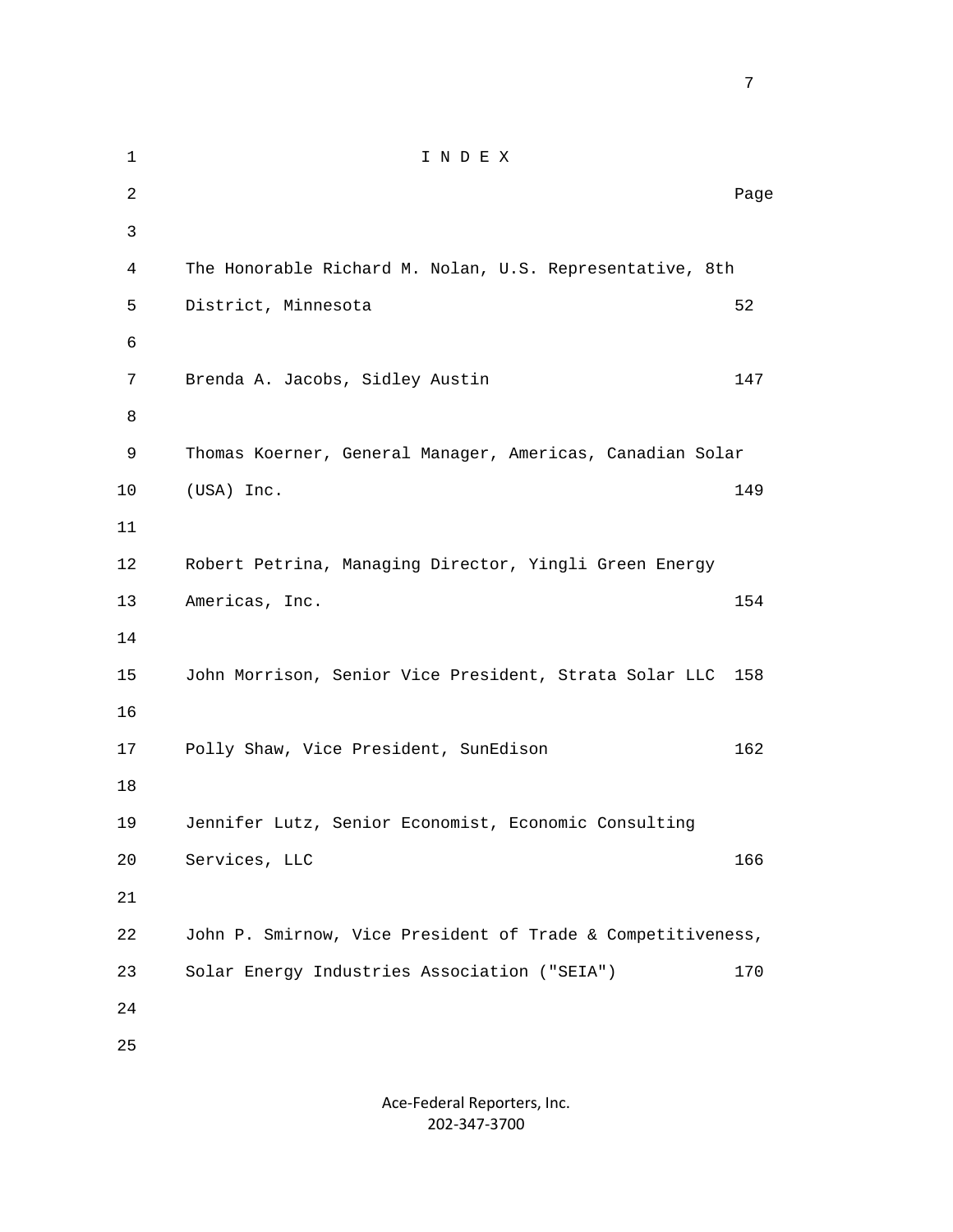# I N D E X

| | Page |
|---|---|
| The Honorable Richard M. Nolan, U.S. Representative, 8th District, Minnesota | 52 |
| Brenda A. Jacobs, Sidley Austin | 147 |
| Thomas Koerner, General Manager, Americas, Canadian Solar (USA) Inc. | 149 |
| Robert Petrina, Managing Director, Yingli Green Energy Americas, Inc. | 154 |
| John Morrison, Senior Vice President, Strata Solar LLC | 158 |
| Polly Shaw, Vice President, SunEdison | 162 |
| Jennifer Lutz, Senior Economist, Economic Consulting Services, LLC | 166 |
| John P. Smirnow, Vice President of Trade & Competitiveness, Solar Energy Industries Association ("SEIA") | 170 |

Ace-Federal Reporters, Inc.
202-347-3700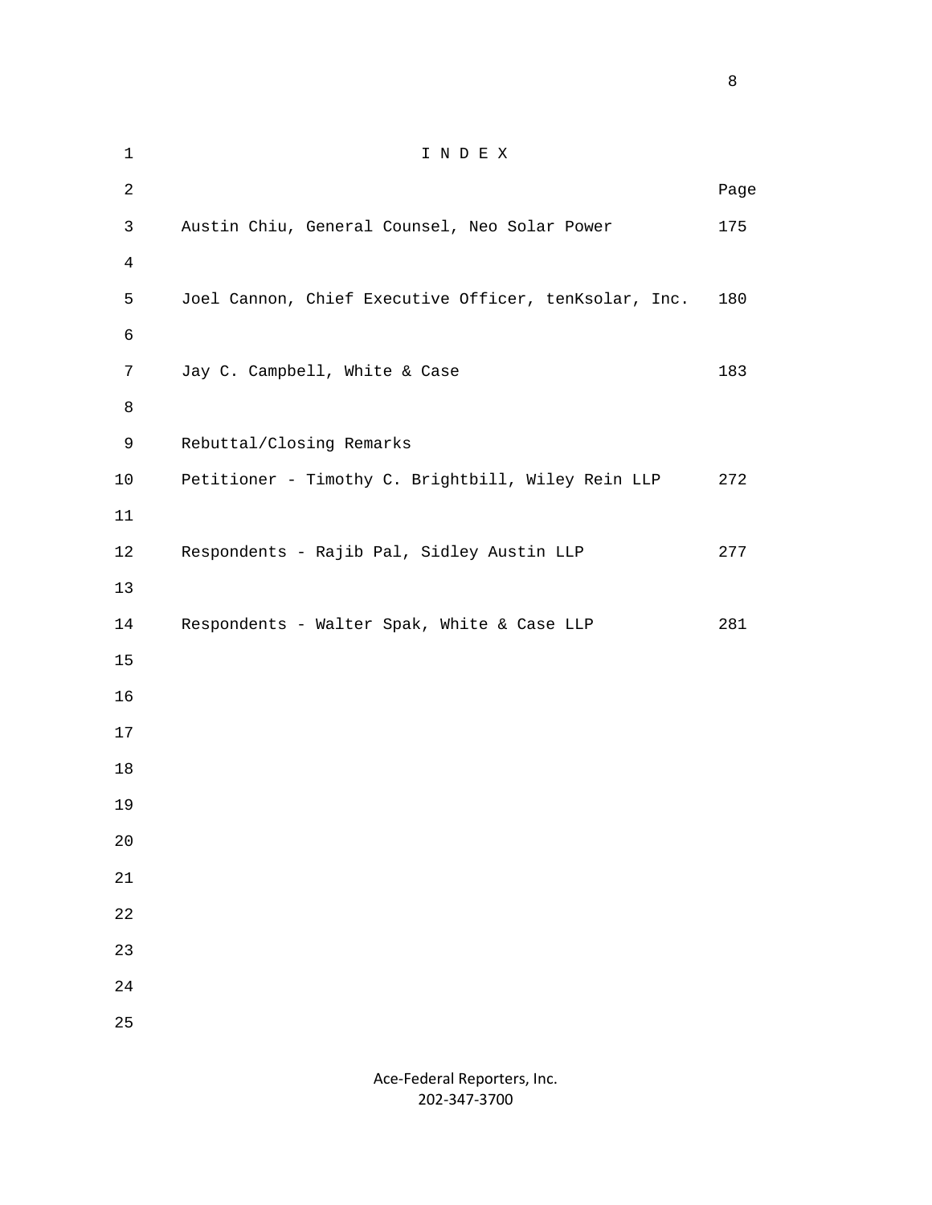# I N D E X

| | Page |
|---|---|
| Austin Chiu, General Counsel, Neo Solar Power | 175 |
| Joel Cannon, Chief Executive Officer, tenKsolar, Inc. | 180 |
| Jay C. Campbell, White & Case | 183 |
| Rebuttal/Closing Remarks | |
| Petitioner - Timothy C. Brightbill, Wiley Rein LLP | 272 |
| Respondents - Rajib Pal, Sidley Austin LLP | 277 |
| Respondents - Walter Spak, White & Case LLP | 281 |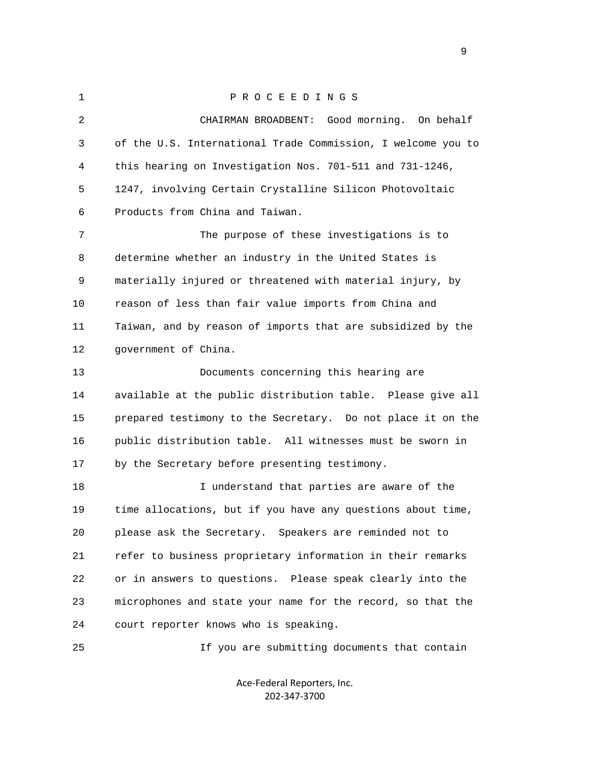P R O C E E D I N G S

CHAIRMAN BROADBENT: Good morning. On behalf of the U.S. International Trade Commission, I welcome you to this hearing on Investigation Nos. 701-511 and 731-1246, 1247, involving Certain Crystalline Silicon Photovoltaic Products from China and Taiwan.

The purpose of these investigations is to determine whether an industry in the United States is materially injured or threatened with material injury, by reason of less than fair value imports from China and Taiwan, and by reason of imports that are subsidized by the government of China.

Documents concerning this hearing are available at the public distribution table. Please give all prepared testimony to the Secretary. Do not place it on the public distribution table. All witnesses must be sworn in by the Secretary before presenting testimony.

I understand that parties are aware of the time allocations, but if you have any questions about time, please ask the Secretary. Speakers are reminded not to refer to business proprietary information in their remarks or in answers to questions. Please speak clearly into the microphones and state your name for the record, so that the court reporter knows who is speaking.

If you are submitting documents that contain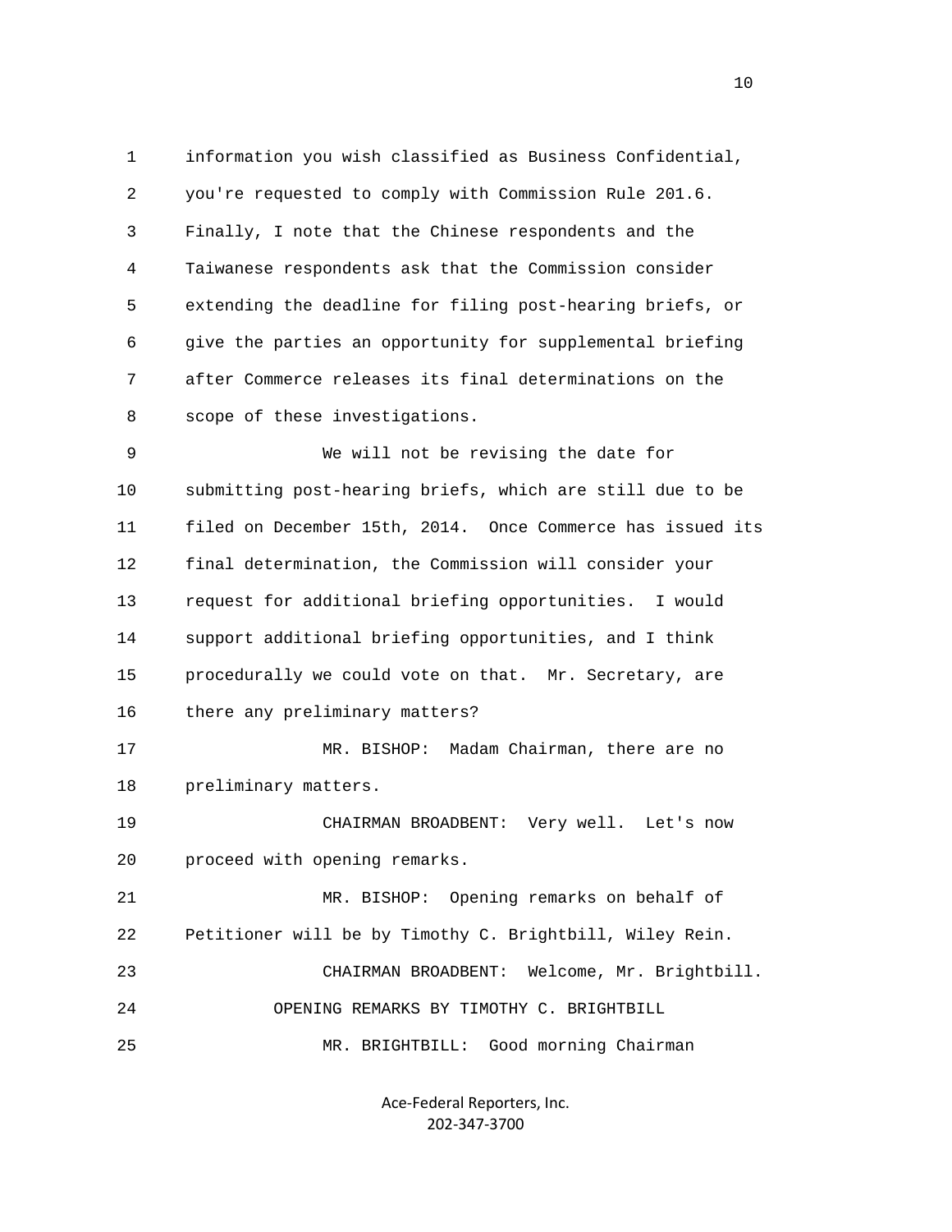information you wish classified as Business Confidential, you're requested to comply with Commission Rule 201.6. Finally, I note that the Chinese respondents and the Taiwanese respondents ask that the Commission consider extending the deadline for filing post-hearing briefs, or give the parties an opportunity for supplemental briefing after Commerce releases its final determinations on the scope of these investigations.

We will not be revising the date for submitting post-hearing briefs, which are still due to be filed on December 15th, 2014. Once Commerce has issued its final determination, the Commission will consider your request for additional briefing opportunities. I would support additional briefing opportunities, and I think procedurally we could vote on that. Mr. Secretary, are there any preliminary matters?

MR. BISHOP: Madam Chairman, there are no preliminary matters.

CHAIRMAN BROADBENT: Very well. Let's now proceed with opening remarks.

MR. BISHOP: Opening remarks on behalf of Petitioner will be by Timothy C. Brightbill, Wiley Rein.

CHAIRMAN BROADBENT: Welcome, Mr. Brightbill.

OPENING REMARKS BY TIMOTHY C. BRIGHTBILL

MR. BRIGHTBILL: Good morning Chairman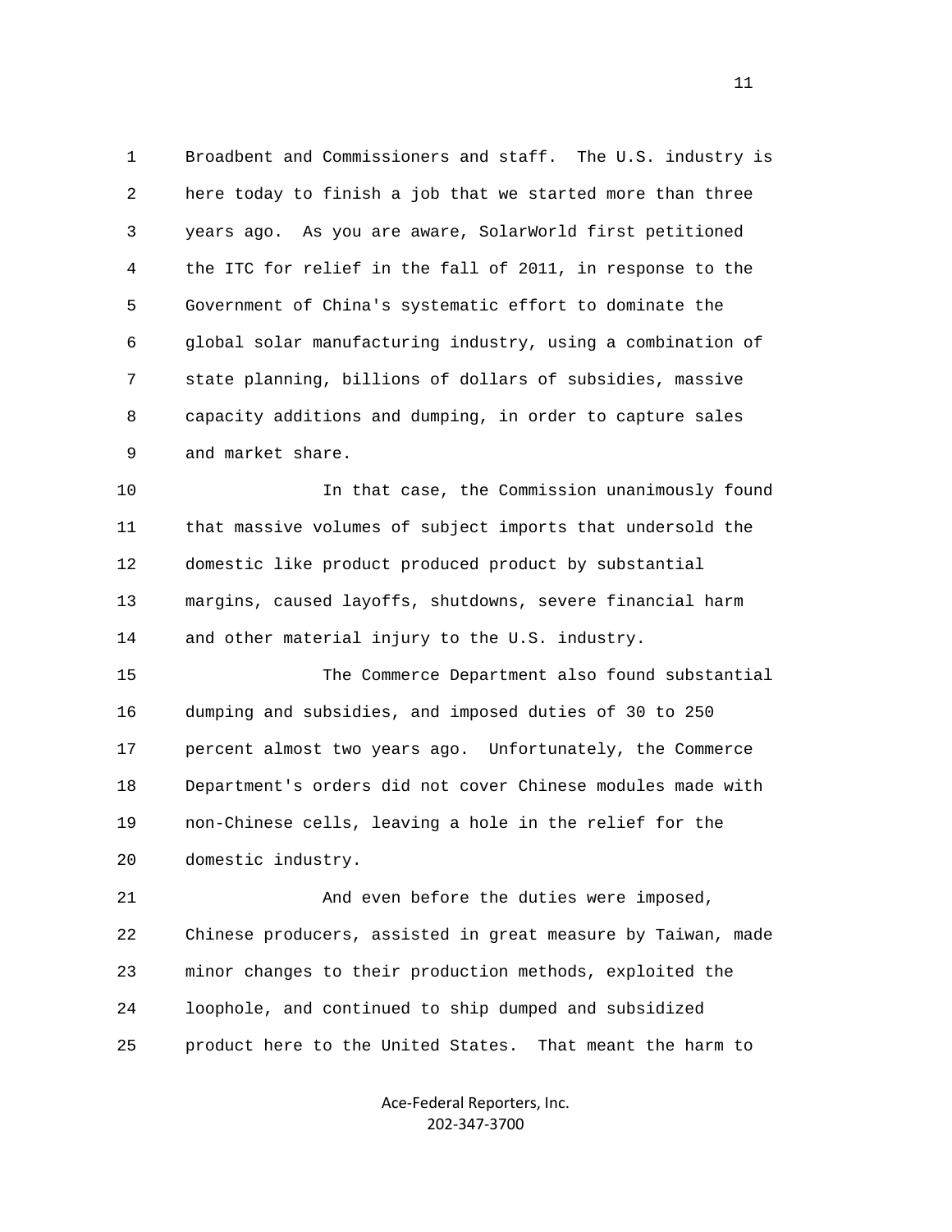Broadbent and Commissioners and staff. The U.S. industry is here today to finish a job that we started more than three years ago. As you are aware, SolarWorld first petitioned the ITC for relief in the fall of 2011, in response to the Government of China's systematic effort to dominate the global solar manufacturing industry, using a combination of state planning, billions of dollars of subsidies, massive capacity additions and dumping, in order to capture sales and market share.

In that case, the Commission unanimously found that massive volumes of subject imports that undersold the domestic like product produced product by substantial margins, caused layoffs, shutdowns, severe financial harm and other material injury to the U.S. industry.

The Commerce Department also found substantial dumping and subsidies, and imposed duties of 30 to 250 percent almost two years ago. Unfortunately, the Commerce Department's orders did not cover Chinese modules made with non-Chinese cells, leaving a hole in the relief for the domestic industry.

And even before the duties were imposed, Chinese producers, assisted in great measure by Taiwan, made minor changes to their production methods, exploited the loophole, and continued to ship dumped and subsidized product here to the United States. That meant the harm to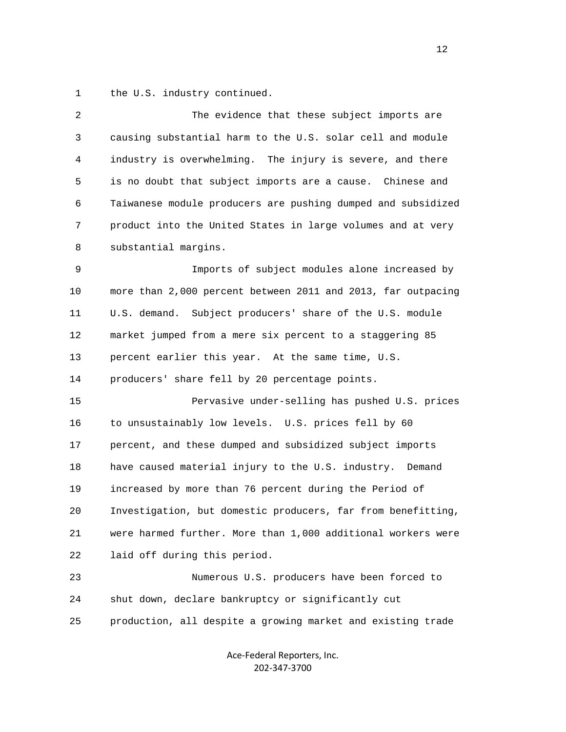the U.S. industry continued.

The evidence that these subject imports are causing substantial harm to the U.S. solar cell and module industry is overwhelming. The injury is severe, and there is no doubt that subject imports are a cause. Chinese and Taiwanese module producers are pushing dumped and subsidized product into the United States in large volumes and at very substantial margins.

Imports of subject modules alone increased by more than 2,000 percent between 2011 and 2013, far outpacing U.S. demand. Subject producers' share of the U.S. module market jumped from a mere six percent to a staggering 85 percent earlier this year. At the same time, U.S. producers' share fell by 20 percentage points.

Pervasive under-selling has pushed U.S. prices to unsustainably low levels. U.S. prices fell by 60 percent, and these dumped and subsidized subject imports have caused material injury to the U.S. industry. Demand increased by more than 76 percent during the Period of Investigation, but domestic producers, far from benefitting, were harmed further. More than 1,000 additional workers were laid off during this period.

Numerous U.S. producers have been forced to shut down, declare bankruptcy or significantly cut production, all despite a growing market and existing trade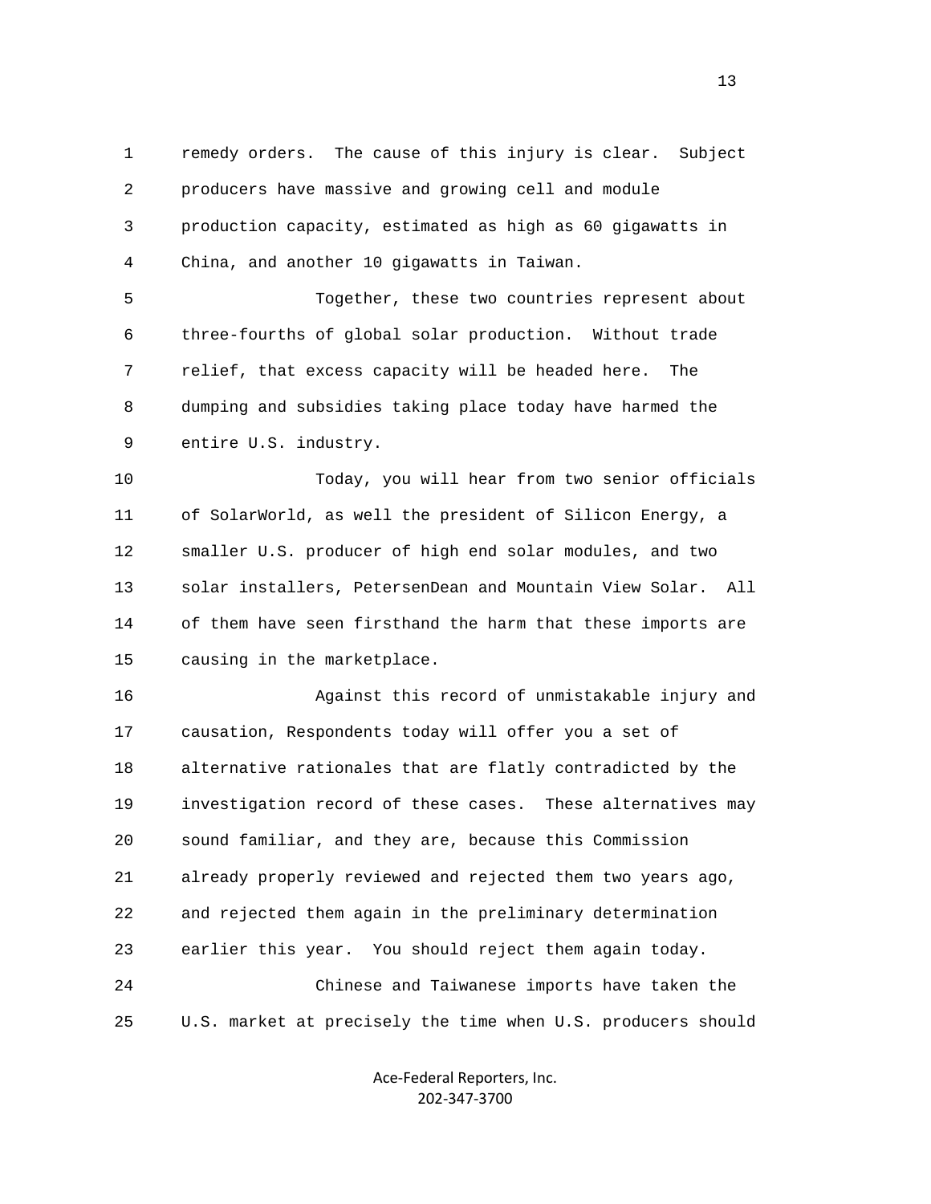remedy orders. The cause of this injury is clear. Subject producers have massive and growing cell and module production capacity, estimated as high as 60 gigawatts in China, and another 10 gigawatts in Taiwan.

Together, these two countries represent about three-fourths of global solar production. Without trade relief, that excess capacity will be headed here. The dumping and subsidies taking place today have harmed the entire U.S. industry.

Today, you will hear from two senior officials of SolarWorld, as well the president of Silicon Energy, a smaller U.S. producer of high end solar modules, and two solar installers, PetersenDean and Mountain View Solar. All of them have seen firsthand the harm that these imports are causing in the marketplace.

Against this record of unmistakable injury and causation, Respondents today will offer you a set of alternative rationales that are flatly contradicted by the investigation record of these cases. These alternatives may sound familiar, and they are, because this Commission already properly reviewed and rejected them two years ago, and rejected them again in the preliminary determination earlier this year. You should reject them again today.

Chinese and Taiwanese imports have taken the U.S. market at precisely the time when U.S. producers should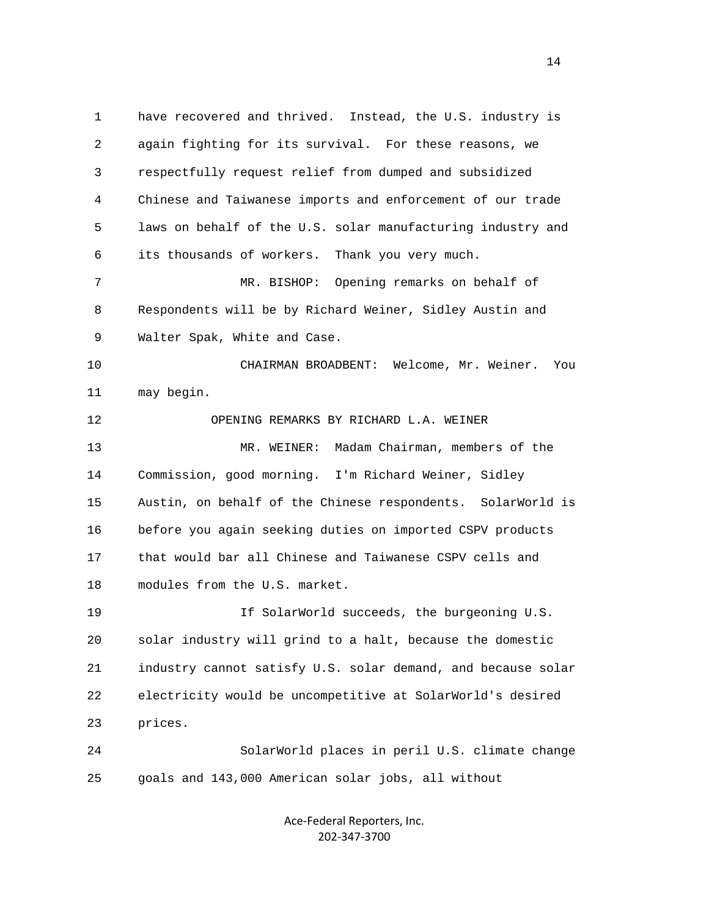have recovered and thrived. Instead, the U.S. industry is again fighting for its survival. For these reasons, we respectfully request relief from dumped and subsidized Chinese and Taiwanese imports and enforcement of our trade laws on behalf of the U.S. solar manufacturing industry and its thousands of workers. Thank you very much.

MR. BISHOP: Opening remarks on behalf of Respondents will be by Richard Weiner, Sidley Austin and Walter Spak, White and Case.

CHAIRMAN BROADBENT: Welcome, Mr. Weiner. You may begin.

OPENING REMARKS BY RICHARD L.A. WEINER

MR. WEINER: Madam Chairman, members of the Commission, good morning. I'm Richard Weiner, Sidley Austin, on behalf of the Chinese respondents. SolarWorld is before you again seeking duties on imported CSPV products that would bar all Chinese and Taiwanese CSPV cells and modules from the U.S. market.

If SolarWorld succeeds, the burgeoning U.S. solar industry will grind to a halt, because the domestic industry cannot satisfy U.S. solar demand, and because solar electricity would be uncompetitive at SolarWorld's desired prices.

SolarWorld places in peril U.S. climate change goals and 143,000 American solar jobs, all without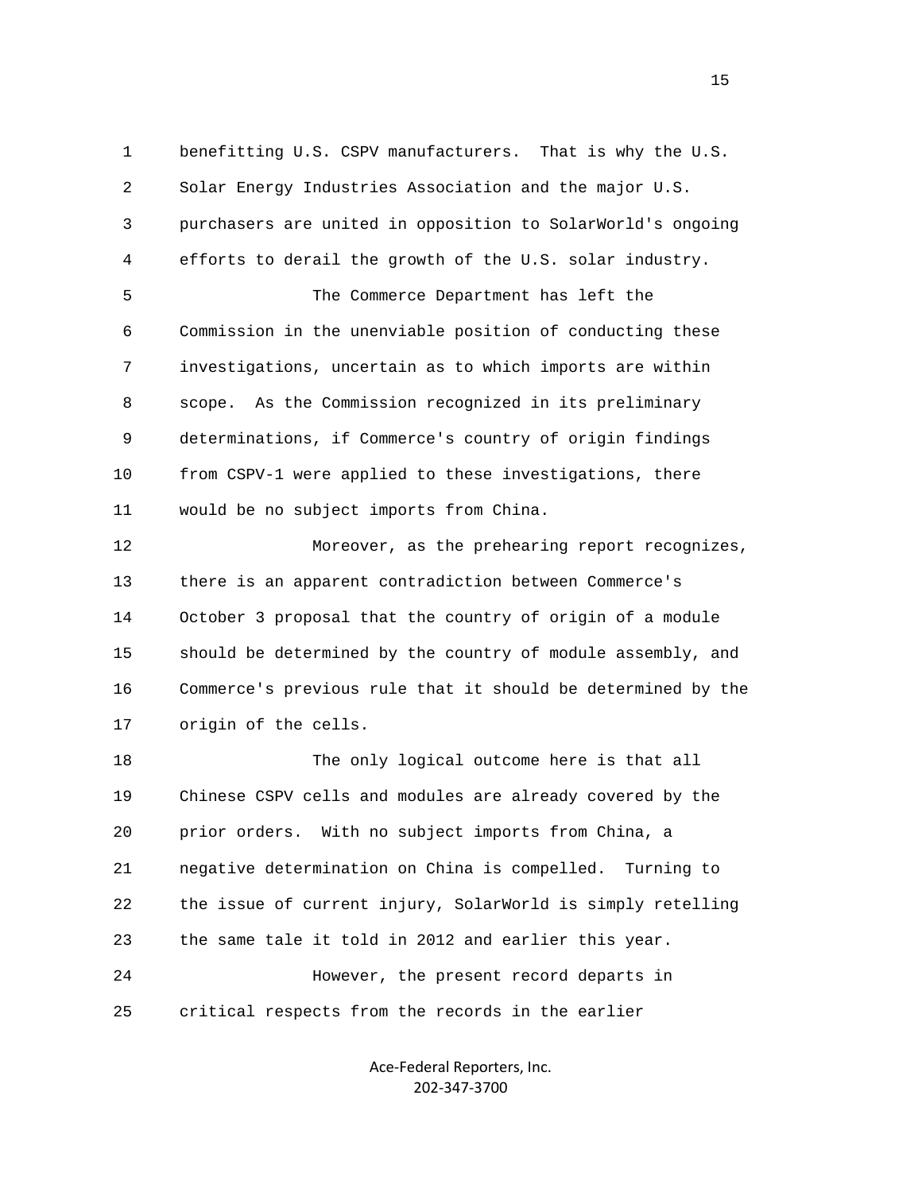benefitting U.S. CSPV manufacturers. That is why the U.S. Solar Energy Industries Association and the major U.S. purchasers are united in opposition to SolarWorld's ongoing efforts to derail the growth of the U.S. solar industry.

The Commerce Department has left the Commission in the unenviable position of conducting these investigations, uncertain as to which imports are within scope. As the Commission recognized in its preliminary determinations, if Commerce's country of origin findings from CSPV-1 were applied to these investigations, there would be no subject imports from China.

Moreover, as the prehearing report recognizes, there is an apparent contradiction between Commerce's October 3 proposal that the country of origin of a module should be determined by the country of module assembly, and Commerce's previous rule that it should be determined by the origin of the cells.

The only logical outcome here is that all Chinese CSPV cells and modules are already covered by the prior orders. With no subject imports from China, a negative determination on China is compelled. Turning to the issue of current injury, SolarWorld is simply retelling the same tale it told in 2012 and earlier this year.

However, the present record departs in critical respects from the records in the earlier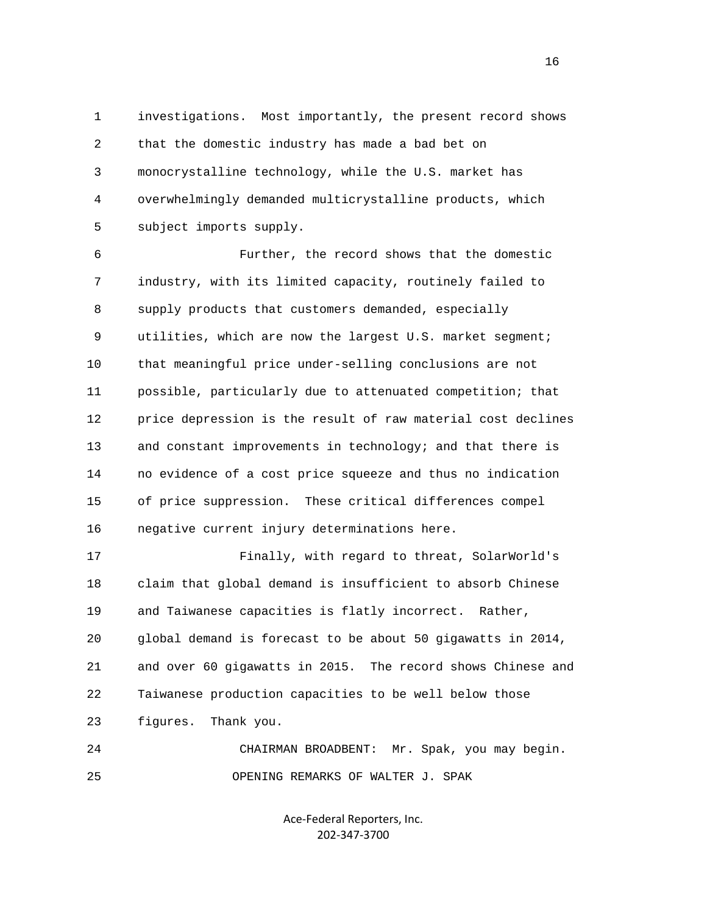investigations. Most importantly, the present record shows that the domestic industry has made a bad bet on monocrystalline technology, while the U.S. market has overwhelmingly demanded multicrystalline products, which subject imports supply.

Further, the record shows that the domestic industry, with its limited capacity, routinely failed to supply products that customers demanded, especially utilities, which are now the largest U.S. market segment; that meaningful price under-selling conclusions are not possible, particularly due to attenuated competition; that price depression is the result of raw material cost declines and constant improvements in technology; and that there is no evidence of a cost price squeeze and thus no indication of price suppression. These critical differences compel negative current injury determinations here.

Finally, with regard to threat, SolarWorld's claim that global demand is insufficient to absorb Chinese and Taiwanese capacities is flatly incorrect. Rather, global demand is forecast to be about 50 gigawatts in 2014, and over 60 gigawatts in 2015. The record shows Chinese and Taiwanese production capacities to be well below those figures. Thank you.

CHAIRMAN BROADBENT: Mr. Spak, you may begin.

OPENING REMARKS OF WALTER J. SPAK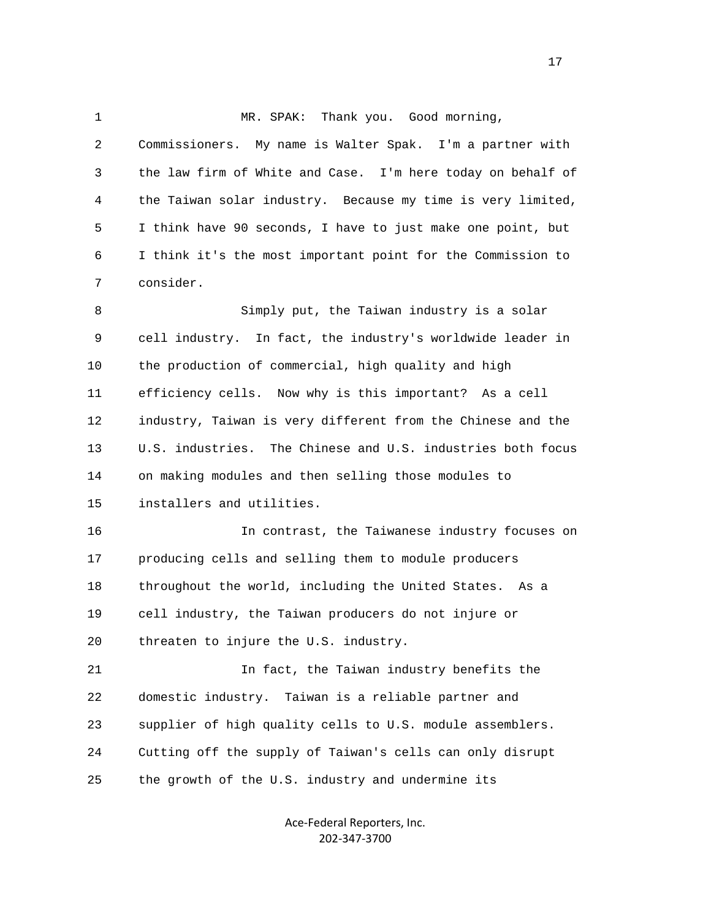MR. SPAK: Thank you. Good morning, Commissioners. My name is Walter Spak. I'm a partner with the law firm of White and Case. I'm here today on behalf of the Taiwan solar industry. Because my time is very limited, I think have 90 seconds, I have to just make one point, but I think it's the most important point for the Commission to consider.

Simply put, the Taiwan industry is a solar cell industry. In fact, the industry's worldwide leader in the production of commercial, high quality and high efficiency cells. Now why is this important? As a cell industry, Taiwan is very different from the Chinese and the U.S. industries. The Chinese and U.S. industries both focus on making modules and then selling those modules to installers and utilities.

In contrast, the Taiwanese industry focuses on producing cells and selling them to module producers throughout the world, including the United States. As a cell industry, the Taiwan producers do not injure or threaten to injure the U.S. industry.

In fact, the Taiwan industry benefits the domestic industry. Taiwan is a reliable partner and supplier of high quality cells to U.S. module assemblers. Cutting off the supply of Taiwan's cells can only disrupt the growth of the U.S. industry and undermine its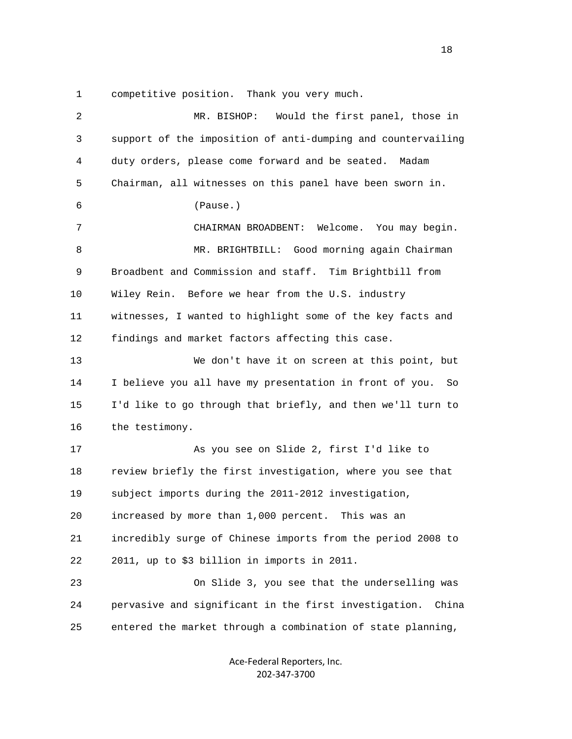competitive position. Thank you very much.

MR. BISHOP: Would the first panel, those in support of the imposition of anti-dumping and countervailing duty orders, please come forward and be seated. Madam Chairman, all witnesses on this panel have been sworn in.

(Pause.)

CHAIRMAN BROADBENT: Welcome. You may begin.

MR. BRIGHTBILL: Good morning again Chairman Broadbent and Commission and staff. Tim Brightbill from Wiley Rein. Before we hear from the U.S. industry witnesses, I wanted to highlight some of the key facts and findings and market factors affecting this case.

We don't have it on screen at this point, but I believe you all have my presentation in front of you. So I'd like to go through that briefly, and then we'll turn to the testimony.

As you see on Slide 2, first I'd like to review briefly the first investigation, where you see that subject imports during the 2011-2012 investigation, increased by more than 1,000 percent. This was an incredibly surge of Chinese imports from the period 2008 to 2011, up to $3 billion in imports in 2011.

On Slide 3, you see that the underselling was pervasive and significant in the first investigation. China entered the market through a combination of state planning,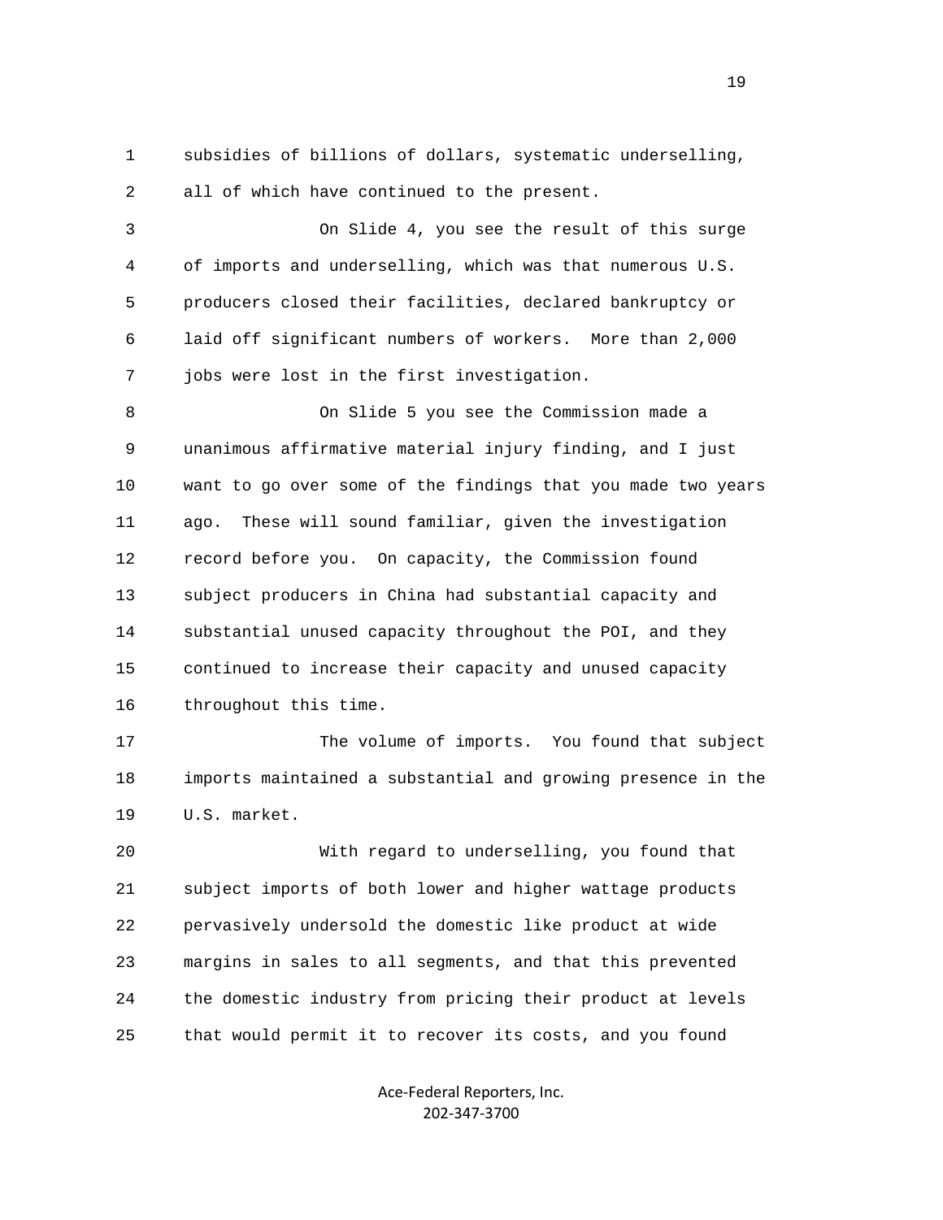1 subsidies of billions of dollars, systematic underselling,
2 all of which have continued to the present.

3 On Slide 4, you see the result of this surge
4 of imports and underselling, which was that numerous U.S.
5 producers closed their facilities, declared bankruptcy or
6 laid off significant numbers of workers. More than 2,000
7 jobs were lost in the first investigation.

8 On Slide 5 you see the Commission made a
9 unanimous affirmative material injury finding, and I just
10 want to go over some of the findings that you made two years
11 ago. These will sound familiar, given the investigation
12 record before you. On capacity, the Commission found
13 subject producers in China had substantial capacity and
14 substantial unused capacity throughout the POI, and they
15 continued to increase their capacity and unused capacity
16 throughout this time.

17 The volume of imports. You found that subject
18 imports maintained a substantial and growing presence in the
19 U.S. market.

20 With regard to underselling, you found that
21 subject imports of both lower and higher wattage products
22 pervasively undersold the domestic like product at wide
23 margins in sales to all segments, and that this prevented
24 the domestic industry from pricing their product at levels
25 that would permit it to recover its costs, and you found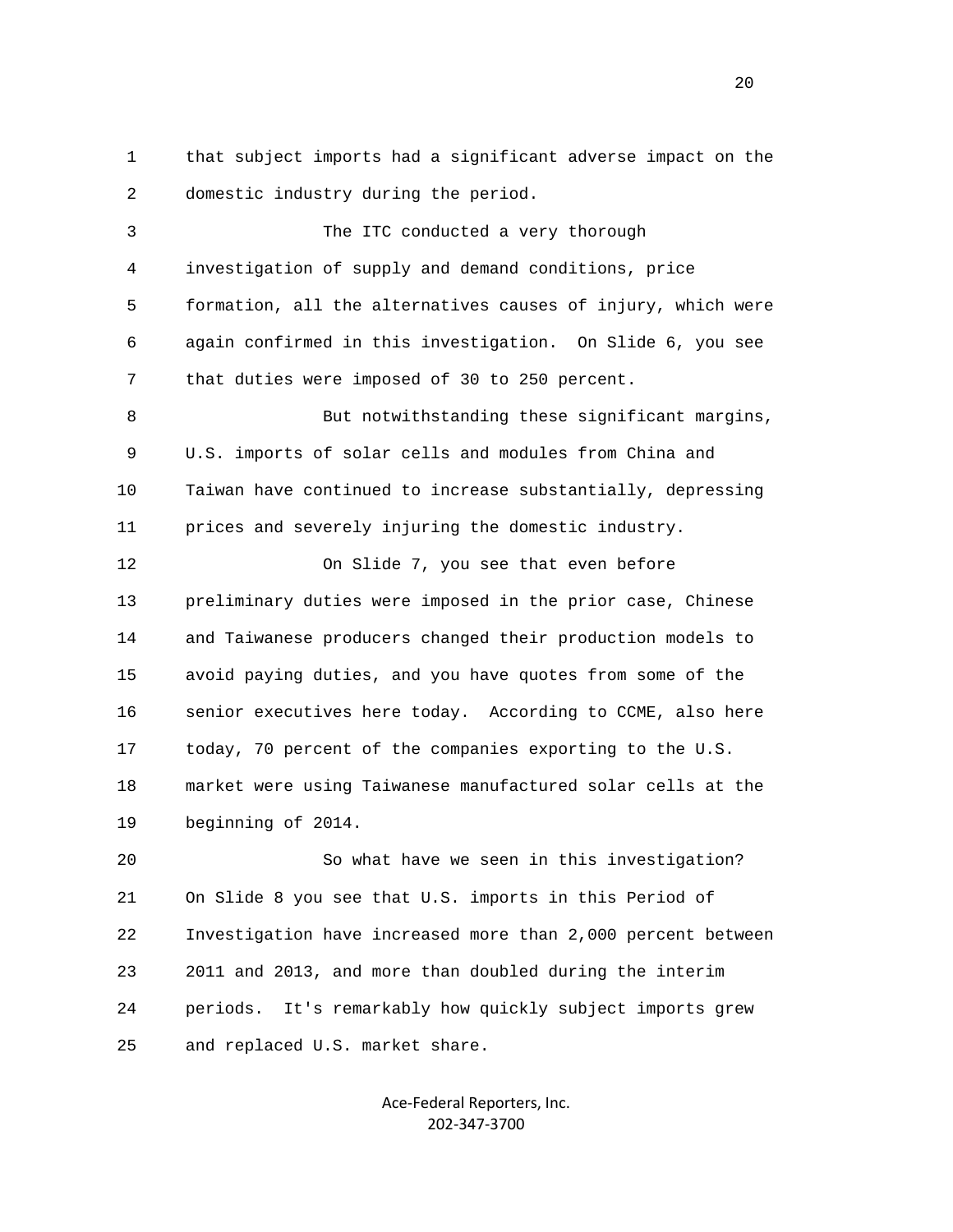that subject imports had a significant adverse impact on the domestic industry during the period.

The ITC conducted a very thorough investigation of supply and demand conditions, price formation, all the alternatives causes of injury, which were again confirmed in this investigation. On Slide 6, you see that duties were imposed of 30 to 250 percent.

But notwithstanding these significant margins, U.S. imports of solar cells and modules from China and Taiwan have continued to increase substantially, depressing prices and severely injuring the domestic industry.

On Slide 7, you see that even before preliminary duties were imposed in the prior case, Chinese and Taiwanese producers changed their production models to avoid paying duties, and you have quotes from some of the senior executives here today. According to CCME, also here today, 70 percent of the companies exporting to the U.S. market were using Taiwanese manufactured solar cells at the beginning of 2014.

So what have we seen in this investigation? On Slide 8 you see that U.S. imports in this Period of Investigation have increased more than 2,000 percent between 2011 and 2013, and more than doubled during the interim periods. It's remarkably how quickly subject imports grew and replaced U.S. market share.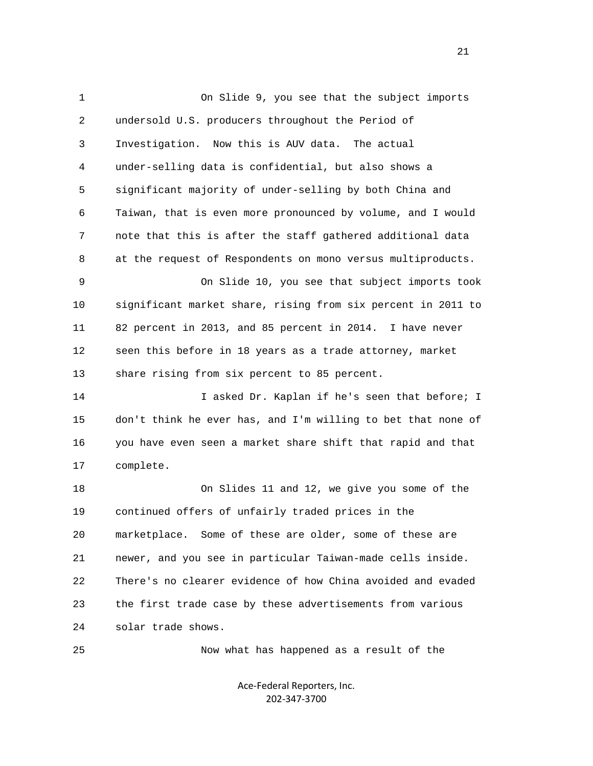On Slide 9, you see that the subject imports undersold U.S. producers throughout the Period of Investigation. Now this is AUV data. The actual under-selling data is confidential, but also shows a significant majority of under-selling by both China and Taiwan, that is even more pronounced by volume, and I would note that this is after the staff gathered additional data at the request of Respondents on mono versus multiproducts.

On Slide 10, you see that subject imports took significant market share, rising from six percent in 2011 to 82 percent in 2013, and 85 percent in 2014. I have never seen this before in 18 years as a trade attorney, market share rising from six percent to 85 percent.

I asked Dr. Kaplan if he's seen that before; I don't think he ever has, and I'm willing to bet that none of you have even seen a market share shift that rapid and that complete.

On Slides 11 and 12, we give you some of the continued offers of unfairly traded prices in the marketplace. Some of these are older, some of these are newer, and you see in particular Taiwan-made cells inside. There's no clearer evidence of how China avoided and evaded the first trade case by these advertisements from various solar trade shows.

Now what has happened as a result of the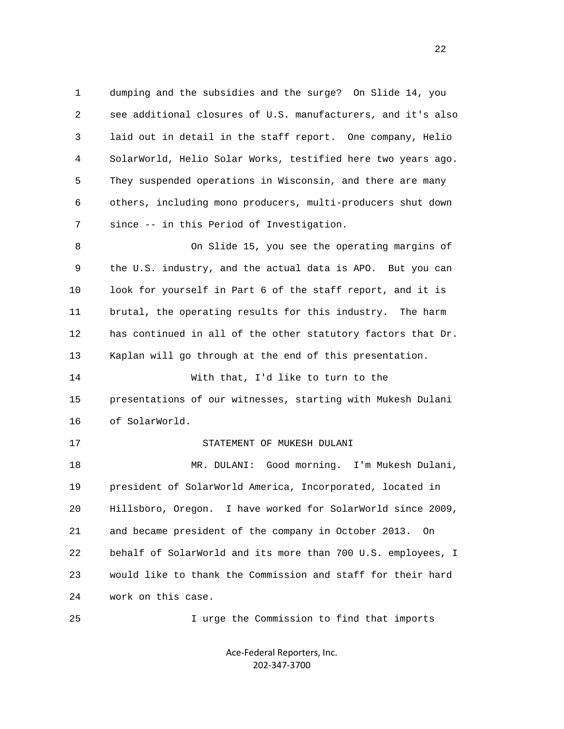dumping and the subsidies and the surge? On Slide 14, you see additional closures of U.S. manufacturers, and it's also laid out in detail in the staff report. One company, Helio SolarWorld, Helio Solar Works, testified here two years ago. They suspended operations in Wisconsin, and there are many others, including mono producers, multi-producers shut down since -- in this Period of Investigation.

On Slide 15, you see the operating margins of the U.S. industry, and the actual data is APO. But you can look for yourself in Part 6 of the staff report, and it is brutal, the operating results for this industry. The harm has continued in all of the other statutory factors that Dr. Kaplan will go through at the end of this presentation.

With that, I'd like to turn to the presentations of our witnesses, starting with Mukesh Dulani of SolarWorld.

STATEMENT OF MUKESH DULANI

MR. DULANI: Good morning. I'm Mukesh Dulani, president of SolarWorld America, Incorporated, located in Hillsboro, Oregon. I have worked for SolarWorld since 2009, and became president of the company in October 2013. On behalf of SolarWorld and its more than 700 U.S. employees, I would like to thank the Commission and staff for their hard work on this case.

I urge the Commission to find that imports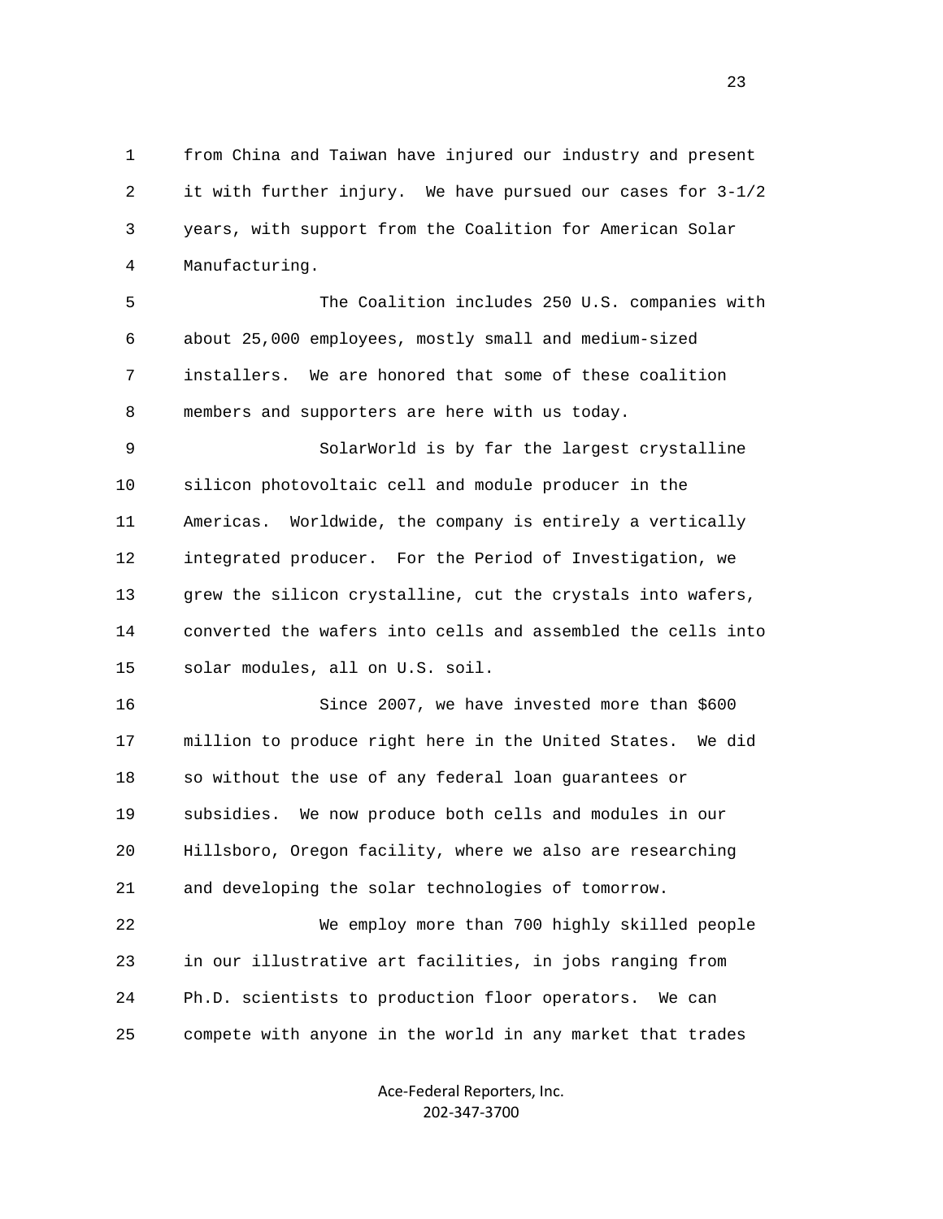from China and Taiwan have injured our industry and present it with further injury. We have pursued our cases for 3-1/2 years, with support from the Coalition for American Solar Manufacturing.

The Coalition includes 250 U.S. companies with about 25,000 employees, mostly small and medium-sized installers. We are honored that some of these coalition members and supporters are here with us today.

SolarWorld is by far the largest crystalline silicon photovoltaic cell and module producer in the Americas. Worldwide, the company is entirely a vertically integrated producer. For the Period of Investigation, we grew the silicon crystalline, cut the crystals into wafers, converted the wafers into cells and assembled the cells into solar modules, all on U.S. soil.

Since 2007, we have invested more than $600 million to produce right here in the United States. We did so without the use of any federal loan guarantees or subsidies. We now produce both cells and modules in our Hillsboro, Oregon facility, where we also are researching and developing the solar technologies of tomorrow.

We employ more than 700 highly skilled people in our illustrative art facilities, in jobs ranging from Ph.D. scientists to production floor operators. We can compete with anyone in the world in any market that trades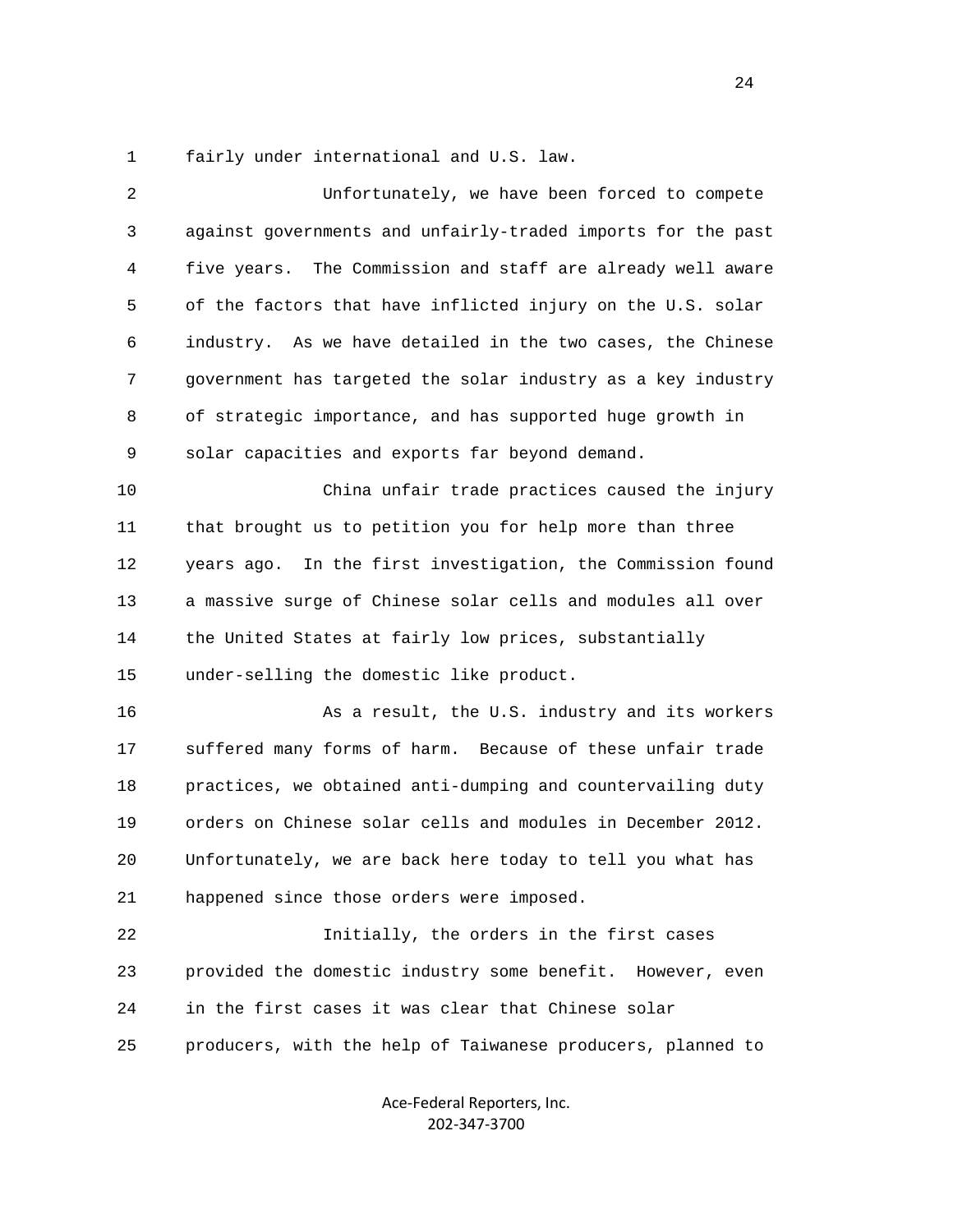fairly under international and U.S. law.

Unfortunately, we have been forced to compete against governments and unfairly-traded imports for the past five years. The Commission and staff are already well aware of the factors that have inflicted injury on the U.S. solar industry. As we have detailed in the two cases, the Chinese government has targeted the solar industry as a key industry of strategic importance, and has supported huge growth in solar capacities and exports far beyond demand.

China unfair trade practices caused the injury that brought us to petition you for help more than three years ago. In the first investigation, the Commission found a massive surge of Chinese solar cells and modules all over the United States at fairly low prices, substantially under-selling the domestic like product.

As a result, the U.S. industry and its workers suffered many forms of harm. Because of these unfair trade practices, we obtained anti-dumping and countervailing duty orders on Chinese solar cells and modules in December 2012. Unfortunately, we are back here today to tell you what has happened since those orders were imposed.

Initially, the orders in the first cases provided the domestic industry some benefit. However, even in the first cases it was clear that Chinese solar producers, with the help of Taiwanese producers, planned to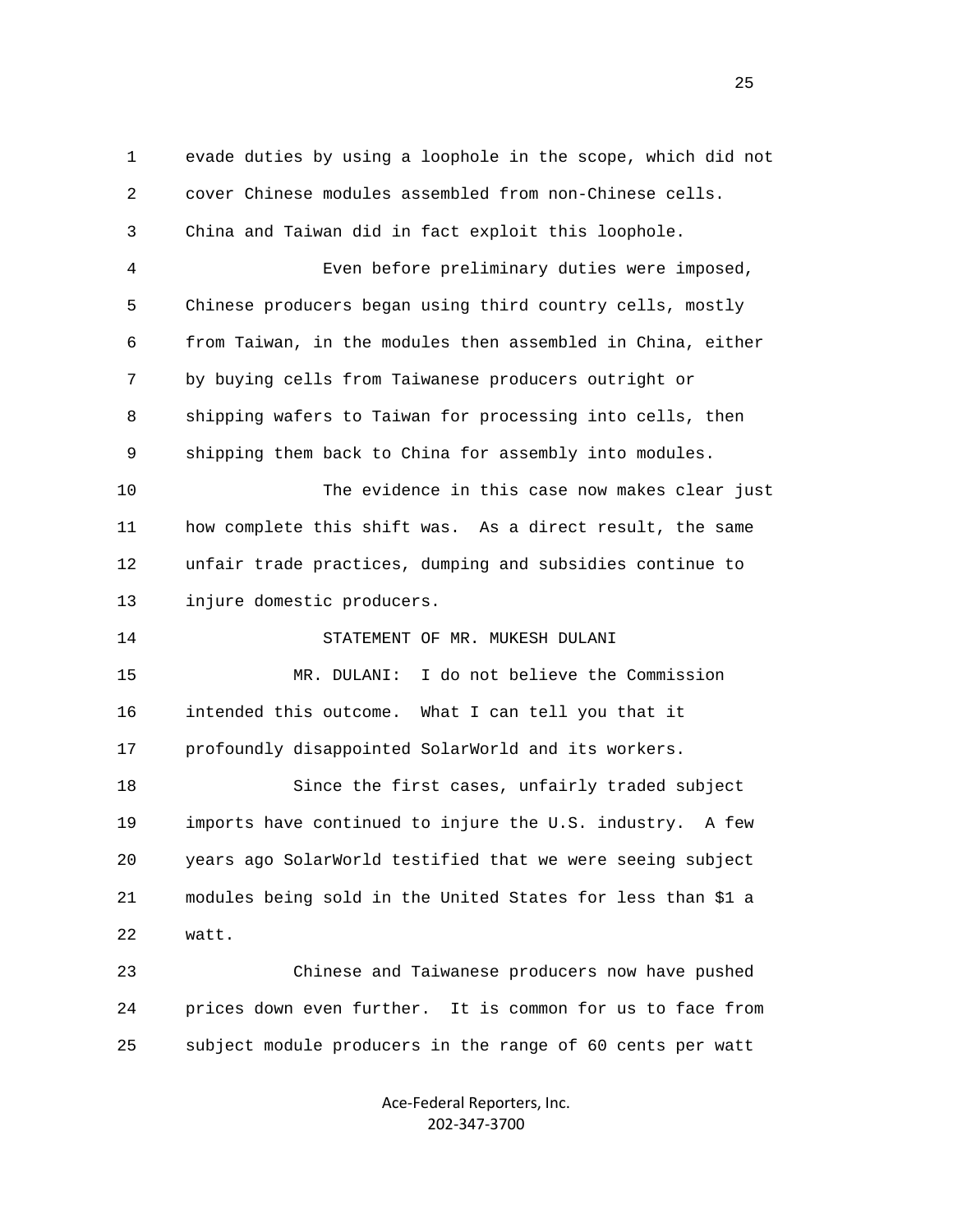evade duties by using a loophole in the scope, which did not cover Chinese modules assembled from non-Chinese cells. China and Taiwan did in fact exploit this loophole.

Even before preliminary duties were imposed, Chinese producers began using third country cells, mostly from Taiwan, in the modules then assembled in China, either by buying cells from Taiwanese producers outright or shipping wafers to Taiwan for processing into cells, then shipping them back to China for assembly into modules.

The evidence in this case now makes clear just how complete this shift was. As a direct result, the same unfair trade practices, dumping and subsidies continue to injure domestic producers.

STATEMENT OF MR. MUKESH DULANI

MR. DULANI: I do not believe the Commission intended this outcome. What I can tell you that it profoundly disappointed SolarWorld and its workers.

Since the first cases, unfairly traded subject imports have continued to injure the U.S. industry. A few years ago SolarWorld testified that we were seeing subject modules being sold in the United States for less than $1 a watt.

Chinese and Taiwanese producers now have pushed prices down even further. It is common for us to face from subject module producers in the range of 60 cents per watt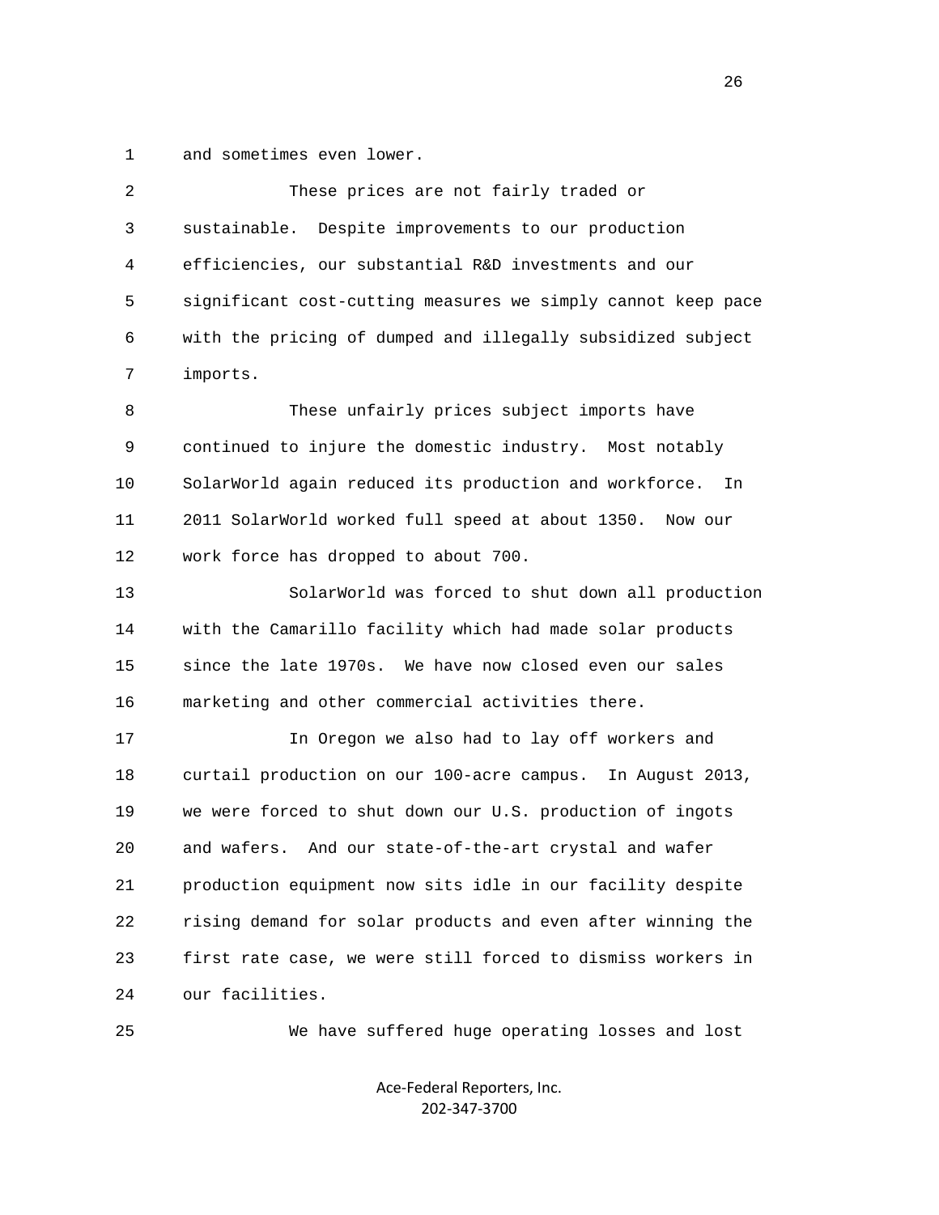and sometimes even lower.

These prices are not fairly traded or sustainable. Despite improvements to our production efficiencies, our substantial R&D investments and our significant cost-cutting measures we simply cannot keep pace with the pricing of dumped and illegally subsidized subject imports.

These unfairly prices subject imports have continued to injure the domestic industry. Most notably SolarWorld again reduced its production and workforce. In 2011 SolarWorld worked full speed at about 1350. Now our work force has dropped to about 700.

SolarWorld was forced to shut down all production with the Camarillo facility which had made solar products since the late 1970s. We have now closed even our sales marketing and other commercial activities there.

In Oregon we also had to lay off workers and curtail production on our 100-acre campus. In August 2013, we were forced to shut down our U.S. production of ingots and wafers. And our state-of-the-art crystal and wafer production equipment now sits idle in our facility despite rising demand for solar products and even after winning the first rate case, we were still forced to dismiss workers in our facilities.

We have suffered huge operating losses and lost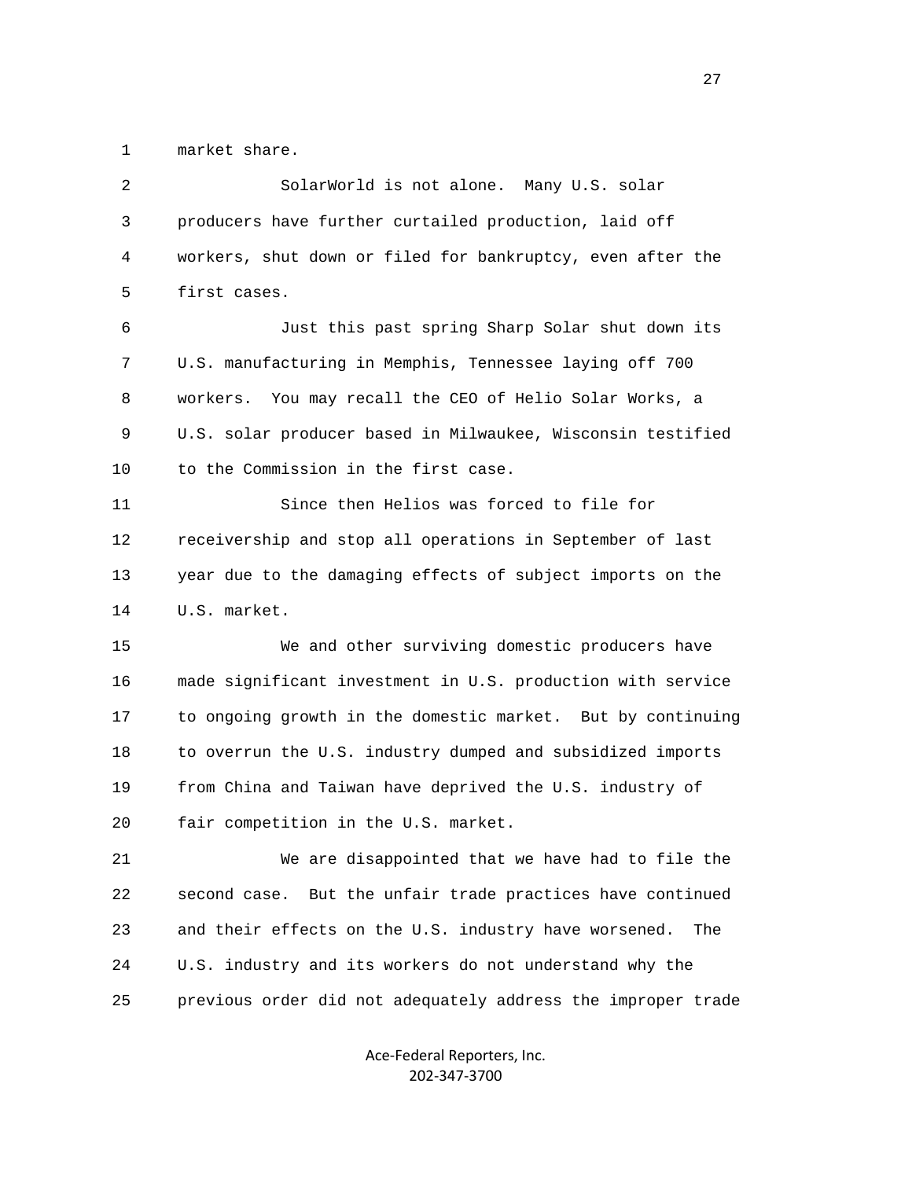market share.

SolarWorld is not alone. Many U.S. solar producers have further curtailed production, laid off workers, shut down or filed for bankruptcy, even after the first cases.

Just this past spring Sharp Solar shut down its U.S. manufacturing in Memphis, Tennessee laying off 700 workers. You may recall the CEO of Helio Solar Works, a U.S. solar producer based in Milwaukee, Wisconsin testified to the Commission in the first case.

Since then Helios was forced to file for receivership and stop all operations in September of last year due to the damaging effects of subject imports on the U.S. market.

We and other surviving domestic producers have made significant investment in U.S. production with service to ongoing growth in the domestic market. But by continuing to overrun the U.S. industry dumped and subsidized imports from China and Taiwan have deprived the U.S. industry of fair competition in the U.S. market.

We are disappointed that we have had to file the second case. But the unfair trade practices have continued and their effects on the U.S. industry have worsened. The U.S. industry and its workers do not understand why the previous order did not adequately address the improper trade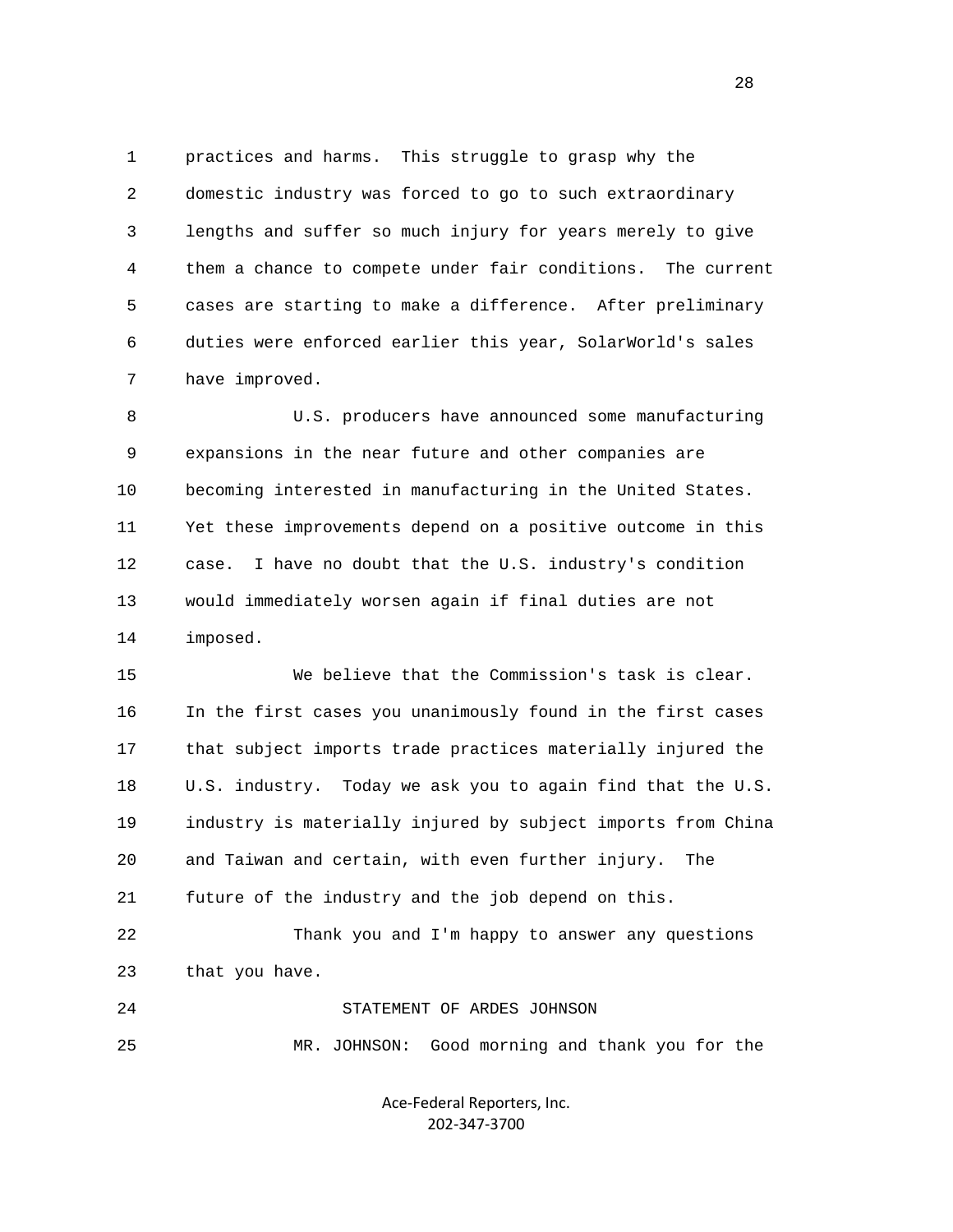practices and harms. This struggle to grasp why the domestic industry was forced to go to such extraordinary lengths and suffer so much injury for years merely to give them a chance to compete under fair conditions. The current cases are starting to make a difference. After preliminary duties were enforced earlier this year, SolarWorld's sales have improved.

U.S. producers have announced some manufacturing expansions in the near future and other companies are becoming interested in manufacturing in the United States. Yet these improvements depend on a positive outcome in this case. I have no doubt that the U.S. industry's condition would immediately worsen again if final duties are not imposed.

We believe that the Commission's task is clear. In the first cases you unanimously found in the first cases that subject imports trade practices materially injured the U.S. industry. Today we ask you to again find that the U.S. industry is materially injured by subject imports from China and Taiwan and certain, with even further injury. The future of the industry and the job depend on this.

Thank you and I'm happy to answer any questions that you have.

STATEMENT OF ARDES JOHNSON

MR. JOHNSON: Good morning and thank you for the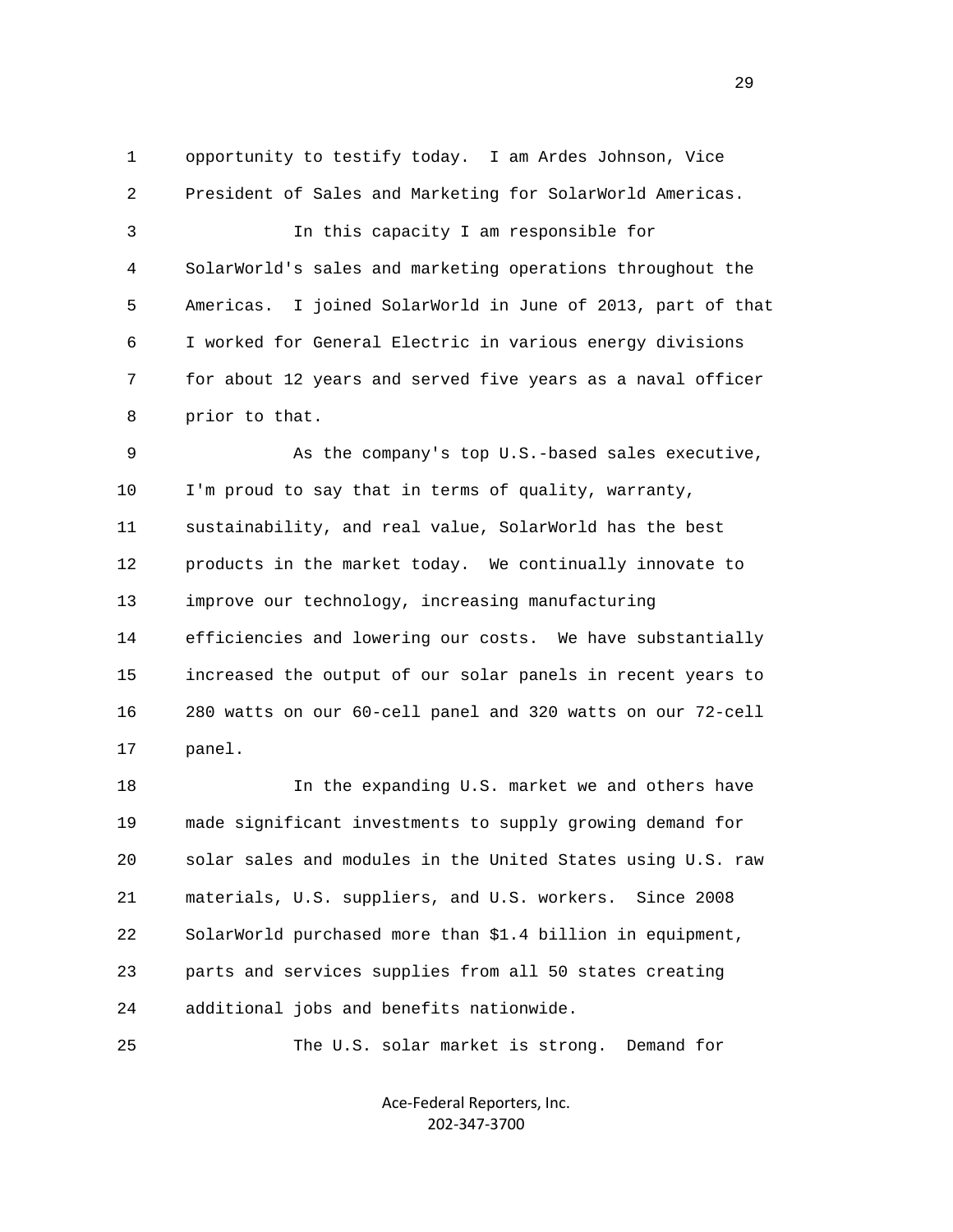opportunity to testify today. I am Ardes Johnson, Vice President of Sales and Marketing for SolarWorld Americas.

In this capacity I am responsible for SolarWorld's sales and marketing operations throughout the Americas. I joined SolarWorld in June of 2013, part of that I worked for General Electric in various energy divisions for about 12 years and served five years as a naval officer prior to that.

As the company's top U.S.-based sales executive, I'm proud to say that in terms of quality, warranty, sustainability, and real value, SolarWorld has the best products in the market today. We continually innovate to improve our technology, increasing manufacturing efficiencies and lowering our costs. We have substantially increased the output of our solar panels in recent years to 280 watts on our 60-cell panel and 320 watts on our 72-cell panel.

In the expanding U.S. market we and others have made significant investments to supply growing demand for solar sales and modules in the United States using U.S. raw materials, U.S. suppliers, and U.S. workers. Since 2008 SolarWorld purchased more than $1.4 billion in equipment, parts and services supplies from all 50 states creating additional jobs and benefits nationwide.

The U.S. solar market is strong. Demand for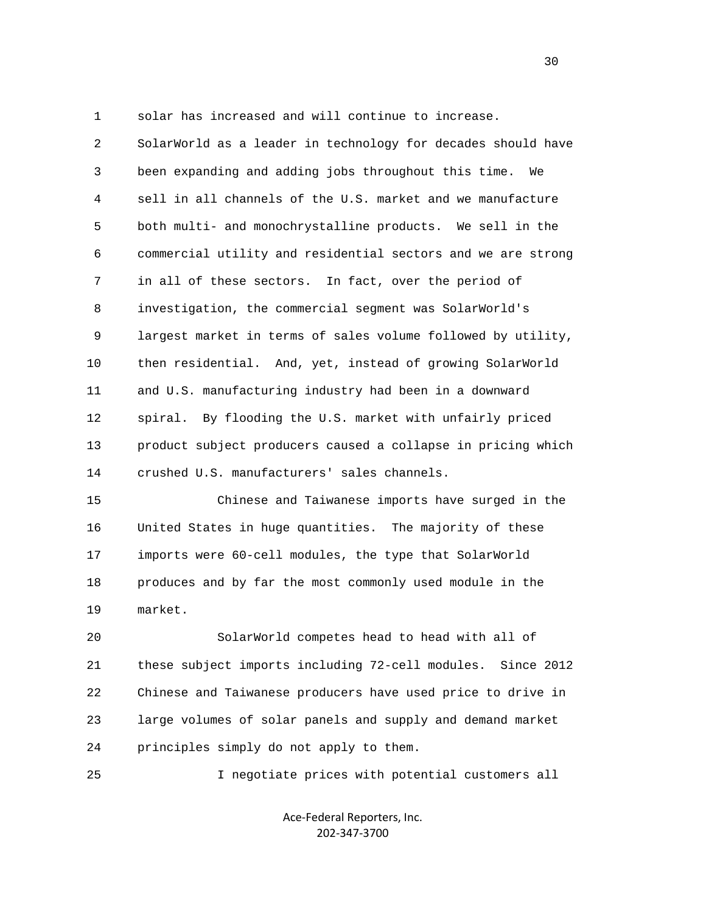solar has increased and will continue to increase. SolarWorld as a leader in technology for decades should have been expanding and adding jobs throughout this time. We sell in all channels of the U.S. market and we manufacture both multi- and monochrystalline products. We sell in the commercial utility and residential sectors and we are strong in all of these sectors. In fact, over the period of investigation, the commercial segment was SolarWorld's largest market in terms of sales volume followed by utility, then residential. And, yet, instead of growing SolarWorld and U.S. manufacturing industry had been in a downward spiral. By flooding the U.S. market with unfairly priced product subject producers caused a collapse in pricing which crushed U.S. manufacturers' sales channels.

Chinese and Taiwanese imports have surged in the United States in huge quantities. The majority of these imports were 60-cell modules, the type that SolarWorld produces and by far the most commonly used module in the market.

SolarWorld competes head to head with all of these subject imports including 72-cell modules. Since 2012 Chinese and Taiwanese producers have used price to drive in large volumes of solar panels and supply and demand market principles simply do not apply to them.

I negotiate prices with potential customers all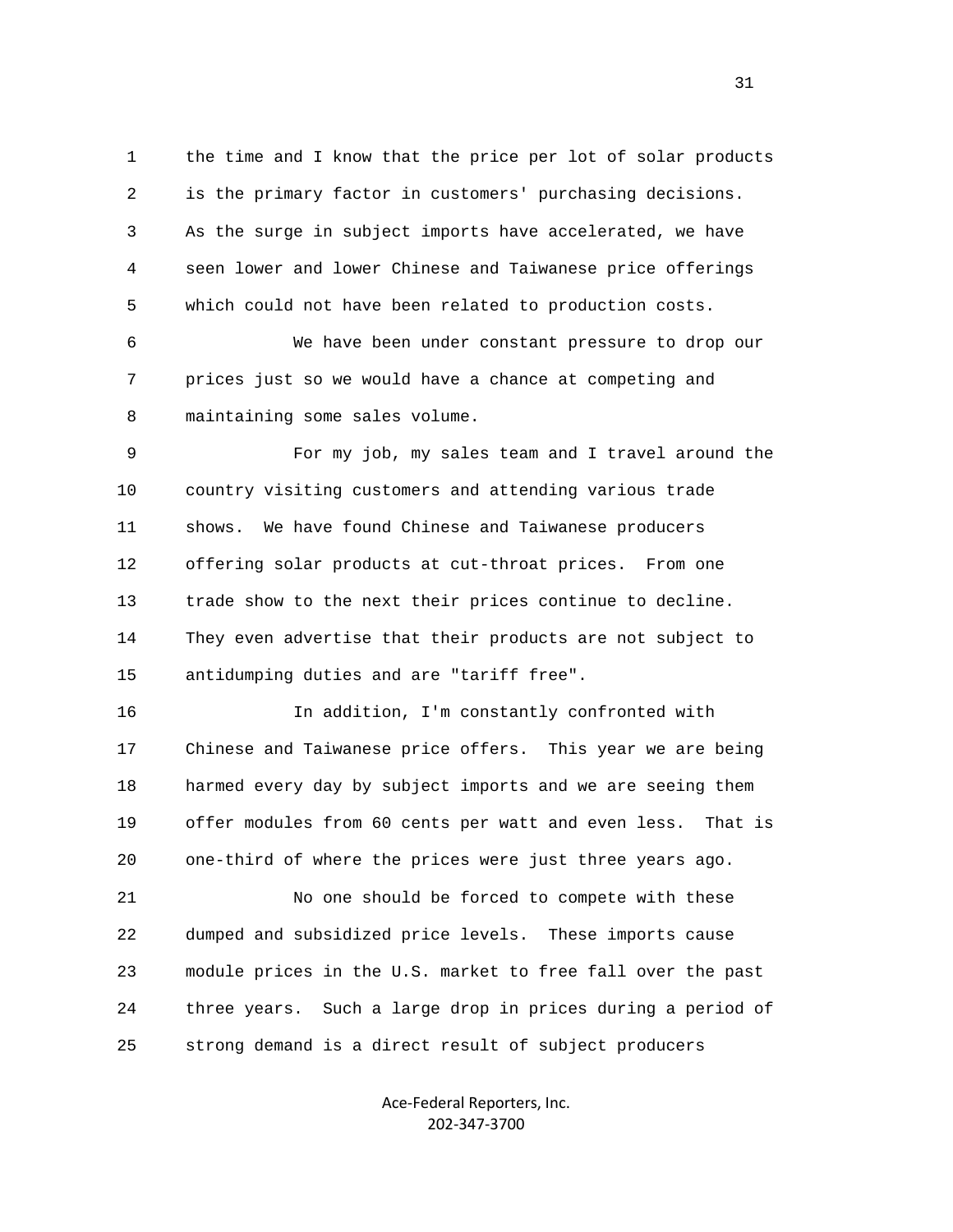the time and I know that the price per lot of solar products is the primary factor in customers' purchasing decisions. As the surge in subject imports have accelerated, we have seen lower and lower Chinese and Taiwanese price offerings which could not have been related to production costs.

We have been under constant pressure to drop our prices just so we would have a chance at competing and maintaining some sales volume.

For my job, my sales team and I travel around the country visiting customers and attending various trade shows. We have found Chinese and Taiwanese producers offering solar products at cut-throat prices. From one trade show to the next their prices continue to decline. They even advertise that their products are not subject to antidumping duties and are "tariff free".

In addition, I'm constantly confronted with Chinese and Taiwanese price offers. This year we are being harmed every day by subject imports and we are seeing them offer modules from 60 cents per watt and even less. That is one-third of where the prices were just three years ago.

No one should be forced to compete with these dumped and subsidized price levels. These imports cause module prices in the U.S. market to free fall over the past three years. Such a large drop in prices during a period of strong demand is a direct result of subject producers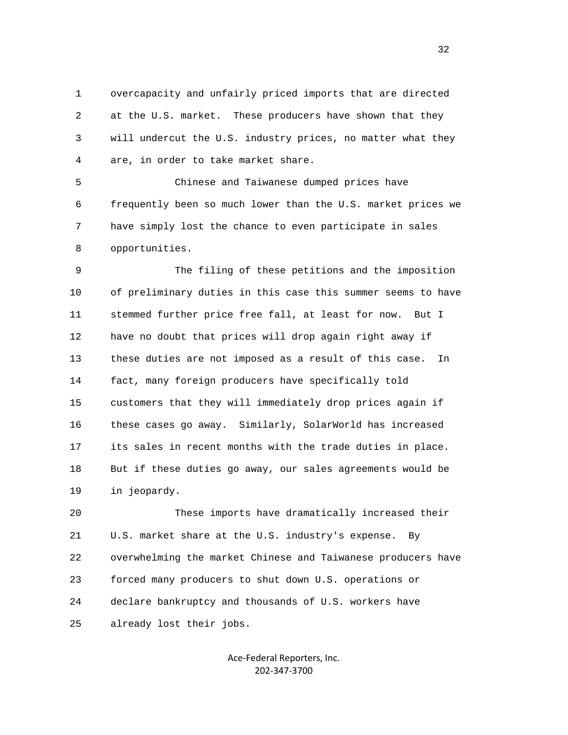overcapacity and unfairly priced imports that are directed at the U.S. market. These producers have shown that they will undercut the U.S. industry prices, no matter what they are, in order to take market share.

Chinese and Taiwanese dumped prices have frequently been so much lower than the U.S. market prices we have simply lost the chance to even participate in sales opportunities.

The filing of these petitions and the imposition of preliminary duties in this case this summer seems to have stemmed further price free fall, at least for now. But I have no doubt that prices will drop again right away if these duties are not imposed as a result of this case. In fact, many foreign producers have specifically told customers that they will immediately drop prices again if these cases go away. Similarly, SolarWorld has increased its sales in recent months with the trade duties in place. But if these duties go away, our sales agreements would be in jeopardy.

These imports have dramatically increased their U.S. market share at the U.S. industry's expense. By overwhelming the market Chinese and Taiwanese producers have forced many producers to shut down U.S. operations or declare bankruptcy and thousands of U.S. workers have already lost their jobs.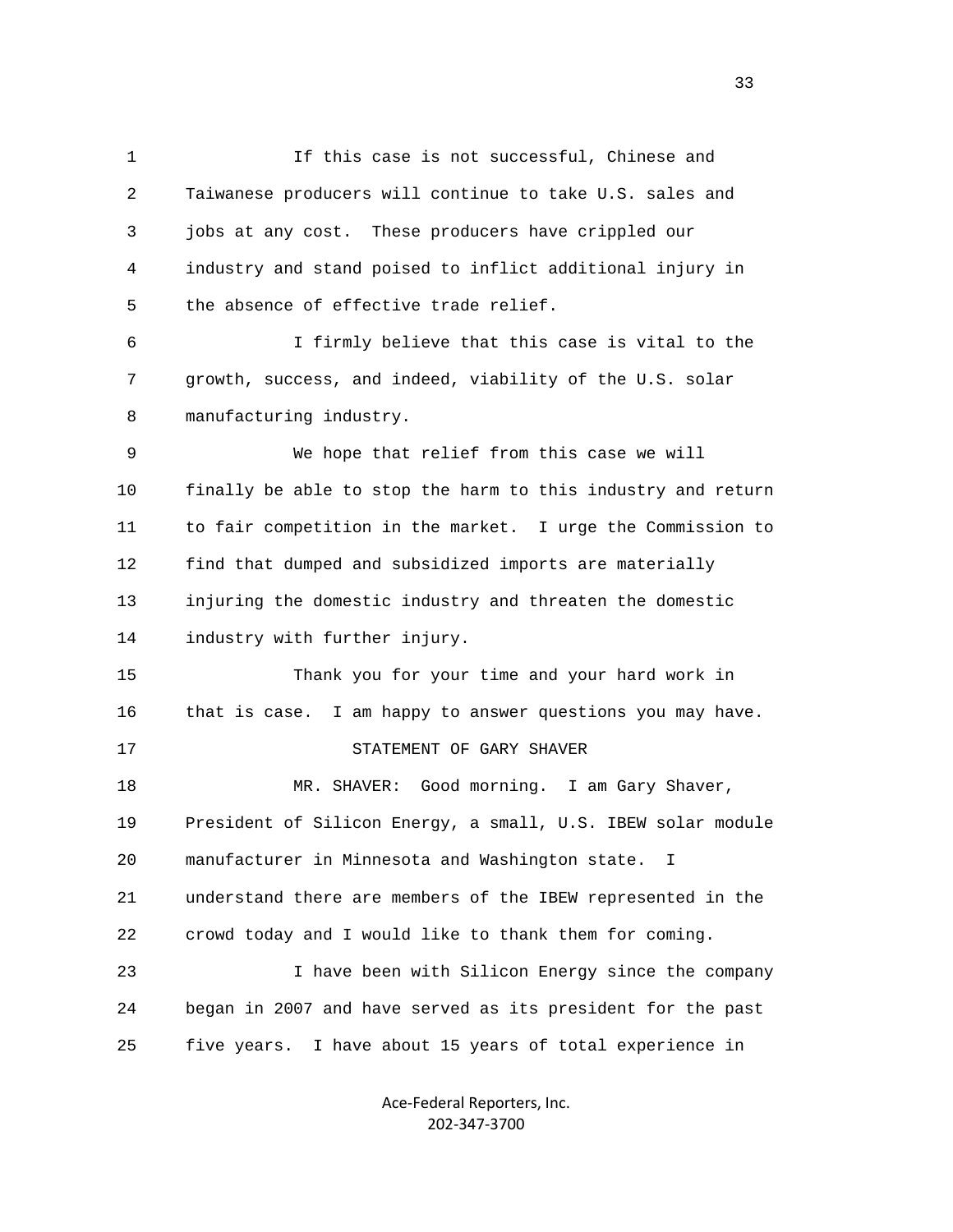If this case is not successful, Chinese and Taiwanese producers will continue to take U.S. sales and jobs at any cost. These producers have crippled our industry and stand poised to inflict additional injury in the absence of effective trade relief.

I firmly believe that this case is vital to the growth, success, and indeed, viability of the U.S. solar manufacturing industry.

We hope that relief from this case we will finally be able to stop the harm to this industry and return to fair competition in the market. I urge the Commission to find that dumped and subsidized imports are materially injuring the domestic industry and threaten the domestic industry with further injury.

Thank you for your time and your hard work in that is case. I am happy to answer questions you may have.

STATEMENT OF GARY SHAVER

MR. SHAVER: Good morning. I am Gary Shaver, President of Silicon Energy, a small, U.S. IBEW solar module manufacturer in Minnesota and Washington state. I understand there are members of the IBEW represented in the crowd today and I would like to thank them for coming.

I have been with Silicon Energy since the company began in 2007 and have served as its president for the past five years. I have about 15 years of total experience in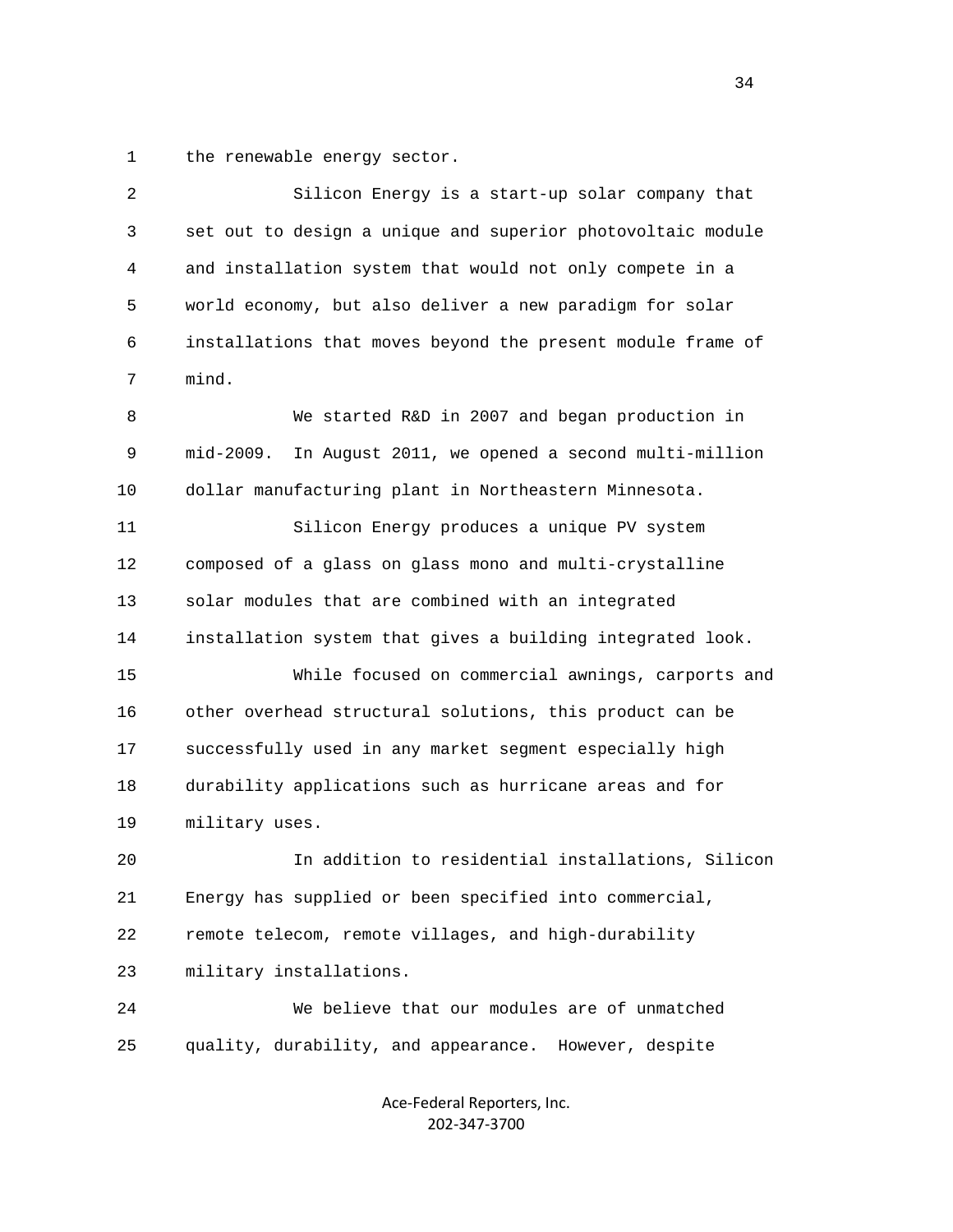the renewable energy sector.

Silicon Energy is a start-up solar company that set out to design a unique and superior photovoltaic module and installation system that would not only compete in a world economy, but also deliver a new paradigm for solar installations that moves beyond the present module frame of mind.

We started R&D in 2007 and began production in mid-2009. In August 2011, we opened a second multi-million dollar manufacturing plant in Northeastern Minnesota.

Silicon Energy produces a unique PV system composed of a glass on glass mono and multi-crystalline solar modules that are combined with an integrated installation system that gives a building integrated look.

While focused on commercial awnings, carports and other overhead structural solutions, this product can be successfully used in any market segment especially high durability applications such as hurricane areas and for military uses.

In addition to residential installations, Silicon Energy has supplied or been specified into commercial, remote telecom, remote villages, and high-durability military installations.

We believe that our modules are of unmatched quality, durability, and appearance. However, despite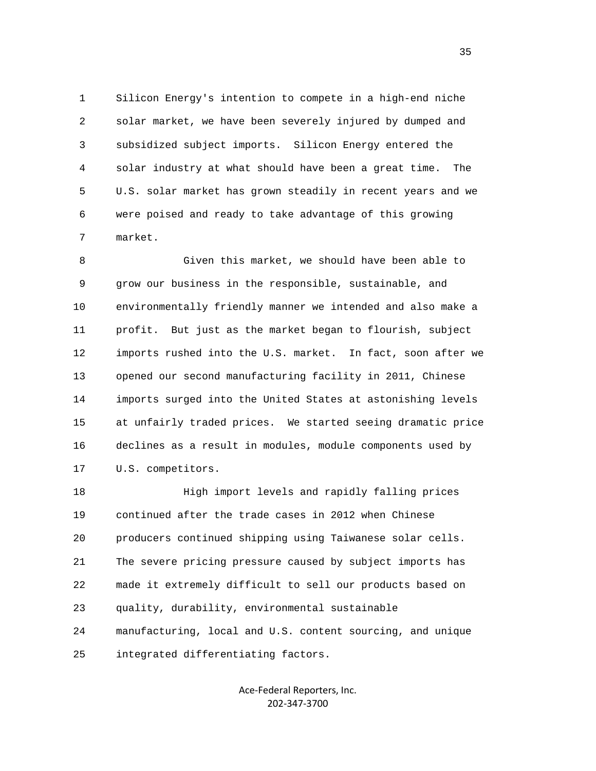Silicon Energy's intention to compete in a high-end niche solar market, we have been severely injured by dumped and subsidized subject imports. Silicon Energy entered the solar industry at what should have been a great time. The U.S. solar market has grown steadily in recent years and we were poised and ready to take advantage of this growing market.

Given this market, we should have been able to grow our business in the responsible, sustainable, and environmentally friendly manner we intended and also make a profit. But just as the market began to flourish, subject imports rushed into the U.S. market. In fact, soon after we opened our second manufacturing facility in 2011, Chinese imports surged into the United States at astonishing levels at unfairly traded prices. We started seeing dramatic price declines as a result in modules, module components used by U.S. competitors.

High import levels and rapidly falling prices continued after the trade cases in 2012 when Chinese producers continued shipping using Taiwanese solar cells. The severe pricing pressure caused by subject imports has made it extremely difficult to sell our products based on quality, durability, environmental sustainable manufacturing, local and U.S. content sourcing, and unique integrated differentiating factors.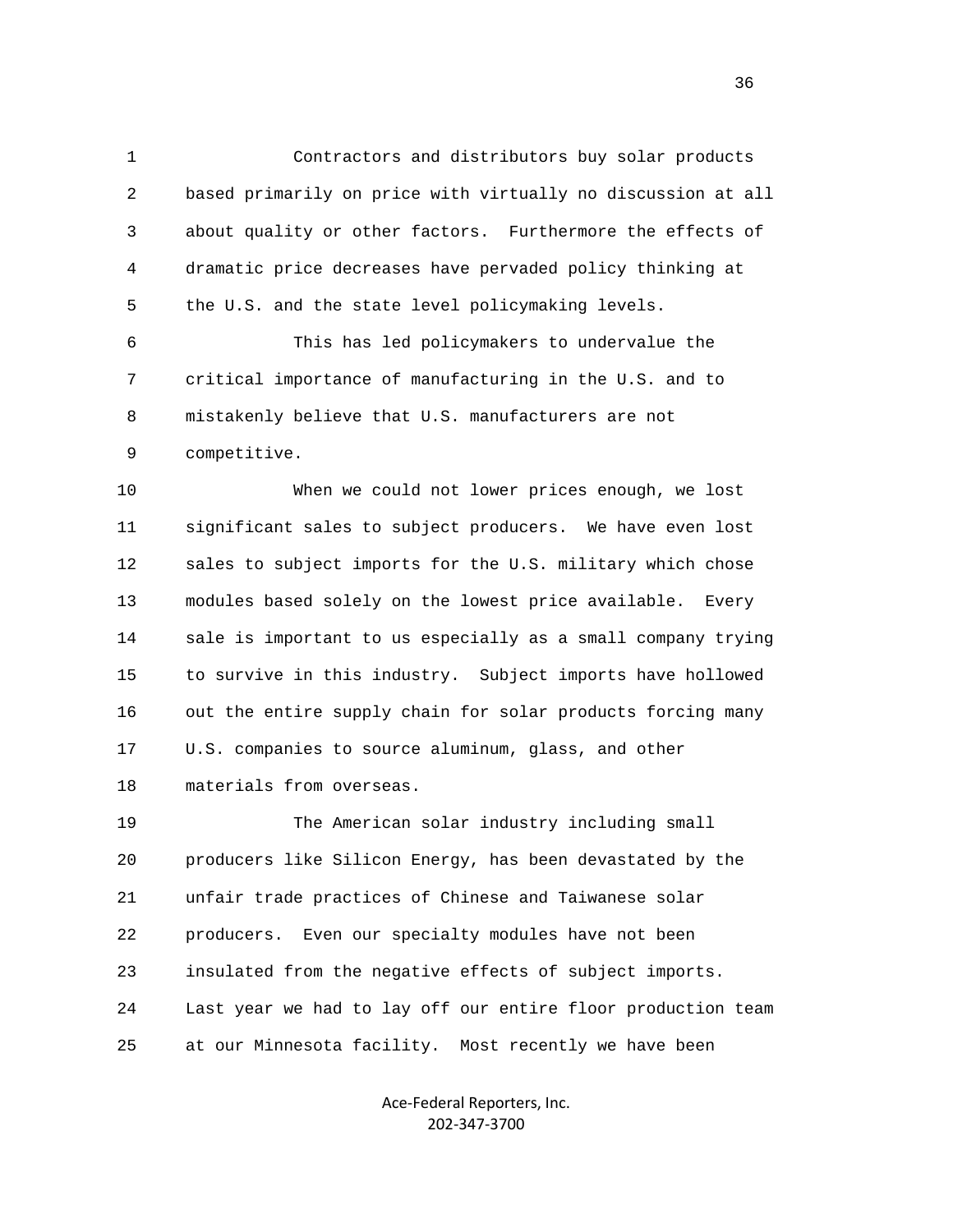Contractors and distributors buy solar products based primarily on price with virtually no discussion at all about quality or other factors. Furthermore the effects of dramatic price decreases have pervaded policy thinking at the U.S. and the state level policymaking levels.

This has led policymakers to undervalue the critical importance of manufacturing in the U.S. and to mistakenly believe that U.S. manufacturers are not competitive.

When we could not lower prices enough, we lost significant sales to subject producers. We have even lost sales to subject imports for the U.S. military which chose modules based solely on the lowest price available. Every sale is important to us especially as a small company trying to survive in this industry. Subject imports have hollowed out the entire supply chain for solar products forcing many U.S. companies to source aluminum, glass, and other materials from overseas.

The American solar industry including small producers like Silicon Energy, has been devastated by the unfair trade practices of Chinese and Taiwanese solar producers. Even our specialty modules have not been insulated from the negative effects of subject imports. Last year we had to lay off our entire floor production team at our Minnesota facility. Most recently we have been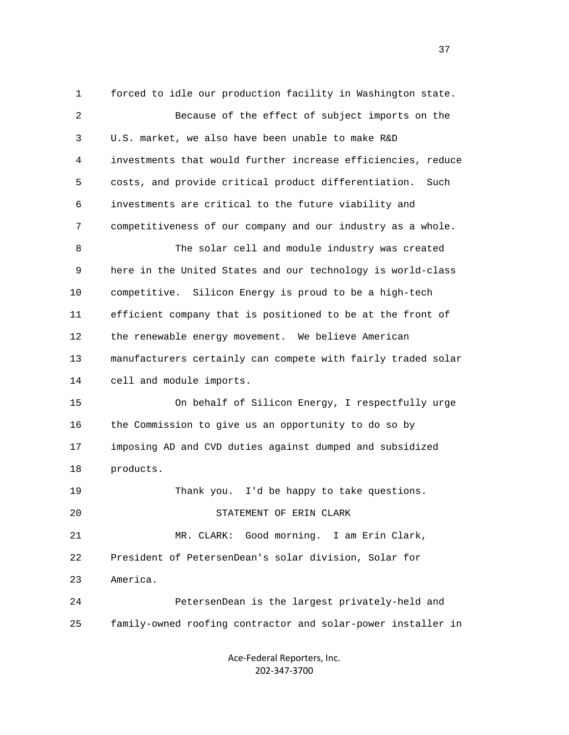forced to idle our production facility in Washington state.

Because of the effect of subject imports on the U.S. market, we also have been unable to make R&D investments that would further increase efficiencies, reduce costs, and provide critical product differentiation. Such investments are critical to the future viability and competitiveness of our company and our industry as a whole.

The solar cell and module industry was created here in the United States and our technology is world-class competitive. Silicon Energy is proud to be a high-tech efficient company that is positioned to be at the front of the renewable energy movement. We believe American manufacturers certainly can compete with fairly traded solar cell and module imports.

On behalf of Silicon Energy, I respectfully urge the Commission to give us an opportunity to do so by imposing AD and CVD duties against dumped and subsidized products.

Thank you. I'd be happy to take questions.

STATEMENT OF ERIN CLARK

MR. CLARK: Good morning. I am Erin Clark, President of PetersenDean's solar division, Solar for America.

PetersenDean is the largest privately-held and family-owned roofing contractor and solar-power installer in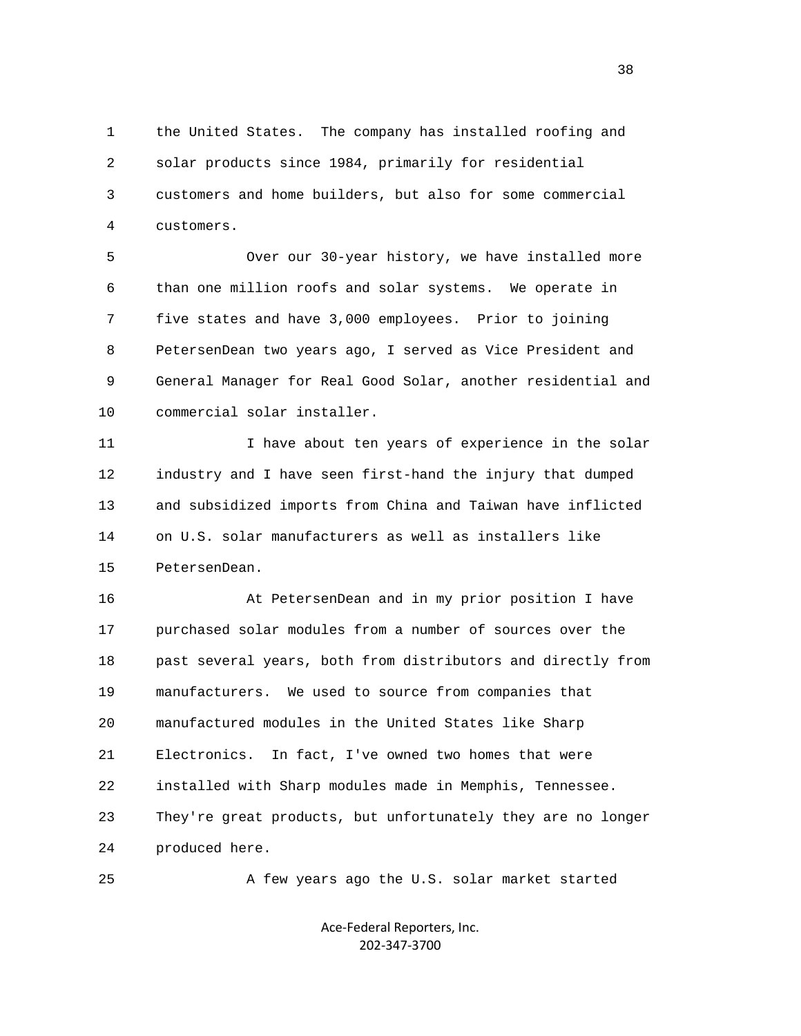the United States. The company has installed roofing and solar products since 1984, primarily for residential customers and home builders, but also for some commercial customers.

Over our 30-year history, we have installed more than one million roofs and solar systems. We operate in five states and have 3,000 employees. Prior to joining PetersenDean two years ago, I served as Vice President and General Manager for Real Good Solar, another residential and commercial solar installer.

I have about ten years of experience in the solar industry and I have seen first-hand the injury that dumped and subsidized imports from China and Taiwan have inflicted on U.S. solar manufacturers as well as installers like PetersenDean.

At PetersenDean and in my prior position I have purchased solar modules from a number of sources over the past several years, both from distributors and directly from manufacturers. We used to source from companies that manufactured modules in the United States like Sharp Electronics. In fact, I've owned two homes that were installed with Sharp modules made in Memphis, Tennessee. They're great products, but unfortunately they are no longer produced here.

A few years ago the U.S. solar market started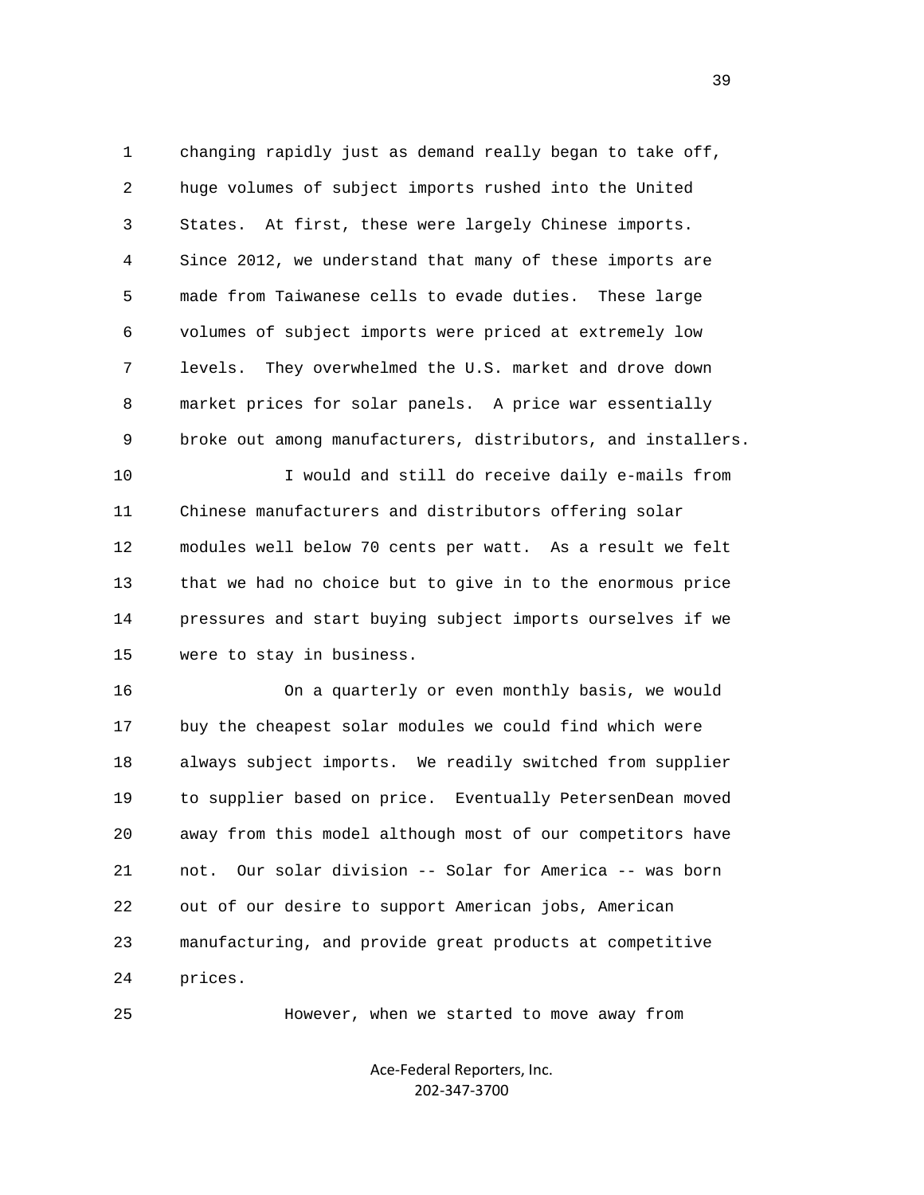changing rapidly just as demand really began to take off, huge volumes of subject imports rushed into the United States. At first, these were largely Chinese imports. Since 2012, we understand that many of these imports are made from Taiwanese cells to evade duties. These large volumes of subject imports were priced at extremely low levels. They overwhelmed the U.S. market and drove down market prices for solar panels. A price war essentially broke out among manufacturers, distributors, and installers.

I would and still do receive daily e-mails from Chinese manufacturers and distributors offering solar modules well below 70 cents per watt. As a result we felt that we had no choice but to give in to the enormous price pressures and start buying subject imports ourselves if we were to stay in business.

On a quarterly or even monthly basis, we would buy the cheapest solar modules we could find which were always subject imports. We readily switched from supplier to supplier based on price. Eventually PetersenDean moved away from this model although most of our competitors have not. Our solar division -- Solar for America -- was born out of our desire to support American jobs, American manufacturing, and provide great products at competitive prices.

However, when we started to move away from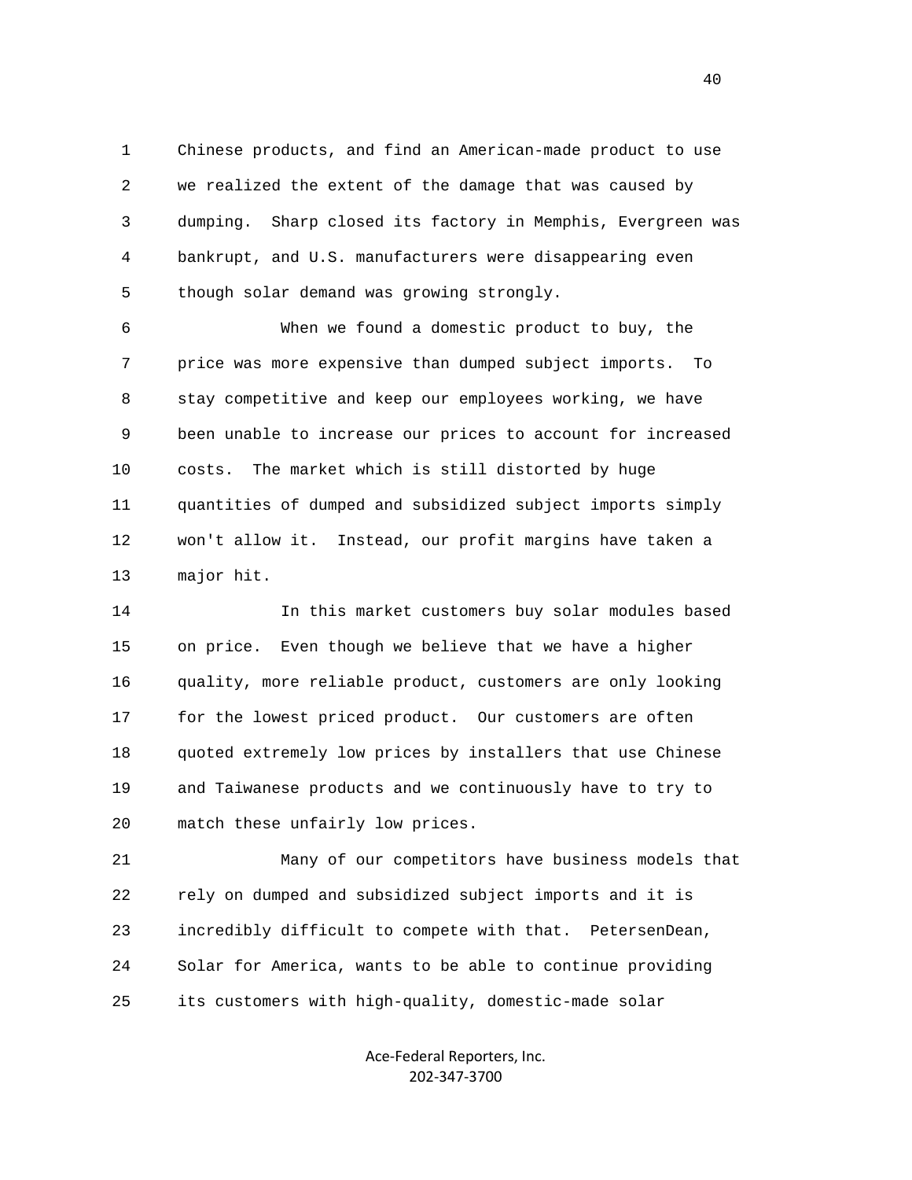Chinese products, and find an American-made product to use we realized the extent of the damage that was caused by dumping. Sharp closed its factory in Memphis, Evergreen was bankrupt, and U.S. manufacturers were disappearing even though solar demand was growing strongly.

When we found a domestic product to buy, the price was more expensive than dumped subject imports. To stay competitive and keep our employees working, we have been unable to increase our prices to account for increased costs. The market which is still distorted by huge quantities of dumped and subsidized subject imports simply won't allow it. Instead, our profit margins have taken a major hit.

In this market customers buy solar modules based on price. Even though we believe that we have a higher quality, more reliable product, customers are only looking for the lowest priced product. Our customers are often quoted extremely low prices by installers that use Chinese and Taiwanese products and we continuously have to try to match these unfairly low prices.

Many of our competitors have business models that rely on dumped and subsidized subject imports and it is incredibly difficult to compete with that. PetersenDean, Solar for America, wants to be able to continue providing its customers with high-quality, domestic-made solar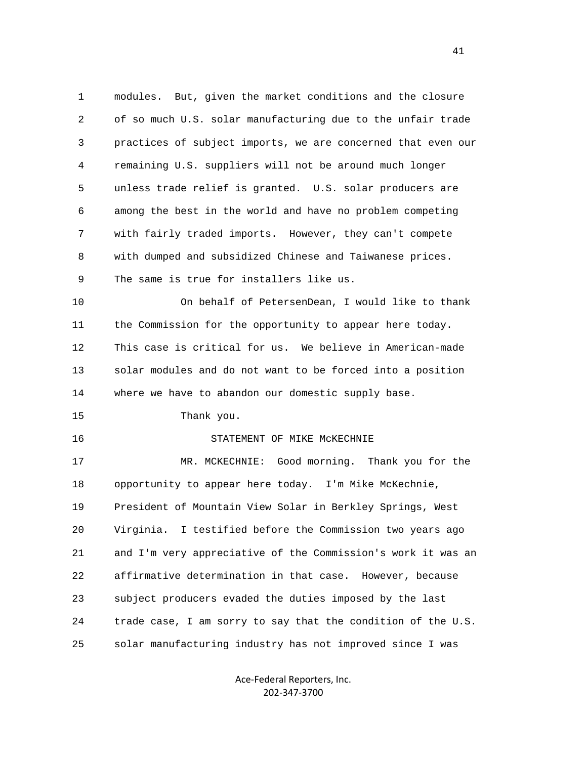modules. But, given the market conditions and the closure of so much U.S. solar manufacturing due to the unfair trade practices of subject imports, we are concerned that even our remaining U.S. suppliers will not be around much longer unless trade relief is granted. U.S. solar producers are among the best in the world and have no problem competing with fairly traded imports. However, they can't compete with dumped and subsidized Chinese and Taiwanese prices. The same is true for installers like us.

On behalf of PetersenDean, I would like to thank the Commission for the opportunity to appear here today. This case is critical for us. We believe in American-made solar modules and do not want to be forced into a position where we have to abandon our domestic supply base.

Thank you.

STATEMENT OF MIKE McKECHNIE

MR. MCKECHNIE: Good morning. Thank you for the opportunity to appear here today. I'm Mike McKechnie, President of Mountain View Solar in Berkley Springs, West Virginia. I testified before the Commission two years ago and I'm very appreciative of the Commission's work it was an affirmative determination in that case. However, because subject producers evaded the duties imposed by the last trade case, I am sorry to say that the condition of the U.S. solar manufacturing industry has not improved since I was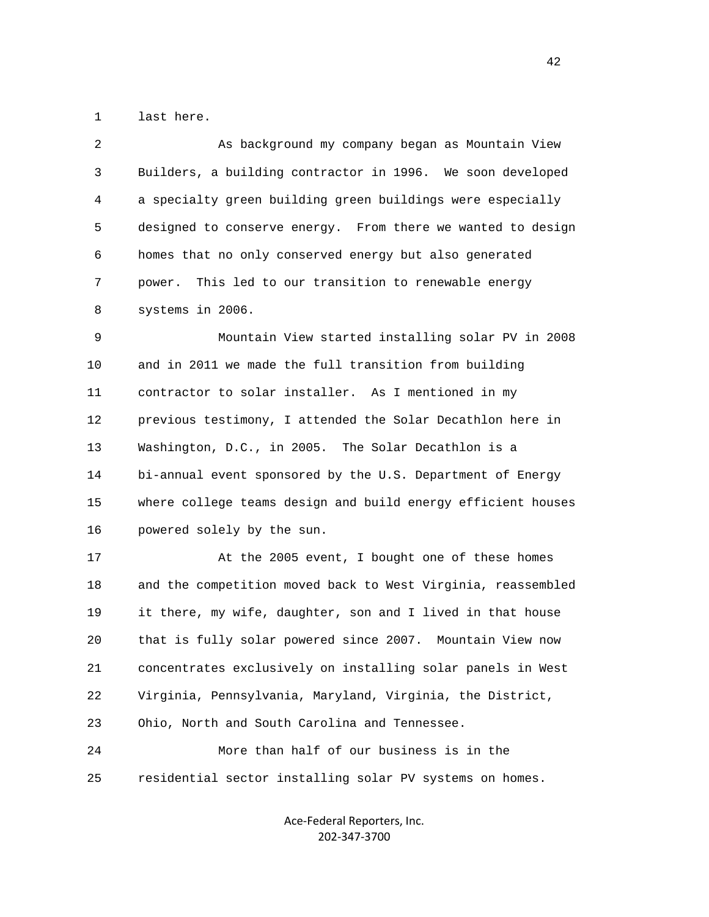last here.

As background my company began as Mountain View Builders, a building contractor in 1996. We soon developed a specialty green building green buildings were especially designed to conserve energy. From there we wanted to design homes that no only conserved energy but also generated power. This led to our transition to renewable energy systems in 2006.

Mountain View started installing solar PV in 2008 and in 2011 we made the full transition from building contractor to solar installer. As I mentioned in my previous testimony, I attended the Solar Decathlon here in Washington, D.C., in 2005. The Solar Decathlon is a bi-annual event sponsored by the U.S. Department of Energy where college teams design and build energy efficient houses powered solely by the sun.

At the 2005 event, I bought one of these homes and the competition moved back to West Virginia, reassembled it there, my wife, daughter, son and I lived in that house that is fully solar powered since 2007. Mountain View now concentrates exclusively on installing solar panels in West Virginia, Pennsylvania, Maryland, Virginia, the District, Ohio, North and South Carolina and Tennessee.

More than half of our business is in the residential sector installing solar PV systems on homes.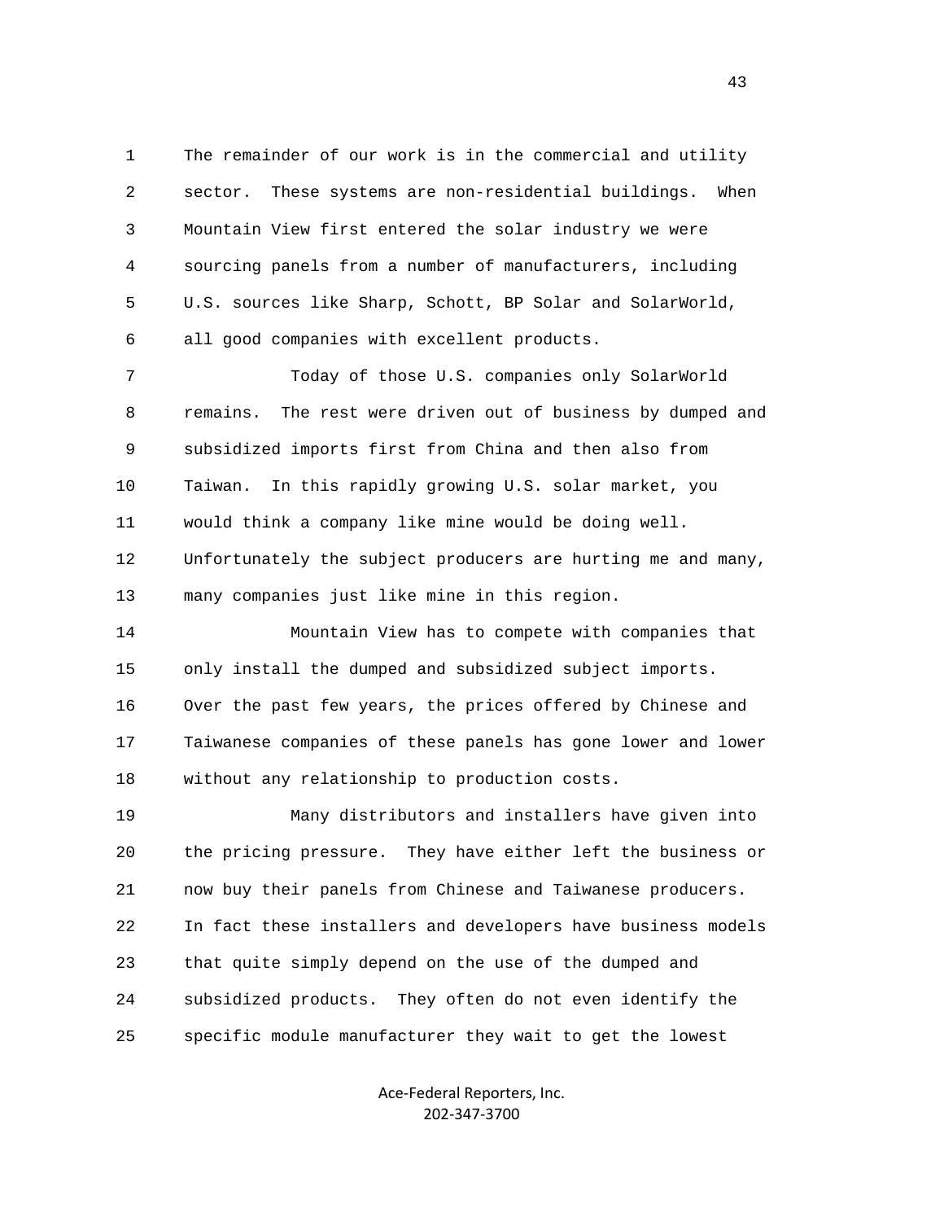The remainder of our work is in the commercial and utility sector. These systems are non-residential buildings. When Mountain View first entered the solar industry we were sourcing panels from a number of manufacturers, including U.S. sources like Sharp, Schott, BP Solar and SolarWorld, all good companies with excellent products.

Today of those U.S. companies only SolarWorld remains. The rest were driven out of business by dumped and subsidized imports first from China and then also from Taiwan. In this rapidly growing U.S. solar market, you would think a company like mine would be doing well. Unfortunately the subject producers are hurting me and many, many companies just like mine in this region.

Mountain View has to compete with companies that only install the dumped and subsidized subject imports. Over the past few years, the prices offered by Chinese and Taiwanese companies of these panels has gone lower and lower without any relationship to production costs.

Many distributors and installers have given into the pricing pressure. They have either left the business or now buy their panels from Chinese and Taiwanese producers. In fact these installers and developers have business models that quite simply depend on the use of the dumped and subsidized products. They often do not even identify the specific module manufacturer they wait to get the lowest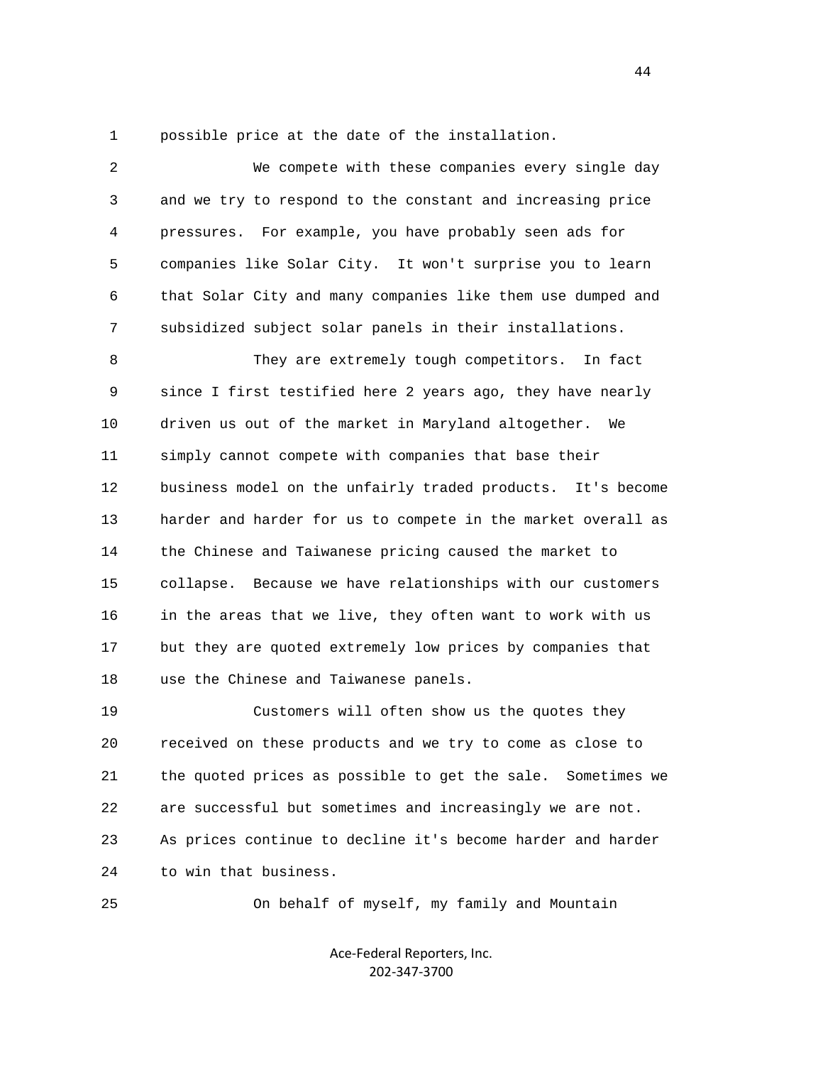possible price at the date of the installation.

We compete with these companies every single day and we try to respond to the constant and increasing price pressures. For example, you have probably seen ads for companies like Solar City. It won't surprise you to learn that Solar City and many companies like them use dumped and subsidized subject solar panels in their installations.

They are extremely tough competitors. In fact since I first testified here 2 years ago, they have nearly driven us out of the market in Maryland altogether. We simply cannot compete with companies that base their business model on the unfairly traded products. It's become harder and harder for us to compete in the market overall as the Chinese and Taiwanese pricing caused the market to collapse. Because we have relationships with our customers in the areas that we live, they often want to work with us but they are quoted extremely low prices by companies that use the Chinese and Taiwanese panels.

Customers will often show us the quotes they received on these products and we try to come as close to the quoted prices as possible to get the sale. Sometimes we are successful but sometimes and increasingly we are not. As prices continue to decline it's become harder and harder to win that business.

On behalf of myself, my family and Mountain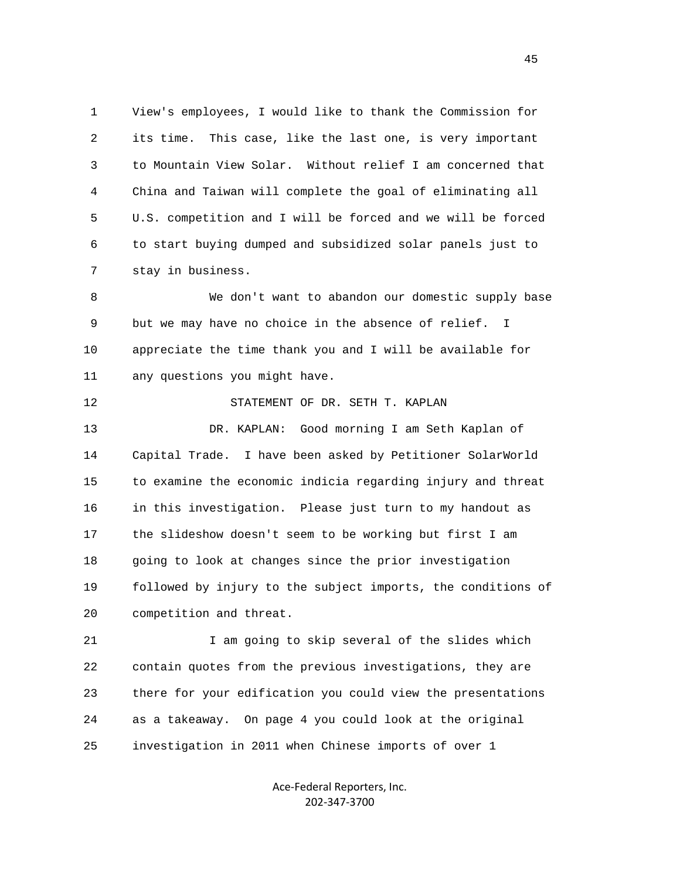View's employees, I would like to thank the Commission for its time. This case, like the last one, is very important to Mountain View Solar. Without relief I am concerned that China and Taiwan will complete the goal of eliminating all U.S. competition and I will be forced and we will be forced to start buying dumped and subsidized solar panels just to stay in business.

We don't want to abandon our domestic supply base but we may have no choice in the absence of relief. I appreciate the time thank you and I will be available for any questions you might have.

STATEMENT OF DR. SETH T. KAPLAN

DR. KAPLAN: Good morning I am Seth Kaplan of Capital Trade. I have been asked by Petitioner SolarWorld to examine the economic indicia regarding injury and threat in this investigation. Please just turn to my handout as the slideshow doesn't seem to be working but first I am going to look at changes since the prior investigation followed by injury to the subject imports, the conditions of competition and threat.

I am going to skip several of the slides which contain quotes from the previous investigations, they are there for your edification you could view the presentations as a takeaway. On page 4 you could look at the original investigation in 2011 when Chinese imports of over 1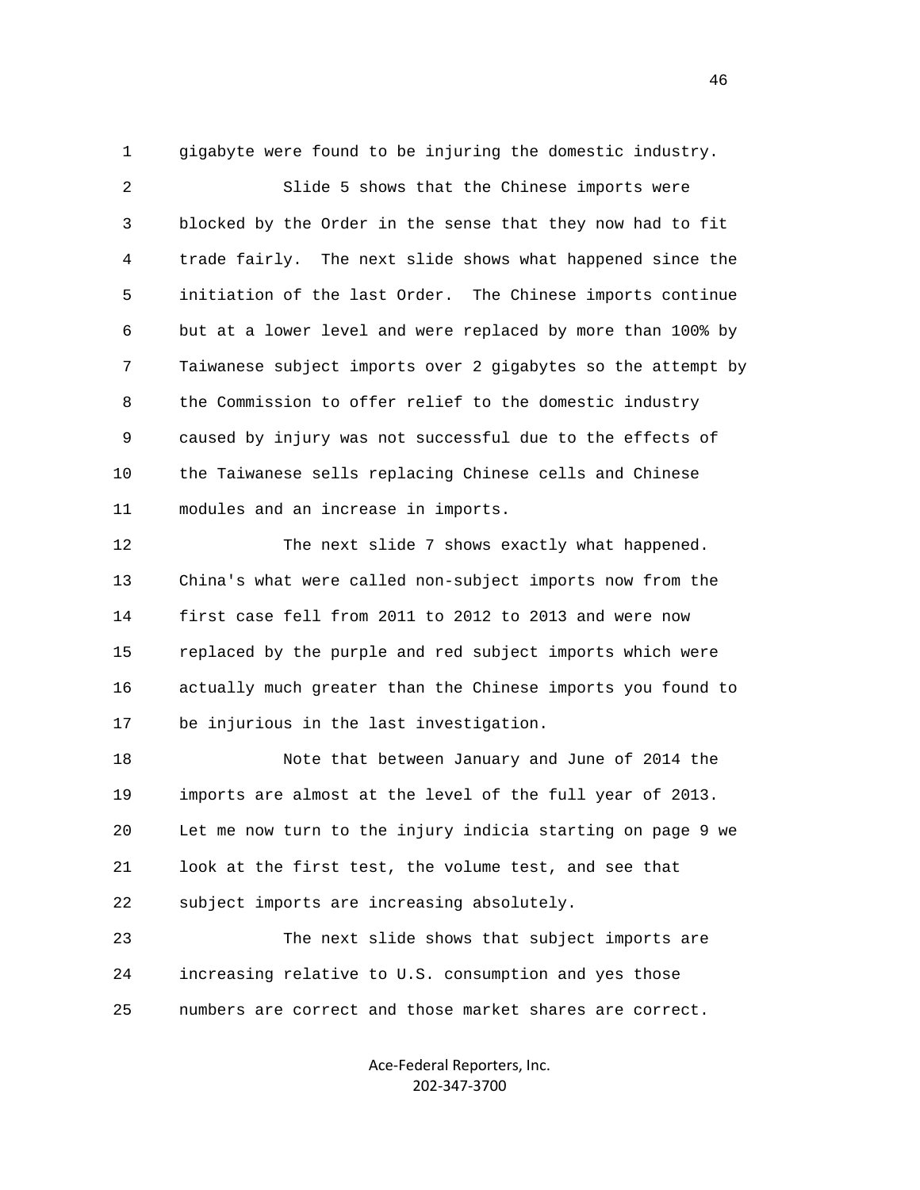gigabyte were found to be injuring the domestic industry.

Slide 5 shows that the Chinese imports were blocked by the Order in the sense that they now had to fit trade fairly. The next slide shows what happened since the initiation of the last Order. The Chinese imports continue but at a lower level and were replaced by more than 100% by Taiwanese subject imports over 2 gigabytes so the attempt by the Commission to offer relief to the domestic industry caused by injury was not successful due to the effects of the Taiwanese sells replacing Chinese cells and Chinese modules and an increase in imports.

The next slide 7 shows exactly what happened. China's what were called non-subject imports now from the first case fell from 2011 to 2012 to 2013 and were now replaced by the purple and red subject imports which were actually much greater than the Chinese imports you found to be injurious in the last investigation.

Note that between January and June of 2014 the imports are almost at the level of the full year of 2013. Let me now turn to the injury indicia starting on page 9 we look at the first test, the volume test, and see that subject imports are increasing absolutely.

The next slide shows that subject imports are increasing relative to U.S. consumption and yes those numbers are correct and those market shares are correct.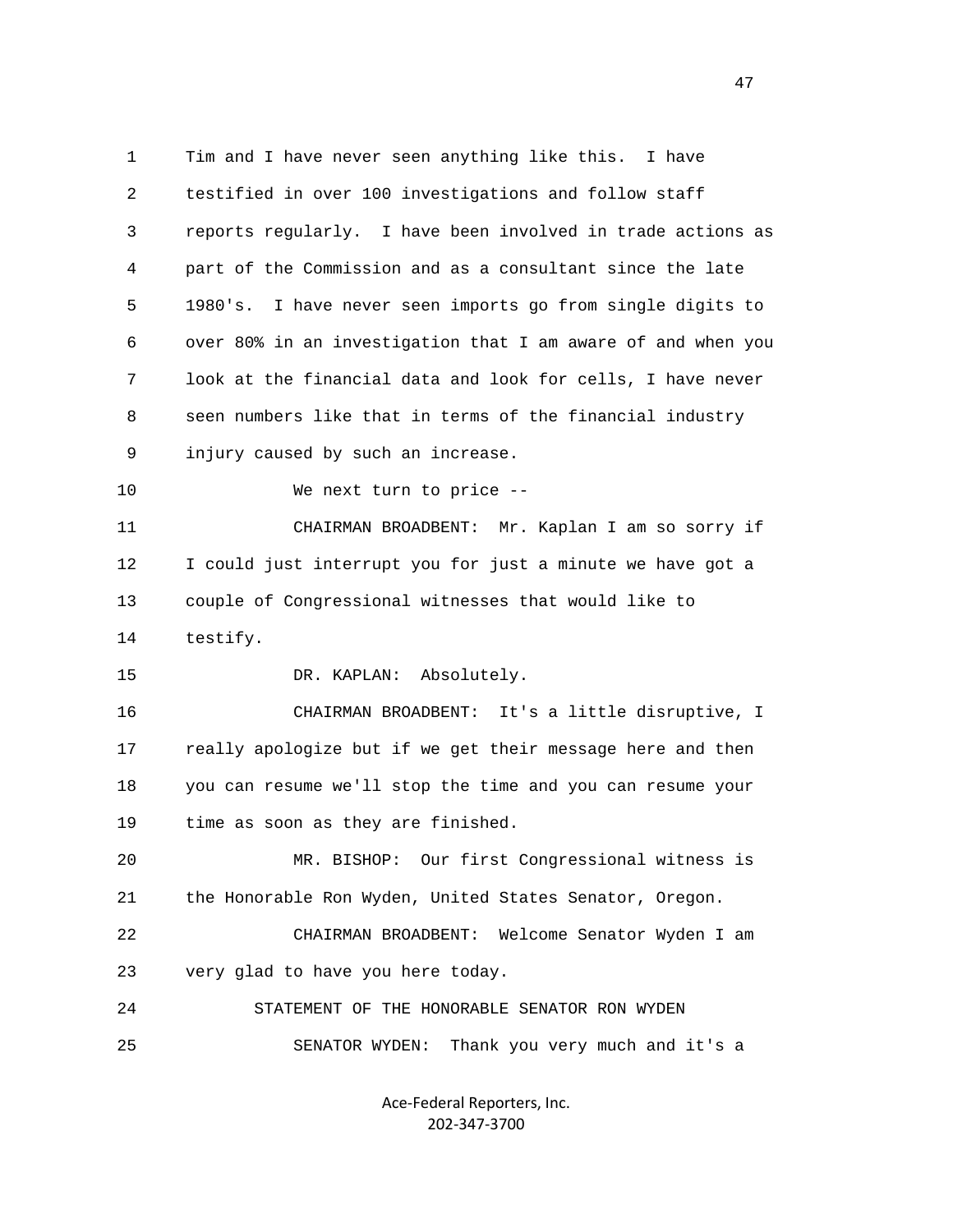Tim and I have never seen anything like this. I have testified in over 100 investigations and follow staff reports regularly. I have been involved in trade actions as part of the Commission and as a consultant since the late 1980's. I have never seen imports go from single digits to over 80% in an investigation that I am aware of and when you look at the financial data and look for cells, I have never seen numbers like that in terms of the financial industry injury caused by such an increase.

We next turn to price --

CHAIRMAN BROADBENT: Mr. Kaplan I am so sorry if I could just interrupt you for just a minute we have got a couple of Congressional witnesses that would like to testify.

DR. KAPLAN: Absolutely.

CHAIRMAN BROADBENT: It's a little disruptive, I really apologize but if we get their message here and then you can resume we'll stop the time and you can resume your time as soon as they are finished.

MR. BISHOP: Our first Congressional witness is the Honorable Ron Wyden, United States Senator, Oregon.

CHAIRMAN BROADBENT: Welcome Senator Wyden I am very glad to have you here today.

STATEMENT OF THE HONORABLE SENATOR RON WYDEN

SENATOR WYDEN: Thank you very much and it's a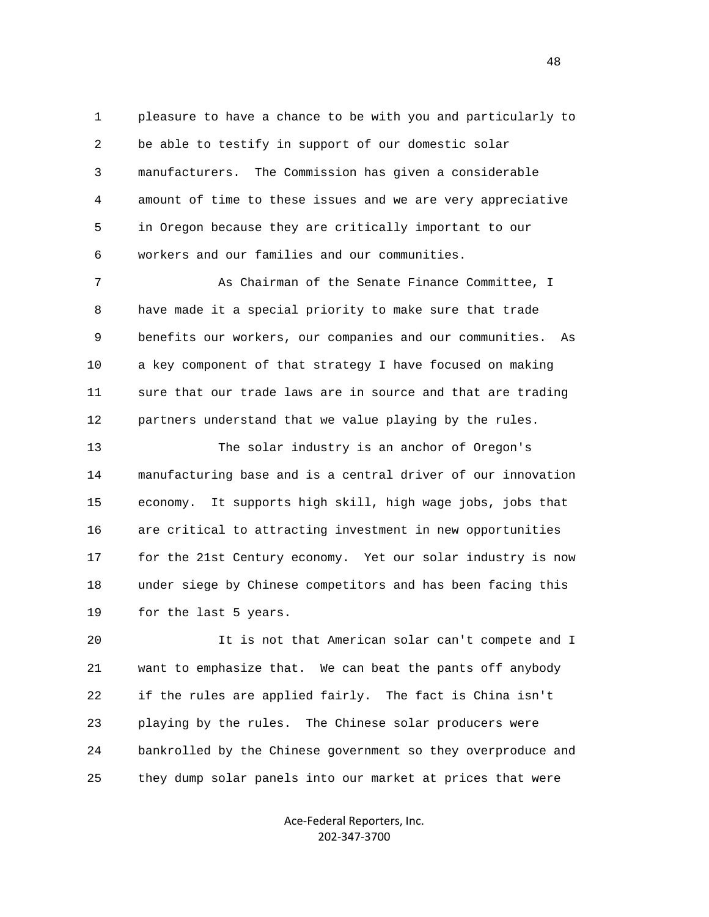pleasure to have a chance to be with you and particularly to be able to testify in support of our domestic solar manufacturers. The Commission has given a considerable amount of time to these issues and we are very appreciative in Oregon because they are critically important to our workers and our families and our communities.

As Chairman of the Senate Finance Committee, I have made it a special priority to make sure that trade benefits our workers, our companies and our communities. As a key component of that strategy I have focused on making sure that our trade laws are in source and that are trading partners understand that we value playing by the rules.

The solar industry is an anchor of Oregon's manufacturing base and is a central driver of our innovation economy. It supports high skill, high wage jobs, jobs that are critical to attracting investment in new opportunities for the 21st Century economy. Yet our solar industry is now under siege by Chinese competitors and has been facing this for the last 5 years.

It is not that American solar can't compete and I want to emphasize that. We can beat the pants off anybody if the rules are applied fairly. The fact is China isn't playing by the rules. The Chinese solar producers were bankrolled by the Chinese government so they overproduce and they dump solar panels into our market at prices that were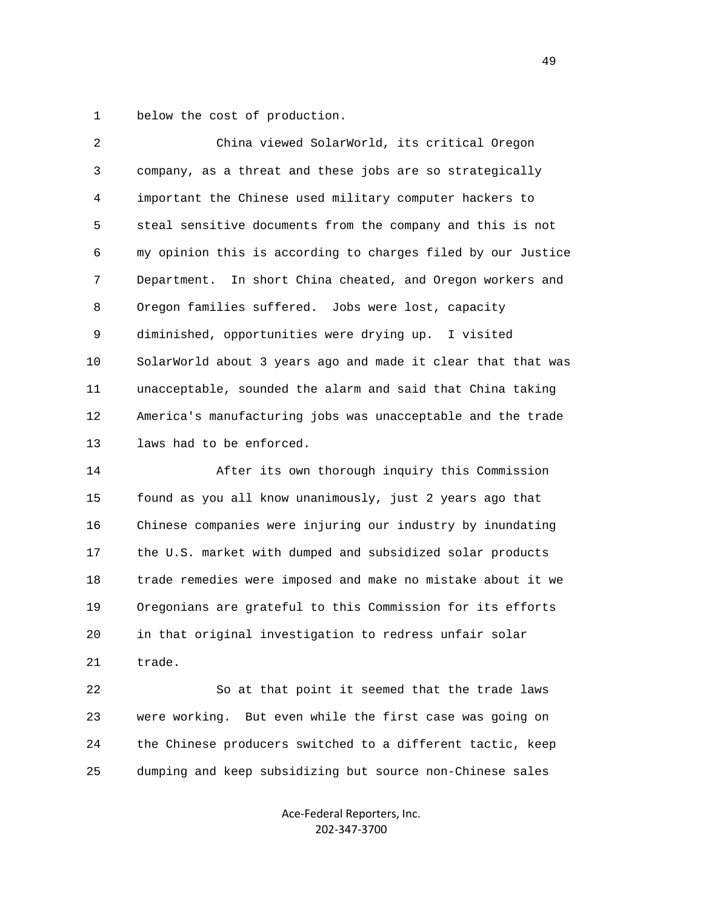below the cost of production.

China viewed SolarWorld, its critical Oregon company, as a threat and these jobs are so strategically important the Chinese used military computer hackers to steal sensitive documents from the company and this is not my opinion this is according to charges filed by our Justice Department. In short China cheated, and Oregon workers and Oregon families suffered. Jobs were lost, capacity diminished, opportunities were drying up. I visited SolarWorld about 3 years ago and made it clear that that was unacceptable, sounded the alarm and said that China taking America's manufacturing jobs was unacceptable and the trade laws had to be enforced.

After its own thorough inquiry this Commission found as you all know unanimously, just 2 years ago that Chinese companies were injuring our industry by inundating the U.S. market with dumped and subsidized solar products trade remedies were imposed and make no mistake about it we Oregonians are grateful to this Commission for its efforts in that original investigation to redress unfair solar trade.

So at that point it seemed that the trade laws were working. But even while the first case was going on the Chinese producers switched to a different tactic, keep dumping and keep subsidizing but source non-Chinese sales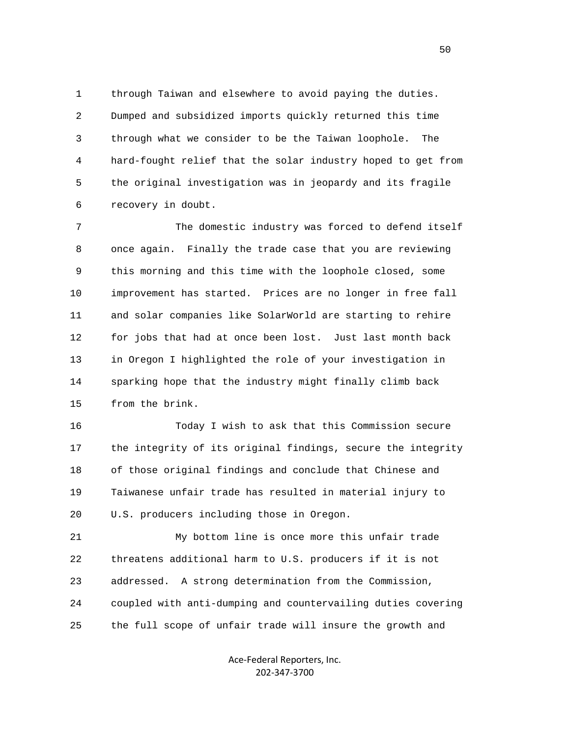through Taiwan and elsewhere to avoid paying the duties. Dumped and subsidized imports quickly returned this time through what we consider to be the Taiwan loophole. The hard-fought relief that the solar industry hoped to get from the original investigation was in jeopardy and its fragile recovery in doubt.

The domestic industry was forced to defend itself once again. Finally the trade case that you are reviewing this morning and this time with the loophole closed, some improvement has started. Prices are no longer in free fall and solar companies like SolarWorld are starting to rehire for jobs that had at once been lost. Just last month back in Oregon I highlighted the role of your investigation in sparking hope that the industry might finally climb back from the brink.

Today I wish to ask that this Commission secure the integrity of its original findings, secure the integrity of those original findings and conclude that Chinese and Taiwanese unfair trade has resulted in material injury to U.S. producers including those in Oregon.

My bottom line is once more this unfair trade threatens additional harm to U.S. producers if it is not addressed. A strong determination from the Commission, coupled with anti-dumping and countervailing duties covering the full scope of unfair trade will insure the growth and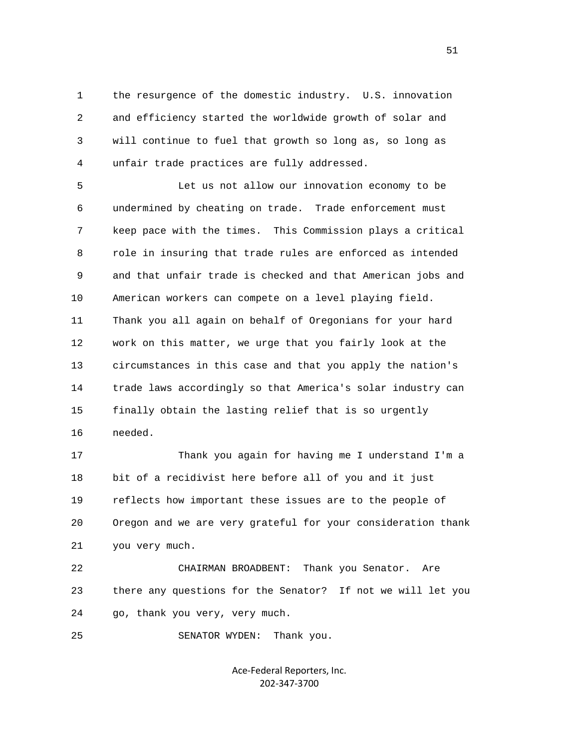the resurgence of the domestic industry. U.S. innovation and efficiency started the worldwide growth of solar and will continue to fuel that growth so long as, so long as unfair trade practices are fully addressed.

Let us not allow our innovation economy to be undermined by cheating on trade. Trade enforcement must keep pace with the times. This Commission plays a critical role in insuring that trade rules are enforced as intended and that unfair trade is checked and that American jobs and American workers can compete on a level playing field. Thank you all again on behalf of Oregonians for your hard work on this matter, we urge that you fairly look at the circumstances in this case and that you apply the nation's trade laws accordingly so that America's solar industry can finally obtain the lasting relief that is so urgently needed.

Thank you again for having me I understand I'm a bit of a recidivist here before all of you and it just reflects how important these issues are to the people of Oregon and we are very grateful for your consideration thank you very much.

CHAIRMAN BROADBENT: Thank you Senator. Are there any questions for the Senator? If not we will let you go, thank you very, very much.

SENATOR WYDEN: Thank you.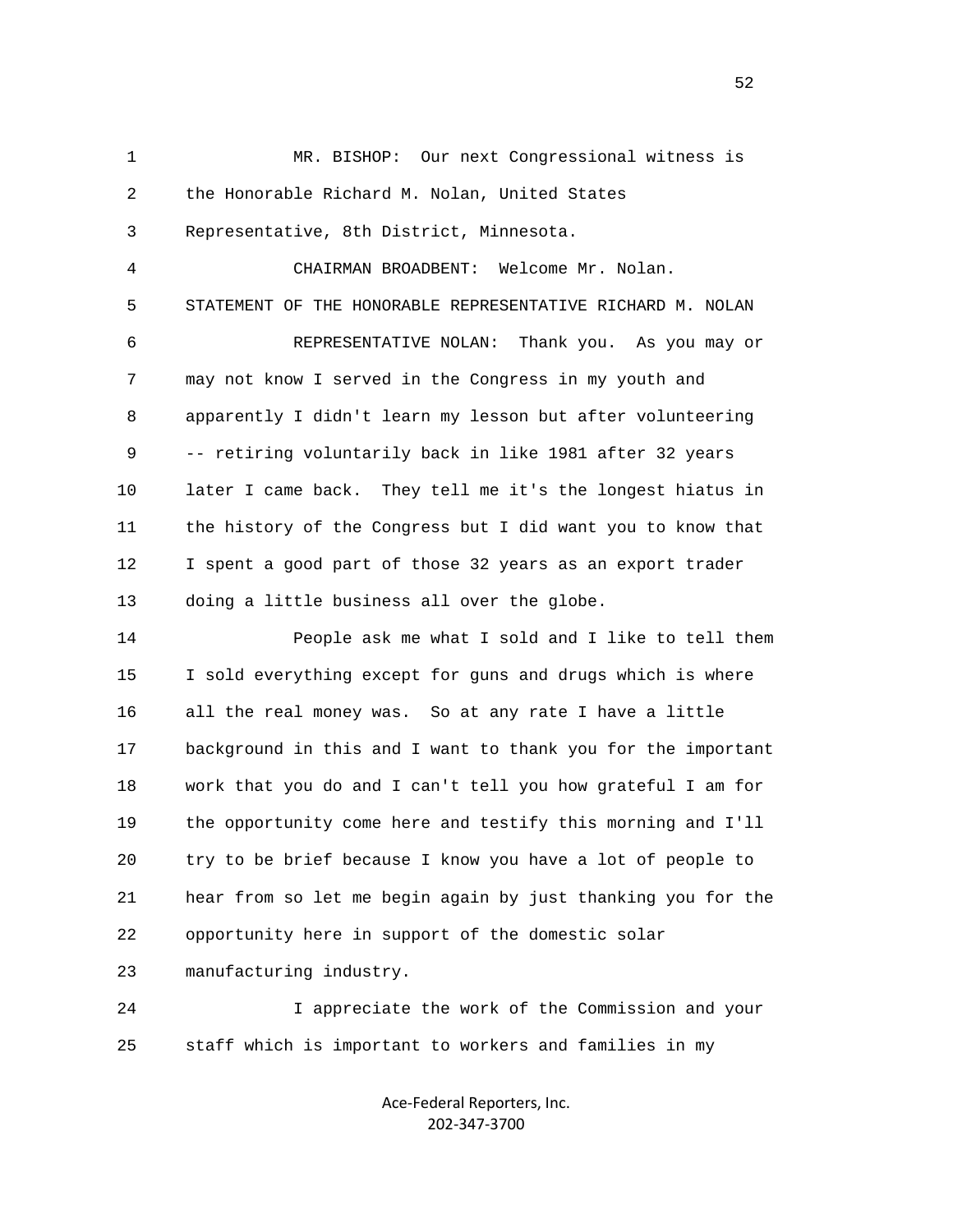MR. BISHOP: Our next Congressional witness is the Honorable Richard M. Nolan, United States Representative, 8th District, Minnesota.

CHAIRMAN BROADBENT: Welcome Mr. Nolan.

STATEMENT OF THE HONORABLE REPRESENTATIVE RICHARD M. NOLAN

REPRESENTATIVE NOLAN: Thank you. As you may or may not know I served in the Congress in my youth and apparently I didn't learn my lesson but after volunteering -- retiring voluntarily back in like 1981 after 32 years later I came back. They tell me it's the longest hiatus in the history of the Congress but I did want you to know that I spent a good part of those 32 years as an export trader doing a little business all over the globe.

People ask me what I sold and I like to tell them I sold everything except for guns and drugs which is where all the real money was. So at any rate I have a little background in this and I want to thank you for the important work that you do and I can't tell you how grateful I am for the opportunity come here and testify this morning and I'll try to be brief because I know you have a lot of people to hear from so let me begin again by just thanking you for the opportunity here in support of the domestic solar manufacturing industry.

I appreciate the work of the Commission and your staff which is important to workers and families in my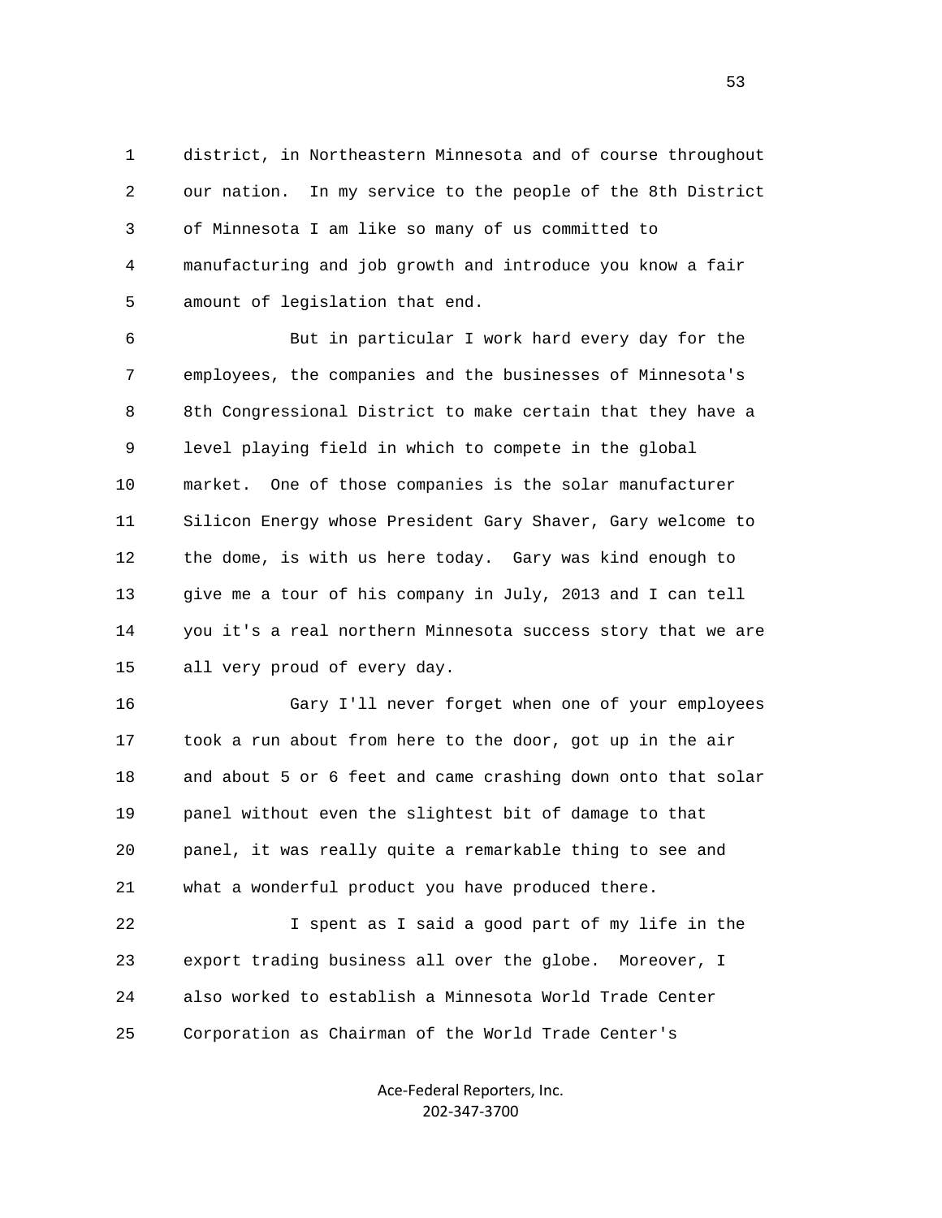district, in Northeastern Minnesota and of course throughout our nation. In my service to the people of the 8th District of Minnesota I am like so many of us committed to manufacturing and job growth and introduce you know a fair amount of legislation that end.

But in particular I work hard every day for the employees, the companies and the businesses of Minnesota's 8th Congressional District to make certain that they have a level playing field in which to compete in the global market. One of those companies is the solar manufacturer Silicon Energy whose President Gary Shaver, Gary welcome to the dome, is with us here today. Gary was kind enough to give me a tour of his company in July, 2013 and I can tell you it's a real northern Minnesota success story that we are all very proud of every day.

Gary I'll never forget when one of your employees took a run about from here to the door, got up in the air and about 5 or 6 feet and came crashing down onto that solar panel without even the slightest bit of damage to that panel, it was really quite a remarkable thing to see and what a wonderful product you have produced there.

I spent as I said a good part of my life in the export trading business all over the globe. Moreover, I also worked to establish a Minnesota World Trade Center Corporation as Chairman of the World Trade Center's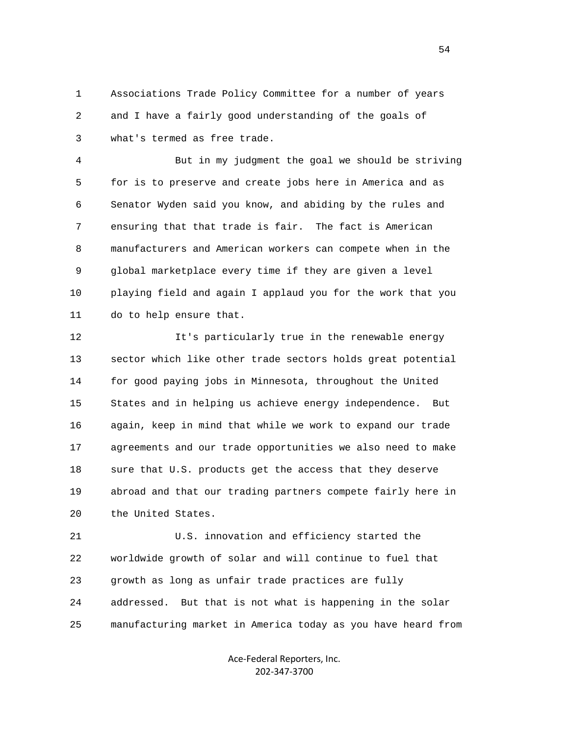Associations Trade Policy Committee for a number of years and I have a fairly good understanding of the goals of what's termed as free trade.

But in my judgment the goal we should be striving for is to preserve and create jobs here in America and as Senator Wyden said you know, and abiding by the rules and ensuring that that trade is fair. The fact is American manufacturers and American workers can compete when in the global marketplace every time if they are given a level playing field and again I applaud you for the work that you do to help ensure that.

It's particularly true in the renewable energy sector which like other trade sectors holds great potential for good paying jobs in Minnesota, throughout the United States and in helping us achieve energy independence. But again, keep in mind that while we work to expand our trade agreements and our trade opportunities we also need to make sure that U.S. products get the access that they deserve abroad and that our trading partners compete fairly here in the United States.

U.S. innovation and efficiency started the worldwide growth of solar and will continue to fuel that growth as long as unfair trade practices are fully addressed. But that is not what is happening in the solar manufacturing market in America today as you have heard from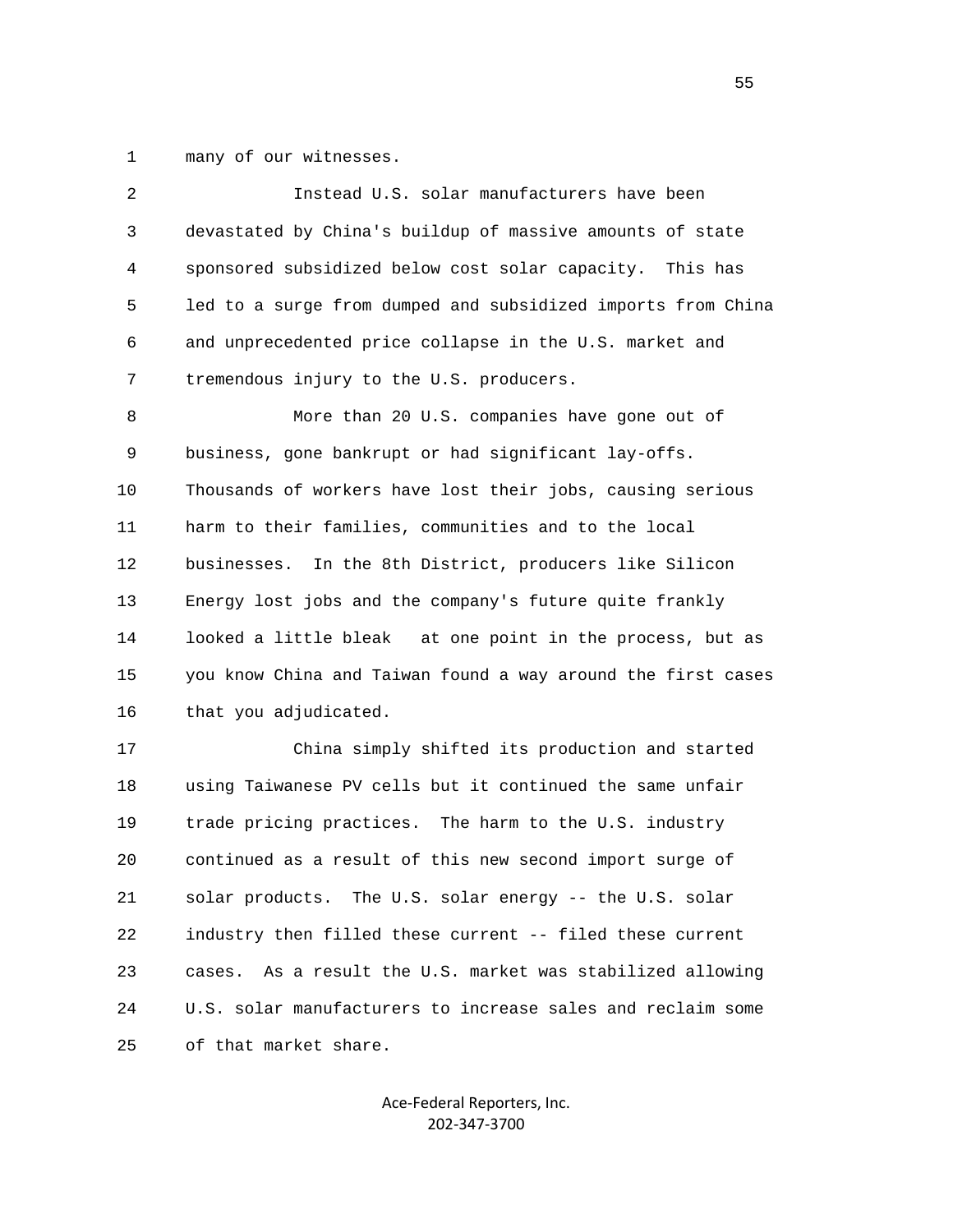many of our witnesses.

Instead U.S. solar manufacturers have been devastated by China's buildup of massive amounts of state sponsored subsidized below cost solar capacity. This has led to a surge from dumped and subsidized imports from China and unprecedented price collapse in the U.S. market and tremendous injury to the U.S. producers.

More than 20 U.S. companies have gone out of business, gone bankrupt or had significant lay-offs. Thousands of workers have lost their jobs, causing serious harm to their families, communities and to the local businesses. In the 8th District, producers like Silicon Energy lost jobs and the company's future quite frankly looked a little bleak at one point in the process, but as you know China and Taiwan found a way around the first cases that you adjudicated.

China simply shifted its production and started using Taiwanese PV cells but it continued the same unfair trade pricing practices. The harm to the U.S. industry continued as a result of this new second import surge of solar products. The U.S. solar energy -- the U.S. solar industry then filled these current -- filed these current cases. As a result the U.S. market was stabilized allowing U.S. solar manufacturers to increase sales and reclaim some of that market share.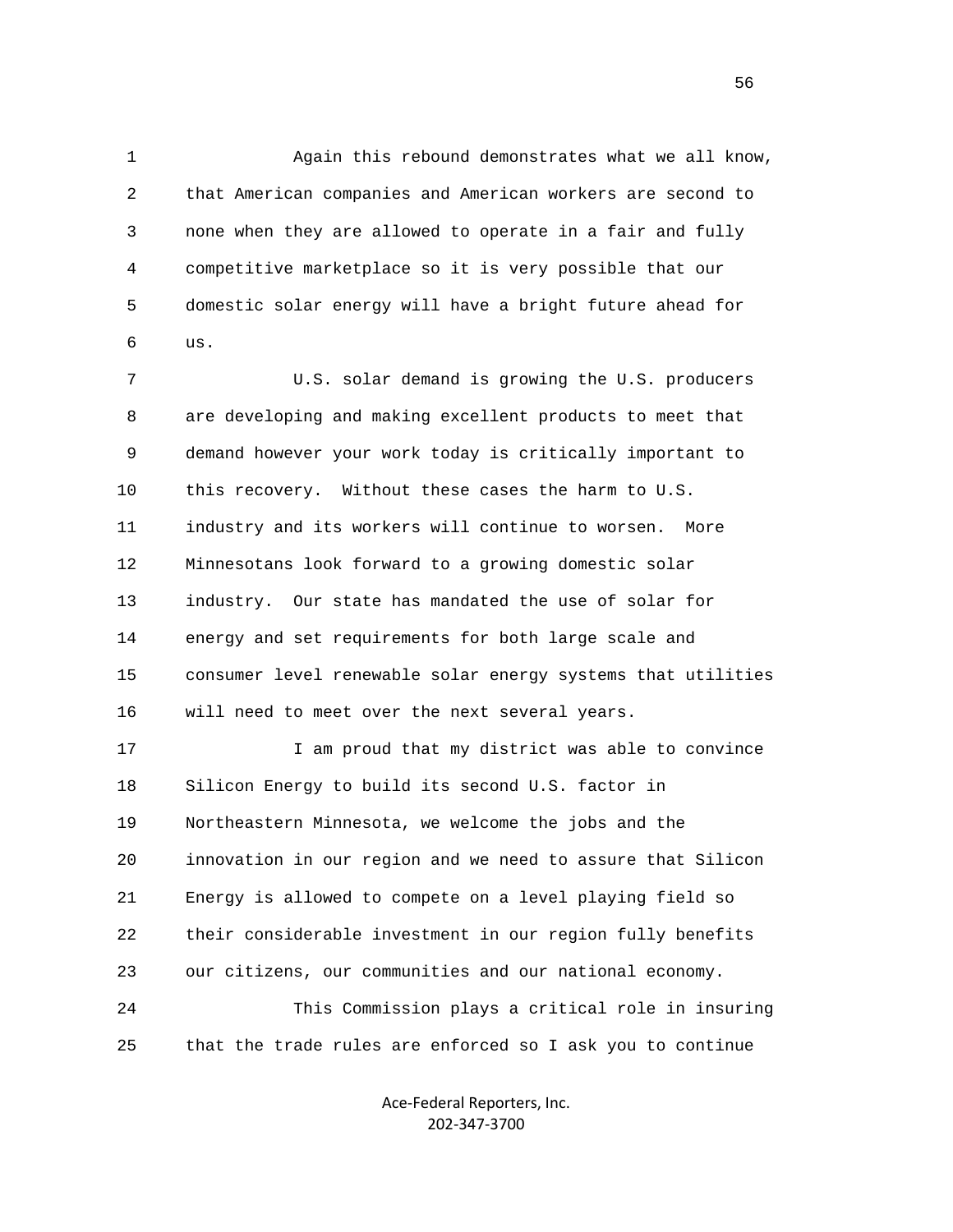Again this rebound demonstrates what we all know, that American companies and American workers are second to none when they are allowed to operate in a fair and fully competitive marketplace so it is very possible that our domestic solar energy will have a bright future ahead for us.

U.S. solar demand is growing the U.S. producers are developing and making excellent products to meet that demand however your work today is critically important to this recovery. Without these cases the harm to U.S. industry and its workers will continue to worsen. More Minnesotans look forward to a growing domestic solar industry. Our state has mandated the use of solar for energy and set requirements for both large scale and consumer level renewable solar energy systems that utilities will need to meet over the next several years.

I am proud that my district was able to convince Silicon Energy to build its second U.S. factor in Northeastern Minnesota, we welcome the jobs and the innovation in our region and we need to assure that Silicon Energy is allowed to compete on a level playing field so their considerable investment in our region fully benefits our citizens, our communities and our national economy.

This Commission plays a critical role in insuring that the trade rules are enforced so I ask you to continue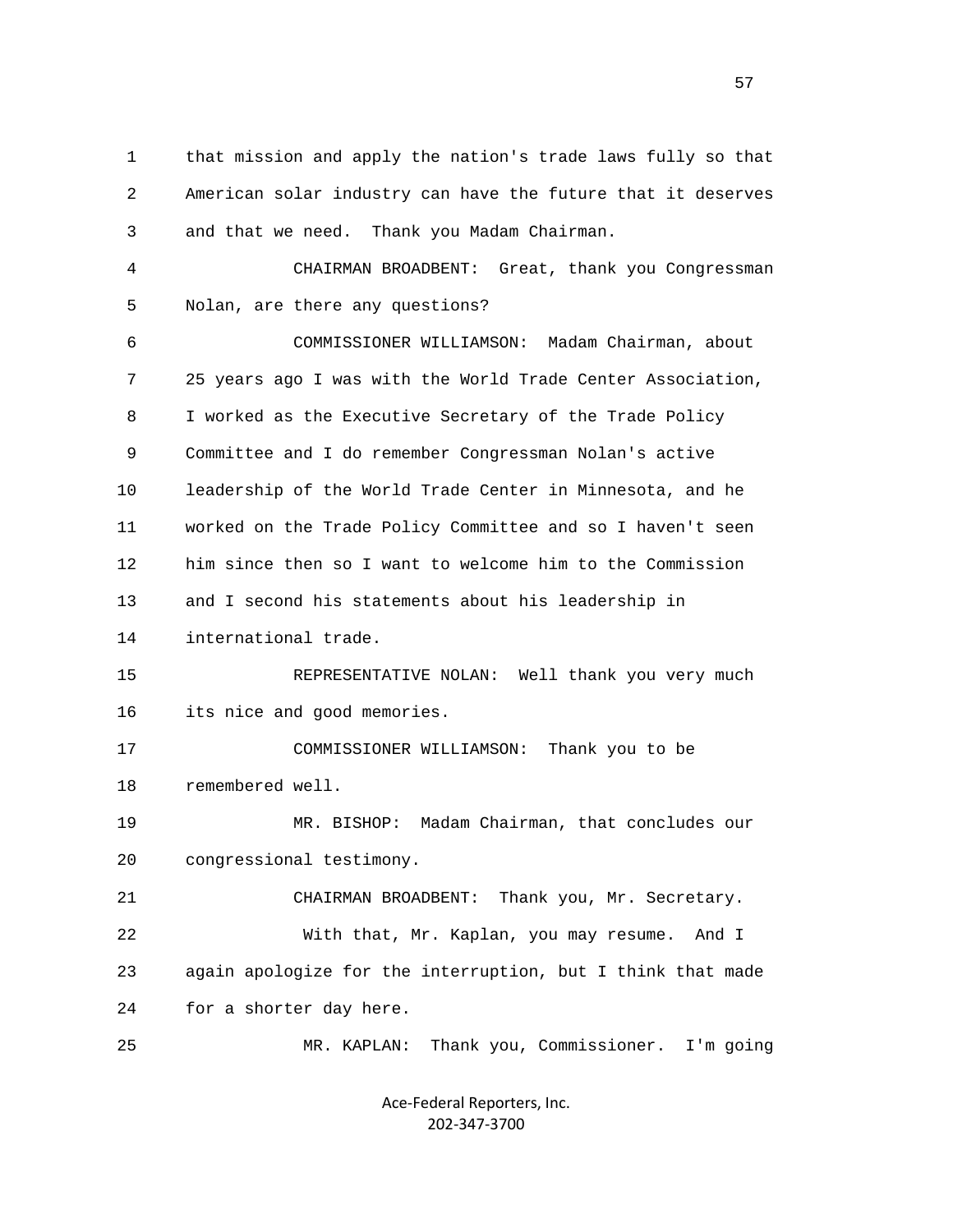1 that mission and apply the nation's trade laws fully so that
2 American solar industry can have the future that it deserves
3 and that we need. Thank you Madam Chairman.

4 CHAIRMAN BROADBENT: Great, thank you Congressman
5 Nolan, are there any questions?

6 COMMISSIONER WILLIAMSON: Madam Chairman, about
7 25 years ago I was with the World Trade Center Association,
8 I worked as the Executive Secretary of the Trade Policy
9 Committee and I do remember Congressman Nolan's active
10 leadership of the World Trade Center in Minnesota, and he
11 worked on the Trade Policy Committee and so I haven't seen
12 him since then so I want to welcome him to the Commission
13 and I second his statements about his leadership in
14 international trade.

15 REPRESENTATIVE NOLAN: Well thank you very much
16 its nice and good memories.

17 COMMISSIONER WILLIAMSON: Thank you to be
18 remembered well.

19 MR. BISHOP: Madam Chairman, that concludes our
20 congressional testimony.

21 CHAIRMAN BROADBENT: Thank you, Mr. Secretary.
22 With that, Mr. Kaplan, you may resume. And I
23 again apologize for the interruption, but I think that made
24 for a shorter day here.

25 MR. KAPLAN: Thank you, Commissioner. I'm going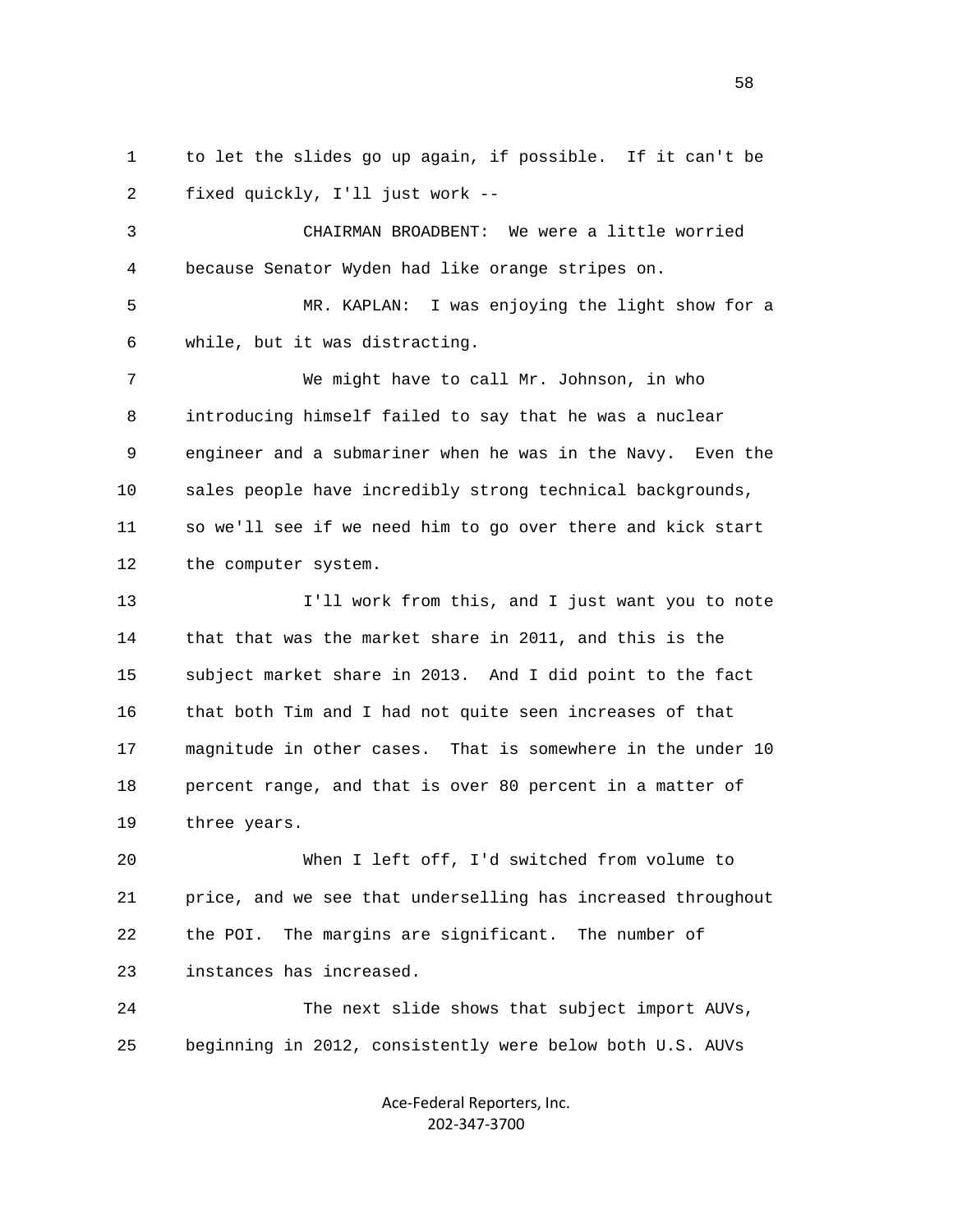to let the slides go up again, if possible. If it can't be fixed quickly, I'll just work --

CHAIRMAN BROADBENT: We were a little worried because Senator Wyden had like orange stripes on.

MR. KAPLAN: I was enjoying the light show for a while, but it was distracting.

We might have to call Mr. Johnson, in who introducing himself failed to say that he was a nuclear engineer and a submariner when he was in the Navy. Even the sales people have incredibly strong technical backgrounds, so we'll see if we need him to go over there and kick start the computer system.

I'll work from this, and I just want you to note that that was the market share in 2011, and this is the subject market share in 2013. And I did point to the fact that both Tim and I had not quite seen increases of that magnitude in other cases. That is somewhere in the under 10 percent range, and that is over 80 percent in a matter of three years.

When I left off, I'd switched from volume to price, and we see that underselling has increased throughout the POI. The margins are significant. The number of instances has increased.

The next slide shows that subject import AUVs, beginning in 2012, consistently were below both U.S. AUVs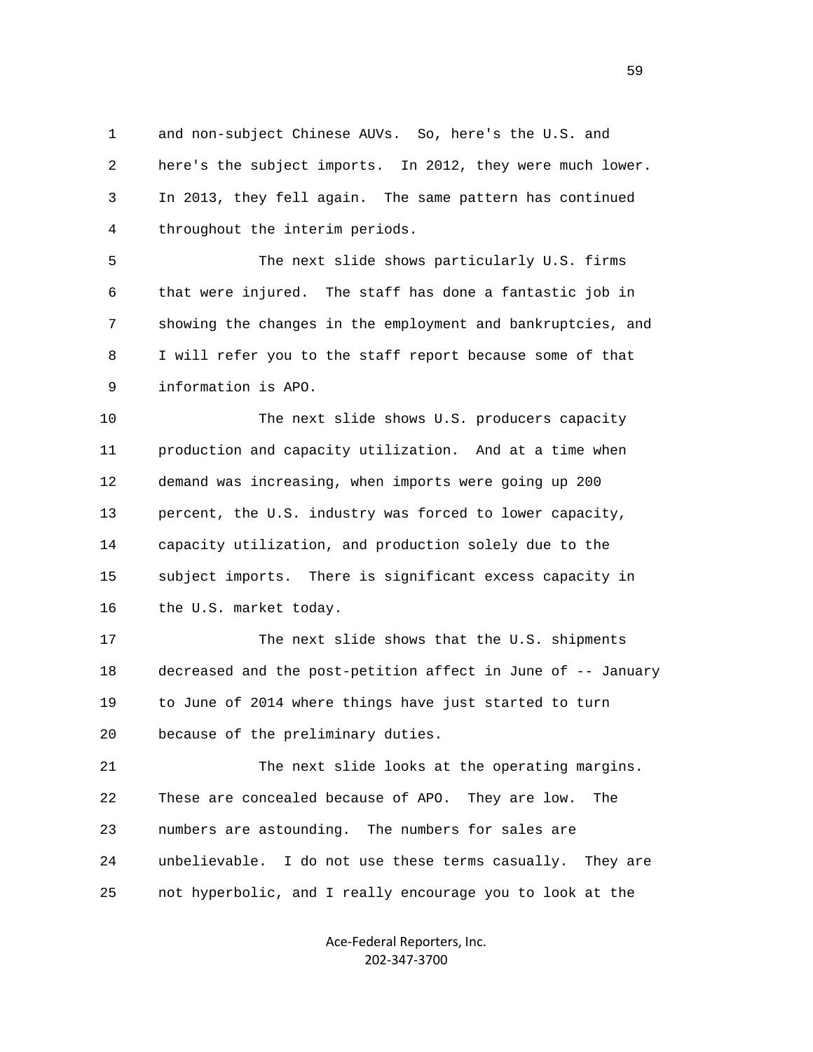1 and non-subject Chinese AUVs. So, here's the U.S. and
2 here's the subject imports. In 2012, they were much lower.
3 In 2013, they fell again. The same pattern has continued
4 throughout the interim periods.

5 The next slide shows particularly U.S. firms
6 that were injured. The staff has done a fantastic job in
7 showing the changes in the employment and bankruptcies, and
8 I will refer you to the staff report because some of that
9 information is APO.

10 The next slide shows U.S. producers capacity
11 production and capacity utilization. And at a time when
12 demand was increasing, when imports were going up 200
13 percent, the U.S. industry was forced to lower capacity,
14 capacity utilization, and production solely due to the
15 subject imports. There is significant excess capacity in
16 the U.S. market today.

17 The next slide shows that the U.S. shipments
18 decreased and the post-petition affect in June of -- January
19 to June of 2014 where things have just started to turn
20 because of the preliminary duties.

21 The next slide looks at the operating margins.
22 These are concealed because of APO. They are low. The
23 numbers are astounding. The numbers for sales are
24 unbelievable. I do not use these terms casually. They are
25 not hyperbolic, and I really encourage you to look at the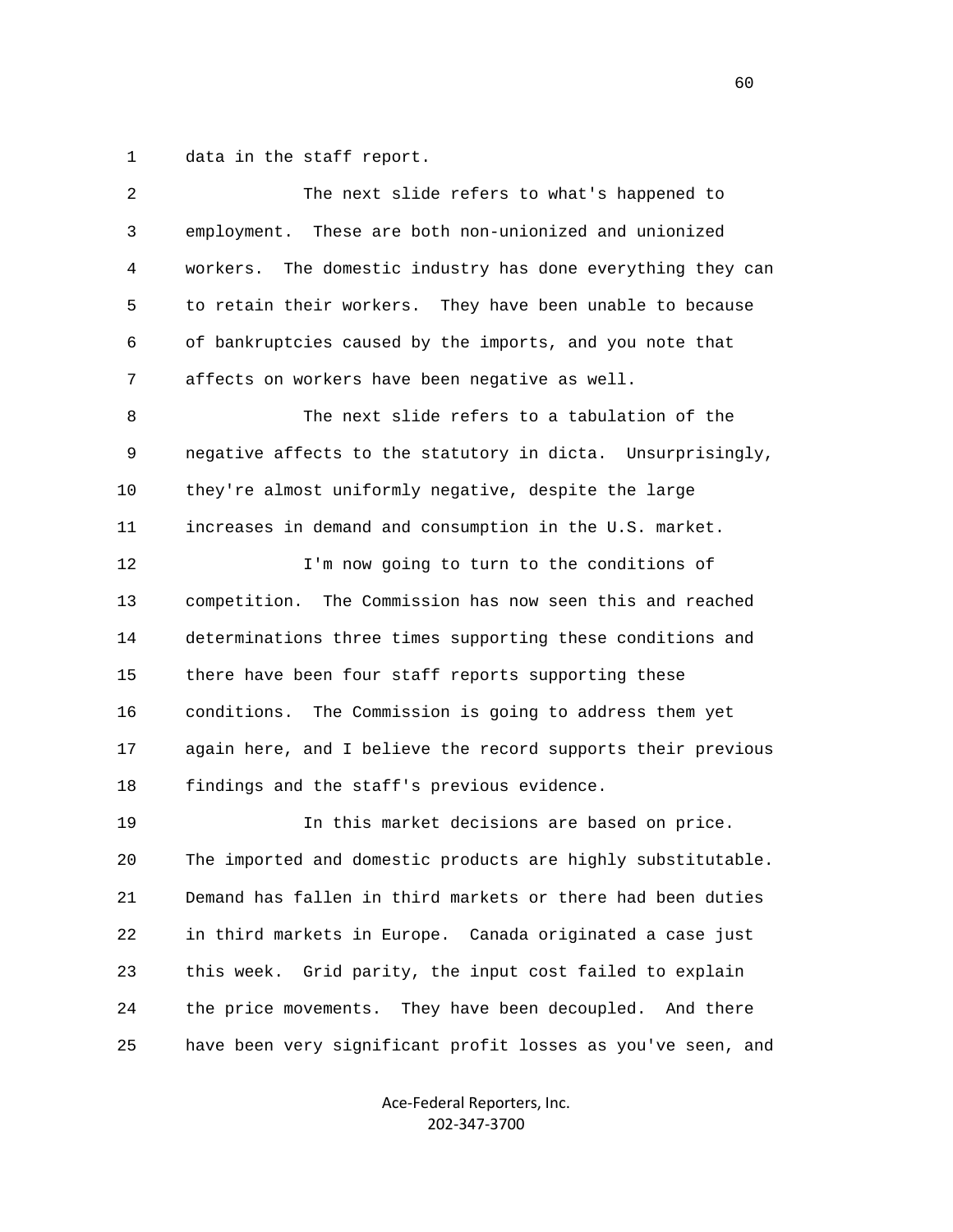1 data in the staff report.

2 The next slide refers to what's happened to
3 employment. These are both non-unionized and unionized
4 workers. The domestic industry has done everything they can
5 to retain their workers. They have been unable to because
6 of bankruptcies caused by the imports, and you note that
7 affects on workers have been negative as well.

8 The next slide refers to a tabulation of the
9 negative affects to the statutory in dicta. Unsurprisingly,
10 they're almost uniformly negative, despite the large
11 increases in demand and consumption in the U.S. market.

12 I'm now going to turn to the conditions of
13 competition. The Commission has now seen this and reached
14 determinations three times supporting these conditions and
15 there have been four staff reports supporting these
16 conditions. The Commission is going to address them yet
17 again here, and I believe the record supports their previous
18 findings and the staff's previous evidence.

19 In this market decisions are based on price.
20 The imported and domestic products are highly substitutable.
21 Demand has fallen in third markets or there had been duties
22 in third markets in Europe. Canada originated a case just
23 this week. Grid parity, the input cost failed to explain
24 the price movements. They have been decoupled. And there
25 have been very significant profit losses as you've seen, and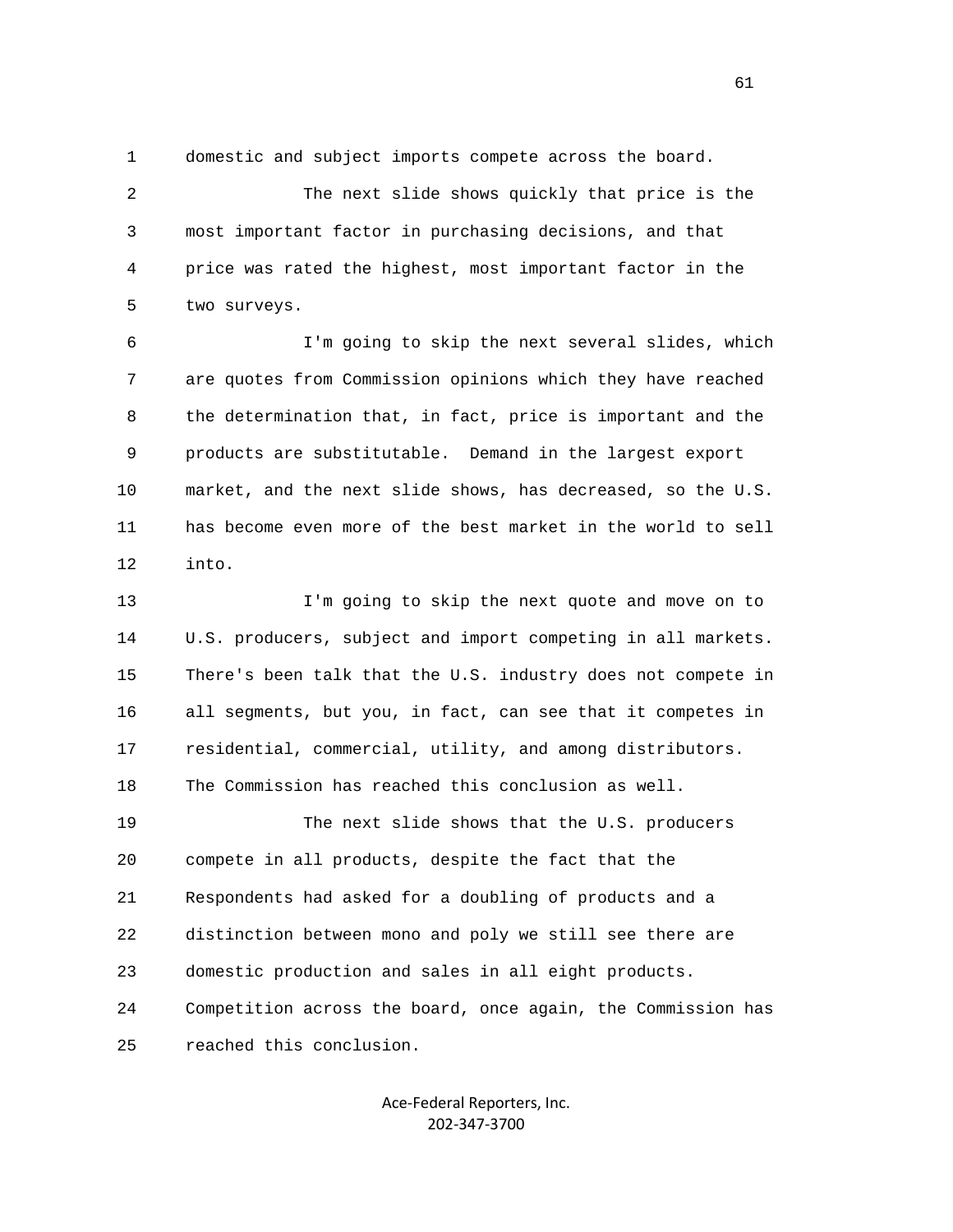domestic and subject imports compete across the board.

The next slide shows quickly that price is the most important factor in purchasing decisions, and that price was rated the highest, most important factor in the two surveys.

I'm going to skip the next several slides, which are quotes from Commission opinions which they have reached the determination that, in fact, price is important and the products are substitutable. Demand in the largest export market, and the next slide shows, has decreased, so the U.S. has become even more of the best market in the world to sell into.

I'm going to skip the next quote and move on to U.S. producers, subject and import competing in all markets. There's been talk that the U.S. industry does not compete in all segments, but you, in fact, can see that it competes in residential, commercial, utility, and among distributors. The Commission has reached this conclusion as well.

The next slide shows that the U.S. producers compete in all products, despite the fact that the Respondents had asked for a doubling of products and a distinction between mono and poly we still see there are domestic production and sales in all eight products. Competition across the board, once again, the Commission has reached this conclusion.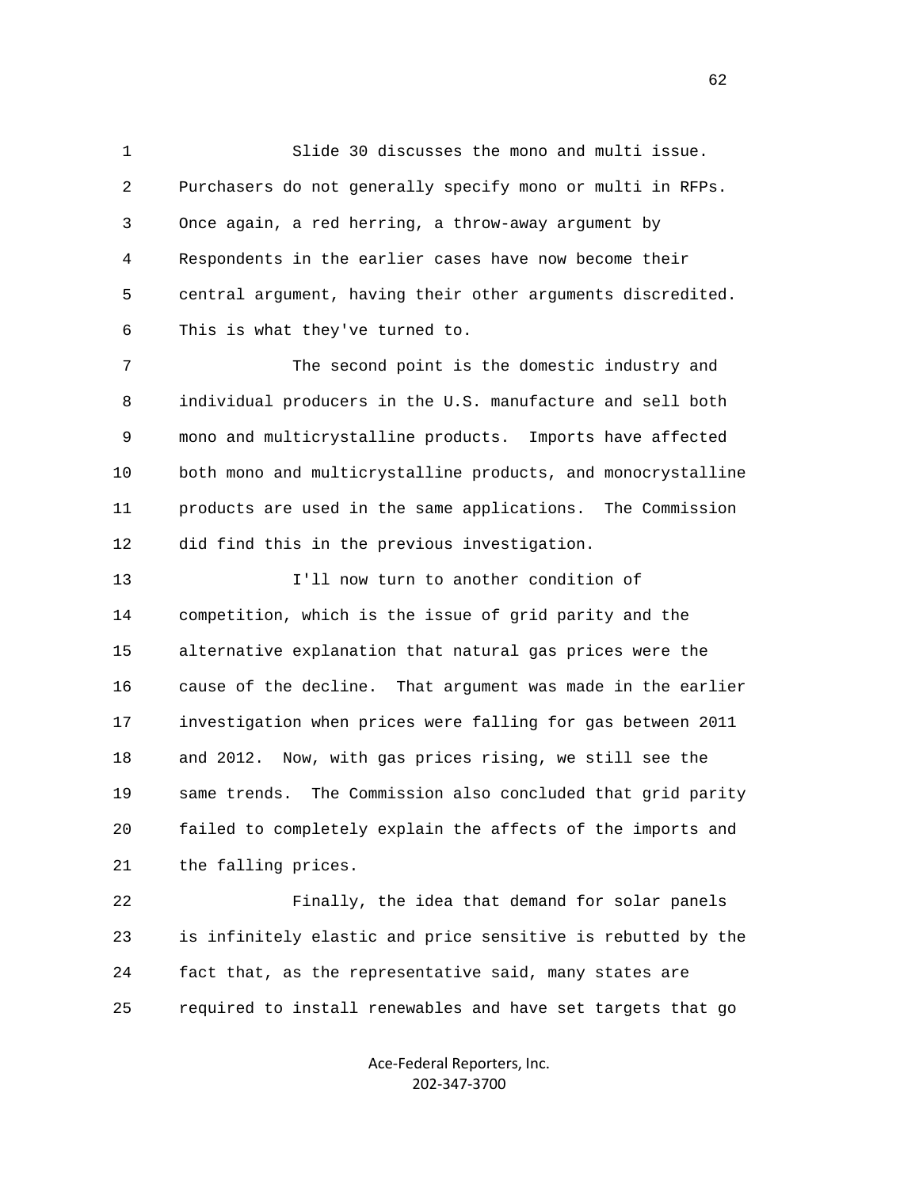Slide 30 discusses the mono and multi issue. Purchasers do not generally specify mono or multi in RFPs. Once again, a red herring, a throw-away argument by Respondents in the earlier cases have now become their central argument, having their other arguments discredited. This is what they've turned to.

The second point is the domestic industry and individual producers in the U.S. manufacture and sell both mono and multicrystalline products. Imports have affected both mono and multicrystalline products, and monocrystalline products are used in the same applications. The Commission did find this in the previous investigation.

I'll now turn to another condition of competition, which is the issue of grid parity and the alternative explanation that natural gas prices were the cause of the decline. That argument was made in the earlier investigation when prices were falling for gas between 2011 and 2012. Now, with gas prices rising, we still see the same trends. The Commission also concluded that grid parity failed to completely explain the affects of the imports and the falling prices.

Finally, the idea that demand for solar panels is infinitely elastic and price sensitive is rebutted by the fact that, as the representative said, many states are required to install renewables and have set targets that go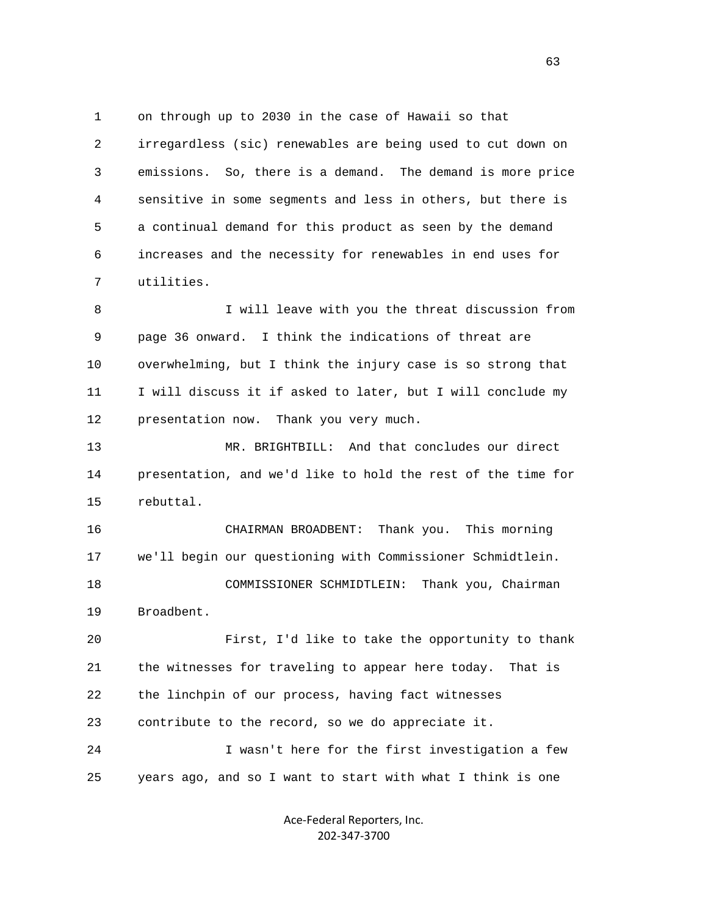1 on through up to 2030 in the case of Hawaii so that
2 irregardless (sic) renewables are being used to cut down on
3 emissions. So, there is a demand. The demand is more price
4 sensitive in some segments and less in others, but there is
5 a continual demand for this product as seen by the demand
6 increases and the necessity for renewables in end uses for
7 utilities.

8 I will leave with you the threat discussion from
9 page 36 onward. I think the indications of threat are
10 overwhelming, but I think the injury case is so strong that
11 I will discuss it if asked to later, but I will conclude my
12 presentation now. Thank you very much.

13 MR. BRIGHTBILL: And that concludes our direct
14 presentation, and we'd like to hold the rest of the time for
15 rebuttal.

16 CHAIRMAN BROADBENT: Thank you. This morning
17 we'll begin our questioning with Commissioner Schmidtlein.

18 COMMISSIONER SCHMIDTLEIN: Thank you, Chairman
19 Broadbent.

20 First, I'd like to take the opportunity to thank
21 the witnesses for traveling to appear here today. That is
22 the linchpin of our process, having fact witnesses
23 contribute to the record, so we do appreciate it.

24 I wasn't here for the first investigation a few
25 years ago, and so I want to start with what I think is one

Ace-Federal Reporters, Inc.
202-347-3700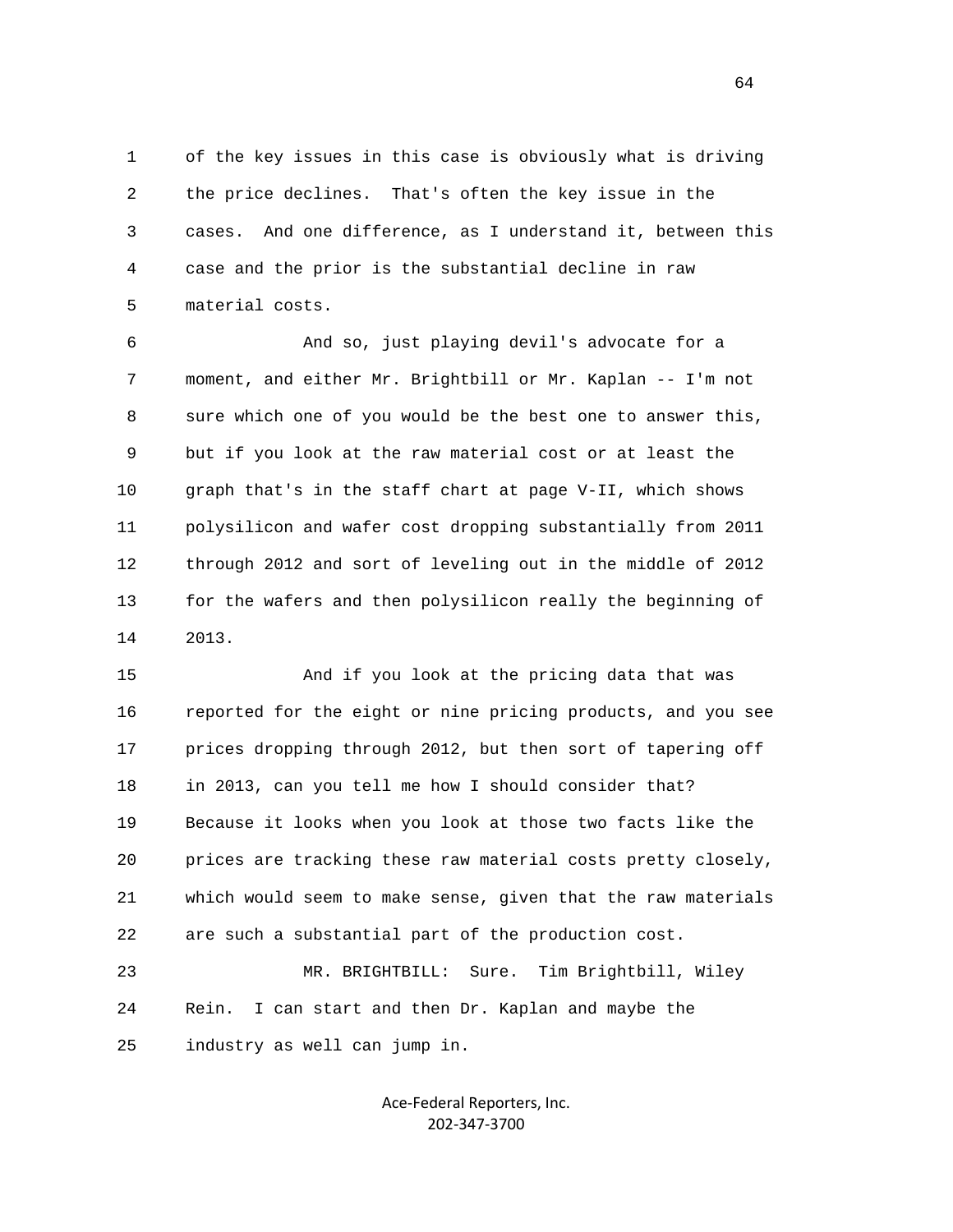of the key issues in this case is obviously what is driving the price declines. That's often the key issue in the cases. And one difference, as I understand it, between this case and the prior is the substantial decline in raw material costs.

And so, just playing devil's advocate for a moment, and either Mr. Brightbill or Mr. Kaplan -- I'm not sure which one of you would be the best one to answer this, but if you look at the raw material cost or at least the graph that's in the staff chart at page V-II, which shows polysilicon and wafer cost dropping substantially from 2011 through 2012 and sort of leveling out in the middle of 2012 for the wafers and then polysilicon really the beginning of 2013.

And if you look at the pricing data that was reported for the eight or nine pricing products, and you see prices dropping through 2012, but then sort of tapering off in 2013, can you tell me how I should consider that? Because it looks when you look at those two facts like the prices are tracking these raw material costs pretty closely, which would seem to make sense, given that the raw materials are such a substantial part of the production cost.

MR. BRIGHTBILL: Sure. Tim Brightbill, Wiley Rein. I can start and then Dr. Kaplan and maybe the industry as well can jump in.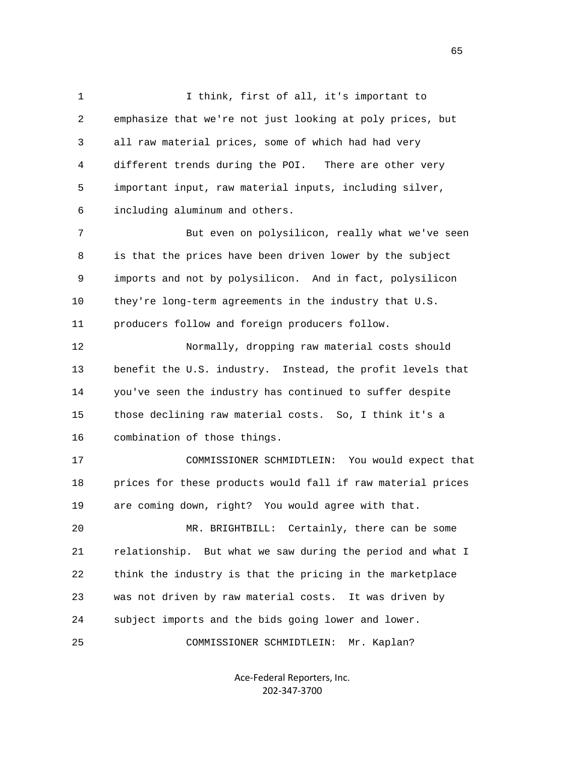I think, first of all, it's important to emphasize that we're not just looking at poly prices, but all raw material prices, some of which had had very different trends during the POI. There are other very important input, raw material inputs, including silver, including aluminum and others.

But even on polysilicon, really what we've seen is that the prices have been driven lower by the subject imports and not by polysilicon. And in fact, polysilicon they're long-term agreements in the industry that U.S. producers follow and foreign producers follow.

Normally, dropping raw material costs should benefit the U.S. industry. Instead, the profit levels that you've seen the industry has continued to suffer despite those declining raw material costs. So, I think it's a combination of those things.

COMMISSIONER SCHMIDTLEIN: You would expect that prices for these products would fall if raw material prices are coming down, right? You would agree with that.

MR. BRIGHTBILL: Certainly, there can be some relationship. But what we saw during the period and what I think the industry is that the pricing in the marketplace was not driven by raw material costs. It was driven by subject imports and the bids going lower and lower.

COMMISSIONER SCHMIDTLEIN: Mr. Kaplan?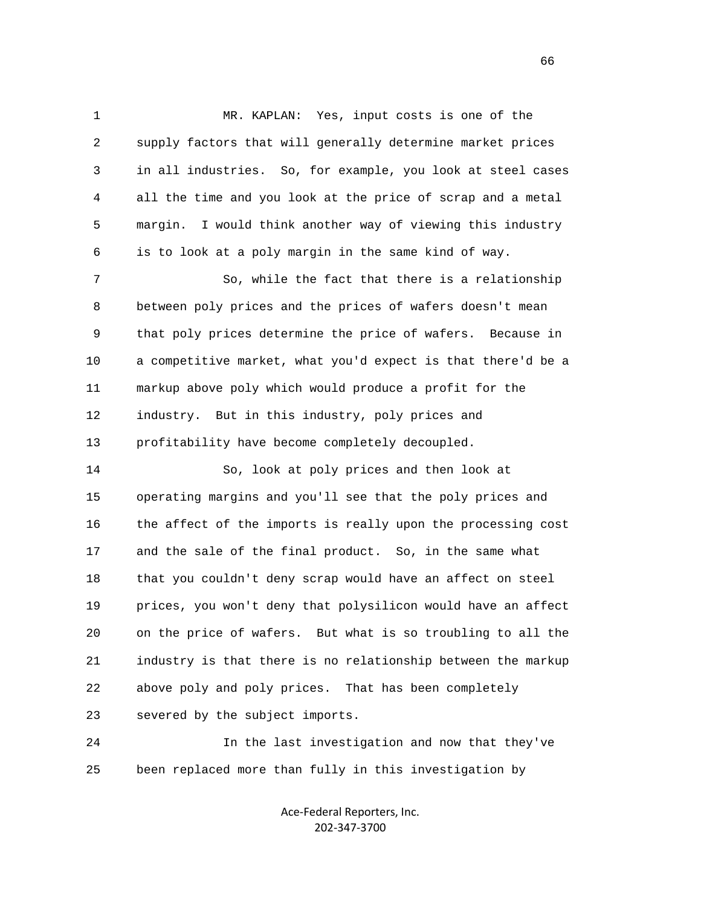MR. KAPLAN: Yes, input costs is one of the supply factors that will generally determine market prices in all industries. So, for example, you look at steel cases all the time and you look at the price of scrap and a metal margin. I would think another way of viewing this industry is to look at a poly margin in the same kind of way.

So, while the fact that there is a relationship between poly prices and the prices of wafers doesn't mean that poly prices determine the price of wafers. Because in a competitive market, what you'd expect is that there'd be a markup above poly which would produce a profit for the industry. But in this industry, poly prices and profitability have become completely decoupled.

So, look at poly prices and then look at operating margins and you'll see that the poly prices and the affect of the imports is really upon the processing cost and the sale of the final product. So, in the same what that you couldn't deny scrap would have an affect on steel prices, you won't deny that polysilicon would have an affect on the price of wafers. But what is so troubling to all the industry is that there is no relationship between the markup above poly and poly prices. That has been completely severed by the subject imports.

In the last investigation and now that they've been replaced more than fully in this investigation by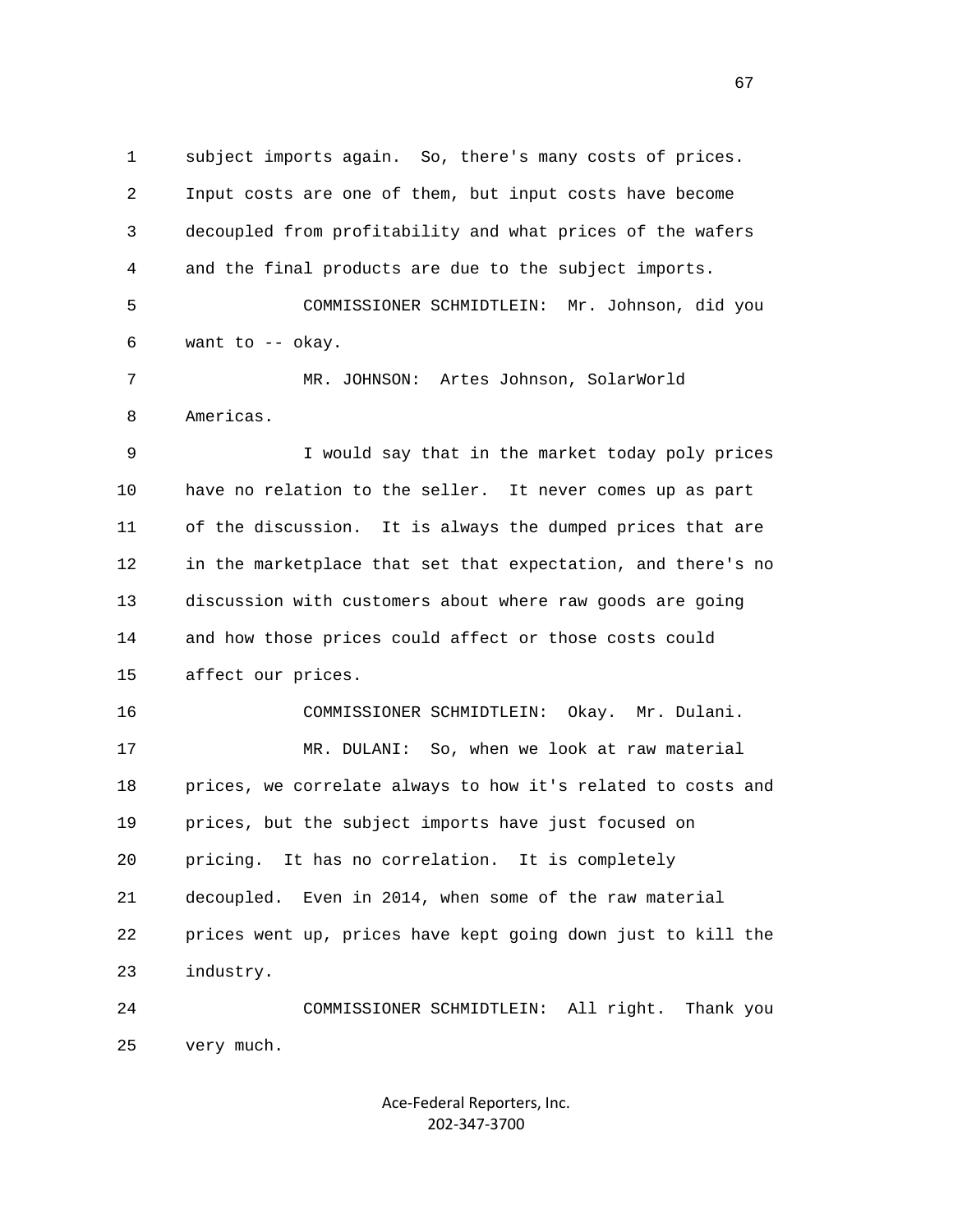subject imports again. So, there's many costs of prices. Input costs are one of them, but input costs have become decoupled from profitability and what prices of the wafers and the final products are due to the subject imports.

COMMISSIONER SCHMIDTLEIN: Mr. Johnson, did you want to -- okay.

MR. JOHNSON: Artes Johnson, SolarWorld Americas.

I would say that in the market today poly prices have no relation to the seller. It never comes up as part of the discussion. It is always the dumped prices that are in the marketplace that set that expectation, and there's no discussion with customers about where raw goods are going and how those prices could affect or those costs could affect our prices.

COMMISSIONER SCHMIDTLEIN: Okay. Mr. Dulani.

MR. DULANI: So, when we look at raw material prices, we correlate always to how it's related to costs and prices, but the subject imports have just focused on pricing. It has no correlation. It is completely decoupled. Even in 2014, when some of the raw material prices went up, prices have kept going down just to kill the industry.

COMMISSIONER SCHMIDTLEIN: All right. Thank you very much.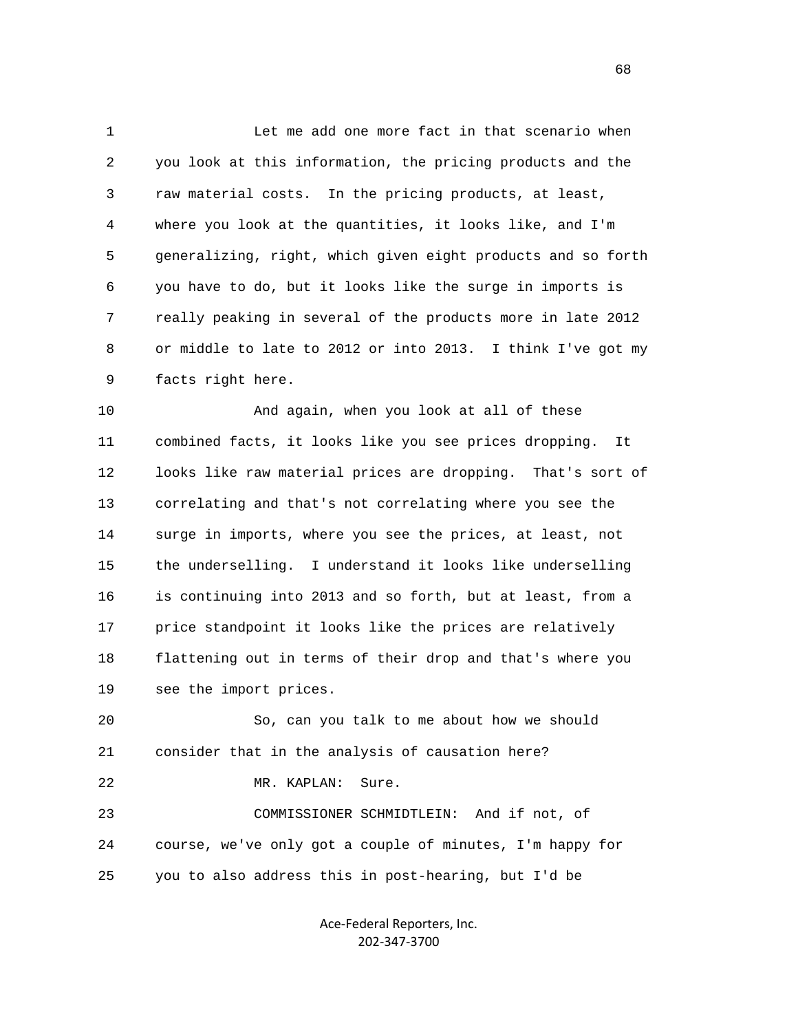Let me add one more fact in that scenario when you look at this information, the pricing products and the raw material costs. In the pricing products, at least, where you look at the quantities, it looks like, and I'm generalizing, right, which given eight products and so forth you have to do, but it looks like the surge in imports is really peaking in several of the products more in late 2012 or middle to late to 2012 or into 2013. I think I've got my facts right here.

And again, when you look at all of these combined facts, it looks like you see prices dropping. It looks like raw material prices are dropping. That's sort of correlating and that's not correlating where you see the surge in imports, where you see the prices, at least, not the underselling. I understand it looks like underselling is continuing into 2013 and so forth, but at least, from a price standpoint it looks like the prices are relatively flattening out in terms of their drop and that's where you see the import prices.

So, can you talk to me about how we should consider that in the analysis of causation here?

MR. KAPLAN: Sure.

COMMISSIONER SCHMIDTLEIN: And if not, of course, we've only got a couple of minutes, I'm happy for you to also address this in post-hearing, but I'd be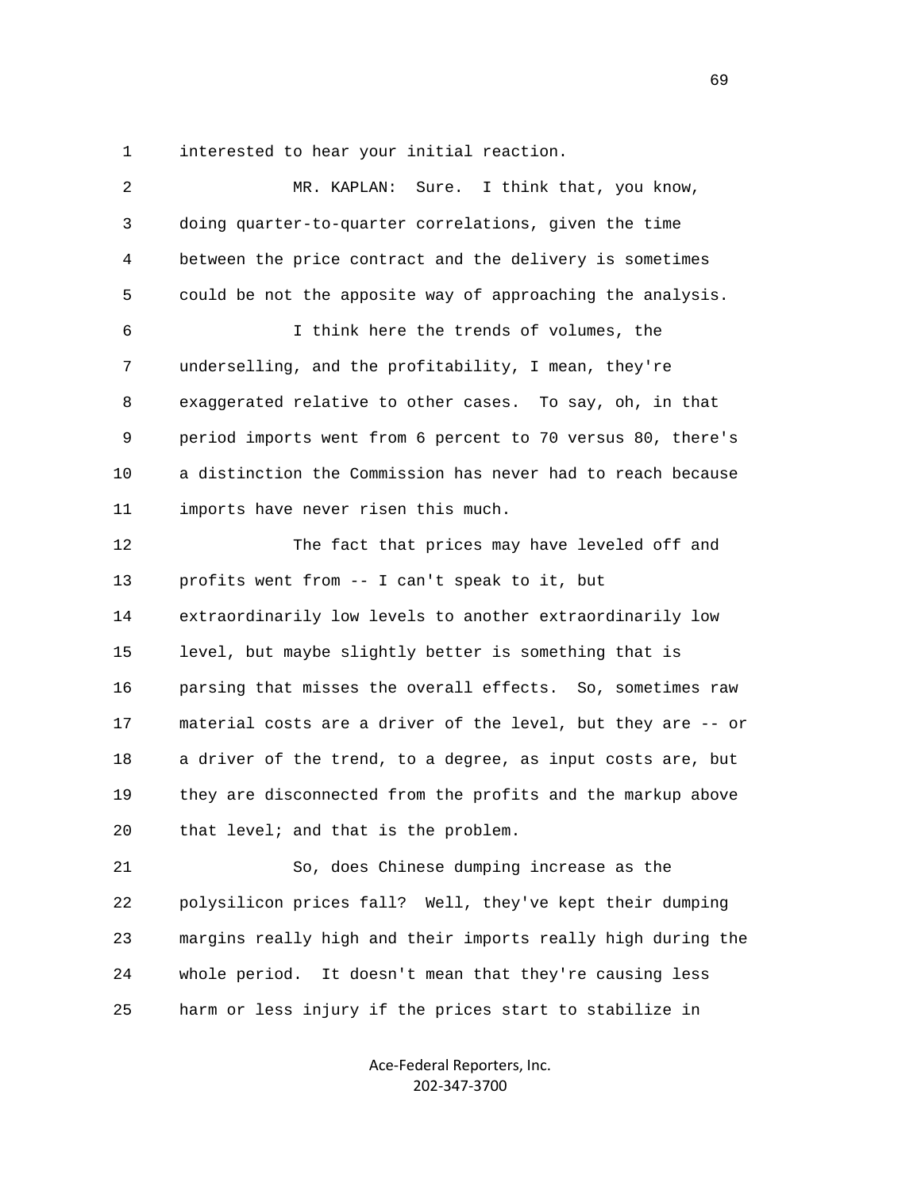interested to hear your initial reaction.

MR. KAPLAN: Sure. I think that, you know, doing quarter-to-quarter correlations, given the time between the price contract and the delivery is sometimes could be not the apposite way of approaching the analysis.

I think here the trends of volumes, the underselling, and the profitability, I mean, they're exaggerated relative to other cases. To say, oh, in that period imports went from 6 percent to 70 versus 80, there's a distinction the Commission has never had to reach because imports have never risen this much.

The fact that prices may have leveled off and profits went from -- I can't speak to it, but extraordinarily low levels to another extraordinarily low level, but maybe slightly better is something that is parsing that misses the overall effects. So, sometimes raw material costs are a driver of the level, but they are -- or a driver of the trend, to a degree, as input costs are, but they are disconnected from the profits and the markup above that level; and that is the problem.

So, does Chinese dumping increase as the polysilicon prices fall? Well, they've kept their dumping margins really high and their imports really high during the whole period. It doesn't mean that they're causing less harm or less injury if the prices start to stabilize in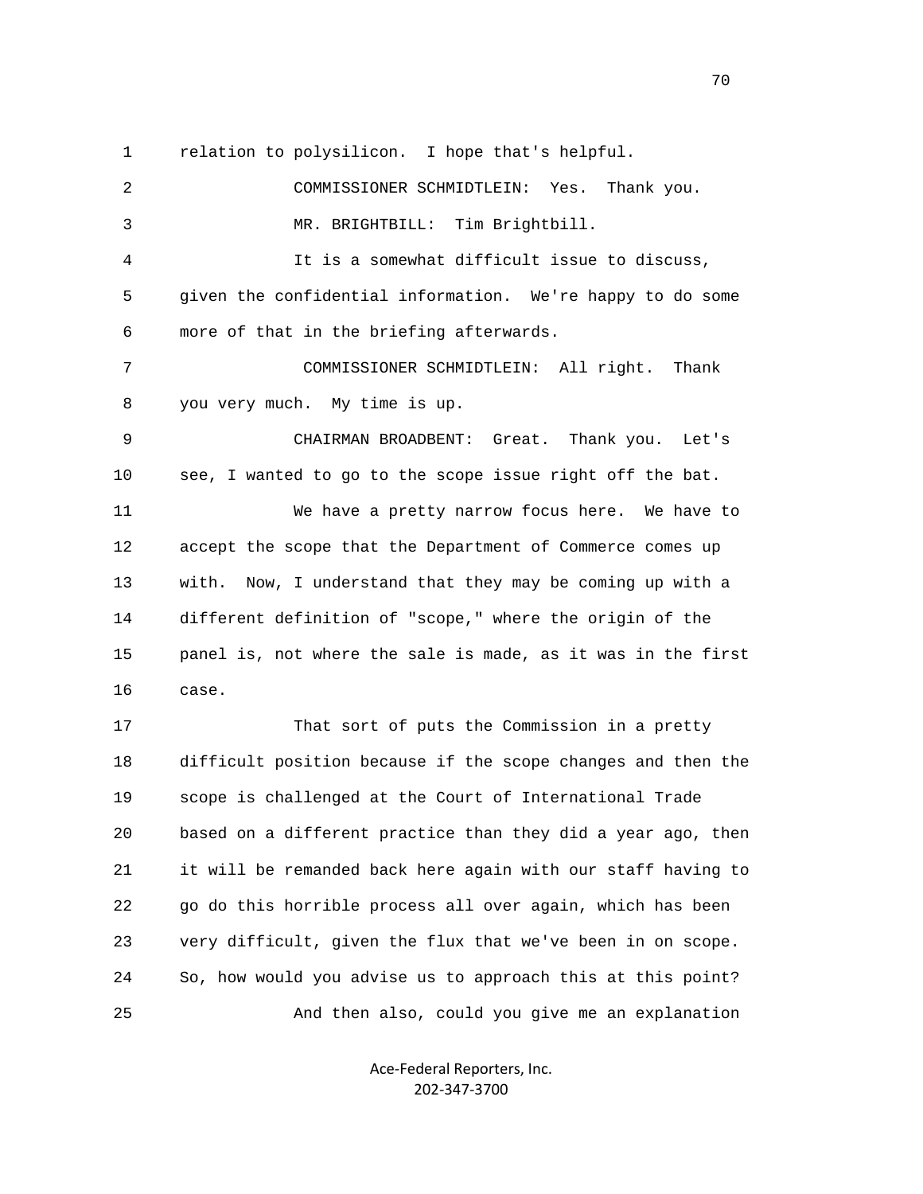relation to polysilicon. I hope that's helpful.

COMMISSIONER SCHMIDTLEIN: Yes. Thank you.

MR. BRIGHTBILL: Tim Brightbill.

It is a somewhat difficult issue to discuss, given the confidential information. We're happy to do some more of that in the briefing afterwards.

COMMISSIONER SCHMIDTLEIN: All right. Thank you very much. My time is up.

CHAIRMAN BROADBENT: Great. Thank you. Let's see, I wanted to go to the scope issue right off the bat.

We have a pretty narrow focus here. We have to accept the scope that the Department of Commerce comes up with. Now, I understand that they may be coming up with a different definition of "scope," where the origin of the panel is, not where the sale is made, as it was in the first case.

That sort of puts the Commission in a pretty difficult position because if the scope changes and then the scope is challenged at the Court of International Trade based on a different practice than they did a year ago, then it will be remanded back here again with our staff having to go do this horrible process all over again, which has been very difficult, given the flux that we've been in on scope. So, how would you advise us to approach this at this point?

And then also, could you give me an explanation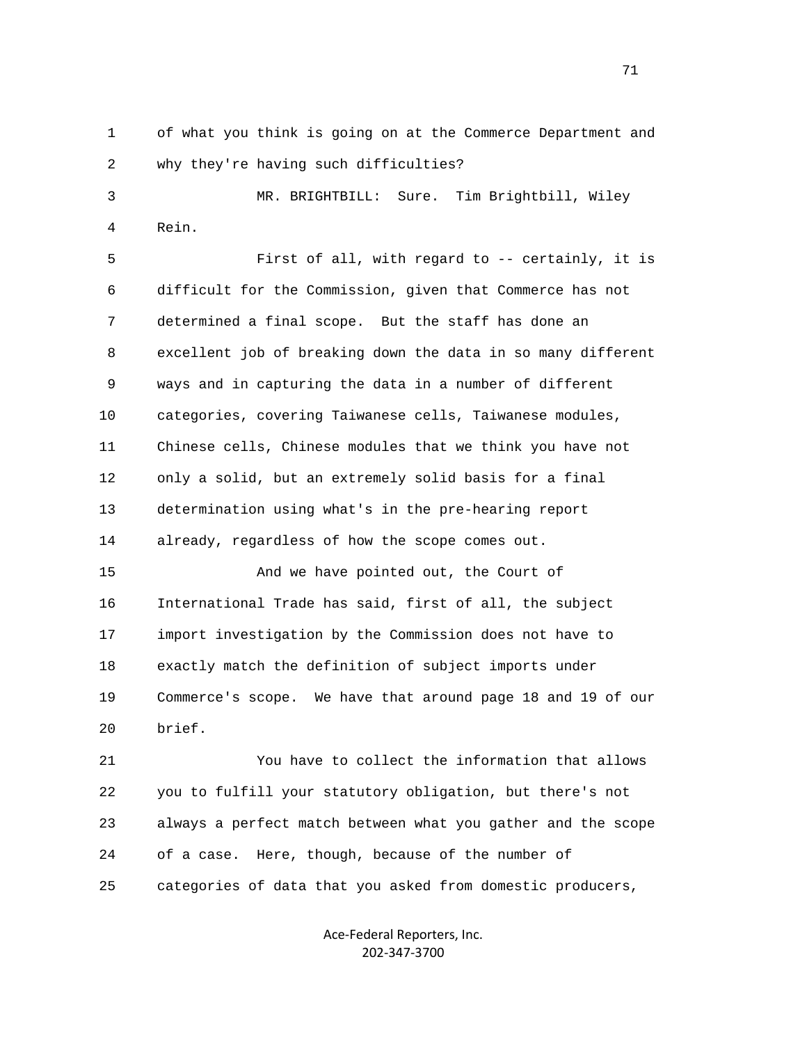of what you think is going on at the Commerce Department and why they're having such difficulties?

MR. BRIGHTBILL: Sure. Tim Brightbill, Wiley Rein.

First of all, with regard to -- certainly, it is difficult for the Commission, given that Commerce has not determined a final scope. But the staff has done an excellent job of breaking down the data in so many different ways and in capturing the data in a number of different categories, covering Taiwanese cells, Taiwanese modules, Chinese cells, Chinese modules that we think you have not only a solid, but an extremely solid basis for a final determination using what's in the pre-hearing report already, regardless of how the scope comes out.

And we have pointed out, the Court of International Trade has said, first of all, the subject import investigation by the Commission does not have to exactly match the definition of subject imports under Commerce's scope. We have that around page 18 and 19 of our brief.

You have to collect the information that allows you to fulfill your statutory obligation, but there's not always a perfect match between what you gather and the scope of a case. Here, though, because of the number of categories of data that you asked from domestic producers,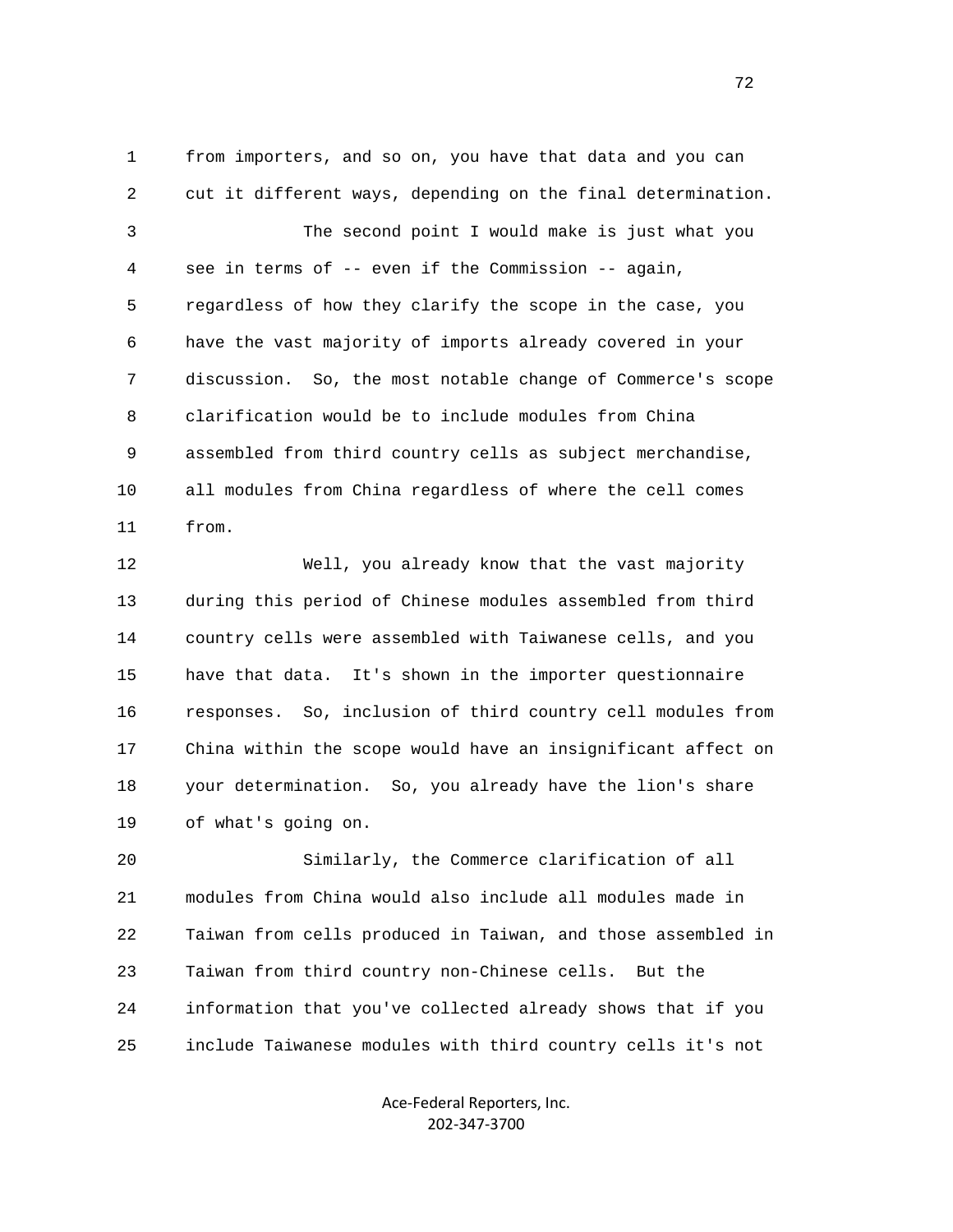from importers, and so on, you have that data and you can cut it different ways, depending on the final determination.

The second point I would make is just what you see in terms of -- even if the Commission -- again, regardless of how they clarify the scope in the case, you have the vast majority of imports already covered in your discussion. So, the most notable change of Commerce's scope clarification would be to include modules from China assembled from third country cells as subject merchandise, all modules from China regardless of where the cell comes from.

Well, you already know that the vast majority during this period of Chinese modules assembled from third country cells were assembled with Taiwanese cells, and you have that data. It's shown in the importer questionnaire responses. So, inclusion of third country cell modules from China within the scope would have an insignificant affect on your determination. So, you already have the lion's share of what's going on.

Similarly, the Commerce clarification of all modules from China would also include all modules made in Taiwan from cells produced in Taiwan, and those assembled in Taiwan from third country non-Chinese cells. But the information that you've collected already shows that if you include Taiwanese modules with third country cells it's not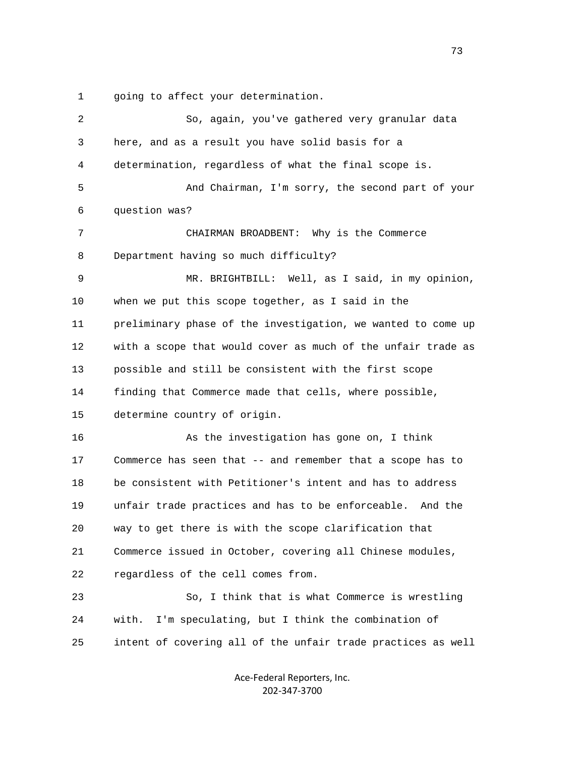going to affect your determination.

So, again, you've gathered very granular data here, and as a result you have solid basis for a determination, regardless of what the final scope is.

And Chairman, I'm sorry, the second part of your question was?

CHAIRMAN BROADBENT: Why is the Commerce Department having so much difficulty?

MR. BRIGHTBILL: Well, as I said, in my opinion, when we put this scope together, as I said in the preliminary phase of the investigation, we wanted to come up with a scope that would cover as much of the unfair trade as possible and still be consistent with the first scope finding that Commerce made that cells, where possible, determine country of origin.

As the investigation has gone on, I think Commerce has seen that -- and remember that a scope has to be consistent with Petitioner's intent and has to address unfair trade practices and has to be enforceable. And the way to get there is with the scope clarification that Commerce issued in October, covering all Chinese modules, regardless of the cell comes from.

So, I think that is what Commerce is wrestling with. I'm speculating, but I think the combination of intent of covering all of the unfair trade practices as well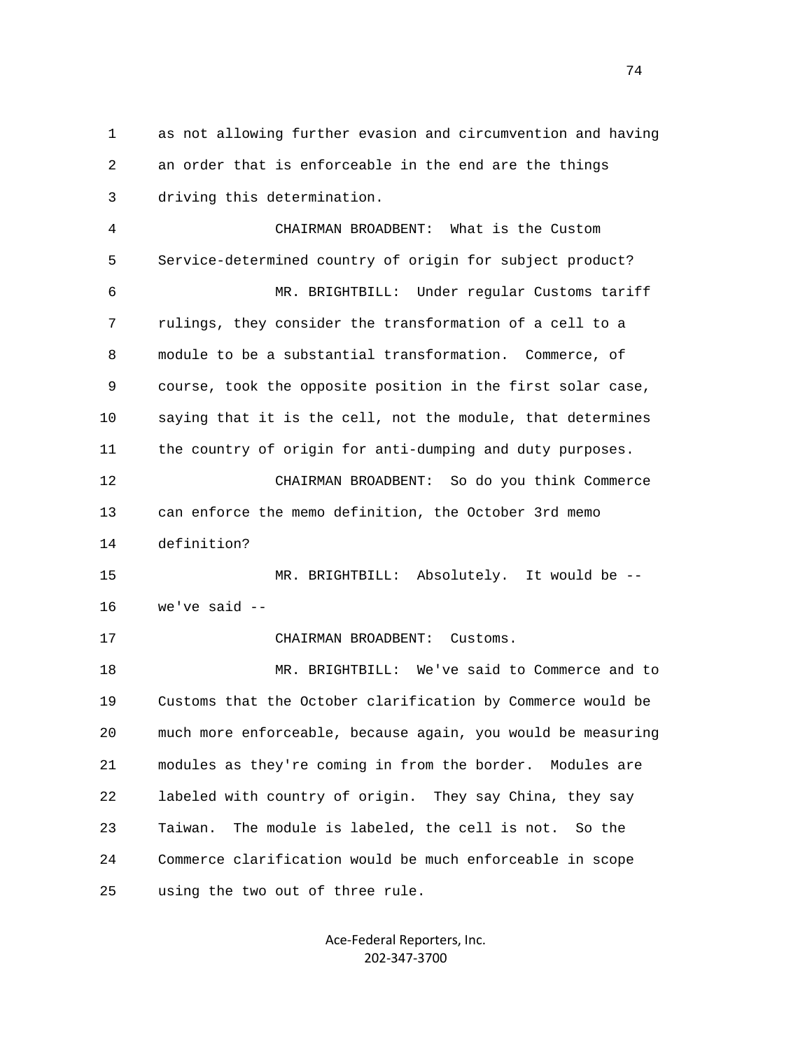as not allowing further evasion and circumvention and having an order that is enforceable in the end are the things driving this determination.

CHAIRMAN BROADBENT: What is the Custom Service-determined country of origin for subject product?

MR. BRIGHTBILL: Under regular Customs tariff rulings, they consider the transformation of a cell to a module to be a substantial transformation. Commerce, of course, took the opposite position in the first solar case, saying that it is the cell, not the module, that determines the country of origin for anti-dumping and duty purposes.

CHAIRMAN BROADBENT: So do you think Commerce can enforce the memo definition, the October 3rd memo definition?

MR. BRIGHTBILL: Absolutely. It would be -- we've said --

CHAIRMAN BROADBENT: Customs.

MR. BRIGHTBILL: We've said to Commerce and to Customs that the October clarification by Commerce would be much more enforceable, because again, you would be measuring modules as they're coming in from the border. Modules are labeled with country of origin. They say China, they say Taiwan. The module is labeled, the cell is not. So the Commerce clarification would be much enforceable in scope using the two out of three rule.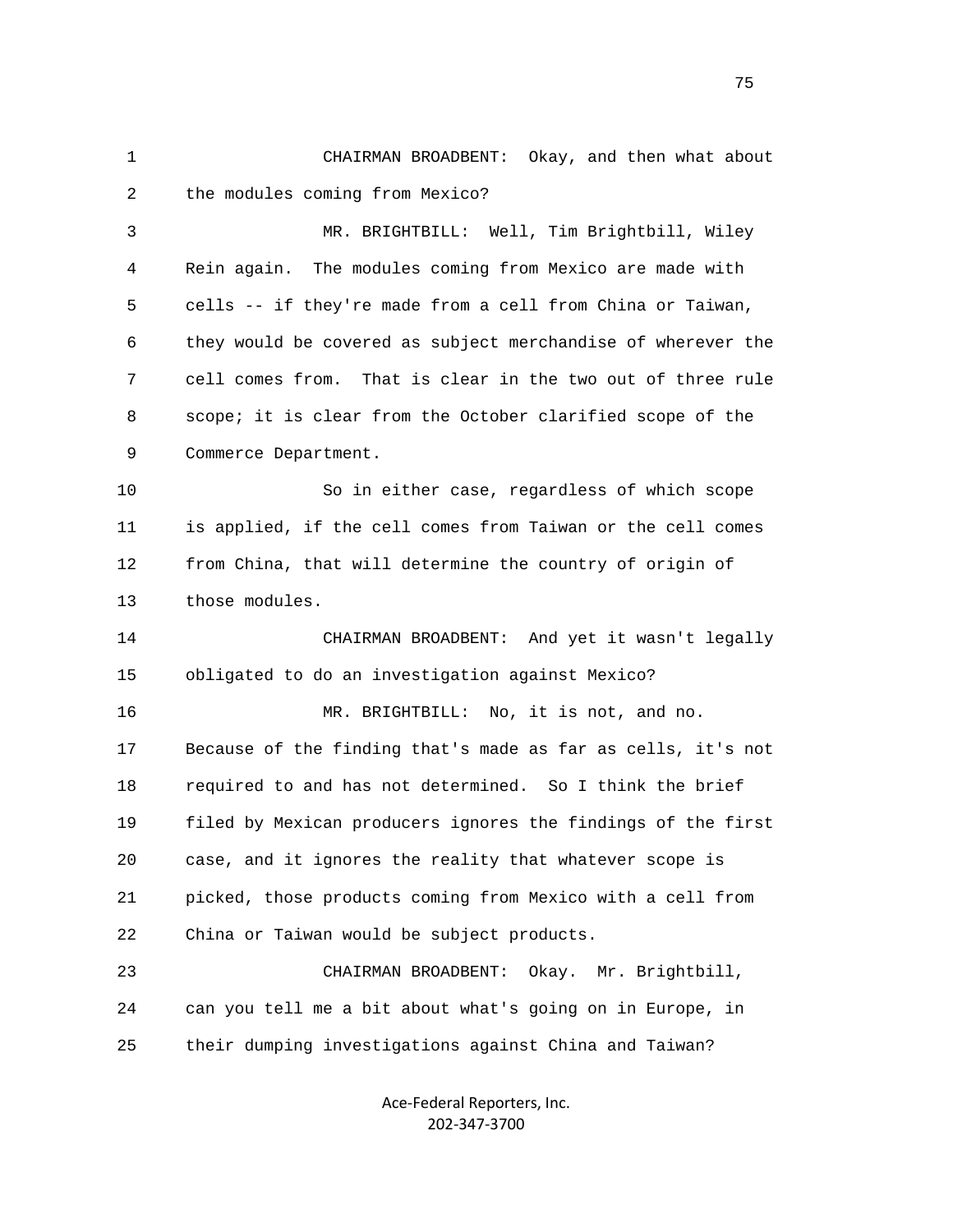CHAIRMAN BROADBENT: Okay, and then what about the modules coming from Mexico?

MR. BRIGHTBILL: Well, Tim Brightbill, Wiley Rein again. The modules coming from Mexico are made with cells -- if they're made from a cell from China or Taiwan, they would be covered as subject merchandise of wherever the cell comes from. That is clear in the two out of three rule scope; it is clear from the October clarified scope of the Commerce Department.

So in either case, regardless of which scope is applied, if the cell comes from Taiwan or the cell comes from China, that will determine the country of origin of those modules.

CHAIRMAN BROADBENT: And yet it wasn't legally obligated to do an investigation against Mexico?

MR. BRIGHTBILL: No, it is not, and no. Because of the finding that's made as far as cells, it's not required to and has not determined. So I think the brief filed by Mexican producers ignores the findings of the first case, and it ignores the reality that whatever scope is picked, those products coming from Mexico with a cell from China or Taiwan would be subject products.

CHAIRMAN BROADBENT: Okay. Mr. Brightbill, can you tell me a bit about what's going on in Europe, in their dumping investigations against China and Taiwan?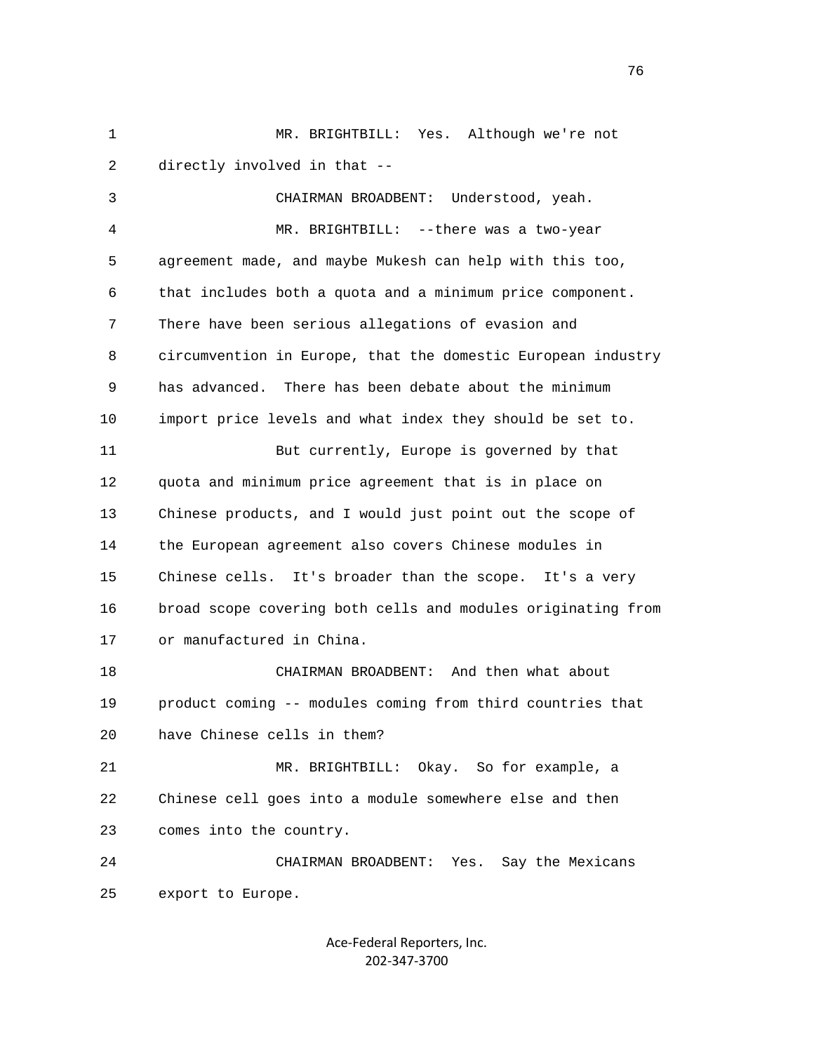MR. BRIGHTBILL: Yes. Although we're not directly involved in that --

CHAIRMAN BROADBENT: Understood, yeah.

MR. BRIGHTBILL: --there was a two-year agreement made, and maybe Mukesh can help with this too, that includes both a quota and a minimum price component. There have been serious allegations of evasion and circumvention in Europe, that the domestic European industry has advanced. There has been debate about the minimum import price levels and what index they should be set to.

But currently, Europe is governed by that quota and minimum price agreement that is in place on Chinese products, and I would just point out the scope of the European agreement also covers Chinese modules in Chinese cells. It's broader than the scope. It's a very broad scope covering both cells and modules originating from or manufactured in China.

CHAIRMAN BROADBENT: And then what about product coming -- modules coming from third countries that have Chinese cells in them?

MR. BRIGHTBILL: Okay. So for example, a Chinese cell goes into a module somewhere else and then comes into the country.

CHAIRMAN BROADBENT: Yes. Say the Mexicans export to Europe.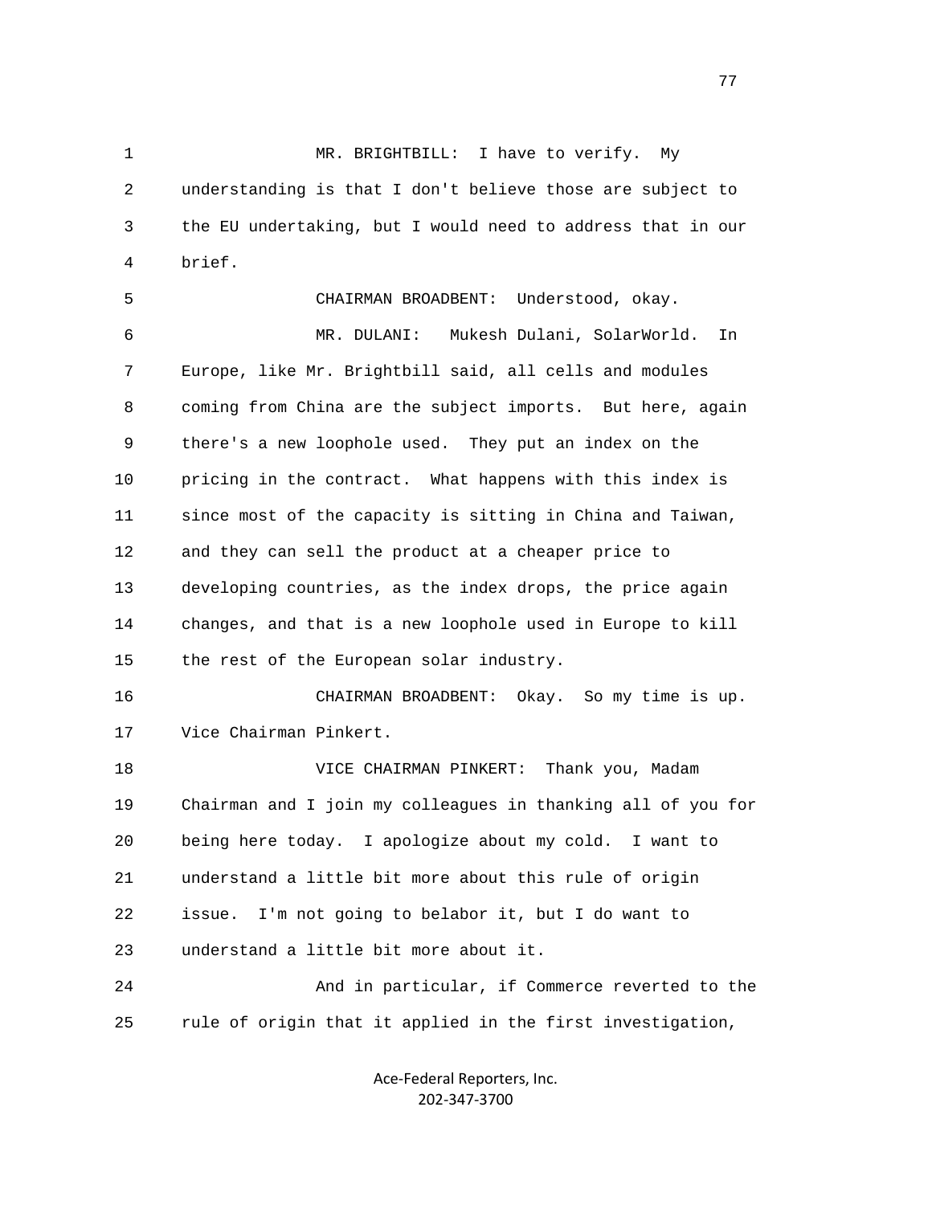MR. BRIGHTBILL: I have to verify. My understanding is that I don't believe those are subject to the EU undertaking, but I would need to address that in our brief.

CHAIRMAN BROADBENT: Understood, okay.

MR. DULANI: Mukesh Dulani, SolarWorld. In Europe, like Mr. Brightbill said, all cells and modules coming from China are the subject imports. But here, again there's a new loophole used. They put an index on the pricing in the contract. What happens with this index is since most of the capacity is sitting in China and Taiwan, and they can sell the product at a cheaper price to developing countries, as the index drops, the price again changes, and that is a new loophole used in Europe to kill the rest of the European solar industry.

CHAIRMAN BROADBENT: Okay. So my time is up. Vice Chairman Pinkert.

VICE CHAIRMAN PINKERT: Thank you, Madam Chairman and I join my colleagues in thanking all of you for being here today. I apologize about my cold. I want to understand a little bit more about this rule of origin issue. I'm not going to belabor it, but I do want to understand a little bit more about it.

And in particular, if Commerce reverted to the rule of origin that it applied in the first investigation,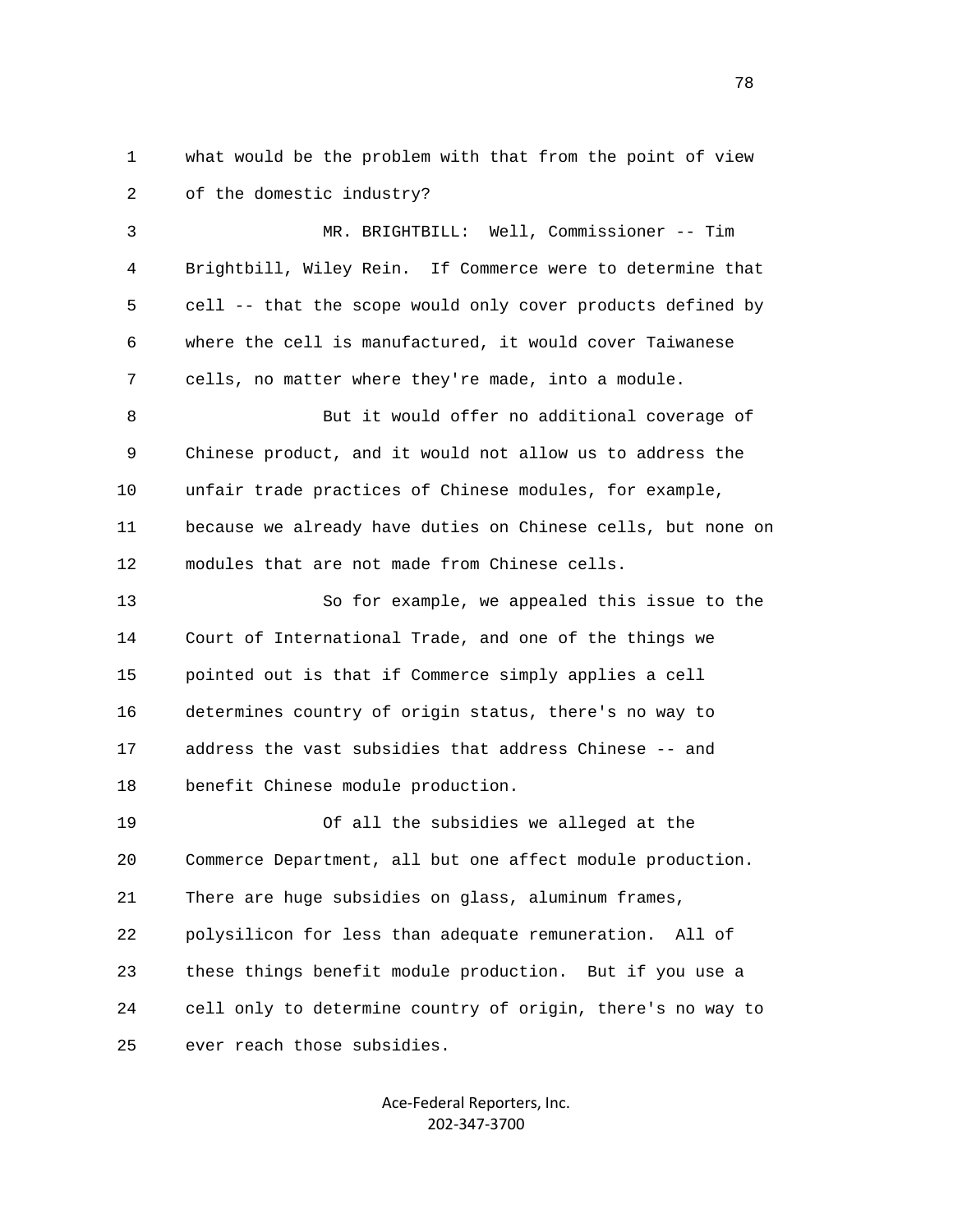what would be the problem with that from the point of view of the domestic industry?

MR. BRIGHTBILL: Well, Commissioner -- Tim Brightbill, Wiley Rein. If Commerce were to determine that cell -- that the scope would only cover products defined by where the cell is manufactured, it would cover Taiwanese cells, no matter where they're made, into a module.

But it would offer no additional coverage of Chinese product, and it would not allow us to address the unfair trade practices of Chinese modules, for example, because we already have duties on Chinese cells, but none on modules that are not made from Chinese cells.

So for example, we appealed this issue to the Court of International Trade, and one of the things we pointed out is that if Commerce simply applies a cell determines country of origin status, there's no way to address the vast subsidies that address Chinese -- and benefit Chinese module production.

Of all the subsidies we alleged at the Commerce Department, all but one affect module production. There are huge subsidies on glass, aluminum frames, polysilicon for less than adequate remuneration. All of these things benefit module production. But if you use a cell only to determine country of origin, there's no way to ever reach those subsidies.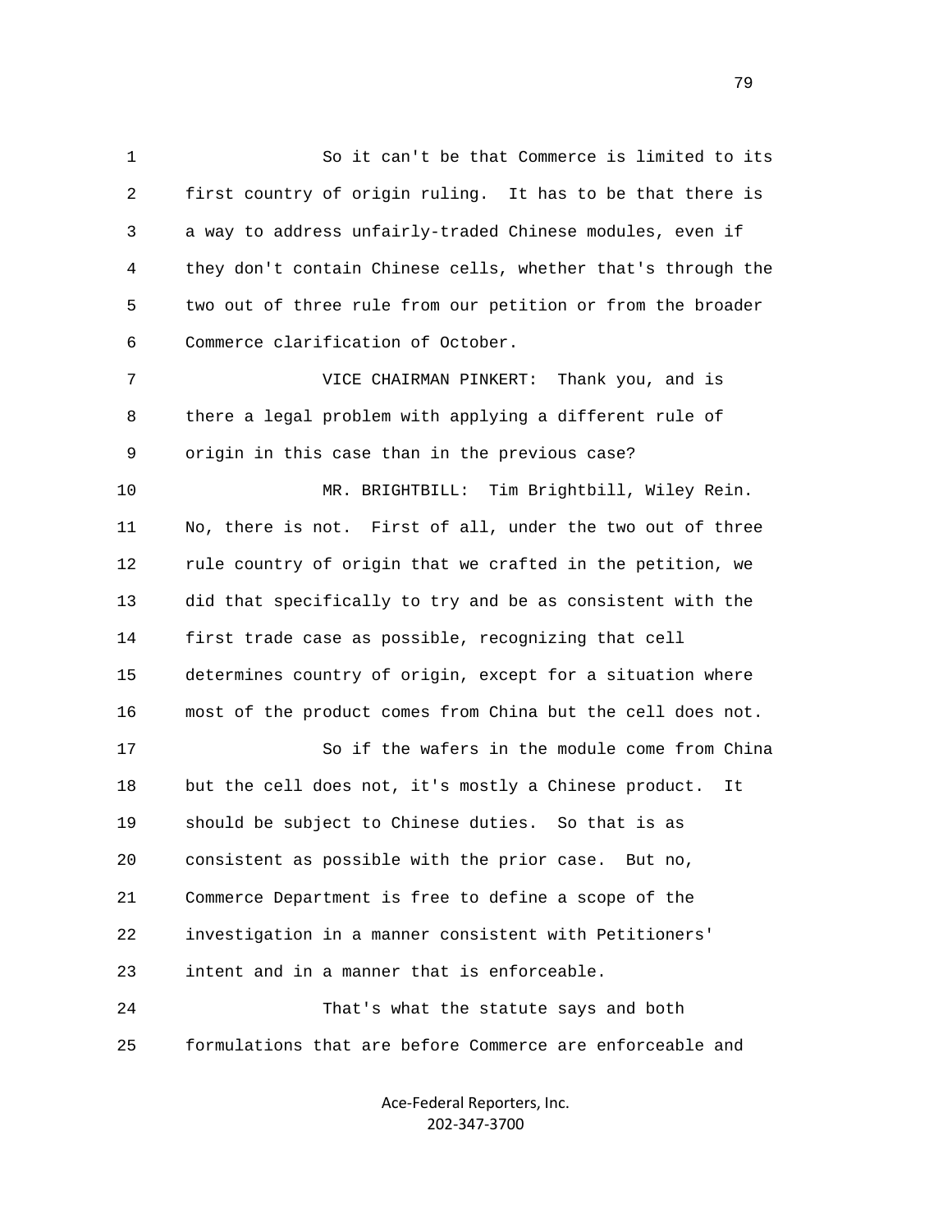So it can't be that Commerce is limited to its first country of origin ruling. It has to be that there is a way to address unfairly-traded Chinese modules, even if they don't contain Chinese cells, whether that's through the two out of three rule from our petition or from the broader Commerce clarification of October.

VICE CHAIRMAN PINKERT: Thank you, and is there a legal problem with applying a different rule of origin in this case than in the previous case?

MR. BRIGHTBILL: Tim Brightbill, Wiley Rein. No, there is not. First of all, under the two out of three rule country of origin that we crafted in the petition, we did that specifically to try and be as consistent with the first trade case as possible, recognizing that cell determines country of origin, except for a situation where most of the product comes from China but the cell does not.

So if the wafers in the module come from China but the cell does not, it's mostly a Chinese product. It should be subject to Chinese duties. So that is as consistent as possible with the prior case. But no, Commerce Department is free to define a scope of the investigation in a manner consistent with Petitioners' intent and in a manner that is enforceable.

That's what the statute says and both formulations that are before Commerce are enforceable and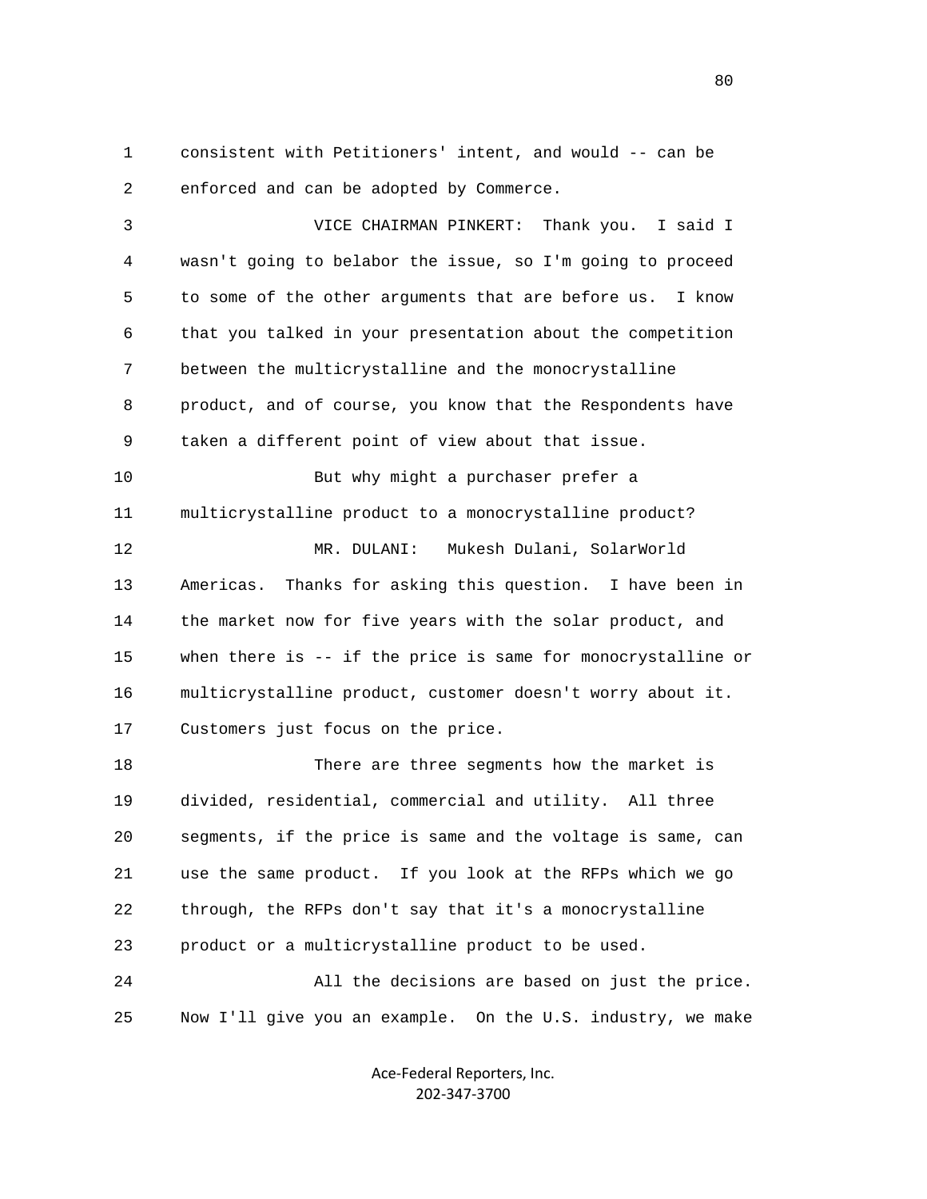1 consistent with Petitioners' intent, and would -- can be
2 enforced and can be adopted by Commerce.

3 VICE CHAIRMAN PINKERT: Thank you. I said I
4 wasn't going to belabor the issue, so I'm going to proceed
5 to some of the other arguments that are before us. I know
6 that you talked in your presentation about the competition
7 between the multicrystalline and the monocrystalline
8 product, and of course, you know that the Respondents have
9 taken a different point of view about that issue.

10 But why might a purchaser prefer a
11 multicrystalline product to a monocrystalline product?

12 MR. DULANI: Mukesh Dulani, SolarWorld
13 Americas. Thanks for asking this question. I have been in
14 the market now for five years with the solar product, and
15 when there is -- if the price is same for monocrystalline or
16 multicrystalline product, customer doesn't worry about it.
17 Customers just focus on the price.

18 There are three segments how the market is
19 divided, residential, commercial and utility. All three
20 segments, if the price is same and the voltage is same, can
21 use the same product. If you look at the RFPs which we go
22 through, the RFPs don't say that it's a monocrystalline
23 product or a multicrystalline product to be used.

24 All the decisions are based on just the price.
25 Now I'll give you an example. On the U.S. industry, we make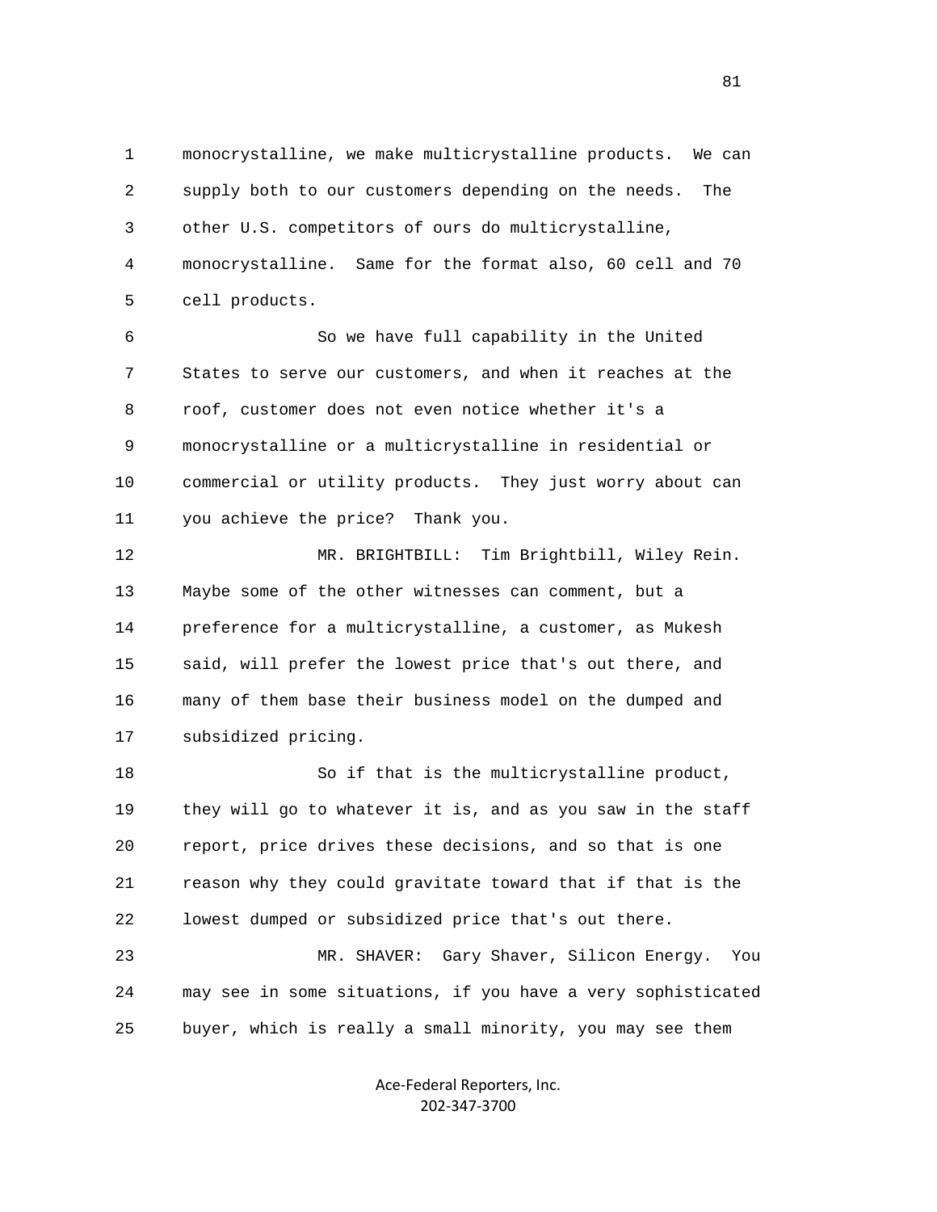monocrystalline, we make multicrystalline products. We can supply both to our customers depending on the needs. The other U.S. competitors of ours do multicrystalline, monocrystalline. Same for the format also, 60 cell and 70 cell products.

So we have full capability in the United States to serve our customers, and when it reaches at the roof, customer does not even notice whether it's a monocrystalline or a multicrystalline in residential or commercial or utility products. They just worry about can you achieve the price? Thank you.

MR. BRIGHTBILL: Tim Brightbill, Wiley Rein. Maybe some of the other witnesses can comment, but a preference for a multicrystalline, a customer, as Mukesh said, will prefer the lowest price that's out there, and many of them base their business model on the dumped and subsidized pricing.

So if that is the multicrystalline product, they will go to whatever it is, and as you saw in the staff report, price drives these decisions, and so that is one reason why they could gravitate toward that if that is the lowest dumped or subsidized price that's out there.

MR. SHAVER: Gary Shaver, Silicon Energy. You may see in some situations, if you have a very sophisticated buyer, which is really a small minority, you may see them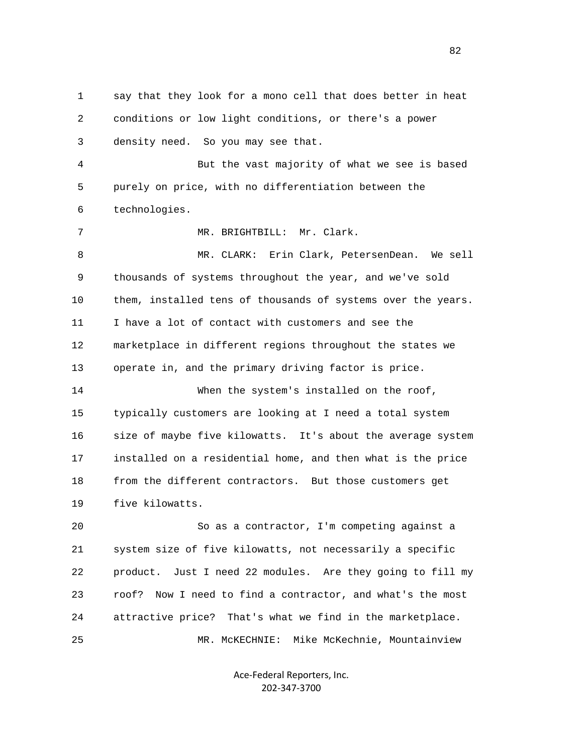say that they look for a mono cell that does better in heat conditions or low light conditions, or there's a power density need. So you may see that.

But the vast majority of what we see is based purely on price, with no differentiation between the technologies.

MR. BRIGHTBILL: Mr. Clark.

MR. CLARK: Erin Clark, PetersenDean. We sell thousands of systems throughout the year, and we've sold them, installed tens of thousands of systems over the years. I have a lot of contact with customers and see the marketplace in different regions throughout the states we operate in, and the primary driving factor is price.

When the system's installed on the roof, typically customers are looking at I need a total system size of maybe five kilowatts. It's about the average system installed on a residential home, and then what is the price from the different contractors. But those customers get five kilowatts.

So as a contractor, I'm competing against a system size of five kilowatts, not necessarily a specific product. Just I need 22 modules. Are they going to fill my roof? Now I need to find a contractor, and what's the most attractive price? That's what we find in the marketplace.

MR. McKECHNIE: Mike McKechnie, Mountainview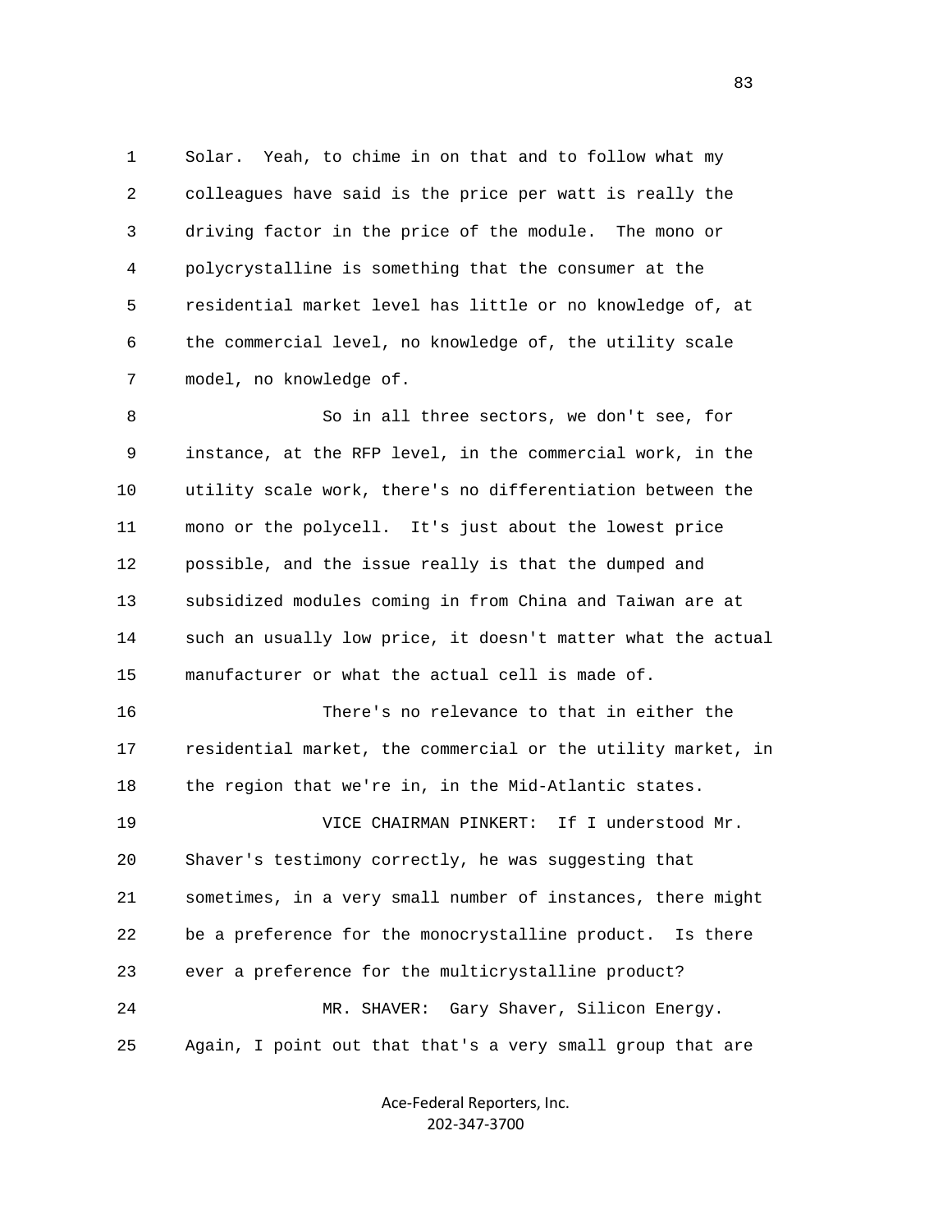1 Solar. Yeah, to chime in on that and to follow what my
2 colleagues have said is the price per watt is really the
3 driving factor in the price of the module. The mono or
4 polycrystalline is something that the consumer at the
5 residential market level has little or no knowledge of, at
6 the commercial level, no knowledge of, the utility scale
7 model, no knowledge of.

8 So in all three sectors, we don't see, for
9 instance, at the RFP level, in the commercial work, in the
10 utility scale work, there's no differentiation between the
11 mono or the polycell. It's just about the lowest price
12 possible, and the issue really is that the dumped and
13 subsidized modules coming in from China and Taiwan are at
14 such an usually low price, it doesn't matter what the actual
15 manufacturer or what the actual cell is made of.

16 There's no relevance to that in either the
17 residential market, the commercial or the utility market, in
18 the region that we're in, in the Mid-Atlantic states.

19 VICE CHAIRMAN PINKERT: If I understood Mr.
20 Shaver's testimony correctly, he was suggesting that
21 sometimes, in a very small number of instances, there might
22 be a preference for the monocrystalline product. Is there
23 ever a preference for the multicrystalline product?

24 MR. SHAVER: Gary Shaver, Silicon Energy.
25 Again, I point out that that's a very small group that are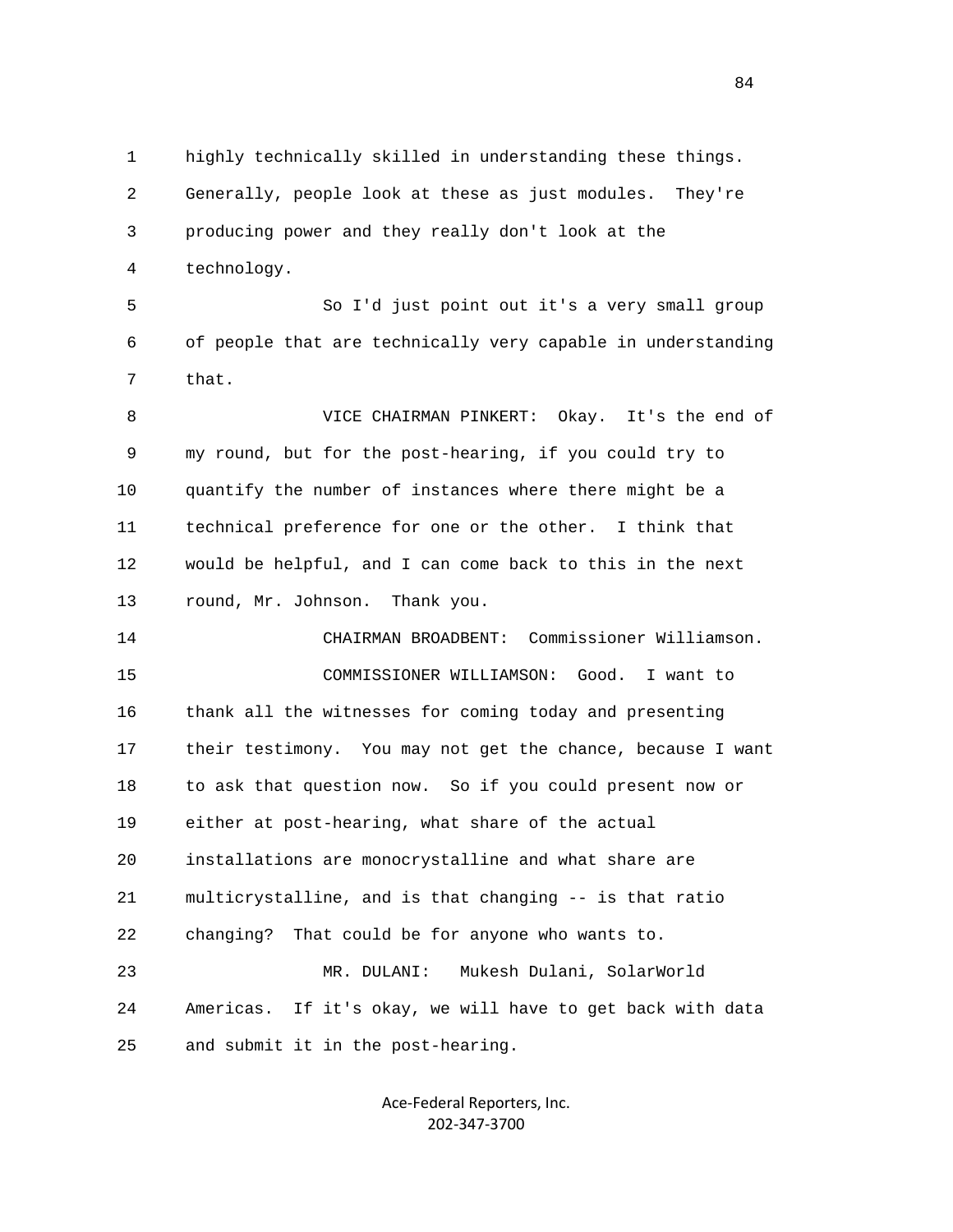highly technically skilled in understanding these things. Generally, people look at these as just modules. They're producing power and they really don't look at the technology.

So I'd just point out it's a very small group of people that are technically very capable in understanding that.

VICE CHAIRMAN PINKERT: Okay. It's the end of my round, but for the post-hearing, if you could try to quantify the number of instances where there might be a technical preference for one or the other. I think that would be helpful, and I can come back to this in the next round, Mr. Johnson. Thank you.

CHAIRMAN BROADBENT: Commissioner Williamson.

COMMISSIONER WILLIAMSON: Good. I want to thank all the witnesses for coming today and presenting their testimony. You may not get the chance, because I want to ask that question now. So if you could present now or either at post-hearing, what share of the actual installations are monocrystalline and what share are multicrystalline, and is that changing -- is that ratio changing? That could be for anyone who wants to.

MR. DULANI: Mukesh Dulani, SolarWorld Americas. If it's okay, we will have to get back with data and submit it in the post-hearing.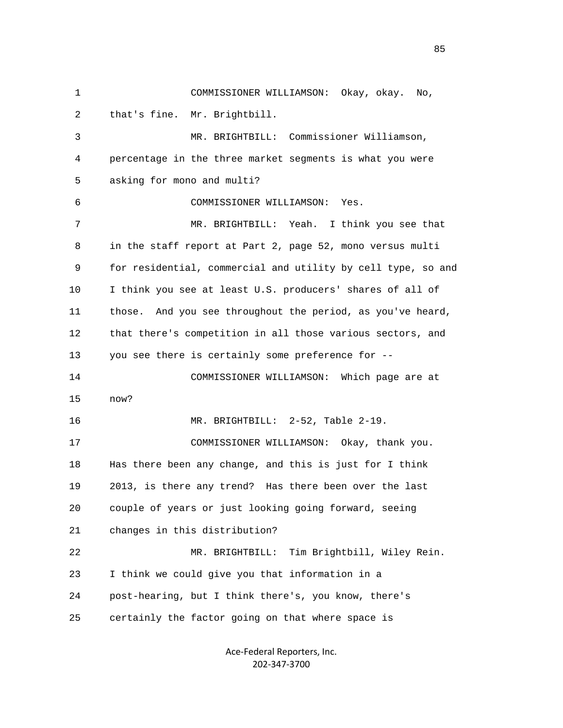1 COMMISSIONER WILLIAMSON: Okay, okay. No,
2 that's fine. Mr. Brightbill.
3 MR. BRIGHTBILL: Commissioner Williamson,
4 percentage in the three market segments is what you were
5 asking for mono and multi?
6 COMMISSIONER WILLIAMSON: Yes.
7 MR. BRIGHTBILL: Yeah. I think you see that
8 in the staff report at Part 2, page 52, mono versus multi
9 for residential, commercial and utility by cell type, so and
10 I think you see at least U.S. producers' shares of all of
11 those. And you see throughout the period, as you've heard,
12 that there's competition in all those various sectors, and
13 you see there is certainly some preference for --
14 COMMISSIONER WILLIAMSON: Which page are at
15 now?
16 MR. BRIGHTBILL: 2-52, Table 2-19.
17 COMMISSIONER WILLIAMSON: Okay, thank you.
18 Has there been any change, and this is just for I think
19 2013, is there any trend? Has there been over the last
20 couple of years or just looking going forward, seeing
21 changes in this distribution?
22 MR. BRIGHTBILL: Tim Brightbill, Wiley Rein.
23 I think we could give you that information in a
24 post-hearing, but I think there's, you know, there's
25 certainly the factor going on that where space is

Ace-Federal Reporters, Inc.
202-347-3700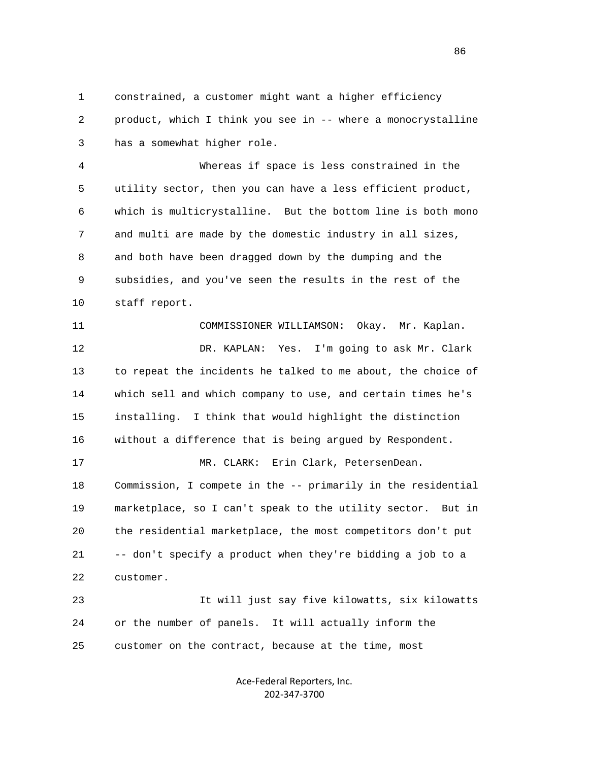constrained, a customer might want a higher efficiency product, which I think you see in -- where a monocrystalline has a somewhat higher role.

Whereas if space is less constrained in the utility sector, then you can have a less efficient product, which is multicrystalline. But the bottom line is both mono and multi are made by the domestic industry in all sizes, and both have been dragged down by the dumping and the subsidies, and you've seen the results in the rest of the staff report.

COMMISSIONER WILLIAMSON: Okay. Mr. Kaplan.

DR. KAPLAN: Yes. I'm going to ask Mr. Clark to repeat the incidents he talked to me about, the choice of which sell and which company to use, and certain times he's installing. I think that would highlight the distinction without a difference that is being argued by Respondent.

MR. CLARK: Erin Clark, PetersenDean. Commission, I compete in the -- primarily in the residential marketplace, so I can't speak to the utility sector. But in the residential marketplace, the most competitors don't put -- don't specify a product when they're bidding a job to a customer.

It will just say five kilowatts, six kilowatts or the number of panels. It will actually inform the customer on the contract, because at the time, most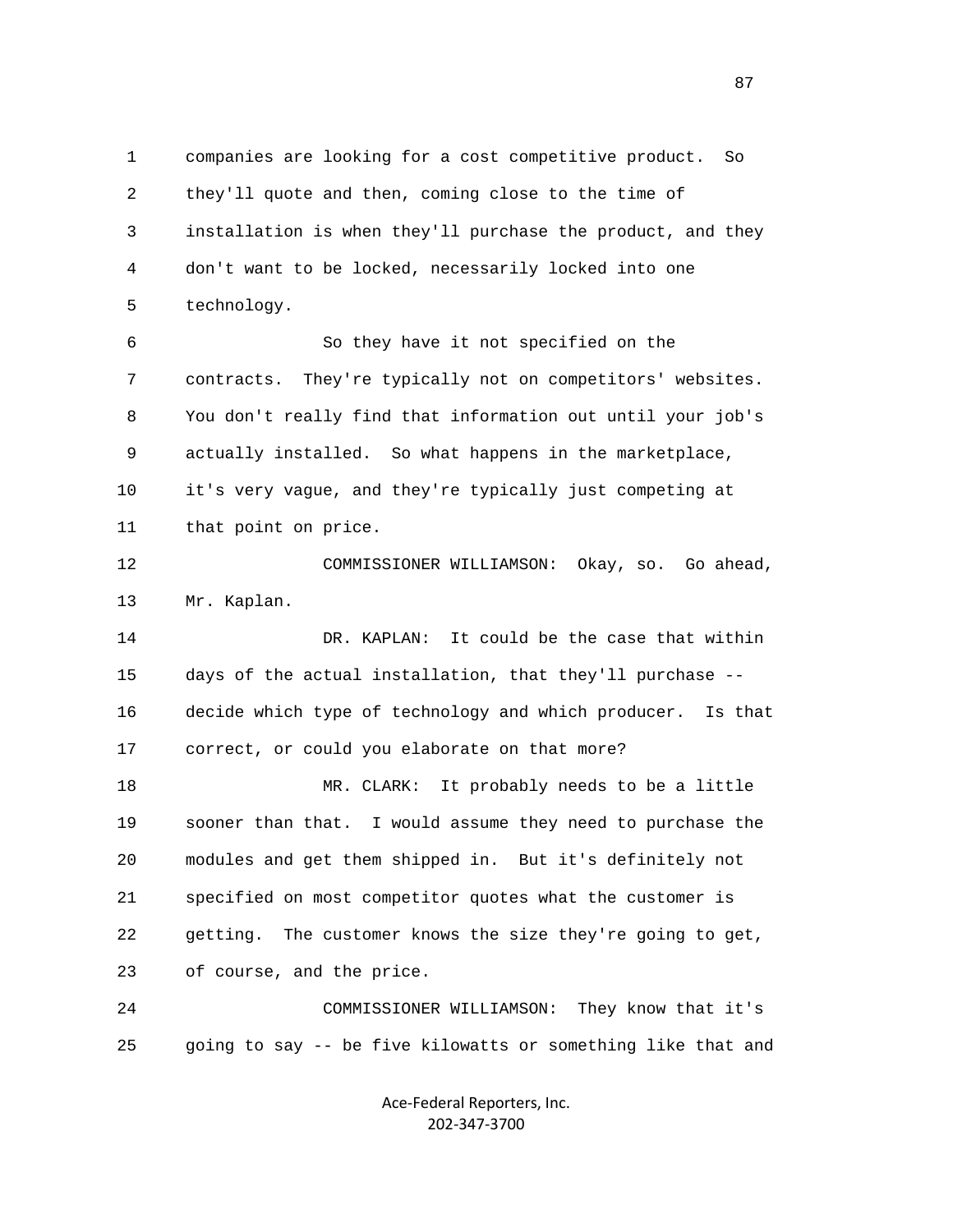companies are looking for a cost competitive product. So they'll quote and then, coming close to the time of installation is when they'll purchase the product, and they don't want to be locked, necessarily locked into one technology.

So they have it not specified on the contracts. They're typically not on competitors' websites. You don't really find that information out until your job's actually installed. So what happens in the marketplace, it's very vague, and they're typically just competing at that point on price.

COMMISSIONER WILLIAMSON: Okay, so. Go ahead, Mr. Kaplan.

DR. KAPLAN: It could be the case that within days of the actual installation, that they'll purchase -- decide which type of technology and which producer. Is that correct, or could you elaborate on that more?

MR. CLARK: It probably needs to be a little sooner than that. I would assume they need to purchase the modules and get them shipped in. But it's definitely not specified on most competitor quotes what the customer is getting. The customer knows the size they're going to get, of course, and the price.

COMMISSIONER WILLIAMSON: They know that it's going to say -- be five kilowatts or something like that and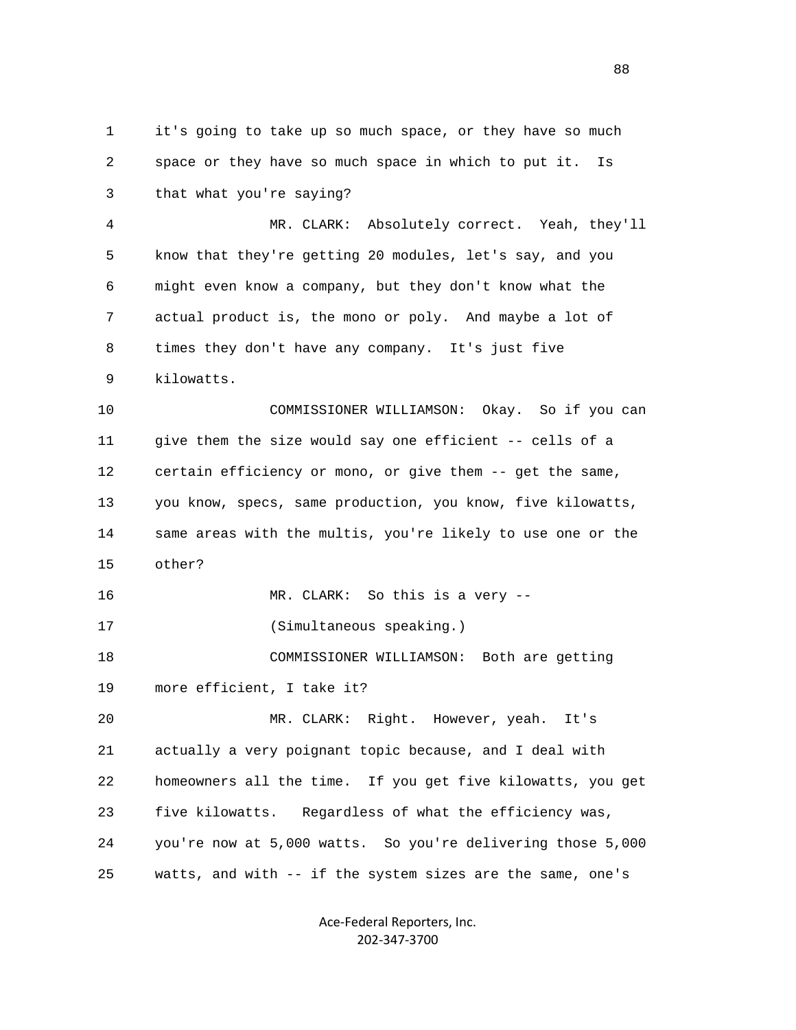1 it's going to take up so much space, or they have so much
2 space or they have so much space in which to put it. Is
3 that what you're saying?

4 MR. CLARK: Absolutely correct. Yeah, they'll
5 know that they're getting 20 modules, let's say, and you
6 might even know a company, but they don't know what the
7 actual product is, the mono or poly. And maybe a lot of
8 times they don't have any company. It's just five
9 kilowatts.

10 COMMISSIONER WILLIAMSON: Okay. So if you can
11 give them the size would say one efficient -- cells of a
12 certain efficiency or mono, or give them -- get the same,
13 you know, specs, same production, you know, five kilowatts,
14 same areas with the multis, you're likely to use one or the
15 other?

16 MR. CLARK: So this is a very --
17 (Simultaneous speaking.)

18 COMMISSIONER WILLIAMSON: Both are getting
19 more efficient, I take it?

20 MR. CLARK: Right. However, yeah. It's
21 actually a very poignant topic because, and I deal with
22 homeowners all the time. If you get five kilowatts, you get
23 five kilowatts. Regardless of what the efficiency was,
24 you're now at 5,000 watts. So you're delivering those 5,000
25 watts, and with -- if the system sizes are the same, one's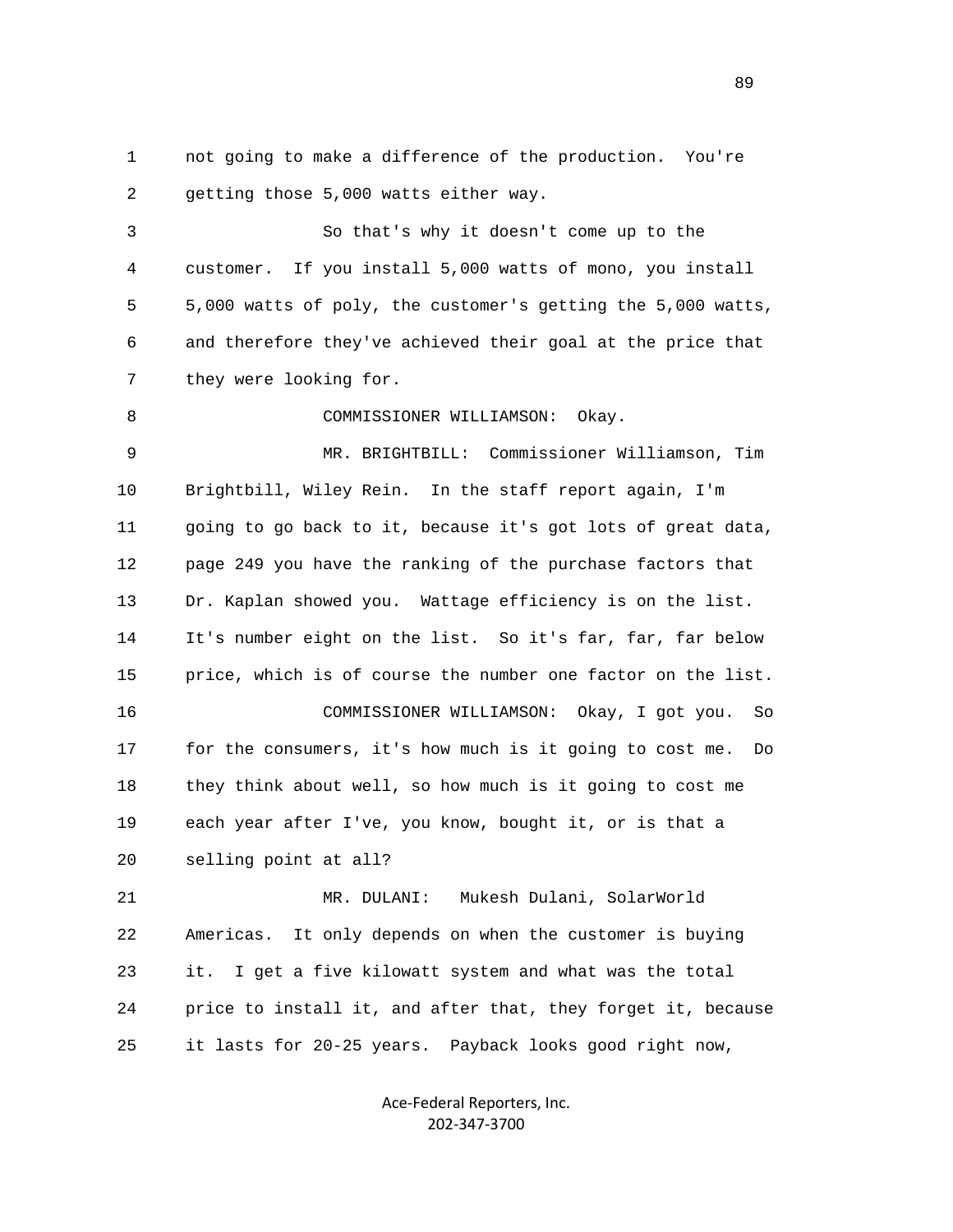not going to make a difference of the production. You're getting those 5,000 watts either way.

So that's why it doesn't come up to the customer. If you install 5,000 watts of mono, you install 5,000 watts of poly, the customer's getting the 5,000 watts, and therefore they've achieved their goal at the price that they were looking for.

COMMISSIONER WILLIAMSON: Okay.

MR. BRIGHTBILL: Commissioner Williamson, Tim Brightbill, Wiley Rein. In the staff report again, I'm going to go back to it, because it's got lots of great data, page 249 you have the ranking of the purchase factors that Dr. Kaplan showed you. Wattage efficiency is on the list. It's number eight on the list. So it's far, far, far below price, which is of course the number one factor on the list.

COMMISSIONER WILLIAMSON: Okay, I got you. So for the consumers, it's how much is it going to cost me. Do they think about well, so how much is it going to cost me each year after I've, you know, bought it, or is that a selling point at all?

MR. DULANI: Mukesh Dulani, SolarWorld Americas. It only depends on when the customer is buying it. I get a five kilowatt system and what was the total price to install it, and after that, they forget it, because it lasts for 20-25 years. Payback looks good right now,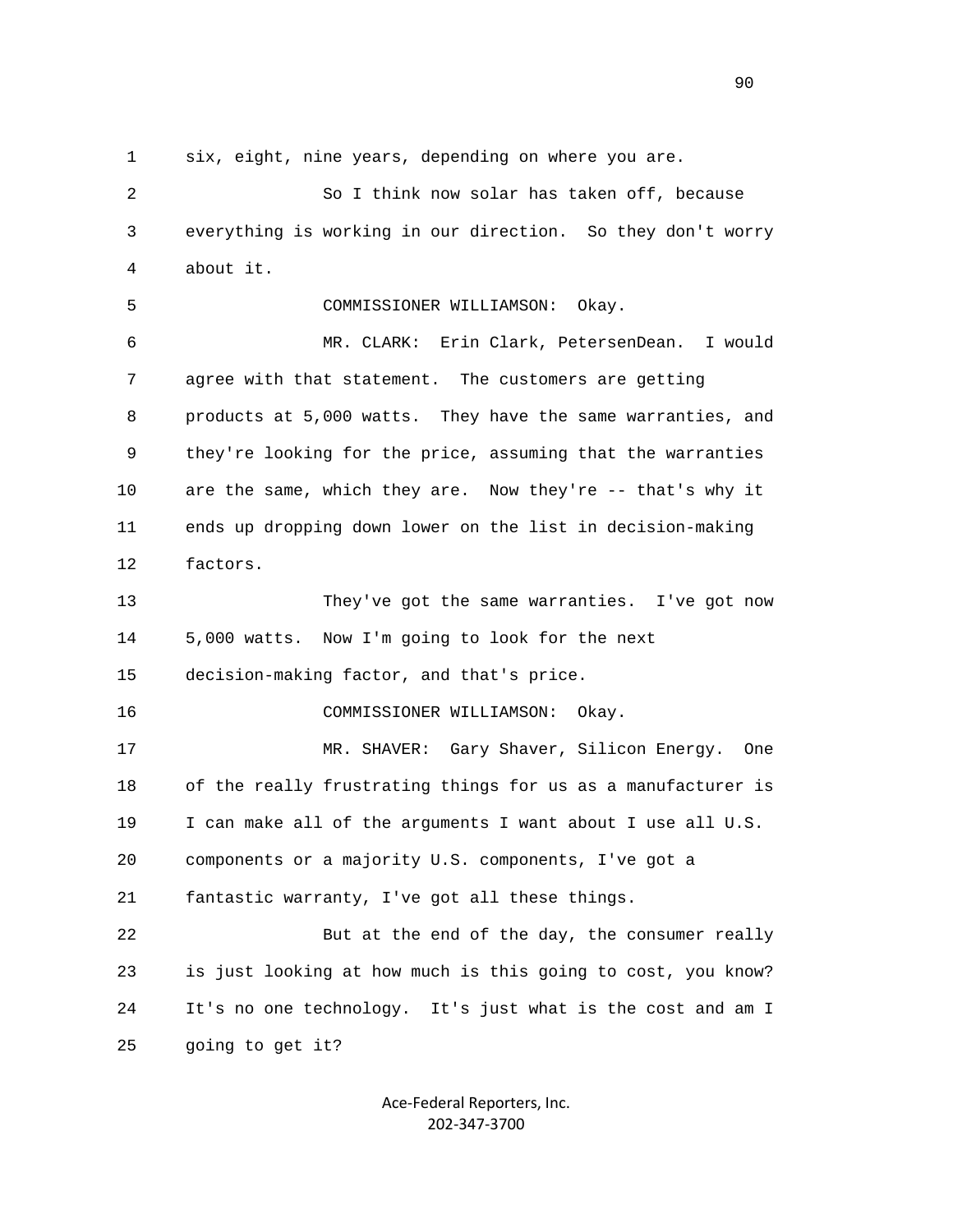1 six, eight, nine years, depending on where you are.

2 So I think now solar has taken off, because

3 everything is working in our direction. So they don't worry

4 about it.

5 COMMISSIONER WILLIAMSON: Okay.

6 MR. CLARK: Erin Clark, PetersenDean. I would

7 agree with that statement. The customers are getting

8 products at 5,000 watts. They have the same warranties, and

9 they're looking for the price, assuming that the warranties

10 are the same, which they are. Now they're -- that's why it

11 ends up dropping down lower on the list in decision-making

12 factors.

13 They've got the same warranties. I've got now

14 5,000 watts. Now I'm going to look for the next

15 decision-making factor, and that's price.

16 COMMISSIONER WILLIAMSON: Okay.

17 MR. SHAVER: Gary Shaver, Silicon Energy. One

18 of the really frustrating things for us as a manufacturer is

19 I can make all of the arguments I want about I use all U.S.

20 components or a majority U.S. components, I've got a

21 fantastic warranty, I've got all these things.

22 But at the end of the day, the consumer really

23 is just looking at how much is this going to cost, you know?

24 It's no one technology. It's just what is the cost and am I

25 going to get it?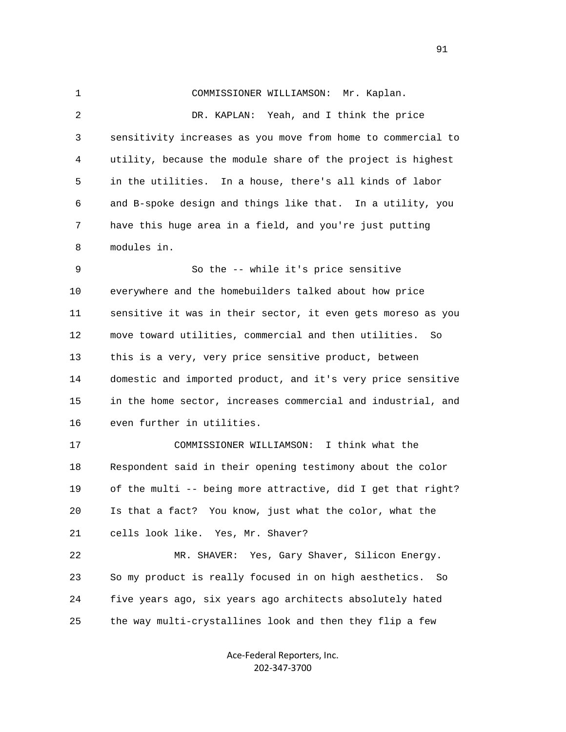COMMISSIONER WILLIAMSON: Mr. Kaplan.

DR. KAPLAN: Yeah, and I think the price sensitivity increases as you move from home to commercial to utility, because the module share of the project is highest in the utilities. In a house, there's all kinds of labor and B-spoke design and things like that. In a utility, you have this huge area in a field, and you're just putting modules in.

So the -- while it's price sensitive everywhere and the homebuilders talked about how price sensitive it was in their sector, it even gets moreso as you move toward utilities, commercial and then utilities. So this is a very, very price sensitive product, between domestic and imported product, and it's very price sensitive in the home sector, increases commercial and industrial, and even further in utilities.

COMMISSIONER WILLIAMSON: I think what the Respondent said in their opening testimony about the color of the multi -- being more attractive, did I get that right? Is that a fact? You know, just what the color, what the cells look like. Yes, Mr. Shaver?

MR. SHAVER: Yes, Gary Shaver, Silicon Energy. So my product is really focused in on high aesthetics. So five years ago, six years ago architects absolutely hated the way multi-crystallines look and then they flip a few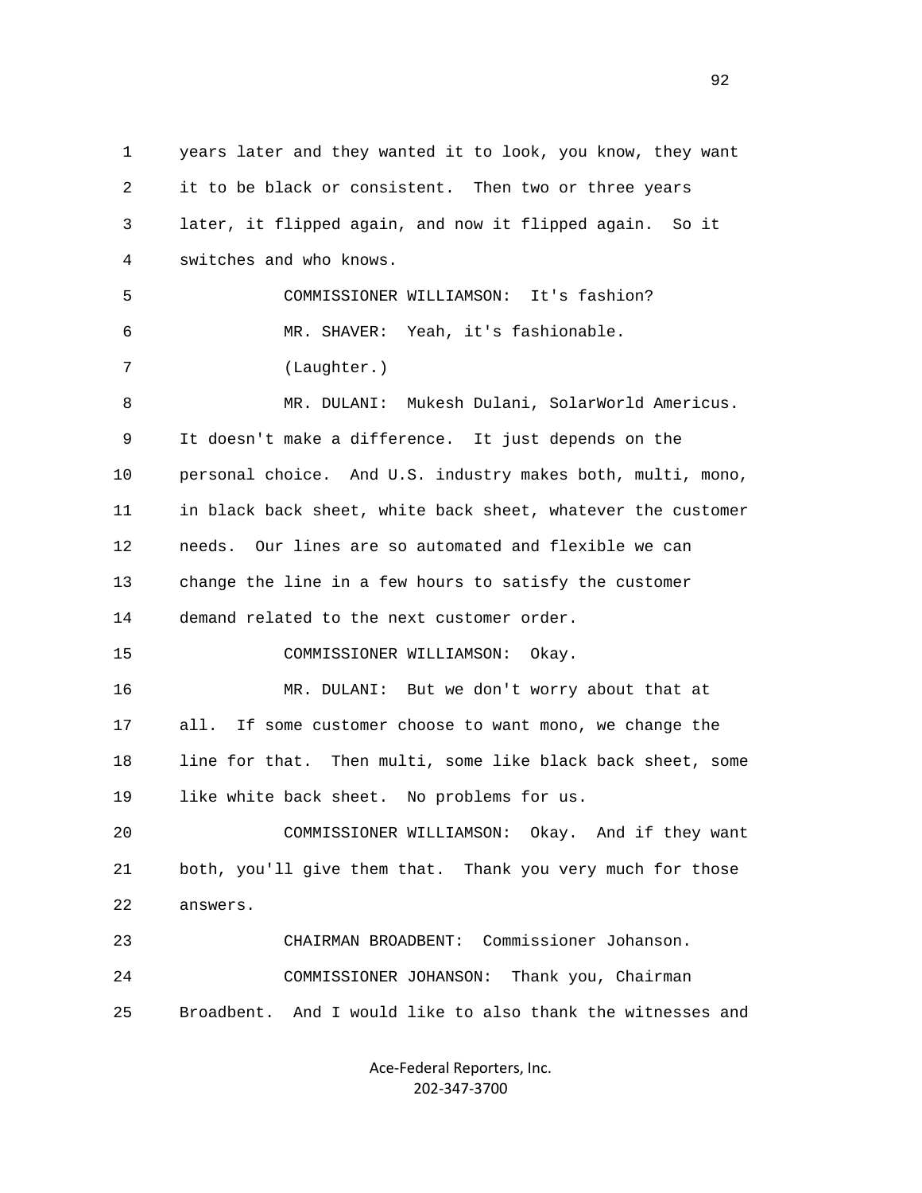years later and they wanted it to look, you know, they want it to be black or consistent. Then two or three years later, it flipped again, and now it flipped again. So it switches and who knows.

COMMISSIONER WILLIAMSON: It's fashion?

MR. SHAVER: Yeah, it's fashionable.

(Laughter.)

MR. DULANI: Mukesh Dulani, SolarWorld Americus. It doesn't make a difference. It just depends on the personal choice. And U.S. industry makes both, multi, mono, in black back sheet, white back sheet, whatever the customer needs. Our lines are so automated and flexible we can change the line in a few hours to satisfy the customer demand related to the next customer order.

COMMISSIONER WILLIAMSON: Okay.

MR. DULANI: But we don't worry about that at all. If some customer choose to want mono, we change the line for that. Then multi, some like black back sheet, some like white back sheet. No problems for us.

COMMISSIONER WILLIAMSON: Okay. And if they want both, you'll give them that. Thank you very much for those answers.

CHAIRMAN BROADBENT: Commissioner Johanson.

COMMISSIONER JOHANSON: Thank you, Chairman Broadbent. And I would like to also thank the witnesses and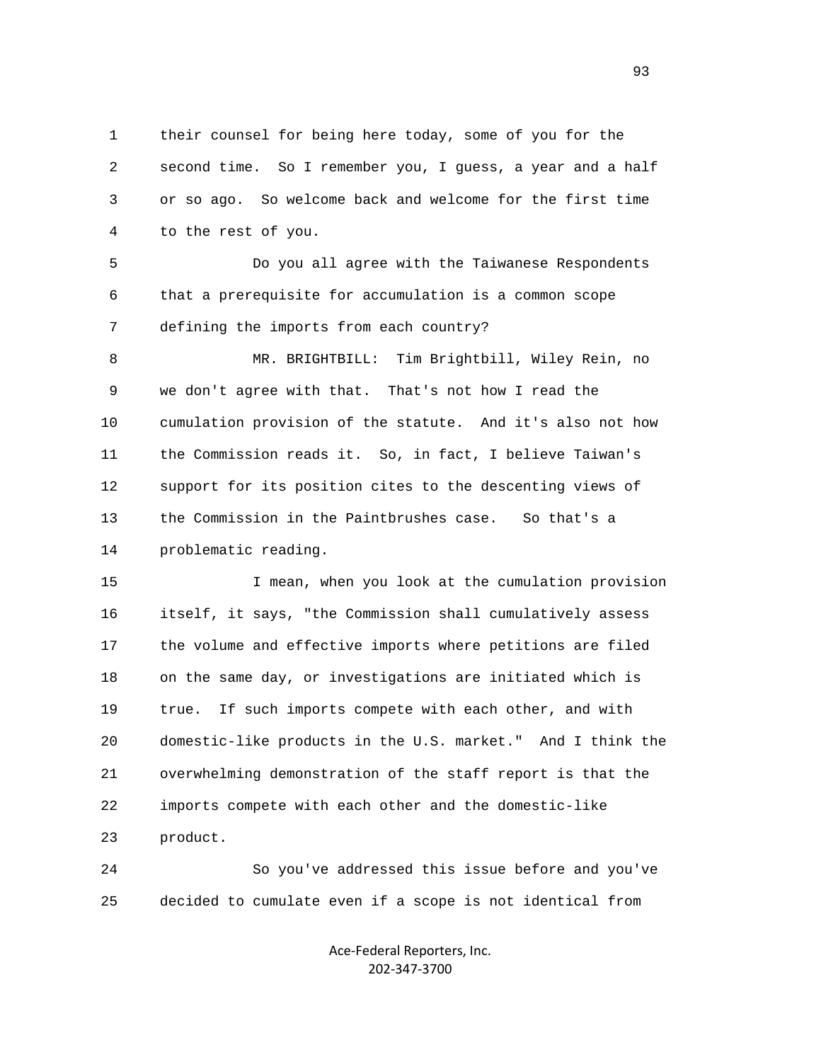1 their counsel for being here today, some of you for the
2 second time. So I remember you, I guess, a year and a half
3 or so ago. So welcome back and welcome for the first time
4 to the rest of you.

5 Do you all agree with the Taiwanese Respondents
6 that a prerequisite for accumulation is a common scope
7 defining the imports from each country?

8 MR. BRIGHTBILL: Tim Brightbill, Wiley Rein, no
9 we don't agree with that. That's not how I read the
10 cumulation provision of the statute. And it's also not how
11 the Commission reads it. So, in fact, I believe Taiwan's
12 support for its position cites to the descenting views of
13 the Commission in the Paintbrushes case. So that's a
14 problematic reading.

15 I mean, when you look at the cumulation provision
16 itself, it says, "the Commission shall cumulatively assess
17 the volume and effective imports where petitions are filed
18 on the same day, or investigations are initiated which is
19 true. If such imports compete with each other, and with
20 domestic-like products in the U.S. market." And I think the
21 overwhelming demonstration of the staff report is that the
22 imports compete with each other and the domestic-like
23 product.

24 So you've addressed this issue before and you've
25 decided to cumulate even if a scope is not identical from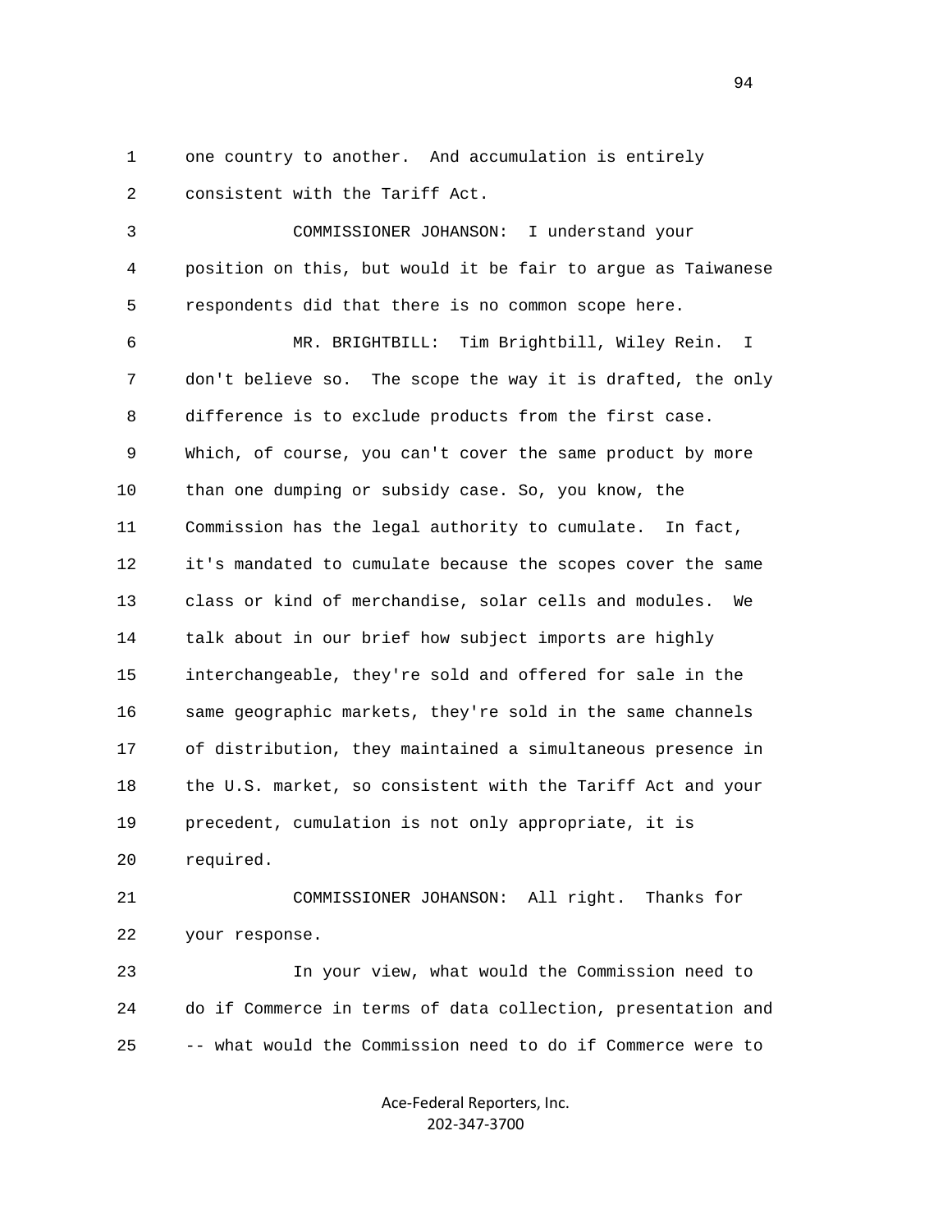1 one country to another. And accumulation is entirely
2 consistent with the Tariff Act.

3 COMMISSIONER JOHANSON: I understand your
4 position on this, but would it be fair to argue as Taiwanese
5 respondents did that there is no common scope here.

6 MR. BRIGHTBILL: Tim Brightbill, Wiley Rein. I
7 don't believe so. The scope the way it is drafted, the only
8 difference is to exclude products from the first case.
9 Which, of course, you can't cover the same product by more
10 than one dumping or subsidy case. So, you know, the
11 Commission has the legal authority to cumulate. In fact,
12 it's mandated to cumulate because the scopes cover the same
13 class or kind of merchandise, solar cells and modules. We
14 talk about in our brief how subject imports are highly
15 interchangeable, they're sold and offered for sale in the
16 same geographic markets, they're sold in the same channels
17 of distribution, they maintained a simultaneous presence in
18 the U.S. market, so consistent with the Tariff Act and your
19 precedent, cumulation is not only appropriate, it is
20 required.

21 COMMISSIONER JOHANSON: All right. Thanks for
22 your response.

23 In your view, what would the Commission need to
24 do if Commerce in terms of data collection, presentation and
25 -- what would the Commission need to do if Commerce were to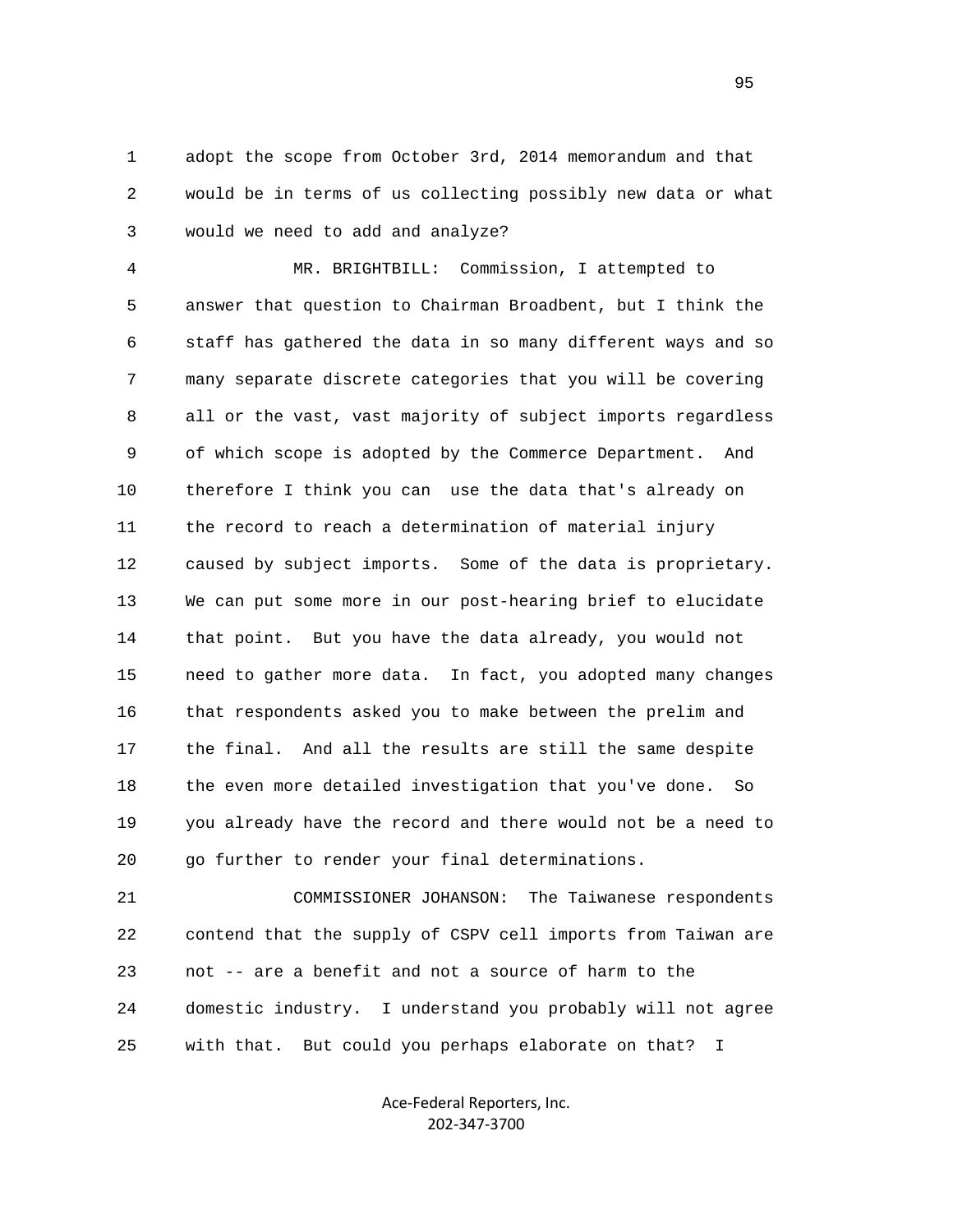adopt the scope from October 3rd, 2014 memorandum and that would be in terms of us collecting possibly new data or what would we need to add and analyze?

MR. BRIGHTBILL: Commission, I attempted to answer that question to Chairman Broadbent, but I think the staff has gathered the data in so many different ways and so many separate discrete categories that you will be covering all or the vast, vast majority of subject imports regardless of which scope is adopted by the Commerce Department. And therefore I think you can use the data that's already on the record to reach a determination of material injury caused by subject imports. Some of the data is proprietary. We can put some more in our post-hearing brief to elucidate that point. But you have the data already, you would not need to gather more data. In fact, you adopted many changes that respondents asked you to make between the prelim and the final. And all the results are still the same despite the even more detailed investigation that you've done. So you already have the record and there would not be a need to go further to render your final determinations.

COMMISSIONER JOHANSON: The Taiwanese respondents contend that the supply of CSPV cell imports from Taiwan are not -- are a benefit and not a source of harm to the domestic industry. I understand you probably will not agree with that. But could you perhaps elaborate on that? I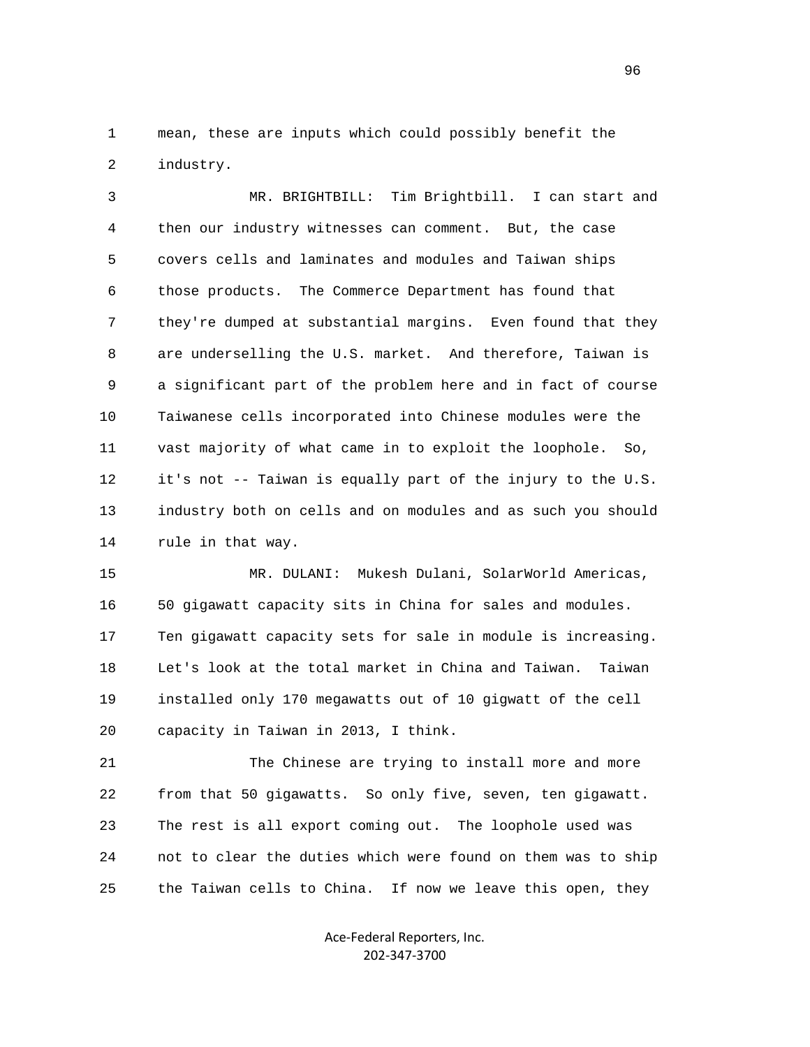mean, these are inputs which could possibly benefit the industry.

MR. BRIGHTBILL: Tim Brightbill. I can start and then our industry witnesses can comment. But, the case covers cells and laminates and modules and Taiwan ships those products. The Commerce Department has found that they're dumped at substantial margins. Even found that they are underselling the U.S. market. And therefore, Taiwan is a significant part of the problem here and in fact of course Taiwanese cells incorporated into Chinese modules were the vast majority of what came in to exploit the loophole. So, it's not -- Taiwan is equally part of the injury to the U.S. industry both on cells and on modules and as such you should rule in that way.

MR. DULANI: Mukesh Dulani, SolarWorld Americas, 50 gigawatt capacity sits in China for sales and modules. Ten gigawatt capacity sets for sale in module is increasing. Let's look at the total market in China and Taiwan. Taiwan installed only 170 megawatts out of 10 gigwatt of the cell capacity in Taiwan in 2013, I think.

The Chinese are trying to install more and more from that 50 gigawatts. So only five, seven, ten gigawatt. The rest is all export coming out. The loophole used was not to clear the duties which were found on them was to ship the Taiwan cells to China. If now we leave this open, they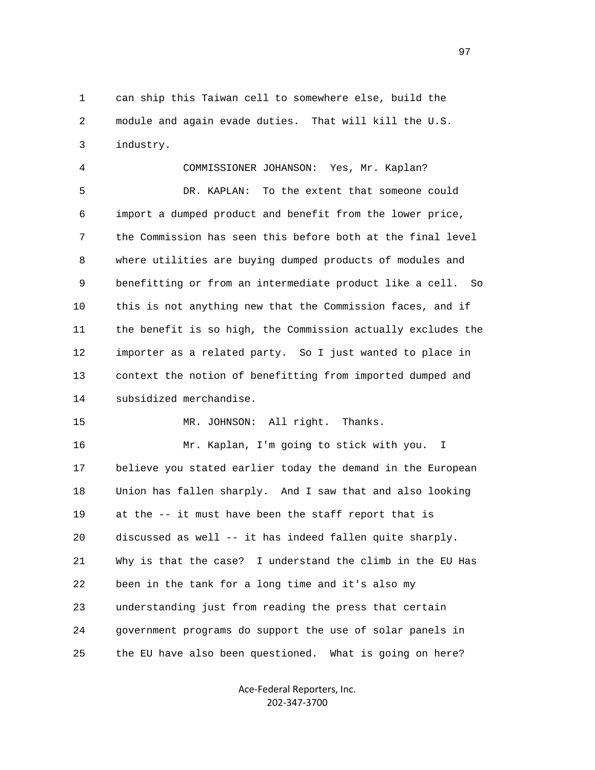can ship this Taiwan cell to somewhere else, build the module and again evade duties. That will kill the U.S. industry.

COMMISSIONER JOHANSON: Yes, Mr. Kaplan?

DR. KAPLAN: To the extent that someone could import a dumped product and benefit from the lower price, the Commission has seen this before both at the final level where utilities are buying dumped products of modules and benefitting or from an intermediate product like a cell. So this is not anything new that the Commission faces, and if the benefit is so high, the Commission actually excludes the importer as a related party. So I just wanted to place in context the notion of benefitting from imported dumped and subsidized merchandise.

MR. JOHNSON: All right. Thanks.

Mr. Kaplan, I'm going to stick with you. I believe you stated earlier today the demand in the European Union has fallen sharply. And I saw that and also looking at the -- it must have been the staff report that is discussed as well -- it has indeed fallen quite sharply. Why is that the case? I understand the climb in the EU Has been in the tank for a long time and it's also my understanding just from reading the press that certain government programs do support the use of solar panels in the EU have also been questioned. What is going on here?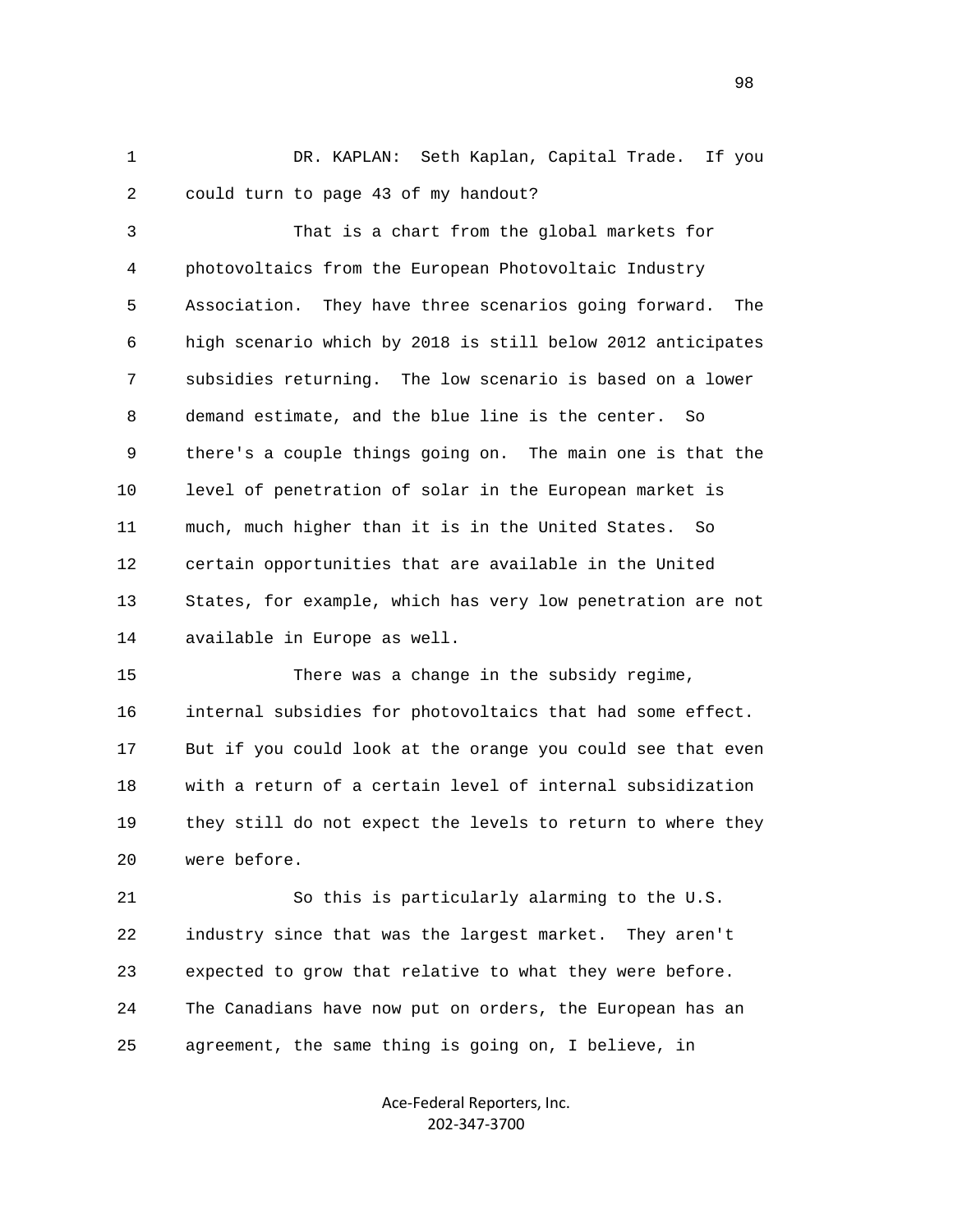DR. KAPLAN: Seth Kaplan, Capital Trade. If you could turn to page 43 of my handout?

That is a chart from the global markets for photovoltaics from the European Photovoltaic Industry Association. They have three scenarios going forward. The high scenario which by 2018 is still below 2012 anticipates subsidies returning. The low scenario is based on a lower demand estimate, and the blue line is the center. So there's a couple things going on. The main one is that the level of penetration of solar in the European market is much, much higher than it is in the United States. So certain opportunities that are available in the United States, for example, which has very low penetration are not available in Europe as well.

There was a change in the subsidy regime, internal subsidies for photovoltaics that had some effect. But if you could look at the orange you could see that even with a return of a certain level of internal subsidization they still do not expect the levels to return to where they were before.

So this is particularly alarming to the U.S. industry since that was the largest market. They aren't expected to grow that relative to what they were before. The Canadians have now put on orders, the European has an agreement, the same thing is going on, I believe, in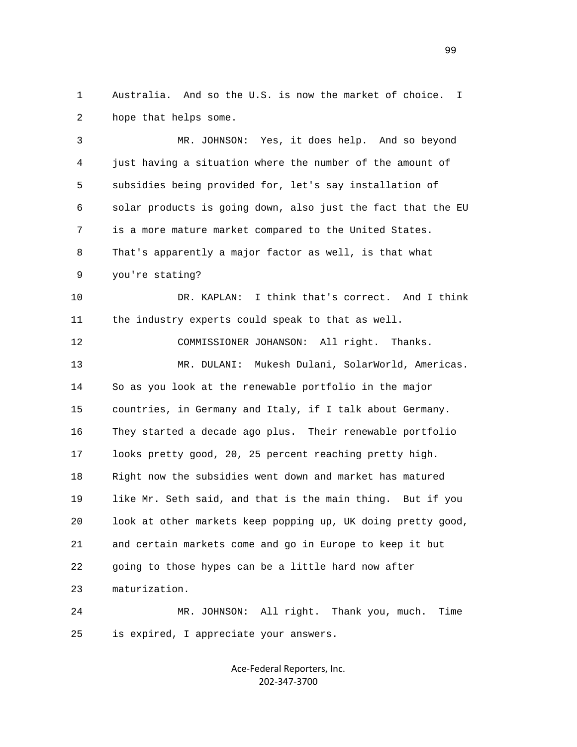1 Australia. And so the U.S. is now the market of choice. I
2 hope that helps some.

3 MR. JOHNSON: Yes, it does help. And so beyond
4 just having a situation where the number of the amount of
5 subsidies being provided for, let's say installation of
6 solar products is going down, also just the fact that the EU
7 is a more mature market compared to the United States.
8 That's apparently a major factor as well, is that what
9 you're stating?

10 DR. KAPLAN: I think that's correct. And I think
11 the industry experts could speak to that as well.

12 COMMISSIONER JOHANSON: All right. Thanks.

13 MR. DULANI: Mukesh Dulani, SolarWorld, Americas.
14 So as you look at the renewable portfolio in the major
15 countries, in Germany and Italy, if I talk about Germany.
16 They started a decade ago plus. Their renewable portfolio
17 looks pretty good, 20, 25 percent reaching pretty high.
18 Right now the subsidies went down and market has matured
19 like Mr. Seth said, and that is the main thing. But if you
20 look at other markets keep popping up, UK doing pretty good,
21 and certain markets come and go in Europe to keep it but
22 going to those hypes can be a little hard now after
23 maturization.

24 MR. JOHNSON: All right. Thank you, much. Time
25 is expired, I appreciate your answers.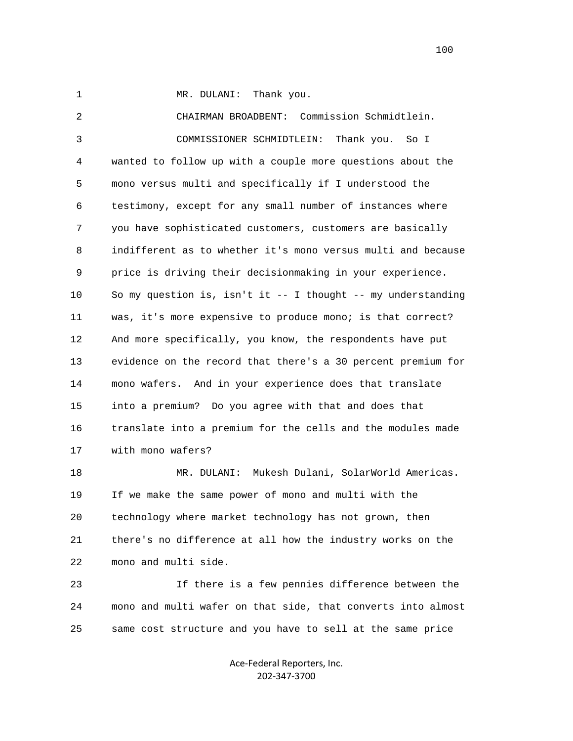1 MR. DULANI: Thank you.

2 CHAIRMAN BROADBENT: Commission Schmidtlein.

3 COMMISSIONER SCHMIDTLEIN: Thank you. So I
4 wanted to follow up with a couple more questions about the
5 mono versus multi and specifically if I understood the
6 testimony, except for any small number of instances where
7 you have sophisticated customers, customers are basically
8 indifferent as to whether it's mono versus multi and because
9 price is driving their decisionmaking in your experience.
10 So my question is, isn't it -- I thought -- my understanding
11 was, it's more expensive to produce mono; is that correct?
12 And more specifically, you know, the respondents have put
13 evidence on the record that there's a 30 percent premium for
14 mono wafers. And in your experience does that translate
15 into a premium? Do you agree with that and does that
16 translate into a premium for the cells and the modules made
17 with mono wafers?

18 MR. DULANI: Mukesh Dulani, SolarWorld Americas.
19 If we make the same power of mono and multi with the
20 technology where market technology has not grown, then
21 there's no difference at all how the industry works on the
22 mono and multi side.

23 If there is a few pennies difference between the
24 mono and multi wafer on that side, that converts into almost
25 same cost structure and you have to sell at the same price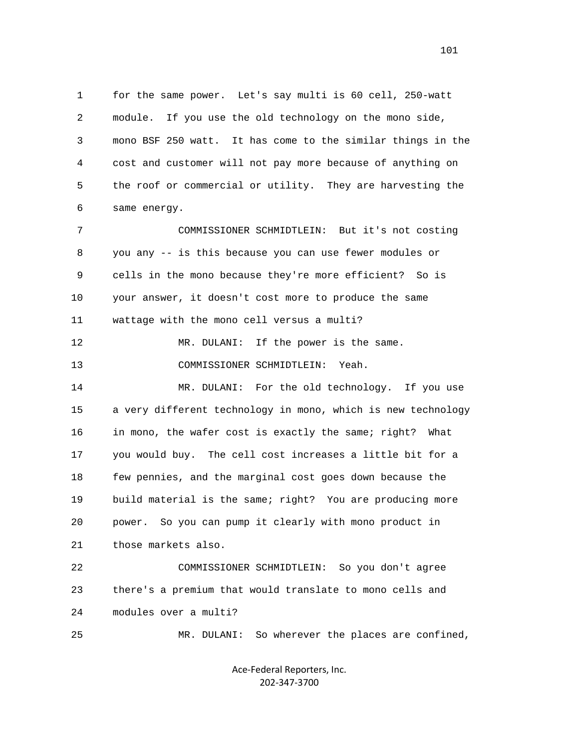for the same power. Let's say multi is 60 cell, 250-watt module. If you use the old technology on the mono side, mono BSF 250 watt. It has come to the similar things in the cost and customer will not pay more because of anything on the roof or commercial or utility. They are harvesting the same energy.

COMMISSIONER SCHMIDTLEIN: But it's not costing you any -- is this because you can use fewer modules or cells in the mono because they're more efficient? So is your answer, it doesn't cost more to produce the same wattage with the mono cell versus a multi?

MR. DULANI: If the power is the same.

COMMISSIONER SCHMIDTLEIN: Yeah.

MR. DULANI: For the old technology. If you use a very different technology in mono, which is new technology in mono, the wafer cost is exactly the same; right? What you would buy. The cell cost increases a little bit for a few pennies, and the marginal cost goes down because the build material is the same; right? You are producing more power. So you can pump it clearly with mono product in those markets also.

COMMISSIONER SCHMIDTLEIN: So you don't agree there's a premium that would translate to mono cells and modules over a multi?

MR. DULANI: So wherever the places are confined,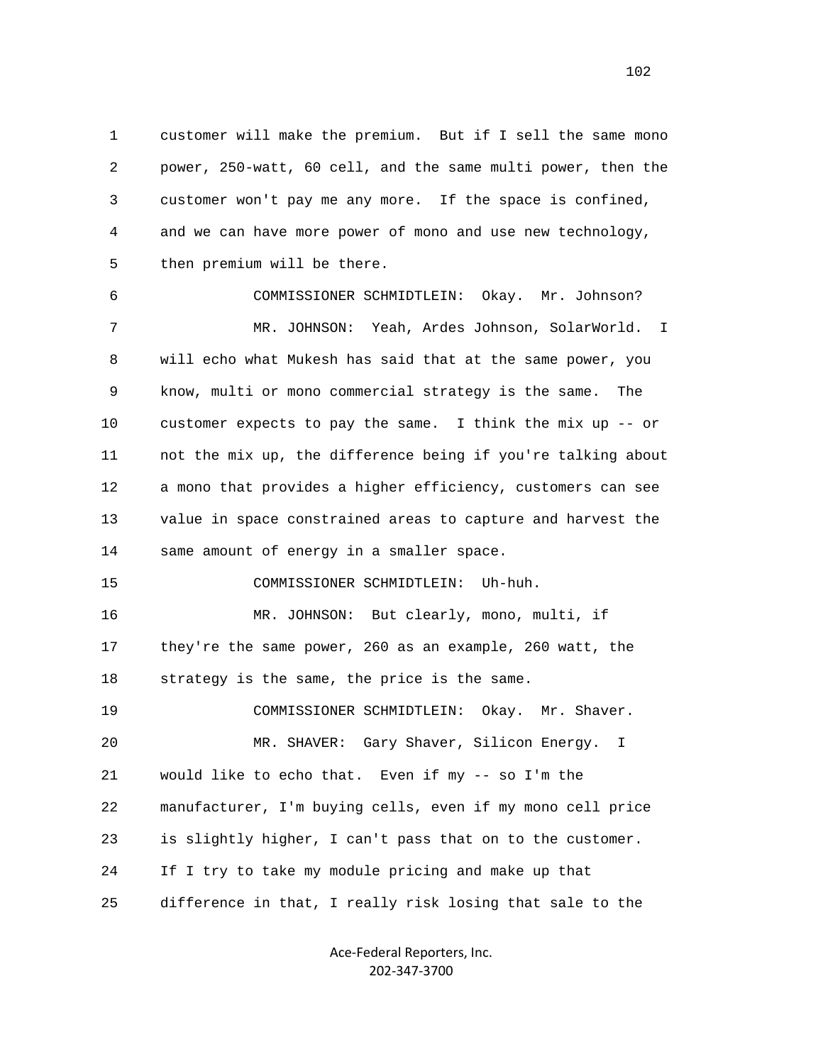customer will make the premium. But if I sell the same mono power, 250-watt, 60 cell, and the same multi power, then the customer won't pay me any more. If the space is confined, and we can have more power of mono and use new technology, then premium will be there.

COMMISSIONER SCHMIDTLEIN: Okay. Mr. Johnson?

MR. JOHNSON: Yeah, Ardes Johnson, SolarWorld. I will echo what Mukesh has said that at the same power, you know, multi or mono commercial strategy is the same. The customer expects to pay the same. I think the mix up -- or not the mix up, the difference being if you're talking about a mono that provides a higher efficiency, customers can see value in space constrained areas to capture and harvest the same amount of energy in a smaller space.

COMMISSIONER SCHMIDTLEIN: Uh-huh.

MR. JOHNSON: But clearly, mono, multi, if they're the same power, 260 as an example, 260 watt, the strategy is the same, the price is the same.

COMMISSIONER SCHMIDTLEIN: Okay. Mr. Shaver.

MR. SHAVER: Gary Shaver, Silicon Energy. I would like to echo that. Even if my -- so I'm the manufacturer, I'm buying cells, even if my mono cell price is slightly higher, I can't pass that on to the customer. If I try to take my module pricing and make up that difference in that, I really risk losing that sale to the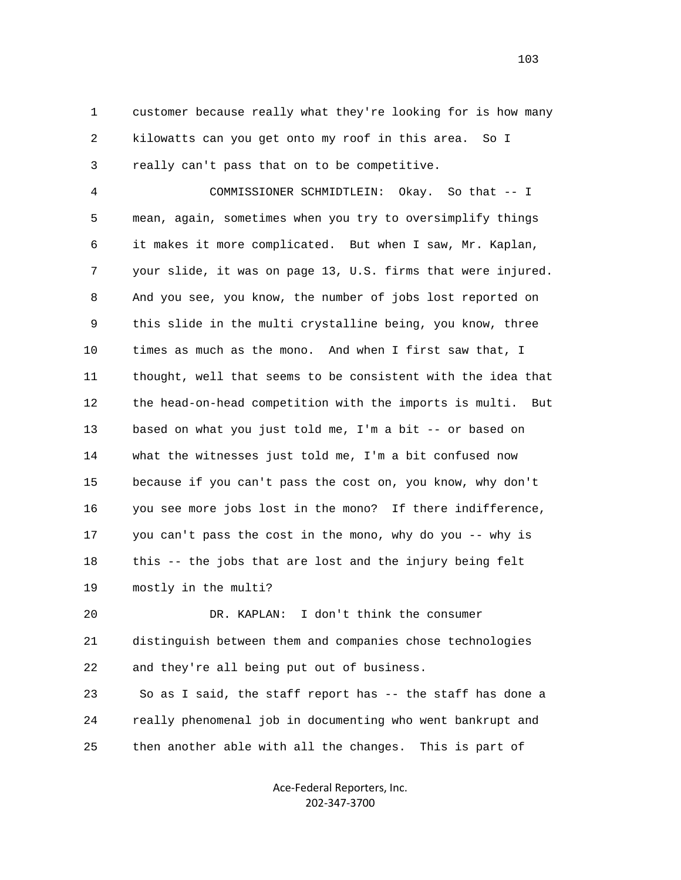customer because really what they're looking for is how many kilowatts can you get onto my roof in this area. So I really can't pass that on to be competitive.

COMMISSIONER SCHMIDTLEIN: Okay. So that -- I mean, again, sometimes when you try to oversimplify things it makes it more complicated. But when I saw, Mr. Kaplan, your slide, it was on page 13, U.S. firms that were injured. And you see, you know, the number of jobs lost reported on this slide in the multi crystalline being, you know, three times as much as the mono. And when I first saw that, I thought, well that seems to be consistent with the idea that the head-on-head competition with the imports is multi. But based on what you just told me, I'm a bit -- or based on what the witnesses just told me, I'm a bit confused now because if you can't pass the cost on, you know, why don't you see more jobs lost in the mono? If there indifference, you can't pass the cost in the mono, why do you -- why is this -- the jobs that are lost and the injury being felt mostly in the multi?

DR. KAPLAN: I don't think the consumer distinguish between them and companies chose technologies and they're all being put out of business.

So as I said, the staff report has -- the staff has done a really phenomenal job in documenting who went bankrupt and then another able with all the changes. This is part of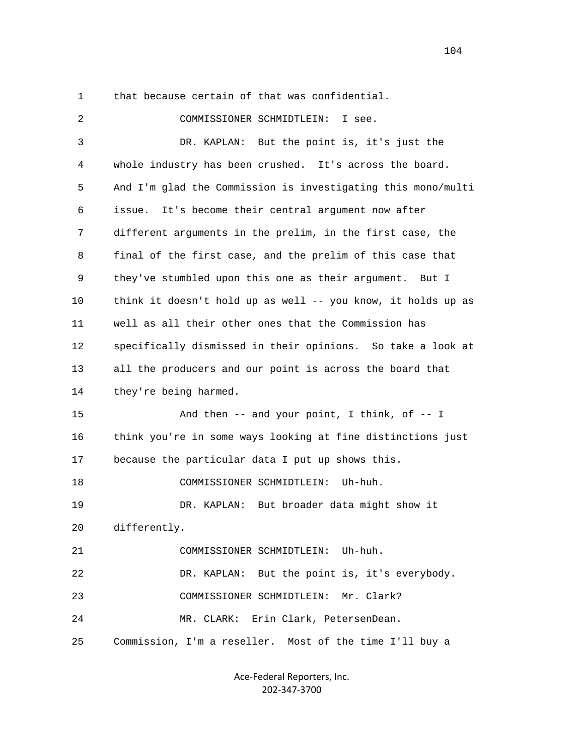that because certain of that was confidential.

COMMISSIONER SCHMIDTLEIN: I see.

DR. KAPLAN: But the point is, it's just the whole industry has been crushed. It's across the board. And I'm glad the Commission is investigating this mono/multi issue. It's become their central argument now after different arguments in the prelim, in the first case, the final of the first case, and the prelim of this case that they've stumbled upon this one as their argument. But I think it doesn't hold up as well -- you know, it holds up as well as all their other ones that the Commission has specifically dismissed in their opinions. So take a look at all the producers and our point is across the board that they're being harmed.

And then -- and your point, I think, of -- I think you're in some ways looking at fine distinctions just because the particular data I put up shows this.

COMMISSIONER SCHMIDTLEIN: Uh-huh.

DR. KAPLAN: But broader data might show it differently.

COMMISSIONER SCHMIDTLEIN: Uh-huh.

DR. KAPLAN: But the point is, it's everybody.

COMMISSIONER SCHMIDTLEIN: Mr. Clark?

MR. CLARK: Erin Clark, PetersenDean. Commission, I'm a reseller. Most of the time I'll buy a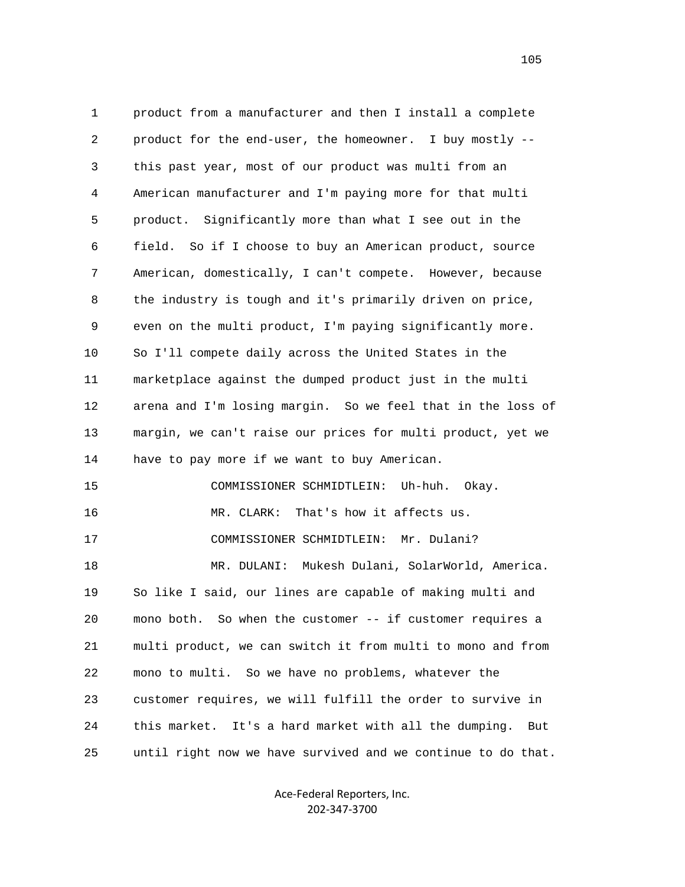product from a manufacturer and then I install a complete product for the end-user, the homeowner. I buy mostly -- this past year, most of our product was multi from an American manufacturer and I'm paying more for that multi product. Significantly more than what I see out in the field. So if I choose to buy an American product, source American, domestically, I can't compete. However, because the industry is tough and it's primarily driven on price, even on the multi product, I'm paying significantly more. So I'll compete daily across the United States in the marketplace against the dumped product just in the multi arena and I'm losing margin. So we feel that in the loss of margin, we can't raise our prices for multi product, yet we have to pay more if we want to buy American.

COMMISSIONER SCHMIDTLEIN: Uh-huh. Okay.

MR. CLARK: That's how it affects us.

COMMISSIONER SCHMIDTLEIN: Mr. Dulani?

MR. DULANI: Mukesh Dulani, SolarWorld, America. So like I said, our lines are capable of making multi and mono both. So when the customer -- if customer requires a multi product, we can switch it from multi to mono and from mono to multi. So we have no problems, whatever the customer requires, we will fulfill the order to survive in this market. It's a hard market with all the dumping. But until right now we have survived and we continue to do that.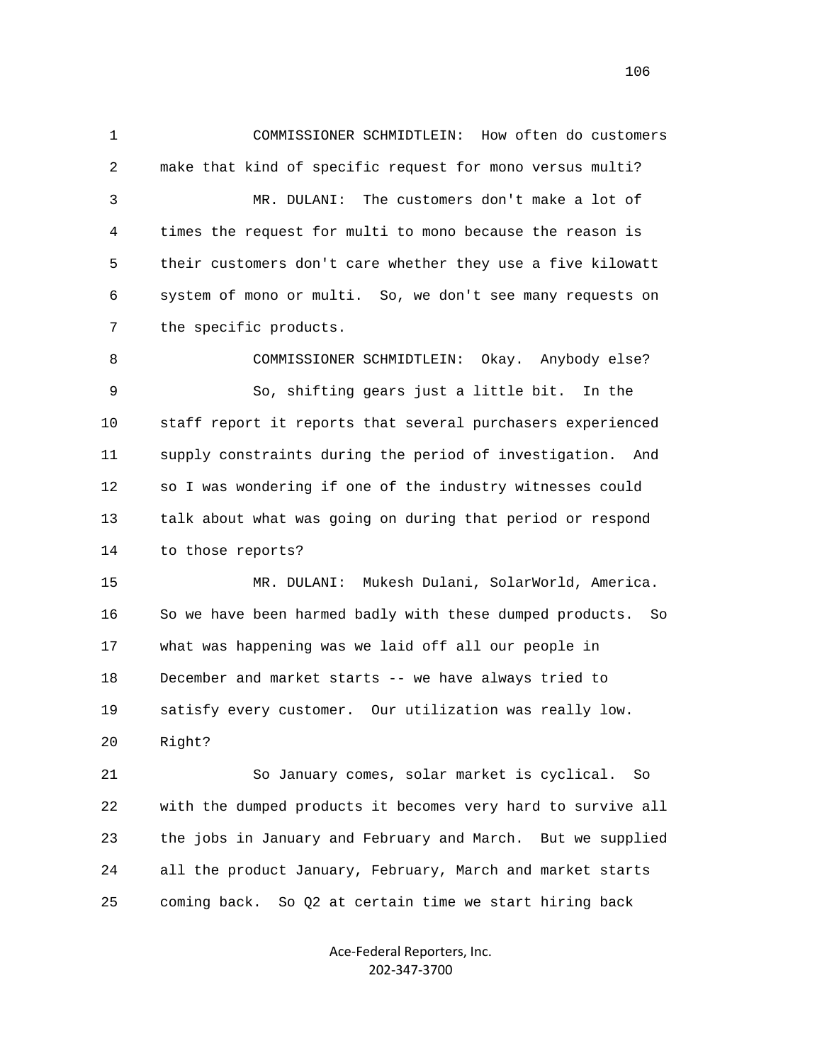COMMISSIONER SCHMIDTLEIN: How often do customers make that kind of specific request for mono versus multi?

MR. DULANI: The customers don't make a lot of times the request for multi to mono because the reason is their customers don't care whether they use a five kilowatt system of mono or multi. So, we don't see many requests on the specific products.

COMMISSIONER SCHMIDTLEIN: Okay. Anybody else?

So, shifting gears just a little bit. In the staff report it reports that several purchasers experienced supply constraints during the period of investigation. And so I was wondering if one of the industry witnesses could talk about what was going on during that period or respond to those reports?

MR. DULANI: Mukesh Dulani, SolarWorld, America. So we have been harmed badly with these dumped products. So what was happening was we laid off all our people in December and market starts -- we have always tried to satisfy every customer. Our utilization was really low. Right?

So January comes, solar market is cyclical. So with the dumped products it becomes very hard to survive all the jobs in January and February and March. But we supplied all the product January, February, March and market starts coming back. So Q2 at certain time we start hiring back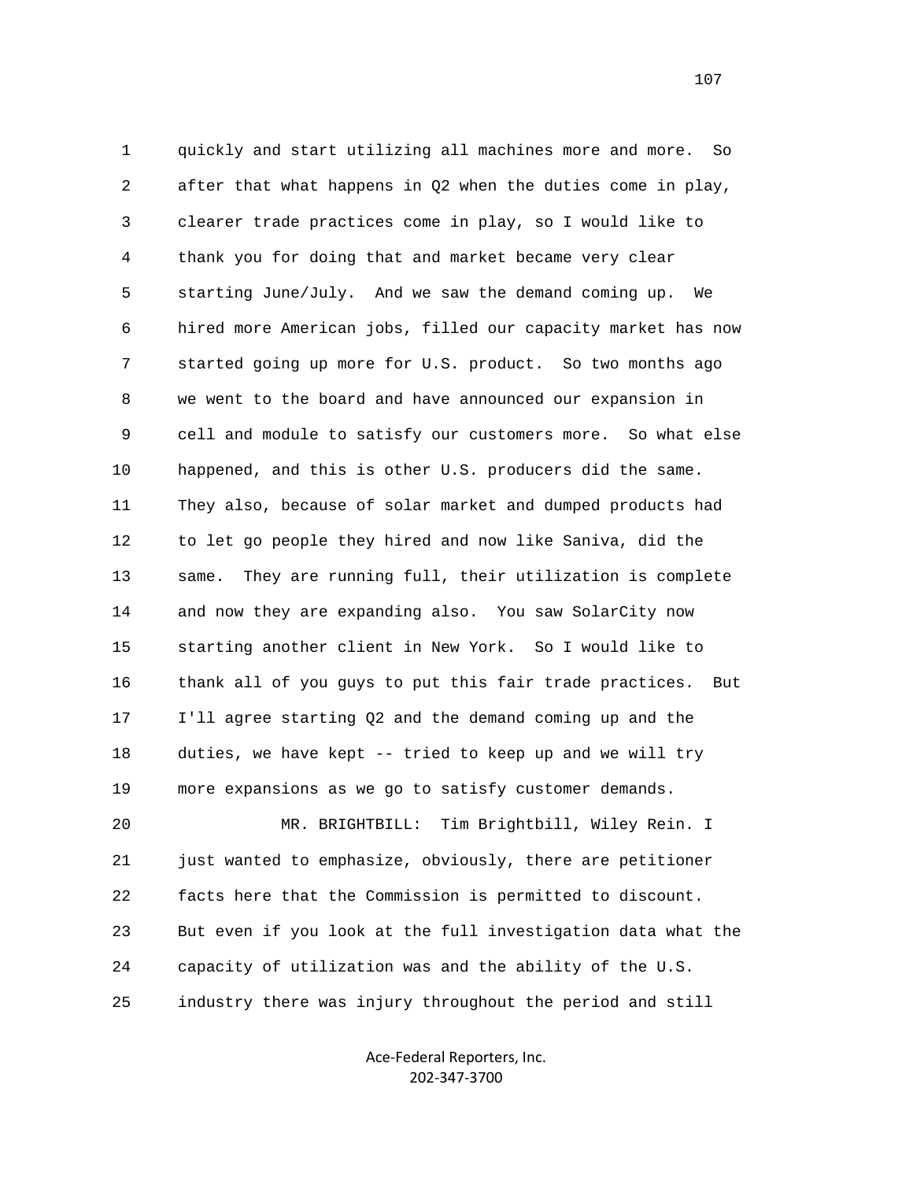1 quickly and start utilizing all machines more and more. So
2 after that what happens in Q2 when the duties come in play,
3 clearer trade practices come in play, so I would like to
4 thank you for doing that and market became very clear
5 starting June/July. And we saw the demand coming up. We
6 hired more American jobs, filled our capacity market has now
7 started going up more for U.S. product. So two months ago
8 we went to the board and have announced our expansion in
9 cell and module to satisfy our customers more. So what else
10 happened, and this is other U.S. producers did the same.
11 They also, because of solar market and dumped products had
12 to let go people they hired and now like Saniva, did the
13 same. They are running full, their utilization is complete
14 and now they are expanding also. You saw SolarCity now
15 starting another client in New York. So I would like to
16 thank all of you guys to put this fair trade practices. But
17 I'll agree starting Q2 and the demand coming up and the
18 duties, we have kept -- tried to keep up and we will try
19 more expansions as we go to satisfy customer demands.
20 MR. BRIGHTBILL: Tim Brightbill, Wiley Rein. I
21 just wanted to emphasize, obviously, there are petitioner
22 facts here that the Commission is permitted to discount.
23 But even if you look at the full investigation data what the
24 capacity of utilization was and the ability of the U.S.
25 industry there was injury throughout the period and still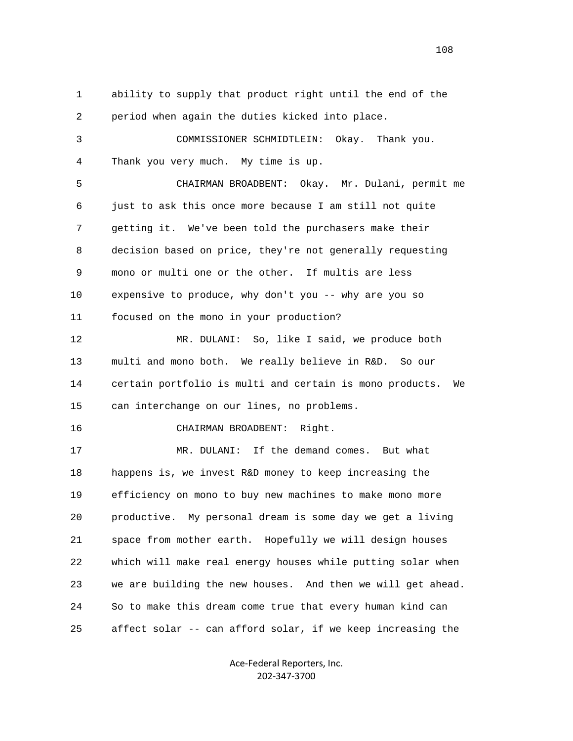1 ability to supply that product right until the end of the
2 period when again the duties kicked into place.

3 COMMISSIONER SCHMIDTLEIN: Okay. Thank you.
4 Thank you very much. My time is up.

5 CHAIRMAN BROADBENT: Okay. Mr. Dulani, permit me
6 just to ask this once more because I am still not quite
7 getting it. We've been told the purchasers make their
8 decision based on price, they're not generally requesting
9 mono or multi one or the other. If multis are less
10 expensive to produce, why don't you -- why are you so
11 focused on the mono in your production?

12 MR. DULANI: So, like I said, we produce both
13 multi and mono both. We really believe in R&D. So our
14 certain portfolio is multi and certain is mono products. We
15 can interchange on our lines, no problems.

16 CHAIRMAN BROADBENT: Right.

17 MR. DULANI: If the demand comes. But what
18 happens is, we invest R&D money to keep increasing the
19 efficiency on mono to buy new machines to make mono more
20 productive. My personal dream is some day we get a living
21 space from mother earth. Hopefully we will design houses
22 which will make real energy houses while putting solar when
23 we are building the new houses. And then we will get ahead.
24 So to make this dream come true that every human kind can
25 affect solar -- can afford solar, if we keep increasing the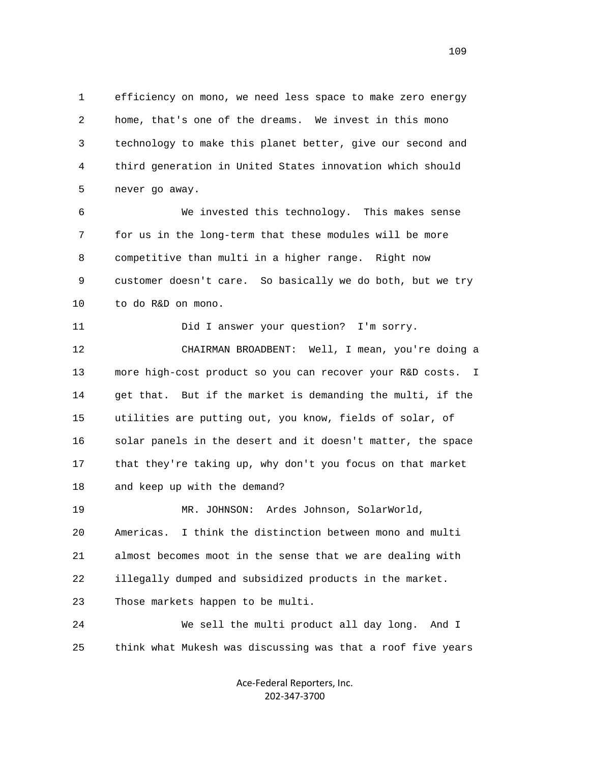1 efficiency on mono, we need less space to make zero energy
2 home, that's one of the dreams. We invest in this mono
3 technology to make this planet better, give our second and
4 third generation in United States innovation which should
5 never go away.

6 We invested this technology. This makes sense
7 for us in the long-term that these modules will be more
8 competitive than multi in a higher range. Right now
9 customer doesn't care. So basically we do both, but we try
10 to do R&D on mono.

11 Did I answer your question? I'm sorry.

12 CHAIRMAN BROADBENT: Well, I mean, you're doing a
13 more high-cost product so you can recover your R&D costs. I
14 get that. But if the market is demanding the multi, if the
15 utilities are putting out, you know, fields of solar, of
16 solar panels in the desert and it doesn't matter, the space
17 that they're taking up, why don't you focus on that market
18 and keep up with the demand?

19 MR. JOHNSON: Ardes Johnson, SolarWorld,
20 Americas. I think the distinction between mono and multi
21 almost becomes moot in the sense that we are dealing with
22 illegally dumped and subsidized products in the market.
23 Those markets happen to be multi.

24 We sell the multi product all day long. And I
25 think what Mukesh was discussing was that a roof five years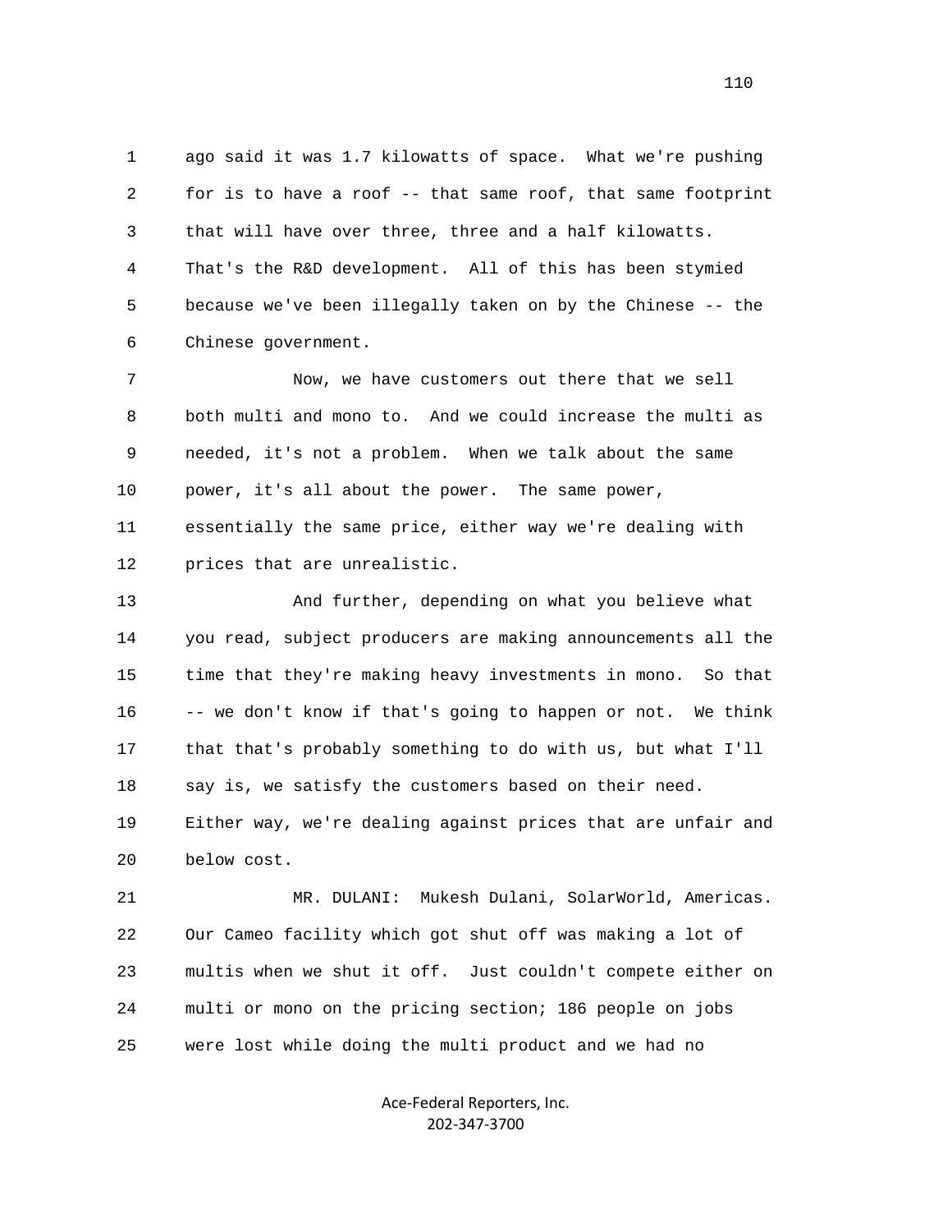ago said it was 1.7 kilowatts of space. What we're pushing for is to have a roof -- that same roof, that same footprint that will have over three, three and a half kilowatts. That's the R&D development. All of this has been stymied because we've been illegally taken on by the Chinese -- the Chinese government.

Now, we have customers out there that we sell both multi and mono to. And we could increase the multi as needed, it's not a problem. When we talk about the same power, it's all about the power. The same power, essentially the same price, either way we're dealing with prices that are unrealistic.

And further, depending on what you believe what you read, subject producers are making announcements all the time that they're making heavy investments in mono. So that -- we don't know if that's going to happen or not. We think that that's probably something to do with us, but what I'll say is, we satisfy the customers based on their need. Either way, we're dealing against prices that are unfair and below cost.

MR. DULANI: Mukesh Dulani, SolarWorld, Americas. Our Cameo facility which got shut off was making a lot of multis when we shut it off. Just couldn't compete either on multi or mono on the pricing section; 186 people on jobs were lost while doing the multi product and we had no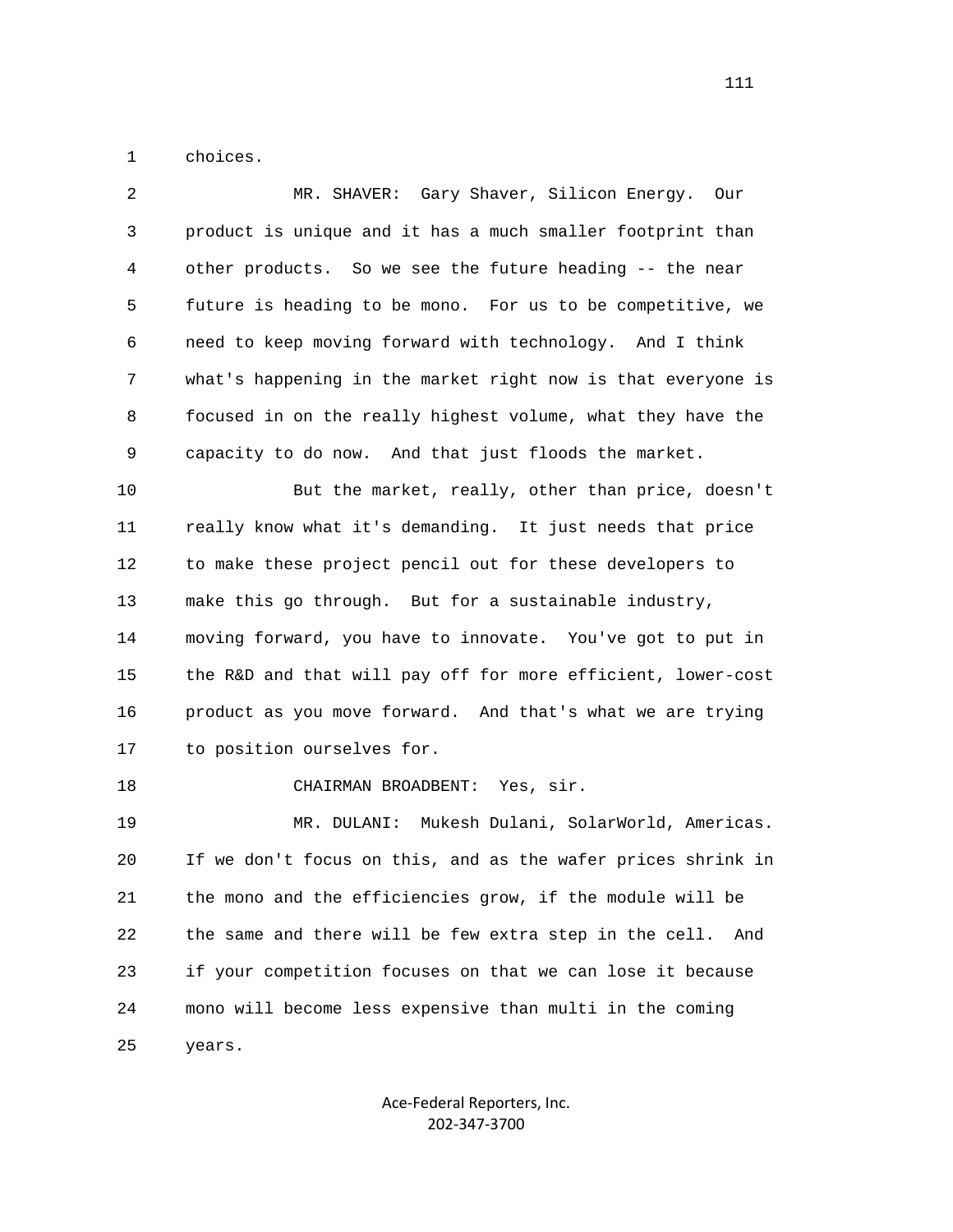choices.

MR. SHAVER: Gary Shaver, Silicon Energy. Our product is unique and it has a much smaller footprint than other products. So we see the future heading -- the near future is heading to be mono. For us to be competitive, we need to keep moving forward with technology. And I think what's happening in the market right now is that everyone is focused in on the really highest volume, what they have the capacity to do now. And that just floods the market.

But the market, really, other than price, doesn't really know what it's demanding. It just needs that price to make these project pencil out for these developers to make this go through. But for a sustainable industry, moving forward, you have to innovate. You've got to put in the R&D and that will pay off for more efficient, lower-cost product as you move forward. And that's what we are trying to position ourselves for.

CHAIRMAN BROADBENT: Yes, sir.

MR. DULANI: Mukesh Dulani, SolarWorld, Americas. If we don't focus on this, and as the wafer prices shrink in the mono and the efficiencies grow, if the module will be the same and there will be few extra step in the cell. And if your competition focuses on that we can lose it because mono will become less expensive than multi in the coming years.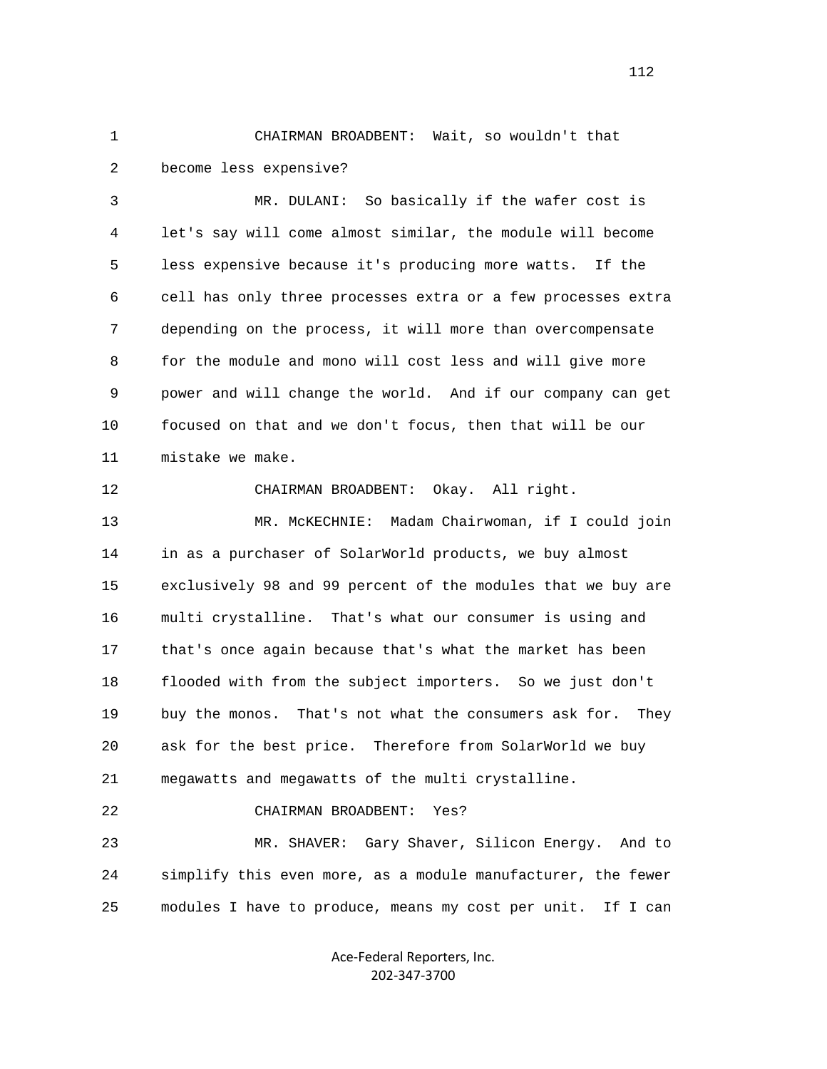CHAIRMAN BROADBENT: Wait, so wouldn't that become less expensive?

MR. DULANI: So basically if the wafer cost is let's say will come almost similar, the module will become less expensive because it's producing more watts. If the cell has only three processes extra or a few processes extra depending on the process, it will more than overcompensate for the module and mono will cost less and will give more power and will change the world. And if our company can get focused on that and we don't focus, then that will be our mistake we make.

CHAIRMAN BROADBENT: Okay. All right.

MR. McKECHNIE: Madam Chairwoman, if I could join in as a purchaser of SolarWorld products, we buy almost exclusively 98 and 99 percent of the modules that we buy are multi crystalline. That's what our consumer is using and that's once again because that's what the market has been flooded with from the subject importers. So we just don't buy the monos. That's not what the consumers ask for. They ask for the best price. Therefore from SolarWorld we buy megawatts and megawatts of the multi crystalline.

CHAIRMAN BROADBENT: Yes?

MR. SHAVER: Gary Shaver, Silicon Energy. And to simplify this even more, as a module manufacturer, the fewer modules I have to produce, means my cost per unit. If I can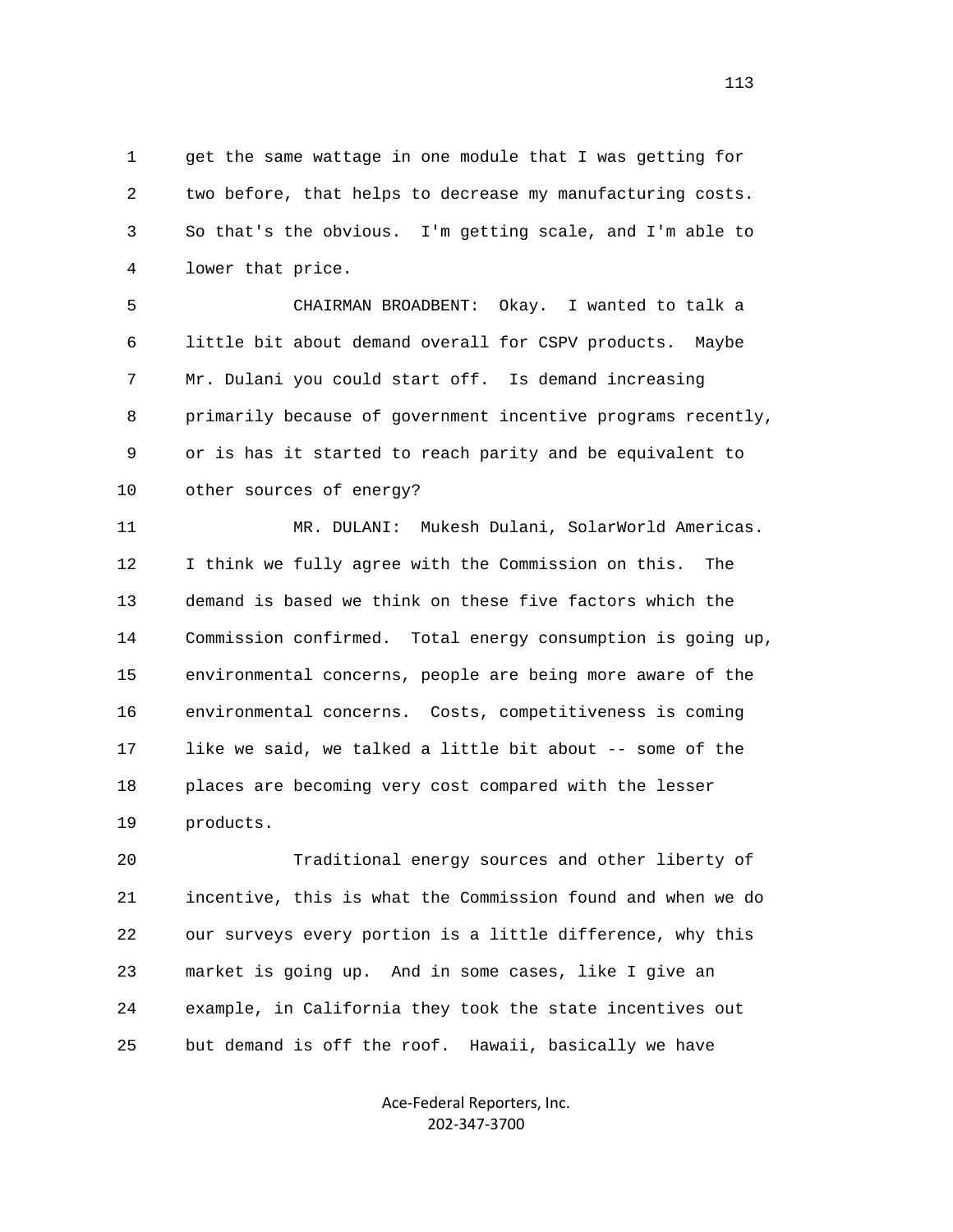1 get the same wattage in one module that I was getting for
2 two before, that helps to decrease my manufacturing costs.
3 So that's the obvious. I'm getting scale, and I'm able to
4 lower that price.

5 CHAIRMAN BROADBENT: Okay. I wanted to talk a
6 little bit about demand overall for CSPV products. Maybe
7 Mr. Dulani you could start off. Is demand increasing
8 primarily because of government incentive programs recently,
9 or is has it started to reach parity and be equivalent to
10 other sources of energy?

11 MR. DULANI: Mukesh Dulani, SolarWorld Americas.
12 I think we fully agree with the Commission on this. The
13 demand is based we think on these five factors which the
14 Commission confirmed. Total energy consumption is going up,
15 environmental concerns, people are being more aware of the
16 environmental concerns. Costs, competitiveness is coming
17 like we said, we talked a little bit about -- some of the
18 places are becoming very cost compared with the lesser
19 products.

20 Traditional energy sources and other liberty of
21 incentive, this is what the Commission found and when we do
22 our surveys every portion is a little difference, why this
23 market is going up. And in some cases, like I give an
24 example, in California they took the state incentives out
25 but demand is off the roof. Hawaii, basically we have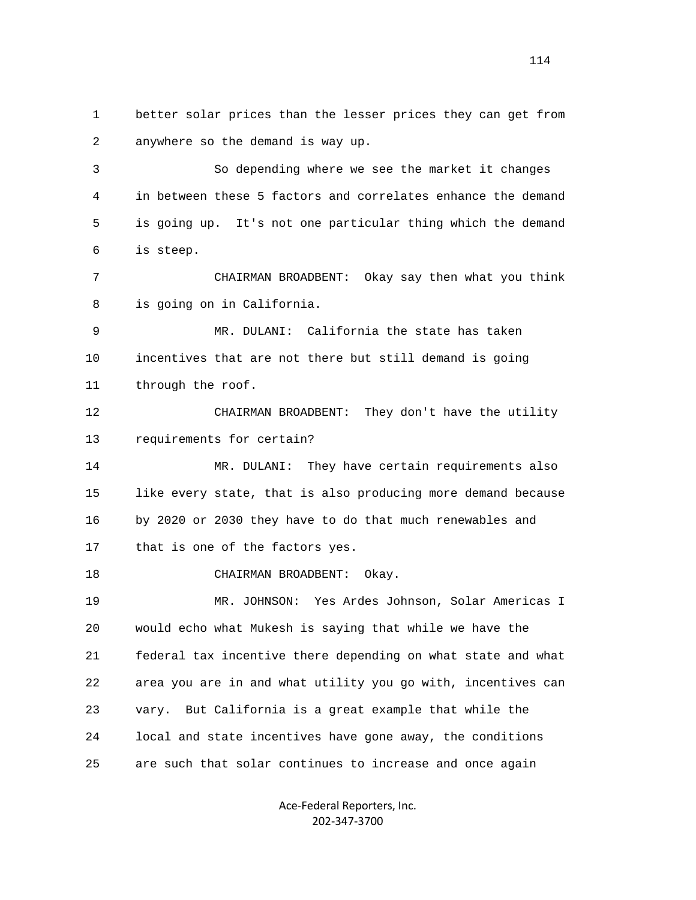1 better solar prices than the lesser prices they can get from
2 anywhere so the demand is way up.

3 So depending where we see the market it changes
4 in between these 5 factors and correlates enhance the demand
5 is going up. It's not one particular thing which the demand
6 is steep.

7 CHAIRMAN BROADBENT: Okay say then what you think
8 is going on in California.

9 MR. DULANI: California the state has taken
10 incentives that are not there but still demand is going
11 through the roof.

12 CHAIRMAN BROADBENT: They don't have the utility
13 requirements for certain?

14 MR. DULANI: They have certain requirements also
15 like every state, that is also producing more demand because
16 by 2020 or 2030 they have to do that much renewables and
17 that is one of the factors yes.

18 CHAIRMAN BROADBENT: Okay.

19 MR. JOHNSON: Yes Ardes Johnson, Solar Americas I
20 would echo what Mukesh is saying that while we have the
21 federal tax incentive there depending on what state and what
22 area you are in and what utility you go with, incentives can
23 vary. But California is a great example that while the
24 local and state incentives have gone away, the conditions
25 are such that solar continues to increase and once again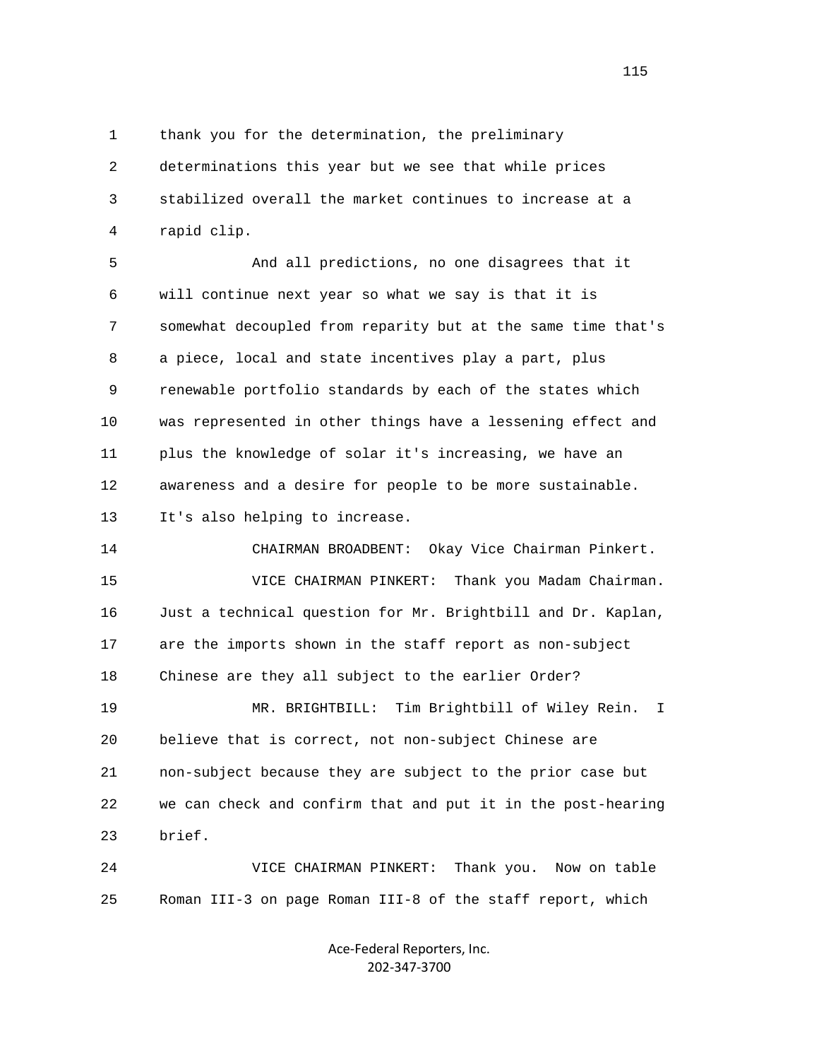thank you for the determination, the preliminary determinations this year but we see that while prices stabilized overall the market continues to increase at a rapid clip.

And all predictions, no one disagrees that it will continue next year so what we say is that it is somewhat decoupled from reparity but at the same time that's a piece, local and state incentives play a part, plus renewable portfolio standards by each of the states which was represented in other things have a lessening effect and plus the knowledge of solar it's increasing, we have an awareness and a desire for people to be more sustainable. It's also helping to increase.

CHAIRMAN BROADBENT: Okay Vice Chairman Pinkert.

VICE CHAIRMAN PINKERT: Thank you Madam Chairman. Just a technical question for Mr. Brightbill and Dr. Kaplan, are the imports shown in the staff report as non-subject Chinese are they all subject to the earlier Order?

MR. BRIGHTBILL: Tim Brightbill of Wiley Rein. I believe that is correct, not non-subject Chinese are non-subject because they are subject to the prior case but we can check and confirm that and put it in the post-hearing brief.

VICE CHAIRMAN PINKERT: Thank you. Now on table Roman III-3 on page Roman III-8 of the staff report, which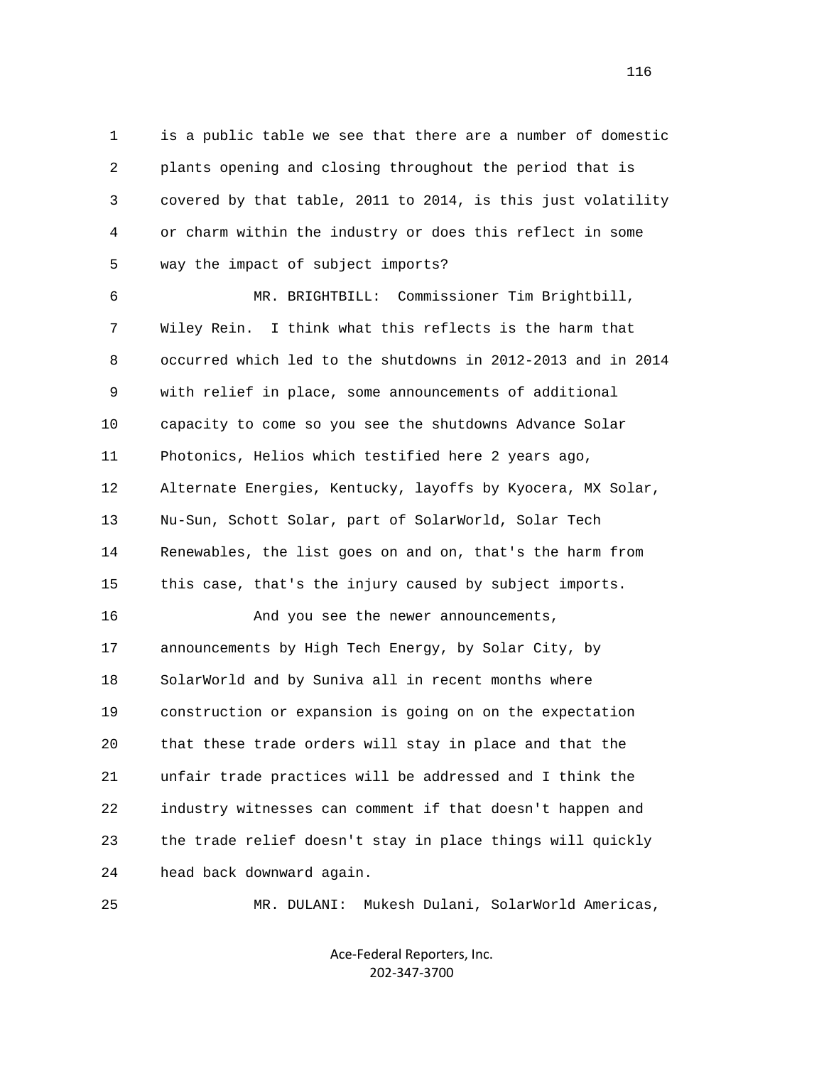is a public table we see that there are a number of domestic plants opening and closing throughout the period that is covered by that table, 2011 to 2014, is this just volatility or charm within the industry or does this reflect in some way the impact of subject imports?

MR. BRIGHTBILL: Commissioner Tim Brightbill, Wiley Rein. I think what this reflects is the harm that occurred which led to the shutdowns in 2012-2013 and in 2014 with relief in place, some announcements of additional capacity to come so you see the shutdowns Advance Solar Photonics, Helios which testified here 2 years ago, Alternate Energies, Kentucky, layoffs by Kyocera, MX Solar, Nu-Sun, Schott Solar, part of SolarWorld, Solar Tech Renewables, the list goes on and on, that's the harm from this case, that's the injury caused by subject imports.

And you see the newer announcements, announcements by High Tech Energy, by Solar City, by SolarWorld and by Suniva all in recent months where construction or expansion is going on on the expectation that these trade orders will stay in place and that the unfair trade practices will be addressed and I think the industry witnesses can comment if that doesn't happen and the trade relief doesn't stay in place things will quickly head back downward again.

MR. DULANI: Mukesh Dulani, SolarWorld Americas,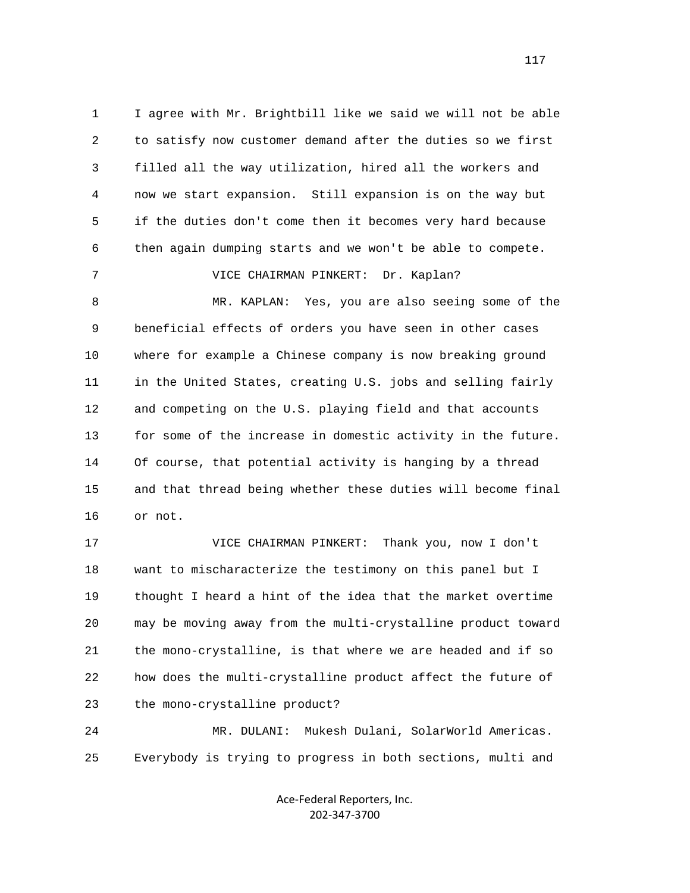1 I agree with Mr. Brightbill like we said we will not be able
2 to satisfy now customer demand after the duties so we first
3 filled all the way utilization, hired all the workers and
4 now we start expansion. Still expansion is on the way but
5 if the duties don't come then it becomes very hard because
6 then again dumping starts and we won't be able to compete.

7 VICE CHAIRMAN PINKERT: Dr. Kaplan?

8 MR. KAPLAN: Yes, you are also seeing some of the
9 beneficial effects of orders you have seen in other cases
10 where for example a Chinese company is now breaking ground
11 in the United States, creating U.S. jobs and selling fairly
12 and competing on the U.S. playing field and that accounts
13 for some of the increase in domestic activity in the future.
14 Of course, that potential activity is hanging by a thread
15 and that thread being whether these duties will become final
16 or not.

17 VICE CHAIRMAN PINKERT: Thank you, now I don't
18 want to mischaracterize the testimony on this panel but I
19 thought I heard a hint of the idea that the market overtime
20 may be moving away from the multi-crystalline product toward
21 the mono-crystalline, is that where we are headed and if so
22 how does the multi-crystalline product affect the future of
23 the mono-crystalline product?

24 MR. DULANI: Mukesh Dulani, SolarWorld Americas.
25 Everybody is trying to progress in both sections, multi and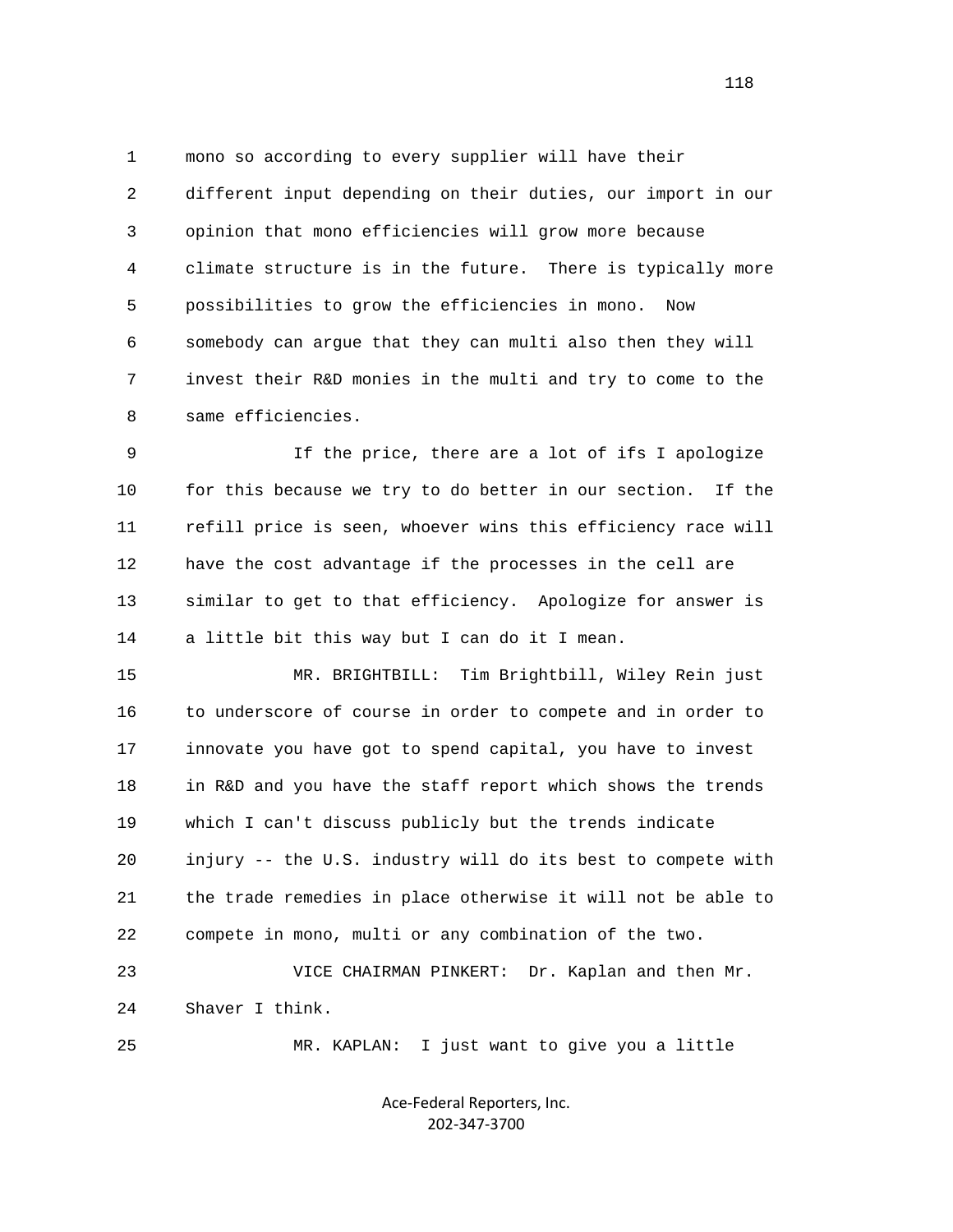mono so according to every supplier will have their different input depending on their duties, our import in our opinion that mono efficiencies will grow more because climate structure is in the future. There is typically more possibilities to grow the efficiencies in mono. Now somebody can argue that they can multi also then they will invest their R&D monies in the multi and try to come to the same efficiencies.

If the price, there are a lot of ifs I apologize for this because we try to do better in our section. If the refill price is seen, whoever wins this efficiency race will have the cost advantage if the processes in the cell are similar to get to that efficiency. Apologize for answer is a little bit this way but I can do it I mean.

MR. BRIGHTBILL: Tim Brightbill, Wiley Rein just to underscore of course in order to compete and in order to innovate you have got to spend capital, you have to invest in R&D and you have the staff report which shows the trends which I can't discuss publicly but the trends indicate injury -- the U.S. industry will do its best to compete with the trade remedies in place otherwise it will not be able to compete in mono, multi or any combination of the two.

VICE CHAIRMAN PINKERT: Dr. Kaplan and then Mr. Shaver I think.

MR. KAPLAN: I just want to give you a little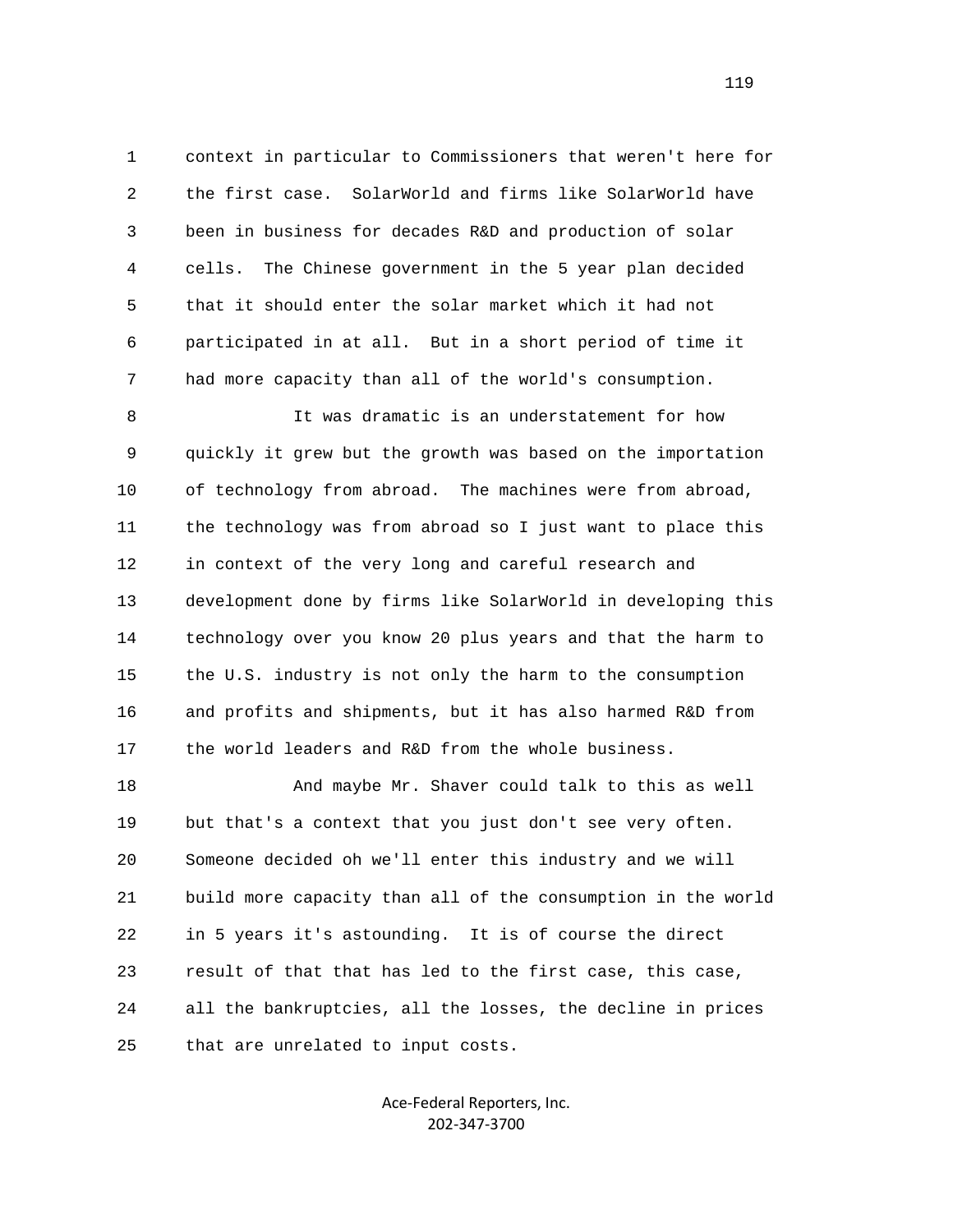context in particular to Commissioners that weren't here for the first case. SolarWorld and firms like SolarWorld have been in business for decades R&D and production of solar cells. The Chinese government in the 5 year plan decided that it should enter the solar market which it had not participated in at all. But in a short period of time it had more capacity than all of the world's consumption.

It was dramatic is an understatement for how quickly it grew but the growth was based on the importation of technology from abroad. The machines were from abroad, the technology was from abroad so I just want to place this in context of the very long and careful research and development done by firms like SolarWorld in developing this technology over you know 20 plus years and that the harm to the U.S. industry is not only the harm to the consumption and profits and shipments, but it has also harmed R&D from the world leaders and R&D from the whole business.

And maybe Mr. Shaver could talk to this as well but that's a context that you just don't see very often. Someone decided oh we'll enter this industry and we will build more capacity than all of the consumption in the world in 5 years it's astounding. It is of course the direct result of that that has led to the first case, this case, all the bankruptcies, all the losses, the decline in prices that are unrelated to input costs.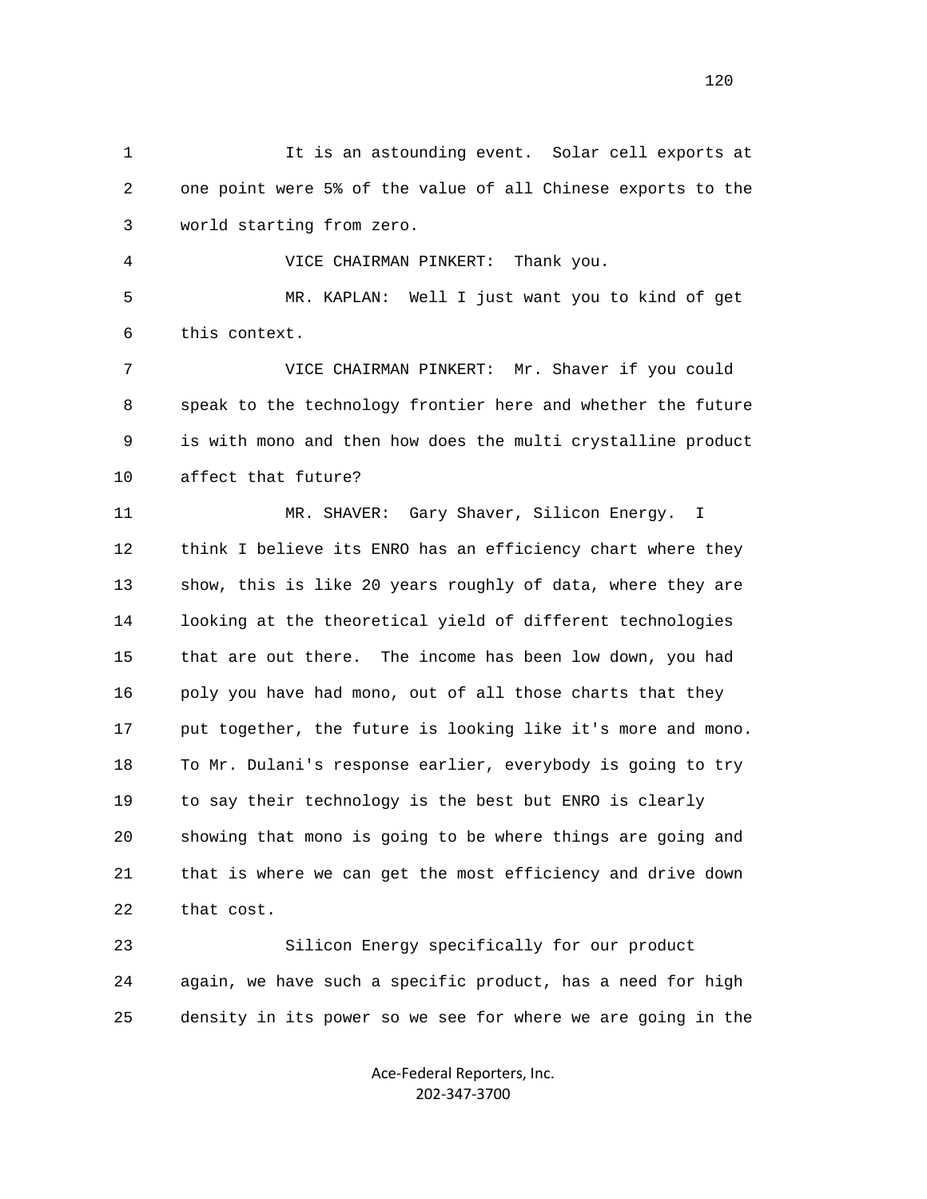It is an astounding event. Solar cell exports at one point were 5% of the value of all Chinese exports to the world starting from zero.

VICE CHAIRMAN PINKERT: Thank you.

MR. KAPLAN: Well I just want you to kind of get this context.

VICE CHAIRMAN PINKERT: Mr. Shaver if you could speak to the technology frontier here and whether the future is with mono and then how does the multi crystalline product affect that future?

MR. SHAVER: Gary Shaver, Silicon Energy. I think I believe its ENRO has an efficiency chart where they show, this is like 20 years roughly of data, where they are looking at the theoretical yield of different technologies that are out there. The income has been low down, you had poly you have had mono, out of all those charts that they put together, the future is looking like it's more and mono. To Mr. Dulani's response earlier, everybody is going to try to say their technology is the best but ENRO is clearly showing that mono is going to be where things are going and that is where we can get the most efficiency and drive down that cost.

Silicon Energy specifically for our product again, we have such a specific product, has a need for high density in its power so we see for where we are going in the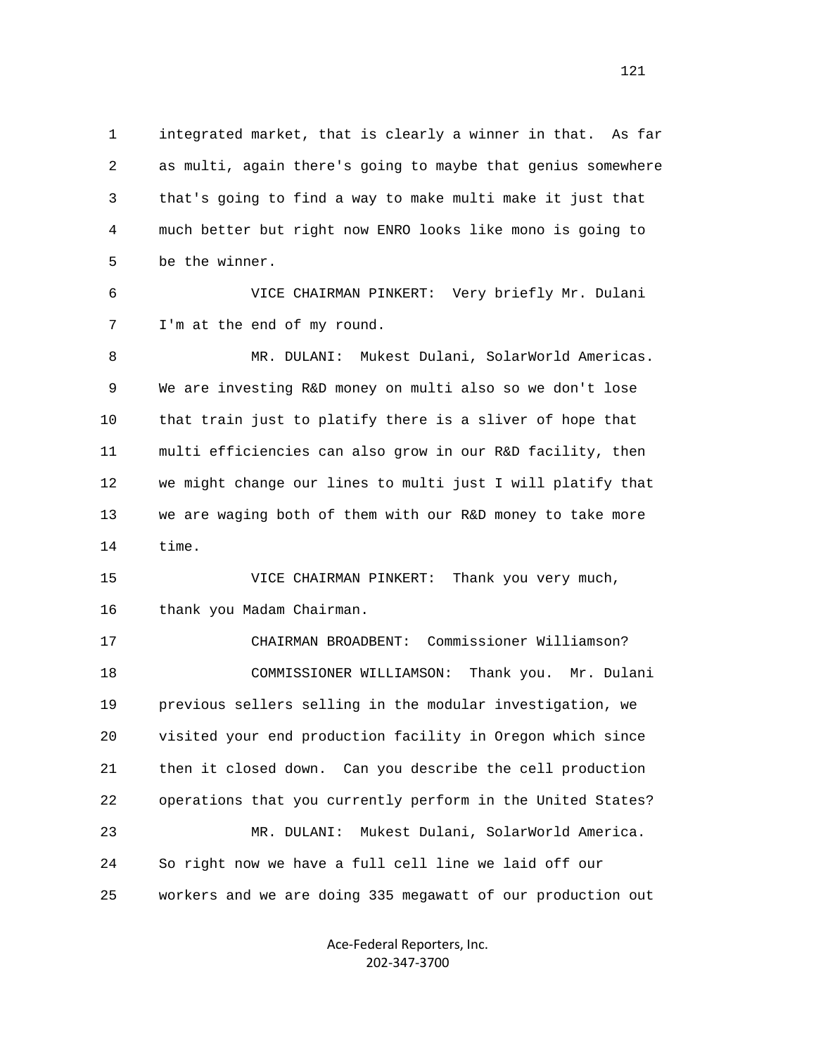1 integrated market, that is clearly a winner in that. As far
2 as multi, again there's going to maybe that genius somewhere
3 that's going to find a way to make multi make it just that
4 much better but right now ENRO looks like mono is going to
5 be the winner.

6 VICE CHAIRMAN PINKERT: Very briefly Mr. Dulani
7 I'm at the end of my round.

8 MR. DULANI: Mukest Dulani, SolarWorld Americas.
9 We are investing R&D money on multi also so we don't lose
10 that train just to platify there is a sliver of hope that
11 multi efficiencies can also grow in our R&D facility, then
12 we might change our lines to multi just I will platify that
13 we are waging both of them with our R&D money to take more
14 time.

15 VICE CHAIRMAN PINKERT: Thank you very much,
16 thank you Madam Chairman.

17 CHAIRMAN BROADBENT: Commissioner Williamson?

18 COMMISSIONER WILLIAMSON: Thank you. Mr. Dulani
19 previous sellers selling in the modular investigation, we
20 visited your end production facility in Oregon which since
21 then it closed down. Can you describe the cell production
22 operations that you currently perform in the United States?

23 MR. DULANI: Mukest Dulani, SolarWorld America.
24 So right now we have a full cell line we laid off our
25 workers and we are doing 335 megawatt of our production out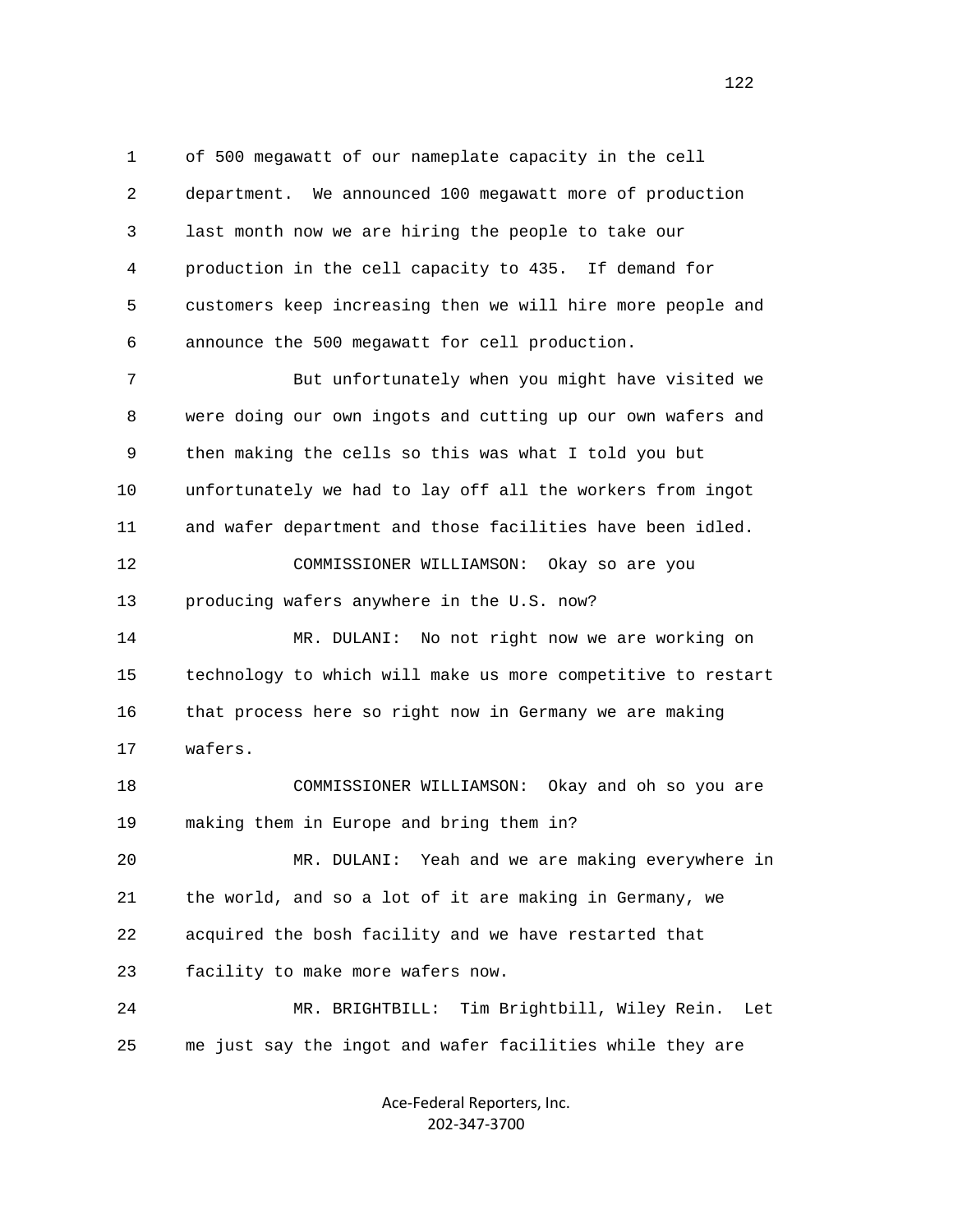of 500 megawatt of our nameplate capacity in the cell department. We announced 100 megawatt more of production last month now we are hiring the people to take our production in the cell capacity to 435. If demand for customers keep increasing then we will hire more people and announce the 500 megawatt for cell production.

But unfortunately when you might have visited we were doing our own ingots and cutting up our own wafers and then making the cells so this was what I told you but unfortunately we had to lay off all the workers from ingot and wafer department and those facilities have been idled.

COMMISSIONER WILLIAMSON: Okay so are you producing wafers anywhere in the U.S. now?

MR. DULANI: No not right now we are working on technology to which will make us more competitive to restart that process here so right now in Germany we are making wafers.

COMMISSIONER WILLIAMSON: Okay and oh so you are making them in Europe and bring them in?

MR. DULANI: Yeah and we are making everywhere in the world, and so a lot of it are making in Germany, we acquired the bosh facility and we have restarted that facility to make more wafers now.

MR. BRIGHTBILL: Tim Brightbill, Wiley Rein. Let me just say the ingot and wafer facilities while they are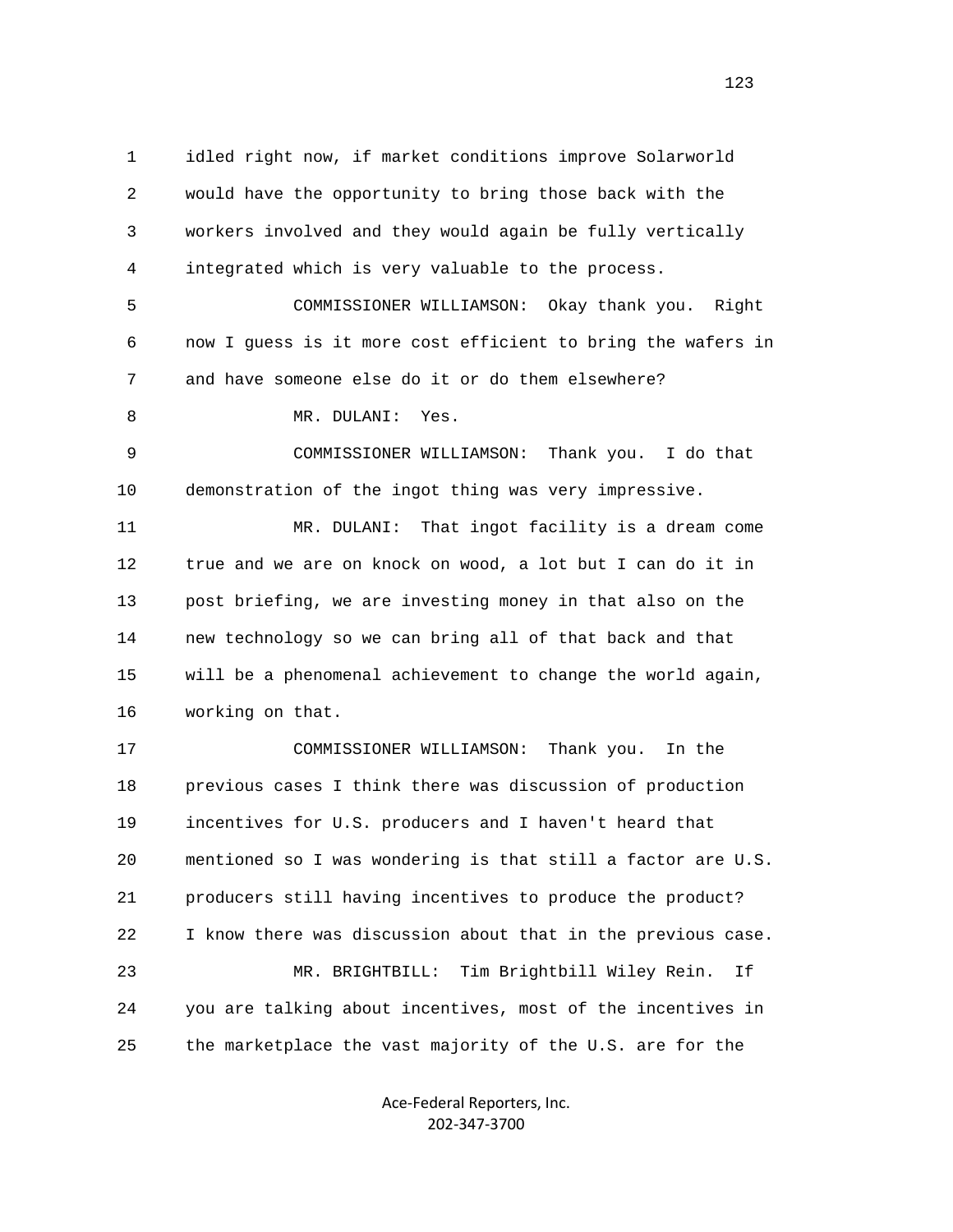1 idled right now, if market conditions improve Solarworld
2 would have the opportunity to bring those back with the
3 workers involved and they would again be fully vertically
4 integrated which is very valuable to the process.

5 COMMISSIONER WILLIAMSON: Okay thank you. Right
6 now I guess is it more cost efficient to bring the wafers in
7 and have someone else do it or do them elsewhere?

8 MR. DULANI: Yes.

9 COMMISSIONER WILLIAMSON: Thank you. I do that
10 demonstration of the ingot thing was very impressive.

11 MR. DULANI: That ingot facility is a dream come
12 true and we are on knock on wood, a lot but I can do it in
13 post briefing, we are investing money in that also on the
14 new technology so we can bring all of that back and that
15 will be a phenomenal achievement to change the world again,
16 working on that.

17 COMMISSIONER WILLIAMSON: Thank you. In the
18 previous cases I think there was discussion of production
19 incentives for U.S. producers and I haven't heard that
20 mentioned so I was wondering is that still a factor are U.S.
21 producers still having incentives to produce the product?
22 I know there was discussion about that in the previous case.

23 MR. BRIGHTBILL: Tim Brightbill Wiley Rein. If
24 you are talking about incentives, most of the incentives in
25 the marketplace the vast majority of the U.S. are for the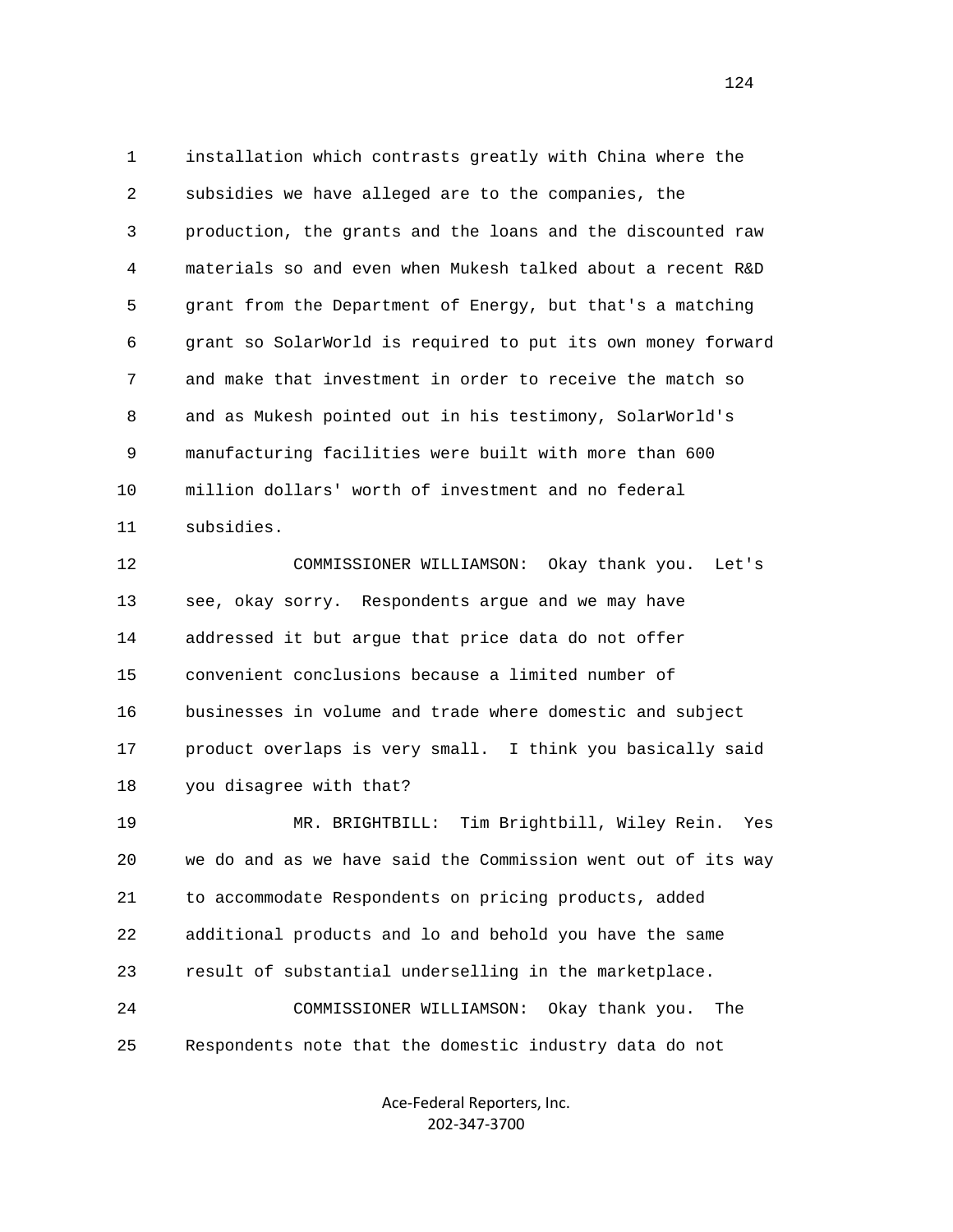installation which contrasts greatly with China where the subsidies we have alleged are to the companies, the production, the grants and the loans and the discounted raw materials so and even when Mukesh talked about a recent R&D grant from the Department of Energy, but that's a matching grant so SolarWorld is required to put its own money forward and make that investment in order to receive the match so and as Mukesh pointed out in his testimony, SolarWorld's manufacturing facilities were built with more than 600 million dollars' worth of investment and no federal subsidies.

COMMISSIONER WILLIAMSON: Okay thank you. Let's see, okay sorry. Respondents argue and we may have addressed it but argue that price data do not offer convenient conclusions because a limited number of businesses in volume and trade where domestic and subject product overlaps is very small. I think you basically said you disagree with that?

MR. BRIGHTBILL: Tim Brightbill, Wiley Rein. Yes we do and as we have said the Commission went out of its way to accommodate Respondents on pricing products, added additional products and lo and behold you have the same result of substantial underselling in the marketplace.

COMMISSIONER WILLIAMSON: Okay thank you. The Respondents note that the domestic industry data do not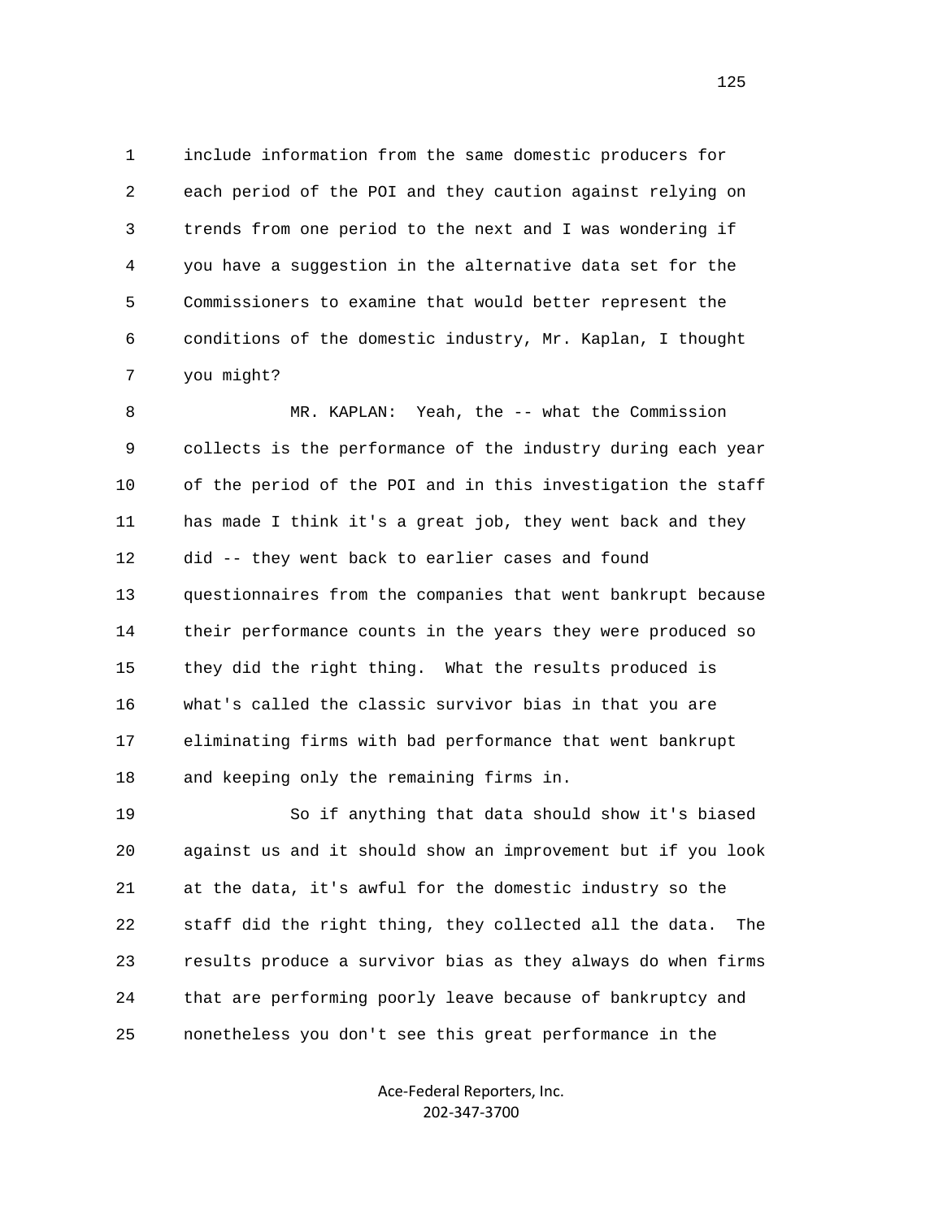include information from the same domestic producers for each period of the POI and they caution against relying on trends from one period to the next and I was wondering if you have a suggestion in the alternative data set for the Commissioners to examine that would better represent the conditions of the domestic industry, Mr. Kaplan, I thought you might?

MR. KAPLAN: Yeah, the -- what the Commission collects is the performance of the industry during each year of the period of the POI and in this investigation the staff has made I think it's a great job, they went back and they did -- they went back to earlier cases and found questionnaires from the companies that went bankrupt because their performance counts in the years they were produced so they did the right thing. What the results produced is what's called the classic survivor bias in that you are eliminating firms with bad performance that went bankrupt and keeping only the remaining firms in.

So if anything that data should show it's biased against us and it should show an improvement but if you look at the data, it's awful for the domestic industry so the staff did the right thing, they collected all the data. The results produce a survivor bias as they always do when firms that are performing poorly leave because of bankruptcy and nonetheless you don't see this great performance in the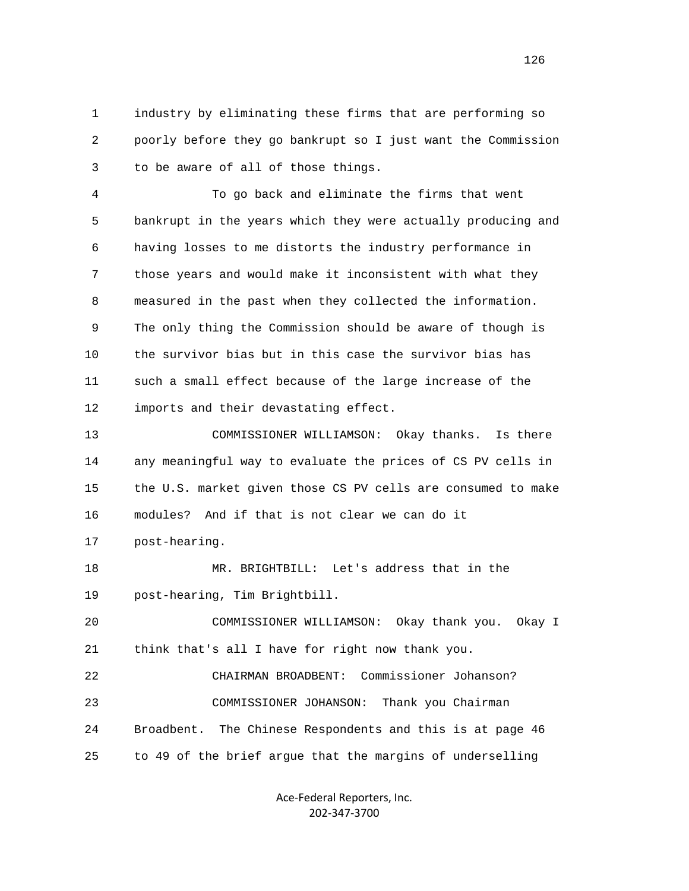industry by eliminating these firms that are performing so poorly before they go bankrupt so I just want the Commission to be aware of all of those things.

To go back and eliminate the firms that went bankrupt in the years which they were actually producing and having losses to me distorts the industry performance in those years and would make it inconsistent with what they measured in the past when they collected the information. The only thing the Commission should be aware of though is the survivor bias but in this case the survivor bias has such a small effect because of the large increase of the imports and their devastating effect.

COMMISSIONER WILLIAMSON: Okay thanks. Is there any meaningful way to evaluate the prices of CS PV cells in the U.S. market given those CS PV cells are consumed to make modules? And if that is not clear we can do it post-hearing.

MR. BRIGHTBILL: Let's address that in the post-hearing, Tim Brightbill.

COMMISSIONER WILLIAMSON: Okay thank you. Okay I think that's all I have for right now thank you.

CHAIRMAN BROADBENT: Commissioner Johanson?

COMMISSIONER JOHANSON: Thank you Chairman Broadbent. The Chinese Respondents and this is at page 46 to 49 of the brief argue that the margins of underselling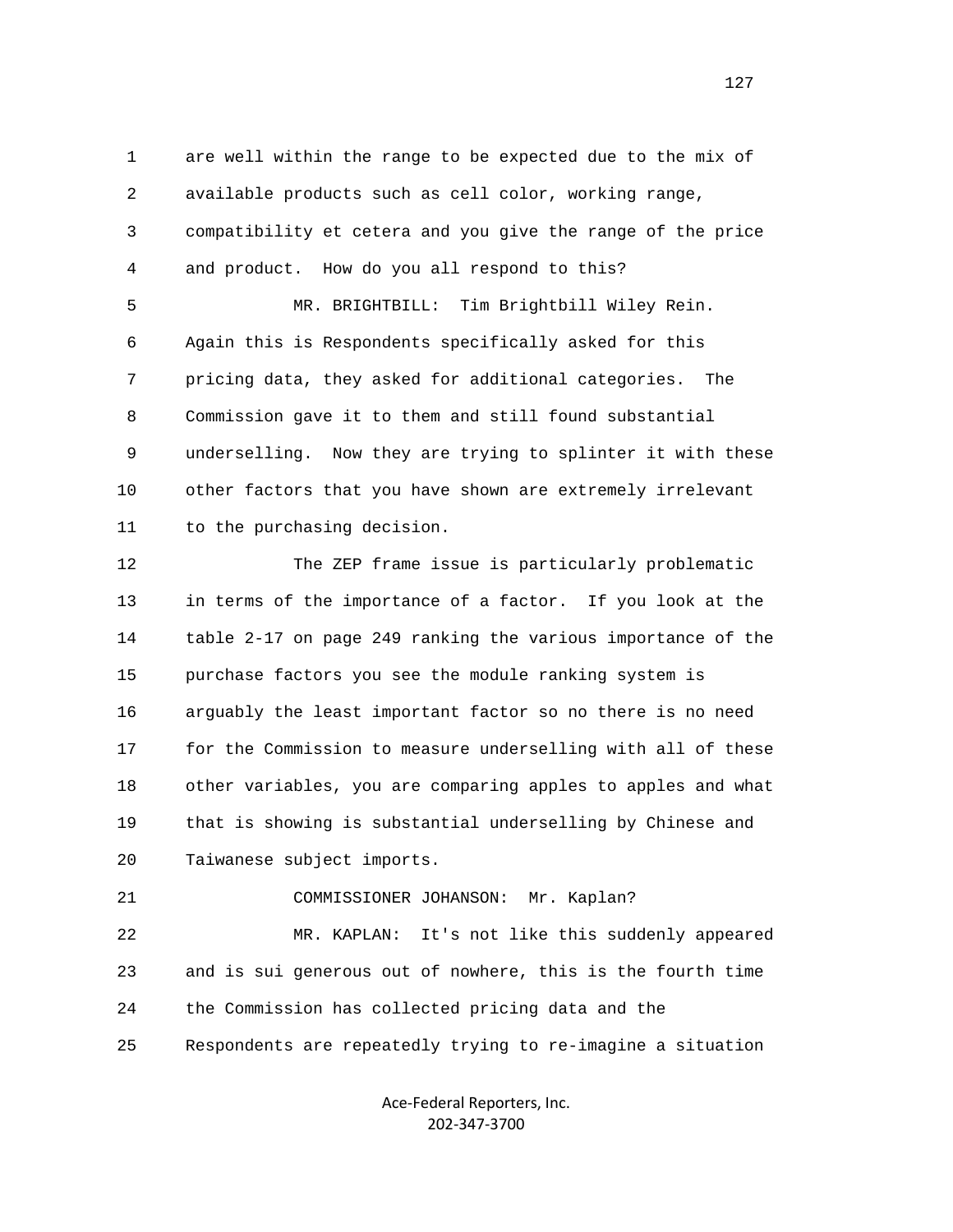are well within the range to be expected due to the mix of available products such as cell color, working range, compatibility et cetera and you give the range of the price and product. How do you all respond to this?

MR. BRIGHTBILL: Tim Brightbill Wiley Rein. Again this is Respondents specifically asked for this pricing data, they asked for additional categories. The Commission gave it to them and still found substantial underselling. Now they are trying to splinter it with these other factors that you have shown are extremely irrelevant to the purchasing decision.

The ZEP frame issue is particularly problematic in terms of the importance of a factor. If you look at the table 2-17 on page 249 ranking the various importance of the purchase factors you see the module ranking system is arguably the least important factor so no there is no need for the Commission to measure underselling with all of these other variables, you are comparing apples to apples and what that is showing is substantial underselling by Chinese and Taiwanese subject imports.

COMMISSIONER JOHANSON: Mr. Kaplan?

MR. KAPLAN: It's not like this suddenly appeared and is sui generous out of nowhere, this is the fourth time the Commission has collected pricing data and the Respondents are repeatedly trying to re-imagine a situation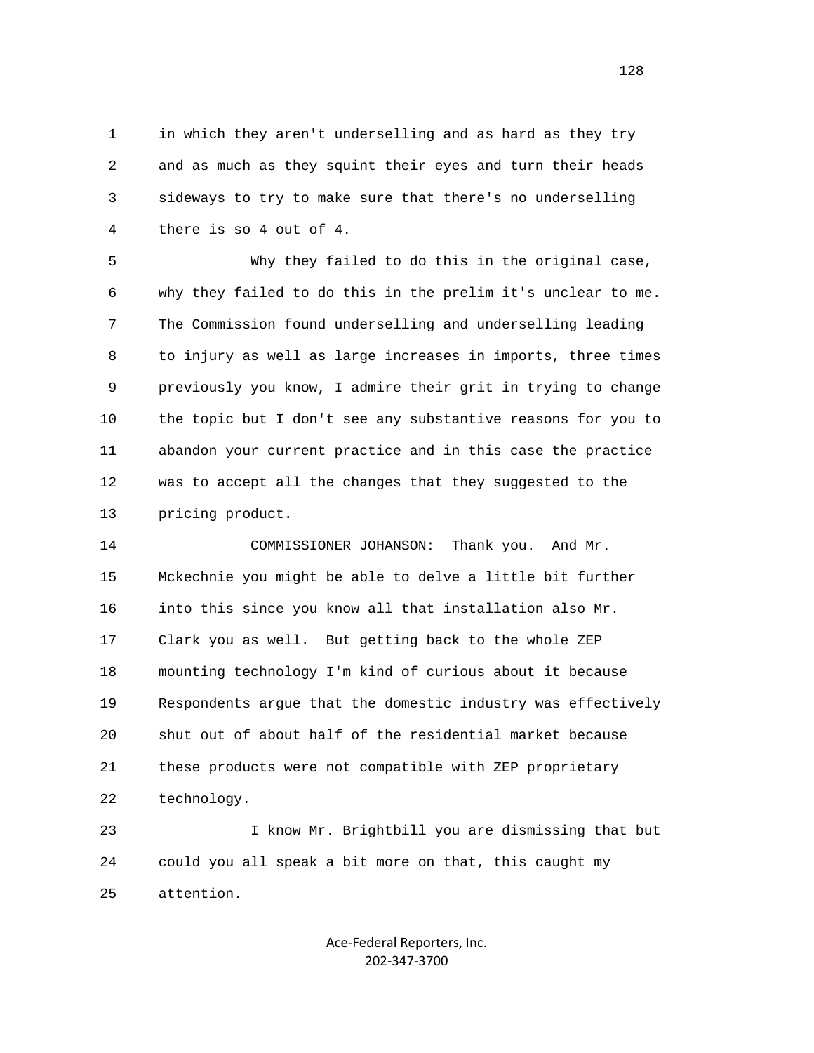in which they aren't underselling and as hard as they try and as much as they squint their eyes and turn their heads sideways to try to make sure that there's no underselling there is so 4 out of 4.

Why they failed to do this in the original case, why they failed to do this in the prelim it's unclear to me. The Commission found underselling and underselling leading to injury as well as large increases in imports, three times previously you know, I admire their grit in trying to change the topic but I don't see any substantive reasons for you to abandon your current practice and in this case the practice was to accept all the changes that they suggested to the pricing product.

COMMISSIONER JOHANSON: Thank you. And Mr. Mckechnie you might be able to delve a little bit further into this since you know all that installation also Mr. Clark you as well. But getting back to the whole ZEP mounting technology I'm kind of curious about it because Respondents argue that the domestic industry was effectively shut out of about half of the residential market because these products were not compatible with ZEP proprietary technology.

I know Mr. Brightbill you are dismissing that but could you all speak a bit more on that, this caught my attention.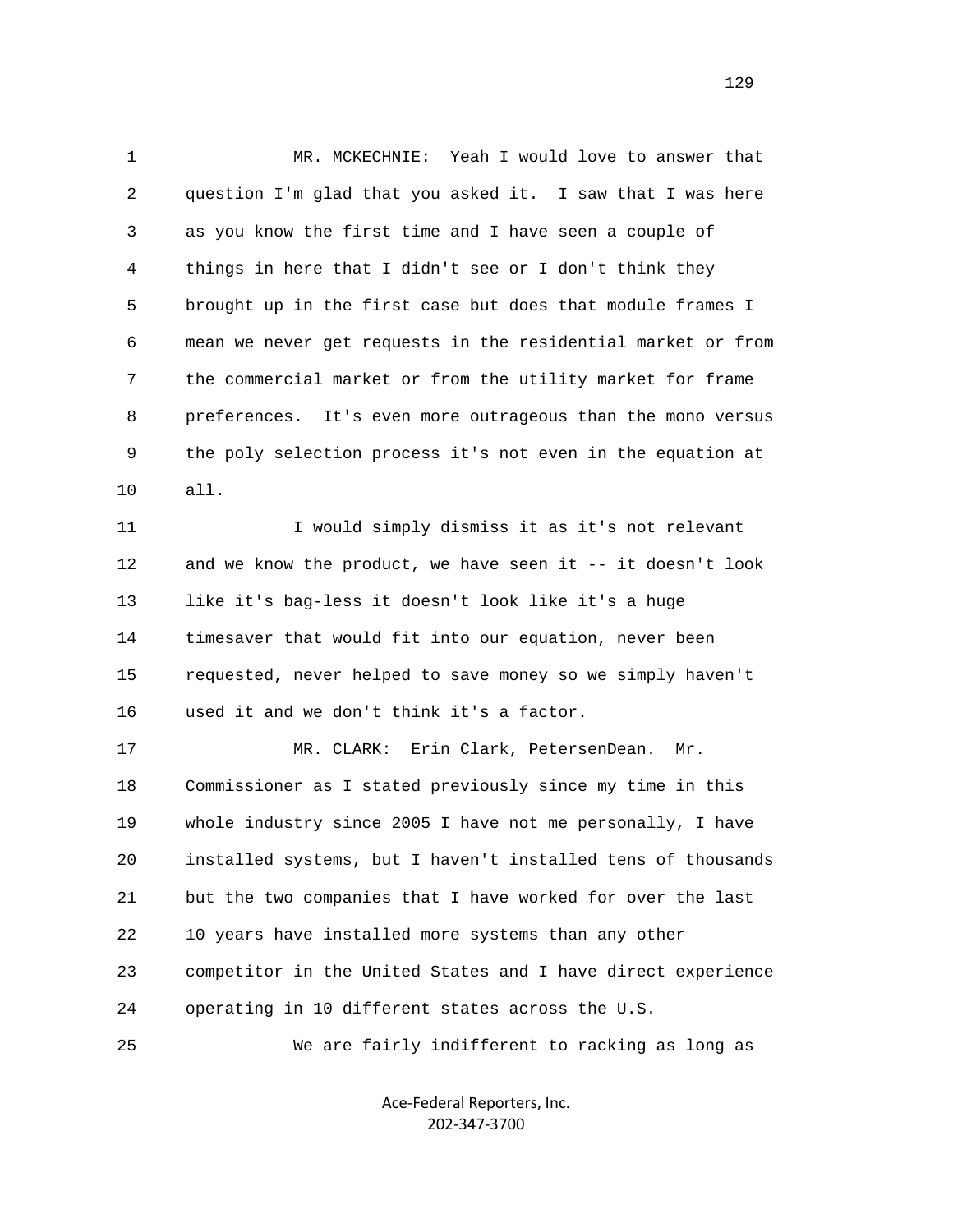MR. MCKECHNIE: Yeah I would love to answer that question I'm glad that you asked it. I saw that I was here as you know the first time and I have seen a couple of things in here that I didn't see or I don't think they brought up in the first case but does that module frames I mean we never get requests in the residential market or from the commercial market or from the utility market for frame preferences. It's even more outrageous than the mono versus the poly selection process it's not even in the equation at all.

I would simply dismiss it as it's not relevant and we know the product, we have seen it -- it doesn't look like it's bag-less it doesn't look like it's a huge timesaver that would fit into our equation, never been requested, never helped to save money so we simply haven't used it and we don't think it's a factor.

MR. CLARK: Erin Clark, PetersenDean. Mr. Commissioner as I stated previously since my time in this whole industry since 2005 I have not me personally, I have installed systems, but I haven't installed tens of thousands but the two companies that I have worked for over the last 10 years have installed more systems than any other competitor in the United States and I have direct experience operating in 10 different states across the U.S.

We are fairly indifferent to racking as long as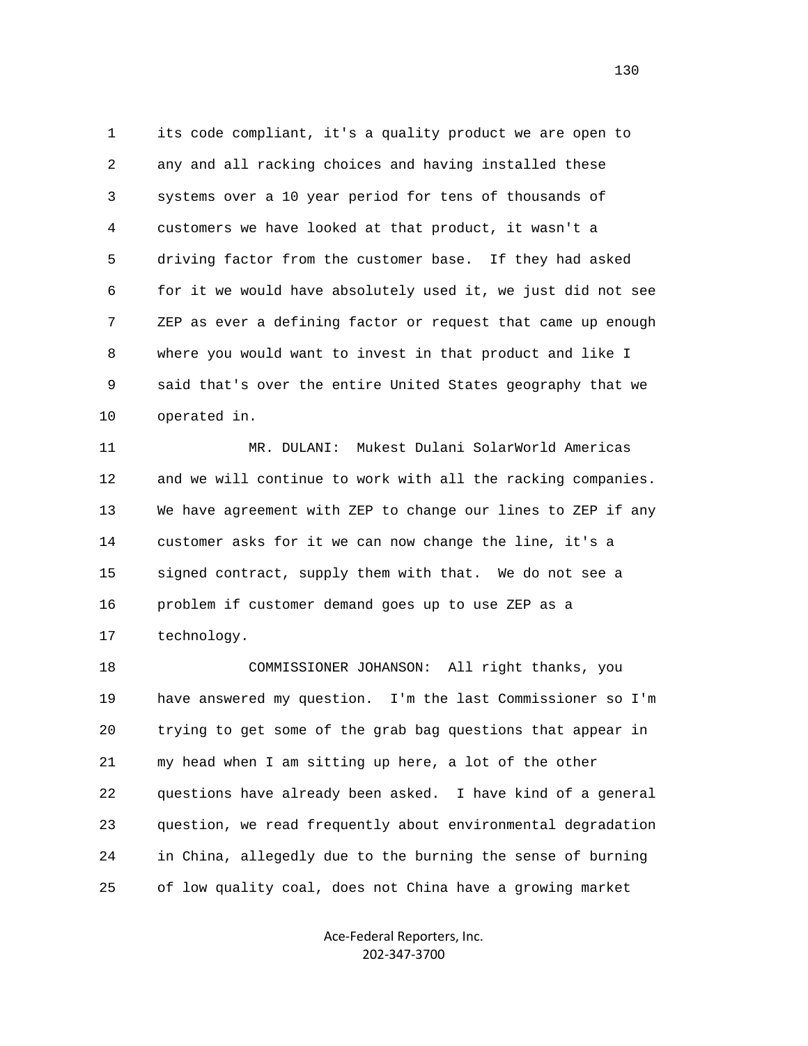its code compliant, it's a quality product we are open to any and all racking choices and having installed these systems over a 10 year period for tens of thousands of customers we have looked at that product, it wasn't a driving factor from the customer base. If they had asked for it we would have absolutely used it, we just did not see ZEP as ever a defining factor or request that came up enough where you would want to invest in that product and like I said that's over the entire United States geography that we operated in.

MR. DULANI: Mukest Dulani SolarWorld Americas and we will continue to work with all the racking companies. We have agreement with ZEP to change our lines to ZEP if any customer asks for it we can now change the line, it's a signed contract, supply them with that. We do not see a problem if customer demand goes up to use ZEP as a technology.

COMMISSIONER JOHANSON: All right thanks, you have answered my question. I'm the last Commissioner so I'm trying to get some of the grab bag questions that appear in my head when I am sitting up here, a lot of the other questions have already been asked. I have kind of a general question, we read frequently about environmental degradation in China, allegedly due to the burning the sense of burning of low quality coal, does not China have a growing market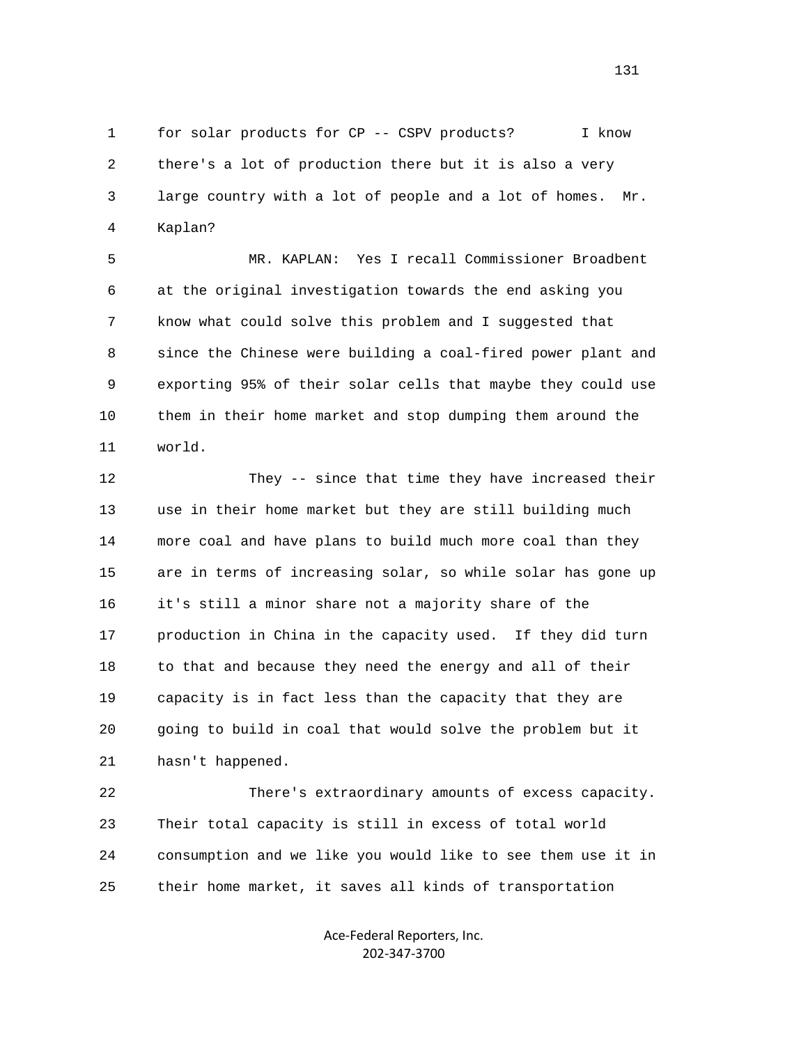for solar products for CP -- CSPV products? I know there's a lot of production there but it is also a very large country with a lot of people and a lot of homes. Mr. Kaplan?

MR. KAPLAN: Yes I recall Commissioner Broadbent at the original investigation towards the end asking you know what could solve this problem and I suggested that since the Chinese were building a coal-fired power plant and exporting 95% of their solar cells that maybe they could use them in their home market and stop dumping them around the world.

They -- since that time they have increased their use in their home market but they are still building much more coal and have plans to build much more coal than they are in terms of increasing solar, so while solar has gone up it's still a minor share not a majority share of the production in China in the capacity used. If they did turn to that and because they need the energy and all of their capacity is in fact less than the capacity that they are going to build in coal that would solve the problem but it hasn't happened.

There's extraordinary amounts of excess capacity. Their total capacity is still in excess of total world consumption and we like you would like to see them use it in their home market, it saves all kinds of transportation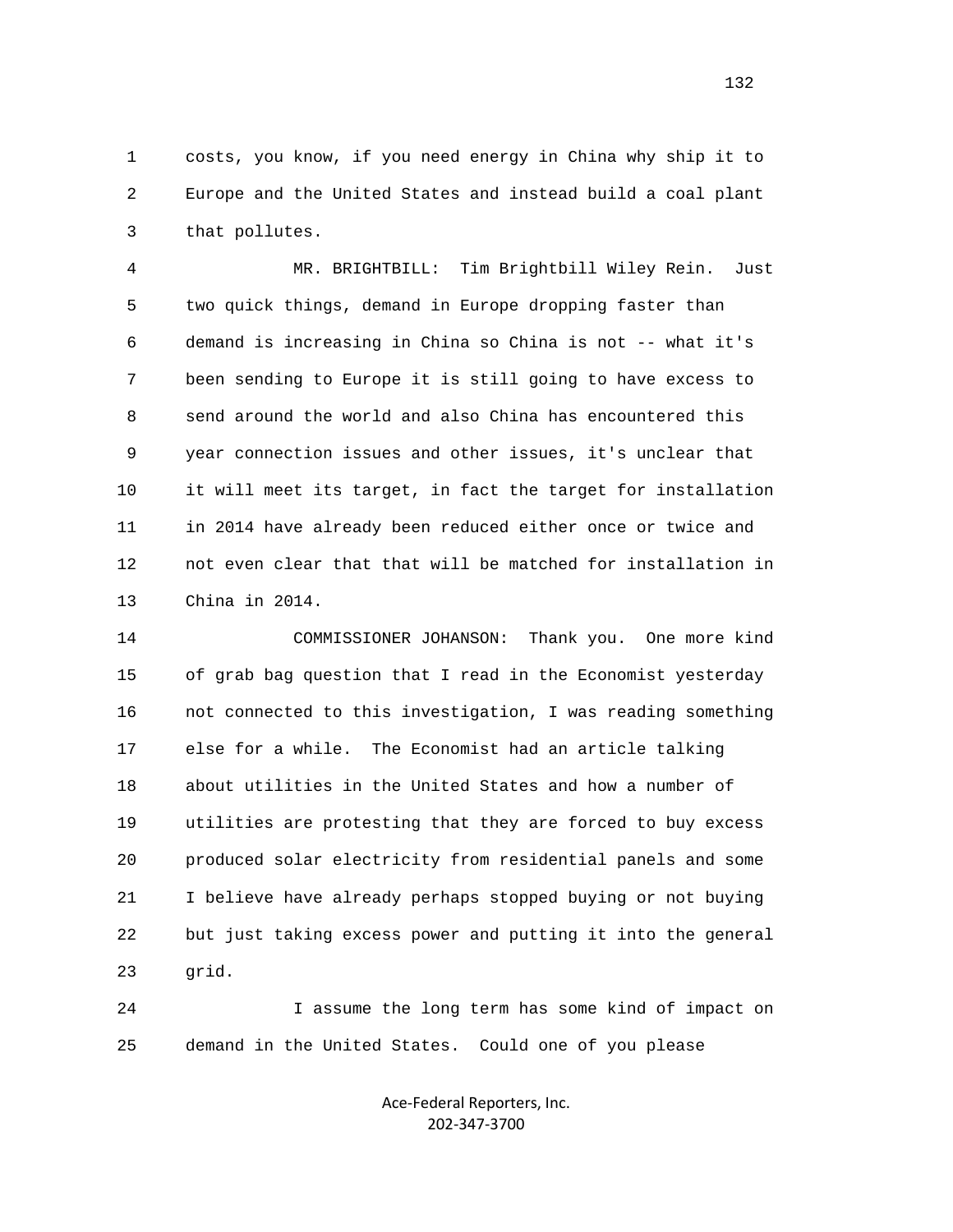costs, you know, if you need energy in China why ship it to Europe and the United States and instead build a coal plant that pollutes.

MR. BRIGHTBILL: Tim Brightbill Wiley Rein. Just two quick things, demand in Europe dropping faster than demand is increasing in China so China is not -- what it's been sending to Europe it is still going to have excess to send around the world and also China has encountered this year connection issues and other issues, it's unclear that it will meet its target, in fact the target for installation in 2014 have already been reduced either once or twice and not even clear that that will be matched for installation in China in 2014.

COMMISSIONER JOHANSON: Thank you. One more kind of grab bag question that I read in the Economist yesterday not connected to this investigation, I was reading something else for a while. The Economist had an article talking about utilities in the United States and how a number of utilities are protesting that they are forced to buy excess produced solar electricity from residential panels and some I believe have already perhaps stopped buying or not buying but just taking excess power and putting it into the general grid.

I assume the long term has some kind of impact on demand in the United States. Could one of you please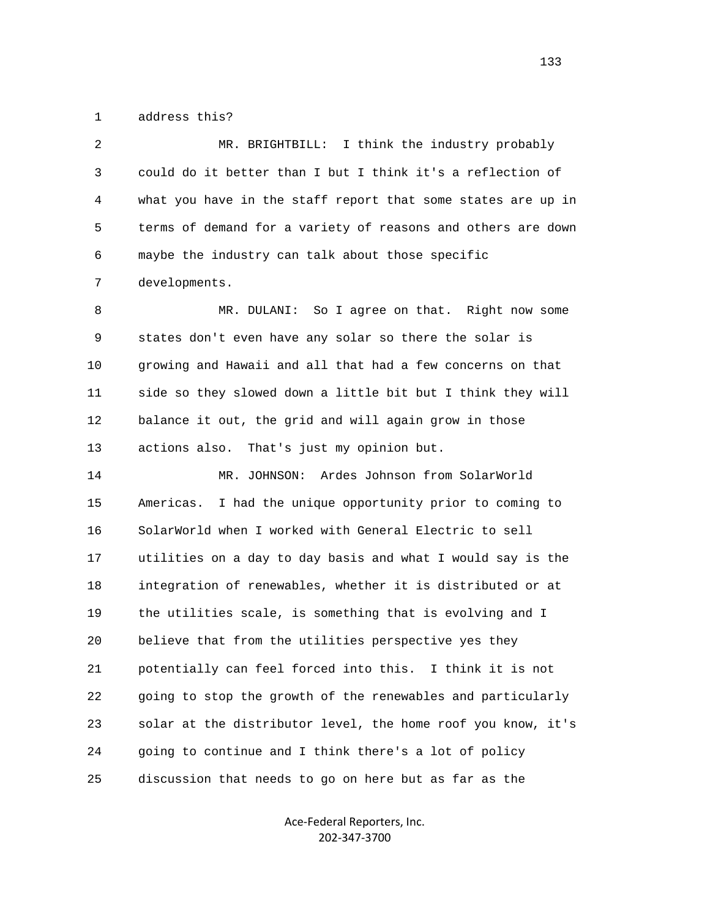address this?

MR. BRIGHTBILL: I think the industry probably could do it better than I but I think it's a reflection of what you have in the staff report that some states are up in terms of demand for a variety of reasons and others are down maybe the industry can talk about those specific developments.

MR. DULANI: So I agree on that. Right now some states don't even have any solar so there the solar is growing and Hawaii and all that had a few concerns on that side so they slowed down a little bit but I think they will balance it out, the grid and will again grow in those actions also. That's just my opinion but.

MR. JOHNSON: Ardes Johnson from SolarWorld Americas. I had the unique opportunity prior to coming to SolarWorld when I worked with General Electric to sell utilities on a day to day basis and what I would say is the integration of renewables, whether it is distributed or at the utilities scale, is something that is evolving and I believe that from the utilities perspective yes they potentially can feel forced into this. I think it is not going to stop the growth of the renewables and particularly solar at the distributor level, the home roof you know, it's going to continue and I think there's a lot of policy discussion that needs to go on here but as far as the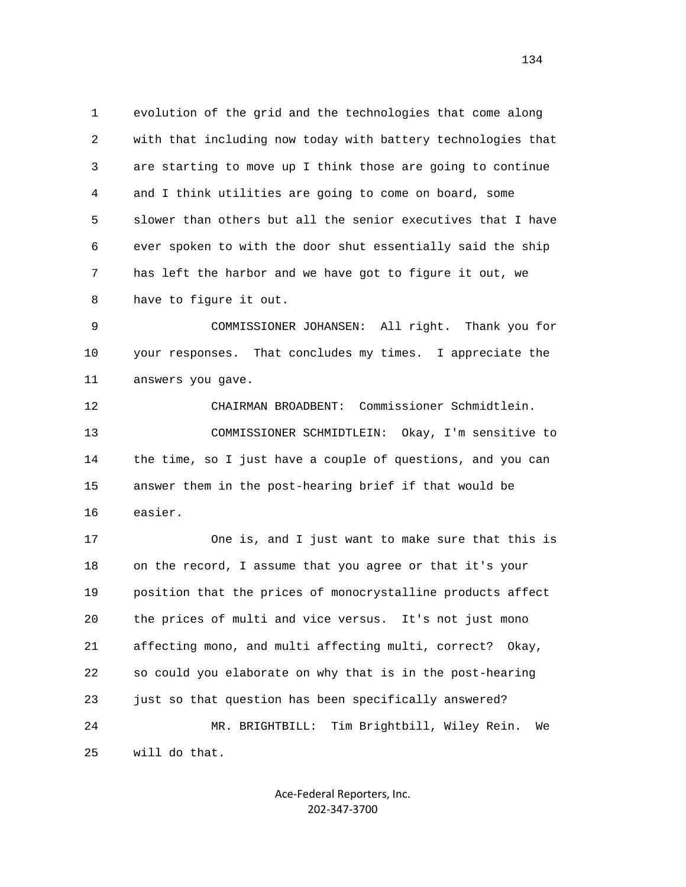evolution of the grid and the technologies that come along with that including now today with battery technologies that are starting to move up I think those are going to continue and I think utilities are going to come on board, some slower than others but all the senior executives that I have ever spoken to with the door shut essentially said the ship has left the harbor and we have got to figure it out, we have to figure it out.

COMMISSIONER JOHANSEN: All right. Thank you for your responses. That concludes my times. I appreciate the answers you gave.

CHAIRMAN BROADBENT: Commissioner Schmidtlein.

COMMISSIONER SCHMIDTLEIN: Okay, I'm sensitive to the time, so I just have a couple of questions, and you can answer them in the post-hearing brief if that would be easier.

One is, and I just want to make sure that this is on the record, I assume that you agree or that it's your position that the prices of monocrystalline products affect the prices of multi and vice versus. It's not just mono affecting mono, and multi affecting multi, correct? Okay, so could you elaborate on why that is in the post-hearing just so that question has been specifically answered?

MR. BRIGHTBILL: Tim Brightbill, Wiley Rein. We will do that.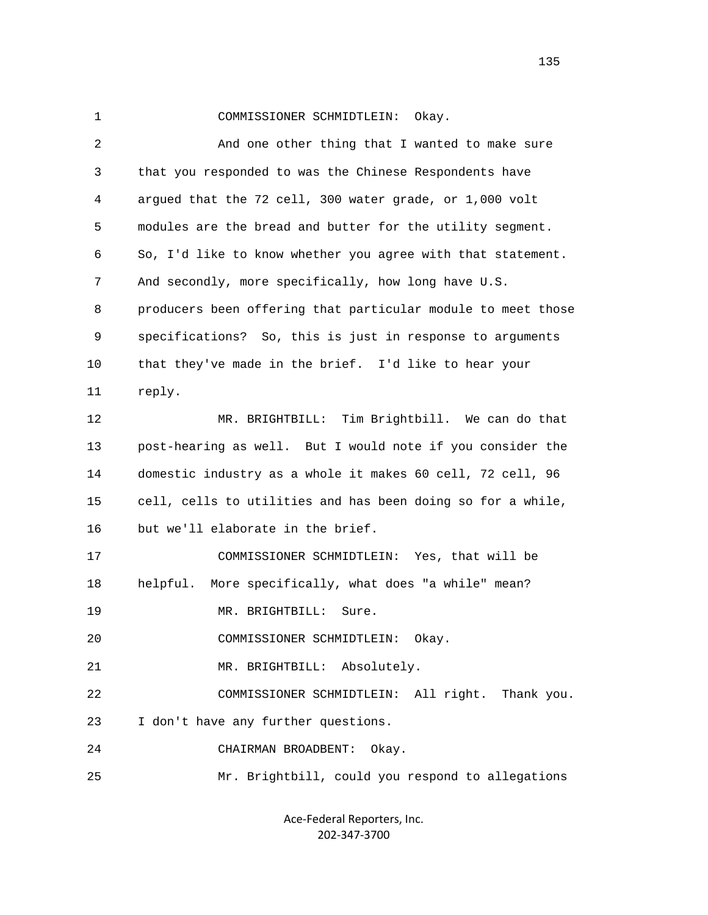COMMISSIONER SCHMIDTLEIN: Okay.

And one other thing that I wanted to make sure that you responded to was the Chinese Respondents have argued that the 72 cell, 300 water grade, or 1,000 volt modules are the bread and butter for the utility segment. So, I'd like to know whether you agree with that statement. And secondly, more specifically, how long have U.S. producers been offering that particular module to meet those specifications? So, this is just in response to arguments that they've made in the brief. I'd like to hear your reply.

MR. BRIGHTBILL: Tim Brightbill. We can do that post-hearing as well. But I would note if you consider the domestic industry as a whole it makes 60 cell, 72 cell, 96 cell, cells to utilities and has been doing so for a while, but we'll elaborate in the brief.

COMMISSIONER SCHMIDTLEIN: Yes, that will be helpful. More specifically, what does "a while" mean?

MR. BRIGHTBILL: Sure.

COMMISSIONER SCHMIDTLEIN: Okay.

MR. BRIGHTBILL: Absolutely.

COMMISSIONER SCHMIDTLEIN: All right. Thank you. I don't have any further questions.

CHAIRMAN BROADBENT: Okay.

Mr. Brightbill, could you respond to allegations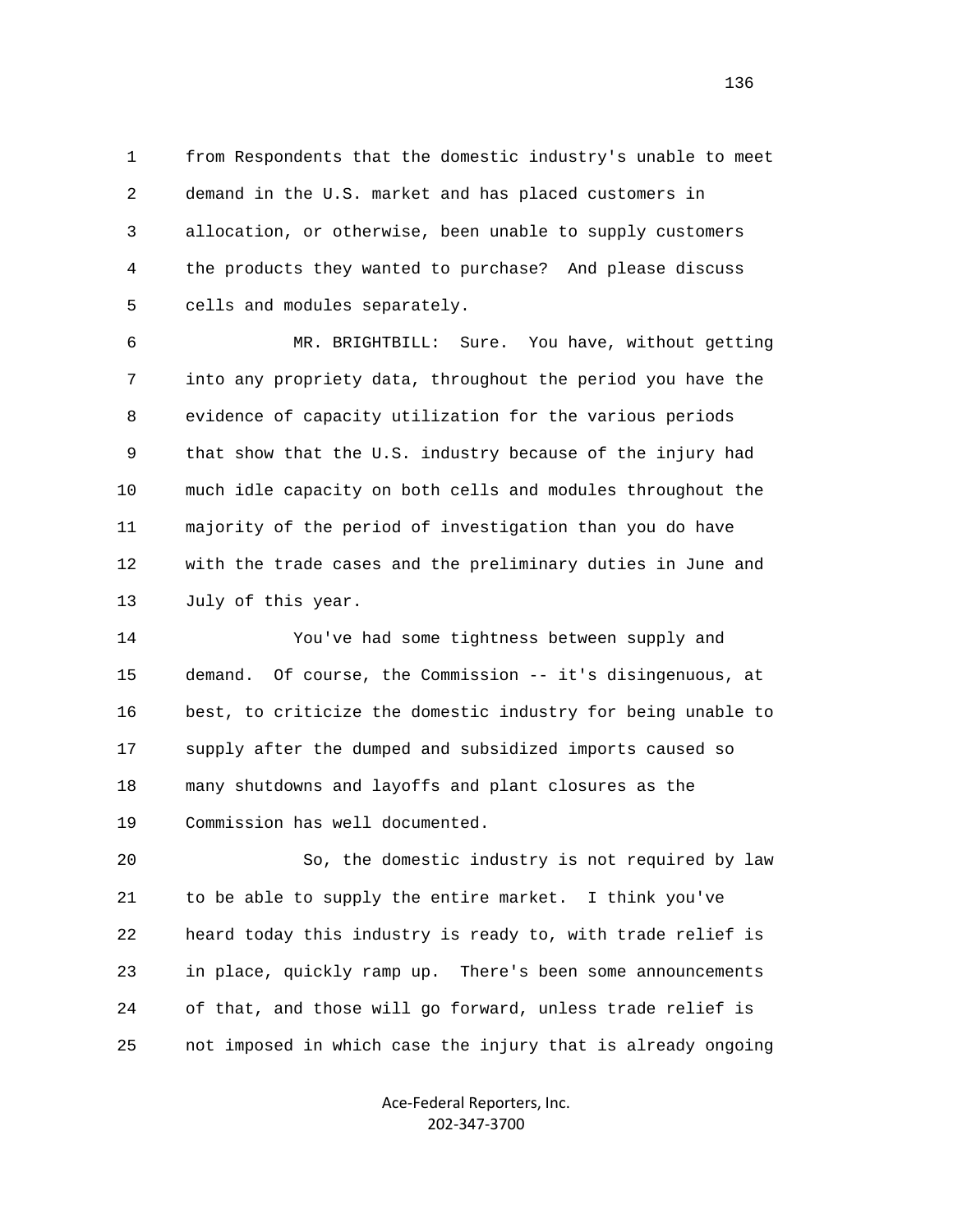from Respondents that the domestic industry's unable to meet demand in the U.S. market and has placed customers in allocation, or otherwise, been unable to supply customers the products they wanted to purchase? And please discuss cells and modules separately.

MR. BRIGHTBILL: Sure. You have, without getting into any propriety data, throughout the period you have the evidence of capacity utilization for the various periods that show that the U.S. industry because of the injury had much idle capacity on both cells and modules throughout the majority of the period of investigation than you do have with the trade cases and the preliminary duties in June and July of this year.

You've had some tightness between supply and demand. Of course, the Commission -- it's disingenuous, at best, to criticize the domestic industry for being unable to supply after the dumped and subsidized imports caused so many shutdowns and layoffs and plant closures as the Commission has well documented.

So, the domestic industry is not required by law to be able to supply the entire market. I think you've heard today this industry is ready to, with trade relief is in place, quickly ramp up. There's been some announcements of that, and those will go forward, unless trade relief is not imposed in which case the injury that is already ongoing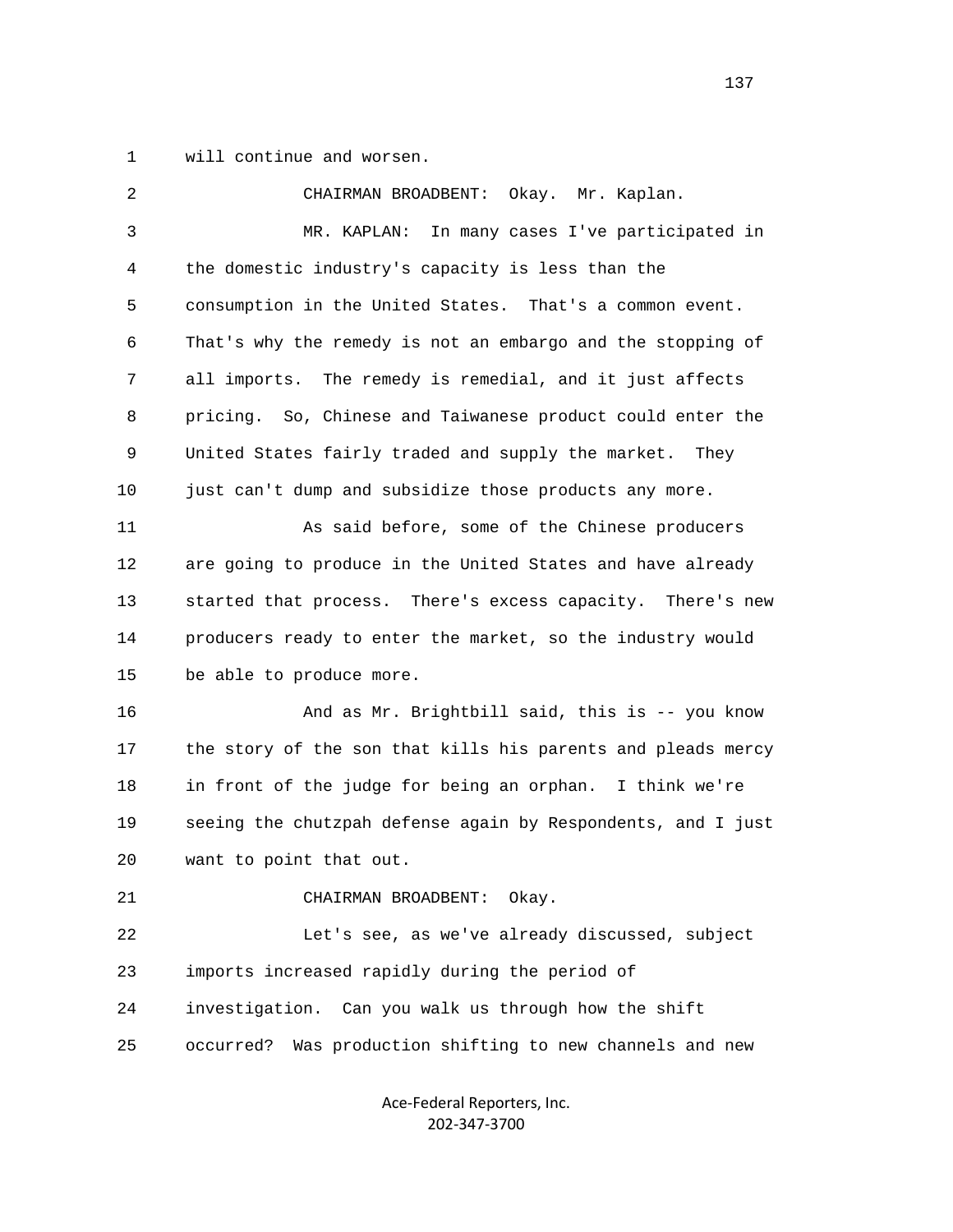will continue and worsen.

CHAIRMAN BROADBENT: Okay. Mr. Kaplan.

MR. KAPLAN: In many cases I've participated in the domestic industry's capacity is less than the consumption in the United States. That's a common event. That's why the remedy is not an embargo and the stopping of all imports. The remedy is remedial, and it just affects pricing. So, Chinese and Taiwanese product could enter the United States fairly traded and supply the market. They just can't dump and subsidize those products any more.

As said before, some of the Chinese producers are going to produce in the United States and have already started that process. There's excess capacity. There's new producers ready to enter the market, so the industry would be able to produce more.

And as Mr. Brightbill said, this is -- you know the story of the son that kills his parents and pleads mercy in front of the judge for being an orphan. I think we're seeing the chutzpah defense again by Respondents, and I just want to point that out.

CHAIRMAN BROADBENT: Okay.

Let's see, as we've already discussed, subject imports increased rapidly during the period of investigation. Can you walk us through how the shift occurred? Was production shifting to new channels and new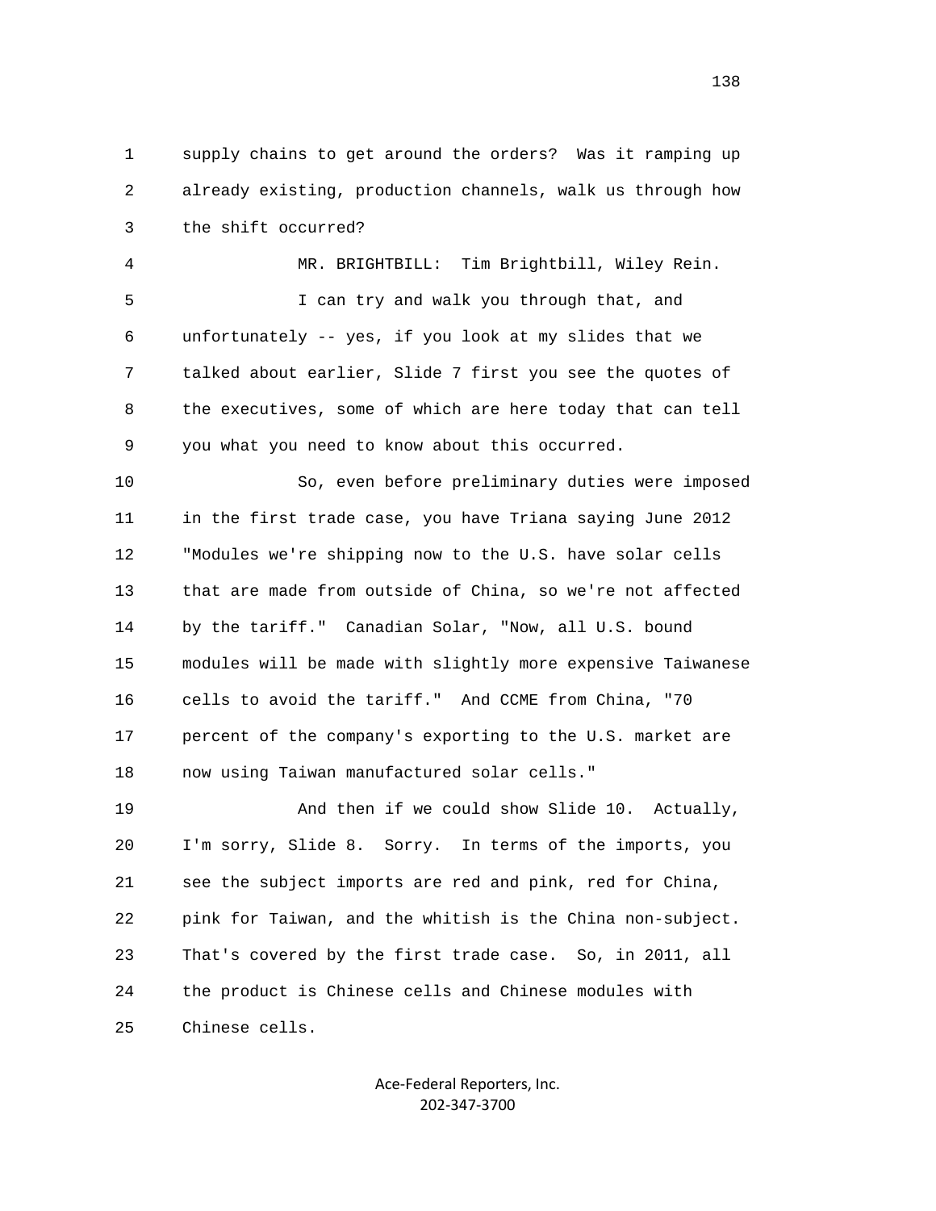supply chains to get around the orders? Was it ramping up already existing, production channels, walk us through how the shift occurred?

MR. BRIGHTBILL: Tim Brightbill, Wiley Rein.

I can try and walk you through that, and unfortunately -- yes, if you look at my slides that we talked about earlier, Slide 7 first you see the quotes of the executives, some of which are here today that can tell you what you need to know about this occurred.

So, even before preliminary duties were imposed in the first trade case, you have Triana saying June 2012 "Modules we're shipping now to the U.S. have solar cells that are made from outside of China, so we're not affected by the tariff." Canadian Solar, "Now, all U.S. bound modules will be made with slightly more expensive Taiwanese cells to avoid the tariff." And CCME from China, "70 percent of the company's exporting to the U.S. market are now using Taiwan manufactured solar cells."

And then if we could show Slide 10. Actually, I'm sorry, Slide 8. Sorry. In terms of the imports, you see the subject imports are red and pink, red for China, pink for Taiwan, and the whitish is the China non-subject. That's covered by the first trade case. So, in 2011, all the product is Chinese cells and Chinese modules with Chinese cells.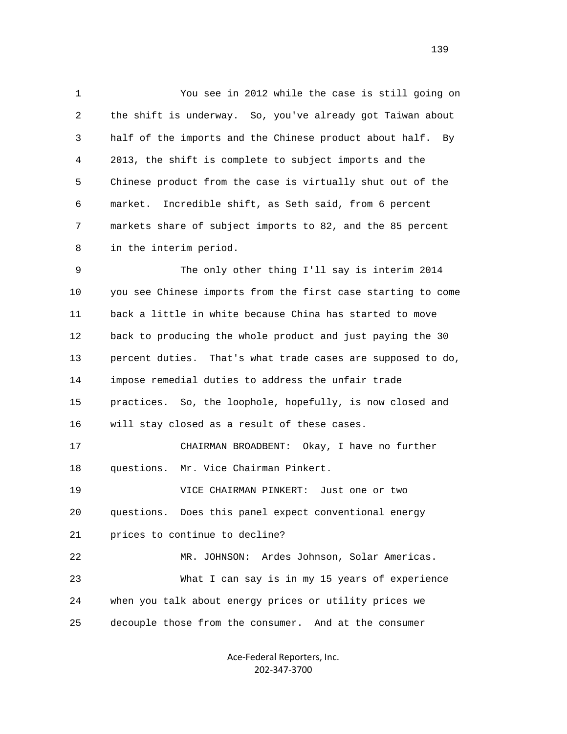1 You see in 2012 while the case is still going on
2 the shift is underway. So, you've already got Taiwan about
3 half of the imports and the Chinese product about half. By
4 2013, the shift is complete to subject imports and the
5 Chinese product from the case is virtually shut out of the
6 market. Incredible shift, as Seth said, from 6 percent
7 markets share of subject imports to 82, and the 85 percent
8 in the interim period.

9 The only other thing I'll say is interim 2014
10 you see Chinese imports from the first case starting to come
11 back a little in white because China has started to move
12 back to producing the whole product and just paying the 30
13 percent duties. That's what trade cases are supposed to do,
14 impose remedial duties to address the unfair trade
15 practices. So, the loophole, hopefully, is now closed and
16 will stay closed as a result of these cases.

17 CHAIRMAN BROADBENT: Okay, I have no further
18 questions. Mr. Vice Chairman Pinkert.

19 VICE CHAIRMAN PINKERT: Just one or two
20 questions. Does this panel expect conventional energy
21 prices to continue to decline?

22 MR. JOHNSON: Ardes Johnson, Solar Americas.

23 What I can say is in my 15 years of experience
24 when you talk about energy prices or utility prices we
25 decouple those from the consumer. And at the consumer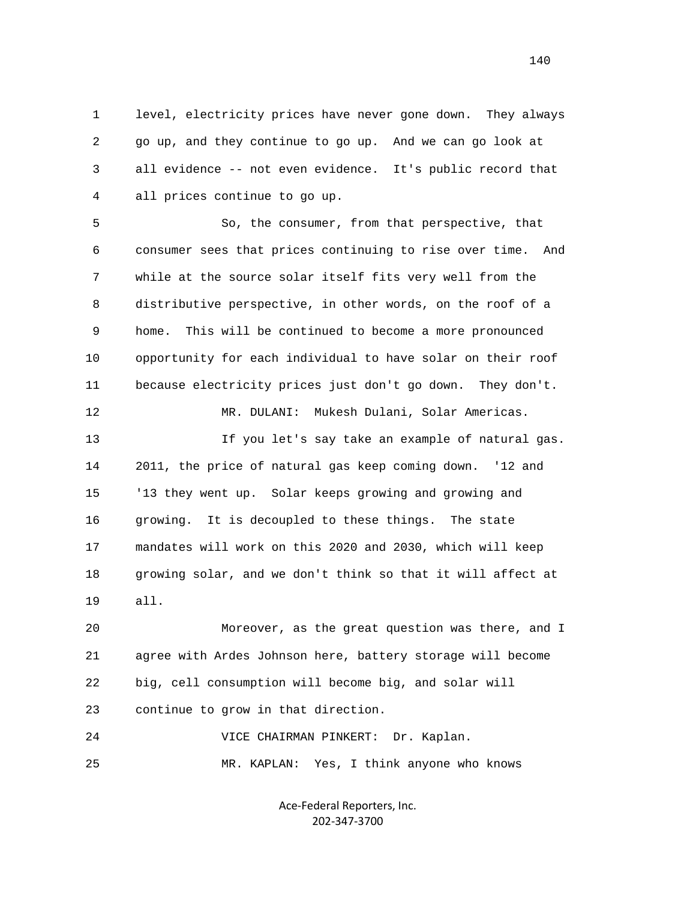1 level, electricity prices have never gone down. They always
2 go up, and they continue to go up. And we can go look at
3 all evidence -- not even evidence. It's public record that
4 all prices continue to go up.

5 So, the consumer, from that perspective, that
6 consumer sees that prices continuing to rise over time. And
7 while at the source solar itself fits very well from the
8 distributive perspective, in other words, on the roof of a
9 home. This will be continued to become a more pronounced
10 opportunity for each individual to have solar on their roof
11 because electricity prices just don't go down. They don't.

12 MR. DULANI: Mukesh Dulani, Solar Americas.

13 If you let's say take an example of natural gas.
14 2011, the price of natural gas keep coming down. '12 and
15 '13 they went up. Solar keeps growing and growing and
16 growing. It is decoupled to these things. The state
17 mandates will work on this 2020 and 2030, which will keep
18 growing solar, and we don't think so that it will affect at
19 all.

20 Moreover, as the great question was there, and I
21 agree with Ardes Johnson here, battery storage will become
22 big, cell consumption will become big, and solar will
23 continue to grow in that direction.

24 VICE CHAIRMAN PINKERT: Dr. Kaplan.

25 MR. KAPLAN: Yes, I think anyone who knows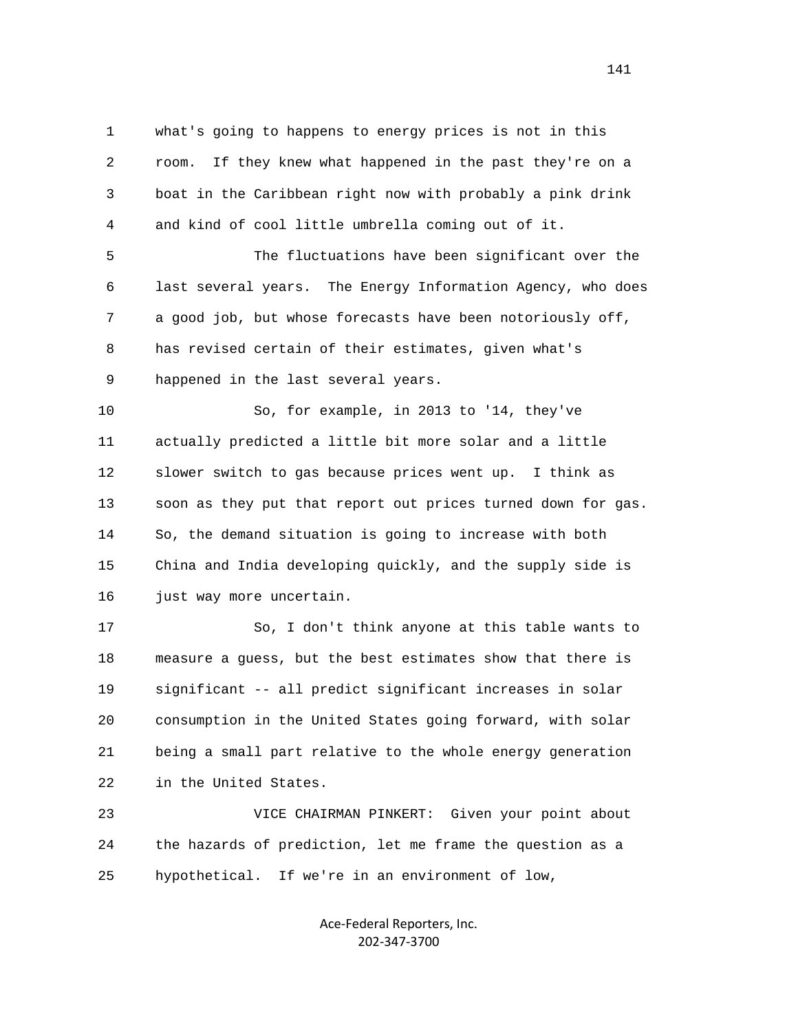what's going to happens to energy prices is not in this room. If they knew what happened in the past they're on a boat in the Caribbean right now with probably a pink drink and kind of cool little umbrella coming out of it.

The fluctuations have been significant over the last several years. The Energy Information Agency, who does a good job, but whose forecasts have been notoriously off, has revised certain of their estimates, given what's happened in the last several years.

So, for example, in 2013 to '14, they've actually predicted a little bit more solar and a little slower switch to gas because prices went up. I think as soon as they put that report out prices turned down for gas. So, the demand situation is going to increase with both China and India developing quickly, and the supply side is just way more uncertain.

So, I don't think anyone at this table wants to measure a guess, but the best estimates show that there is significant -- all predict significant increases in solar consumption in the United States going forward, with solar being a small part relative to the whole energy generation in the United States.

VICE CHAIRMAN PINKERT: Given your point about the hazards of prediction, let me frame the question as a hypothetical. If we're in an environment of low,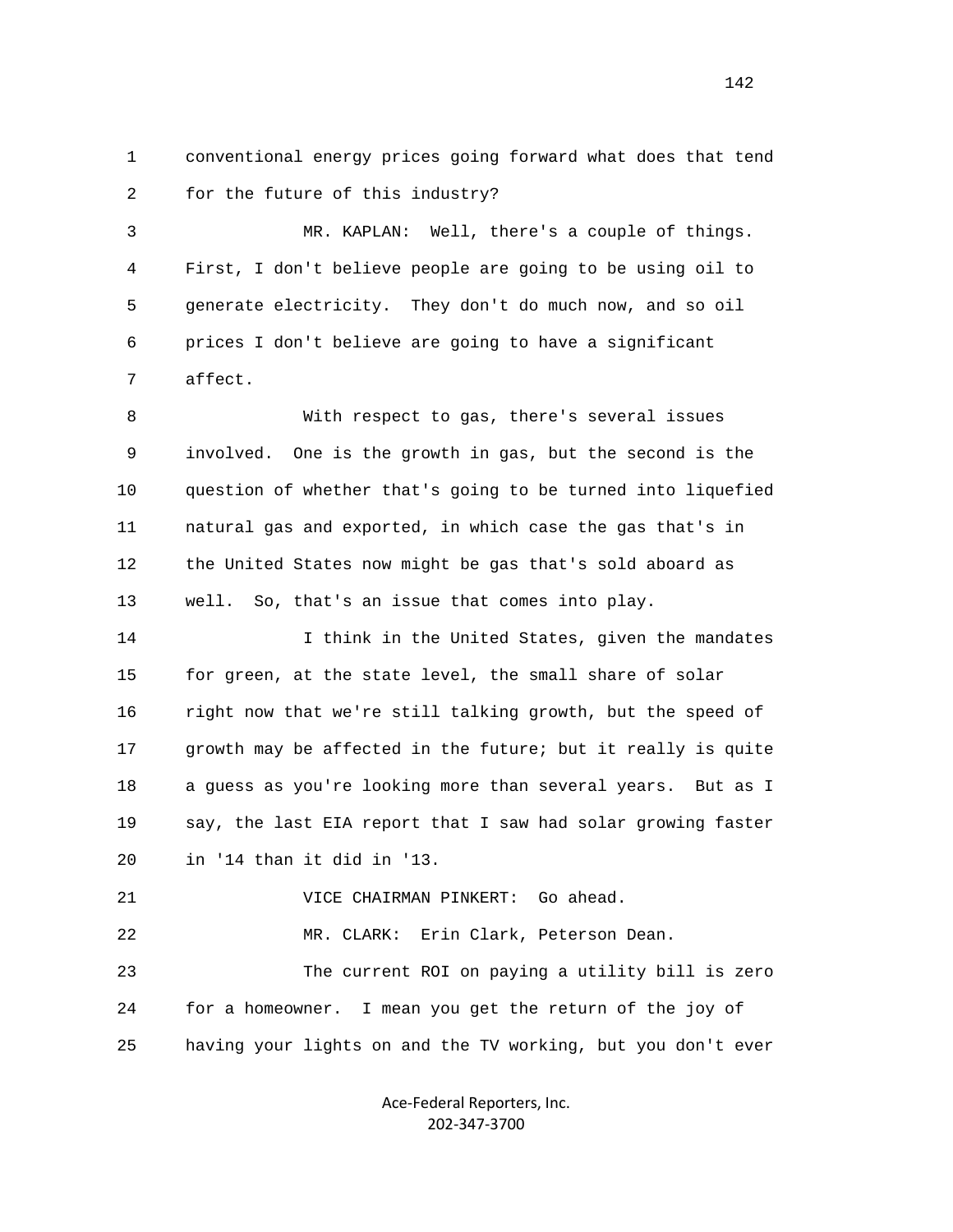1 conventional energy prices going forward what does that tend
2 for the future of this industry?

3 MR. KAPLAN: Well, there's a couple of things.
4 First, I don't believe people are going to be using oil to
5 generate electricity. They don't do much now, and so oil
6 prices I don't believe are going to have a significant
7 affect.

8 With respect to gas, there's several issues
9 involved. One is the growth in gas, but the second is the
10 question of whether that's going to be turned into liquefied
11 natural gas and exported, in which case the gas that's in
12 the United States now might be gas that's sold aboard as
13 well. So, that's an issue that comes into play.

14 I think in the United States, given the mandates
15 for green, at the state level, the small share of solar
16 right now that we're still talking growth, but the speed of
17 growth may be affected in the future; but it really is quite
18 a guess as you're looking more than several years. But as I
19 say, the last EIA report that I saw had solar growing faster
20 in '14 than it did in '13.

21 VICE CHAIRMAN PINKERT: Go ahead.

22 MR. CLARK: Erin Clark, Peterson Dean.

23 The current ROI on paying a utility bill is zero
24 for a homeowner. I mean you get the return of the joy of
25 having your lights on and the TV working, but you don't ever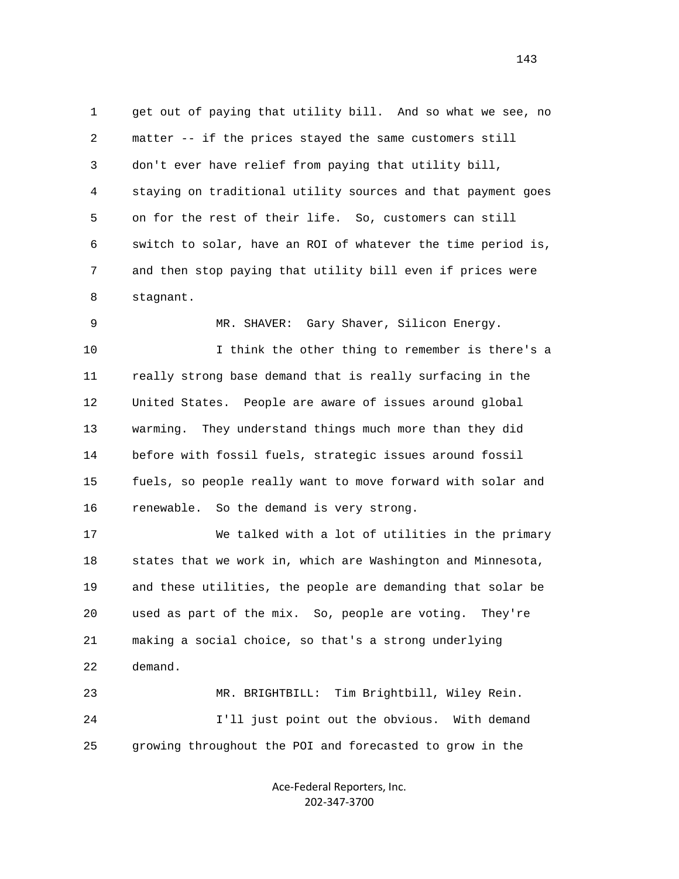get out of paying that utility bill. And so what we see, no matter -- if the prices stayed the same customers still don't ever have relief from paying that utility bill, staying on traditional utility sources and that payment goes on for the rest of their life. So, customers can still switch to solar, have an ROI of whatever the time period is, and then stop paying that utility bill even if prices were stagnant.

MR. SHAVER: Gary Shaver, Silicon Energy.

I think the other thing to remember is there's a really strong base demand that is really surfacing in the United States. People are aware of issues around global warming. They understand things much more than they did before with fossil fuels, strategic issues around fossil fuels, so people really want to move forward with solar and renewable. So the demand is very strong.

We talked with a lot of utilities in the primary states that we work in, which are Washington and Minnesota, and these utilities, the people are demanding that solar be used as part of the mix. So, people are voting. They're making a social choice, so that's a strong underlying demand.

MR. BRIGHTBILL: Tim Brightbill, Wiley Rein.

I'll just point out the obvious. With demand growing throughout the POI and forecasted to grow in the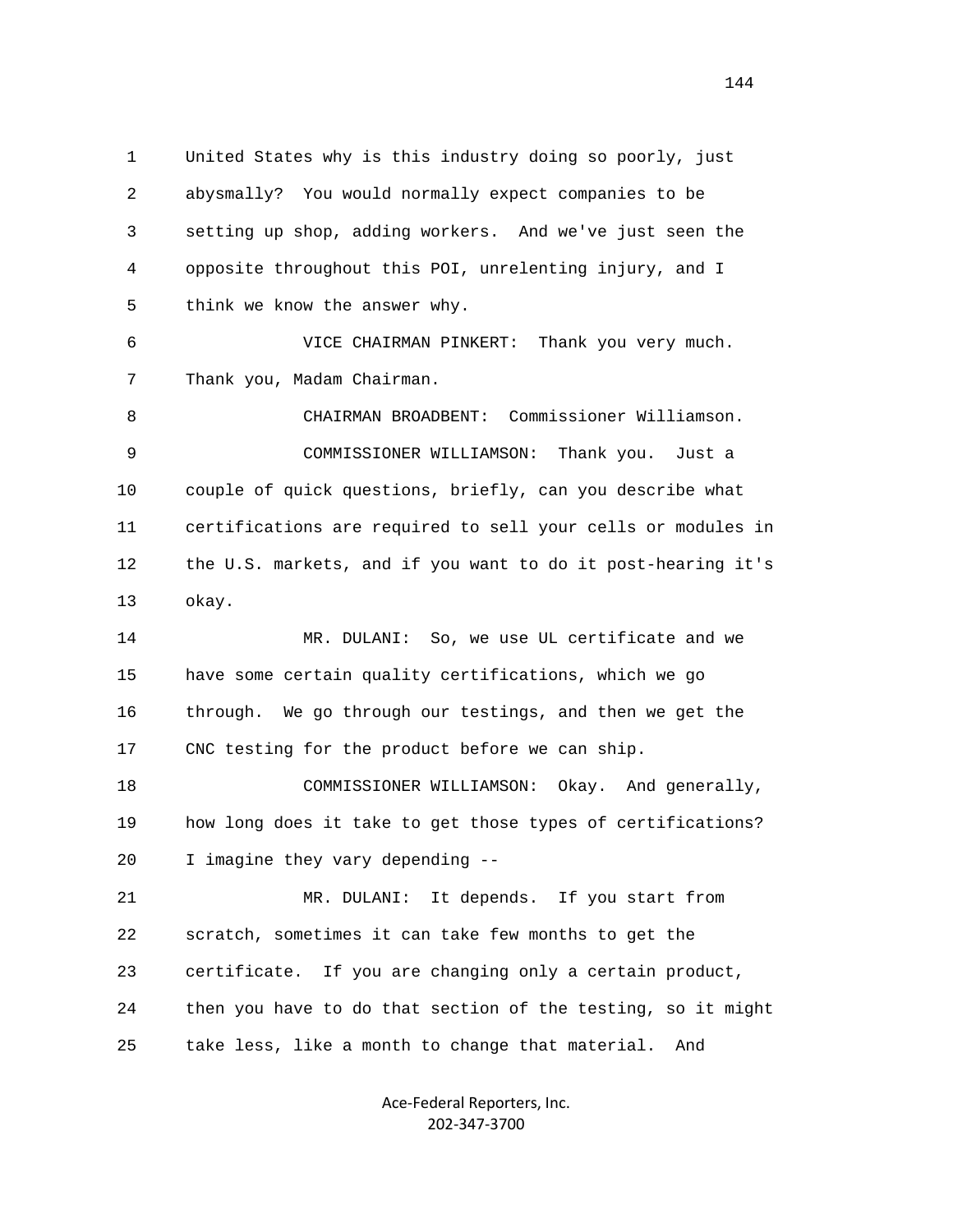1 United States why is this industry doing so poorly, just
2 abysmally? You would normally expect companies to be
3 setting up shop, adding workers. And we've just seen the
4 opposite throughout this POI, unrelenting injury, and I
5 think we know the answer why.

6 VICE CHAIRMAN PINKERT: Thank you very much.
7 Thank you, Madam Chairman.

8 CHAIRMAN BROADBENT: Commissioner Williamson.

9 COMMISSIONER WILLIAMSON: Thank you. Just a
10 couple of quick questions, briefly, can you describe what
11 certifications are required to sell your cells or modules in
12 the U.S. markets, and if you want to do it post-hearing it's
13 okay.

14 MR. DULANI: So, we use UL certificate and we
15 have some certain quality certifications, which we go
16 through. We go through our testings, and then we get the
17 CNC testing for the product before we can ship.

18 COMMISSIONER WILLIAMSON: Okay. And generally,
19 how long does it take to get those types of certifications?
20 I imagine they vary depending --

21 MR. DULANI: It depends. If you start from
22 scratch, sometimes it can take few months to get the
23 certificate. If you are changing only a certain product,
24 then you have to do that section of the testing, so it might
25 take less, like a month to change that material. And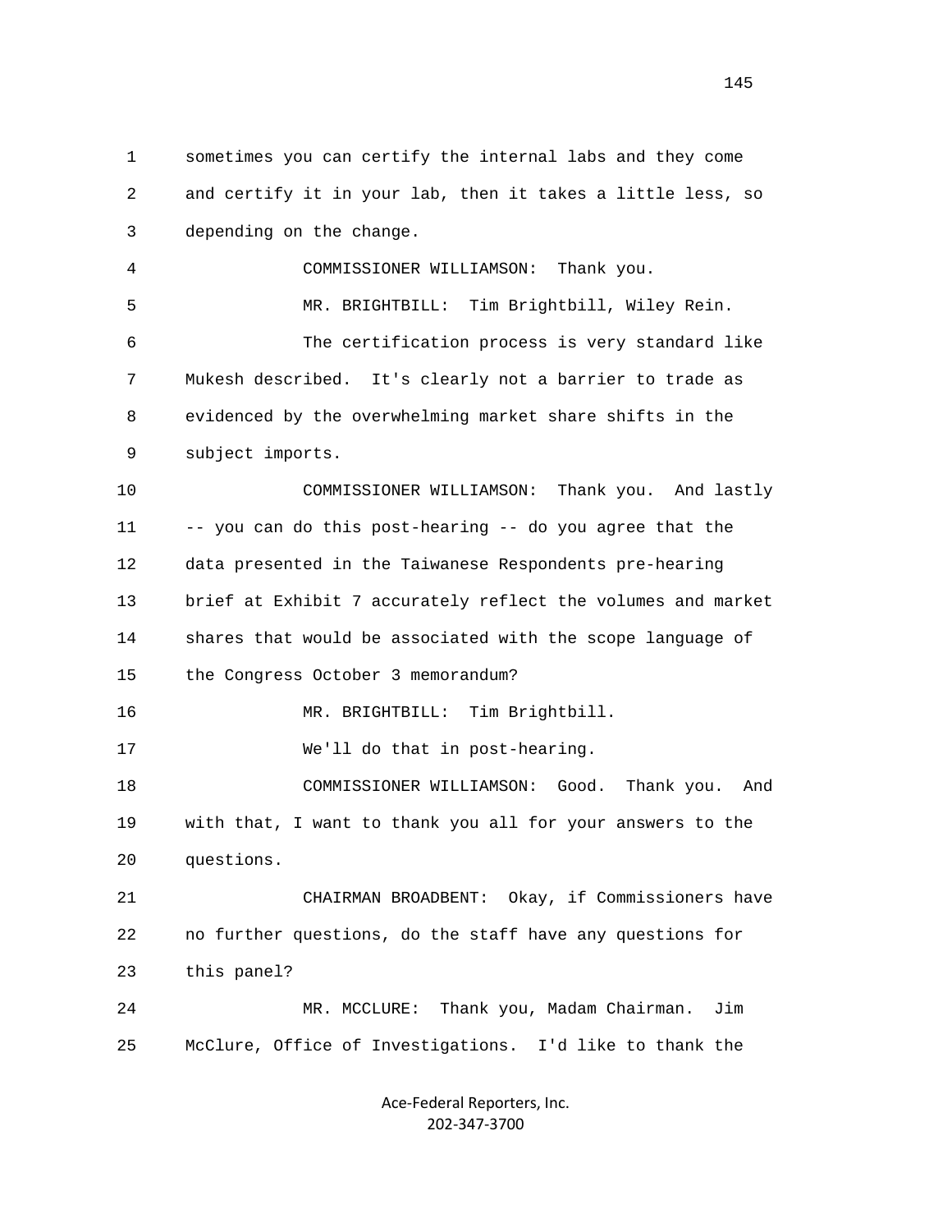1 sometimes you can certify the internal labs and they come
2 and certify it in your lab, then it takes a little less, so
3 depending on the change.

4 COMMISSIONER WILLIAMSON: Thank you.

5 MR. BRIGHTBILL: Tim Brightbill, Wiley Rein.

6 The certification process is very standard like
7 Mukesh described. It's clearly not a barrier to trade as
8 evidenced by the overwhelming market share shifts in the
9 subject imports.

10 COMMISSIONER WILLIAMSON: Thank you. And lastly
11 -- you can do this post-hearing -- do you agree that the
12 data presented in the Taiwanese Respondents pre-hearing
13 brief at Exhibit 7 accurately reflect the volumes and market
14 shares that would be associated with the scope language of
15 the Congress October 3 memorandum?

16 MR. BRIGHTBILL: Tim Brightbill.

17 We'll do that in post-hearing.

18 COMMISSIONER WILLIAMSON: Good. Thank you. And
19 with that, I want to thank you all for your answers to the
20 questions.

21 CHAIRMAN BROADBENT: Okay, if Commissioners have
22 no further questions, do the staff have any questions for
23 this panel?

24 MR. MCCLURE: Thank you, Madam Chairman. Jim
25 McClure, Office of Investigations. I'd like to thank the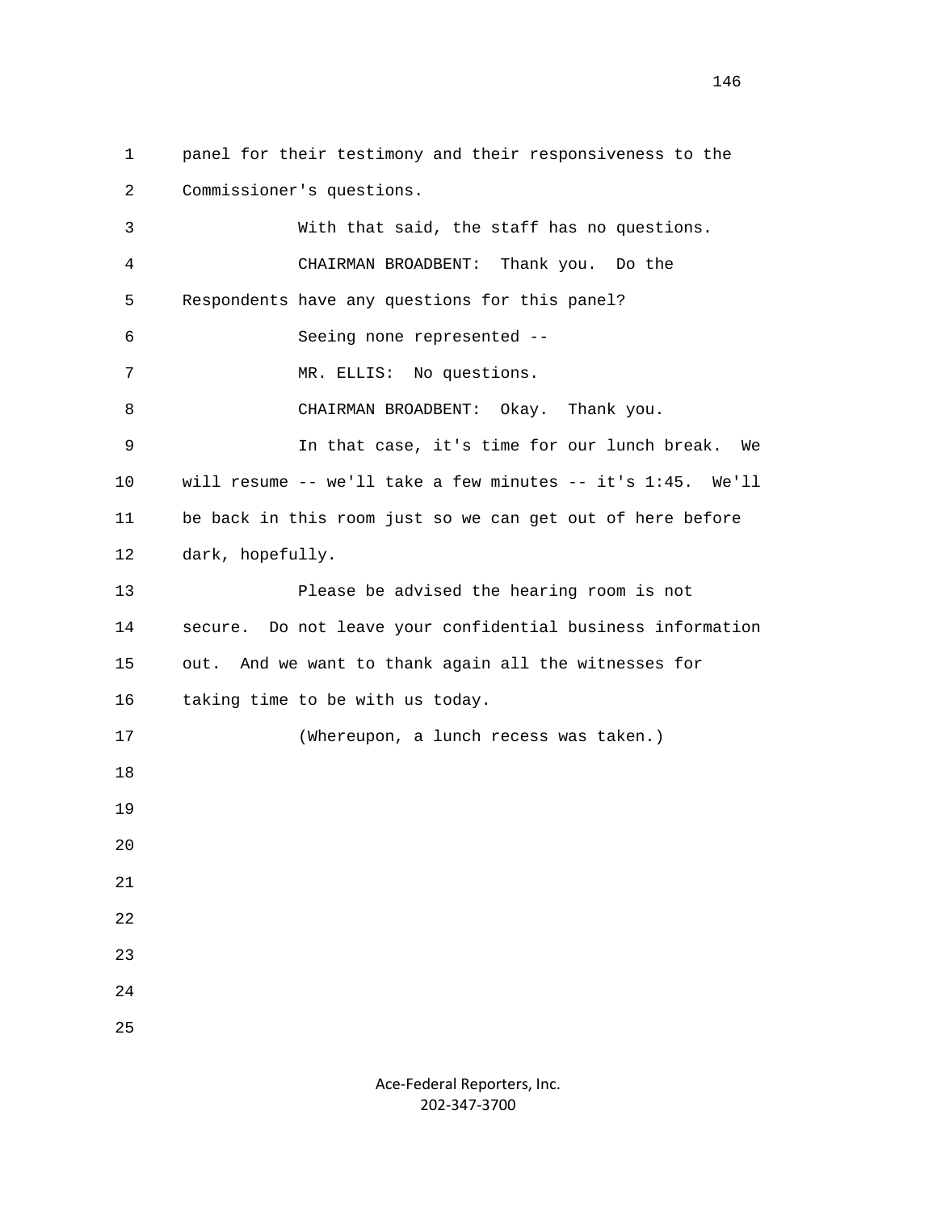panel for their testimony and their responsiveness to the Commissioner's questions.

With that said, the staff has no questions.

CHAIRMAN BROADBENT: Thank you. Do the Respondents have any questions for this panel?

Seeing none represented --

MR. ELLIS: No questions.

CHAIRMAN BROADBENT: Okay. Thank you.

In that case, it's time for our lunch break. We will resume -- we'll take a few minutes -- it's 1:45. We'll be back in this room just so we can get out of here before dark, hopefully.

Please be advised the hearing room is not secure. Do not leave your confidential business information out. And we want to thank again all the witnesses for taking time to be with us today.

(Whereupon, a lunch recess was taken.)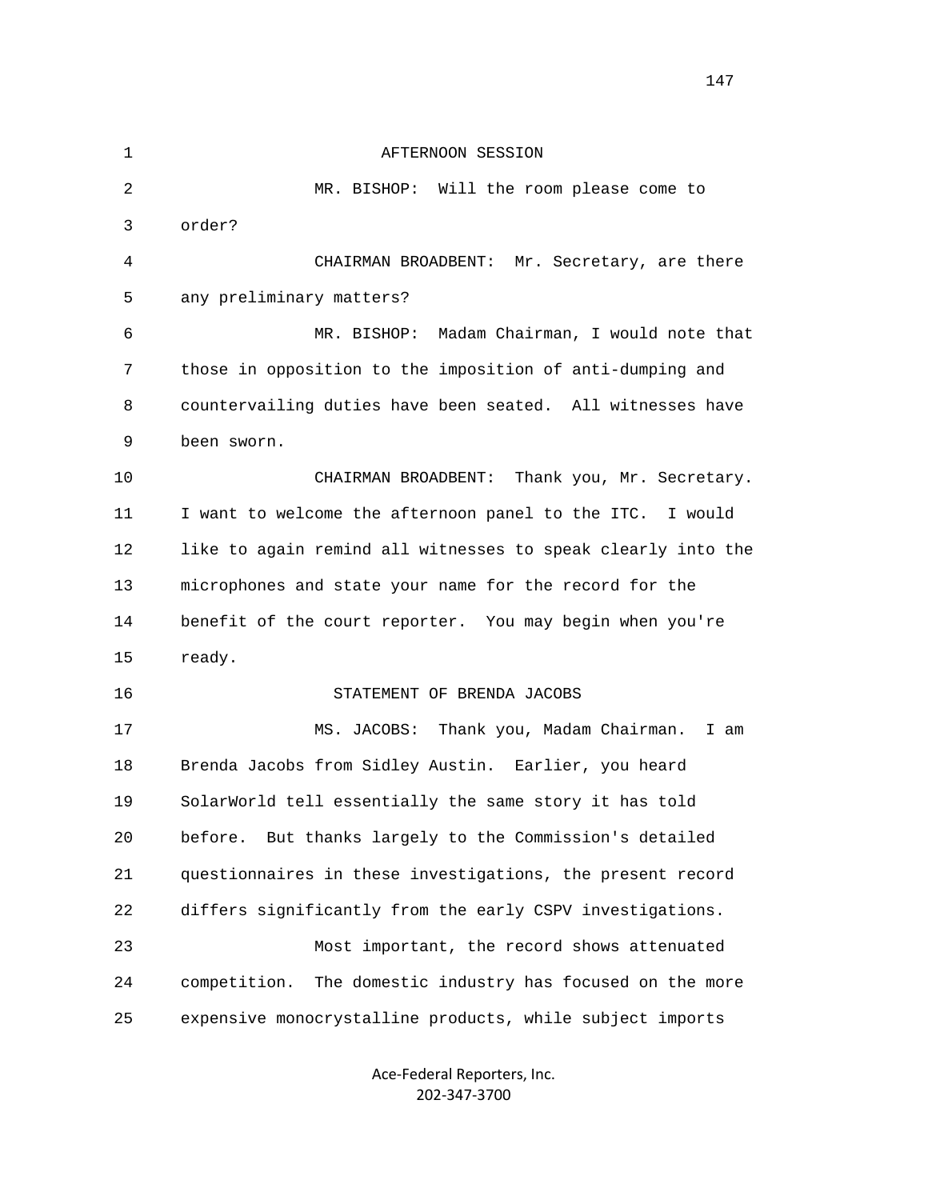AFTERNOON SESSION

MR. BISHOP: Will the room please come to order?

CHAIRMAN BROADBENT: Mr. Secretary, are there any preliminary matters?

MR. BISHOP: Madam Chairman, I would note that those in opposition to the imposition of anti-dumping and countervailing duties have been seated. All witnesses have been sworn.

CHAIRMAN BROADBENT: Thank you, Mr. Secretary. I want to welcome the afternoon panel to the ITC. I would like to again remind all witnesses to speak clearly into the microphones and state your name for the record for the benefit of the court reporter. You may begin when you're ready.

STATEMENT OF BRENDA JACOBS

MS. JACOBS: Thank you, Madam Chairman. I am Brenda Jacobs from Sidley Austin. Earlier, you heard SolarWorld tell essentially the same story it has told before. But thanks largely to the Commission's detailed questionnaires in these investigations, the present record differs significantly from the early CSPV investigations.

Most important, the record shows attenuated competition. The domestic industry has focused on the more expensive monocrystalline products, while subject imports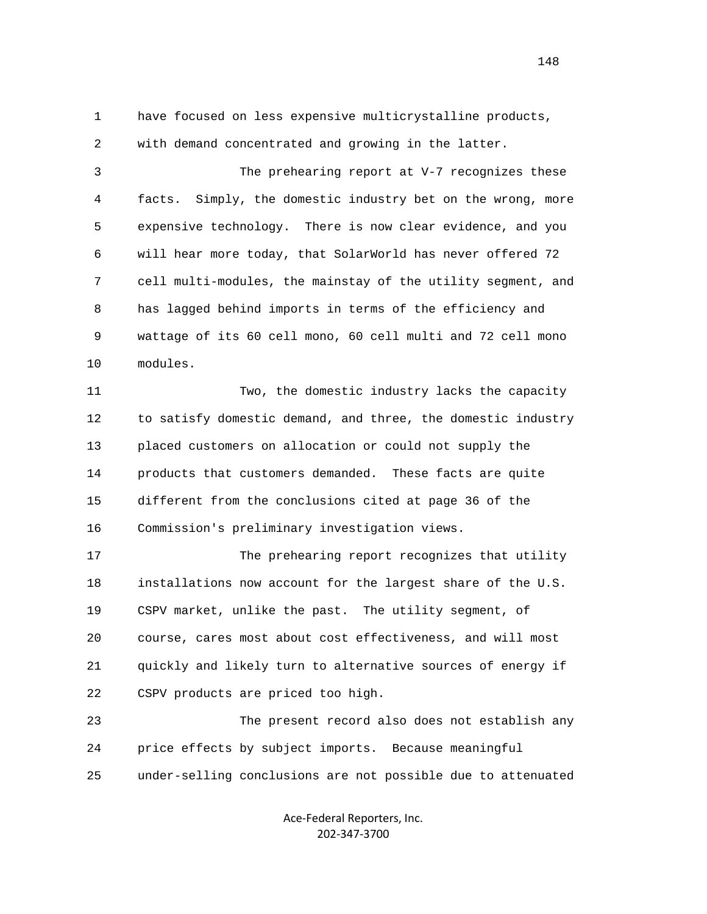have focused on less expensive multicrystalline products, with demand concentrated and growing in the latter.

The prehearing report at V-7 recognizes these facts. Simply, the domestic industry bet on the wrong, more expensive technology. There is now clear evidence, and you will hear more today, that SolarWorld has never offered 72 cell multi-modules, the mainstay of the utility segment, and has lagged behind imports in terms of the efficiency and wattage of its 60 cell mono, 60 cell multi and 72 cell mono modules.

Two, the domestic industry lacks the capacity to satisfy domestic demand, and three, the domestic industry placed customers on allocation or could not supply the products that customers demanded. These facts are quite different from the conclusions cited at page 36 of the Commission's preliminary investigation views.

The prehearing report recognizes that utility installations now account for the largest share of the U.S. CSPV market, unlike the past. The utility segment, of course, cares most about cost effectiveness, and will most quickly and likely turn to alternative sources of energy if CSPV products are priced too high.

The present record also does not establish any price effects by subject imports. Because meaningful under-selling conclusions are not possible due to attenuated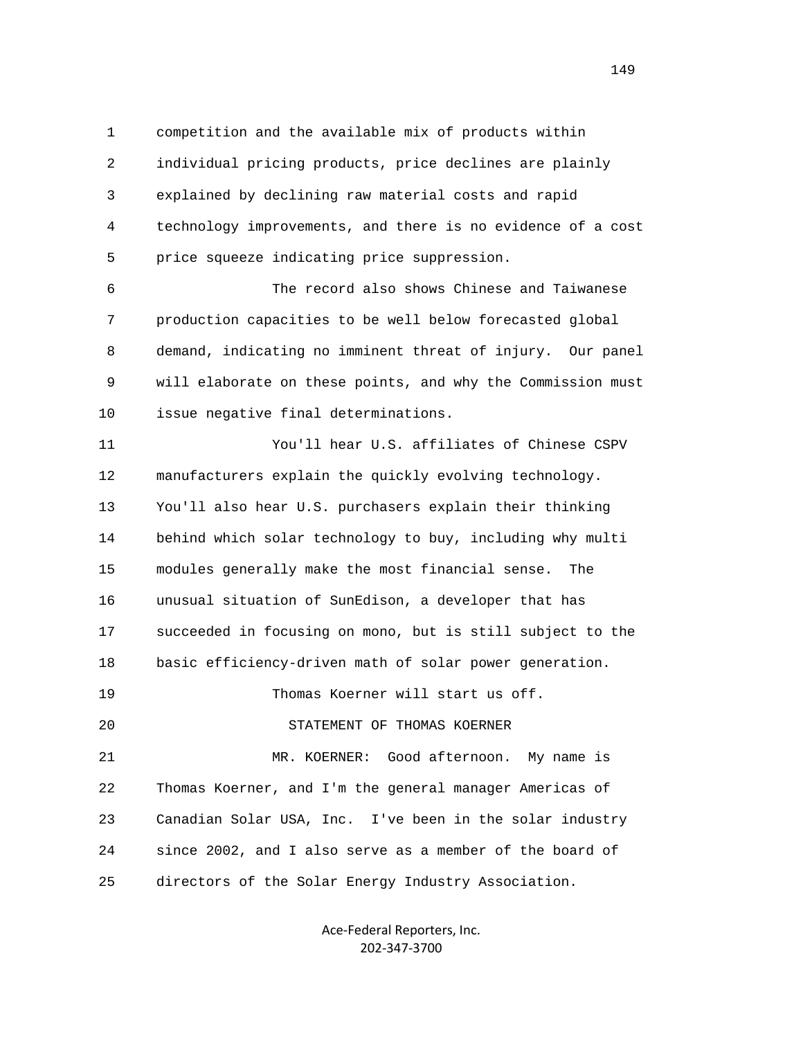competition and the available mix of products within individual pricing products, price declines are plainly explained by declining raw material costs and rapid technology improvements, and there is no evidence of a cost price squeeze indicating price suppression.

The record also shows Chinese and Taiwanese production capacities to be well below forecasted global demand, indicating no imminent threat of injury. Our panel will elaborate on these points, and why the Commission must issue negative final determinations.

You'll hear U.S. affiliates of Chinese CSPV manufacturers explain the quickly evolving technology. You'll also hear U.S. purchasers explain their thinking behind which solar technology to buy, including why multi modules generally make the most financial sense. The unusual situation of SunEdison, a developer that has succeeded in focusing on mono, but is still subject to the basic efficiency-driven math of solar power generation.

Thomas Koerner will start us off.

STATEMENT OF THOMAS KOERNER

MR. KOERNER: Good afternoon. My name is Thomas Koerner, and I'm the general manager Americas of Canadian Solar USA, Inc. I've been in the solar industry since 2002, and I also serve as a member of the board of directors of the Solar Energy Industry Association.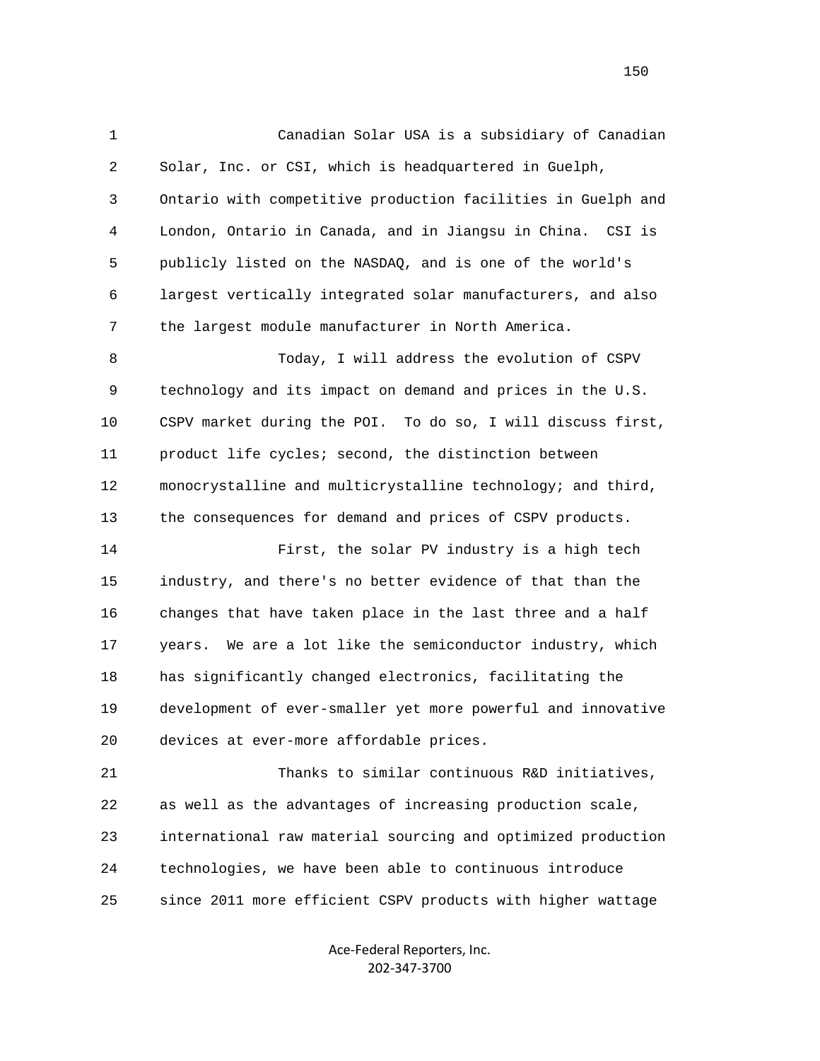Canadian Solar USA is a subsidiary of Canadian Solar, Inc. or CSI, which is headquartered in Guelph, Ontario with competitive production facilities in Guelph and London, Ontario in Canada, and in Jiangsu in China. CSI is publicly listed on the NASDAQ, and is one of the world's largest vertically integrated solar manufacturers, and also the largest module manufacturer in North America.

Today, I will address the evolution of CSPV technology and its impact on demand and prices in the U.S. CSPV market during the POI. To do so, I will discuss first, product life cycles; second, the distinction between monocrystalline and multicrystalline technology; and third, the consequences for demand and prices of CSPV products.

First, the solar PV industry is a high tech industry, and there's no better evidence of that than the changes that have taken place in the last three and a half years. We are a lot like the semiconductor industry, which has significantly changed electronics, facilitating the development of ever-smaller yet more powerful and innovative devices at ever-more affordable prices.

Thanks to similar continuous R&D initiatives, as well as the advantages of increasing production scale, international raw material sourcing and optimized production technologies, we have been able to continuous introduce since 2011 more efficient CSPV products with higher wattage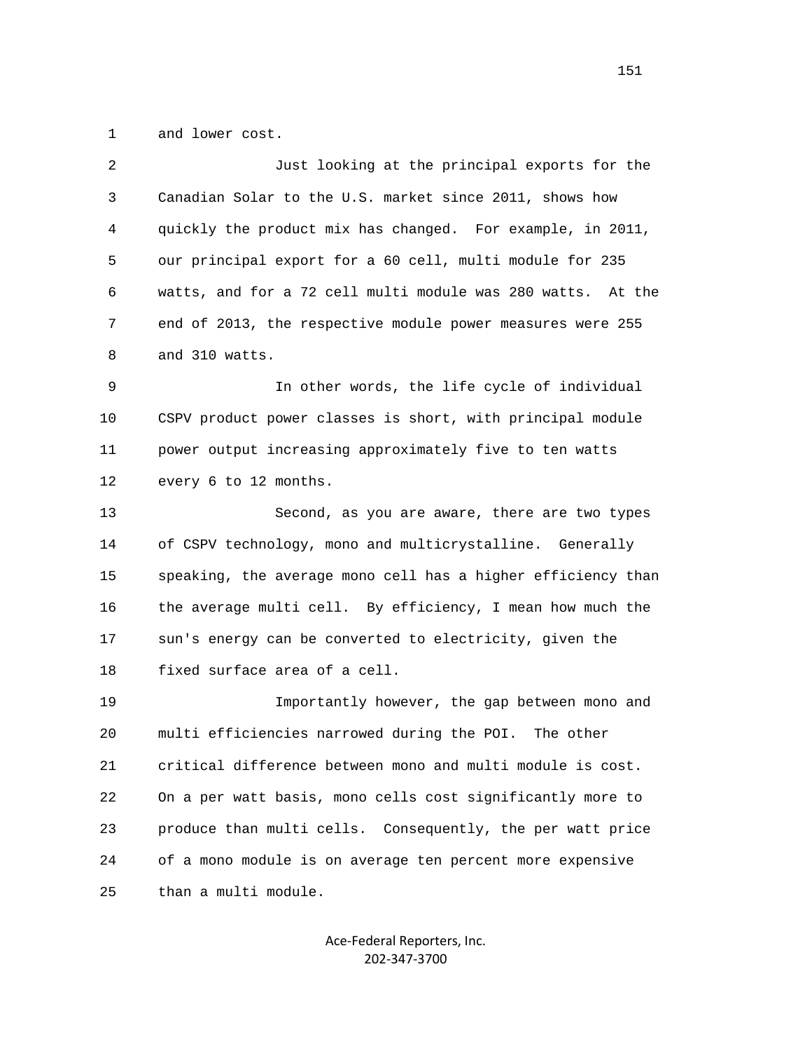and lower cost.

Just looking at the principal exports for the Canadian Solar to the U.S. market since 2011, shows how quickly the product mix has changed. For example, in 2011, our principal export for a 60 cell, multi module for 235 watts, and for a 72 cell multi module was 280 watts. At the end of 2013, the respective module power measures were 255 and 310 watts.

In other words, the life cycle of individual CSPV product power classes is short, with principal module power output increasing approximately five to ten watts every 6 to 12 months.

Second, as you are aware, there are two types of CSPV technology, mono and multicrystalline. Generally speaking, the average mono cell has a higher efficiency than the average multi cell. By efficiency, I mean how much the sun's energy can be converted to electricity, given the fixed surface area of a cell.

Importantly however, the gap between mono and multi efficiencies narrowed during the POI. The other critical difference between mono and multi module is cost. On a per watt basis, mono cells cost significantly more to produce than multi cells. Consequently, the per watt price of a mono module is on average ten percent more expensive than a multi module.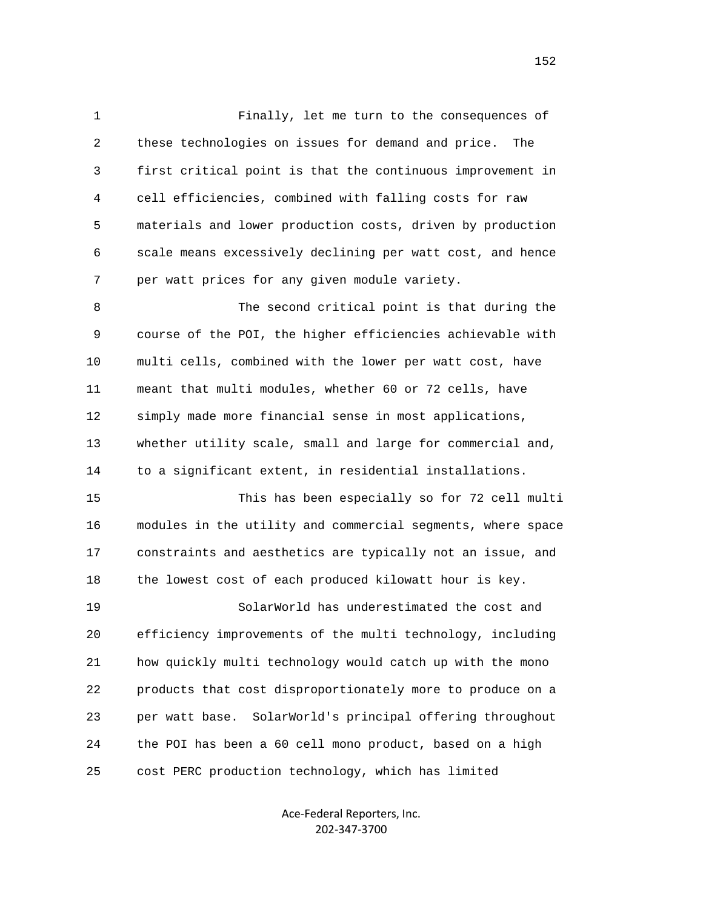Finally, let me turn to the consequences of these technologies on issues for demand and price. The first critical point is that the continuous improvement in cell efficiencies, combined with falling costs for raw materials and lower production costs, driven by production scale means excessively declining per watt cost, and hence per watt prices for any given module variety.

The second critical point is that during the course of the POI, the higher efficiencies achievable with multi cells, combined with the lower per watt cost, have meant that multi modules, whether 60 or 72 cells, have simply made more financial sense in most applications, whether utility scale, small and large for commercial and, to a significant extent, in residential installations.

This has been especially so for 72 cell multi modules in the utility and commercial segments, where space constraints and aesthetics are typically not an issue, and the lowest cost of each produced kilowatt hour is key.

SolarWorld has underestimated the cost and efficiency improvements of the multi technology, including how quickly multi technology would catch up with the mono products that cost disproportionately more to produce on a per watt base. SolarWorld's principal offering throughout the POI has been a 60 cell mono product, based on a high cost PERC production technology, which has limited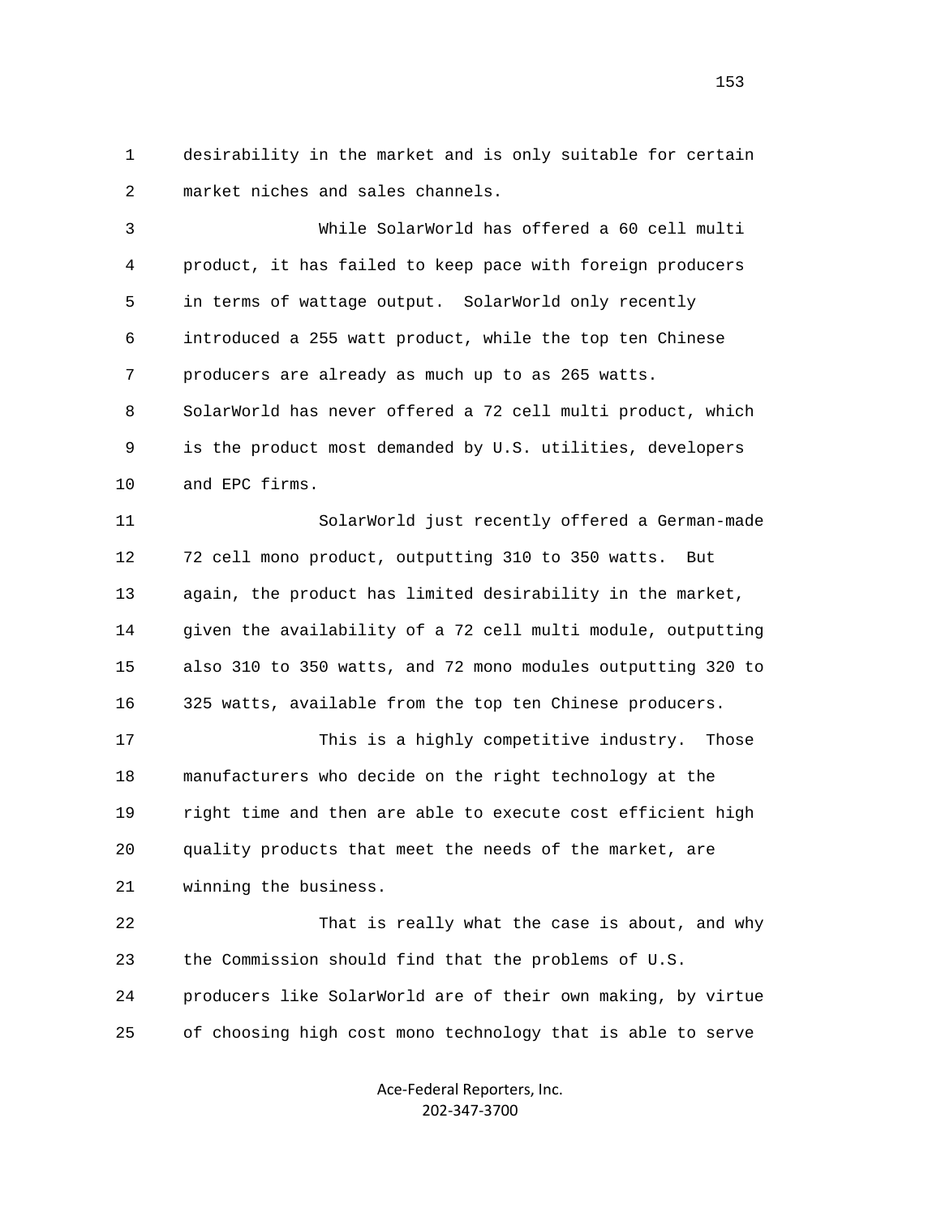desirability in the market and is only suitable for certain market niches and sales channels.

While SolarWorld has offered a 60 cell multi product, it has failed to keep pace with foreign producers in terms of wattage output. SolarWorld only recently introduced a 255 watt product, while the top ten Chinese producers are already as much up to as 265 watts. SolarWorld has never offered a 72 cell multi product, which is the product most demanded by U.S. utilities, developers and EPC firms.

SolarWorld just recently offered a German-made 72 cell mono product, outputting 310 to 350 watts. But again, the product has limited desirability in the market, given the availability of a 72 cell multi module, outputting also 310 to 350 watts, and 72 mono modules outputting 320 to 325 watts, available from the top ten Chinese producers.

This is a highly competitive industry. Those manufacturers who decide on the right technology at the right time and then are able to execute cost efficient high quality products that meet the needs of the market, are winning the business.

That is really what the case is about, and why the Commission should find that the problems of U.S. producers like SolarWorld are of their own making, by virtue of choosing high cost mono technology that is able to serve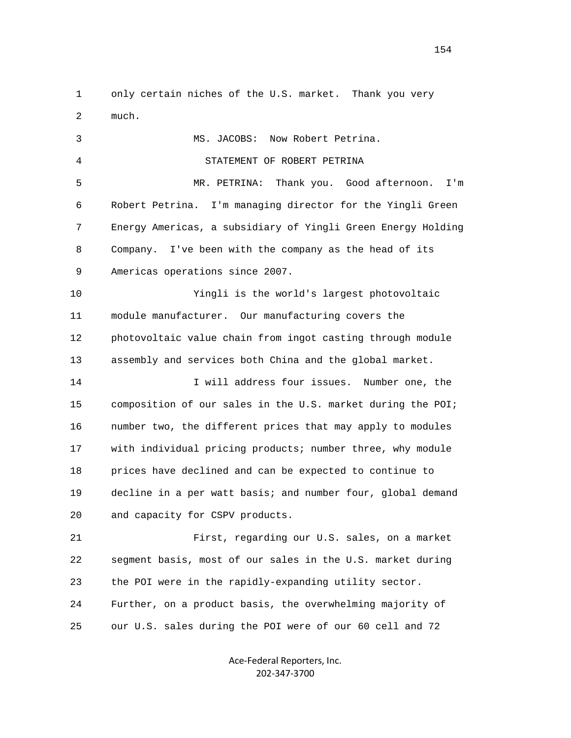only certain niches of the U.S. market. Thank you very much.

MS. JACOBS: Now Robert Petrina.

STATEMENT OF ROBERT PETRINA

MR. PETRINA: Thank you. Good afternoon. I'm Robert Petrina. I'm managing director for the Yingli Green Energy Americas, a subsidiary of Yingli Green Energy Holding Company. I've been with the company as the head of its Americas operations since 2007.

Yingli is the world's largest photovoltaic module manufacturer. Our manufacturing covers the photovoltaic value chain from ingot casting through module assembly and services both China and the global market.

I will address four issues. Number one, the composition of our sales in the U.S. market during the POI; number two, the different prices that may apply to modules with individual pricing products; number three, why module prices have declined and can be expected to continue to decline in a per watt basis; and number four, global demand and capacity for CSPV products.

First, regarding our U.S. sales, on a market segment basis, most of our sales in the U.S. market during the POI were in the rapidly-expanding utility sector. Further, on a product basis, the overwhelming majority of our U.S. sales during the POI were of our 60 cell and 72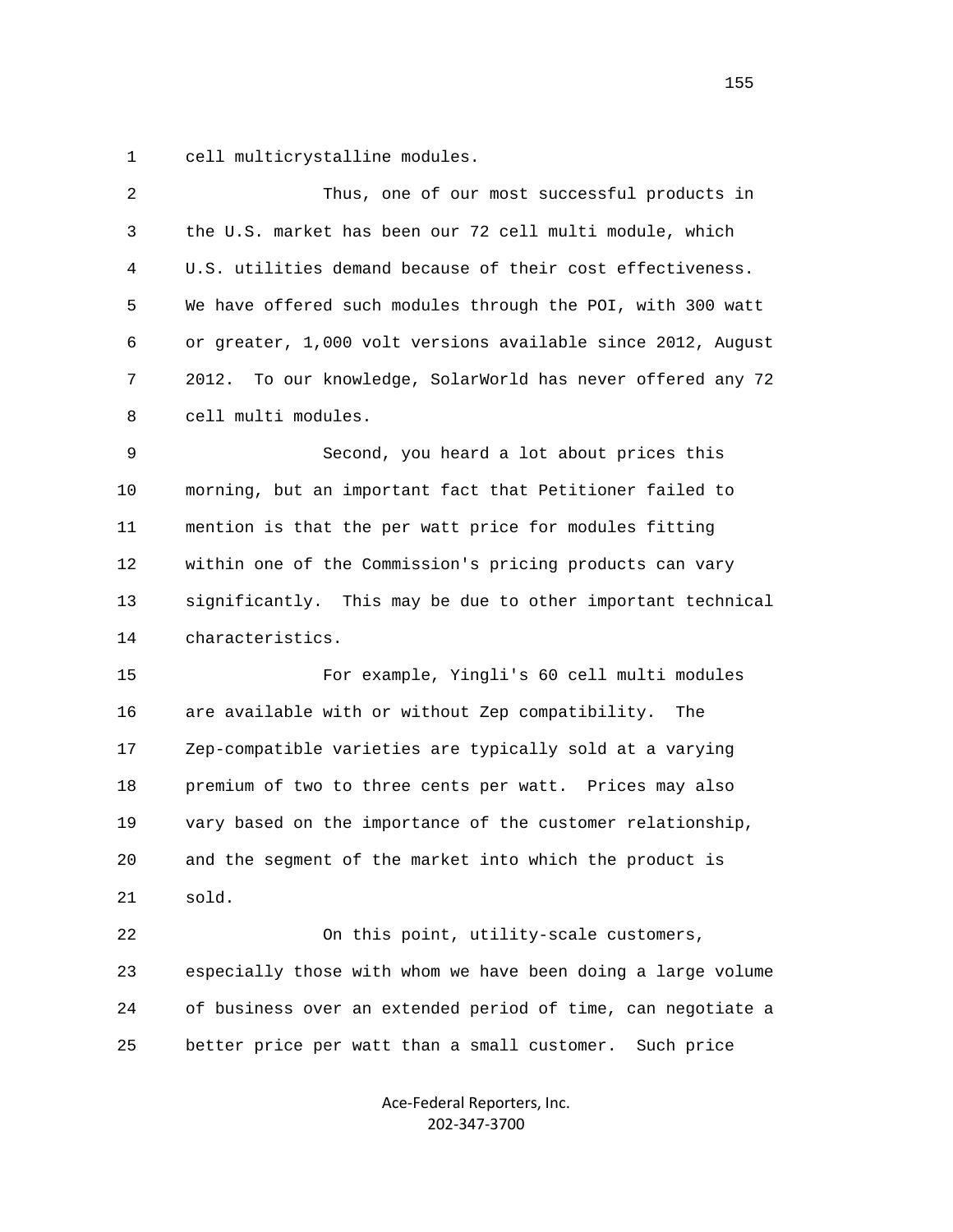cell multicrystalline modules.

Thus, one of our most successful products in the U.S. market has been our 72 cell multi module, which U.S. utilities demand because of their cost effectiveness. We have offered such modules through the POI, with 300 watt or greater, 1,000 volt versions available since 2012, August 2012. To our knowledge, SolarWorld has never offered any 72 cell multi modules.

Second, you heard a lot about prices this morning, but an important fact that Petitioner failed to mention is that the per watt price for modules fitting within one of the Commission's pricing products can vary significantly. This may be due to other important technical characteristics.

For example, Yingli's 60 cell multi modules are available with or without Zep compatibility. The Zep-compatible varieties are typically sold at a varying premium of two to three cents per watt. Prices may also vary based on the importance of the customer relationship, and the segment of the market into which the product is sold.

On this point, utility-scale customers, especially those with whom we have been doing a large volume of business over an extended period of time, can negotiate a better price per watt than a small customer. Such price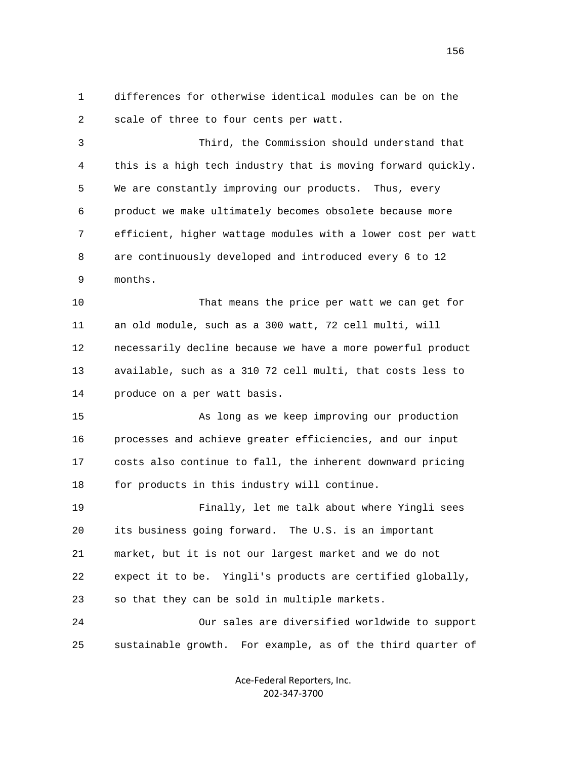1 differences for otherwise identical modules can be on the
2 scale of three to four cents per watt.

3 Third, the Commission should understand that
4 this is a high tech industry that is moving forward quickly.
5 We are constantly improving our products. Thus, every
6 product we make ultimately becomes obsolete because more
7 efficient, higher wattage modules with a lower cost per watt
8 are continuously developed and introduced every 6 to 12
9 months.

10 That means the price per watt we can get for
11 an old module, such as a 300 watt, 72 cell multi, will
12 necessarily decline because we have a more powerful product
13 available, such as a 310 72 cell multi, that costs less to
14 produce on a per watt basis.

15 As long as we keep improving our production
16 processes and achieve greater efficiencies, and our input
17 costs also continue to fall, the inherent downward pricing
18 for products in this industry will continue.

19 Finally, let me talk about where Yingli sees
20 its business going forward. The U.S. is an important
21 market, but it is not our largest market and we do not
22 expect it to be. Yingli's products are certified globally,
23 so that they can be sold in multiple markets.

24 Our sales are diversified worldwide to support
25 sustainable growth. For example, as of the third quarter of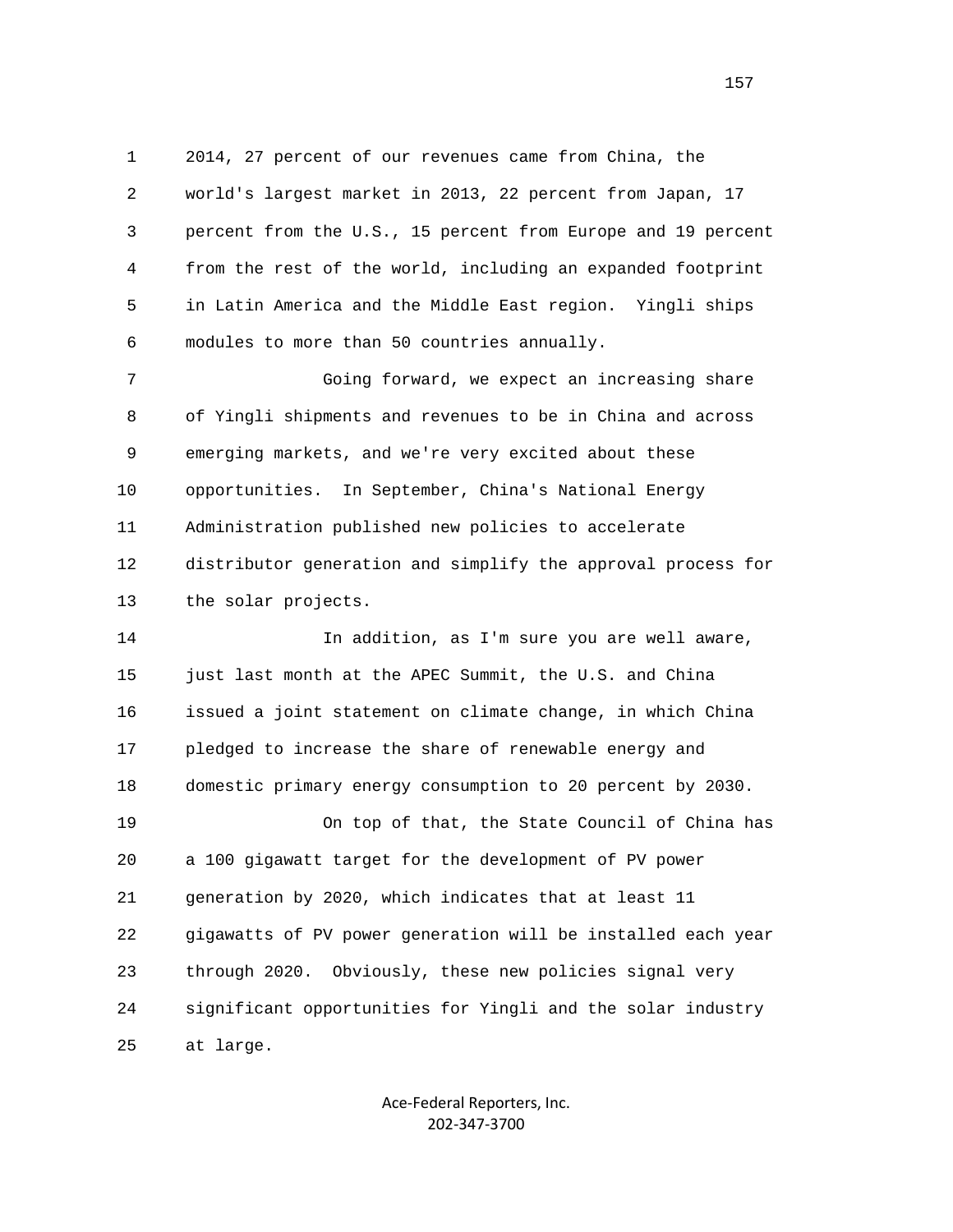2014, 27 percent of our revenues came from China, the world's largest market in 2013, 22 percent from Japan, 17 percent from the U.S., 15 percent from Europe and 19 percent from the rest of the world, including an expanded footprint in Latin America and the Middle East region. Yingli ships modules to more than 50 countries annually.

Going forward, we expect an increasing share of Yingli shipments and revenues to be in China and across emerging markets, and we're very excited about these opportunities. In September, China's National Energy Administration published new policies to accelerate distributor generation and simplify the approval process for the solar projects.

In addition, as I'm sure you are well aware, just last month at the APEC Summit, the U.S. and China issued a joint statement on climate change, in which China pledged to increase the share of renewable energy and domestic primary energy consumption to 20 percent by 2030.

On top of that, the State Council of China has a 100 gigawatt target for the development of PV power generation by 2020, which indicates that at least 11 gigawatts of PV power generation will be installed each year through 2020. Obviously, these new policies signal very significant opportunities for Yingli and the solar industry at large.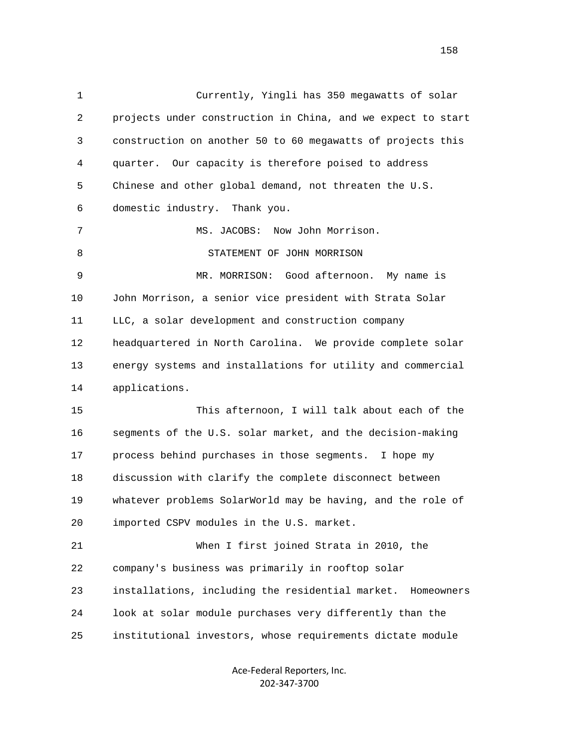Currently, Yingli has 350 megawatts of solar projects under construction in China, and we expect to start construction on another 50 to 60 megawatts of projects this quarter. Our capacity is therefore poised to address Chinese and other global demand, not threaten the U.S. domestic industry. Thank you.

MS. JACOBS: Now John Morrison.

STATEMENT OF JOHN MORRISON

MR. MORRISON: Good afternoon. My name is John Morrison, a senior vice president with Strata Solar LLC, a solar development and construction company headquartered in North Carolina. We provide complete solar energy systems and installations for utility and commercial applications.

This afternoon, I will talk about each of the segments of the U.S. solar market, and the decision-making process behind purchases in those segments. I hope my discussion with clarify the complete disconnect between whatever problems SolarWorld may be having, and the role of imported CSPV modules in the U.S. market.

When I first joined Strata in 2010, the company's business was primarily in rooftop solar installations, including the residential market. Homeowners look at solar module purchases very differently than the institutional investors, whose requirements dictate module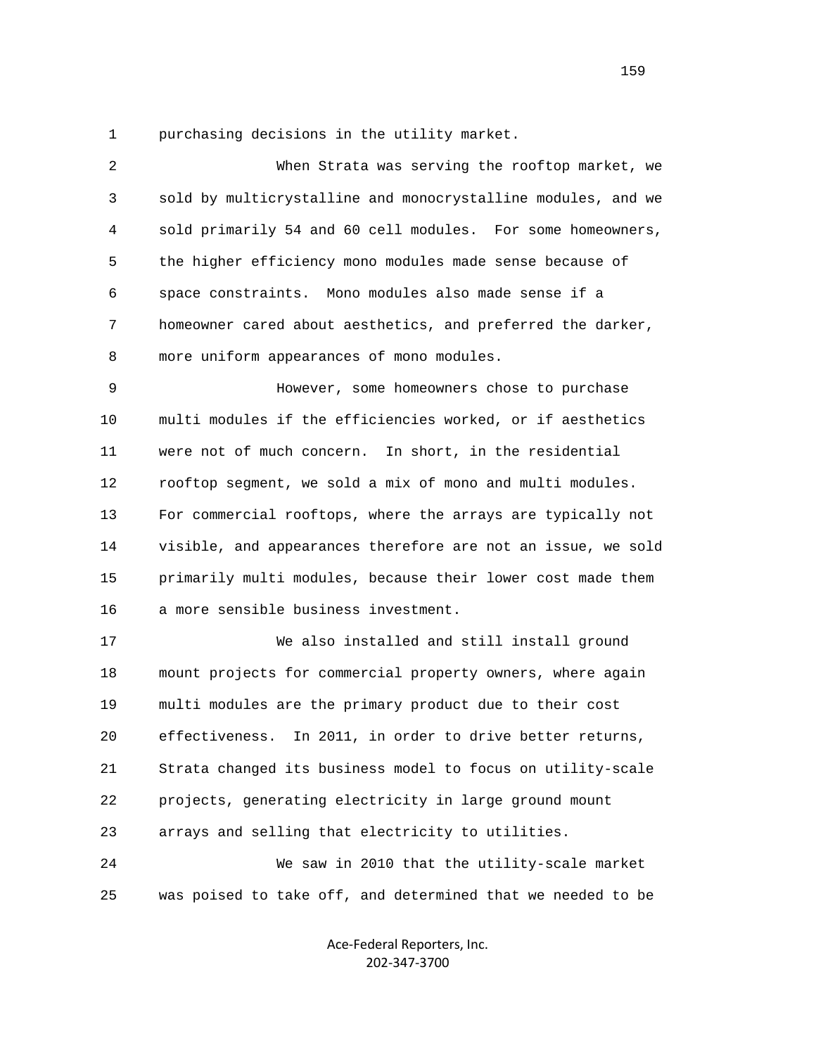1 purchasing decisions in the utility market.

2 When Strata was serving the rooftop market, we
3 sold by multicrystalline and monocrystalline modules, and we
4 sold primarily 54 and 60 cell modules. For some homeowners,
5 the higher efficiency mono modules made sense because of
6 space constraints. Mono modules also made sense if a
7 homeowner cared about aesthetics, and preferred the darker,
8 more uniform appearances of mono modules.

9 However, some homeowners chose to purchase
10 multi modules if the efficiencies worked, or if aesthetics
11 were not of much concern. In short, in the residential
12 rooftop segment, we sold a mix of mono and multi modules.
13 For commercial rooftops, where the arrays are typically not
14 visible, and appearances therefore are not an issue, we sold
15 primarily multi modules, because their lower cost made them
16 a more sensible business investment.

17 We also installed and still install ground
18 mount projects for commercial property owners, where again
19 multi modules are the primary product due to their cost
20 effectiveness. In 2011, in order to drive better returns,
21 Strata changed its business model to focus on utility-scale
22 projects, generating electricity in large ground mount
23 arrays and selling that electricity to utilities.

24 We saw in 2010 that the utility-scale market
25 was poised to take off, and determined that we needed to be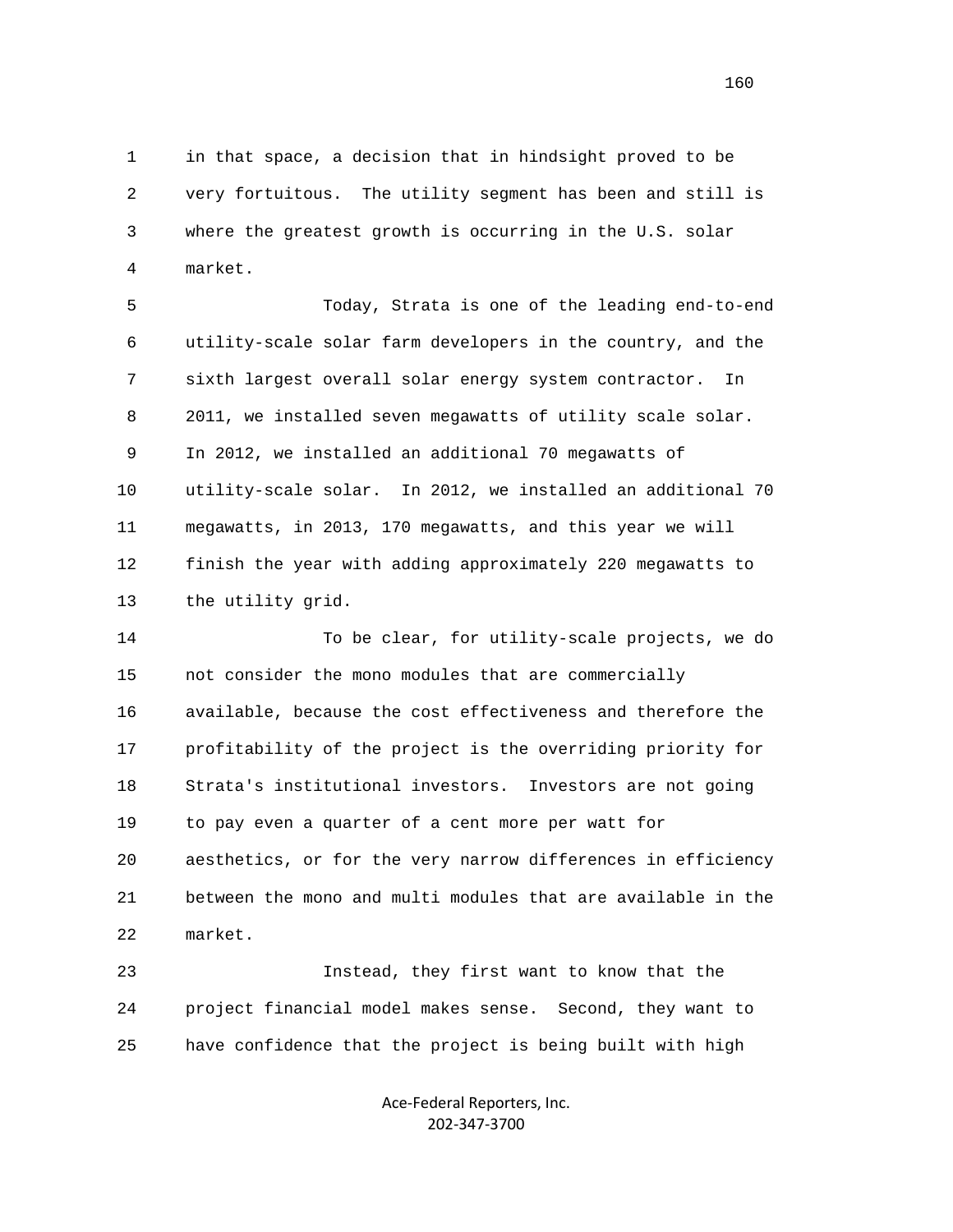in that space, a decision that in hindsight proved to be very fortuitous. The utility segment has been and still is where the greatest growth is occurring in the U.S. solar market.

Today, Strata is one of the leading end-to-end utility-scale solar farm developers in the country, and the sixth largest overall solar energy system contractor. In 2011, we installed seven megawatts of utility scale solar. In 2012, we installed an additional 70 megawatts of utility-scale solar. In 2012, we installed an additional 70 megawatts, in 2013, 170 megawatts, and this year we will finish the year with adding approximately 220 megawatts to the utility grid.

To be clear, for utility-scale projects, we do not consider the mono modules that are commercially available, because the cost effectiveness and therefore the profitability of the project is the overriding priority for Strata's institutional investors. Investors are not going to pay even a quarter of a cent more per watt for aesthetics, or for the very narrow differences in efficiency between the mono and multi modules that are available in the market.

Instead, they first want to know that the project financial model makes sense. Second, they want to have confidence that the project is being built with high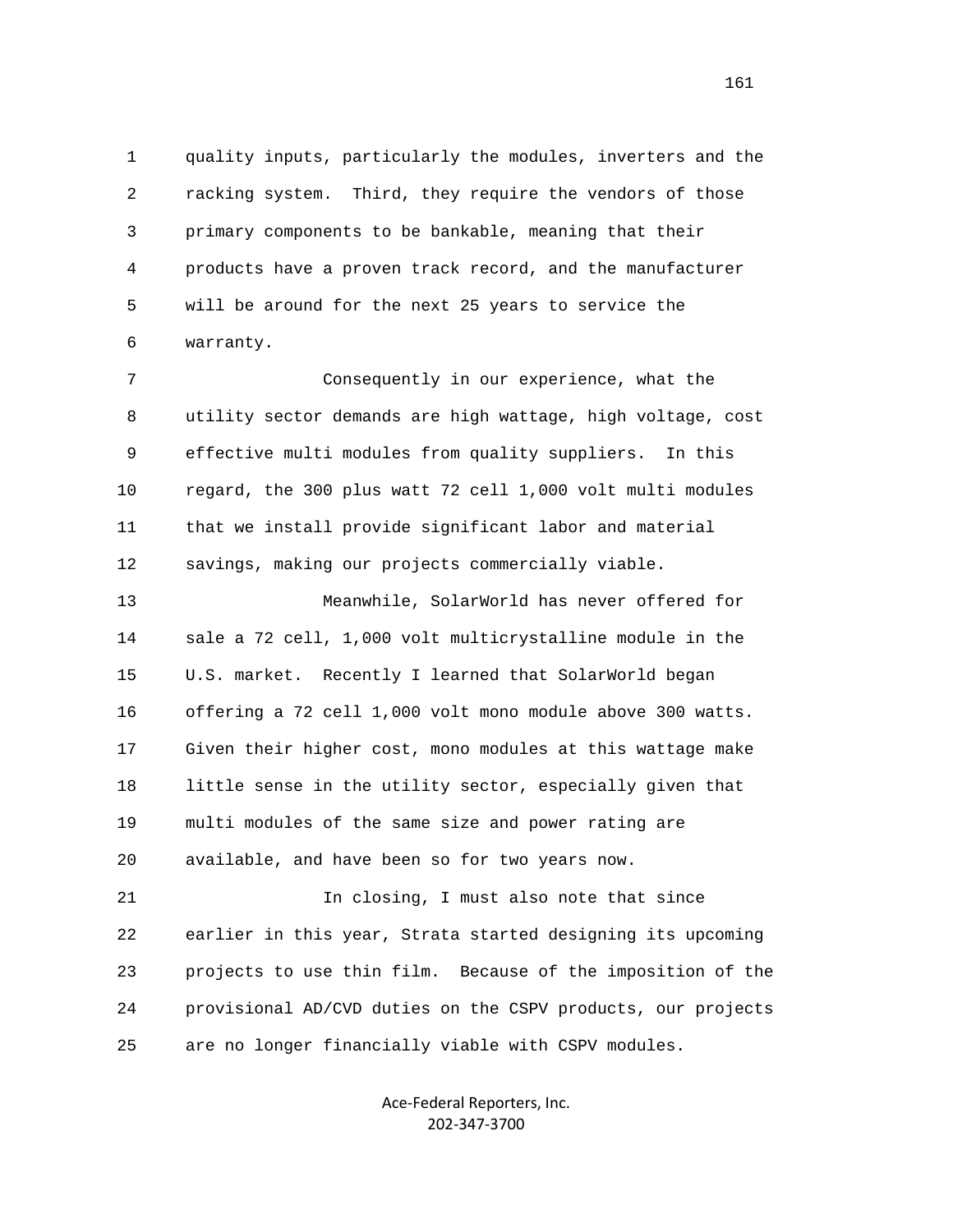quality inputs, particularly the modules, inverters and the racking system. Third, they require the vendors of those primary components to be bankable, meaning that their products have a proven track record, and the manufacturer will be around for the next 25 years to service the warranty.

Consequently in our experience, what the utility sector demands are high wattage, high voltage, cost effective multi modules from quality suppliers. In this regard, the 300 plus watt 72 cell 1,000 volt multi modules that we install provide significant labor and material savings, making our projects commercially viable.

Meanwhile, SolarWorld has never offered for sale a 72 cell, 1,000 volt multicrystalline module in the U.S. market. Recently I learned that SolarWorld began offering a 72 cell 1,000 volt mono module above 300 watts. Given their higher cost, mono modules at this wattage make little sense in the utility sector, especially given that multi modules of the same size and power rating are available, and have been so for two years now.

In closing, I must also note that since earlier in this year, Strata started designing its upcoming projects to use thin film. Because of the imposition of the provisional AD/CVD duties on the CSPV products, our projects are no longer financially viable with CSPV modules.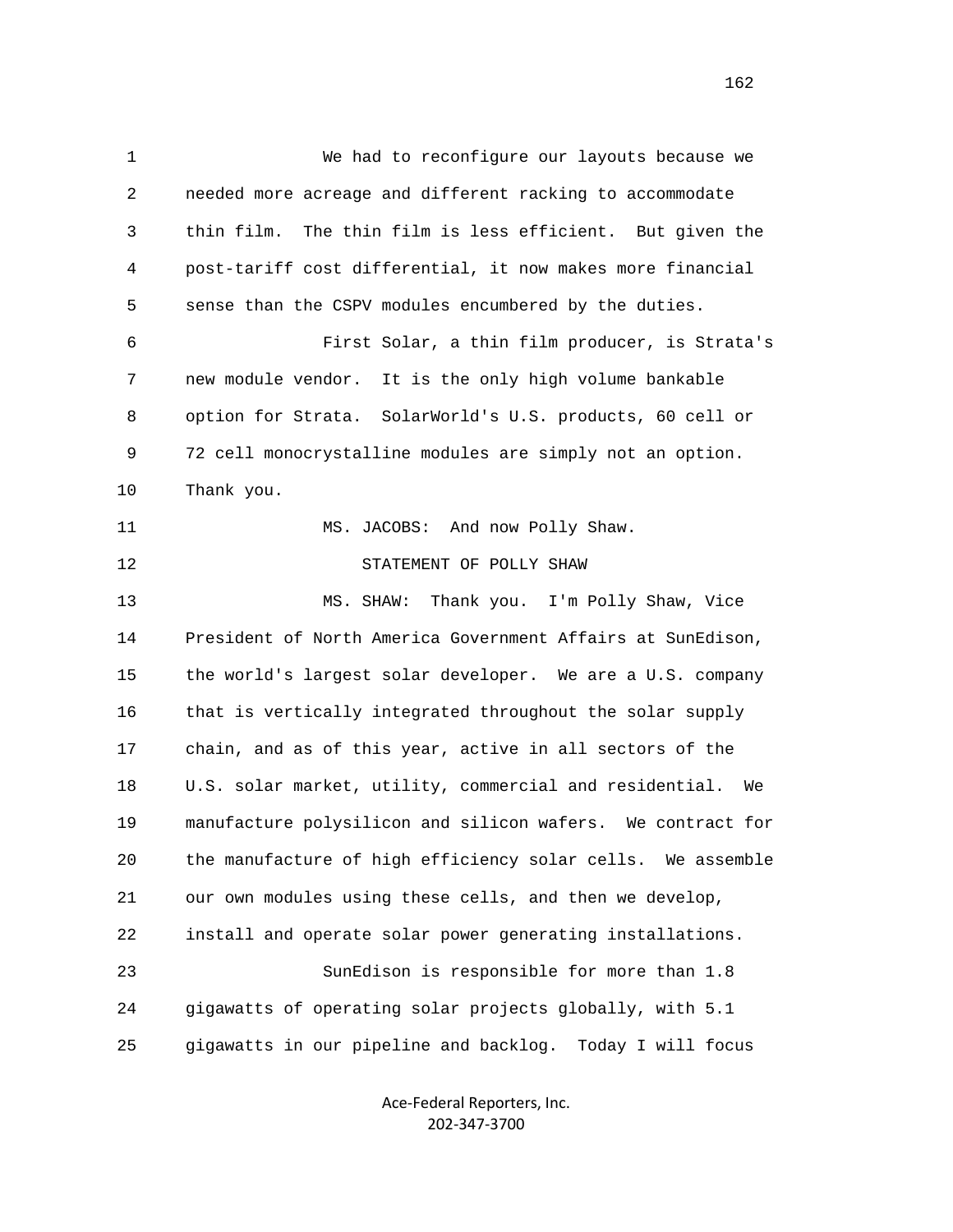We had to reconfigure our layouts because we needed more acreage and different racking to accommodate thin film. The thin film is less efficient. But given the post-tariff cost differential, it now makes more financial sense than the CSPV modules encumbered by the duties.

First Solar, a thin film producer, is Strata's new module vendor. It is the only high volume bankable option for Strata. SolarWorld's U.S. products, 60 cell or 72 cell monocrystalline modules are simply not an option. Thank you.

MS. JACOBS: And now Polly Shaw.

STATEMENT OF POLLY SHAW

MS. SHAW: Thank you. I'm Polly Shaw, Vice President of North America Government Affairs at SunEdison, the world's largest solar developer. We are a U.S. company that is vertically integrated throughout the solar supply chain, and as of this year, active in all sectors of the U.S. solar market, utility, commercial and residential. We manufacture polysilicon and silicon wafers. We contract for the manufacture of high efficiency solar cells. We assemble our own modules using these cells, and then we develop, install and operate solar power generating installations.

SunEdison is responsible for more than 1.8 gigawatts of operating solar projects globally, with 5.1 gigawatts in our pipeline and backlog. Today I will focus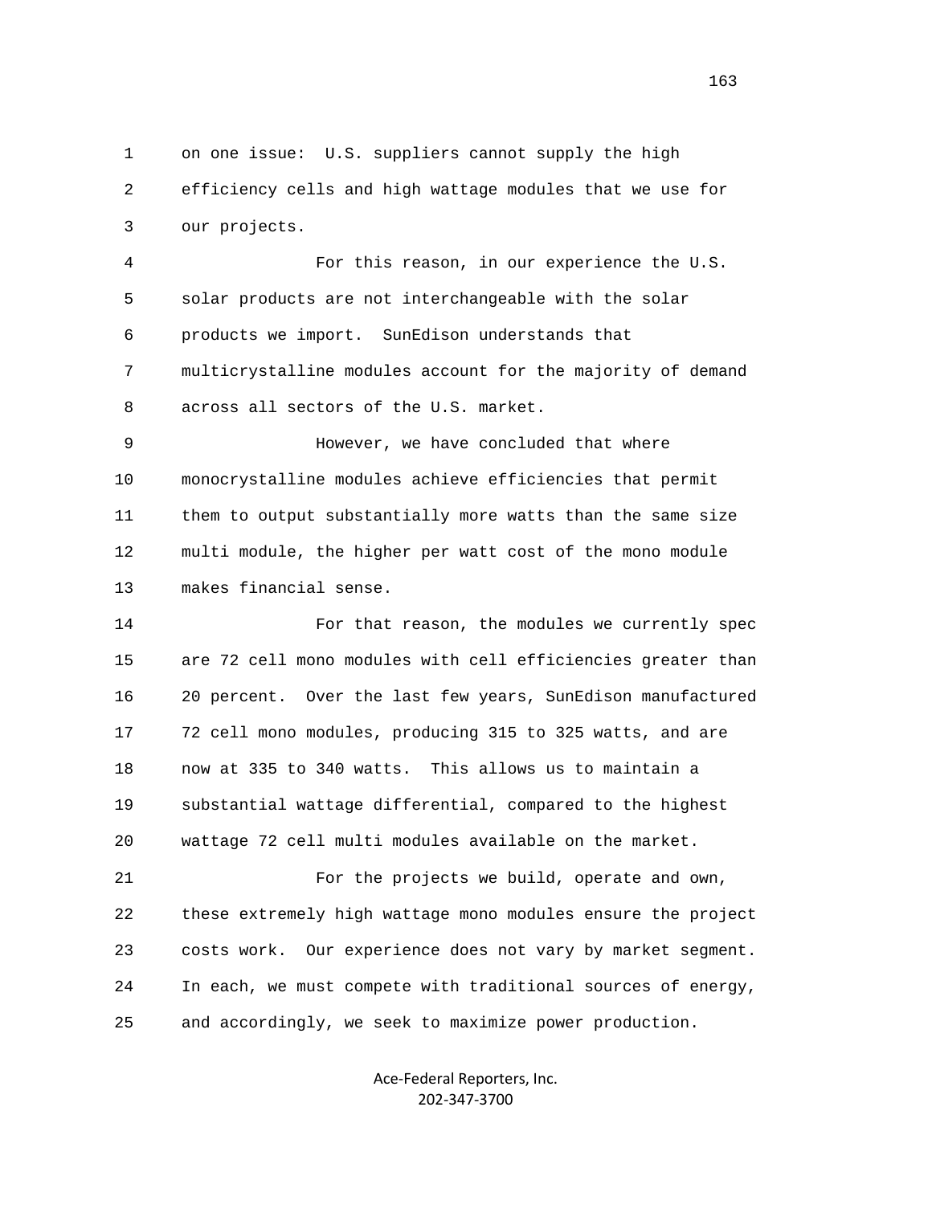1 on one issue: U.S. suppliers cannot supply the high
2 efficiency cells and high wattage modules that we use for
3 our projects.

4 For this reason, in our experience the U.S.
5 solar products are not interchangeable with the solar
6 products we import. SunEdison understands that
7 multicrystalline modules account for the majority of demand
8 across all sectors of the U.S. market.

9 However, we have concluded that where
10 monocrystalline modules achieve efficiencies that permit
11 them to output substantially more watts than the same size
12 multi module, the higher per watt cost of the mono module
13 makes financial sense.

14 For that reason, the modules we currently spec
15 are 72 cell mono modules with cell efficiencies greater than
16 20 percent. Over the last few years, SunEdison manufactured
17 72 cell mono modules, producing 315 to 325 watts, and are
18 now at 335 to 340 watts. This allows us to maintain a
19 substantial wattage differential, compared to the highest
20 wattage 72 cell multi modules available on the market.

21 For the projects we build, operate and own,
22 these extremely high wattage mono modules ensure the project
23 costs work. Our experience does not vary by market segment.
24 In each, we must compete with traditional sources of energy,
25 and accordingly, we seek to maximize power production.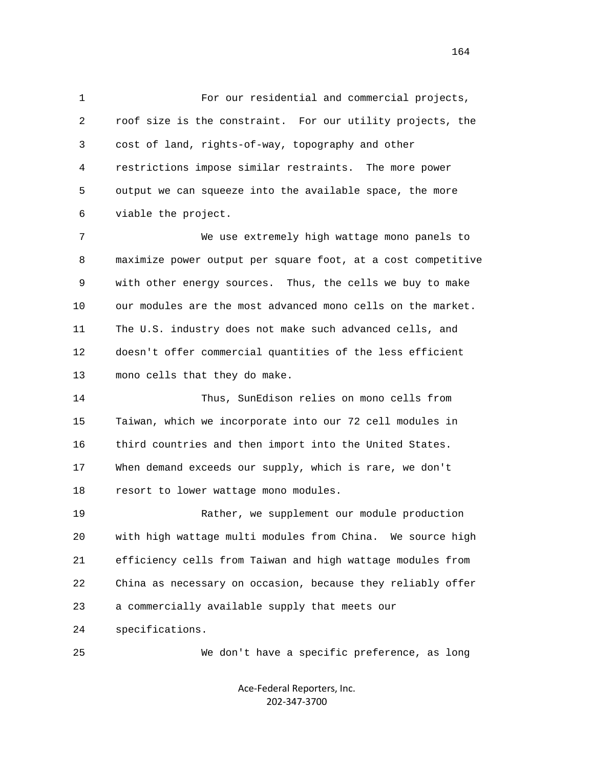For our residential and commercial projects, roof size is the constraint. For our utility projects, the cost of land, rights-of-way, topography and other restrictions impose similar restraints. The more power output we can squeeze into the available space, the more viable the project.

We use extremely high wattage mono panels to maximize power output per square foot, at a cost competitive with other energy sources. Thus, the cells we buy to make our modules are the most advanced mono cells on the market. The U.S. industry does not make such advanced cells, and doesn't offer commercial quantities of the less efficient mono cells that they do make.

Thus, SunEdison relies on mono cells from Taiwan, which we incorporate into our 72 cell modules in third countries and then import into the United States. When demand exceeds our supply, which is rare, we don't resort to lower wattage mono modules.

Rather, we supplement our module production with high wattage multi modules from China. We source high efficiency cells from Taiwan and high wattage modules from China as necessary on occasion, because they reliably offer a commercially available supply that meets our specifications.

We don't have a specific preference, as long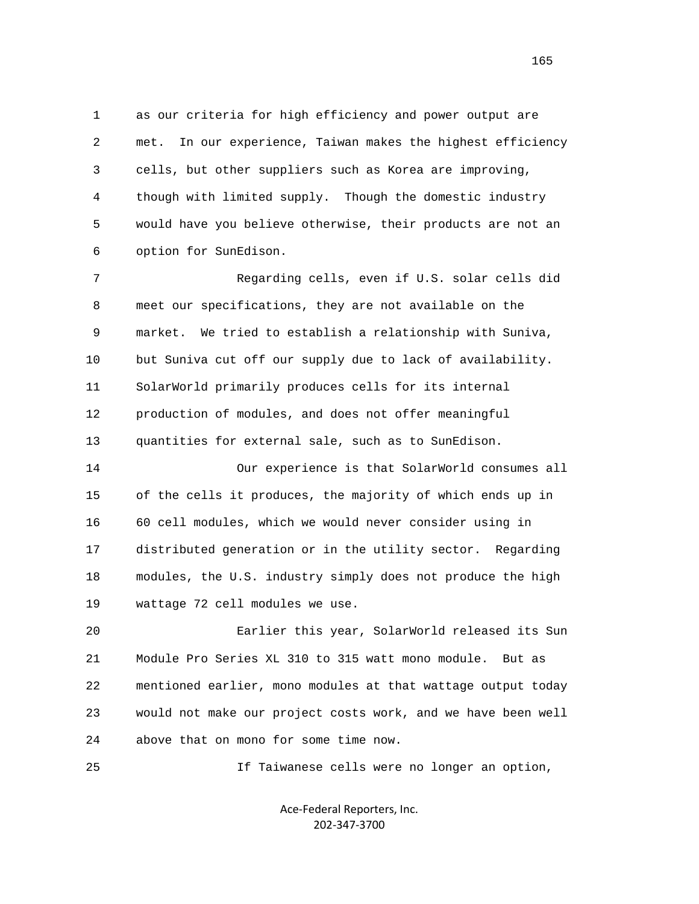as our criteria for high efficiency and power output are met. In our experience, Taiwan makes the highest efficiency cells, but other suppliers such as Korea are improving, though with limited supply. Though the domestic industry would have you believe otherwise, their products are not an option for SunEdison.

Regarding cells, even if U.S. solar cells did meet our specifications, they are not available on the market. We tried to establish a relationship with Suniva, but Suniva cut off our supply due to lack of availability. SolarWorld primarily produces cells for its internal production of modules, and does not offer meaningful quantities for external sale, such as to SunEdison.

Our experience is that SolarWorld consumes all of the cells it produces, the majority of which ends up in 60 cell modules, which we would never consider using in distributed generation or in the utility sector. Regarding modules, the U.S. industry simply does not produce the high wattage 72 cell modules we use.

Earlier this year, SolarWorld released its Sun Module Pro Series XL 310 to 315 watt mono module. But as mentioned earlier, mono modules at that wattage output today would not make our project costs work, and we have been well above that on mono for some time now.

If Taiwanese cells were no longer an option,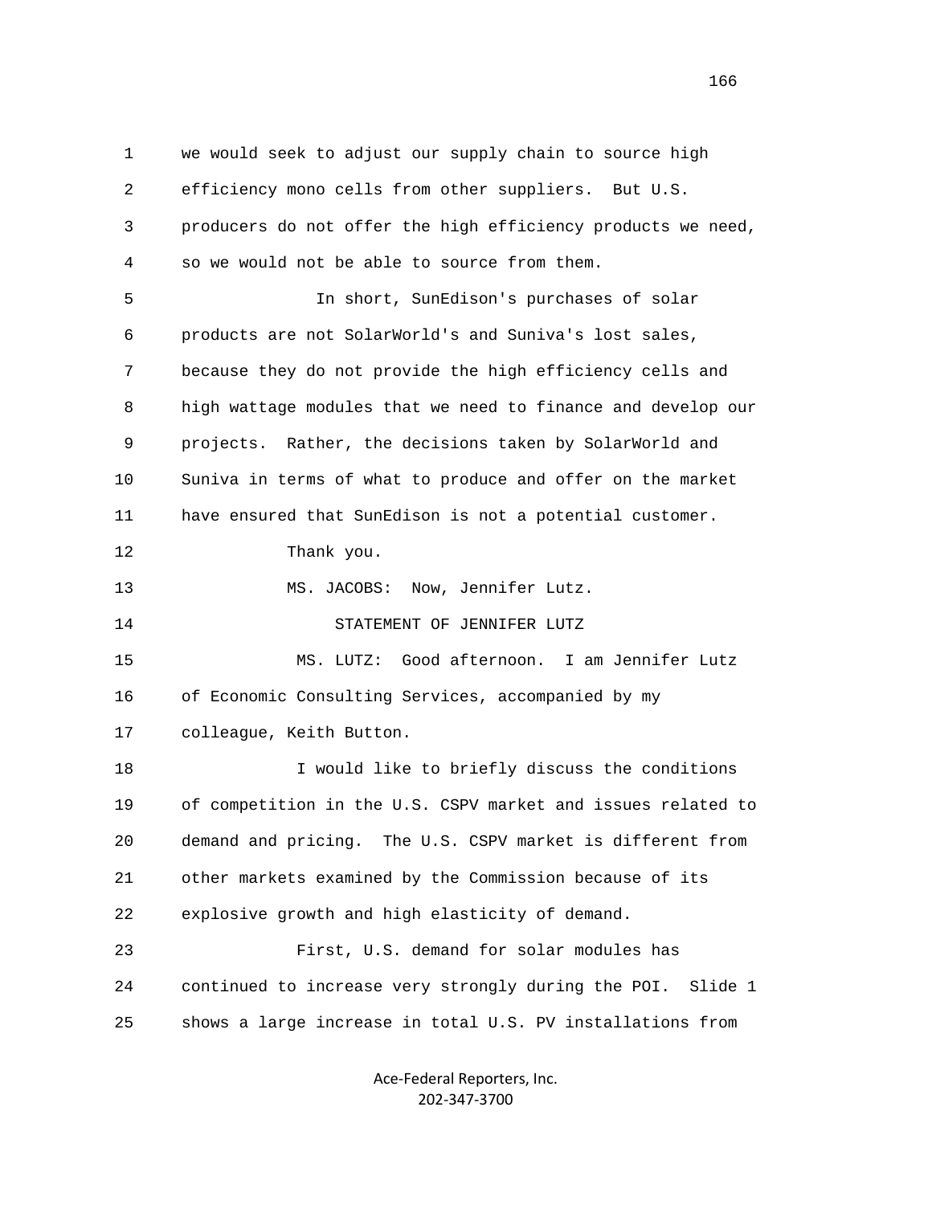we would seek to adjust our supply chain to source high efficiency mono cells from other suppliers. But U.S. producers do not offer the high efficiency products we need, so we would not be able to source from them.

In short, SunEdison's purchases of solar products are not SolarWorld's and Suniva's lost sales, because they do not provide the high efficiency cells and high wattage modules that we need to finance and develop our projects. Rather, the decisions taken by SolarWorld and Suniva in terms of what to produce and offer on the market have ensured that SunEdison is not a potential customer.

Thank you.

MS. JACOBS: Now, Jennifer Lutz.

STATEMENT OF JENNIFER LUTZ

MS. LUTZ: Good afternoon. I am Jennifer Lutz of Economic Consulting Services, accompanied by my colleague, Keith Button.

I would like to briefly discuss the conditions of competition in the U.S. CSPV market and issues related to demand and pricing. The U.S. CSPV market is different from other markets examined by the Commission because of its explosive growth and high elasticity of demand.

First, U.S. demand for solar modules has continued to increase very strongly during the POI. Slide 1 shows a large increase in total U.S. PV installations from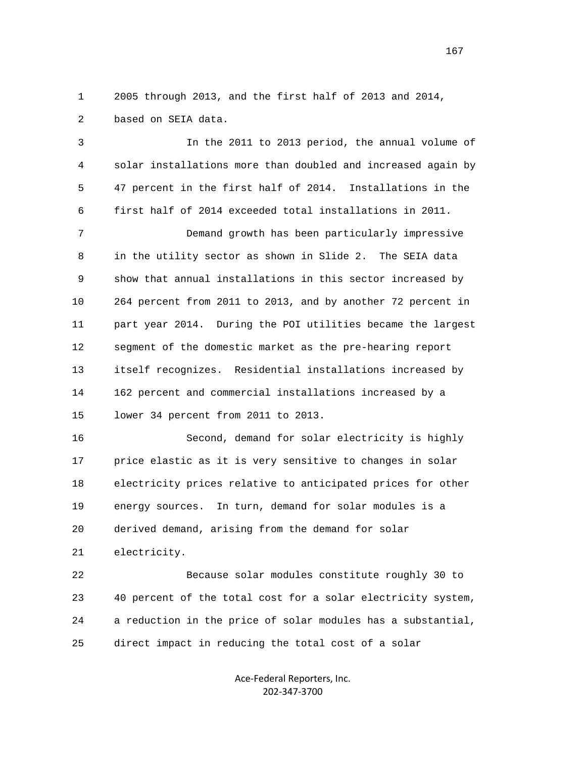2005 through 2013, and the first half of 2013 and 2014, based on SEIA data.

In the 2011 to 2013 period, the annual volume of solar installations more than doubled and increased again by 47 percent in the first half of 2014. Installations in the first half of 2014 exceeded total installations in 2011.

Demand growth has been particularly impressive in the utility sector as shown in Slide 2. The SEIA data show that annual installations in this sector increased by 264 percent from 2011 to 2013, and by another 72 percent in part year 2014. During the POI utilities became the largest segment of the domestic market as the pre-hearing report itself recognizes. Residential installations increased by 162 percent and commercial installations increased by a lower 34 percent from 2011 to 2013.

Second, demand for solar electricity is highly price elastic as it is very sensitive to changes in solar electricity prices relative to anticipated prices for other energy sources. In turn, demand for solar modules is a derived demand, arising from the demand for solar electricity.

Because solar modules constitute roughly 30 to 40 percent of the total cost for a solar electricity system, a reduction in the price of solar modules has a substantial, direct impact in reducing the total cost of a solar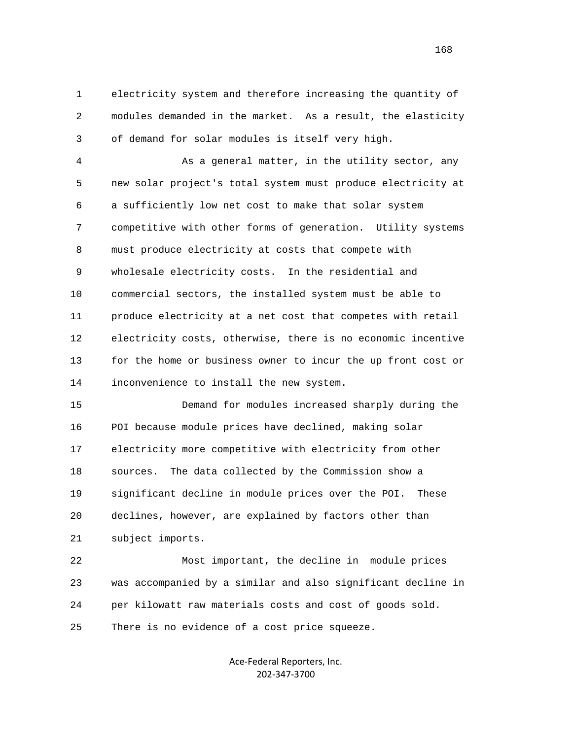electricity system and therefore increasing the quantity of modules demanded in the market. As a result, the elasticity of demand for solar modules is itself very high.

As a general matter, in the utility sector, any new solar project's total system must produce electricity at a sufficiently low net cost to make that solar system competitive with other forms of generation. Utility systems must produce electricity at costs that compete with wholesale electricity costs. In the residential and commercial sectors, the installed system must be able to produce electricity at a net cost that competes with retail electricity costs, otherwise, there is no economic incentive for the home or business owner to incur the up front cost or inconvenience to install the new system.

Demand for modules increased sharply during the POI because module prices have declined, making solar electricity more competitive with electricity from other sources. The data collected by the Commission show a significant decline in module prices over the POI. These declines, however, are explained by factors other than subject imports.

Most important, the decline in module prices was accompanied by a similar and also significant decline in per kilowatt raw materials costs and cost of goods sold. There is no evidence of a cost price squeeze.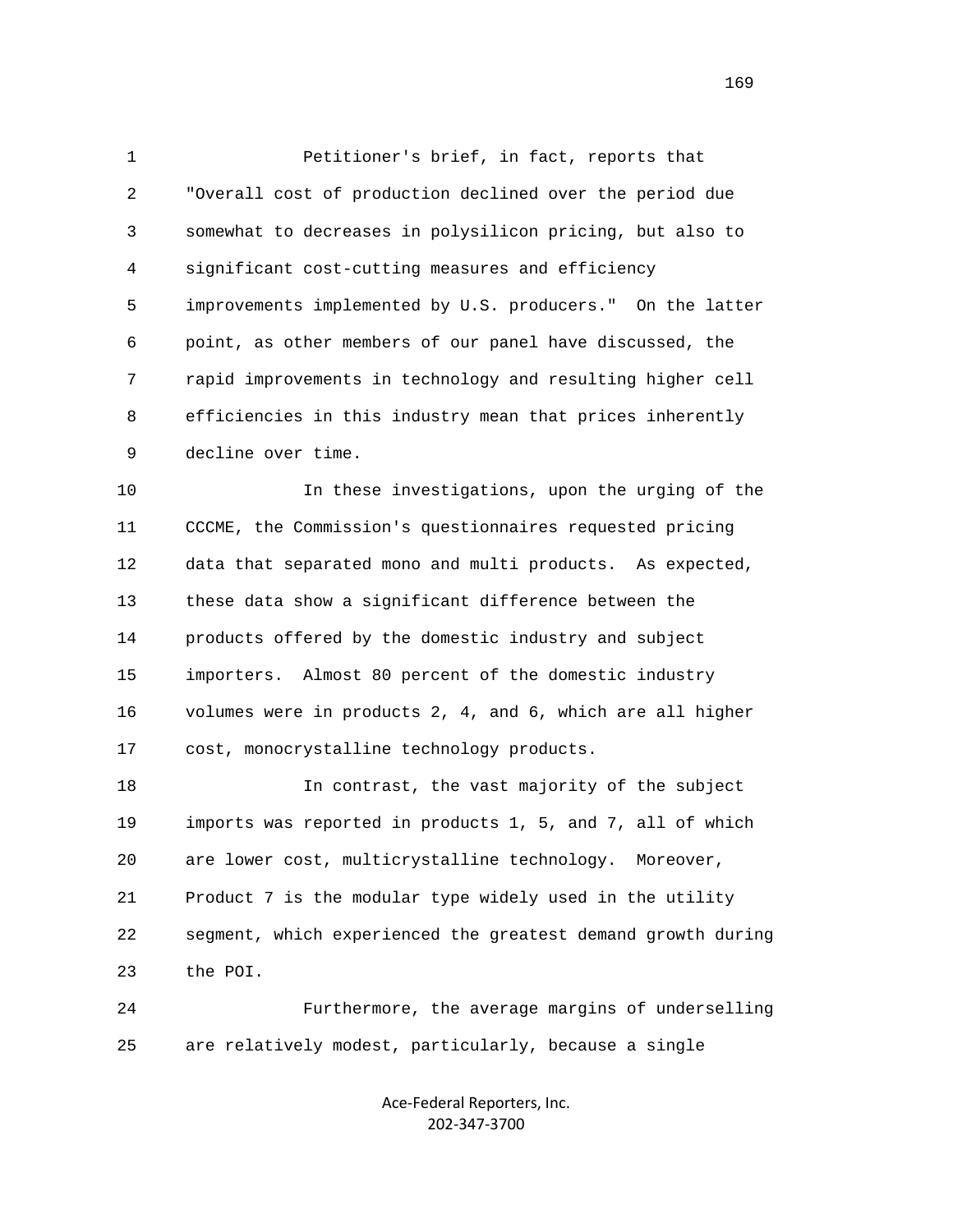Petitioner's brief, in fact, reports that "Overall cost of production declined over the period due somewhat to decreases in polysilicon pricing, but also to significant cost-cutting measures and efficiency improvements implemented by U.S. producers." On the latter point, as other members of our panel have discussed, the rapid improvements in technology and resulting higher cell efficiencies in this industry mean that prices inherently decline over time.

In these investigations, upon the urging of the CCCME, the Commission's questionnaires requested pricing data that separated mono and multi products. As expected, these data show a significant difference between the products offered by the domestic industry and subject importers. Almost 80 percent of the domestic industry volumes were in products 2, 4, and 6, which are all higher cost, monocrystalline technology products.

In contrast, the vast majority of the subject imports was reported in products 1, 5, and 7, all of which are lower cost, multicrystalline technology. Moreover, Product 7 is the modular type widely used in the utility segment, which experienced the greatest demand growth during the POI.

Furthermore, the average margins of underselling are relatively modest, particularly, because a single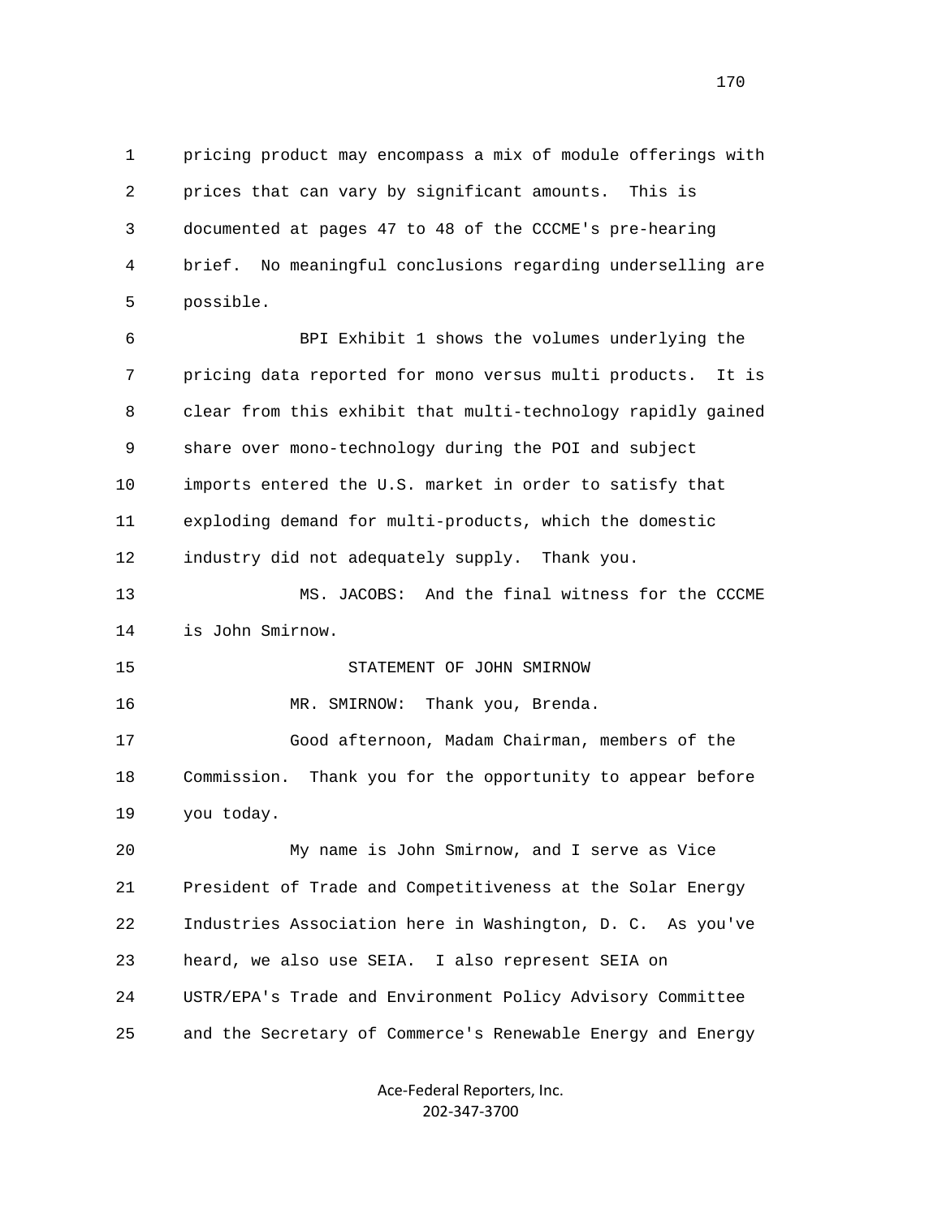pricing product may encompass a mix of module offerings with prices that can vary by significant amounts. This is documented at pages 47 to 48 of the CCCME's pre-hearing brief. No meaningful conclusions regarding underselling are possible.

BPI Exhibit 1 shows the volumes underlying the pricing data reported for mono versus multi products. It is clear from this exhibit that multi-technology rapidly gained share over mono-technology during the POI and subject imports entered the U.S. market in order to satisfy that exploding demand for multi-products, which the domestic industry did not adequately supply. Thank you.

MS. JACOBS: And the final witness for the CCCME is John Smirnow.

STATEMENT OF JOHN SMIRNOW

MR. SMIRNOW: Thank you, Brenda.

Good afternoon, Madam Chairman, members of the Commission. Thank you for the opportunity to appear before you today.

My name is John Smirnow, and I serve as Vice President of Trade and Competitiveness at the Solar Energy Industries Association here in Washington, D. C. As you've heard, we also use SEIA. I also represent SEIA on USTR/EPA's Trade and Environment Policy Advisory Committee and the Secretary of Commerce's Renewable Energy and Energy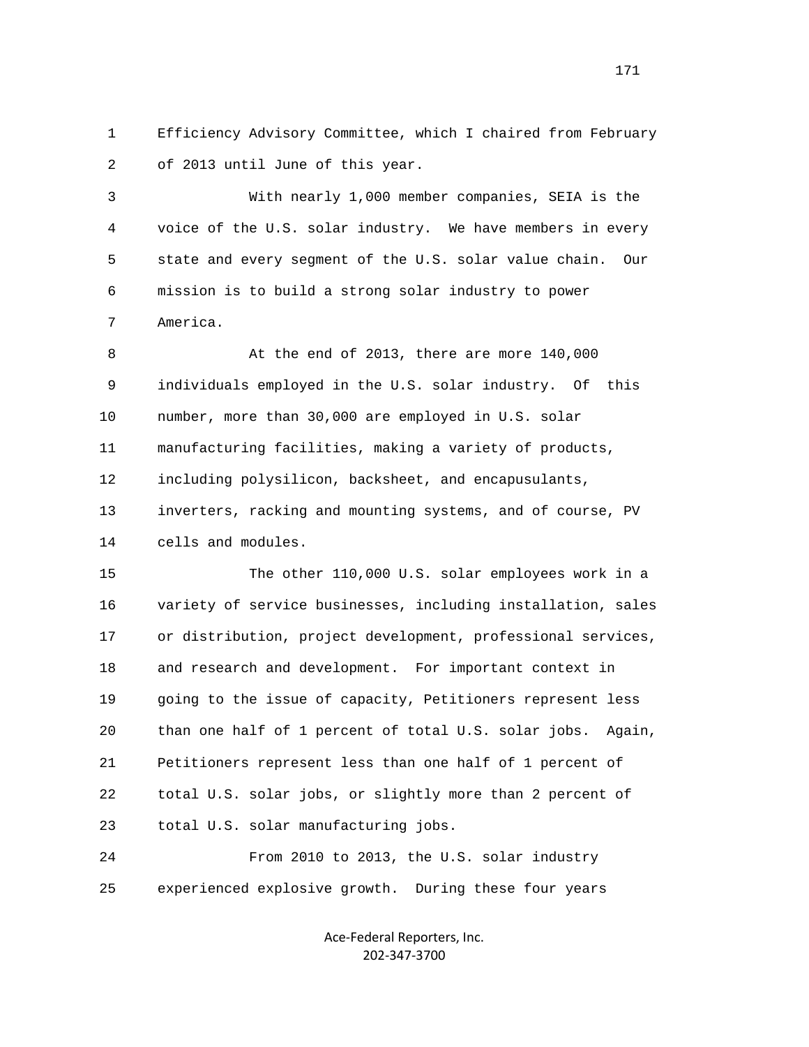Efficiency Advisory Committee, which I chaired from February of 2013 until June of this year.

With nearly 1,000 member companies, SEIA is the voice of the U.S. solar industry. We have members in every state and every segment of the U.S. solar value chain. Our mission is to build a strong solar industry to power America.

At the end of 2013, there are more 140,000 individuals employed in the U.S. solar industry. Of this number, more than 30,000 are employed in U.S. solar manufacturing facilities, making a variety of products, including polysilicon, backsheet, and encapusulants, inverters, racking and mounting systems, and of course, PV cells and modules.

The other 110,000 U.S. solar employees work in a variety of service businesses, including installation, sales or distribution, project development, professional services, and research and development. For important context in going to the issue of capacity, Petitioners represent less than one half of 1 percent of total U.S. solar jobs. Again, Petitioners represent less than one half of 1 percent of total U.S. solar jobs, or slightly more than 2 percent of total U.S. solar manufacturing jobs.

From 2010 to 2013, the U.S. solar industry experienced explosive growth. During these four years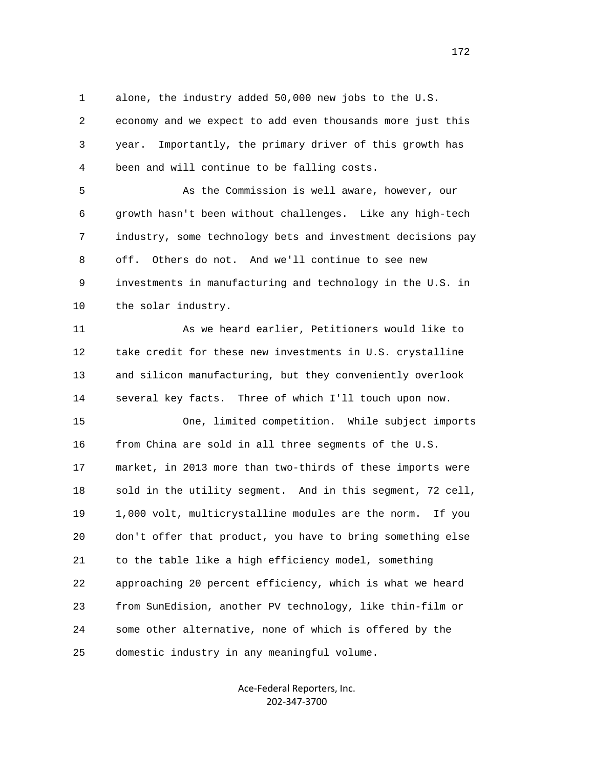alone, the industry added 50,000 new jobs to the U.S. economy and we expect to add even thousands more just this year. Importantly, the primary driver of this growth has been and will continue to be falling costs.

As the Commission is well aware, however, our growth hasn't been without challenges. Like any high-tech industry, some technology bets and investment decisions pay off. Others do not. And we'll continue to see new investments in manufacturing and technology in the U.S. in the solar industry.

As we heard earlier, Petitioners would like to take credit for these new investments in U.S. crystalline and silicon manufacturing, but they conveniently overlook several key facts. Three of which I'll touch upon now.

One, limited competition. While subject imports from China are sold in all three segments of the U.S. market, in 2013 more than two-thirds of these imports were sold in the utility segment. And in this segment, 72 cell, 1,000 volt, multicrystalline modules are the norm. If you don't offer that product, you have to bring something else to the table like a high efficiency model, something approaching 20 percent efficiency, which is what we heard from SunEdision, another PV technology, like thin-film or some other alternative, none of which is offered by the domestic industry in any meaningful volume.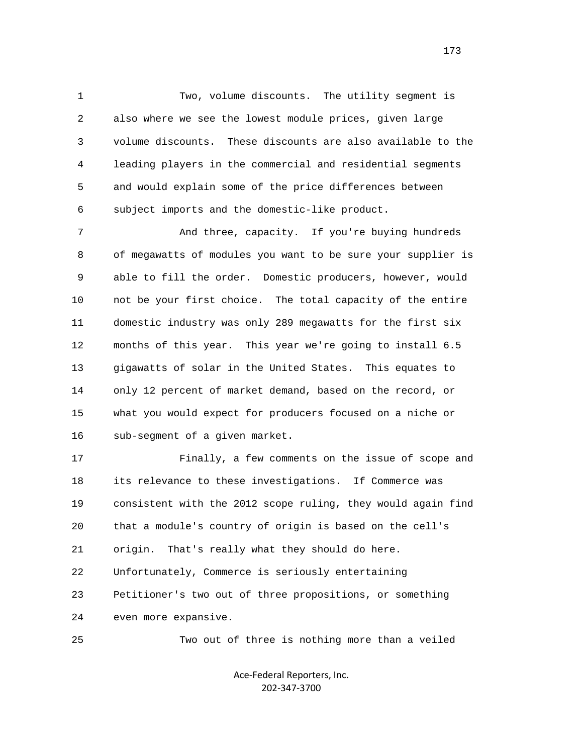Two, volume discounts. The utility segment is also where we see the lowest module prices, given large volume discounts. These discounts are also available to the leading players in the commercial and residential segments and would explain some of the price differences between subject imports and the domestic-like product.

And three, capacity. If you're buying hundreds of megawatts of modules you want to be sure your supplier is able to fill the order. Domestic producers, however, would not be your first choice. The total capacity of the entire domestic industry was only 289 megawatts for the first six months of this year. This year we're going to install 6.5 gigawatts of solar in the United States. This equates to only 12 percent of market demand, based on the record, or what you would expect for producers focused on a niche or sub-segment of a given market.

Finally, a few comments on the issue of scope and its relevance to these investigations. If Commerce was consistent with the 2012 scope ruling, they would again find that a module's country of origin is based on the cell's origin. That's really what they should do here. Unfortunately, Commerce is seriously entertaining Petitioner's two out of three propositions, or something even more expansive.

Two out of three is nothing more than a veiled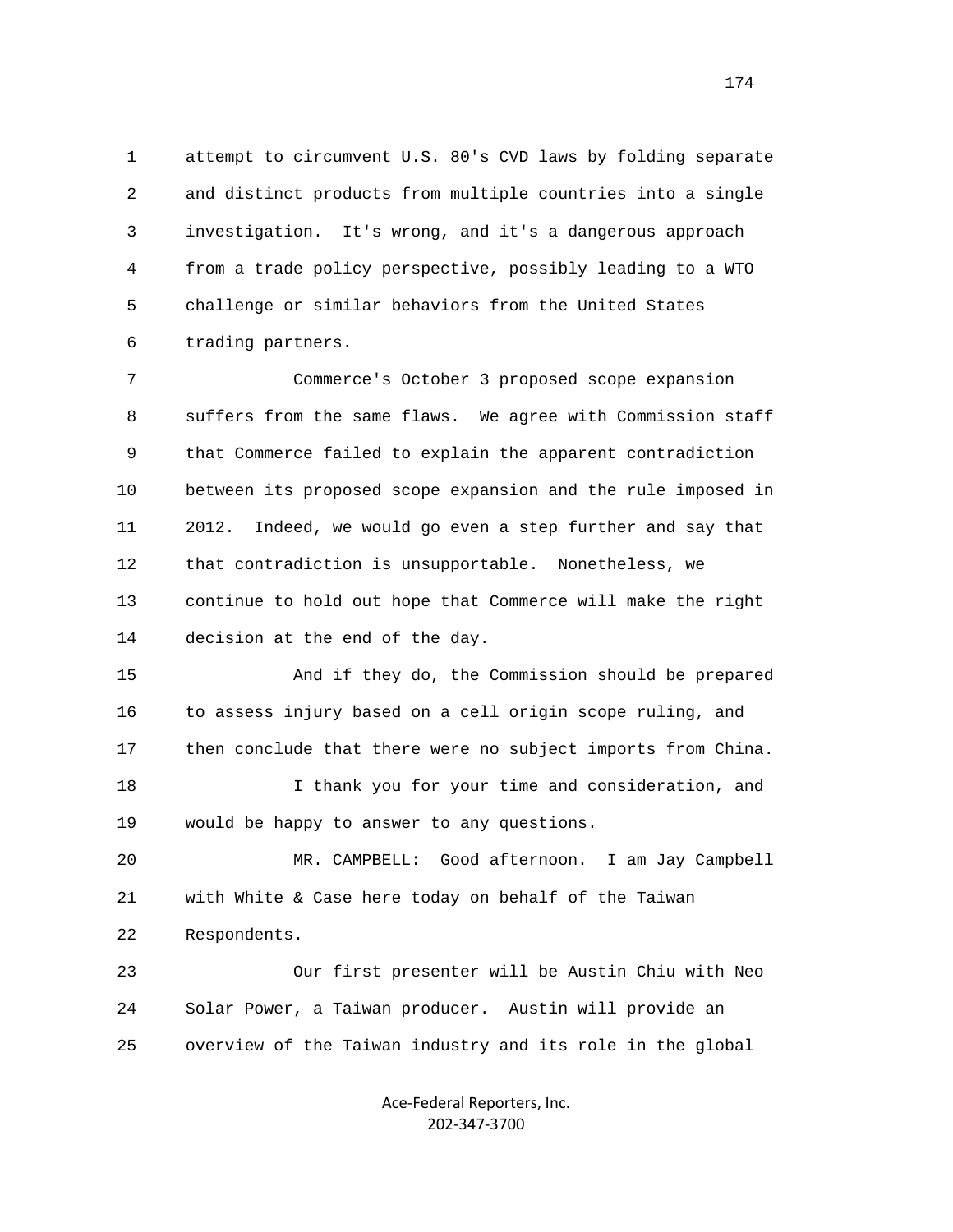attempt to circumvent U.S. 80's CVD laws by folding separate and distinct products from multiple countries into a single investigation. It's wrong, and it's a dangerous approach from a trade policy perspective, possibly leading to a WTO challenge or similar behaviors from the United States trading partners.

Commerce's October 3 proposed scope expansion suffers from the same flaws. We agree with Commission staff that Commerce failed to explain the apparent contradiction between its proposed scope expansion and the rule imposed in 2012. Indeed, we would go even a step further and say that that contradiction is unsupportable. Nonetheless, we continue to hold out hope that Commerce will make the right decision at the end of the day.

And if they do, the Commission should be prepared to assess injury based on a cell origin scope ruling, and then conclude that there were no subject imports from China.

I thank you for your time and consideration, and would be happy to answer to any questions.

MR. CAMPBELL: Good afternoon. I am Jay Campbell with White & Case here today on behalf of the Taiwan Respondents.

Our first presenter will be Austin Chiu with Neo Solar Power, a Taiwan producer. Austin will provide an overview of the Taiwan industry and its role in the global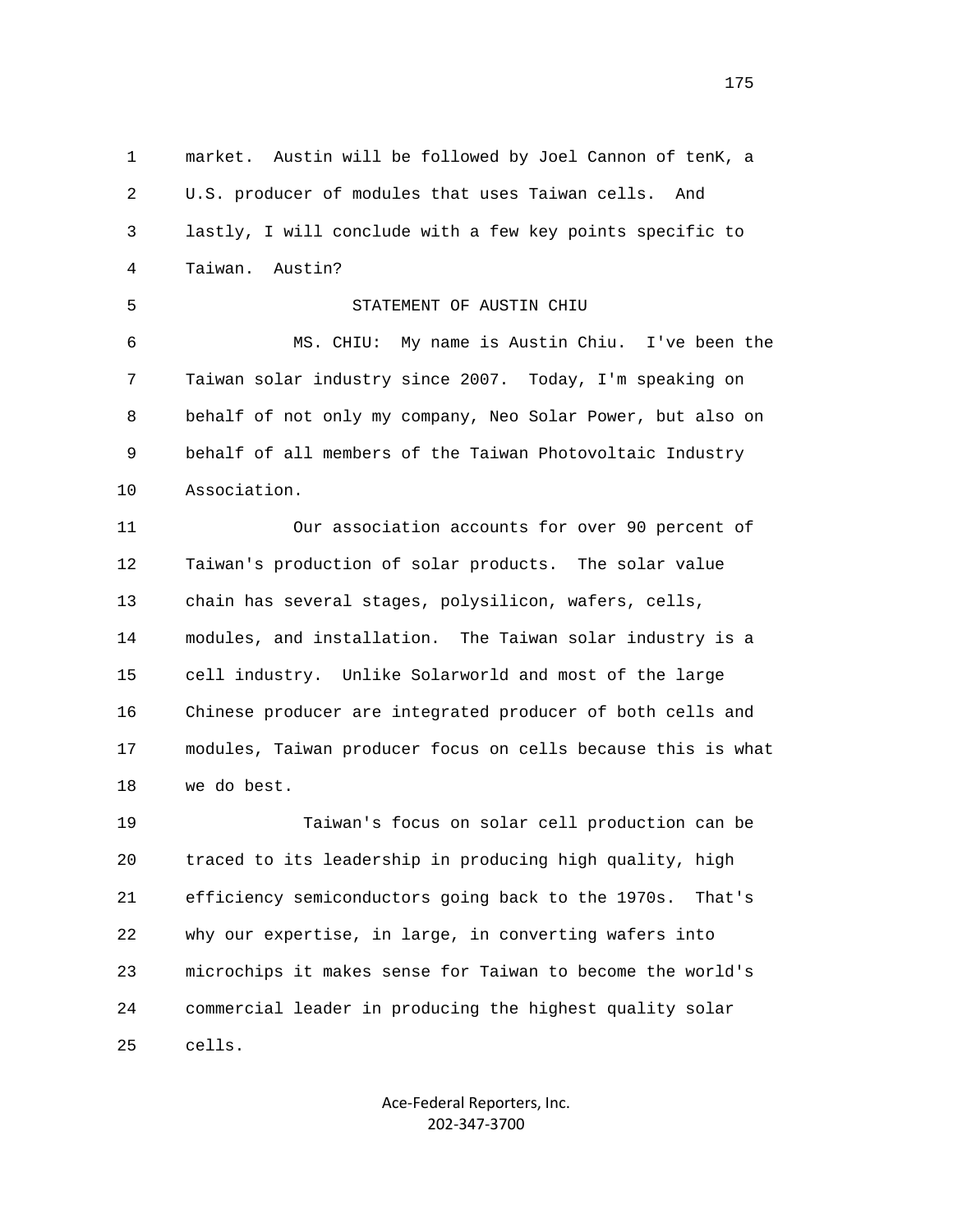market. Austin will be followed by Joel Cannon of tenK, a U.S. producer of modules that uses Taiwan cells. And lastly, I will conclude with a few key points specific to Taiwan. Austin?

STATEMENT OF AUSTIN CHIU

MS. CHIU: My name is Austin Chiu. I've been the Taiwan solar industry since 2007. Today, I'm speaking on behalf of not only my company, Neo Solar Power, but also on behalf of all members of the Taiwan Photovoltaic Industry Association.

Our association accounts for over 90 percent of Taiwan's production of solar products. The solar value chain has several stages, polysilicon, wafers, cells, modules, and installation. The Taiwan solar industry is a cell industry. Unlike Solarworld and most of the large Chinese producer are integrated producer of both cells and modules, Taiwan producer focus on cells because this is what we do best.

Taiwan's focus on solar cell production can be traced to its leadership in producing high quality, high efficiency semiconductors going back to the 1970s. That's why our expertise, in large, in converting wafers into microchips it makes sense for Taiwan to become the world's commercial leader in producing the highest quality solar cells.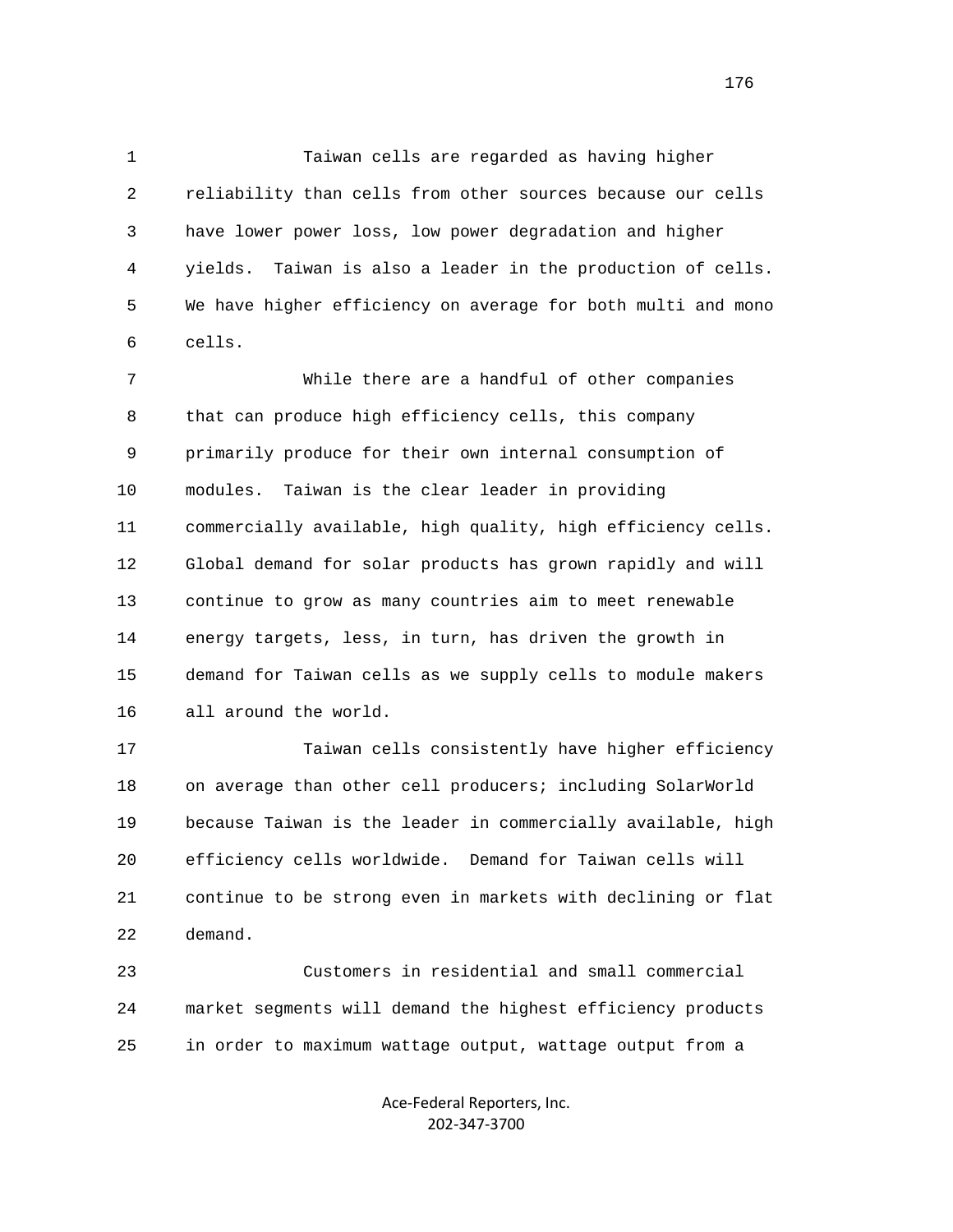Taiwan cells are regarded as having higher reliability than cells from other sources because our cells have lower power loss, low power degradation and higher yields. Taiwan is also a leader in the production of cells. We have higher efficiency on average for both multi and mono cells.

While there are a handful of other companies that can produce high efficiency cells, this company primarily produce for their own internal consumption of modules. Taiwan is the clear leader in providing commercially available, high quality, high efficiency cells. Global demand for solar products has grown rapidly and will continue to grow as many countries aim to meet renewable energy targets, less, in turn, has driven the growth in demand for Taiwan cells as we supply cells to module makers all around the world.

Taiwan cells consistently have higher efficiency on average than other cell producers; including SolarWorld because Taiwan is the leader in commercially available, high efficiency cells worldwide. Demand for Taiwan cells will continue to be strong even in markets with declining or flat demand.

Customers in residential and small commercial market segments will demand the highest efficiency products in order to maximum wattage output, wattage output from a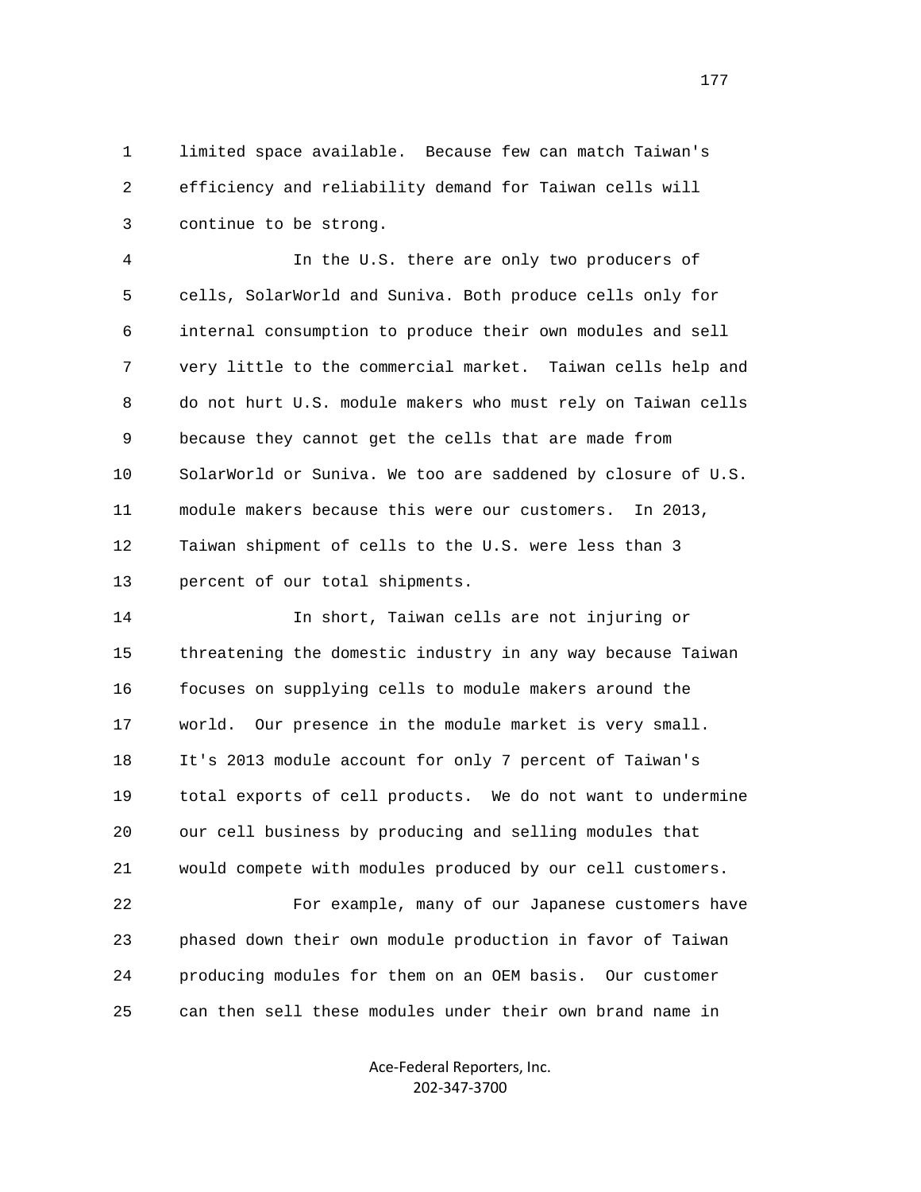limited space available. Because few can match Taiwan's efficiency and reliability demand for Taiwan cells will continue to be strong.

In the U.S. there are only two producers of cells, SolarWorld and Suniva. Both produce cells only for internal consumption to produce their own modules and sell very little to the commercial market. Taiwan cells help and do not hurt U.S. module makers who must rely on Taiwan cells because they cannot get the cells that are made from SolarWorld or Suniva. We too are saddened by closure of U.S. module makers because this were our customers. In 2013, Taiwan shipment of cells to the U.S. were less than 3 percent of our total shipments.

In short, Taiwan cells are not injuring or threatening the domestic industry in any way because Taiwan focuses on supplying cells to module makers around the world. Our presence in the module market is very small. It's 2013 module account for only 7 percent of Taiwan's total exports of cell products. We do not want to undermine our cell business by producing and selling modules that would compete with modules produced by our cell customers.

For example, many of our Japanese customers have phased down their own module production in favor of Taiwan producing modules for them on an OEM basis. Our customer can then sell these modules under their own brand name in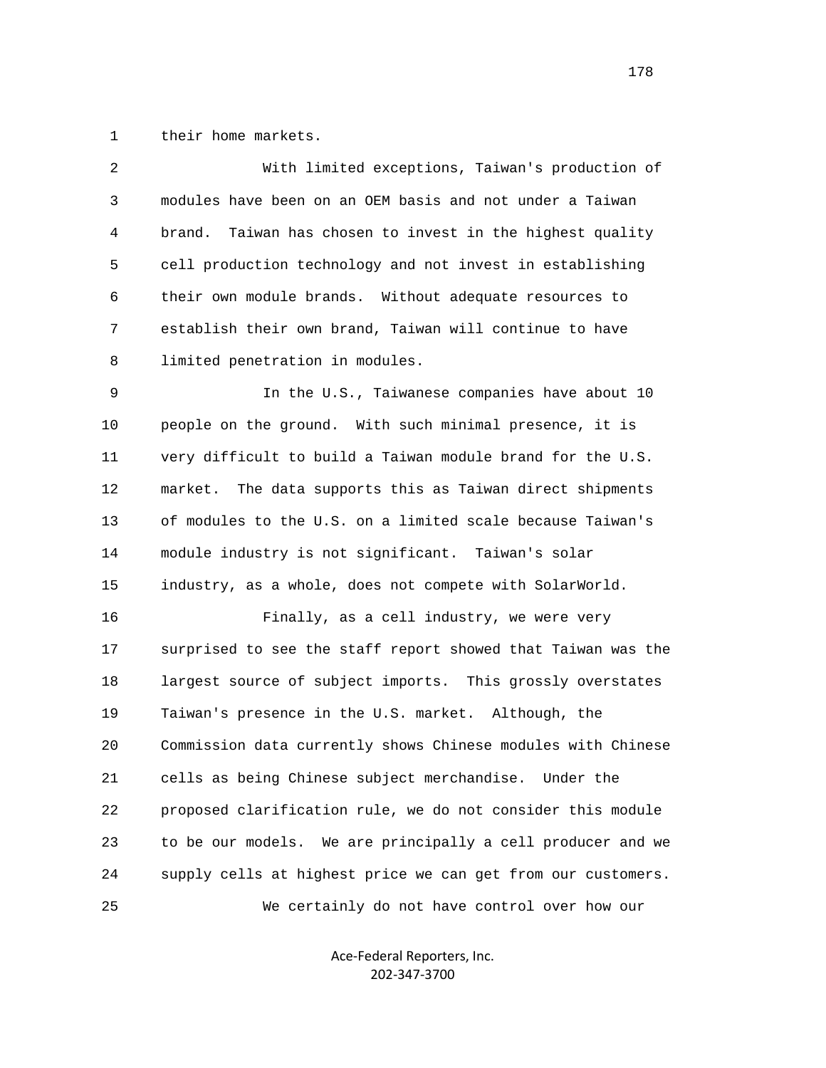their home markets.

With limited exceptions, Taiwan's production of modules have been on an OEM basis and not under a Taiwan brand. Taiwan has chosen to invest in the highest quality cell production technology and not invest in establishing their own module brands. Without adequate resources to establish their own brand, Taiwan will continue to have limited penetration in modules.

In the U.S., Taiwanese companies have about 10 people on the ground. With such minimal presence, it is very difficult to build a Taiwan module brand for the U.S. market. The data supports this as Taiwan direct shipments of modules to the U.S. on a limited scale because Taiwan's module industry is not significant. Taiwan's solar industry, as a whole, does not compete with SolarWorld.

Finally, as a cell industry, we were very surprised to see the staff report showed that Taiwan was the largest source of subject imports. This grossly overstates Taiwan's presence in the U.S. market. Although, the Commission data currently shows Chinese modules with Chinese cells as being Chinese subject merchandise. Under the proposed clarification rule, we do not consider this module to be our models. We are principally a cell producer and we supply cells at highest price we can get from our customers.

We certainly do not have control over how our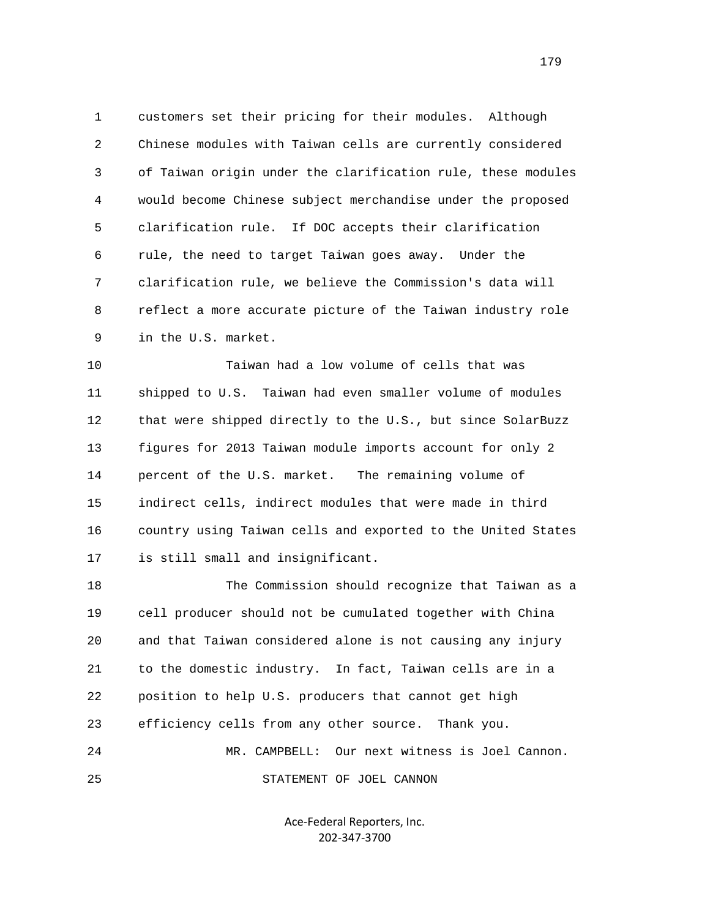customers set their pricing for their modules. Although Chinese modules with Taiwan cells are currently considered of Taiwan origin under the clarification rule, these modules would become Chinese subject merchandise under the proposed clarification rule. If DOC accepts their clarification rule, the need to target Taiwan goes away. Under the clarification rule, we believe the Commission's data will reflect a more accurate picture of the Taiwan industry role in the U.S. market.

Taiwan had a low volume of cells that was shipped to U.S. Taiwan had even smaller volume of modules that were shipped directly to the U.S., but since SolarBuzz figures for 2013 Taiwan module imports account for only 2 percent of the U.S. market. The remaining volume of indirect cells, indirect modules that were made in third country using Taiwan cells and exported to the United States is still small and insignificant.

The Commission should recognize that Taiwan as a cell producer should not be cumulated together with China and that Taiwan considered alone is not causing any injury to the domestic industry. In fact, Taiwan cells are in a position to help U.S. producers that cannot get high efficiency cells from any other source. Thank you.

MR. CAMPBELL: Our next witness is Joel Cannon.

STATEMENT OF JOEL CANNON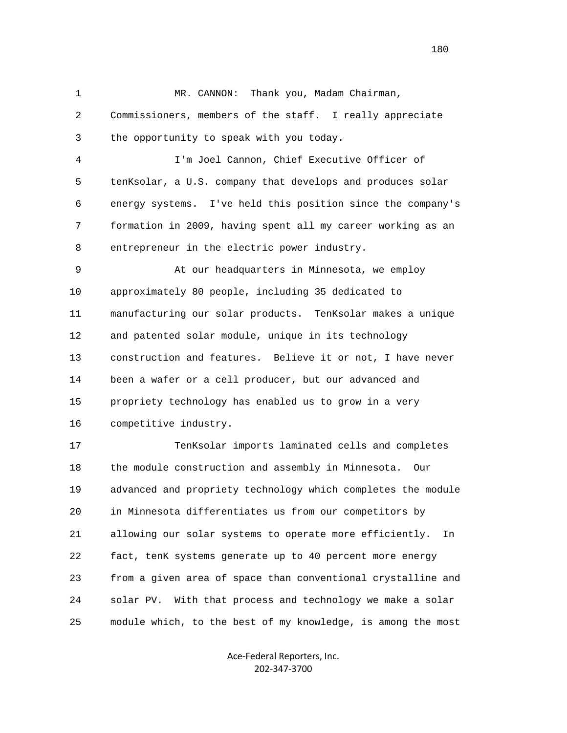MR. CANNON: Thank you, Madam Chairman, Commissioners, members of the staff. I really appreciate the opportunity to speak with you today.

I'm Joel Cannon, Chief Executive Officer of tenKsolar, a U.S. company that develops and produces solar energy systems. I've held this position since the company's formation in 2009, having spent all my career working as an entrepreneur in the electric power industry.

At our headquarters in Minnesota, we employ approximately 80 people, including 35 dedicated to manufacturing our solar products. TenKsolar makes a unique and patented solar module, unique in its technology construction and features. Believe it or not, I have never been a wafer or a cell producer, but our advanced and propriety technology has enabled us to grow in a very competitive industry.

TenKsolar imports laminated cells and completes the module construction and assembly in Minnesota. Our advanced and propriety technology which completes the module in Minnesota differentiates us from our competitors by allowing our solar systems to operate more efficiently. In fact, tenK systems generate up to 40 percent more energy from a given area of space than conventional crystalline and solar PV. With that process and technology we make a solar module which, to the best of my knowledge, is among the most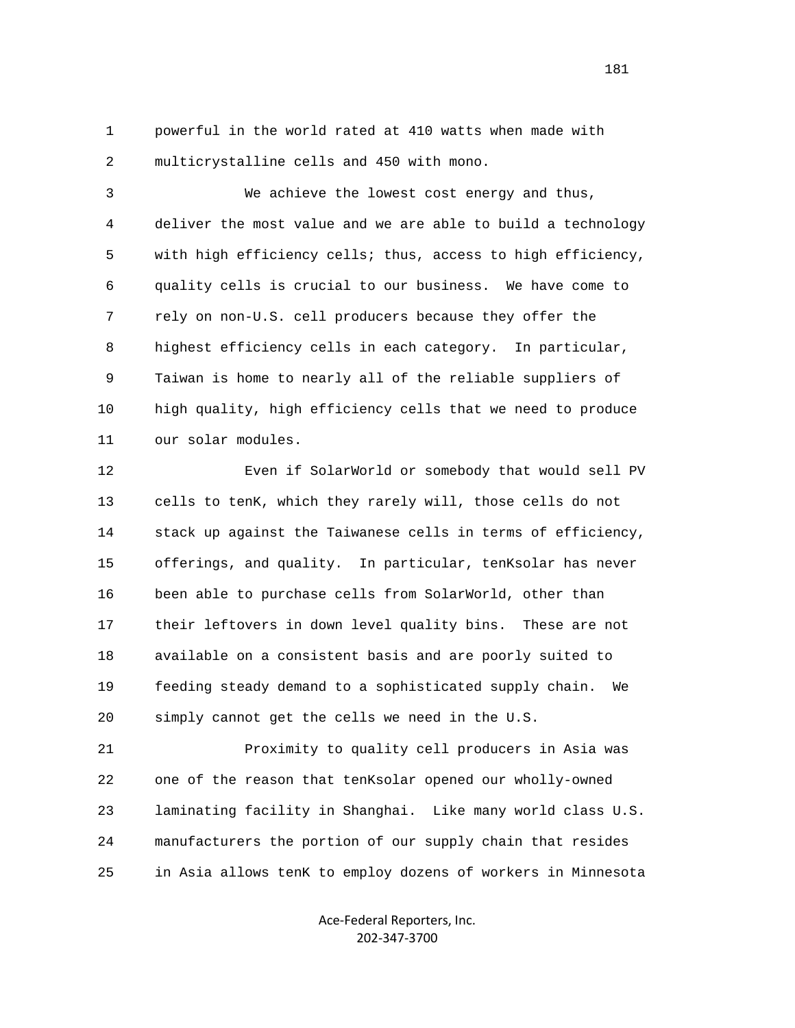powerful in the world rated at 410 watts when made with multicrystalline cells and 450 with mono.

We achieve the lowest cost energy and thus, deliver the most value and we are able to build a technology with high efficiency cells; thus, access to high efficiency, quality cells is crucial to our business. We have come to rely on non-U.S. cell producers because they offer the highest efficiency cells in each category. In particular, Taiwan is home to nearly all of the reliable suppliers of high quality, high efficiency cells that we need to produce our solar modules.

Even if SolarWorld or somebody that would sell PV cells to tenK, which they rarely will, those cells do not stack up against the Taiwanese cells in terms of efficiency, offerings, and quality. In particular, tenKsolar has never been able to purchase cells from SolarWorld, other than their leftovers in down level quality bins. These are not available on a consistent basis and are poorly suited to feeding steady demand to a sophisticated supply chain. We simply cannot get the cells we need in the U.S.

Proximity to quality cell producers in Asia was one of the reason that tenKsolar opened our wholly-owned laminating facility in Shanghai. Like many world class U.S. manufacturers the portion of our supply chain that resides in Asia allows tenK to employ dozens of workers in Minnesota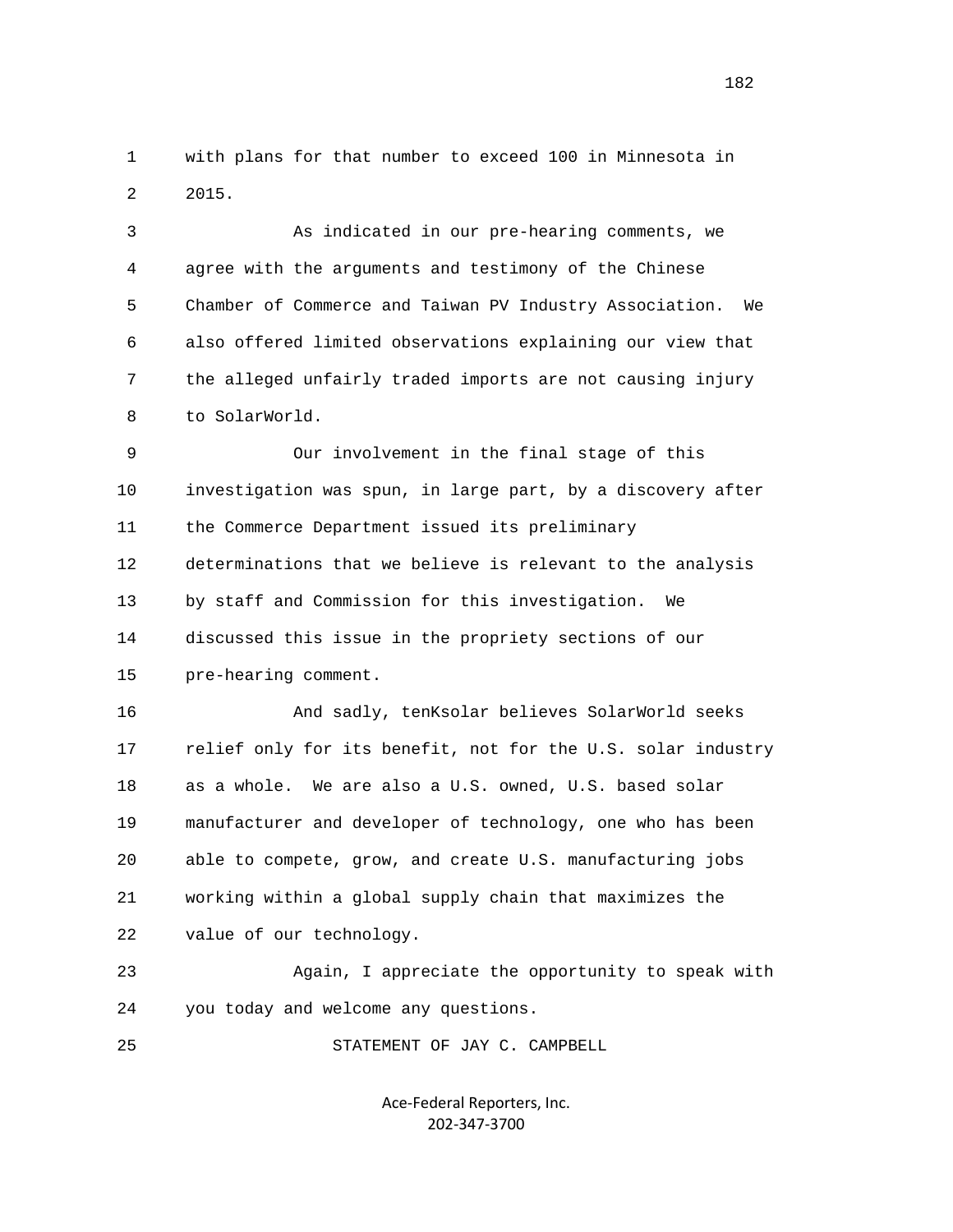with plans for that number to exceed 100 in Minnesota in 2015.

As indicated in our pre-hearing comments, we agree with the arguments and testimony of the Chinese Chamber of Commerce and Taiwan PV Industry Association. We also offered limited observations explaining our view that the alleged unfairly traded imports are not causing injury to SolarWorld.

Our involvement in the final stage of this investigation was spun, in large part, by a discovery after the Commerce Department issued its preliminary determinations that we believe is relevant to the analysis by staff and Commission for this investigation. We discussed this issue in the propriety sections of our pre-hearing comment.

And sadly, tenKsolar believes SolarWorld seeks relief only for its benefit, not for the U.S. solar industry as a whole. We are also a U.S. owned, U.S. based solar manufacturer and developer of technology, one who has been able to compete, grow, and create U.S. manufacturing jobs working within a global supply chain that maximizes the value of our technology.

Again, I appreciate the opportunity to speak with you today and welcome any questions.

STATEMENT OF JAY C. CAMPBELL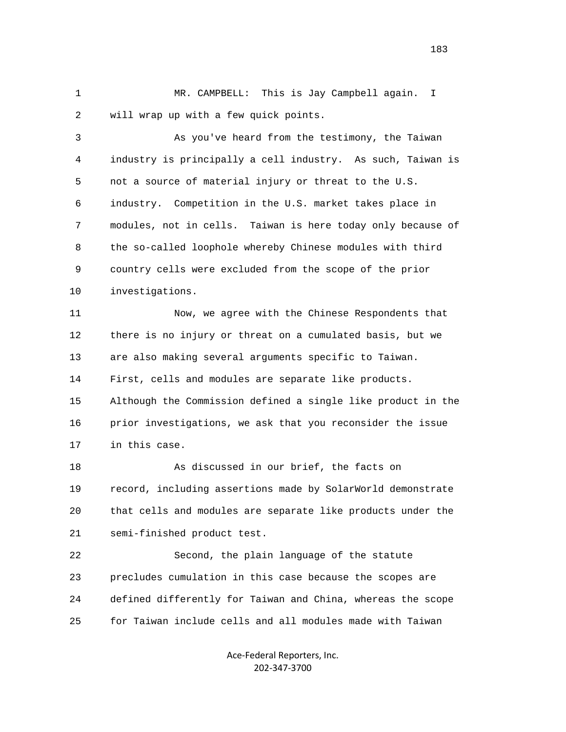MR. CAMPBELL: This is Jay Campbell again. I will wrap up with a few quick points.

As you've heard from the testimony, the Taiwan industry is principally a cell industry. As such, Taiwan is not a source of material injury or threat to the U.S. industry. Competition in the U.S. market takes place in modules, not in cells. Taiwan is here today only because of the so-called loophole whereby Chinese modules with third country cells were excluded from the scope of the prior investigations.

Now, we agree with the Chinese Respondents that there is no injury or threat on a cumulated basis, but we are also making several arguments specific to Taiwan. First, cells and modules are separate like products. Although the Commission defined a single like product in the prior investigations, we ask that you reconsider the issue in this case.

As discussed in our brief, the facts on record, including assertions made by SolarWorld demonstrate that cells and modules are separate like products under the semi-finished product test.

Second, the plain language of the statute precludes cumulation in this case because the scopes are defined differently for Taiwan and China, whereas the scope for Taiwan include cells and all modules made with Taiwan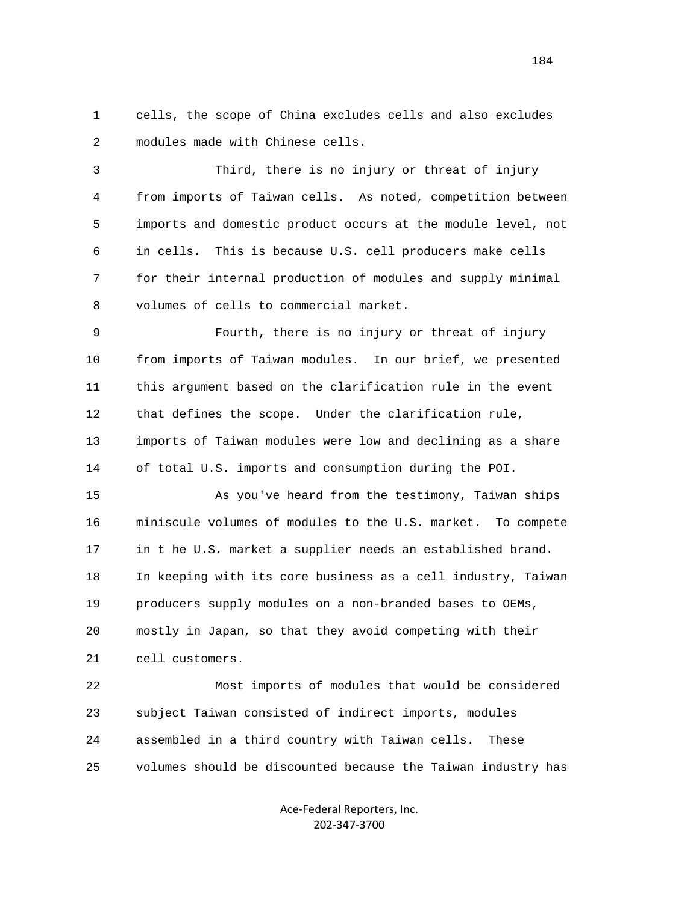cells, the scope of China excludes cells and also excludes modules made with Chinese cells.

Third, there is no injury or threat of injury from imports of Taiwan cells. As noted, competition between imports and domestic product occurs at the module level, not in cells. This is because U.S. cell producers make cells for their internal production of modules and supply minimal volumes of cells to commercial market.

Fourth, there is no injury or threat of injury from imports of Taiwan modules. In our brief, we presented this argument based on the clarification rule in the event that defines the scope. Under the clarification rule, imports of Taiwan modules were low and declining as a share of total U.S. imports and consumption during the POI.

As you've heard from the testimony, Taiwan ships miniscule volumes of modules to the U.S. market. To compete in t he U.S. market a supplier needs an established brand. In keeping with its core business as a cell industry, Taiwan producers supply modules on a non-branded bases to OEMs, mostly in Japan, so that they avoid competing with their cell customers.

Most imports of modules that would be considered subject Taiwan consisted of indirect imports, modules assembled in a third country with Taiwan cells. These volumes should be discounted because the Taiwan industry has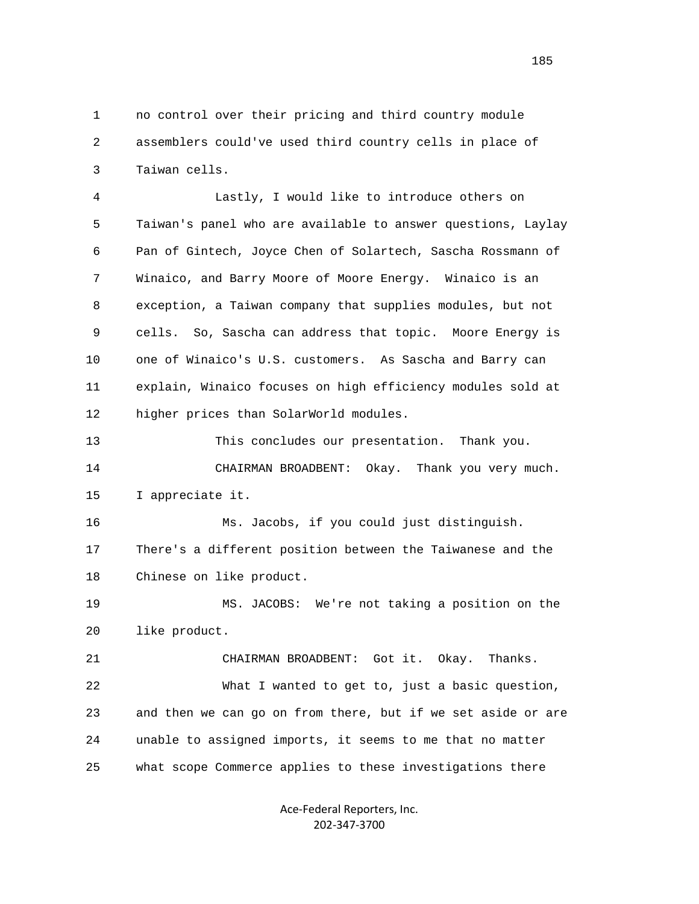no control over their pricing and third country module assemblers could've used third country cells in place of Taiwan cells.

Lastly, I would like to introduce others on Taiwan's panel who are available to answer questions, Laylay Pan of Gintech, Joyce Chen of Solartech, Sascha Rossmann of Winaico, and Barry Moore of Moore Energy. Winaico is an exception, a Taiwan company that supplies modules, but not cells. So, Sascha can address that topic. Moore Energy is one of Winaico's U.S. customers. As Sascha and Barry can explain, Winaico focuses on high efficiency modules sold at higher prices than SolarWorld modules.

This concludes our presentation. Thank you.

CHAIRMAN BROADBENT: Okay. Thank you very much. I appreciate it.

Ms. Jacobs, if you could just distinguish. There's a different position between the Taiwanese and the Chinese on like product.

MS. JACOBS: We're not taking a position on the like product.

CHAIRMAN BROADBENT: Got it. Okay. Thanks.

What I wanted to get to, just a basic question, and then we can go on from there, but if we set aside or are unable to assigned imports, it seems to me that no matter what scope Commerce applies to these investigations there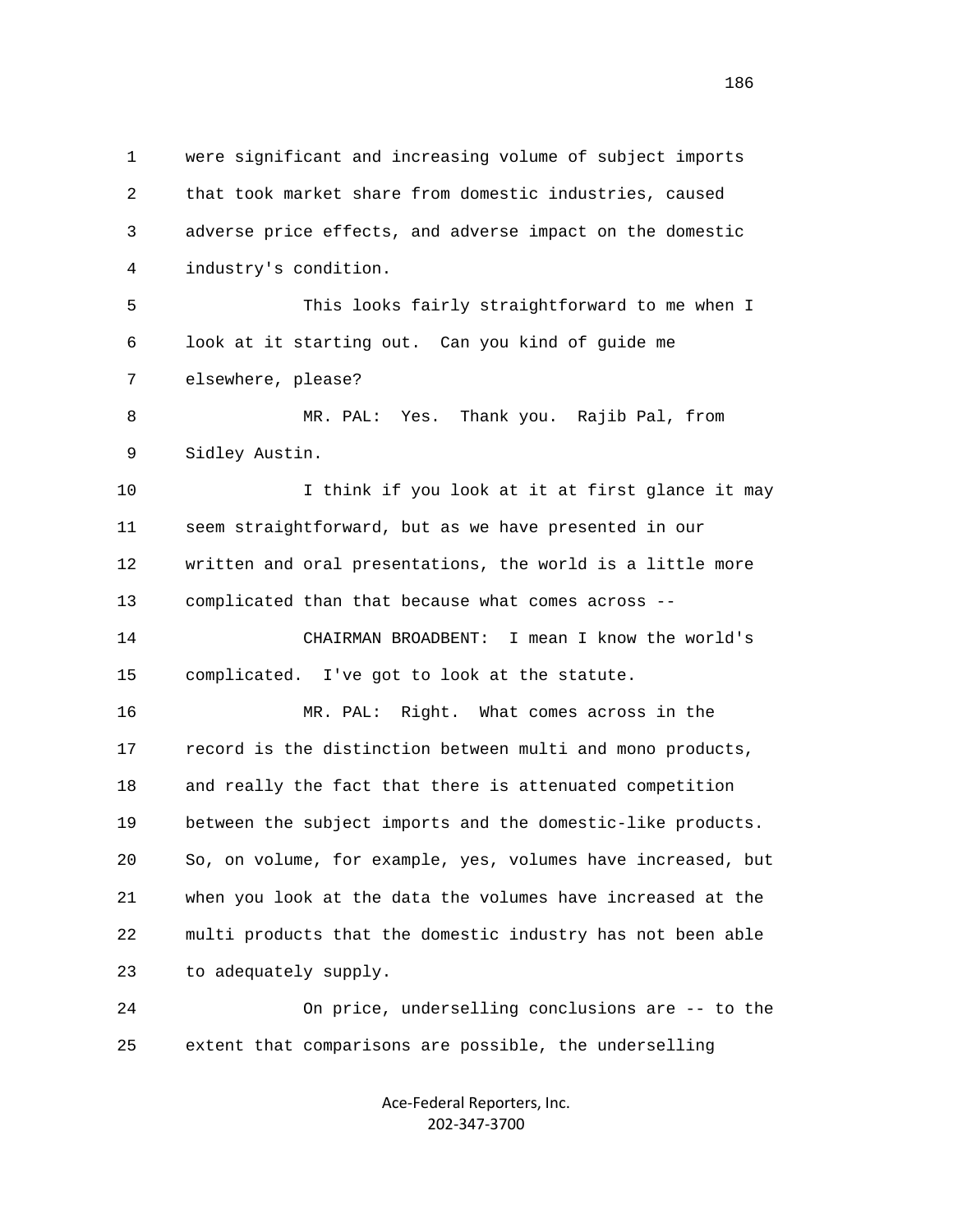1 were significant and increasing volume of subject imports
2 that took market share from domestic industries, caused
3 adverse price effects, and adverse impact on the domestic
4 industry's condition.

5 This looks fairly straightforward to me when I
6 look at it starting out. Can you kind of guide me
7 elsewhere, please?

8 MR. PAL: Yes. Thank you. Rajib Pal, from
9 Sidley Austin.

10 I think if you look at it at first glance it may
11 seem straightforward, but as we have presented in our
12 written and oral presentations, the world is a little more
13 complicated than that because what comes across --

14 CHAIRMAN BROADBENT: I mean I know the world's
15 complicated. I've got to look at the statute.

16 MR. PAL: Right. What comes across in the
17 record is the distinction between multi and mono products,
18 and really the fact that there is attenuated competition
19 between the subject imports and the domestic-like products.
20 So, on volume, for example, yes, volumes have increased, but
21 when you look at the data the volumes have increased at the
22 multi products that the domestic industry has not been able
23 to adequately supply.

24 On price, underselling conclusions are -- to the
25 extent that comparisons are possible, the underselling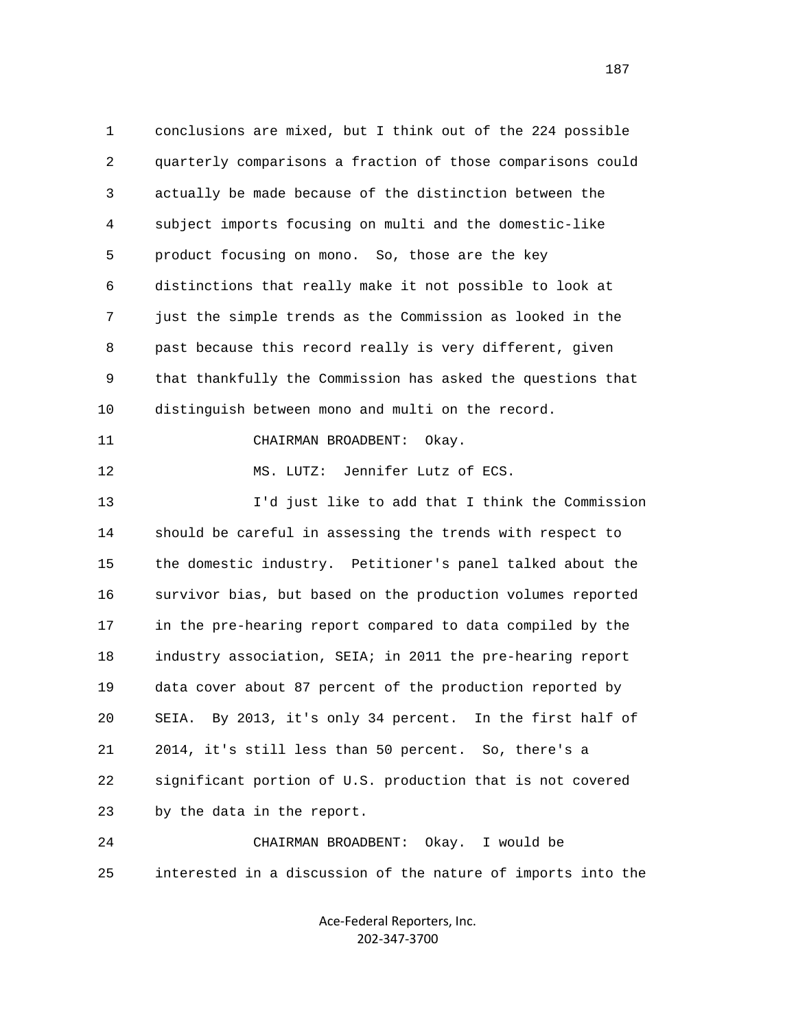conclusions are mixed, but I think out of the 224 possible quarterly comparisons a fraction of those comparisons could actually be made because of the distinction between the subject imports focusing on multi and the domestic-like product focusing on mono. So, those are the key distinctions that really make it not possible to look at just the simple trends as the Commission as looked in the past because this record really is very different, given that thankfully the Commission has asked the questions that distinguish between mono and multi on the record.

CHAIRMAN BROADBENT: Okay.

MS. LUTZ: Jennifer Lutz of ECS.

I'd just like to add that I think the Commission should be careful in assessing the trends with respect to the domestic industry. Petitioner's panel talked about the survivor bias, but based on the production volumes reported in the pre-hearing report compared to data compiled by the industry association, SEIA; in 2011 the pre-hearing report data cover about 87 percent of the production reported by SEIA. By 2013, it's only 34 percent. In the first half of 2014, it's still less than 50 percent. So, there's a significant portion of U.S. production that is not covered by the data in the report.

CHAIRMAN BROADBENT: Okay. I would be interested in a discussion of the nature of imports into the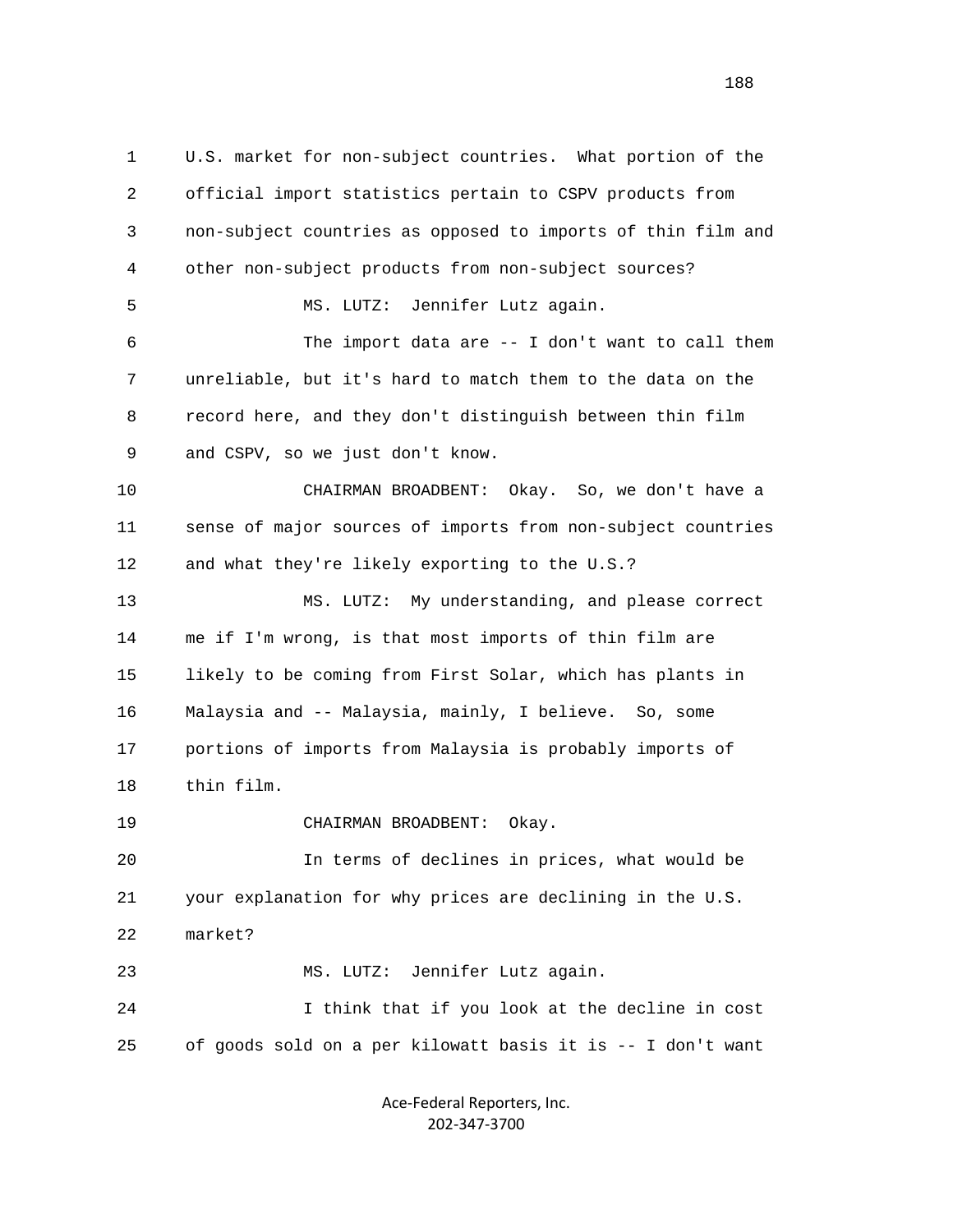1 U.S. market for non-subject countries. What portion of the
2 official import statistics pertain to CSPV products from
3 non-subject countries as opposed to imports of thin film and
4 other non-subject products from non-subject sources?

5 MS. LUTZ: Jennifer Lutz again.

6 The import data are -- I don't want to call them
7 unreliable, but it's hard to match them to the data on the
8 record here, and they don't distinguish between thin film
9 and CSPV, so we just don't know.

10 CHAIRMAN BROADBENT: Okay. So, we don't have a
11 sense of major sources of imports from non-subject countries
12 and what they're likely exporting to the U.S.?

13 MS. LUTZ: My understanding, and please correct
14 me if I'm wrong, is that most imports of thin film are
15 likely to be coming from First Solar, which has plants in
16 Malaysia and -- Malaysia, mainly, I believe. So, some
17 portions of imports from Malaysia is probably imports of
18 thin film.

19 CHAIRMAN BROADBENT: Okay.

20 In terms of declines in prices, what would be
21 your explanation for why prices are declining in the U.S.
22 market?

23 MS. LUTZ: Jennifer Lutz again.

24 I think that if you look at the decline in cost
25 of goods sold on a per kilowatt basis it is -- I don't want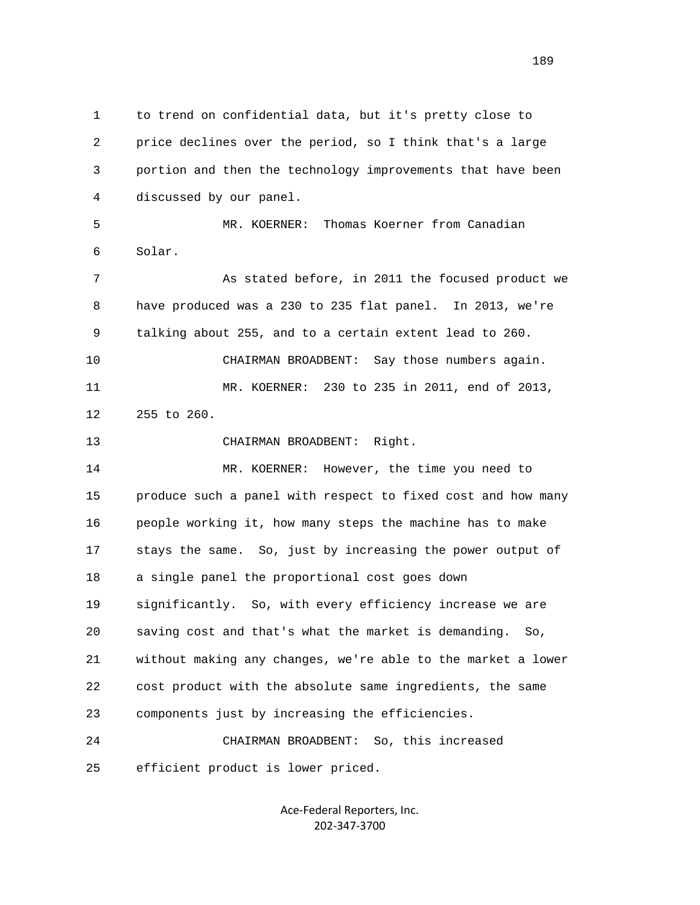to trend on confidential data, but it's pretty close to price declines over the period, so I think that's a large portion and then the technology improvements that have been discussed by our panel.

MR. KOERNER: Thomas Koerner from Canadian Solar.

As stated before, in 2011 the focused product we have produced was a 230 to 235 flat panel. In 2013, we're talking about 255, and to a certain extent lead to 260.

CHAIRMAN BROADBENT: Say those numbers again.

MR. KOERNER: 230 to 235 in 2011, end of 2013, 255 to 260.

CHAIRMAN BROADBENT: Right.

MR. KOERNER: However, the time you need to produce such a panel with respect to fixed cost and how many people working it, how many steps the machine has to make stays the same. So, just by increasing the power output of a single panel the proportional cost goes down significantly. So, with every efficiency increase we are saving cost and that's what the market is demanding. So, without making any changes, we're able to the market a lower cost product with the absolute same ingredients, the same components just by increasing the efficiencies.

CHAIRMAN BROADBENT: So, this increased efficient product is lower priced.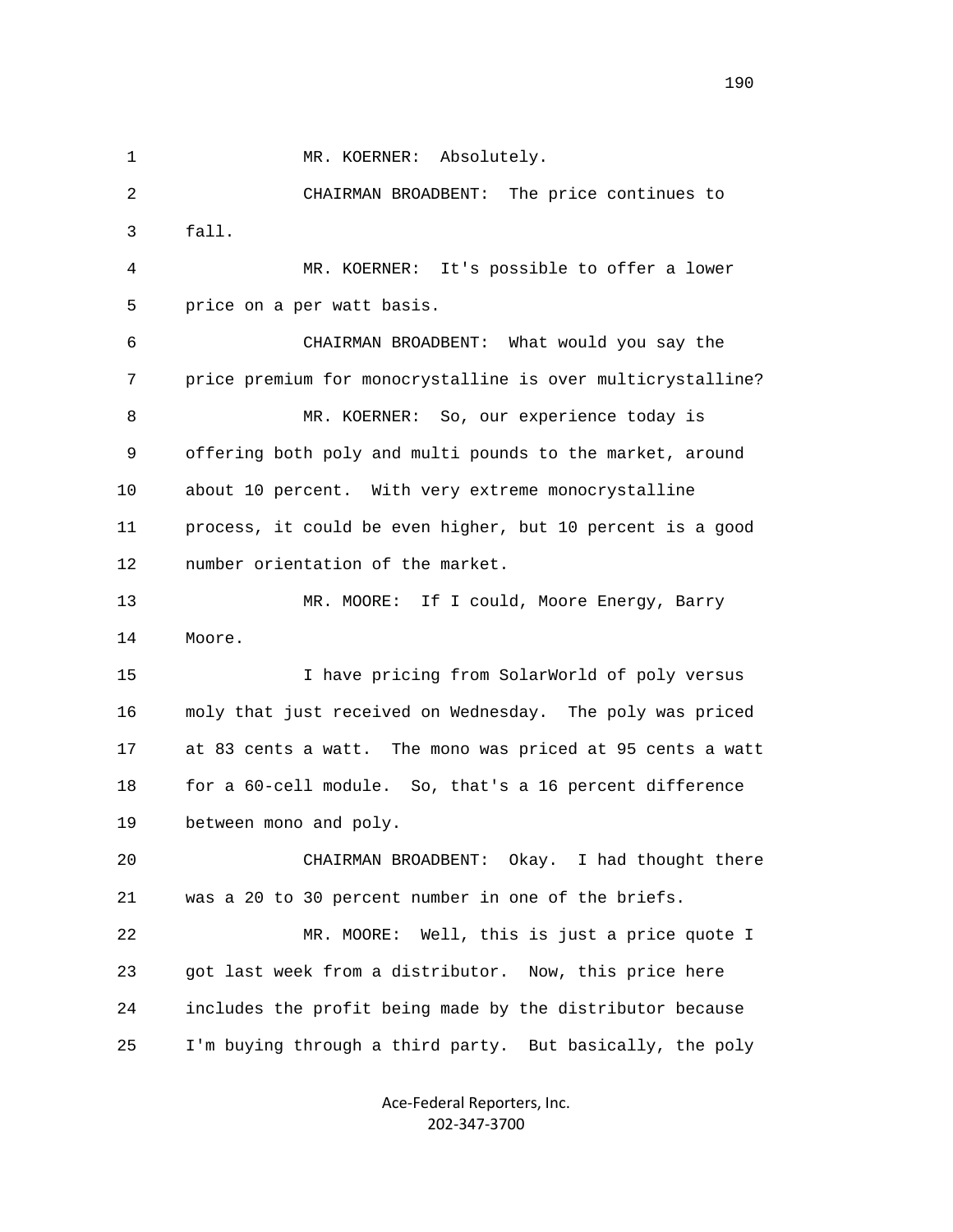1 MR. KOERNER: Absolutely.

2 CHAIRMAN BROADBENT: The price continues to

3 fall.

4 MR. KOERNER: It's possible to offer a lower

5 price on a per watt basis.

6 CHAIRMAN BROADBENT: What would you say the

7 price premium for monocrystalline is over multicrystalline?

8 MR. KOERNER: So, our experience today is

9 offering both poly and multi pounds to the market, around

10 about 10 percent. With very extreme monocrystalline

11 process, it could be even higher, but 10 percent is a good

12 number orientation of the market.

13 MR. MOORE: If I could, Moore Energy, Barry

14 Moore.

15 I have pricing from SolarWorld of poly versus

16 moly that just received on Wednesday. The poly was priced

17 at 83 cents a watt. The mono was priced at 95 cents a watt

18 for a 60-cell module. So, that's a 16 percent difference

19 between mono and poly.

20 CHAIRMAN BROADBENT: Okay. I had thought there

21 was a 20 to 30 percent number in one of the briefs.

22 MR. MOORE: Well, this is just a price quote I

23 got last week from a distributor. Now, this price here

24 includes the profit being made by the distributor because

25 I'm buying through a third party. But basically, the poly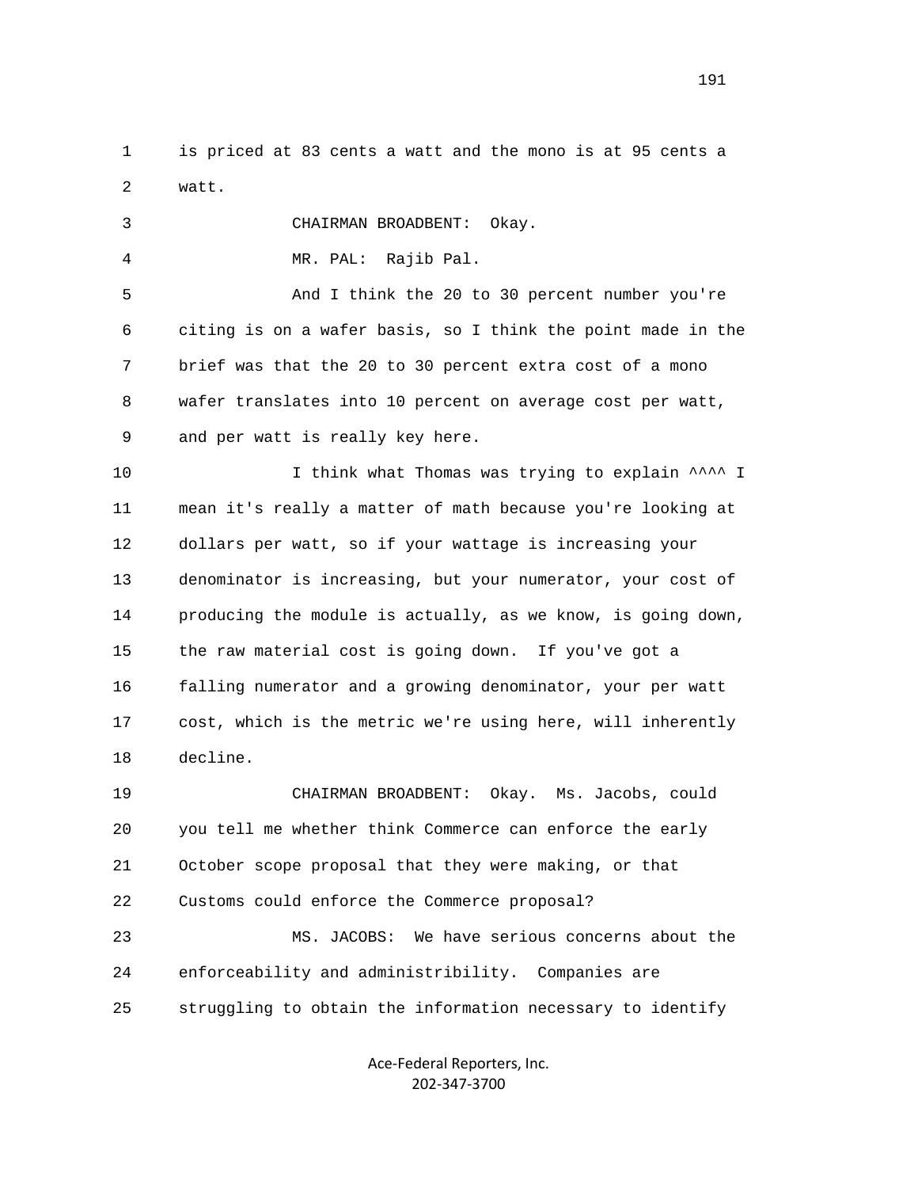1 is priced at 83 cents a watt and the mono is at 95 cents a
2 watt.

3 CHAIRMAN BROADBENT: Okay.

4 MR. PAL: Rajib Pal.

5 And I think the 20 to 30 percent number you're
6 citing is on a wafer basis, so I think the point made in the
7 brief was that the 20 to 30 percent extra cost of a mono
8 wafer translates into 10 percent on average cost per watt,
9 and per watt is really key here.

10 I think what Thomas was trying to explain ^^^^ I
11 mean it's really a matter of math because you're looking at
12 dollars per watt, so if your wattage is increasing your
13 denominator is increasing, but your numerator, your cost of
14 producing the module is actually, as we know, is going down,
15 the raw material cost is going down. If you've got a
16 falling numerator and a growing denominator, your per watt
17 cost, which is the metric we're using here, will inherently
18 decline.

19 CHAIRMAN BROADBENT: Okay. Ms. Jacobs, could
20 you tell me whether think Commerce can enforce the early
21 October scope proposal that they were making, or that
22 Customs could enforce the Commerce proposal?

23 MS. JACOBS: We have serious concerns about the
24 enforceability and administribility. Companies are
25 struggling to obtain the information necessary to identify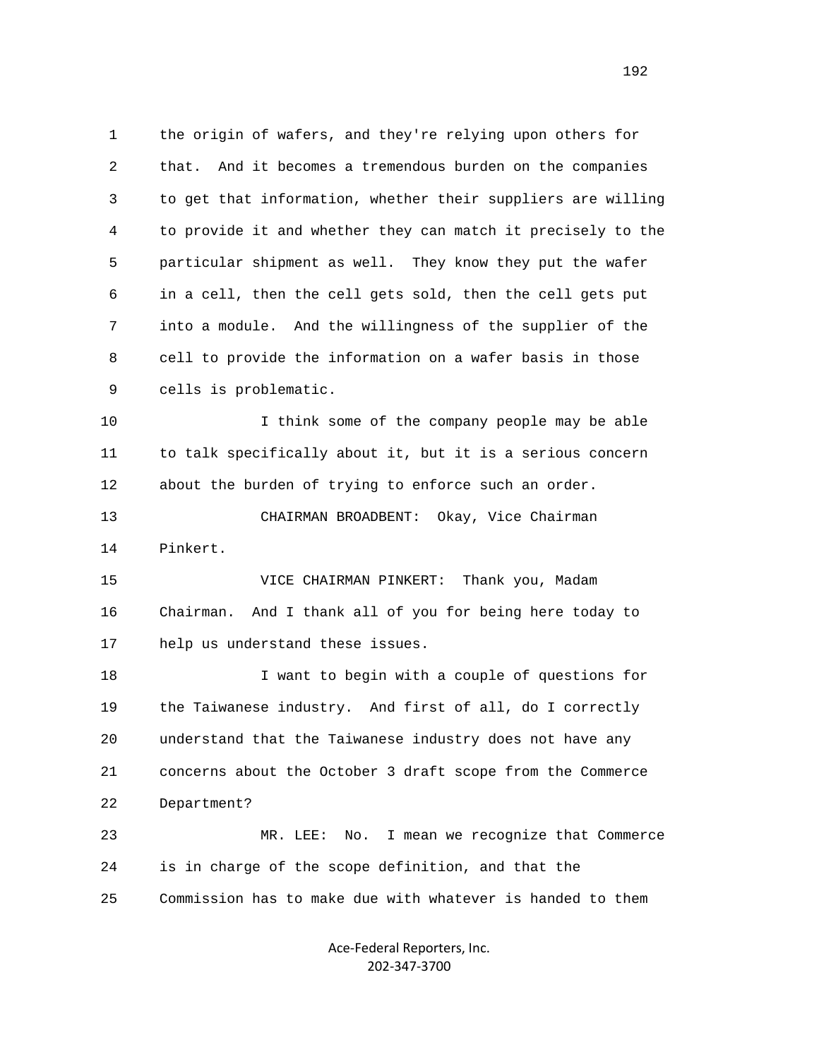the origin of wafers, and they're relying upon others for that. And it becomes a tremendous burden on the companies to get that information, whether their suppliers are willing to provide it and whether they can match it precisely to the particular shipment as well. They know they put the wafer in a cell, then the cell gets sold, then the cell gets put into a module. And the willingness of the supplier of the cell to provide the information on a wafer basis in those cells is problematic.

I think some of the company people may be able to talk specifically about it, but it is a serious concern about the burden of trying to enforce such an order.

CHAIRMAN BROADBENT: Okay, Vice Chairman Pinkert.

VICE CHAIRMAN PINKERT: Thank you, Madam Chairman. And I thank all of you for being here today to help us understand these issues.

I want to begin with a couple of questions for the Taiwanese industry. And first of all, do I correctly understand that the Taiwanese industry does not have any concerns about the October 3 draft scope from the Commerce Department?

MR. LEE: No. I mean we recognize that Commerce is in charge of the scope definition, and that the Commission has to make due with whatever is handed to them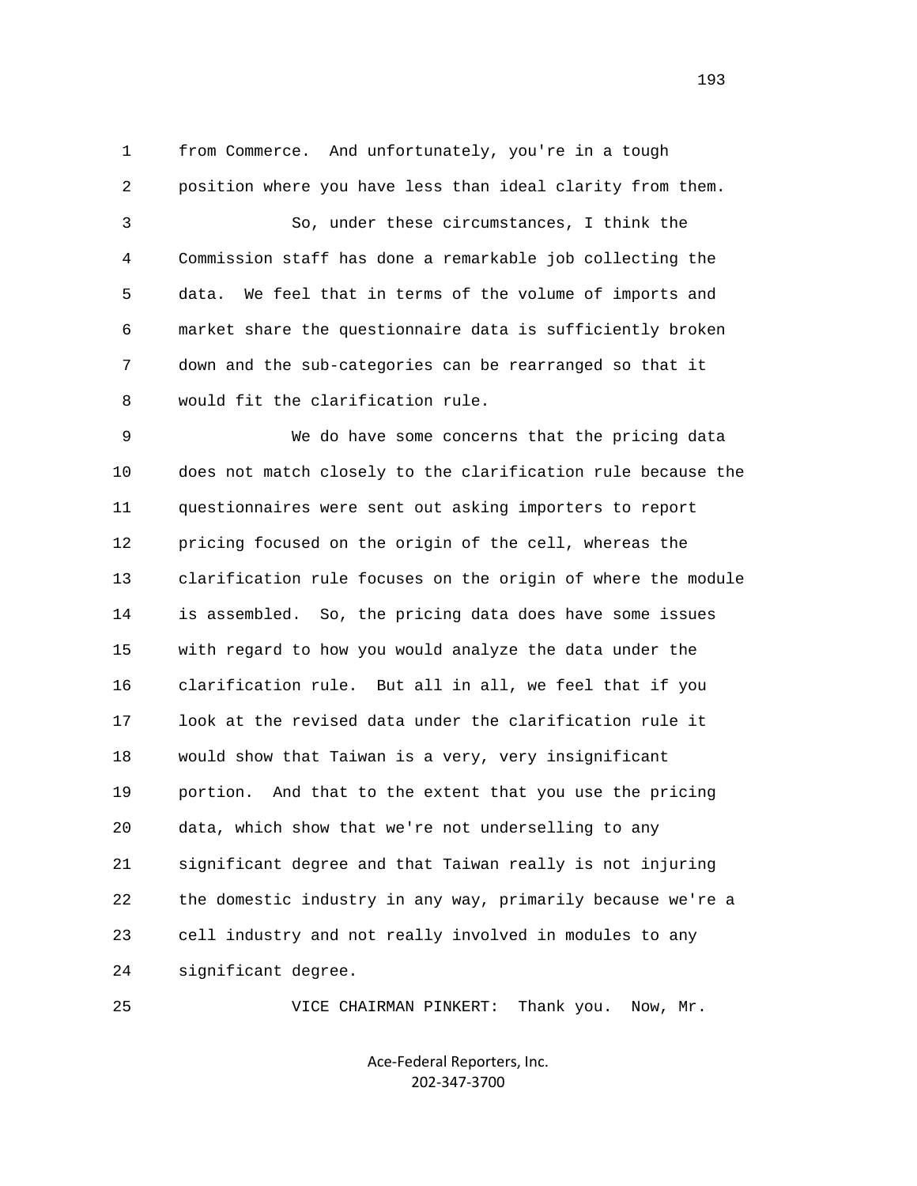from Commerce. And unfortunately, you're in a tough position where you have less than ideal clarity from them.

So, under these circumstances, I think the Commission staff has done a remarkable job collecting the data. We feel that in terms of the volume of imports and market share the questionnaire data is sufficiently broken down and the sub-categories can be rearranged so that it would fit the clarification rule.

We do have some concerns that the pricing data does not match closely to the clarification rule because the questionnaires were sent out asking importers to report pricing focused on the origin of the cell, whereas the clarification rule focuses on the origin of where the module is assembled. So, the pricing data does have some issues with regard to how you would analyze the data under the clarification rule. But all in all, we feel that if you look at the revised data under the clarification rule it would show that Taiwan is a very, very insignificant portion. And that to the extent that you use the pricing data, which show that we're not underselling to any significant degree and that Taiwan really is not injuring the domestic industry in any way, primarily because we're a cell industry and not really involved in modules to any significant degree.

VICE CHAIRMAN PINKERT: Thank you. Now, Mr.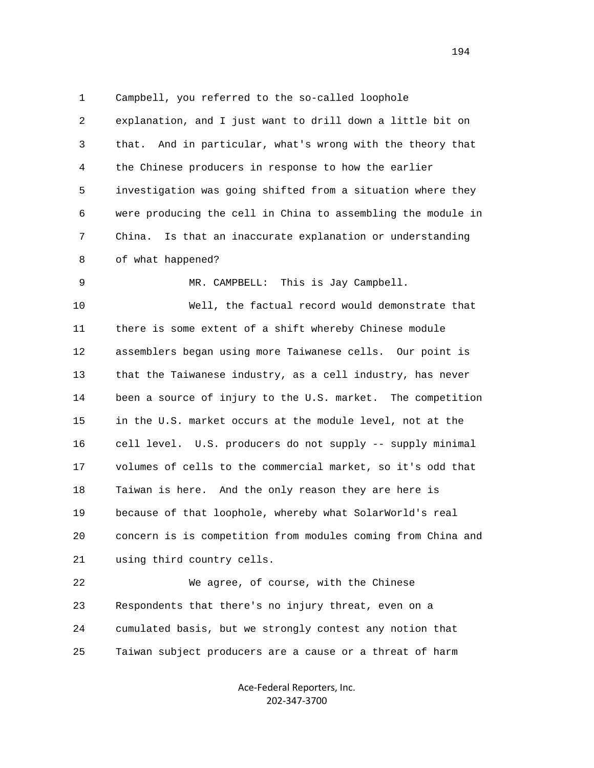Campbell, you referred to the so-called loophole explanation, and I just want to drill down a little bit on that. And in particular, what's wrong with the theory that the Chinese producers in response to how the earlier investigation was going shifted from a situation where they were producing the cell in China to assembling the module in China. Is that an inaccurate explanation or understanding of what happened?

MR. CAMPBELL: This is Jay Campbell.

Well, the factual record would demonstrate that there is some extent of a shift whereby Chinese module assemblers began using more Taiwanese cells. Our point is that the Taiwanese industry, as a cell industry, has never been a source of injury to the U.S. market. The competition in the U.S. market occurs at the module level, not at the cell level. U.S. producers do not supply -- supply minimal volumes of cells to the commercial market, so it's odd that Taiwan is here. And the only reason they are here is because of that loophole, whereby what SolarWorld's real concern is is competition from modules coming from China and using third country cells.

We agree, of course, with the Chinese Respondents that there's no injury threat, even on a cumulated basis, but we strongly contest any notion that Taiwan subject producers are a cause or a threat of harm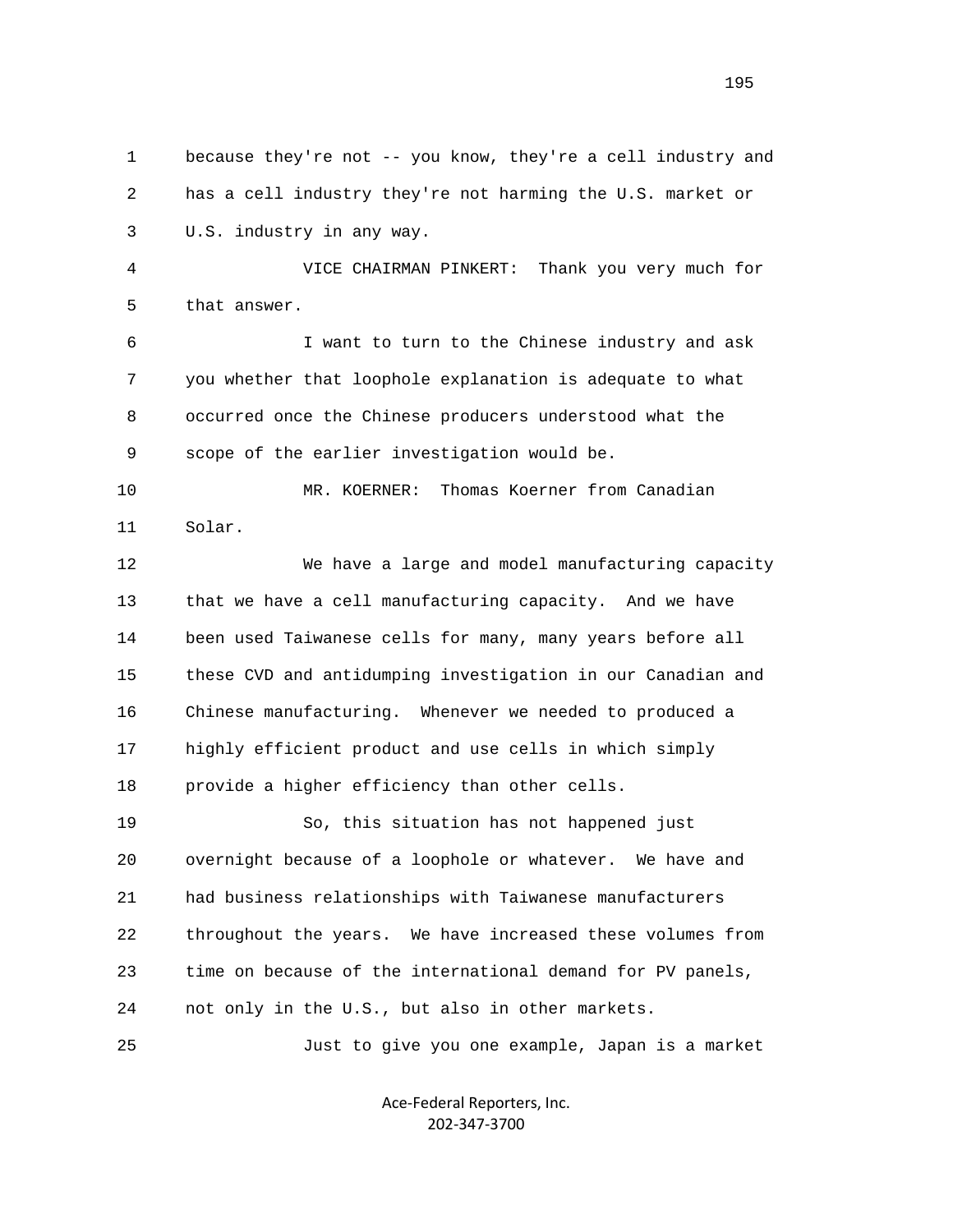because they're not -- you know, they're a cell industry and has a cell industry they're not harming the U.S. market or U.S. industry in any way.

VICE CHAIRMAN PINKERT: Thank you very much for that answer.

I want to turn to the Chinese industry and ask you whether that loophole explanation is adequate to what occurred once the Chinese producers understood what the scope of the earlier investigation would be.

MR. KOERNER: Thomas Koerner from Canadian Solar.

We have a large and model manufacturing capacity that we have a cell manufacturing capacity. And we have been used Taiwanese cells for many, many years before all these CVD and antidumping investigation in our Canadian and Chinese manufacturing. Whenever we needed to produced a highly efficient product and use cells in which simply provide a higher efficiency than other cells.

So, this situation has not happened just overnight because of a loophole or whatever. We have and had business relationships with Taiwanese manufacturers throughout the years. We have increased these volumes from time on because of the international demand for PV panels, not only in the U.S., but also in other markets.

Just to give you one example, Japan is a market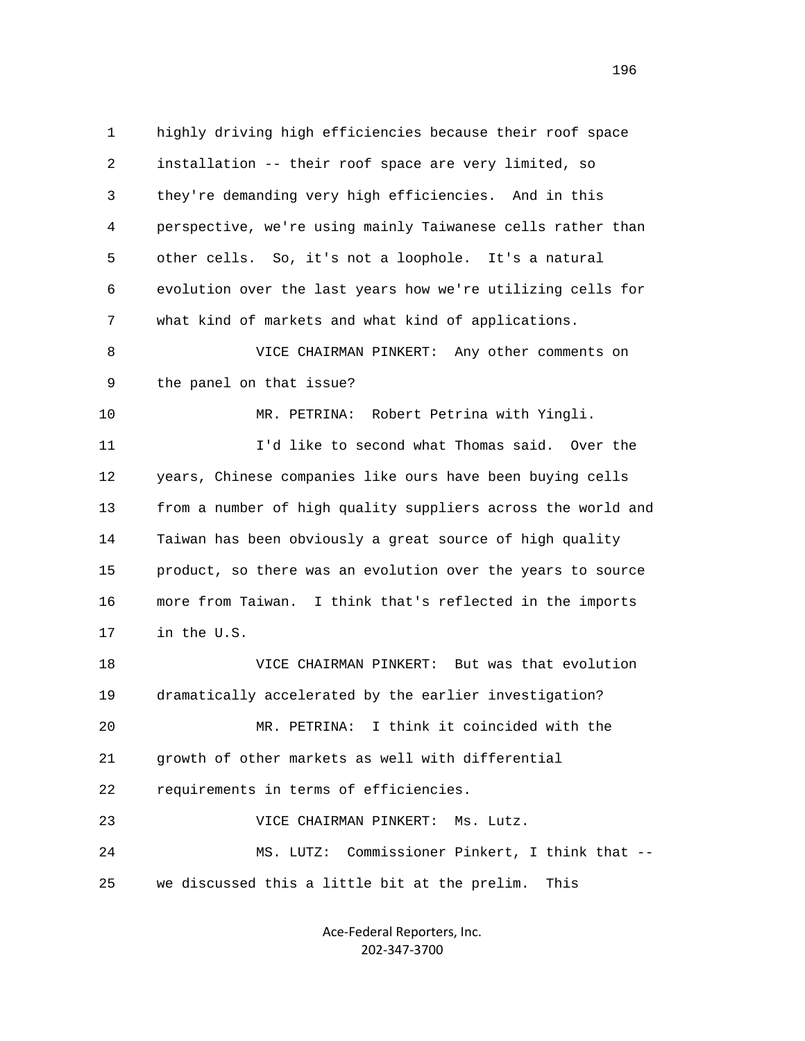highly driving high efficiencies because their roof space installation -- their roof space are very limited, so they're demanding very high efficiencies. And in this perspective, we're using mainly Taiwanese cells rather than other cells. So, it's not a loophole. It's a natural evolution over the last years how we're utilizing cells for what kind of markets and what kind of applications.

VICE CHAIRMAN PINKERT: Any other comments on the panel on that issue?

MR. PETRINA: Robert Petrina with Yingli.

I'd like to second what Thomas said. Over the years, Chinese companies like ours have been buying cells from a number of high quality suppliers across the world and Taiwan has been obviously a great source of high quality product, so there was an evolution over the years to source more from Taiwan. I think that's reflected in the imports in the U.S.

VICE CHAIRMAN PINKERT: But was that evolution dramatically accelerated by the earlier investigation?

MR. PETRINA: I think it coincided with the growth of other markets as well with differential requirements in terms of efficiencies.

VICE CHAIRMAN PINKERT: Ms. Lutz.

MS. LUTZ: Commissioner Pinkert, I think that -- we discussed this a little bit at the prelim. This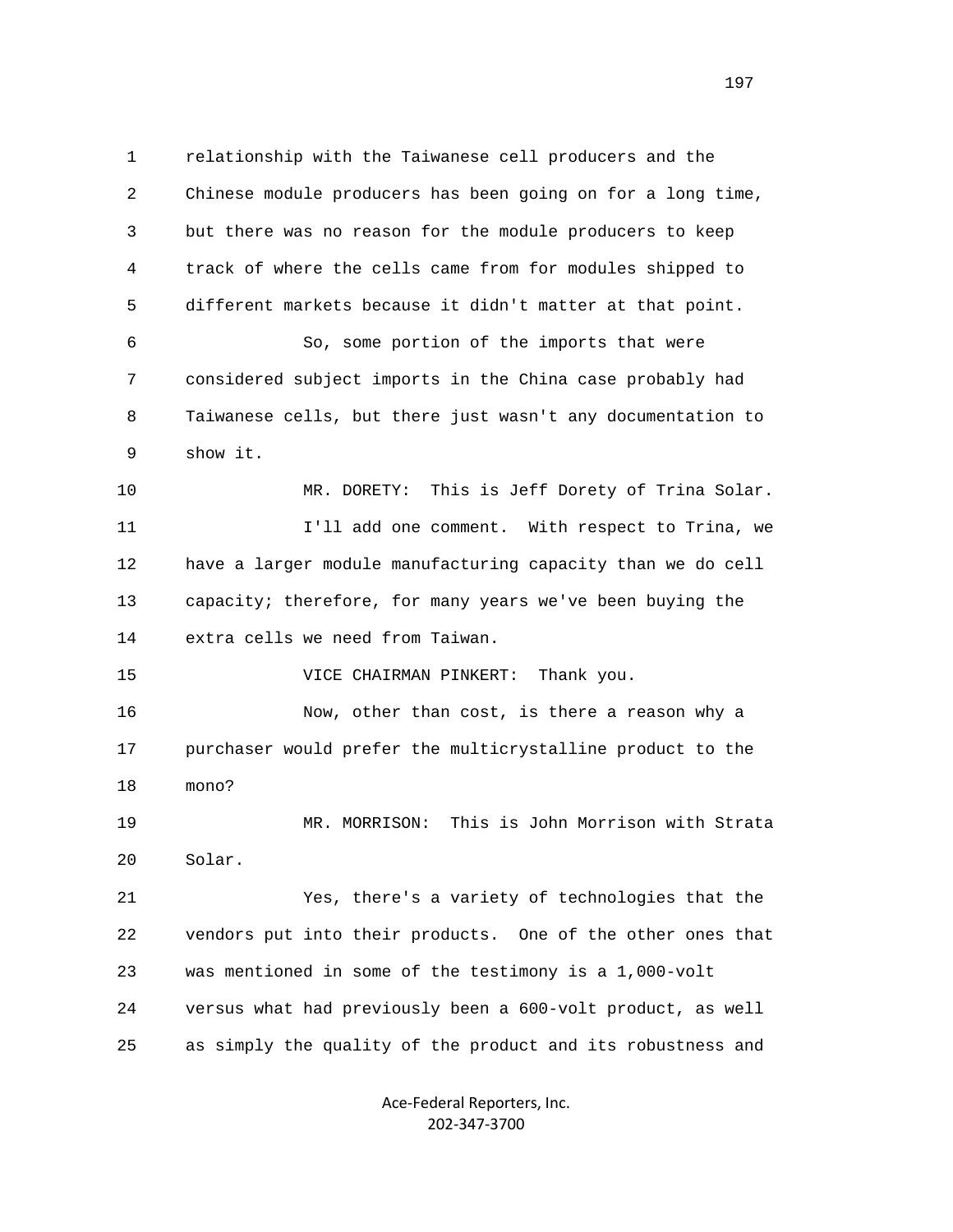relationship with the Taiwanese cell producers and the Chinese module producers has been going on for a long time, but there was no reason for the module producers to keep track of where the cells came from for modules shipped to different markets because it didn't matter at that point.

So, some portion of the imports that were considered subject imports in the China case probably had Taiwanese cells, but there just wasn't any documentation to show it.

MR. DORETY: This is Jeff Dorety of Trina Solar.

I'll add one comment. With respect to Trina, we have a larger module manufacturing capacity than we do cell capacity; therefore, for many years we've been buying the extra cells we need from Taiwan.

VICE CHAIRMAN PINKERT: Thank you.

Now, other than cost, is there a reason why a purchaser would prefer the multicrystalline product to the mono?

MR. MORRISON: This is John Morrison with Strata Solar.

Yes, there's a variety of technologies that the vendors put into their products. One of the other ones that was mentioned in some of the testimony is a 1,000-volt versus what had previously been a 600-volt product, as well as simply the quality of the product and its robustness and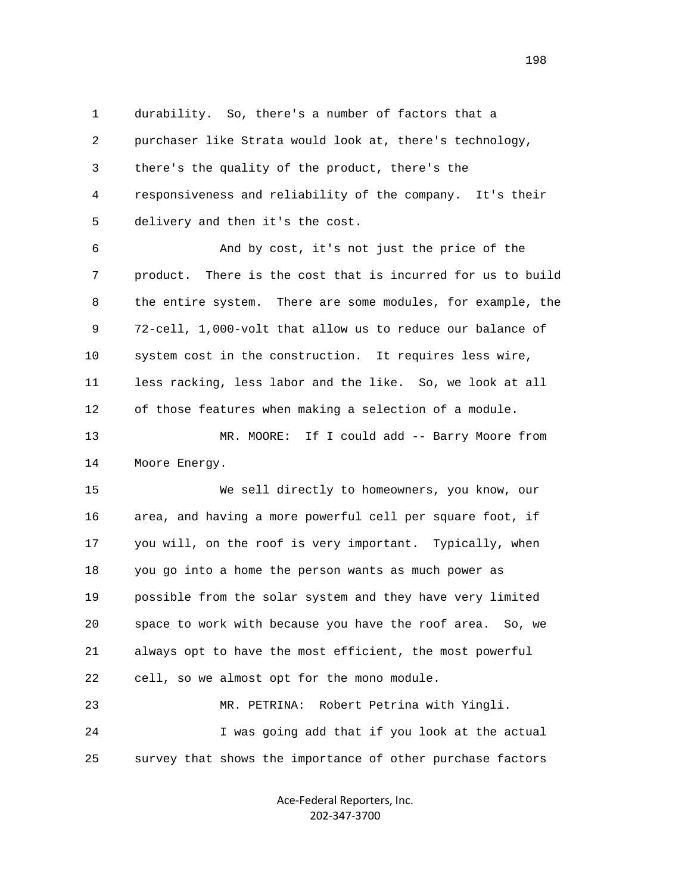durability. So, there's a number of factors that a purchaser like Strata would look at, there's technology, there's the quality of the product, there's the responsiveness and reliability of the company. It's their delivery and then it's the cost.

And by cost, it's not just the price of the product. There is the cost that is incurred for us to build the entire system. There are some modules, for example, the 72-cell, 1,000-volt that allow us to reduce our balance of system cost in the construction. It requires less wire, less racking, less labor and the like. So, we look at all of those features when making a selection of a module.

MR. MOORE: If I could add -- Barry Moore from Moore Energy.

We sell directly to homeowners, you know, our area, and having a more powerful cell per square foot, if you will, on the roof is very important. Typically, when you go into a home the person wants as much power as possible from the solar system and they have very limited space to work with because you have the roof area. So, we always opt to have the most efficient, the most powerful cell, so we almost opt for the mono module.

MR. PETRINA: Robert Petrina with Yingli.

I was going add that if you look at the actual survey that shows the importance of other purchase factors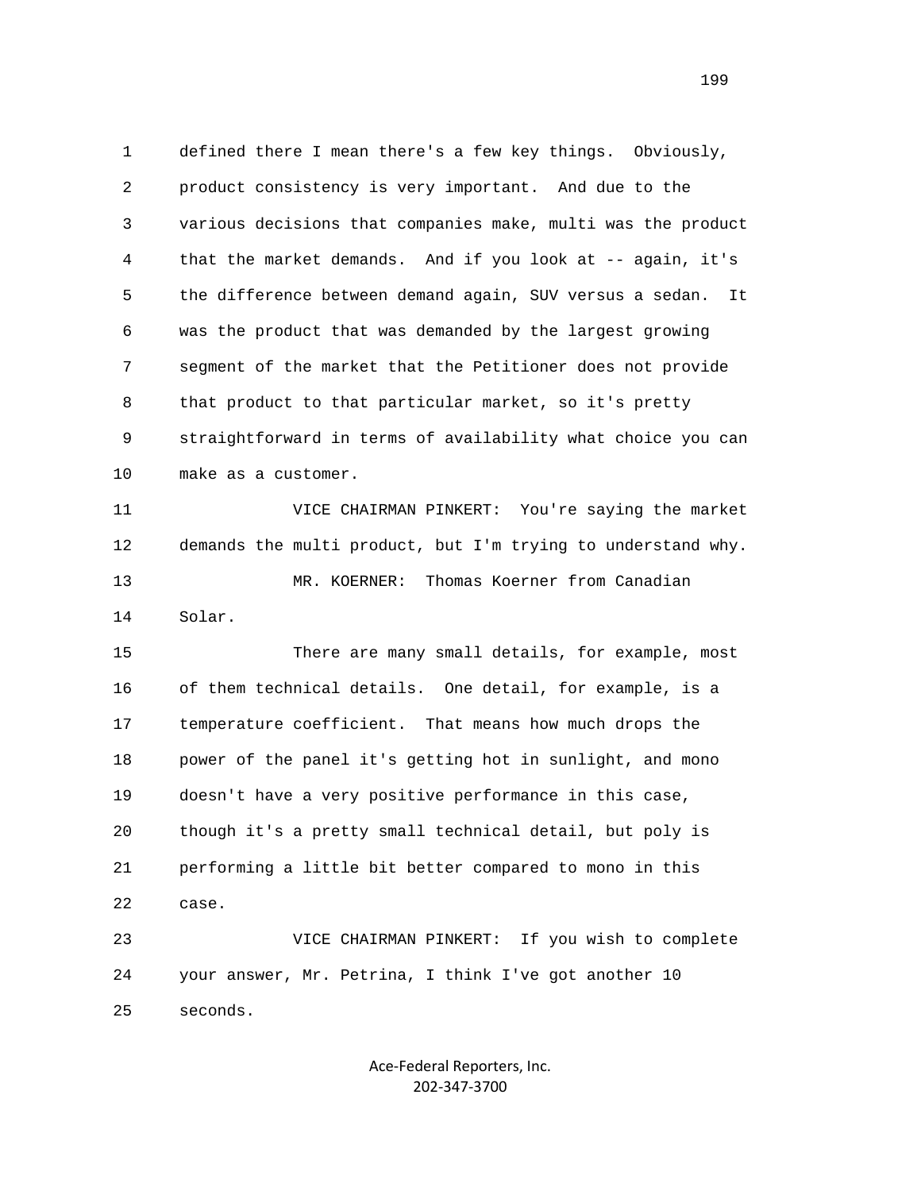1 defined there I mean there's a few key things. Obviously,
2 product consistency is very important. And due to the
3 various decisions that companies make, multi was the product
4 that the market demands. And if you look at -- again, it's
5 the difference between demand again, SUV versus a sedan. It
6 was the product that was demanded by the largest growing
7 segment of the market that the Petitioner does not provide
8 that product to that particular market, so it's pretty
9 straightforward in terms of availability what choice you can
10 make as a customer.

11 VICE CHAIRMAN PINKERT: You're saying the market
12 demands the multi product, but I'm trying to understand why.

13 MR. KOERNER: Thomas Koerner from Canadian
14 Solar.

15 There are many small details, for example, most
16 of them technical details. One detail, for example, is a
17 temperature coefficient. That means how much drops the
18 power of the panel it's getting hot in sunlight, and mono
19 doesn't have a very positive performance in this case,
20 though it's a pretty small technical detail, but poly is
21 performing a little bit better compared to mono in this
22 case.

23 VICE CHAIRMAN PINKERT: If you wish to complete
24 your answer, Mr. Petrina, I think I've got another 10
25 seconds.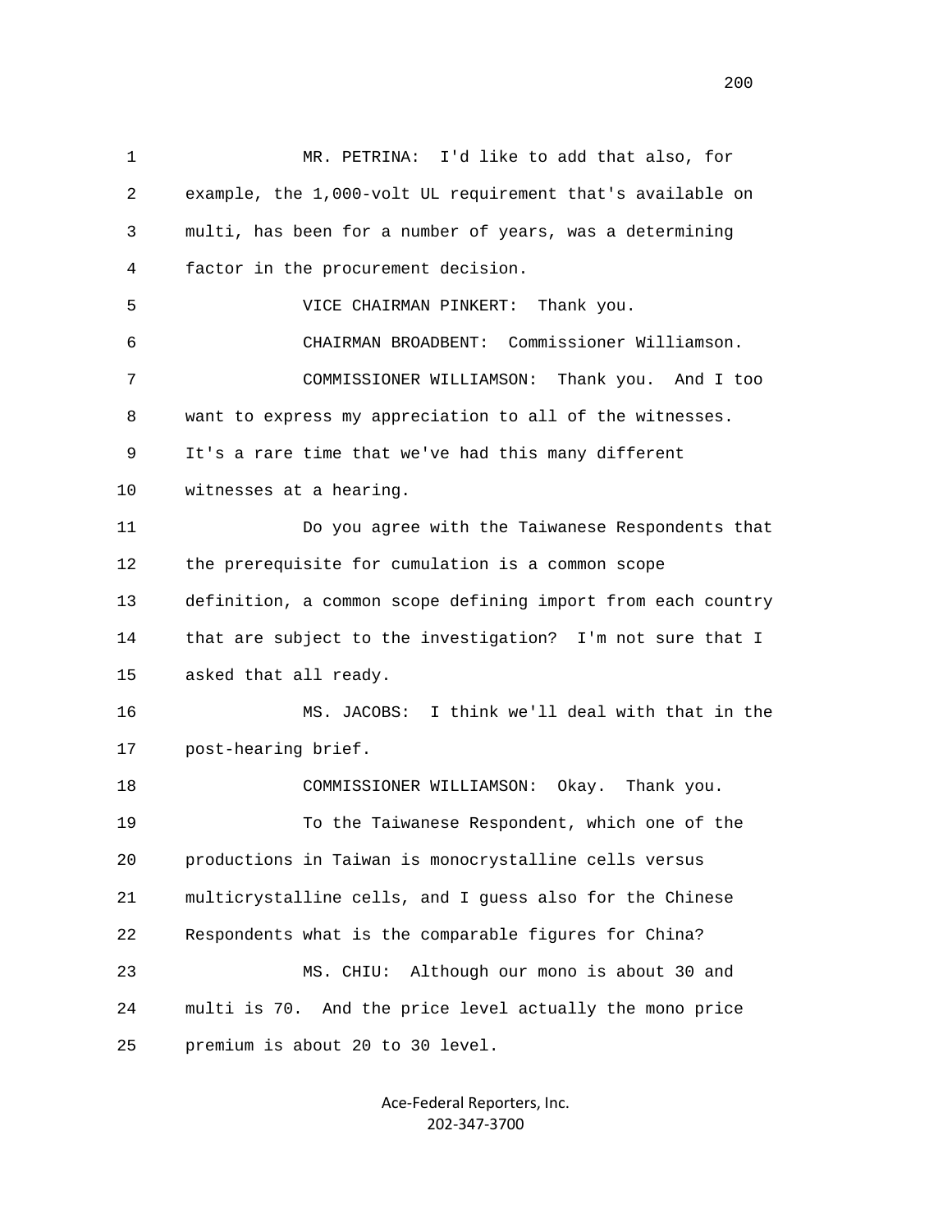MR. PETRINA: I'd like to add that also, for example, the 1,000-volt UL requirement that's available on multi, has been for a number of years, was a determining factor in the procurement decision.

VICE CHAIRMAN PINKERT: Thank you.

CHAIRMAN BROADBENT: Commissioner Williamson.

COMMISSIONER WILLIAMSON: Thank you. And I too want to express my appreciation to all of the witnesses. It's a rare time that we've had this many different witnesses at a hearing.

Do you agree with the Taiwanese Respondents that the prerequisite for cumulation is a common scope definition, a common scope defining import from each country that are subject to the investigation? I'm not sure that I asked that all ready.

MS. JACOBS: I think we'll deal with that in the post-hearing brief.

COMMISSIONER WILLIAMSON: Okay. Thank you.

To the Taiwanese Respondent, which one of the productions in Taiwan is monocrystalline cells versus multicrystalline cells, and I guess also for the Chinese Respondents what is the comparable figures for China?

MS. CHIU: Although our mono is about 30 and multi is 70. And the price level actually the mono price premium is about 20 to 30 level.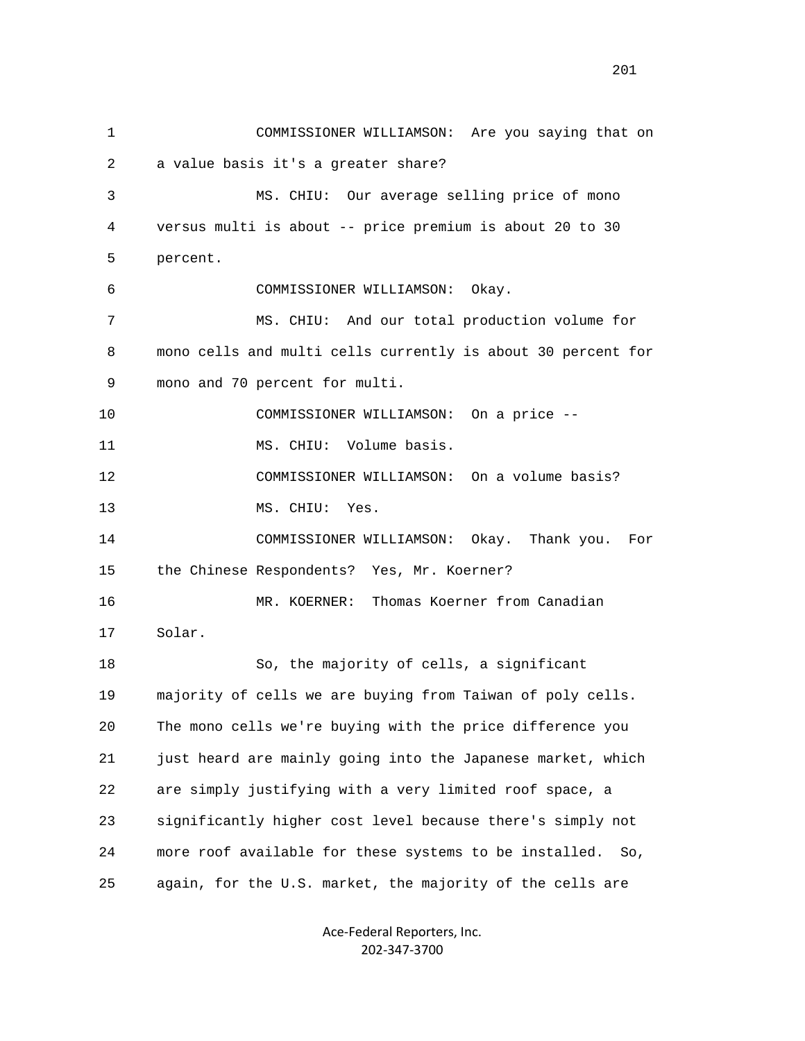COMMISSIONER WILLIAMSON: Are you saying that on a value basis it's a greater share?

MS. CHIU: Our average selling price of mono versus multi is about -- price premium is about 20 to 30 percent.

COMMISSIONER WILLIAMSON: Okay.

MS. CHIU: And our total production volume for mono cells and multi cells currently is about 30 percent for mono and 70 percent for multi.

COMMISSIONER WILLIAMSON: On a price --

MS. CHIU: Volume basis.

COMMISSIONER WILLIAMSON: On a volume basis?

MS. CHIU: Yes.

COMMISSIONER WILLIAMSON: Okay. Thank you. For the Chinese Respondents? Yes, Mr. Koerner?

MR. KOERNER: Thomas Koerner from Canadian Solar.

So, the majority of cells, a significant majority of cells we are buying from Taiwan of poly cells. The mono cells we're buying with the price difference you just heard are mainly going into the Japanese market, which are simply justifying with a very limited roof space, a significantly higher cost level because there's simply not more roof available for these systems to be installed. So, again, for the U.S. market, the majority of the cells are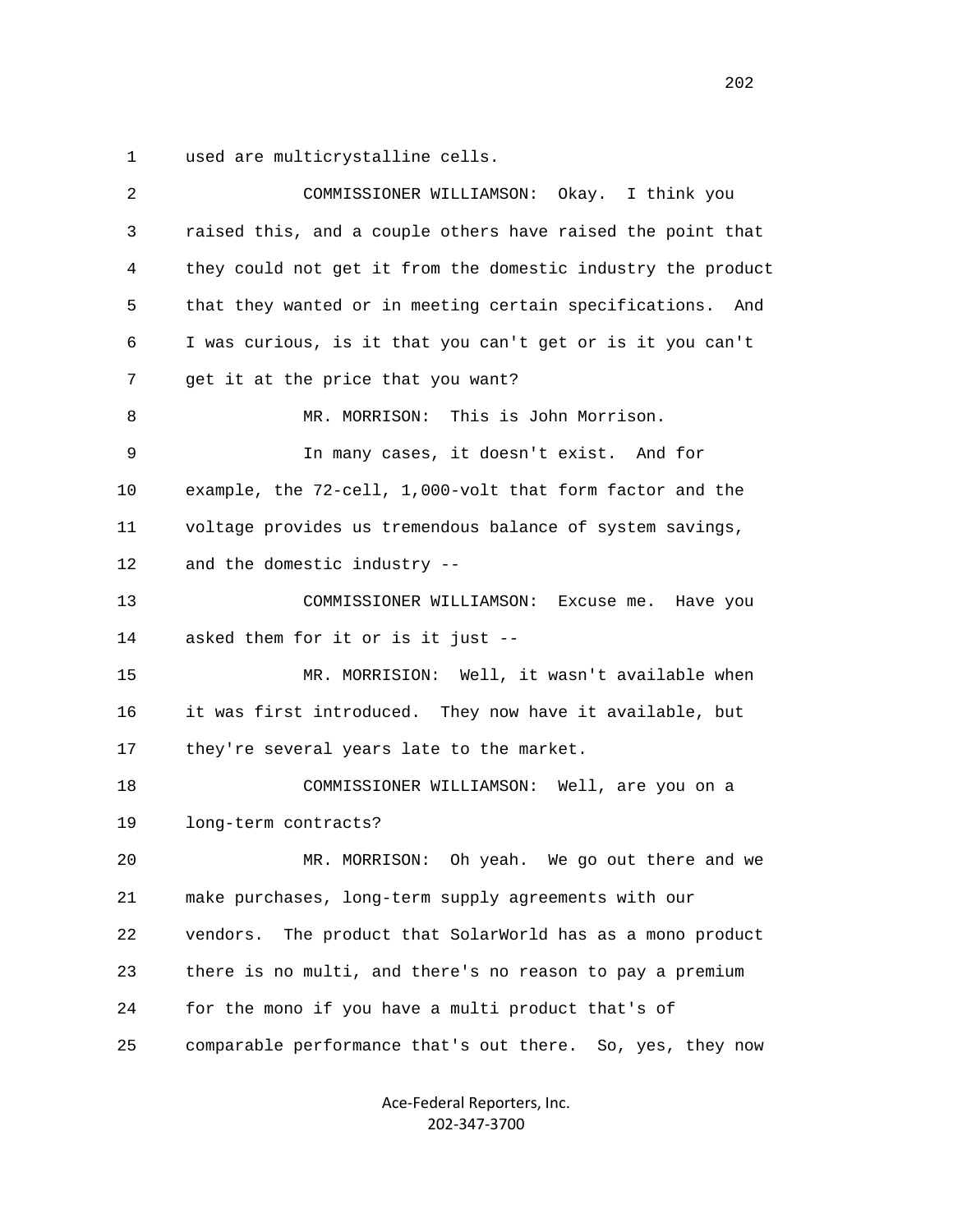1 used are multicrystalline cells.

2 COMMISSIONER WILLIAMSON: Okay. I think you

3 raised this, and a couple others have raised the point that

4 they could not get it from the domestic industry the product

5 that they wanted or in meeting certain specifications. And

6 I was curious, is it that you can't get or is it you can't

7 get it at the price that you want?

8 MR. MORRISON: This is John Morrison.

9 In many cases, it doesn't exist. And for

10 example, the 72-cell, 1,000-volt that form factor and the

11 voltage provides us tremendous balance of system savings,

12 and the domestic industry --

13 COMMISSIONER WILLIAMSON: Excuse me. Have you

14 asked them for it or is it just --

15 MR. MORRISION: Well, it wasn't available when

16 it was first introduced. They now have it available, but

17 they're several years late to the market.

18 COMMISSIONER WILLIAMSON: Well, are you on a

19 long-term contracts?

20 MR. MORRISON: Oh yeah. We go out there and we

21 make purchases, long-term supply agreements with our

22 vendors. The product that SolarWorld has as a mono product

23 there is no multi, and there's no reason to pay a premium

24 for the mono if you have a multi product that's of

25 comparable performance that's out there. So, yes, they now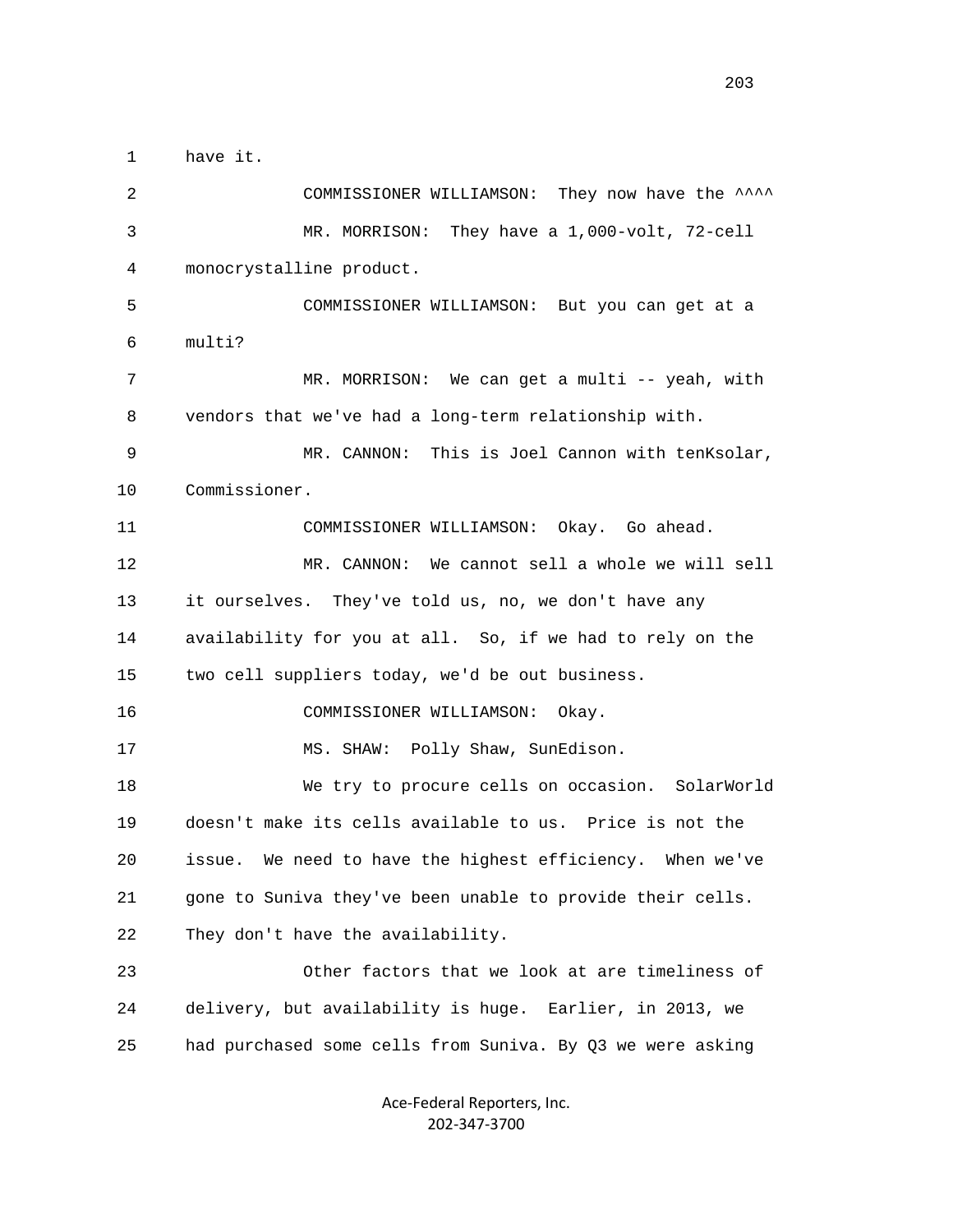1 have it.

2 COMMISSIONER WILLIAMSON: They now have the ^^^^

3 MR. MORRISON: They have a 1,000-volt, 72-cell

4 monocrystalline product.

5 COMMISSIONER WILLIAMSON: But you can get at a

6 multi?

7 MR. MORRISON: We can get a multi -- yeah, with

8 vendors that we've had a long-term relationship with.

9 MR. CANNON: This is Joel Cannon with tenKsolar,

10 Commissioner.

11 COMMISSIONER WILLIAMSON: Okay. Go ahead.

12 MR. CANNON: We cannot sell a whole we will sell

13 it ourselves. They've told us, no, we don't have any

14 availability for you at all. So, if we had to rely on the

15 two cell suppliers today, we'd be out business.

16 COMMISSIONER WILLIAMSON: Okay.

17 MS. SHAW: Polly Shaw, SunEdison.

18 We try to procure cells on occasion. SolarWorld

19 doesn't make its cells available to us. Price is not the

20 issue. We need to have the highest efficiency. When we've

21 gone to Suniva they've been unable to provide their cells.

22 They don't have the availability.

23 Other factors that we look at are timeliness of

24 delivery, but availability is huge. Earlier, in 2013, we

25 had purchased some cells from Suniva. By Q3 we were asking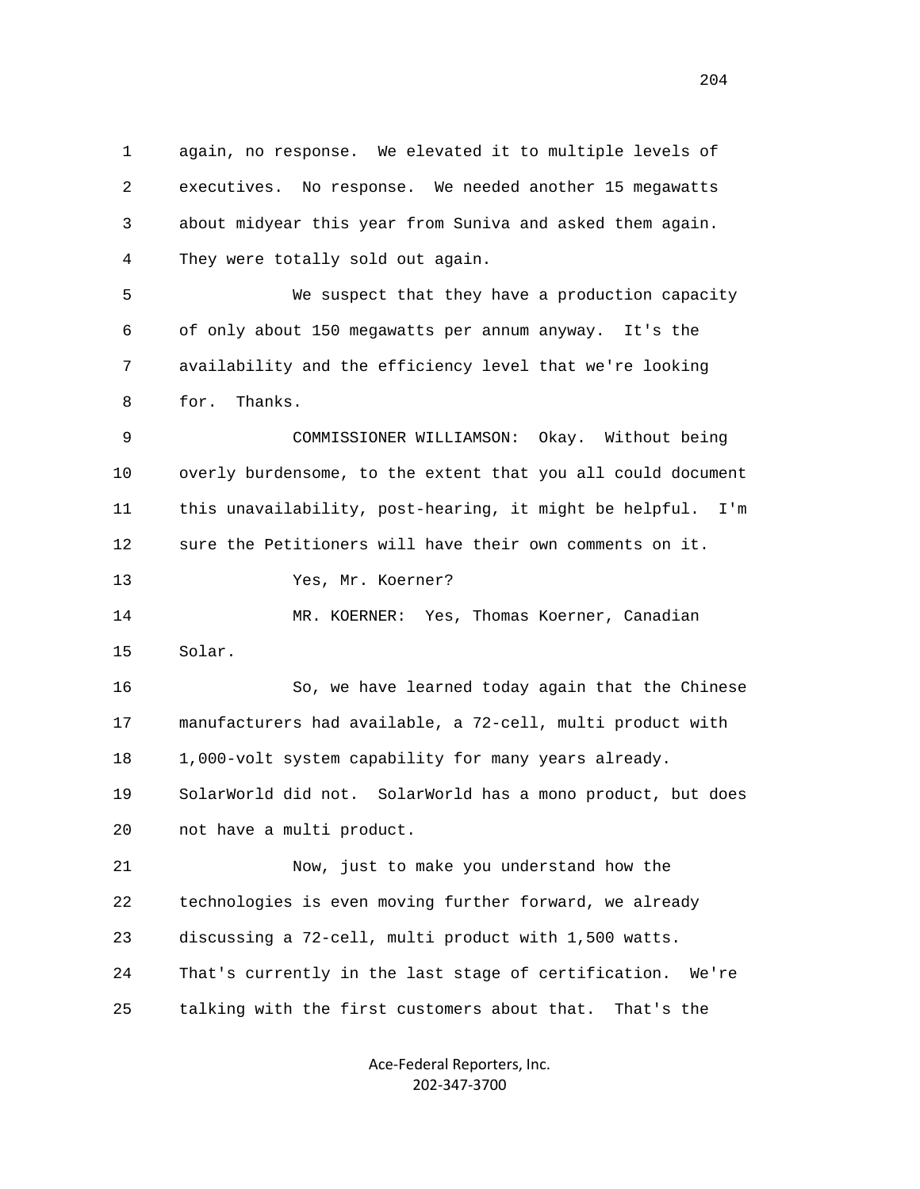again, no response. We elevated it to multiple levels of executives. No response. We needed another 15 megawatts about midyear this year from Suniva and asked them again. They were totally sold out again.

We suspect that they have a production capacity of only about 150 megawatts per annum anyway. It's the availability and the efficiency level that we're looking for. Thanks.

COMMISSIONER WILLIAMSON: Okay. Without being overly burdensome, to the extent that you all could document this unavailability, post-hearing, it might be helpful. I'm sure the Petitioners will have their own comments on it.

Yes, Mr. Koerner?

MR. KOERNER: Yes, Thomas Koerner, Canadian Solar.

So, we have learned today again that the Chinese manufacturers had available, a 72-cell, multi product with 1,000-volt system capability for many years already. SolarWorld did not. SolarWorld has a mono product, but does not have a multi product.

Now, just to make you understand how the technologies is even moving further forward, we already discussing a 72-cell, multi product with 1,500 watts. That's currently in the last stage of certification. We're talking with the first customers about that. That's the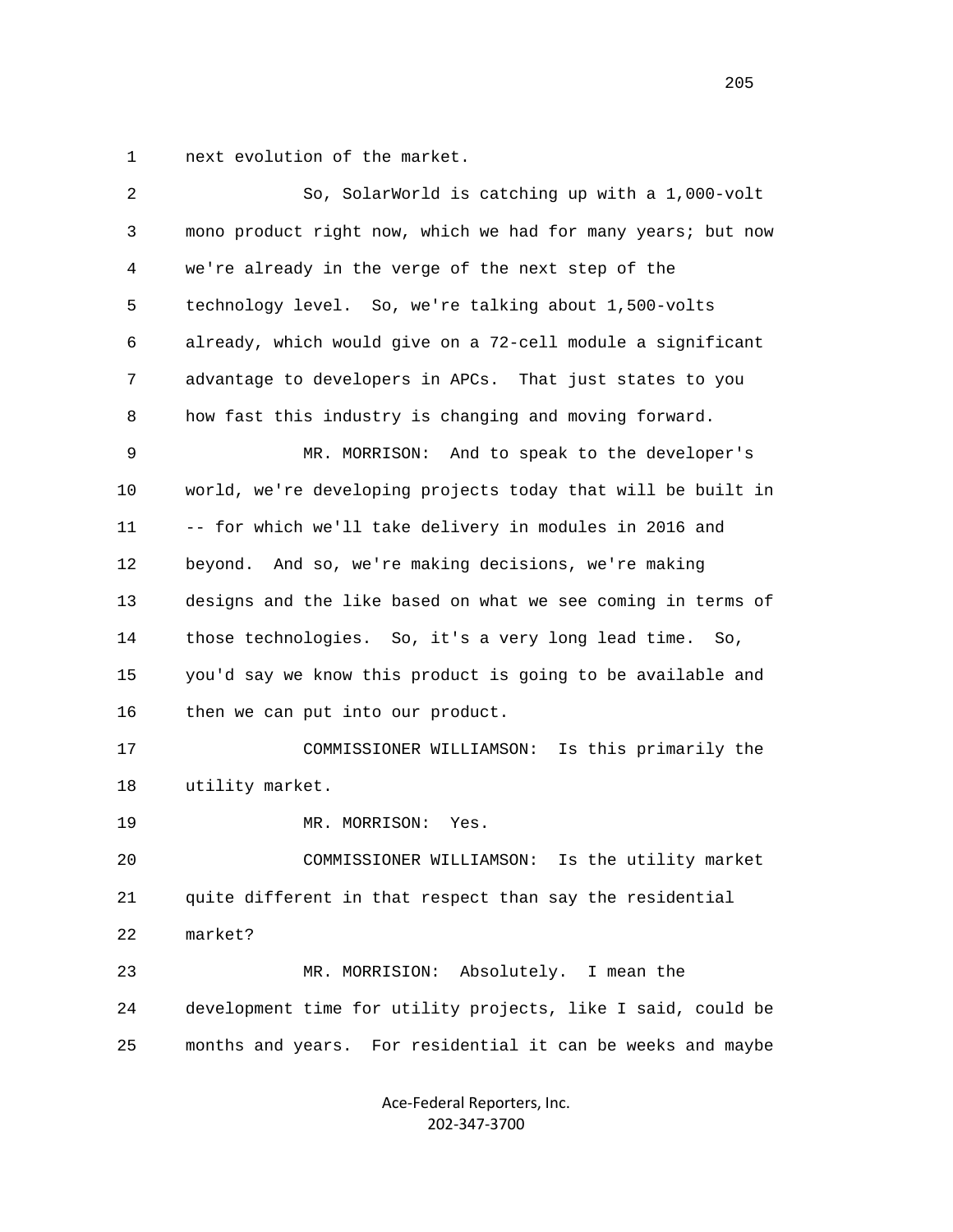next evolution of the market.

So, SolarWorld is catching up with a 1,000-volt mono product right now, which we had for many years; but now we're already in the verge of the next step of the technology level. So, we're talking about 1,500-volts already, which would give on a 72-cell module a significant advantage to developers in APCs. That just states to you how fast this industry is changing and moving forward.

MR. MORRISON: And to speak to the developer's world, we're developing projects today that will be built in -- for which we'll take delivery in modules in 2016 and beyond. And so, we're making decisions, we're making designs and the like based on what we see coming in terms of those technologies. So, it's a very long lead time. So, you'd say we know this product is going to be available and then we can put into our product.

COMMISSIONER WILLIAMSON: Is this primarily the utility market.

MR. MORRISON: Yes.

COMMISSIONER WILLIAMSON: Is the utility market quite different in that respect than say the residential market?

MR. MORRISION: Absolutely. I mean the development time for utility projects, like I said, could be months and years. For residential it can be weeks and maybe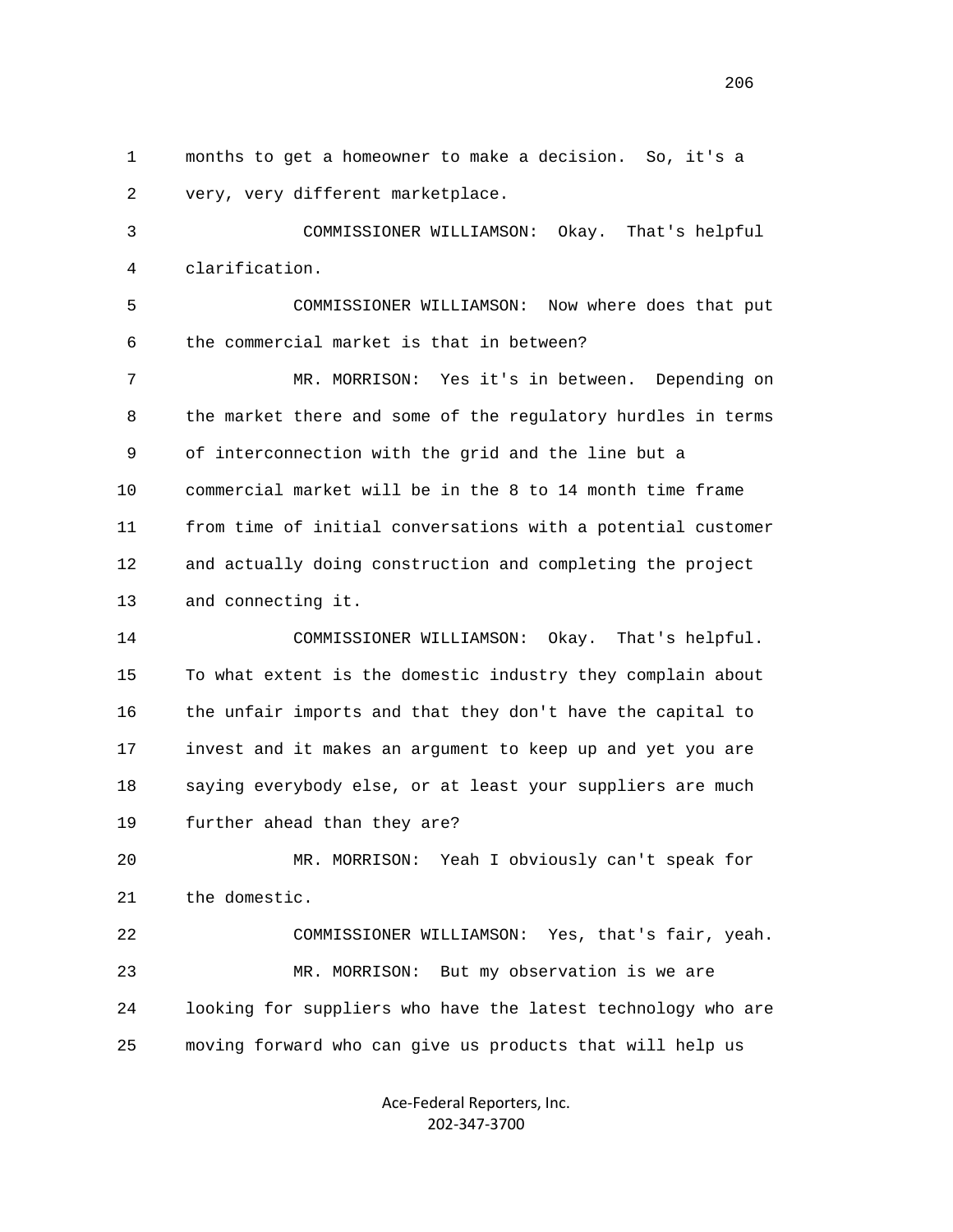months to get a homeowner to make a decision. So, it's a very, very different marketplace.

COMMISSIONER WILLIAMSON: Okay. That's helpful clarification.

COMMISSIONER WILLIAMSON: Now where does that put the commercial market is that in between?

MR. MORRISON: Yes it's in between. Depending on the market there and some of the regulatory hurdles in terms of interconnection with the grid and the line but a commercial market will be in the 8 to 14 month time frame from time of initial conversations with a potential customer and actually doing construction and completing the project and connecting it.

COMMISSIONER WILLIAMSON: Okay. That's helpful. To what extent is the domestic industry they complain about the unfair imports and that they don't have the capital to invest and it makes an argument to keep up and yet you are saying everybody else, or at least your suppliers are much further ahead than they are?

MR. MORRISON: Yeah I obviously can't speak for the domestic.

COMMISSIONER WILLIAMSON: Yes, that's fair, yeah.

MR. MORRISON: But my observation is we are looking for suppliers who have the latest technology who are moving forward who can give us products that will help us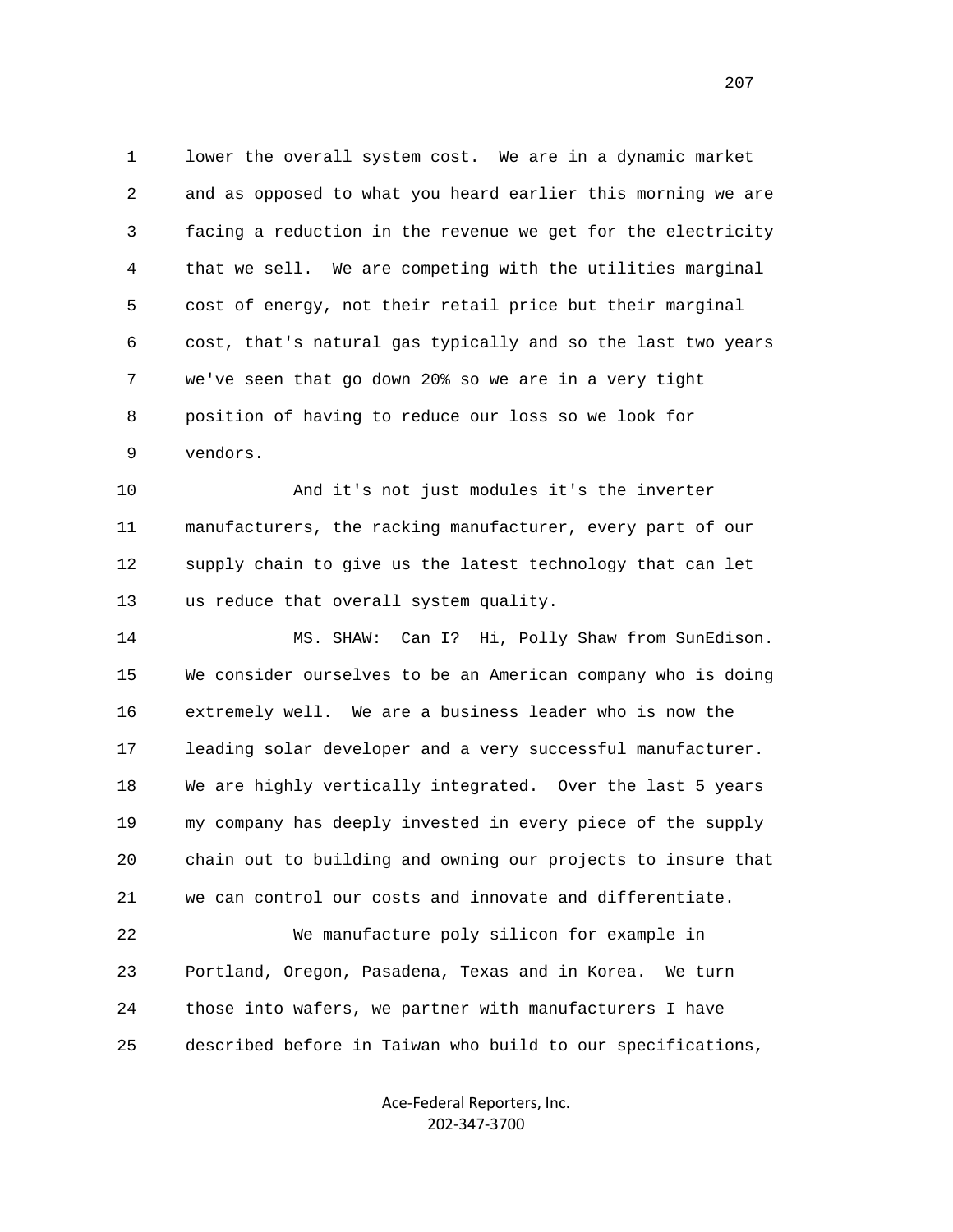lower the overall system cost. We are in a dynamic market and as opposed to what you heard earlier this morning we are facing a reduction in the revenue we get for the electricity that we sell. We are competing with the utilities marginal cost of energy, not their retail price but their marginal cost, that's natural gas typically and so the last two years we've seen that go down 20% so we are in a very tight position of having to reduce our loss so we look for vendors.

And it's not just modules it's the inverter manufacturers, the racking manufacturer, every part of our supply chain to give us the latest technology that can let us reduce that overall system quality.

MS. SHAW: Can I? Hi, Polly Shaw from SunEdison. We consider ourselves to be an American company who is doing extremely well. We are a business leader who is now the leading solar developer and a very successful manufacturer. We are highly vertically integrated. Over the last 5 years my company has deeply invested in every piece of the supply chain out to building and owning our projects to insure that we can control our costs and innovate and differentiate.

We manufacture poly silicon for example in Portland, Oregon, Pasadena, Texas and in Korea. We turn those into wafers, we partner with manufacturers I have described before in Taiwan who build to our specifications,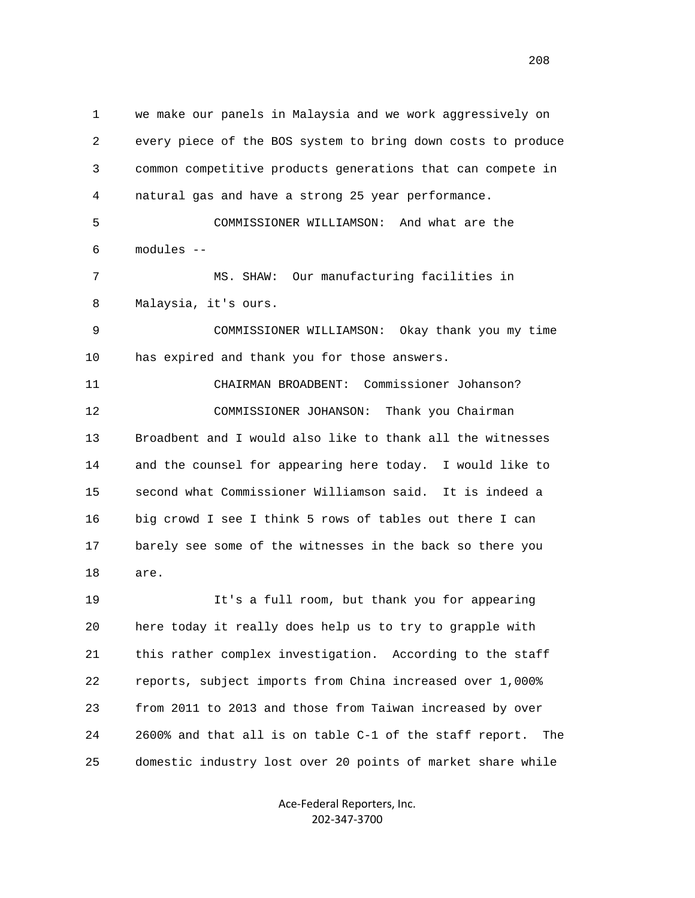1 we make our panels in Malaysia and we work aggressively on
2 every piece of the BOS system to bring down costs to produce
3 common competitive products generations that can compete in
4 natural gas and have a strong 25 year performance.

5 COMMISSIONER WILLIAMSON: And what are the
6 modules --

7 MS. SHAW: Our manufacturing facilities in
8 Malaysia, it's ours.

9 COMMISSIONER WILLIAMSON: Okay thank you my time
10 has expired and thank you for those answers.

11 CHAIRMAN BROADBENT: Commissioner Johanson?

12 COMMISSIONER JOHANSON: Thank you Chairman
13 Broadbent and I would also like to thank all the witnesses
14 and the counsel for appearing here today. I would like to
15 second what Commissioner Williamson said. It is indeed a
16 big crowd I see I think 5 rows of tables out there I can
17 barely see some of the witnesses in the back so there you
18 are.

19 It's a full room, but thank you for appearing
20 here today it really does help us to try to grapple with
21 this rather complex investigation. According to the staff
22 reports, subject imports from China increased over 1,000%
23 from 2011 to 2013 and those from Taiwan increased by over
24 2600% and that all is on table C-1 of the staff report. The
25 domestic industry lost over 20 points of market share while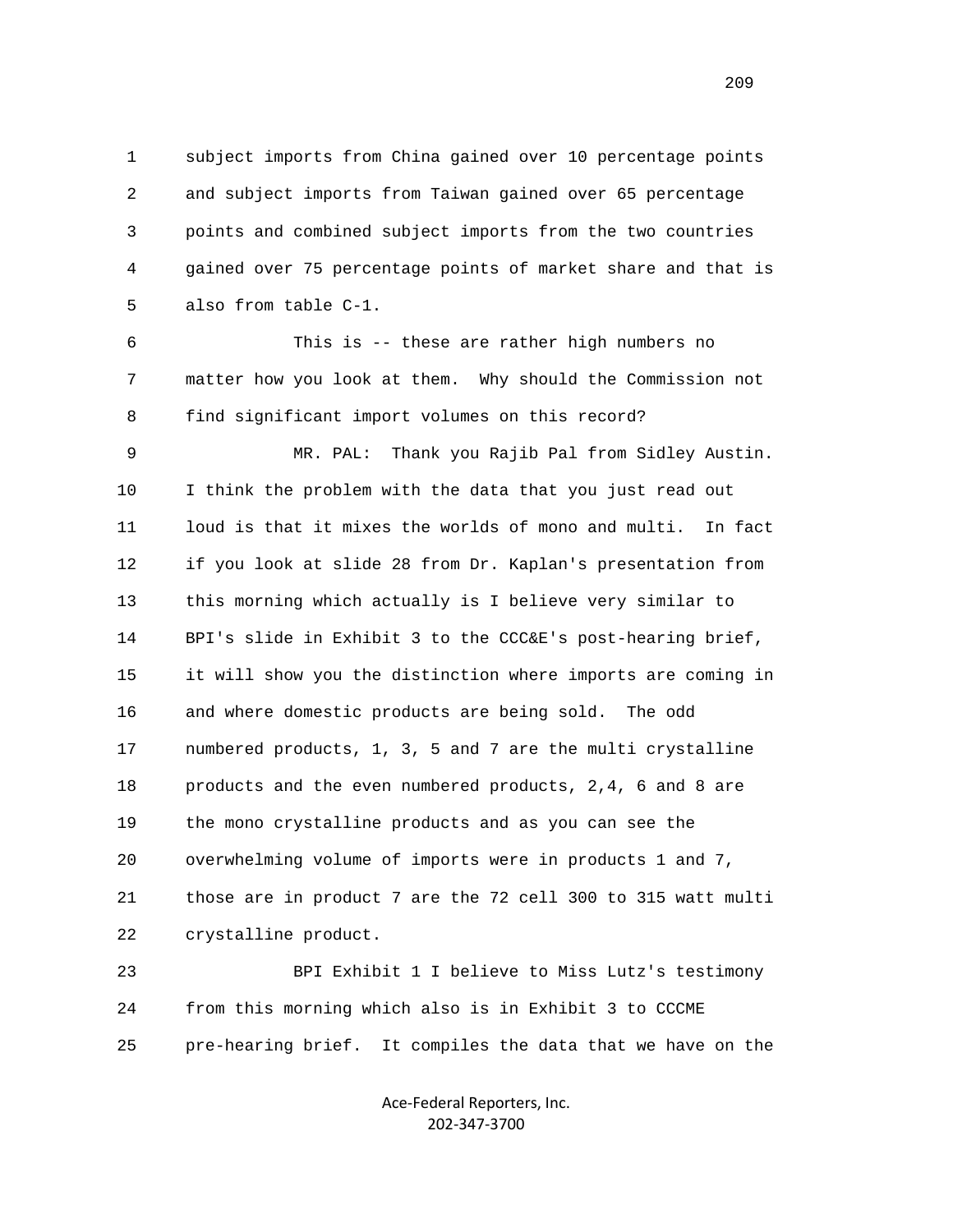subject imports from China gained over 10 percentage points and subject imports from Taiwan gained over 65 percentage points and combined subject imports from the two countries gained over 75 percentage points of market share and that is also from table C-1.

This is -- these are rather high numbers no matter how you look at them. Why should the Commission not find significant import volumes on this record?

MR. PAL: Thank you Rajib Pal from Sidley Austin. I think the problem with the data that you just read out loud is that it mixes the worlds of mono and multi. In fact if you look at slide 28 from Dr. Kaplan's presentation from this morning which actually is I believe very similar to BPI's slide in Exhibit 3 to the CCC&E's post-hearing brief, it will show you the distinction where imports are coming in and where domestic products are being sold. The odd numbered products, 1, 3, 5 and 7 are the multi crystalline products and the even numbered products, 2,4, 6 and 8 are the mono crystalline products and as you can see the overwhelming volume of imports were in products 1 and 7, those are in product 7 are the 72 cell 300 to 315 watt multi crystalline product.

BPI Exhibit 1 I believe to Miss Lutz's testimony from this morning which also is in Exhibit 3 to CCCME pre-hearing brief. It compiles the data that we have on the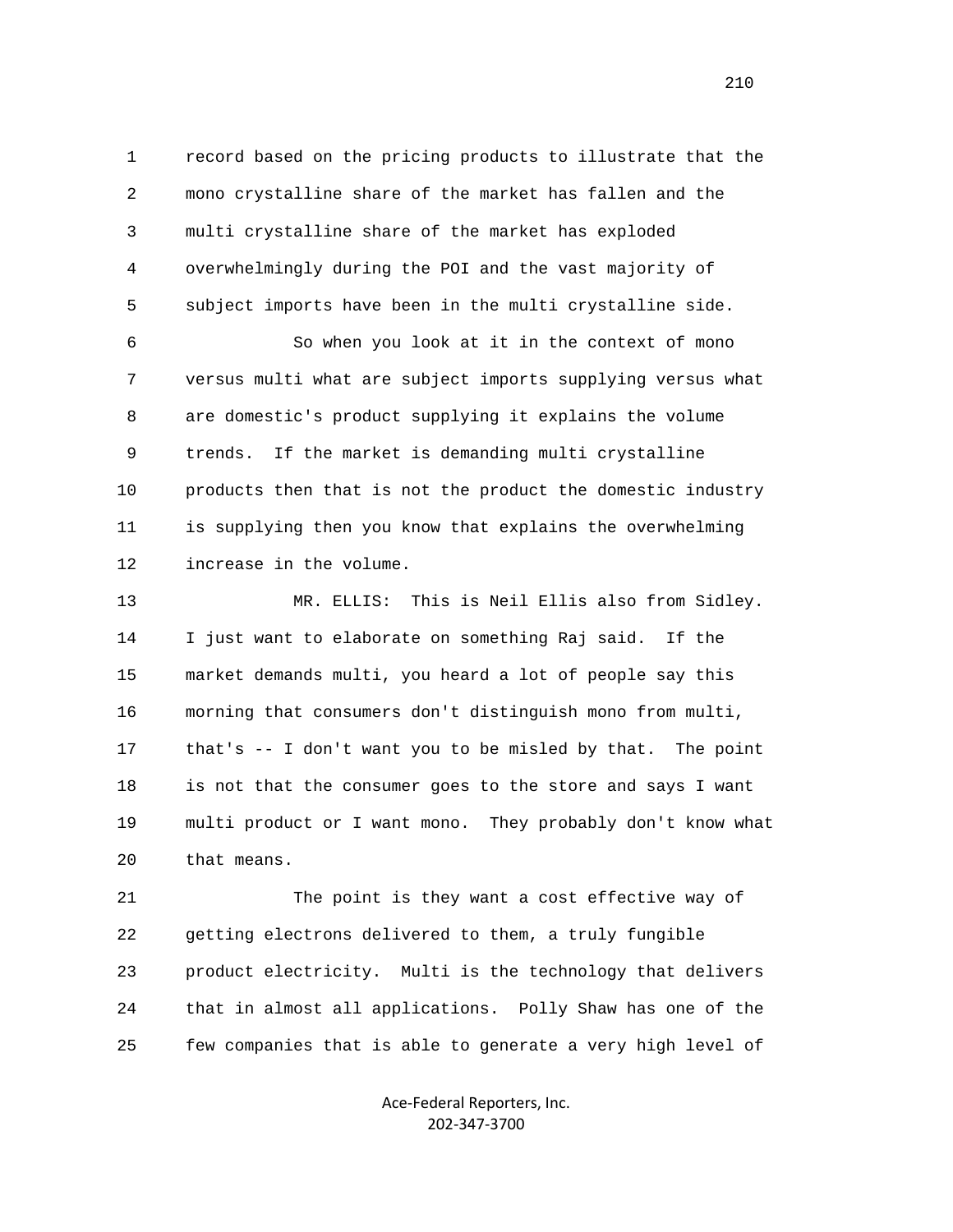1 record based on the pricing products to illustrate that the
2 mono crystalline share of the market has fallen and the
3 multi crystalline share of the market has exploded
4 overwhelmingly during the POI and the vast majority of
5 subject imports have been in the multi crystalline side.

6 So when you look at it in the context of mono
7 versus multi what are subject imports supplying versus what
8 are domestic's product supplying it explains the volume
9 trends. If the market is demanding multi crystalline
10 products then that is not the product the domestic industry
11 is supplying then you know that explains the overwhelming
12 increase in the volume.

13 MR. ELLIS: This is Neil Ellis also from Sidley.
14 I just want to elaborate on something Raj said. If the
15 market demands multi, you heard a lot of people say this
16 morning that consumers don't distinguish mono from multi,
17 that's -- I don't want you to be misled by that. The point
18 is not that the consumer goes to the store and says I want
19 multi product or I want mono. They probably don't know what
20 that means.

21 The point is they want a cost effective way of
22 getting electrons delivered to them, a truly fungible
23 product electricity. Multi is the technology that delivers
24 that in almost all applications. Polly Shaw has one of the
25 few companies that is able to generate a very high level of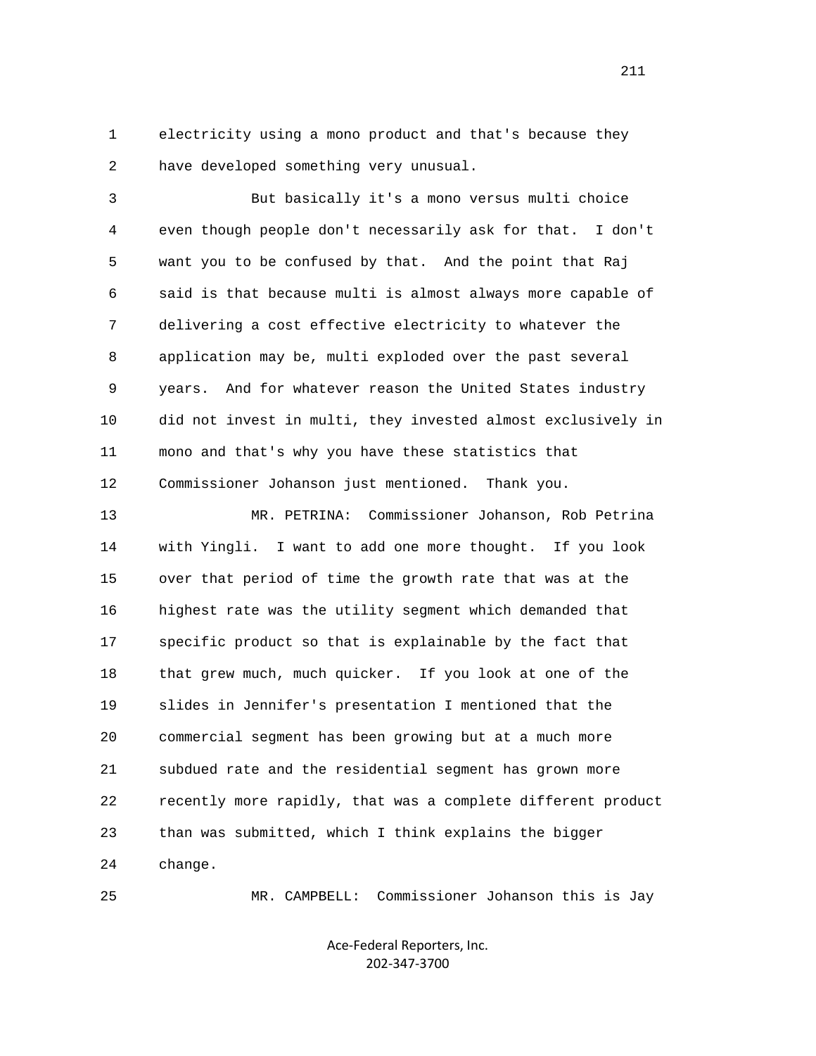electricity using a mono product and that's because they have developed something very unusual.

But basically it's a mono versus multi choice even though people don't necessarily ask for that. I don't want you to be confused by that. And the point that Raj said is that because multi is almost always more capable of delivering a cost effective electricity to whatever the application may be, multi exploded over the past several years. And for whatever reason the United States industry did not invest in multi, they invested almost exclusively in mono and that's why you have these statistics that Commissioner Johanson just mentioned. Thank you.

MR. PETRINA: Commissioner Johanson, Rob Petrina with Yingli. I want to add one more thought. If you look over that period of time the growth rate that was at the highest rate was the utility segment which demanded that specific product so that is explainable by the fact that that grew much, much quicker. If you look at one of the slides in Jennifer's presentation I mentioned that the commercial segment has been growing but at a much more subdued rate and the residential segment has grown more recently more rapidly, that was a complete different product than was submitted, which I think explains the bigger change.

MR. CAMPBELL: Commissioner Johanson this is Jay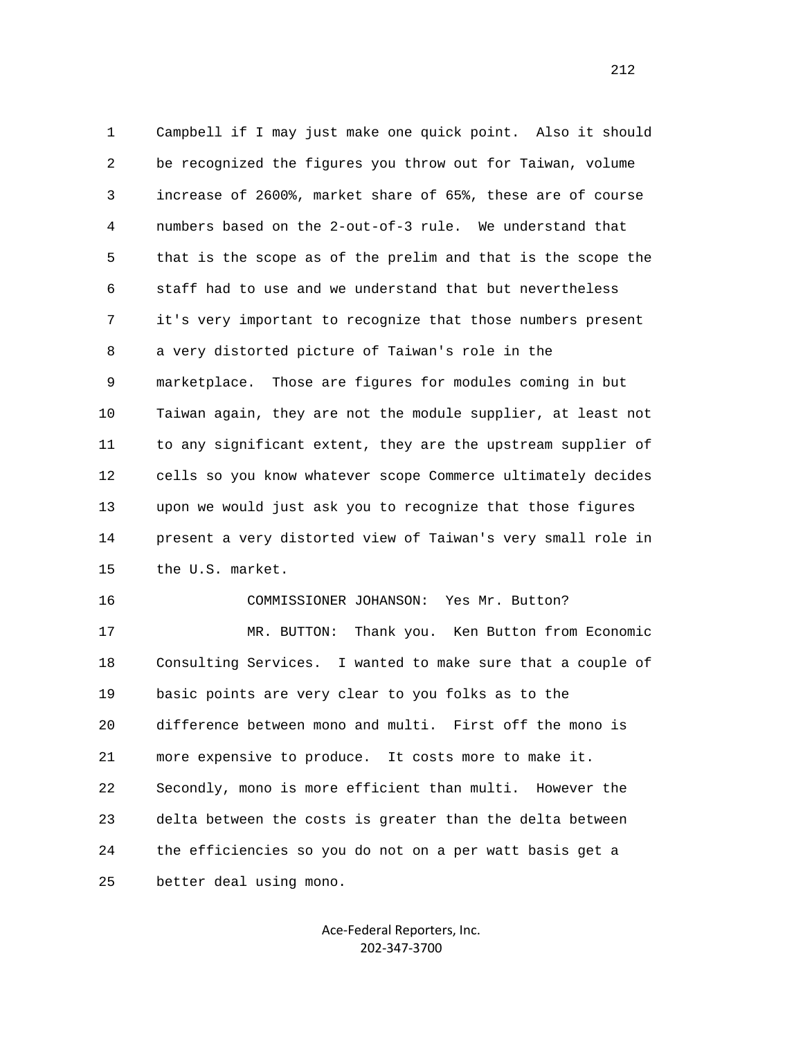Campbell if I may just make one quick point. Also it should be recognized the figures you throw out for Taiwan, volume increase of 2600%, market share of 65%, these are of course numbers based on the 2-out-of-3 rule. We understand that that is the scope as of the prelim and that is the scope the staff had to use and we understand that but nevertheless it's very important to recognize that those numbers present a very distorted picture of Taiwan's role in the marketplace. Those are figures for modules coming in but Taiwan again, they are not the module supplier, at least not to any significant extent, they are the upstream supplier of cells so you know whatever scope Commerce ultimately decides upon we would just ask you to recognize that those figures present a very distorted view of Taiwan's very small role in the U.S. market.

COMMISSIONER JOHANSON: Yes Mr. Button?

MR. BUTTON: Thank you. Ken Button from Economic Consulting Services. I wanted to make sure that a couple of basic points are very clear to you folks as to the difference between mono and multi. First off the mono is more expensive to produce. It costs more to make it. Secondly, mono is more efficient than multi. However the delta between the costs is greater than the delta between the efficiencies so you do not on a per watt basis get a better deal using mono.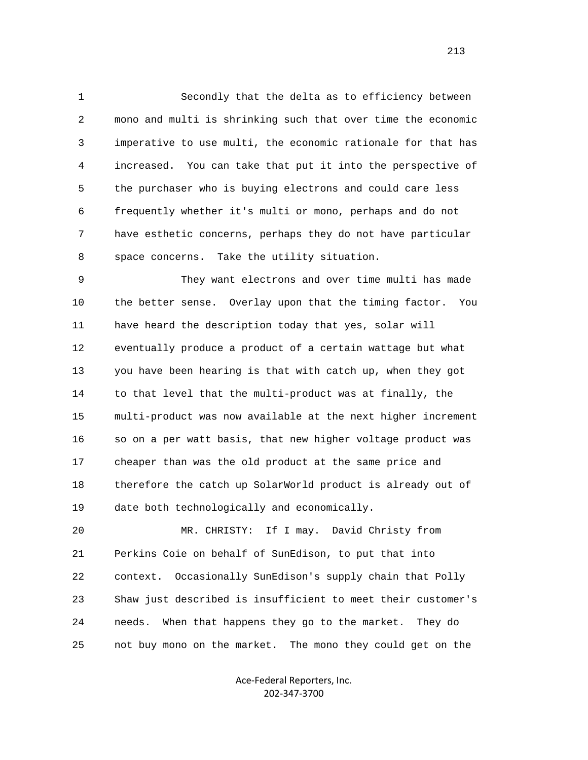Secondly that the delta as to efficiency between mono and multi is shrinking such that over time the economic imperative to use multi, the economic rationale for that has increased. You can take that put it into the perspective of the purchaser who is buying electrons and could care less frequently whether it's multi or mono, perhaps and do not have esthetic concerns, perhaps they do not have particular space concerns. Take the utility situation.

They want electrons and over time multi has made the better sense. Overlay upon that the timing factor. You have heard the description today that yes, solar will eventually produce a product of a certain wattage but what you have been hearing is that with catch up, when they got to that level that the multi-product was at finally, the multi-product was now available at the next higher increment so on a per watt basis, that new higher voltage product was cheaper than was the old product at the same price and therefore the catch up SolarWorld product is already out of date both technologically and economically.

MR. CHRISTY: If I may. David Christy from Perkins Coie on behalf of SunEdison, to put that into context. Occasionally SunEdison's supply chain that Polly Shaw just described is insufficient to meet their customer's needs. When that happens they go to the market. They do not buy mono on the market. The mono they could get on the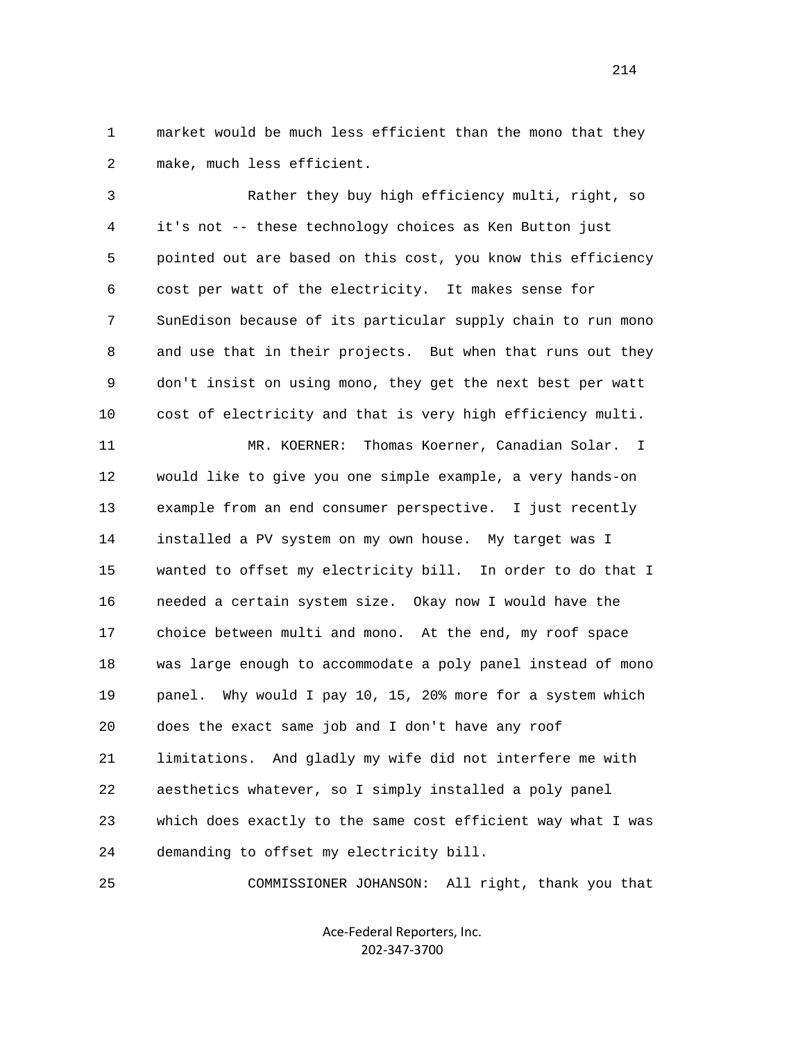market would be much less efficient than the mono that they make, much less efficient.

Rather they buy high efficiency multi, right, so it's not -- these technology choices as Ken Button just pointed out are based on this cost, you know this efficiency cost per watt of the electricity. It makes sense for SunEdison because of its particular supply chain to run mono and use that in their projects. But when that runs out they don't insist on using mono, they get the next best per watt cost of electricity and that is very high efficiency multi.

MR. KOERNER: Thomas Koerner, Canadian Solar. I would like to give you one simple example, a very hands-on example from an end consumer perspective. I just recently installed a PV system on my own house. My target was I wanted to offset my electricity bill. In order to do that I needed a certain system size. Okay now I would have the choice between multi and mono. At the end, my roof space was large enough to accommodate a poly panel instead of mono panel. Why would I pay 10, 15, 20% more for a system which does the exact same job and I don't have any roof limitations. And gladly my wife did not interfere me with aesthetics whatever, so I simply installed a poly panel which does exactly to the same cost efficient way what I was demanding to offset my electricity bill.

COMMISSIONER JOHANSON: All right, thank you that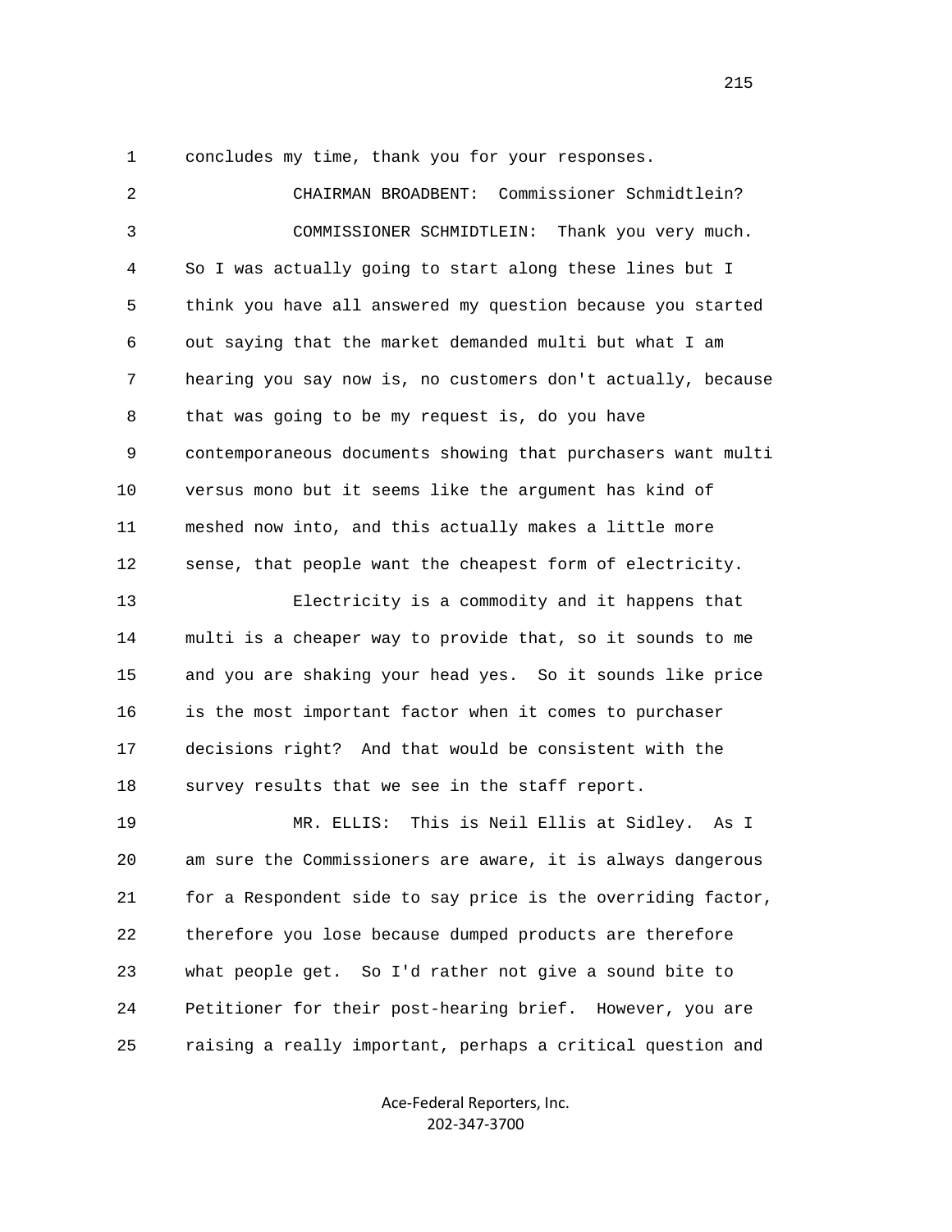concludes my time, thank you for your responses.

CHAIRMAN BROADBENT: Commissioner Schmidtlein?

COMMISSIONER SCHMIDTLEIN: Thank you very much. So I was actually going to start along these lines but I think you have all answered my question because you started out saying that the market demanded multi but what I am hearing you say now is, no customers don't actually, because that was going to be my request is, do you have contemporaneous documents showing that purchasers want multi versus mono but it seems like the argument has kind of meshed now into, and this actually makes a little more sense, that people want the cheapest form of electricity.

Electricity is a commodity and it happens that multi is a cheaper way to provide that, so it sounds to me and you are shaking your head yes. So it sounds like price is the most important factor when it comes to purchaser decisions right? And that would be consistent with the survey results that we see in the staff report.

MR. ELLIS: This is Neil Ellis at Sidley. As I am sure the Commissioners are aware, it is always dangerous for a Respondent side to say price is the overriding factor, therefore you lose because dumped products are therefore what people get. So I'd rather not give a sound bite to Petitioner for their post-hearing brief. However, you are raising a really important, perhaps a critical question and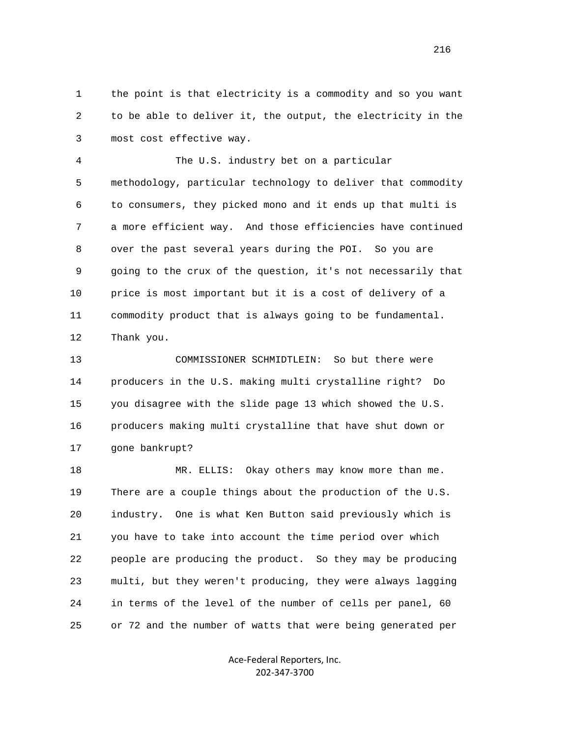the point is that electricity is a commodity and so you want to be able to deliver it, the output, the electricity in the most cost effective way.

The U.S. industry bet on a particular methodology, particular technology to deliver that commodity to consumers, they picked mono and it ends up that multi is a more efficient way. And those efficiencies have continued over the past several years during the POI. So you are going to the crux of the question, it's not necessarily that price is most important but it is a cost of delivery of a commodity product that is always going to be fundamental. Thank you.

COMMISSIONER SCHMIDTLEIN: So but there were producers in the U.S. making multi crystalline right? Do you disagree with the slide page 13 which showed the U.S. producers making multi crystalline that have shut down or gone bankrupt?

MR. ELLIS: Okay others may know more than me. There are a couple things about the production of the U.S. industry. One is what Ken Button said previously which is you have to take into account the time period over which people are producing the product. So they may be producing multi, but they weren't producing, they were always lagging in terms of the level of the number of cells per panel, 60 or 72 and the number of watts that were being generated per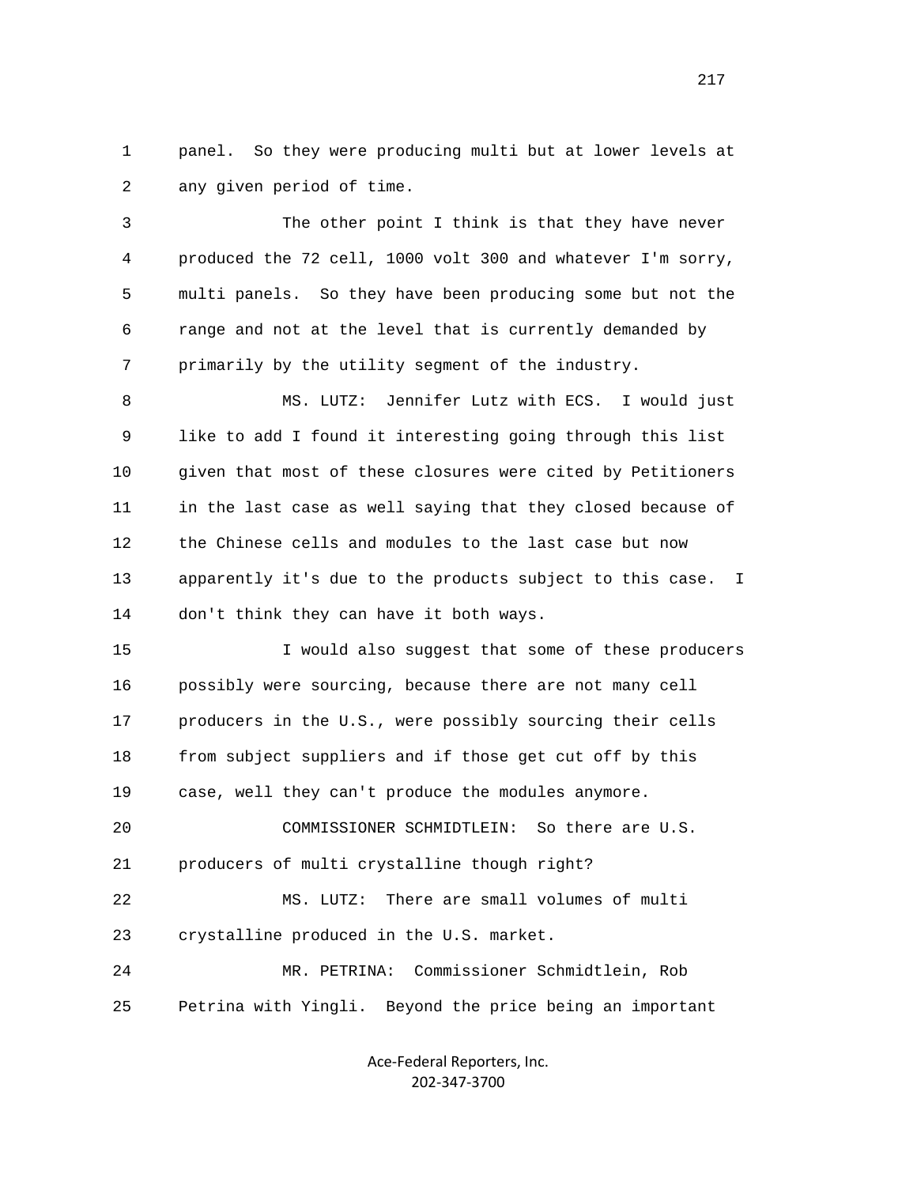panel. So they were producing multi but at lower levels at any given period of time.

The other point I think is that they have never produced the 72 cell, 1000 volt 300 and whatever I'm sorry, multi panels. So they have been producing some but not the range and not at the level that is currently demanded by primarily by the utility segment of the industry.

MS. LUTZ: Jennifer Lutz with ECS. I would just like to add I found it interesting going through this list given that most of these closures were cited by Petitioners in the last case as well saying that they closed because of the Chinese cells and modules to the last case but now apparently it's due to the products subject to this case. I don't think they can have it both ways.

I would also suggest that some of these producers possibly were sourcing, because there are not many cell producers in the U.S., were possibly sourcing their cells from subject suppliers and if those get cut off by this case, well they can't produce the modules anymore.

COMMISSIONER SCHMIDTLEIN: So there are U.S. producers of multi crystalline though right?

MS. LUTZ: There are small volumes of multi crystalline produced in the U.S. market.

MR. PETRINA: Commissioner Schmidtlein, Rob Petrina with Yingli. Beyond the price being an important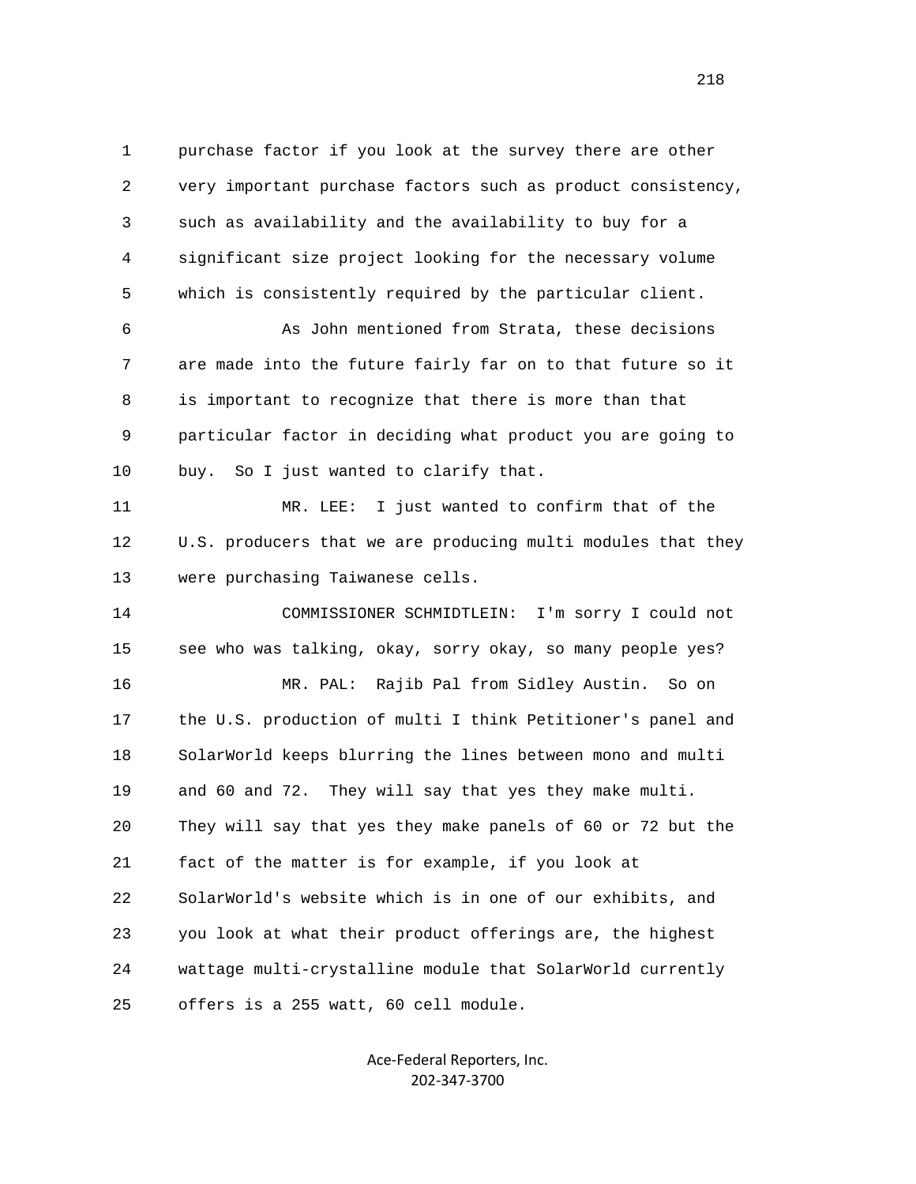purchase factor if you look at the survey there are other very important purchase factors such as product consistency, such as availability and the availability to buy for a significant size project looking for the necessary volume which is consistently required by the particular client.

As John mentioned from Strata, these decisions are made into the future fairly far on to that future so it is important to recognize that there is more than that particular factor in deciding what product you are going to buy. So I just wanted to clarify that.

MR. LEE: I just wanted to confirm that of the U.S. producers that we are producing multi modules that they were purchasing Taiwanese cells.

COMMISSIONER SCHMIDTLEIN: I'm sorry I could not see who was talking, okay, sorry okay, so many people yes?

MR. PAL: Rajib Pal from Sidley Austin. So on the U.S. production of multi I think Petitioner's panel and SolarWorld keeps blurring the lines between mono and multi and 60 and 72. They will say that yes they make multi. They will say that yes they make panels of 60 or 72 but the fact of the matter is for example, if you look at SolarWorld's website which is in one of our exhibits, and you look at what their product offerings are, the highest wattage multi-crystalline module that SolarWorld currently offers is a 255 watt, 60 cell module.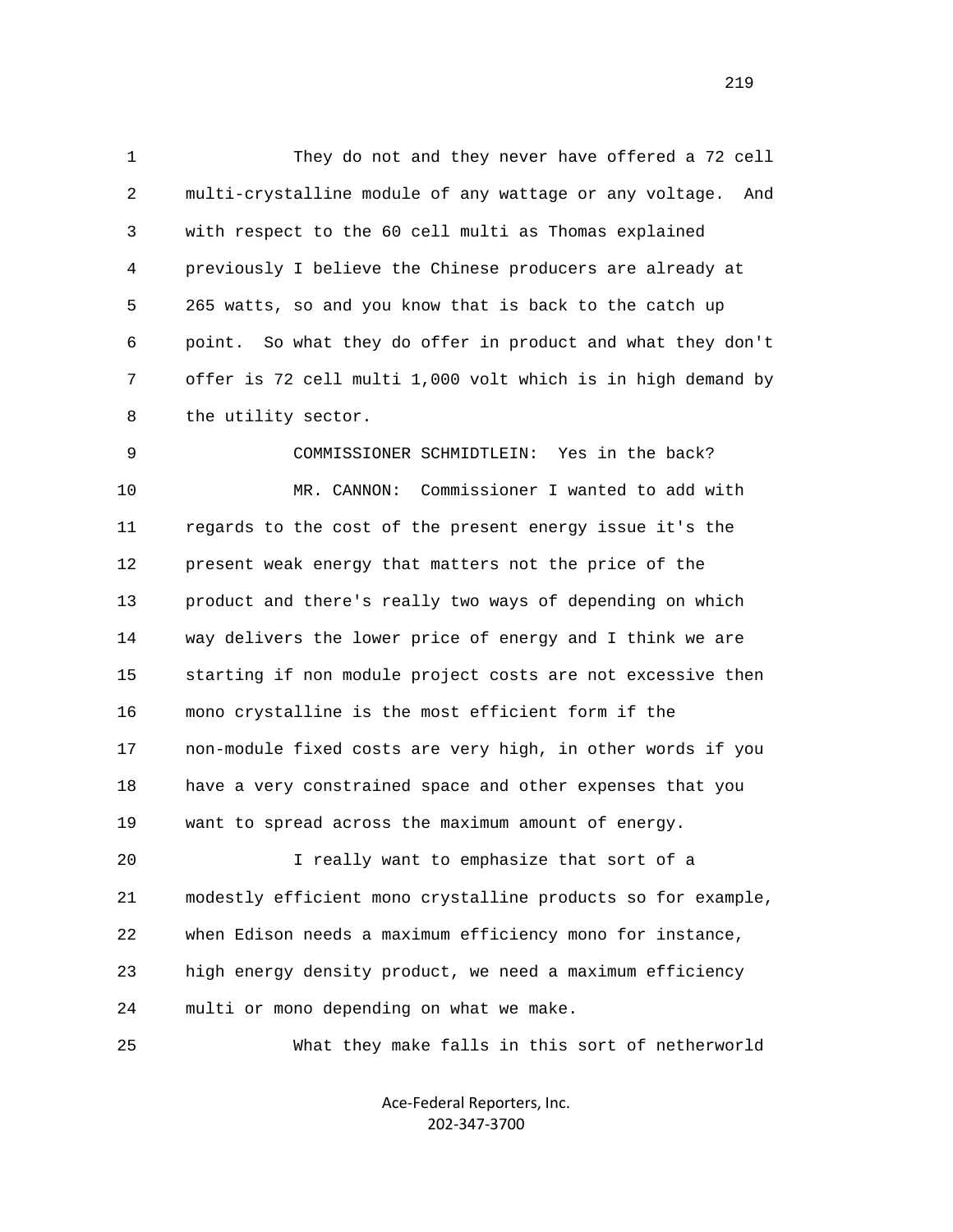They do not and they never have offered a 72 cell multi-crystalline module of any wattage or any voltage. And with respect to the 60 cell multi as Thomas explained previously I believe the Chinese producers are already at 265 watts, so and you know that is back to the catch up point. So what they do offer in product and what they don't offer is 72 cell multi 1,000 volt which is in high demand by the utility sector.

COMMISSIONER SCHMIDTLEIN: Yes in the back?

MR. CANNON: Commissioner I wanted to add with regards to the cost of the present energy issue it's the present weak energy that matters not the price of the product and there's really two ways of depending on which way delivers the lower price of energy and I think we are starting if non module project costs are not excessive then mono crystalline is the most efficient form if the non-module fixed costs are very high, in other words if you have a very constrained space and other expenses that you want to spread across the maximum amount of energy.

I really want to emphasize that sort of a modestly efficient mono crystalline products so for example, when Edison needs a maximum efficiency mono for instance, high energy density product, we need a maximum efficiency multi or mono depending on what we make.

What they make falls in this sort of netherworld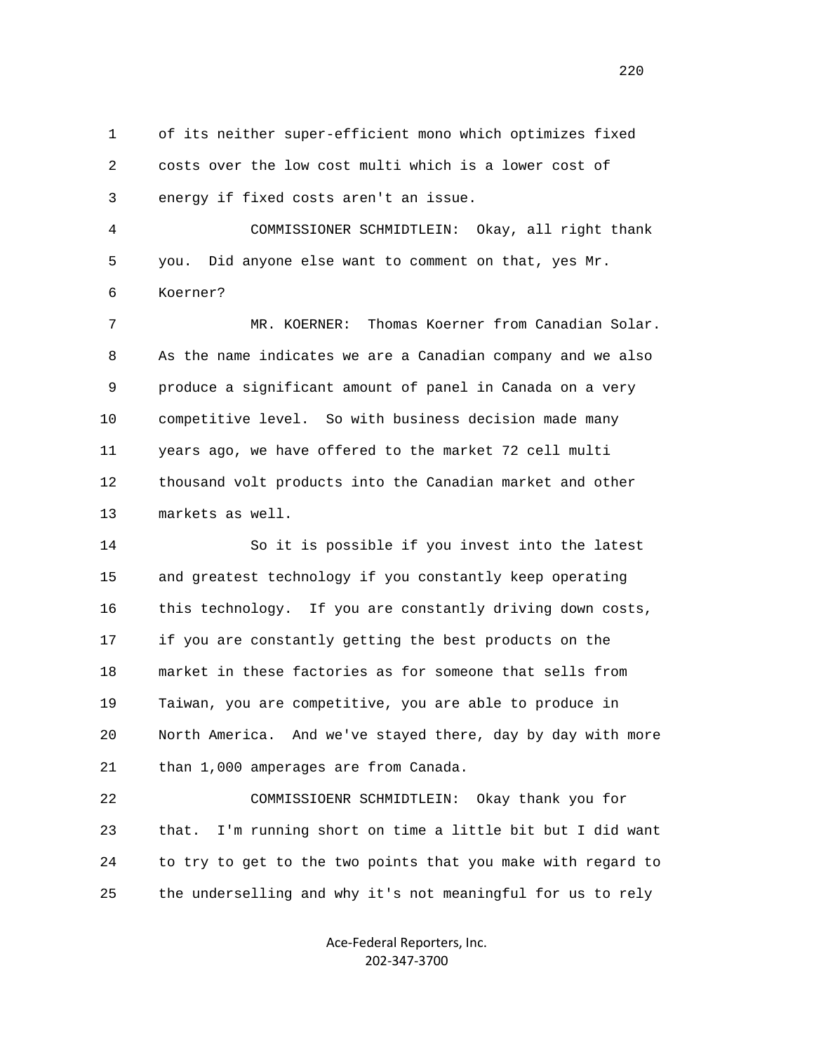1 of its neither super-efficient mono which optimizes fixed
2 costs over the low cost multi which is a lower cost of
3 energy if fixed costs aren't an issue.

4 COMMISSIONER SCHMIDTLEIN: Okay, all right thank
5 you. Did anyone else want to comment on that, yes Mr.
6 Koerner?

7 MR. KOERNER: Thomas Koerner from Canadian Solar.
8 As the name indicates we are a Canadian company and we also
9 produce a significant amount of panel in Canada on a very
10 competitive level. So with business decision made many
11 years ago, we have offered to the market 72 cell multi
12 thousand volt products into the Canadian market and other
13 markets as well.

14 So it is possible if you invest into the latest
15 and greatest technology if you constantly keep operating
16 this technology. If you are constantly driving down costs,
17 if you are constantly getting the best products on the
18 market in these factories as for someone that sells from
19 Taiwan, you are competitive, you are able to produce in
20 North America. And we've stayed there, day by day with more
21 than 1,000 amperages are from Canada.

22 COMMISSIOENR SCHMIDTLEIN: Okay thank you for
23 that. I'm running short on time a little bit but I did want
24 to try to get to the two points that you make with regard to
25 the underselling and why it's not meaningful for us to rely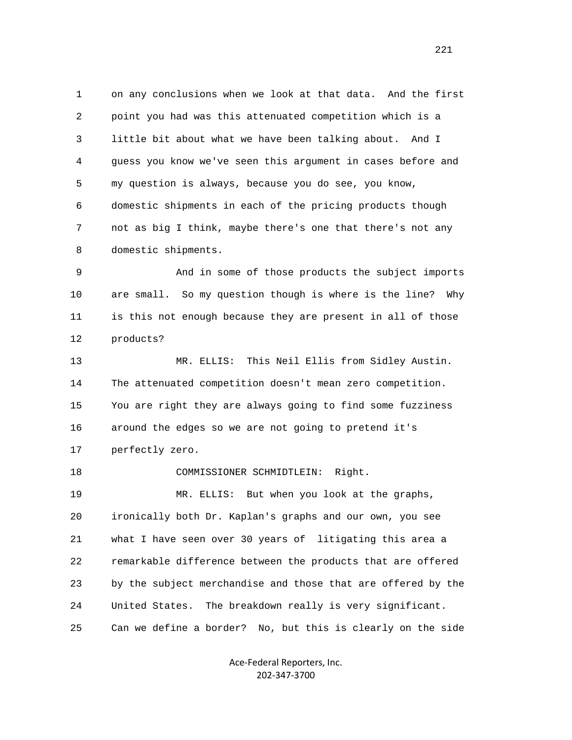1 on any conclusions when we look at that data. And the first
2 point you had was this attenuated competition which is a
3 little bit about what we have been talking about. And I
4 guess you know we've seen this argument in cases before and
5 my question is always, because you do see, you know,
6 domestic shipments in each of the pricing products though
7 not as big I think, maybe there's one that there's not any
8 domestic shipments.

9 And in some of those products the subject imports
10 are small. So my question though is where is the line? Why
11 is this not enough because they are present in all of those
12 products?

13 MR. ELLIS: This Neil Ellis from Sidley Austin.
14 The attenuated competition doesn't mean zero competition.
15 You are right they are always going to find some fuzziness
16 around the edges so we are not going to pretend it's
17 perfectly zero.

18 COMMISSIONER SCHMIDTLEIN: Right.

19 MR. ELLIS: But when you look at the graphs,
20 ironically both Dr. Kaplan's graphs and our own, you see
21 what I have seen over 30 years of litigating this area a
22 remarkable difference between the products that are offered
23 by the subject merchandise and those that are offered by the
24 United States. The breakdown really is very significant.
25 Can we define a border? No, but this is clearly on the side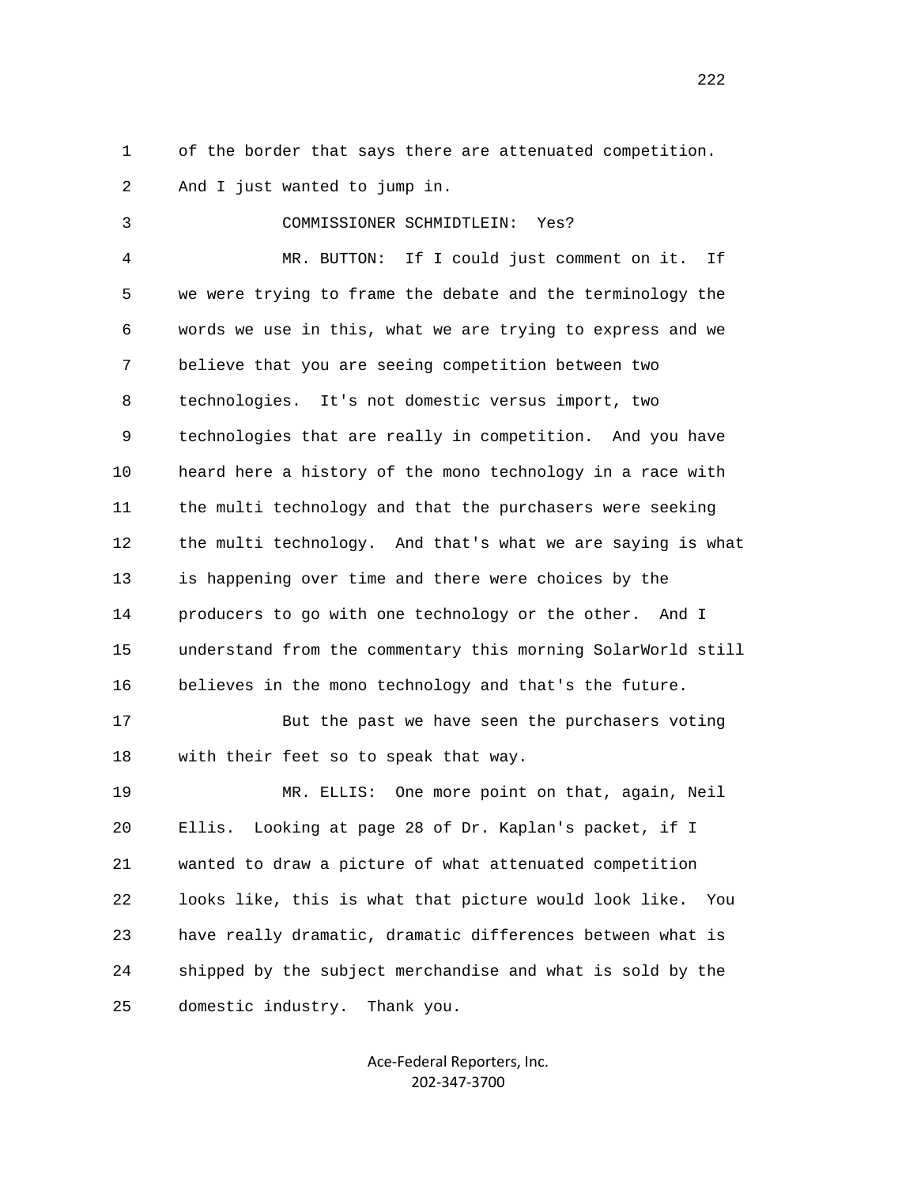of the border that says there are attenuated competition. And I just wanted to jump in.

COMMISSIONER SCHMIDTLEIN: Yes?

MR. BUTTON: If I could just comment on it. If we were trying to frame the debate and the terminology the words we use in this, what we are trying to express and we believe that you are seeing competition between two technologies. It's not domestic versus import, two technologies that are really in competition. And you have heard here a history of the mono technology in a race with the multi technology and that the purchasers were seeking the multi technology. And that's what we are saying is what is happening over time and there were choices by the producers to go with one technology or the other. And I understand from the commentary this morning SolarWorld still believes in the mono technology and that's the future.

But the past we have seen the purchasers voting with their feet so to speak that way.

MR. ELLIS: One more point on that, again, Neil Ellis. Looking at page 28 of Dr. Kaplan's packet, if I wanted to draw a picture of what attenuated competition looks like, this is what that picture would look like. You have really dramatic, dramatic differences between what is shipped by the subject merchandise and what is sold by the domestic industry. Thank you.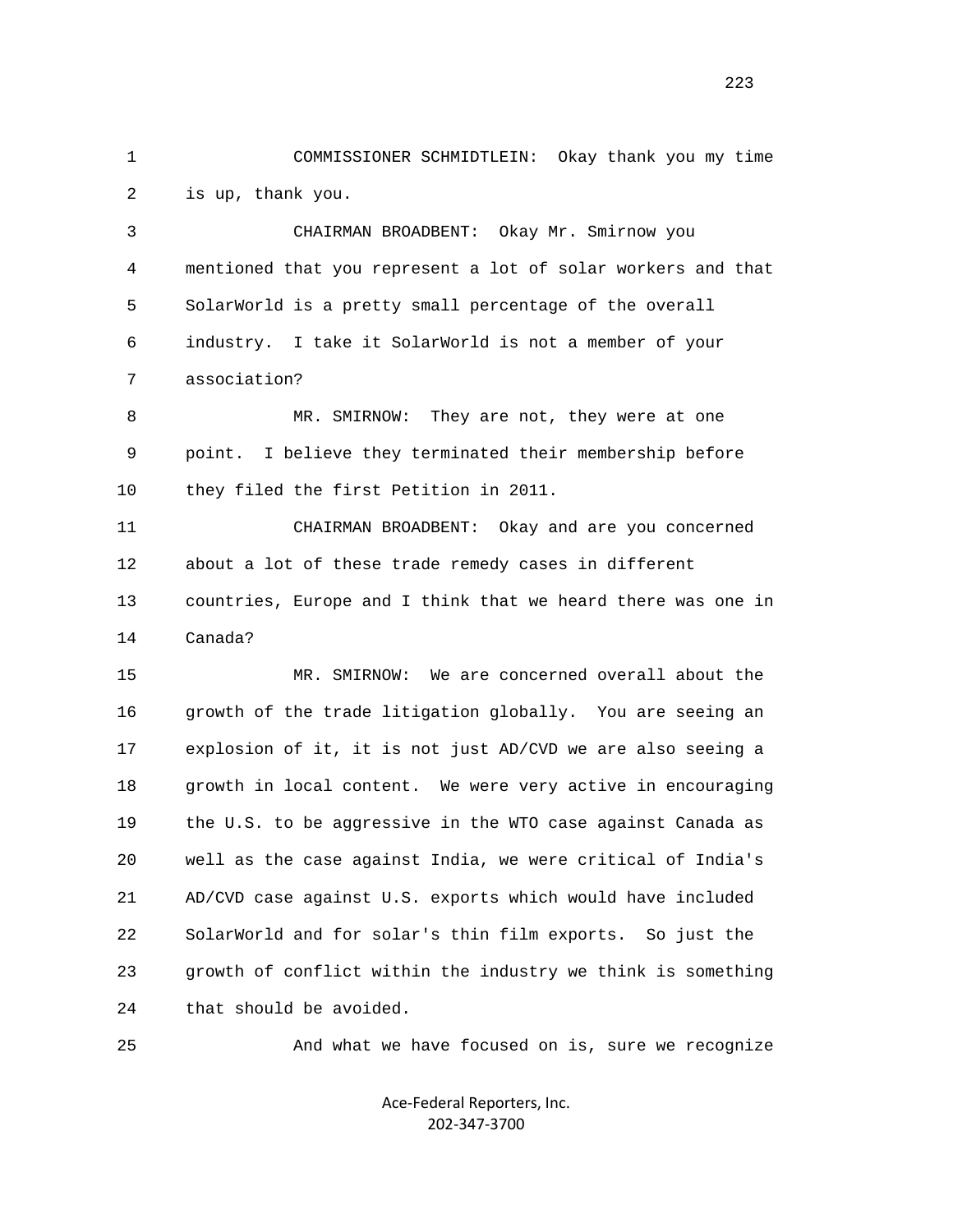COMMISSIONER SCHMIDTLEIN: Okay thank you my time is up, thank you.

CHAIRMAN BROADBENT: Okay Mr. Smirnow you mentioned that you represent a lot of solar workers and that SolarWorld is a pretty small percentage of the overall industry. I take it SolarWorld is not a member of your association?

MR. SMIRNOW: They are not, they were at one point. I believe they terminated their membership before they filed the first Petition in 2011.

CHAIRMAN BROADBENT: Okay and are you concerned about a lot of these trade remedy cases in different countries, Europe and I think that we heard there was one in Canada?

MR. SMIRNOW: We are concerned overall about the growth of the trade litigation globally. You are seeing an explosion of it, it is not just AD/CVD we are also seeing a growth in local content. We were very active in encouraging the U.S. to be aggressive in the WTO case against Canada as well as the case against India, we were critical of India's AD/CVD case against U.S. exports which would have included SolarWorld and for solar's thin film exports. So just the growth of conflict within the industry we think is something that should be avoided.

And what we have focused on is, sure we recognize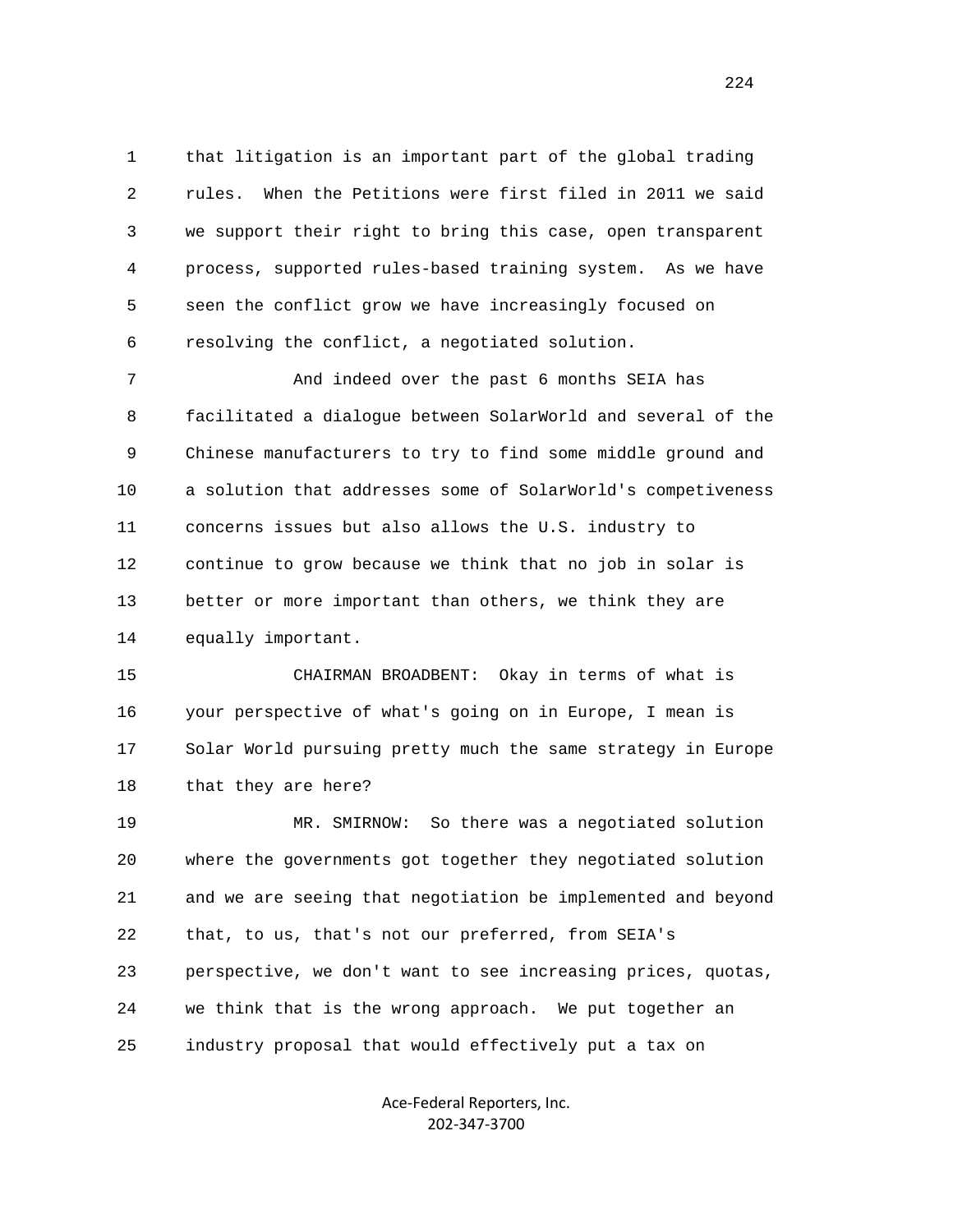that litigation is an important part of the global trading rules. When the Petitions were first filed in 2011 we said we support their right to bring this case, open transparent process, supported rules-based training system. As we have seen the conflict grow we have increasingly focused on resolving the conflict, a negotiated solution.

And indeed over the past 6 months SEIA has facilitated a dialogue between SolarWorld and several of the Chinese manufacturers to try to find some middle ground and a solution that addresses some of SolarWorld's competiveness concerns issues but also allows the U.S. industry to continue to grow because we think that no job in solar is better or more important than others, we think they are equally important.

CHAIRMAN BROADBENT: Okay in terms of what is your perspective of what's going on in Europe, I mean is Solar World pursuing pretty much the same strategy in Europe that they are here?

MR. SMIRNOW: So there was a negotiated solution where the governments got together they negotiated solution and we are seeing that negotiation be implemented and beyond that, to us, that's not our preferred, from SEIA's perspective, we don't want to see increasing prices, quotas, we think that is the wrong approach. We put together an industry proposal that would effectively put a tax on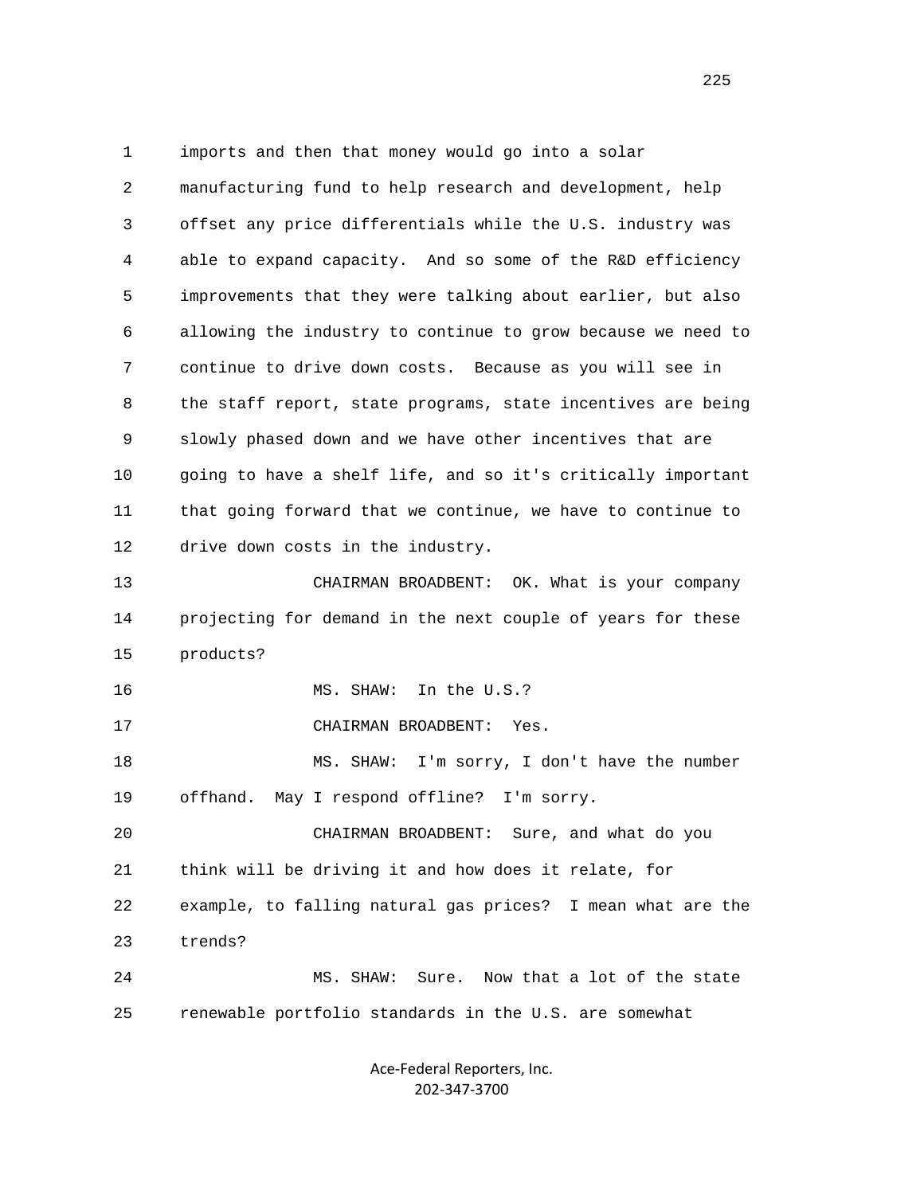imports and then that money would go into a solar manufacturing fund to help research and development, help offset any price differentials while the U.S. industry was able to expand capacity. And so some of the R&D efficiency improvements that they were talking about earlier, but also allowing the industry to continue to grow because we need to continue to drive down costs. Because as you will see in the staff report, state programs, state incentives are being slowly phased down and we have other incentives that are going to have a shelf life, and so it's critically important that going forward that we continue, we have to continue to drive down costs in the industry.

CHAIRMAN BROADBENT: OK. What is your company projecting for demand in the next couple of years for these products?

MS. SHAW: In the U.S.?

CHAIRMAN BROADBENT: Yes.

MS. SHAW: I'm sorry, I don't have the number offhand. May I respond offline? I'm sorry.

CHAIRMAN BROADBENT: Sure, and what do you think will be driving it and how does it relate, for example, to falling natural gas prices? I mean what are the trends?

MS. SHAW: Sure. Now that a lot of the state renewable portfolio standards in the U.S. are somewhat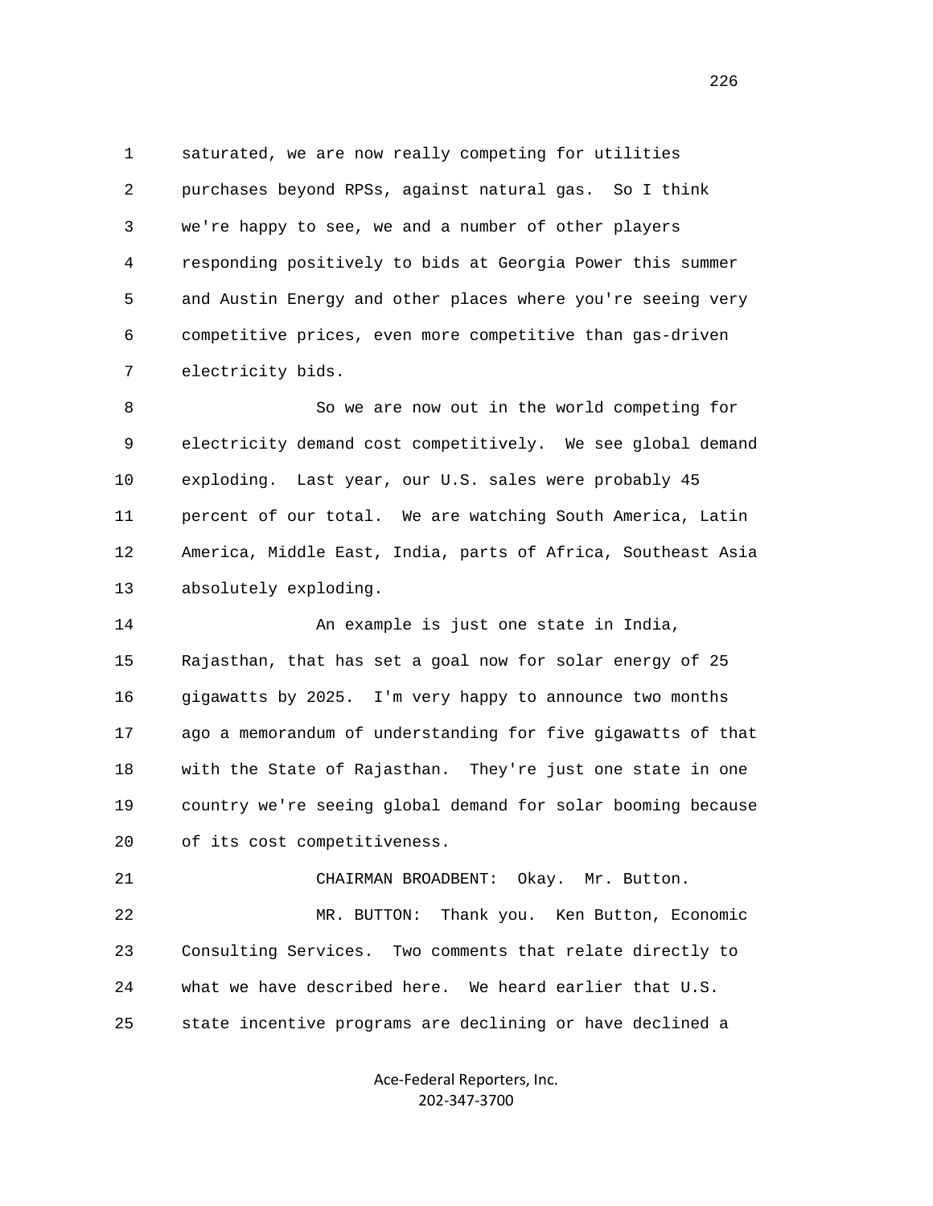saturated, we are now really competing for utilities purchases beyond RPSs, against natural gas. So I think we're happy to see, we and a number of other players responding positively to bids at Georgia Power this summer and Austin Energy and other places where you're seeing very competitive prices, even more competitive than gas-driven electricity bids.

So we are now out in the world competing for electricity demand cost competitively. We see global demand exploding. Last year, our U.S. sales were probably 45 percent of our total. We are watching South America, Latin America, Middle East, India, parts of Africa, Southeast Asia absolutely exploding.

An example is just one state in India, Rajasthan, that has set a goal now for solar energy of 25 gigawatts by 2025. I'm very happy to announce two months ago a memorandum of understanding for five gigawatts of that with the State of Rajasthan. They're just one state in one country we're seeing global demand for solar booming because of its cost competitiveness.

CHAIRMAN BROADBENT: Okay. Mr. Button.

MR. BUTTON: Thank you. Ken Button, Economic Consulting Services. Two comments that relate directly to what we have described here. We heard earlier that U.S. state incentive programs are declining or have declined a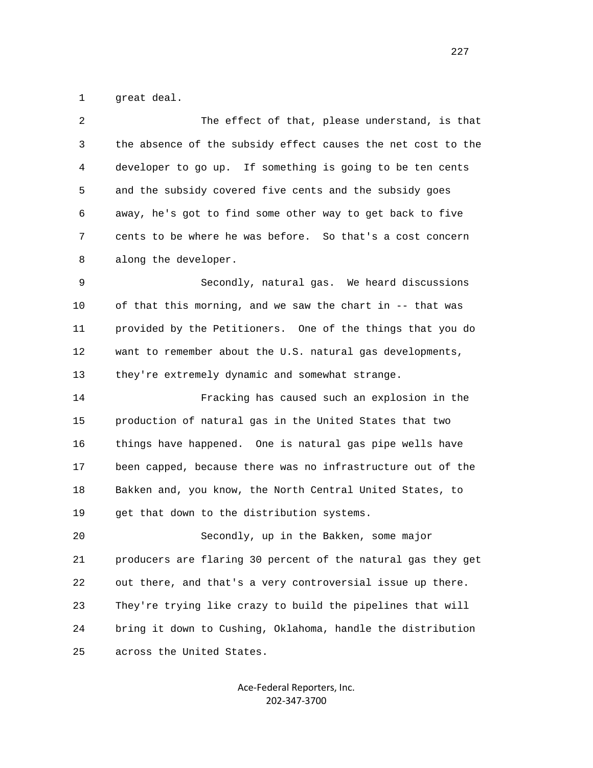great deal.

The effect of that, please understand, is that the absence of the subsidy effect causes the net cost to the developer to go up. If something is going to be ten cents and the subsidy covered five cents and the subsidy goes away, he's got to find some other way to get back to five cents to be where he was before. So that's a cost concern along the developer.

Secondly, natural gas. We heard discussions of that this morning, and we saw the chart in -- that was provided by the Petitioners. One of the things that you do want to remember about the U.S. natural gas developments, they're extremely dynamic and somewhat strange.

Fracking has caused such an explosion in the production of natural gas in the United States that two things have happened. One is natural gas pipe wells have been capped, because there was no infrastructure out of the Bakken and, you know, the North Central United States, to get that down to the distribution systems.

Secondly, up in the Bakken, some major producers are flaring 30 percent of the natural gas they get out there, and that's a very controversial issue up there. They're trying like crazy to build the pipelines that will bring it down to Cushing, Oklahoma, handle the distribution across the United States.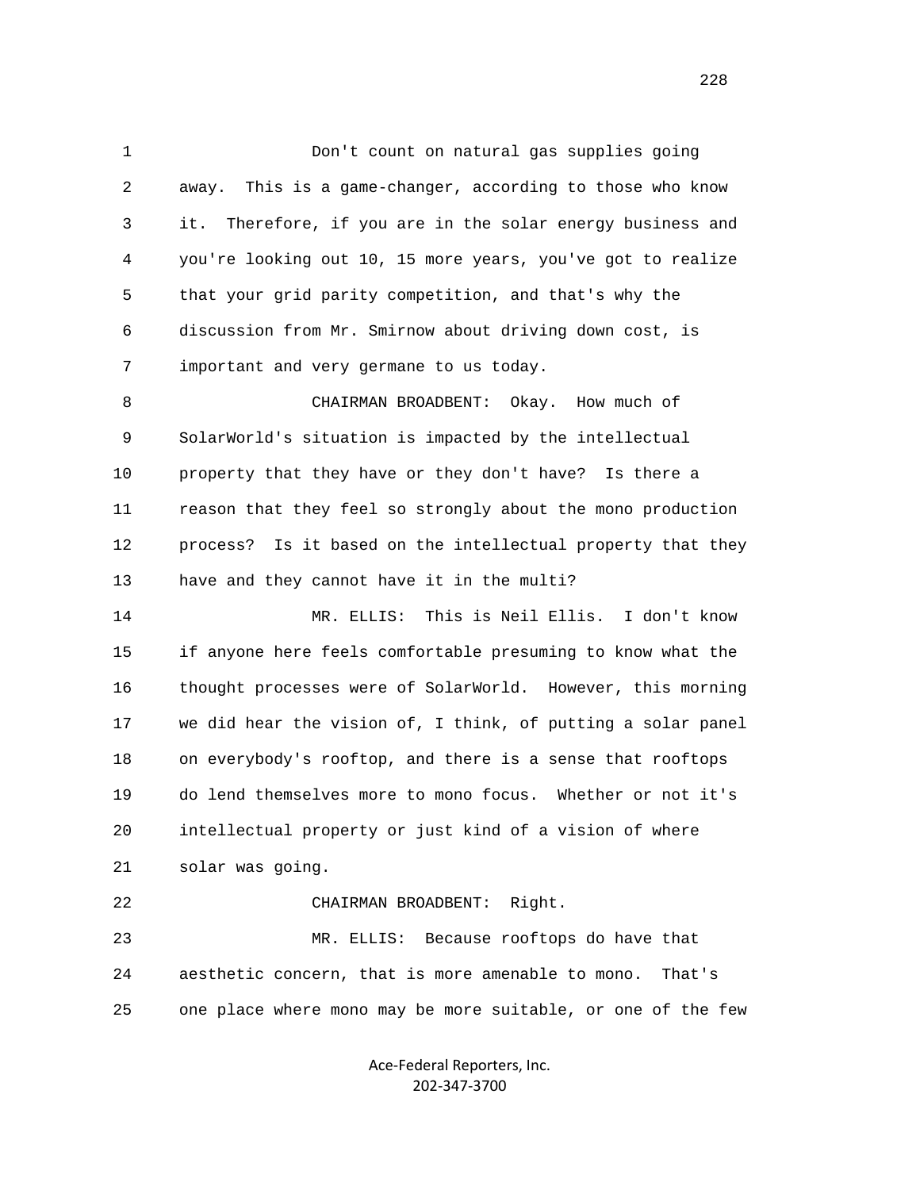Don't count on natural gas supplies going away. This is a game-changer, according to those who know it. Therefore, if you are in the solar energy business and you're looking out 10, 15 more years, you've got to realize that your grid parity competition, and that's why the discussion from Mr. Smirnow about driving down cost, is important and very germane to us today.

CHAIRMAN BROADBENT: Okay. How much of SolarWorld's situation is impacted by the intellectual property that they have or they don't have? Is there a reason that they feel so strongly about the mono production process? Is it based on the intellectual property that they have and they cannot have it in the multi?

MR. ELLIS: This is Neil Ellis. I don't know if anyone here feels comfortable presuming to know what the thought processes were of SolarWorld. However, this morning we did hear the vision of, I think, of putting a solar panel on everybody's rooftop, and there is a sense that rooftops do lend themselves more to mono focus. Whether or not it's intellectual property or just kind of a vision of where solar was going.

CHAIRMAN BROADBENT: Right.

MR. ELLIS: Because rooftops do have that aesthetic concern, that is more amenable to mono. That's one place where mono may be more suitable, or one of the few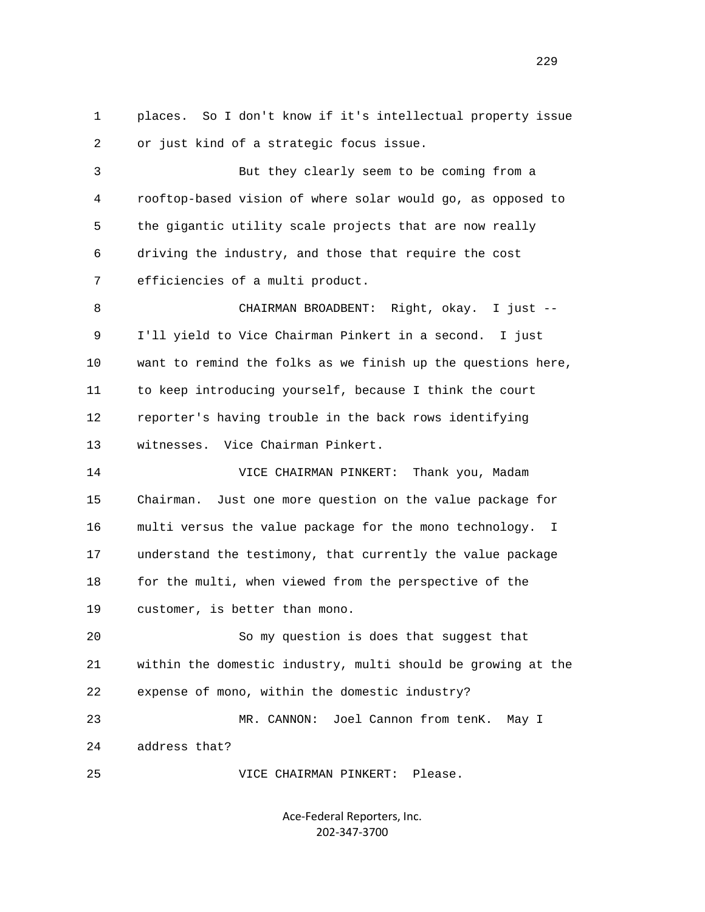places. So I don't know if it's intellectual property issue or just kind of a strategic focus issue.

But they clearly seem to be coming from a rooftop-based vision of where solar would go, as opposed to the gigantic utility scale projects that are now really driving the industry, and those that require the cost efficiencies of a multi product.

CHAIRMAN BROADBENT: Right, okay. I just -- I'll yield to Vice Chairman Pinkert in a second. I just want to remind the folks as we finish up the questions here, to keep introducing yourself, because I think the court reporter's having trouble in the back rows identifying witnesses. Vice Chairman Pinkert.

VICE CHAIRMAN PINKERT: Thank you, Madam Chairman. Just one more question on the value package for multi versus the value package for the mono technology. I understand the testimony, that currently the value package for the multi, when viewed from the perspective of the customer, is better than mono.

So my question is does that suggest that within the domestic industry, multi should be growing at the expense of mono, within the domestic industry?

MR. CANNON: Joel Cannon from tenK. May I address that?

VICE CHAIRMAN PINKERT: Please.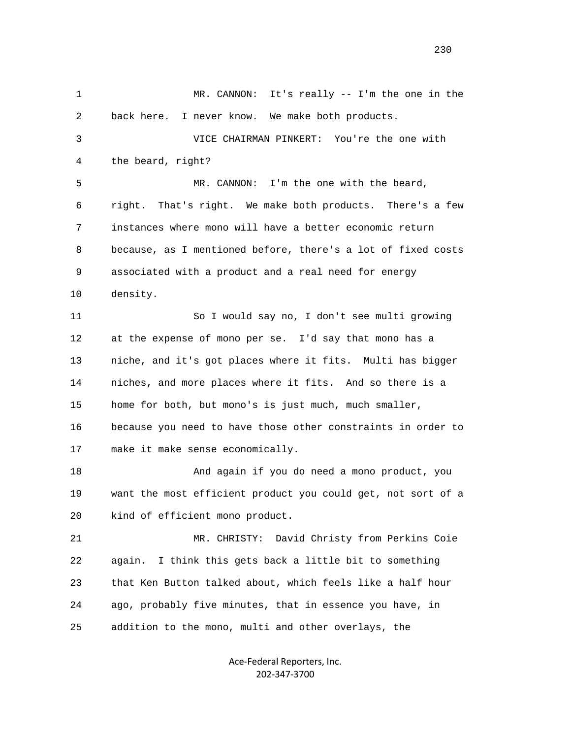MR. CANNON: It's really -- I'm the one in the back here. I never know. We make both products.

VICE CHAIRMAN PINKERT: You're the one with the beard, right?

MR. CANNON: I'm the one with the beard, right. That's right. We make both products. There's a few instances where mono will have a better economic return because, as I mentioned before, there's a lot of fixed costs associated with a product and a real need for energy density.

So I would say no, I don't see multi growing at the expense of mono per se. I'd say that mono has a niche, and it's got places where it fits. Multi has bigger niches, and more places where it fits. And so there is a home for both, but mono's is just much, much smaller, because you need to have those other constraints in order to make it make sense economically.

And again if you do need a mono product, you want the most efficient product you could get, not sort of a kind of efficient mono product.

MR. CHRISTY: David Christy from Perkins Coie again. I think this gets back a little bit to something that Ken Button talked about, which feels like a half hour ago, probably five minutes, that in essence you have, in addition to the mono, multi and other overlays, the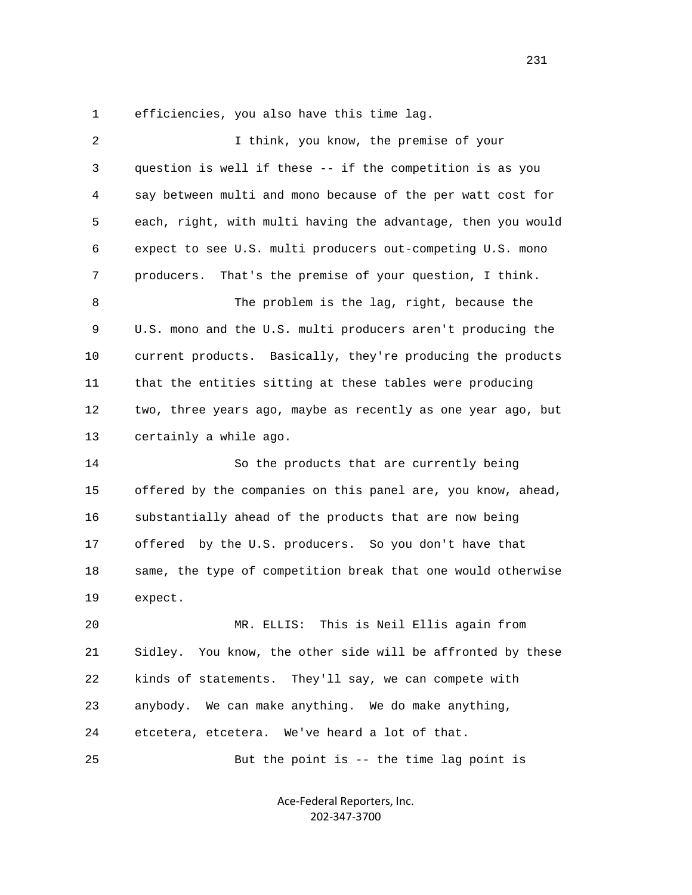efficiencies, you also have this time lag.

I think, you know, the premise of your question is well if these -- if the competition is as you say between multi and mono because of the per watt cost for each, right, with multi having the advantage, then you would expect to see U.S. multi producers out-competing U.S. mono producers. That's the premise of your question, I think.

The problem is the lag, right, because the U.S. mono and the U.S. multi producers aren't producing the current products. Basically, they're producing the products that the entities sitting at these tables were producing two, three years ago, maybe as recently as one year ago, but certainly a while ago.

So the products that are currently being offered by the companies on this panel are, you know, ahead, substantially ahead of the products that are now being offered by the U.S. producers. So you don't have that same, the type of competition break that one would otherwise expect.

MR. ELLIS: This is Neil Ellis again from Sidley. You know, the other side will be affronted by these kinds of statements. They'll say, we can compete with anybody. We can make anything. We do make anything, etcetera, etcetera. We've heard a lot of that.

But the point is -- the time lag point is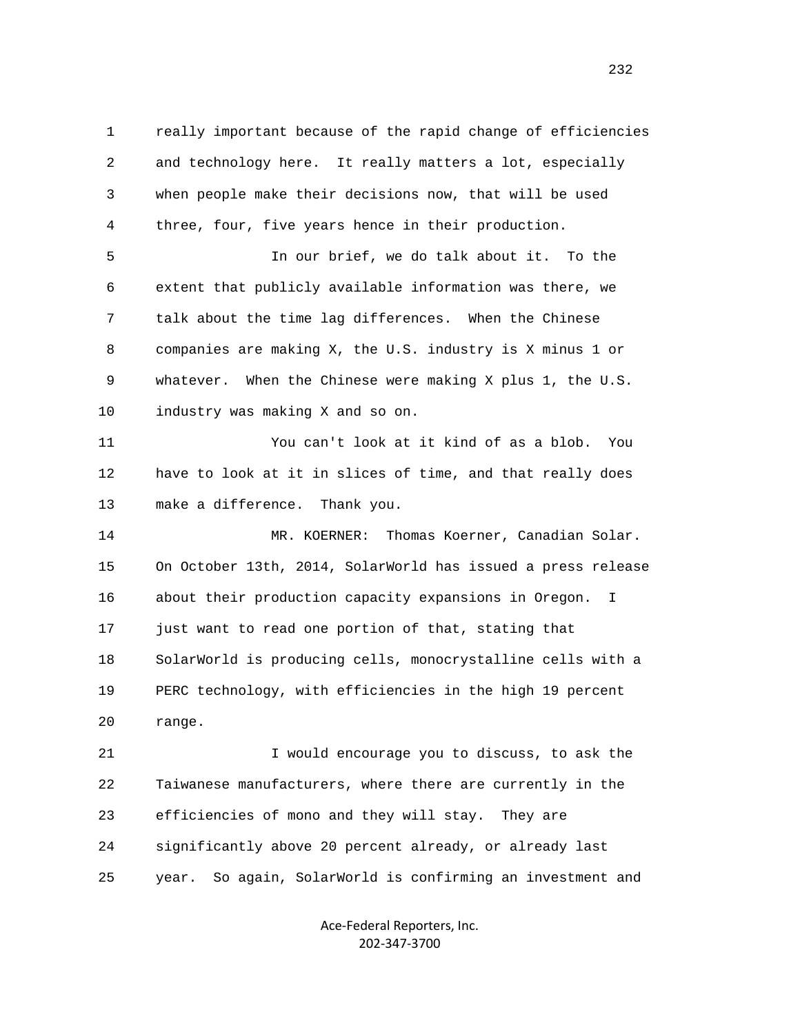really important because of the rapid change of efficiencies and technology here. It really matters a lot, especially when people make their decisions now, that will be used three, four, five years hence in their production.

In our brief, we do talk about it. To the extent that publicly available information was there, we talk about the time lag differences. When the Chinese companies are making X, the U.S. industry is X minus 1 or whatever. When the Chinese were making X plus 1, the U.S. industry was making X and so on.

You can't look at it kind of as a blob. You have to look at it in slices of time, and that really does make a difference. Thank you.

MR. KOERNER: Thomas Koerner, Canadian Solar. On October 13th, 2014, SolarWorld has issued a press release about their production capacity expansions in Oregon. I just want to read one portion of that, stating that SolarWorld is producing cells, monocrystalline cells with a PERC technology, with efficiencies in the high 19 percent range.

I would encourage you to discuss, to ask the Taiwanese manufacturers, where there are currently in the efficiencies of mono and they will stay. They are significantly above 20 percent already, or already last year. So again, SolarWorld is confirming an investment and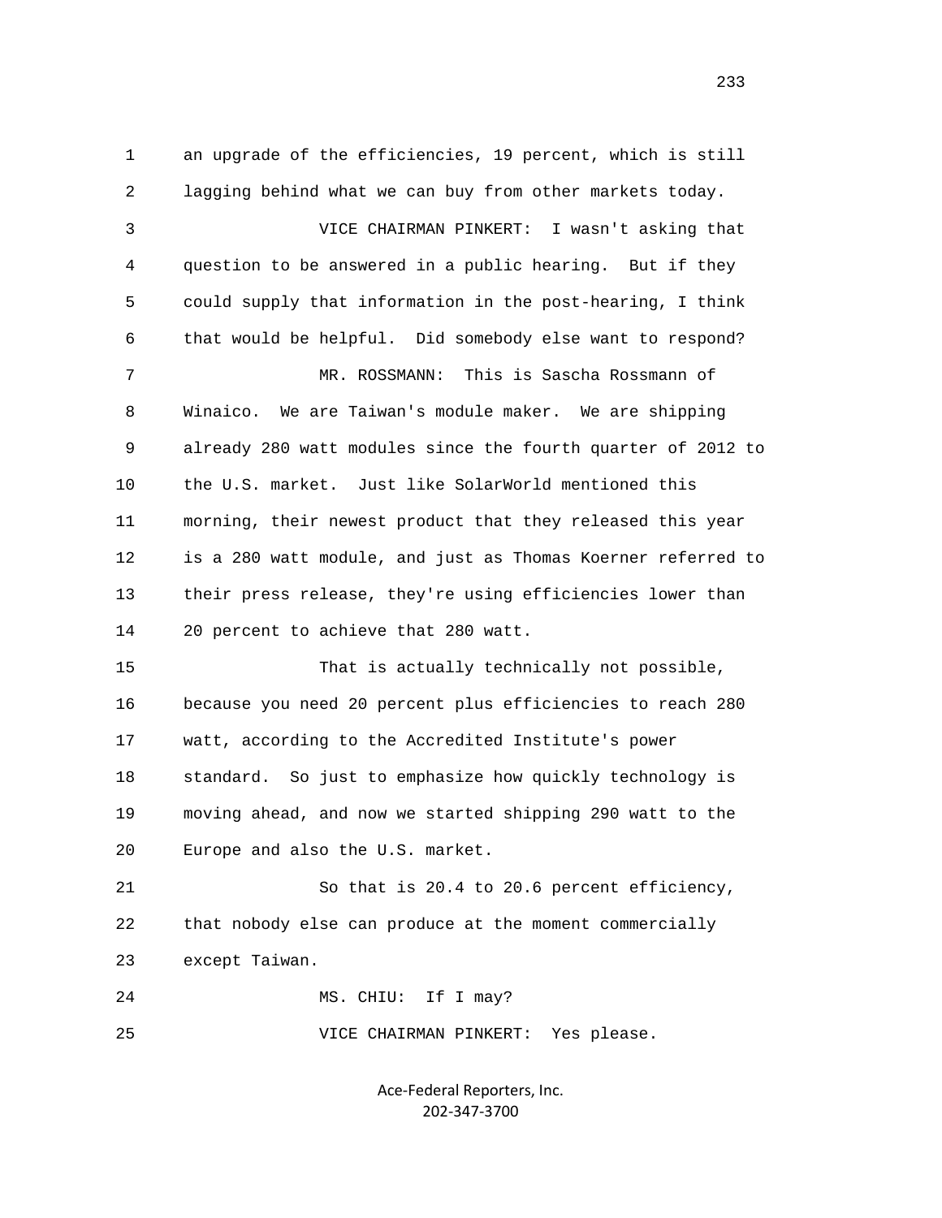1 an upgrade of the efficiencies, 19 percent, which is still
2 lagging behind what we can buy from other markets today.
3 VICE CHAIRMAN PINKERT: I wasn't asking that
4 question to be answered in a public hearing. But if they
5 could supply that information in the post-hearing, I think
6 that would be helpful. Did somebody else want to respond?
7 MR. ROSSMANN: This is Sascha Rossmann of
8 Winaico. We are Taiwan's module maker. We are shipping
9 already 280 watt modules since the fourth quarter of 2012 to
10 the U.S. market. Just like SolarWorld mentioned this
11 morning, their newest product that they released this year
12 is a 280 watt module, and just as Thomas Koerner referred to
13 their press release, they're using efficiencies lower than
14 20 percent to achieve that 280 watt.
15 That is actually technically not possible,
16 because you need 20 percent plus efficiencies to reach 280
17 watt, according to the Accredited Institute's power
18 standard. So just to emphasize how quickly technology is
19 moving ahead, and now we started shipping 290 watt to the
20 Europe and also the U.S. market.
21 So that is 20.4 to 20.6 percent efficiency,
22 that nobody else can produce at the moment commercially
23 except Taiwan.
24 MS. CHIU: If I may?
25 VICE CHAIRMAN PINKERT: Yes please.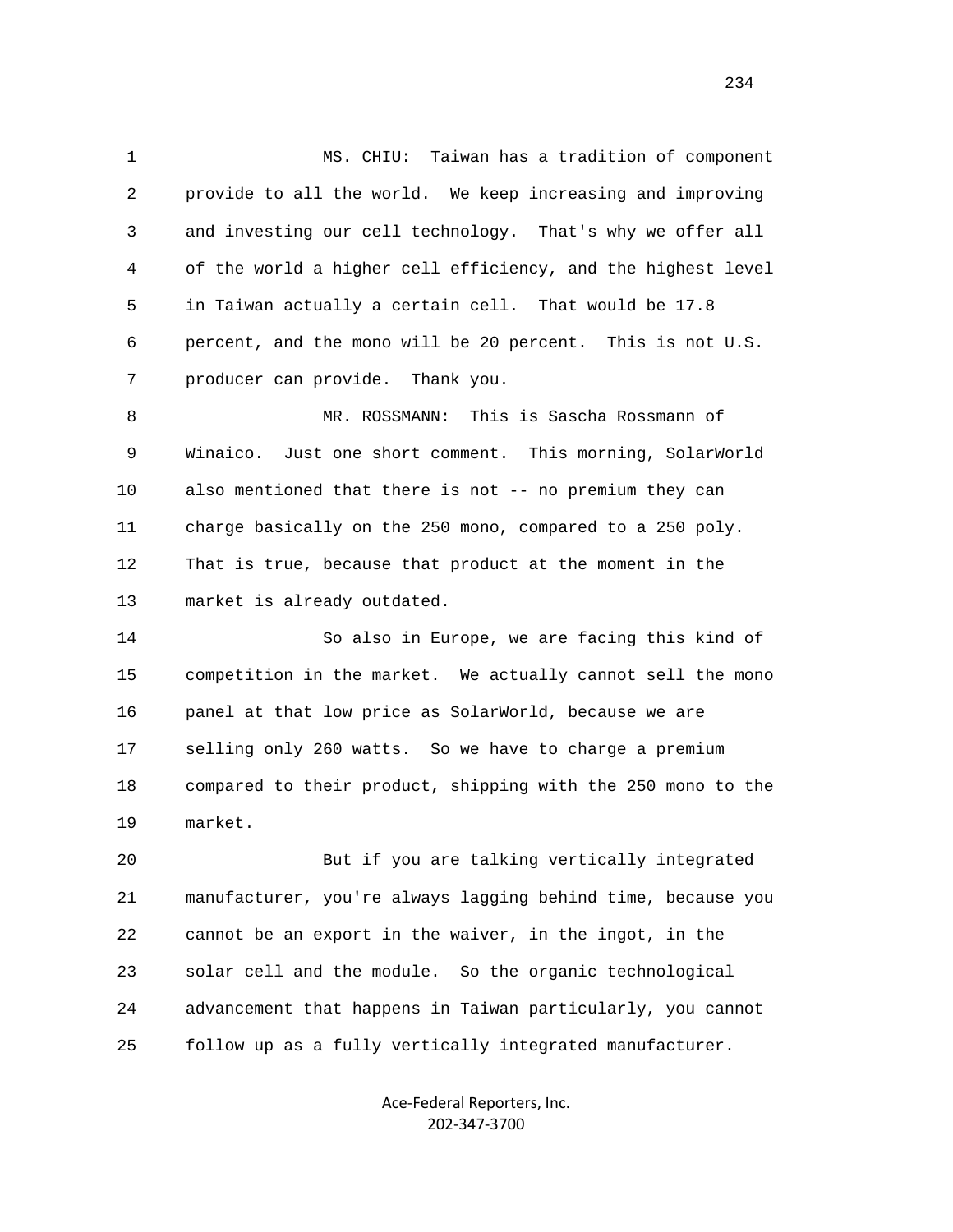MS. CHIU: Taiwan has a tradition of component provide to all the world. We keep increasing and improving and investing our cell technology. That's why we offer all of the world a higher cell efficiency, and the highest level in Taiwan actually a certain cell. That would be 17.8 percent, and the mono will be 20 percent. This is not U.S. producer can provide. Thank you.

MR. ROSSMANN: This is Sascha Rossmann of Winaico. Just one short comment. This morning, SolarWorld also mentioned that there is not -- no premium they can charge basically on the 250 mono, compared to a 250 poly. That is true, because that product at the moment in the market is already outdated.

So also in Europe, we are facing this kind of competition in the market. We actually cannot sell the mono panel at that low price as SolarWorld, because we are selling only 260 watts. So we have to charge a premium compared to their product, shipping with the 250 mono to the market.

But if you are talking vertically integrated manufacturer, you're always lagging behind time, because you cannot be an export in the waiver, in the ingot, in the solar cell and the module. So the organic technological advancement that happens in Taiwan particularly, you cannot follow up as a fully vertically integrated manufacturer.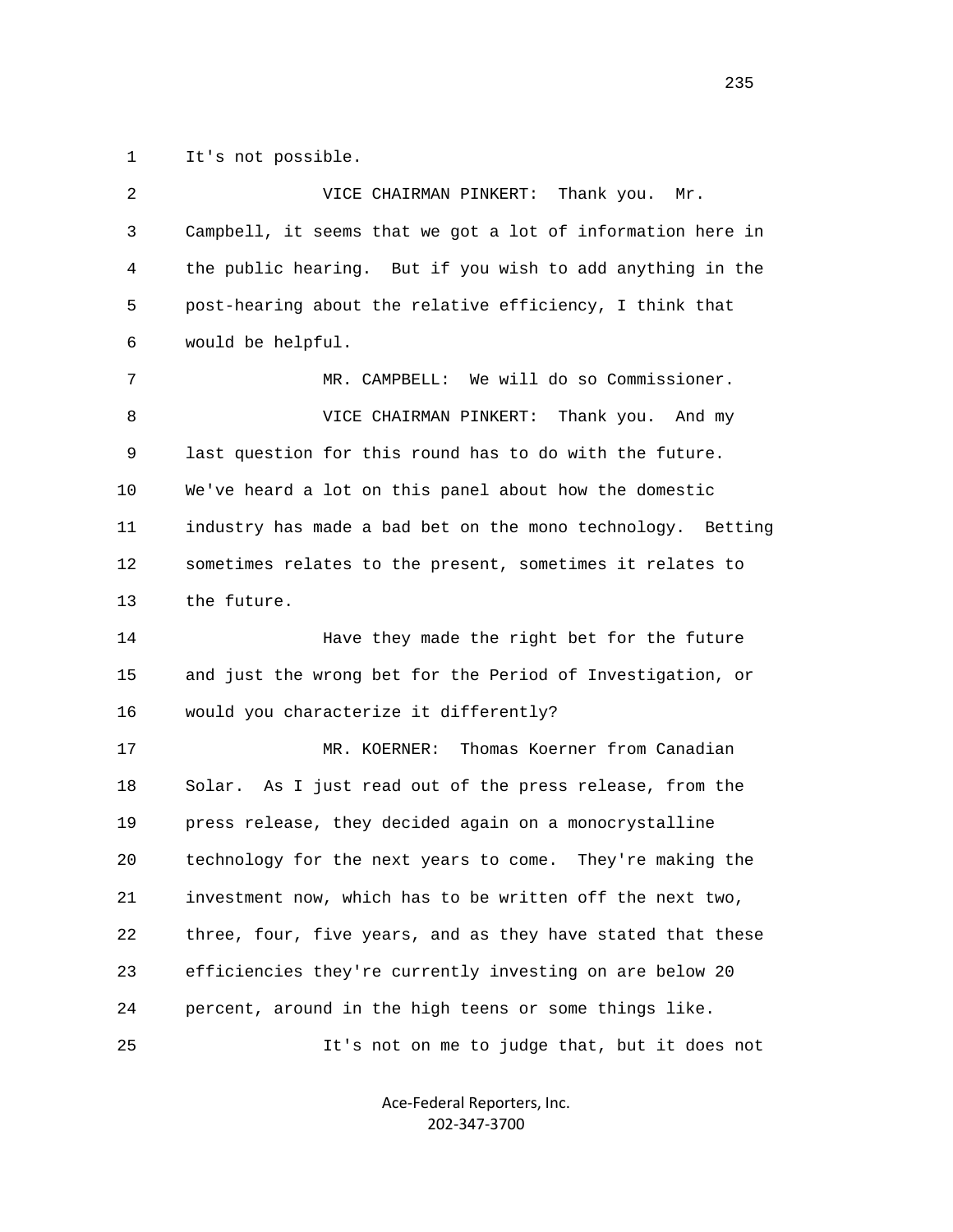It's not possible.

VICE CHAIRMAN PINKERT: Thank you. Mr. Campbell, it seems that we got a lot of information here in the public hearing. But if you wish to add anything in the post-hearing about the relative efficiency, I think that would be helpful.

MR. CAMPBELL: We will do so Commissioner.

VICE CHAIRMAN PINKERT: Thank you. And my last question for this round has to do with the future. We've heard a lot on this panel about how the domestic industry has made a bad bet on the mono technology. Betting sometimes relates to the present, sometimes it relates to the future.

Have they made the right bet for the future and just the wrong bet for the Period of Investigation, or would you characterize it differently?

MR. KOERNER: Thomas Koerner from Canadian Solar. As I just read out of the press release, from the press release, they decided again on a monocrystalline technology for the next years to come. They're making the investment now, which has to be written off the next two, three, four, five years, and as they have stated that these efficiencies they're currently investing on are below 20 percent, around in the high teens or some things like.

It's not on me to judge that, but it does not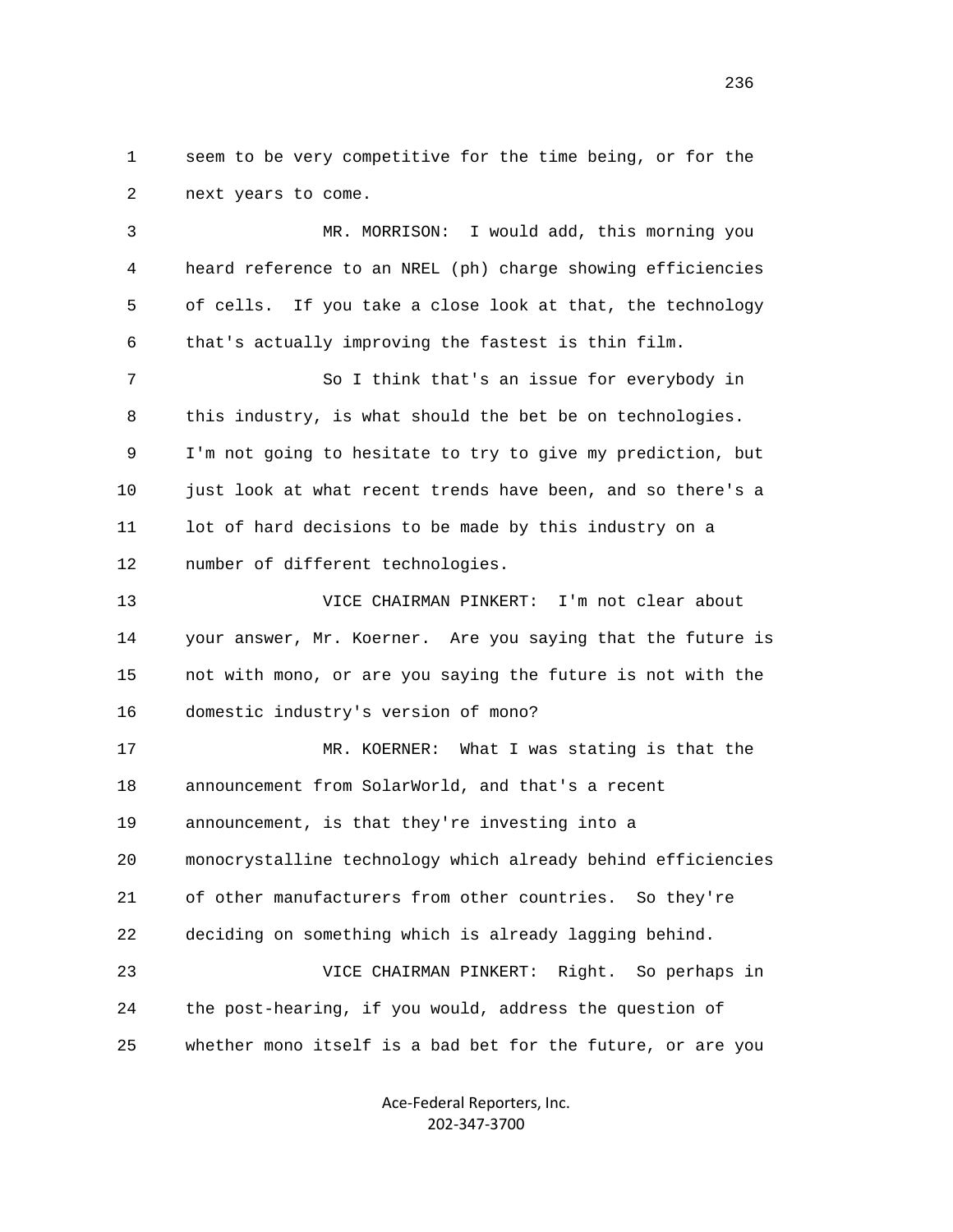seem to be very competitive for the time being, or for the next years to come.

MR. MORRISON: I would add, this morning you heard reference to an NREL (ph) charge showing efficiencies of cells. If you take a close look at that, the technology that's actually improving the fastest is thin film.

So I think that's an issue for everybody in this industry, is what should the bet be on technologies. I'm not going to hesitate to try to give my prediction, but just look at what recent trends have been, and so there's a lot of hard decisions to be made by this industry on a number of different technologies.

VICE CHAIRMAN PINKERT: I'm not clear about your answer, Mr. Koerner. Are you saying that the future is not with mono, or are you saying the future is not with the domestic industry's version of mono?

MR. KOERNER: What I was stating is that the announcement from SolarWorld, and that's a recent announcement, is that they're investing into a monocrystalline technology which already behind efficiencies of other manufacturers from other countries. So they're deciding on something which is already lagging behind.

VICE CHAIRMAN PINKERT: Right. So perhaps in the post-hearing, if you would, address the question of whether mono itself is a bad bet for the future, or are you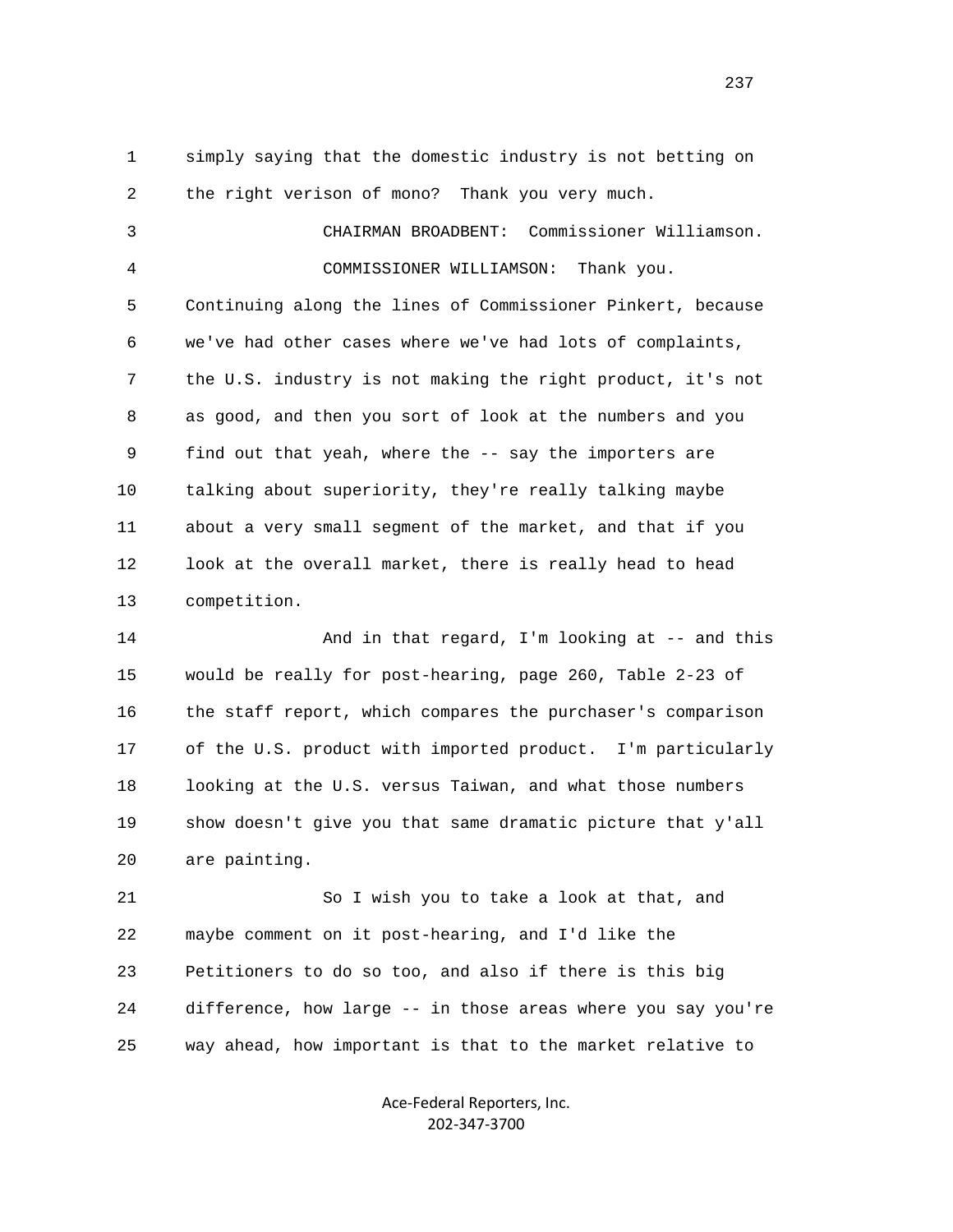1 simply saying that the domestic industry is not betting on
2 the right verison of mono? Thank you very much.
3 CHAIRMAN BROADBENT: Commissioner Williamson.
4 COMMISSIONER WILLIAMSON: Thank you.
5 Continuing along the lines of Commissioner Pinkert, because
6 we've had other cases where we've had lots of complaints,
7 the U.S. industry is not making the right product, it's not
8 as good, and then you sort of look at the numbers and you
9 find out that yeah, where the -- say the importers are
10 talking about superiority, they're really talking maybe
11 about a very small segment of the market, and that if you
12 look at the overall market, there is really head to head
13 competition.
14 And in that regard, I'm looking at -- and this
15 would be really for post-hearing, page 260, Table 2-23 of
16 the staff report, which compares the purchaser's comparison
17 of the U.S. product with imported product. I'm particularly
18 looking at the U.S. versus Taiwan, and what those numbers
19 show doesn't give you that same dramatic picture that y'all
20 are painting.
21 So I wish you to take a look at that, and
22 maybe comment on it post-hearing, and I'd like the
23 Petitioners to do so too, and also if there is this big
24 difference, how large -- in those areas where you say you're
25 way ahead, how important is that to the market relative to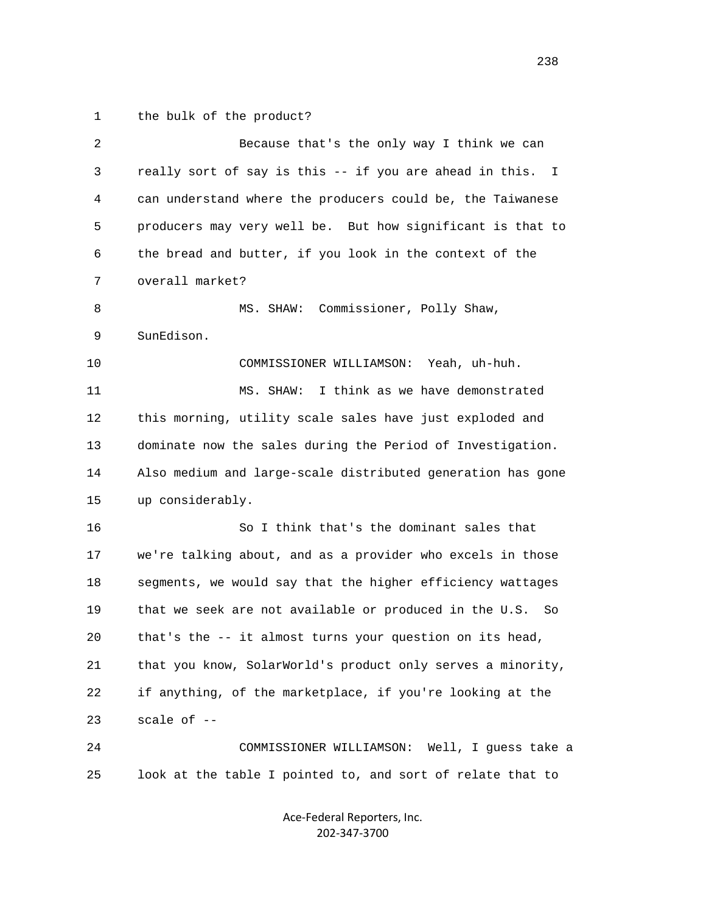1 the bulk of the product?

2 Because that's the only way I think we can

3 really sort of say is this -- if you are ahead in this. I

4 can understand where the producers could be, the Taiwanese

5 producers may very well be. But how significant is that to

6 the bread and butter, if you look in the context of the

7 overall market?

8 MS. SHAW: Commissioner, Polly Shaw,

9 SunEdison.

10 COMMISSIONER WILLIAMSON: Yeah, uh-huh.

11 MS. SHAW: I think as we have demonstrated

12 this morning, utility scale sales have just exploded and

13 dominate now the sales during the Period of Investigation.

14 Also medium and large-scale distributed generation has gone

15 up considerably.

16 So I think that's the dominant sales that

17 we're talking about, and as a provider who excels in those

18 segments, we would say that the higher efficiency wattages

19 that we seek are not available or produced in the U.S. So

20 that's the -- it almost turns your question on its head,

21 that you know, SolarWorld's product only serves a minority,

22 if anything, of the marketplace, if you're looking at the

23 scale of --

24 COMMISSIONER WILLIAMSON: Well, I guess take a

25 look at the table I pointed to, and sort of relate that to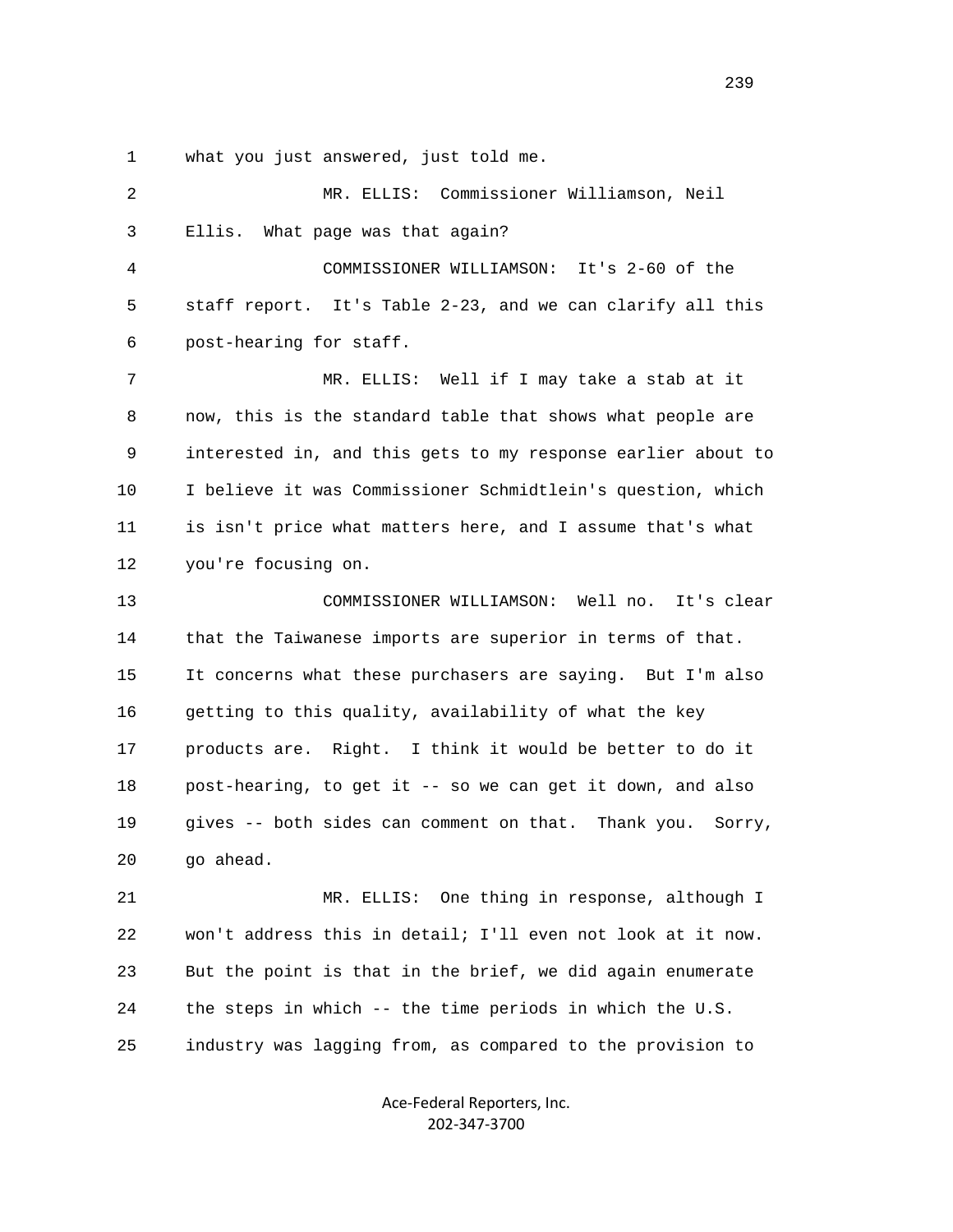1 what you just answered, just told me.

2 MR. ELLIS: Commissioner Williamson, Neil

3 Ellis. What page was that again?

4 COMMISSIONER WILLIAMSON: It's 2-60 of the

5 staff report. It's Table 2-23, and we can clarify all this

6 post-hearing for staff.

7 MR. ELLIS: Well if I may take a stab at it

8 now, this is the standard table that shows what people are

9 interested in, and this gets to my response earlier about to

10 I believe it was Commissioner Schmidtlein's question, which

11 is isn't price what matters here, and I assume that's what

12 you're focusing on.

13 COMMISSIONER WILLIAMSON: Well no. It's clear

14 that the Taiwanese imports are superior in terms of that.

15 It concerns what these purchasers are saying. But I'm also

16 getting to this quality, availability of what the key

17 products are. Right. I think it would be better to do it

18 post-hearing, to get it -- so we can get it down, and also

19 gives -- both sides can comment on that. Thank you. Sorry,

20 go ahead.

21 MR. ELLIS: One thing in response, although I

22 won't address this in detail; I'll even not look at it now.

23 But the point is that in the brief, we did again enumerate

24 the steps in which -- the time periods in which the U.S.

25 industry was lagging from, as compared to the provision to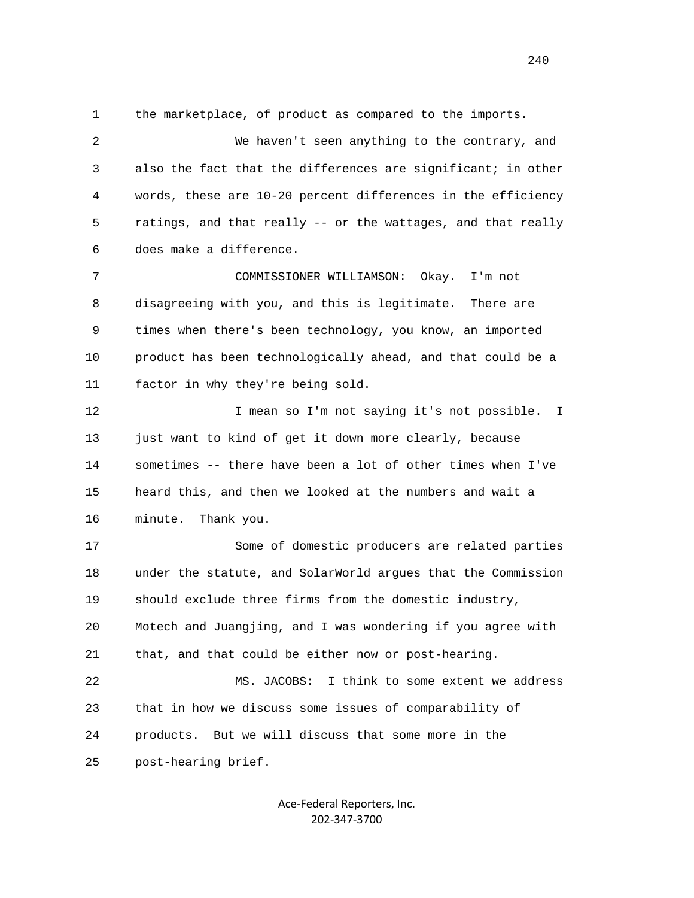1 the marketplace, of product as compared to the imports.

2 We haven't seen anything to the contrary, and

3 also the fact that the differences are significant; in other

4 words, these are 10-20 percent differences in the efficiency

5 ratings, and that really -- or the wattages, and that really

6 does make a difference.

7 COMMISSIONER WILLIAMSON: Okay. I'm not

8 disagreeing with you, and this is legitimate. There are

9 times when there's been technology, you know, an imported

10 product has been technologically ahead, and that could be a

11 factor in why they're being sold.

12 I mean so I'm not saying it's not possible. I

13 just want to kind of get it down more clearly, because

14 sometimes -- there have been a lot of other times when I've

15 heard this, and then we looked at the numbers and wait a

16 minute. Thank you.

17 Some of domestic producers are related parties

18 under the statute, and SolarWorld argues that the Commission

19 should exclude three firms from the domestic industry,

20 Motech and Juangjing, and I was wondering if you agree with

21 that, and that could be either now or post-hearing.

22 MS. JACOBS: I think to some extent we address

23 that in how we discuss some issues of comparability of

24 products. But we will discuss that some more in the

25 post-hearing brief.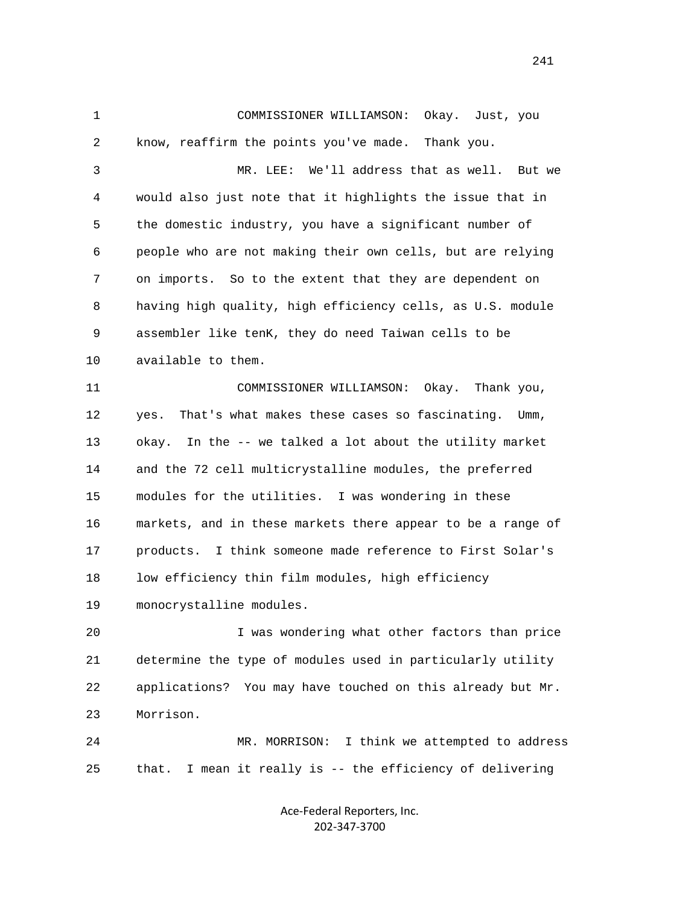1 COMMISSIONER WILLIAMSON: Okay. Just, you
2 know, reaffirm the points you've made. Thank you.
3 MR. LEE: We'll address that as well. But we
4 would also just note that it highlights the issue that in
5 the domestic industry, you have a significant number of
6 people who are not making their own cells, but are relying
7 on imports. So to the extent that they are dependent on
8 having high quality, high efficiency cells, as U.S. module
9 assembler like tenK, they do need Taiwan cells to be
10 available to them.
11 COMMISSIONER WILLIAMSON: Okay. Thank you,
12 yes. That's what makes these cases so fascinating. Umm,
13 okay. In the -- we talked a lot about the utility market
14 and the 72 cell multicrystalline modules, the preferred
15 modules for the utilities. I was wondering in these
16 markets, and in these markets there appear to be a range of
17 products. I think someone made reference to First Solar's
18 low efficiency thin film modules, high efficiency
19 monocrystalline modules.
20 I was wondering what other factors than price
21 determine the type of modules used in particularly utility
22 applications? You may have touched on this already but Mr.
23 Morrison.
24 MR. MORRISON: I think we attempted to address
25 that. I mean it really is -- the efficiency of delivering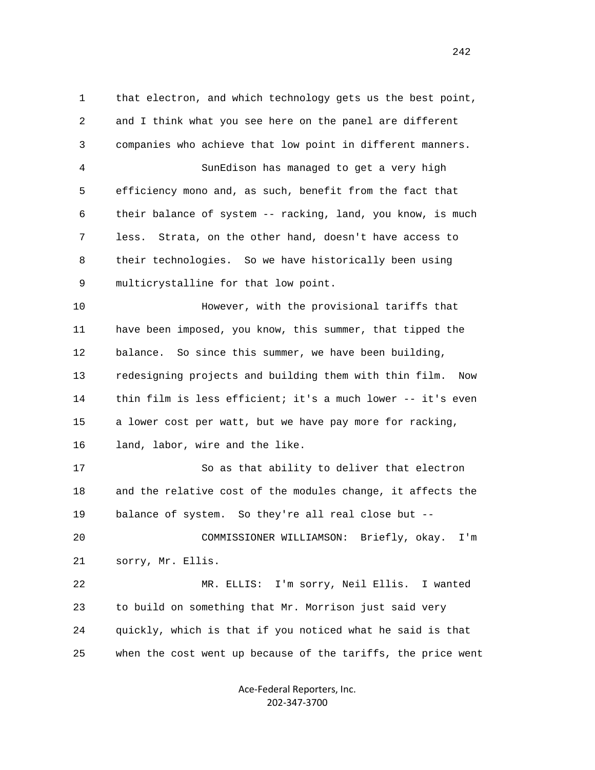that electron, and which technology gets us the best point, and I think what you see here on the panel are different companies who achieve that low point in different manners.

SunEdison has managed to get a very high efficiency mono and, as such, benefit from the fact that their balance of system -- racking, land, you know, is much less. Strata, on the other hand, doesn't have access to their technologies. So we have historically been using multicrystalline for that low point.

However, with the provisional tariffs that have been imposed, you know, this summer, that tipped the balance. So since this summer, we have been building, redesigning projects and building them with thin film. Now thin film is less efficient; it's a much lower -- it's even a lower cost per watt, but we have pay more for racking, land, labor, wire and the like.

So as that ability to deliver that electron and the relative cost of the modules change, it affects the balance of system. So they're all real close but --

COMMISSIONER WILLIAMSON: Briefly, okay. I'm sorry, Mr. Ellis.

MR. ELLIS: I'm sorry, Neil Ellis. I wanted to build on something that Mr. Morrison just said very quickly, which is that if you noticed what he said is that when the cost went up because of the tariffs, the price went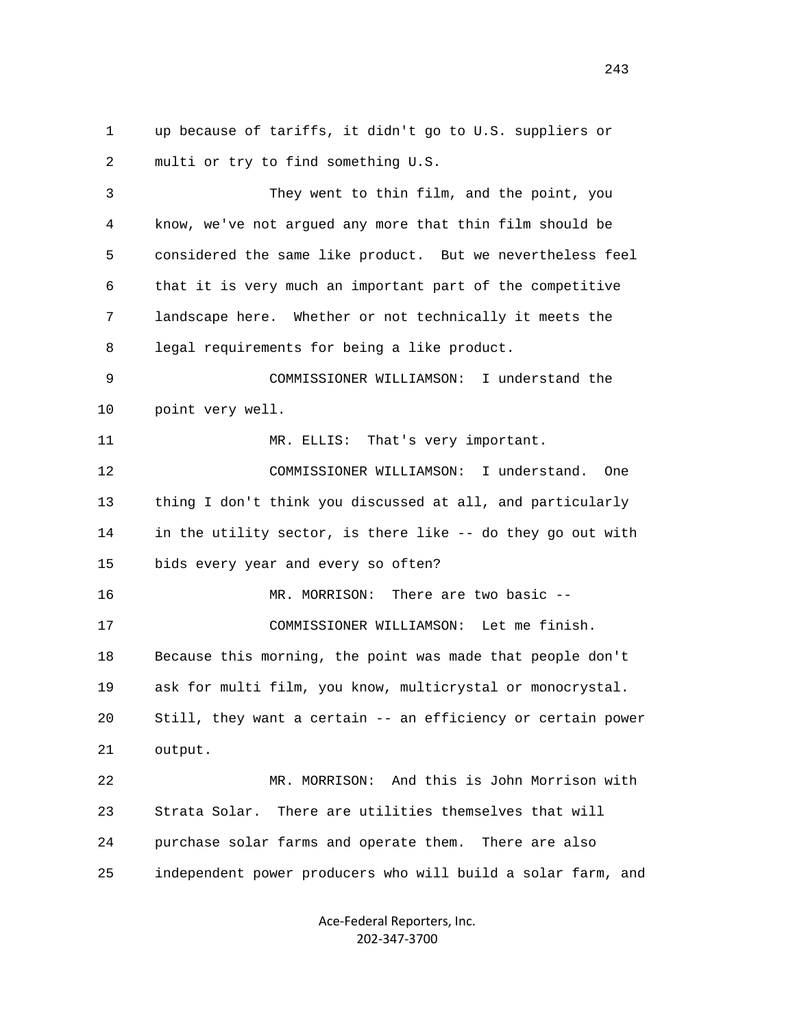1 up because of tariffs, it didn't go to U.S. suppliers or
2 multi or try to find something U.S.

3 They went to thin film, and the point, you
4 know, we've not argued any more that thin film should be
5 considered the same like product. But we nevertheless feel
6 that it is very much an important part of the competitive
7 landscape here. Whether or not technically it meets the
8 legal requirements for being a like product.

9 COMMISSIONER WILLIAMSON: I understand the
10 point very well.

11 MR. ELLIS: That's very important.

12 COMMISSIONER WILLIAMSON: I understand. One
13 thing I don't think you discussed at all, and particularly
14 in the utility sector, is there like -- do they go out with
15 bids every year and every so often?

16 MR. MORRISON: There are two basic --

17 COMMISSIONER WILLIAMSON: Let me finish.
18 Because this morning, the point was made that people don't
19 ask for multi film, you know, multicrystal or monocrystal.
20 Still, they want a certain -- an efficiency or certain power
21 output.

22 MR. MORRISON: And this is John Morrison with
23 Strata Solar. There are utilities themselves that will
24 purchase solar farms and operate them. There are also
25 independent power producers who will build a solar farm, and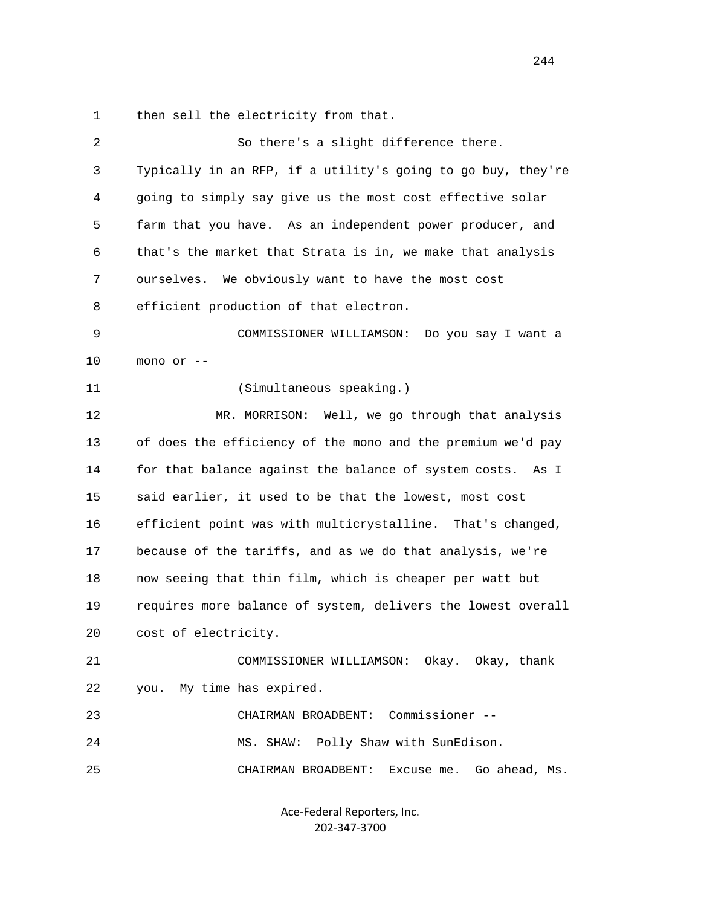1 then sell the electricity from that.

2 So there's a slight difference there.

3 Typically in an RFP, if a utility's going to go buy, they're

4 going to simply say give us the most cost effective solar

5 farm that you have. As an independent power producer, and

6 that's the market that Strata is in, we make that analysis

7 ourselves. We obviously want to have the most cost

8 efficient production of that electron.

9 COMMISSIONER WILLIAMSON: Do you say I want a

10 mono or --

11 (Simultaneous speaking.)

12 MR. MORRISON: Well, we go through that analysis

13 of does the efficiency of the mono and the premium we'd pay

14 for that balance against the balance of system costs. As I

15 said earlier, it used to be that the lowest, most cost

16 efficient point was with multicrystalline. That's changed,

17 because of the tariffs, and as we do that analysis, we're

18 now seeing that thin film, which is cheaper per watt but

19 requires more balance of system, delivers the lowest overall

20 cost of electricity.

21 COMMISSIONER WILLIAMSON: Okay. Okay, thank

22 you. My time has expired.

23 CHAIRMAN BROADBENT: Commissioner --

24 MS. SHAW: Polly Shaw with SunEdison.

25 CHAIRMAN BROADBENT: Excuse me. Go ahead, Ms.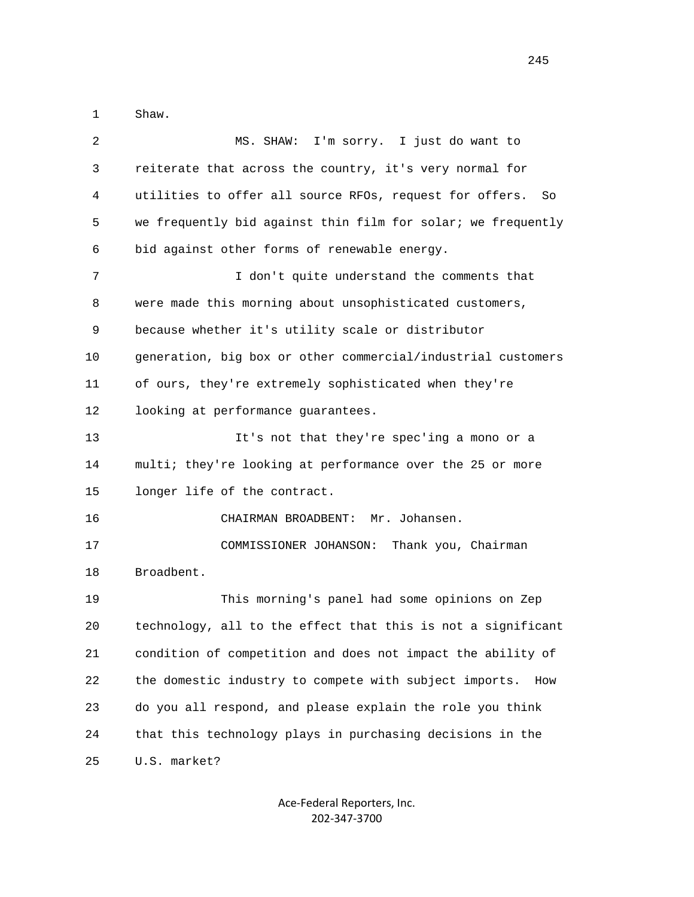Shaw.

MS. SHAW: I'm sorry. I just do want to reiterate that across the country, it's very normal for utilities to offer all source RFOs, request for offers. So we frequently bid against thin film for solar; we frequently bid against other forms of renewable energy.

I don't quite understand the comments that were made this morning about unsophisticated customers, because whether it's utility scale or distributor generation, big box or other commercial/industrial customers of ours, they're extremely sophisticated when they're looking at performance guarantees.

It's not that they're spec'ing a mono or a multi; they're looking at performance over the 25 or more longer life of the contract.

CHAIRMAN BROADBENT: Mr. Johansen.

COMMISSIONER JOHANSON: Thank you, Chairman Broadbent.

This morning's panel had some opinions on Zep technology, all to the effect that this is not a significant condition of competition and does not impact the ability of the domestic industry to compete with subject imports. How do you all respond, and please explain the role you think that this technology plays in purchasing decisions in the U.S. market?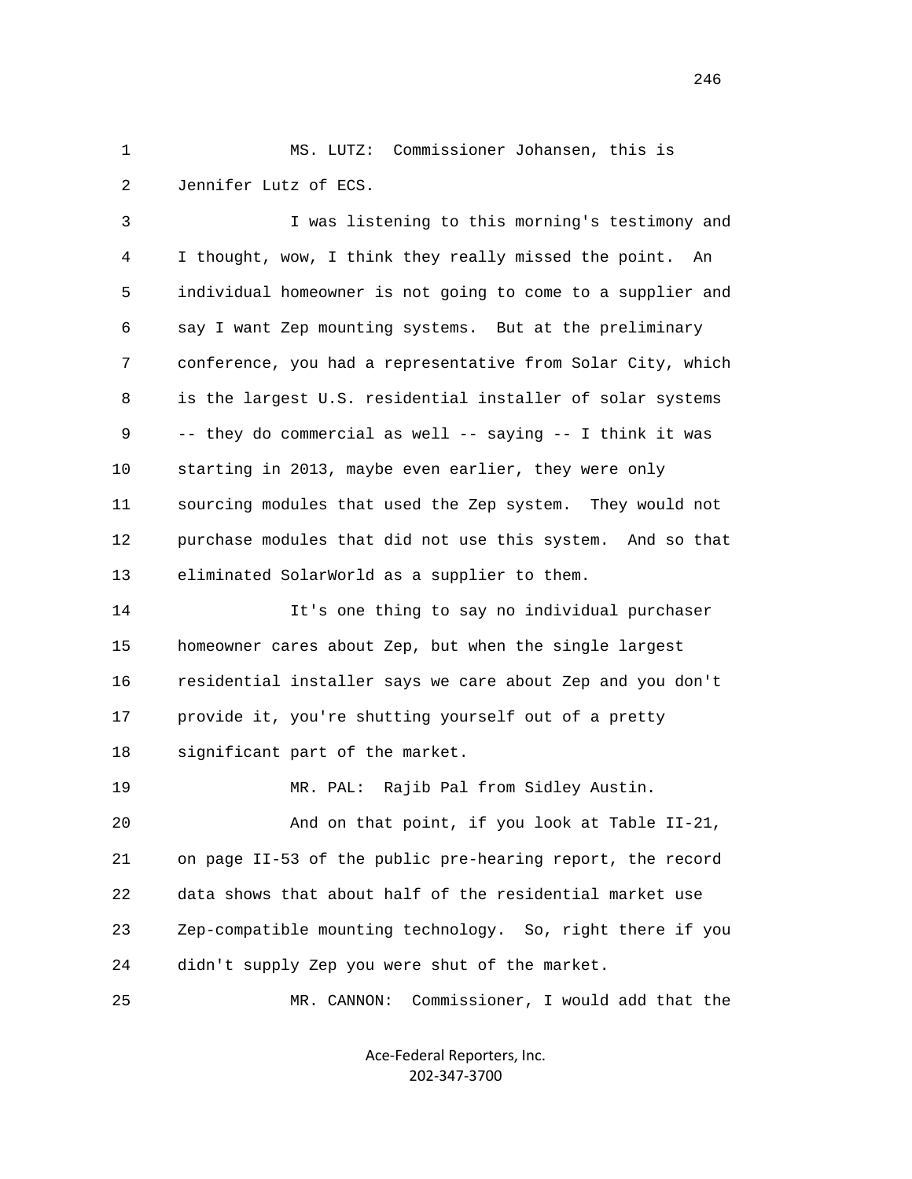MS. LUTZ: Commissioner Johansen, this is Jennifer Lutz of ECS.

I was listening to this morning's testimony and I thought, wow, I think they really missed the point. An individual homeowner is not going to come to a supplier and say I want Zep mounting systems. But at the preliminary conference, you had a representative from Solar City, which is the largest U.S. residential installer of solar systems -- they do commercial as well -- saying -- I think it was starting in 2013, maybe even earlier, they were only sourcing modules that used the Zep system. They would not purchase modules that did not use this system. And so that eliminated SolarWorld as a supplier to them.

It's one thing to say no individual purchaser homeowner cares about Zep, but when the single largest residential installer says we care about Zep and you don't provide it, you're shutting yourself out of a pretty significant part of the market.

MR. PAL: Rajib Pal from Sidley Austin.

And on that point, if you look at Table II-21, on page II-53 of the public pre-hearing report, the record data shows that about half of the residential market use Zep-compatible mounting technology. So, right there if you didn't supply Zep you were shut of the market.

MR. CANNON: Commissioner, I would add that the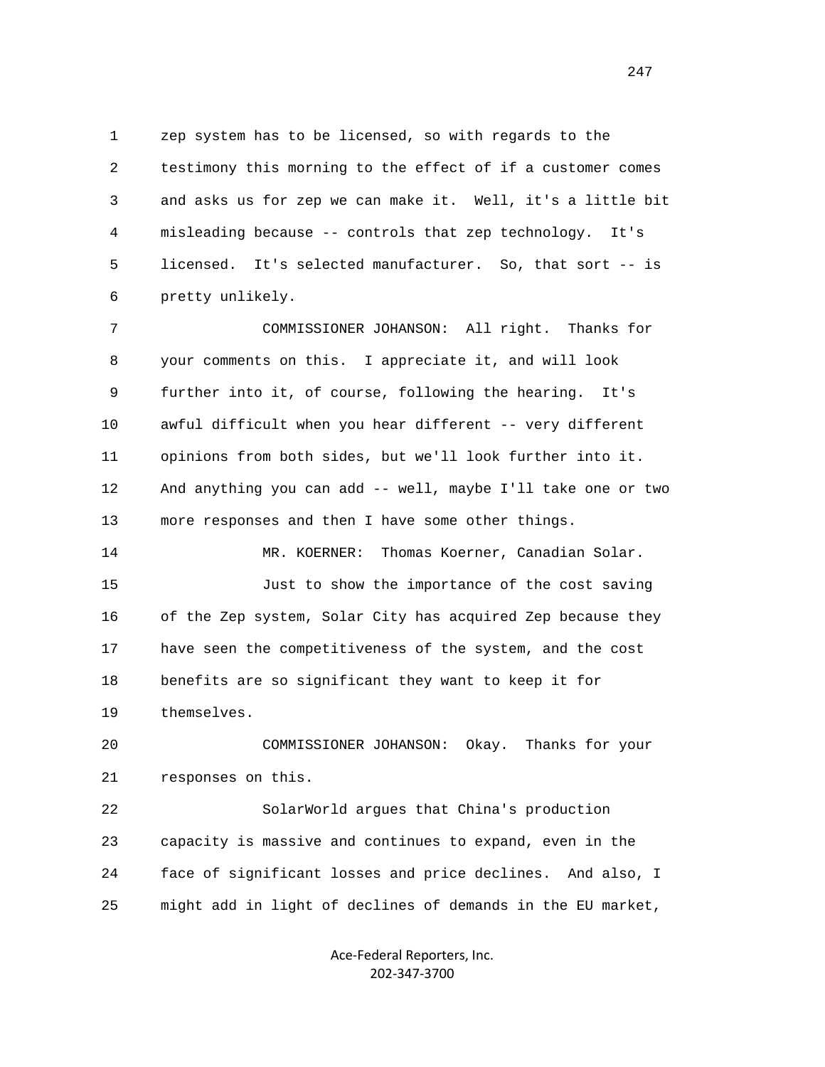zep system has to be licensed, so with regards to the testimony this morning to the effect of if a customer comes and asks us for zep we can make it. Well, it's a little bit misleading because -- controls that zep technology. It's licensed. It's selected manufacturer. So, that sort -- is pretty unlikely.

COMMISSIONER JOHANSON: All right. Thanks for your comments on this. I appreciate it, and will look further into it, of course, following the hearing. It's awful difficult when you hear different -- very different opinions from both sides, but we'll look further into it. And anything you can add -- well, maybe I'll take one or two more responses and then I have some other things.

MR. KOERNER: Thomas Koerner, Canadian Solar.

Just to show the importance of the cost saving of the Zep system, Solar City has acquired Zep because they have seen the competitiveness of the system, and the cost benefits are so significant they want to keep it for themselves.

COMMISSIONER JOHANSON: Okay. Thanks for your responses on this.

SolarWorld argues that China's production capacity is massive and continues to expand, even in the face of significant losses and price declines. And also, I might add in light of declines of demands in the EU market,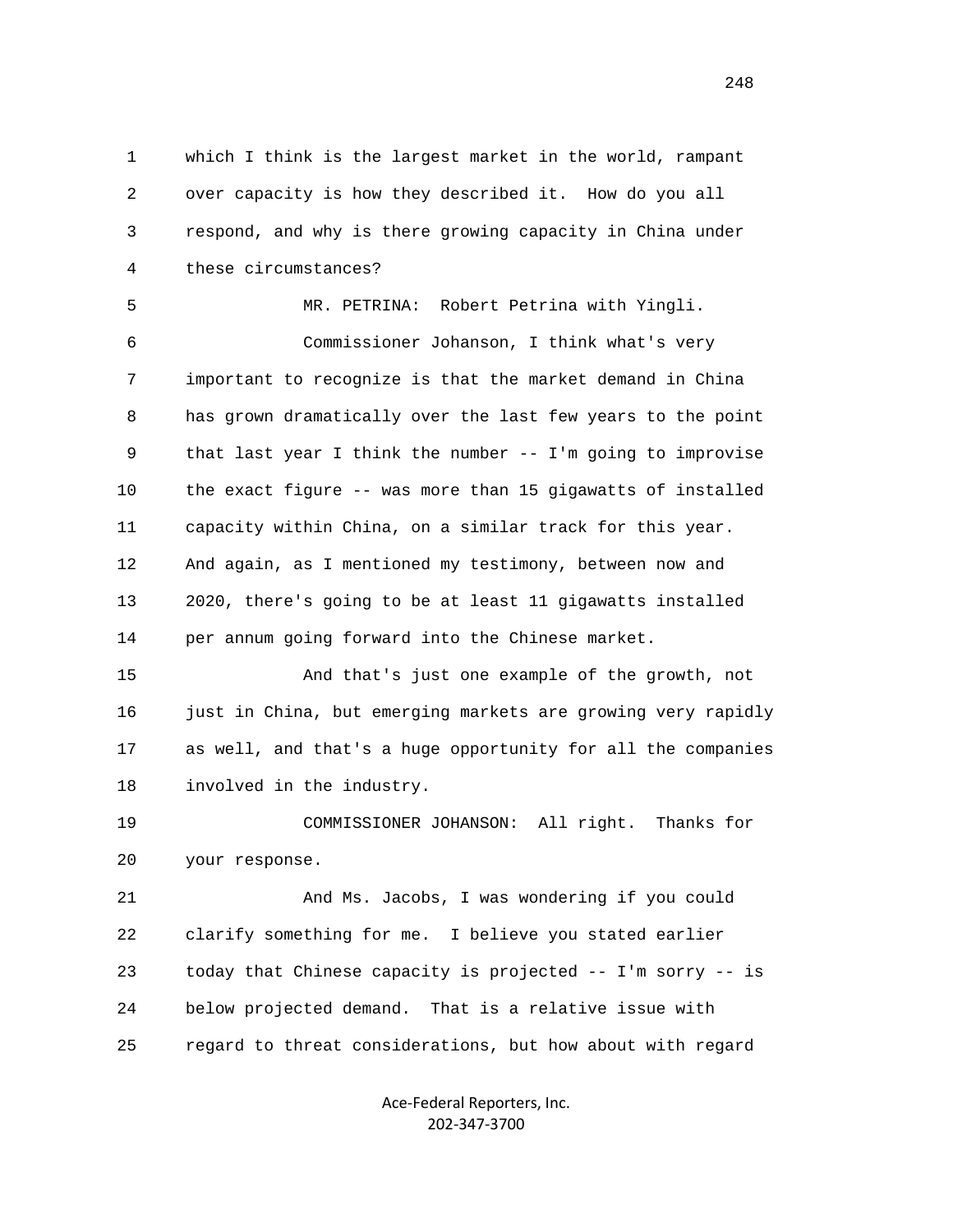which I think is the largest market in the world, rampant over capacity is how they described it. How do you all respond, and why is there growing capacity in China under these circumstances?

MR. PETRINA: Robert Petrina with Yingli.

Commissioner Johanson, I think what's very important to recognize is that the market demand in China has grown dramatically over the last few years to the point that last year I think the number -- I'm going to improvise the exact figure -- was more than 15 gigawatts of installed capacity within China, on a similar track for this year. And again, as I mentioned my testimony, between now and 2020, there's going to be at least 11 gigawatts installed per annum going forward into the Chinese market.

And that's just one example of the growth, not just in China, but emerging markets are growing very rapidly as well, and that's a huge opportunity for all the companies involved in the industry.

COMMISSIONER JOHANSON: All right. Thanks for your response.

And Ms. Jacobs, I was wondering if you could clarify something for me. I believe you stated earlier today that Chinese capacity is projected -- I'm sorry -- is below projected demand. That is a relative issue with regard to threat considerations, but how about with regard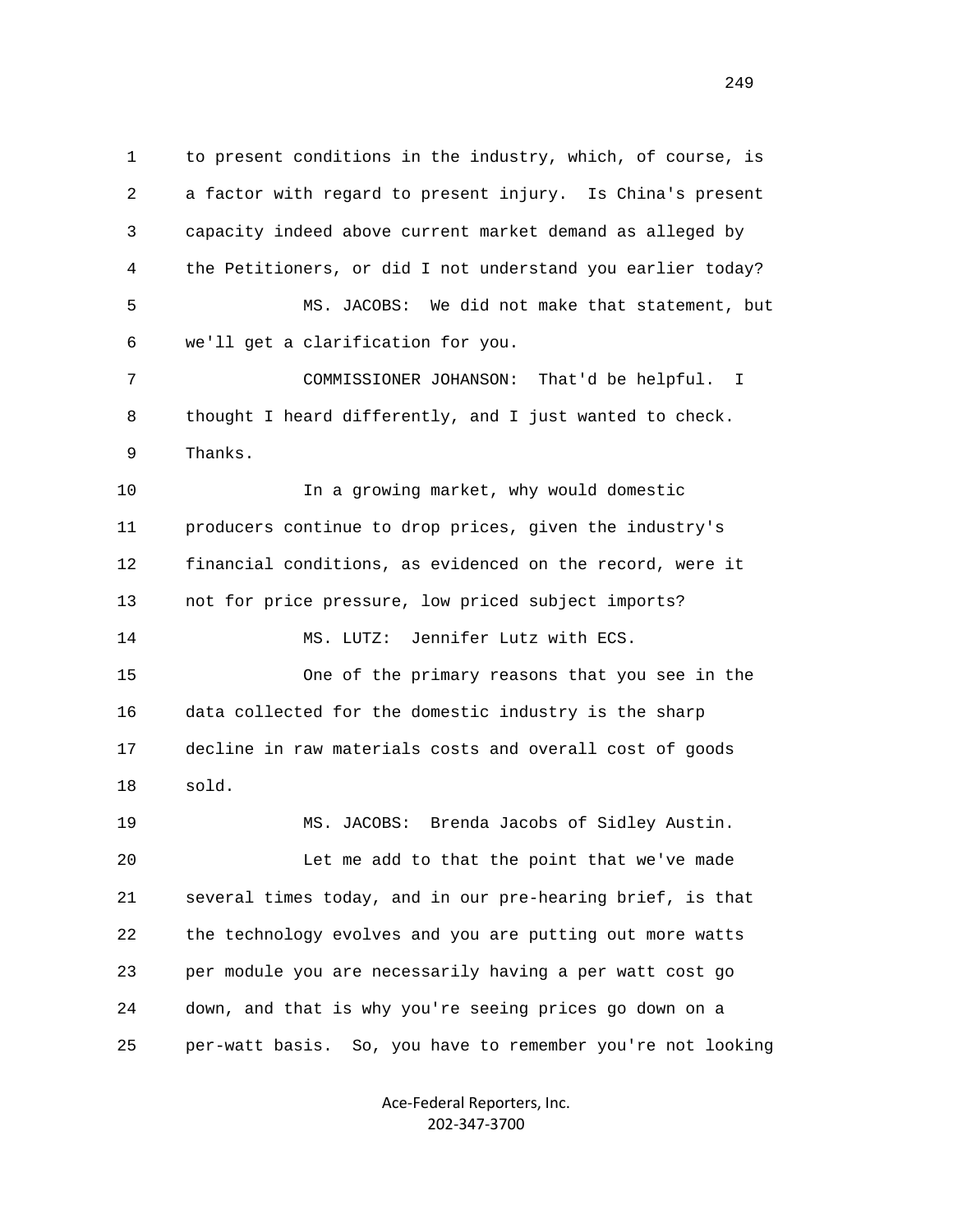to present conditions in the industry, which, of course, is a factor with regard to present injury. Is China's present capacity indeed above current market demand as alleged by the Petitioners, or did I not understand you earlier today?

MS. JACOBS: We did not make that statement, but we'll get a clarification for you.

COMMISSIONER JOHANSON: That'd be helpful. I thought I heard differently, and I just wanted to check. Thanks.

In a growing market, why would domestic producers continue to drop prices, given the industry's financial conditions, as evidenced on the record, were it not for price pressure, low priced subject imports?

MS. LUTZ: Jennifer Lutz with ECS.

One of the primary reasons that you see in the data collected for the domestic industry is the sharp decline in raw materials costs and overall cost of goods sold.

MS. JACOBS: Brenda Jacobs of Sidley Austin.

Let me add to that the point that we've made several times today, and in our pre-hearing brief, is that the technology evolves and you are putting out more watts per module you are necessarily having a per watt cost go down, and that is why you're seeing prices go down on a per-watt basis. So, you have to remember you're not looking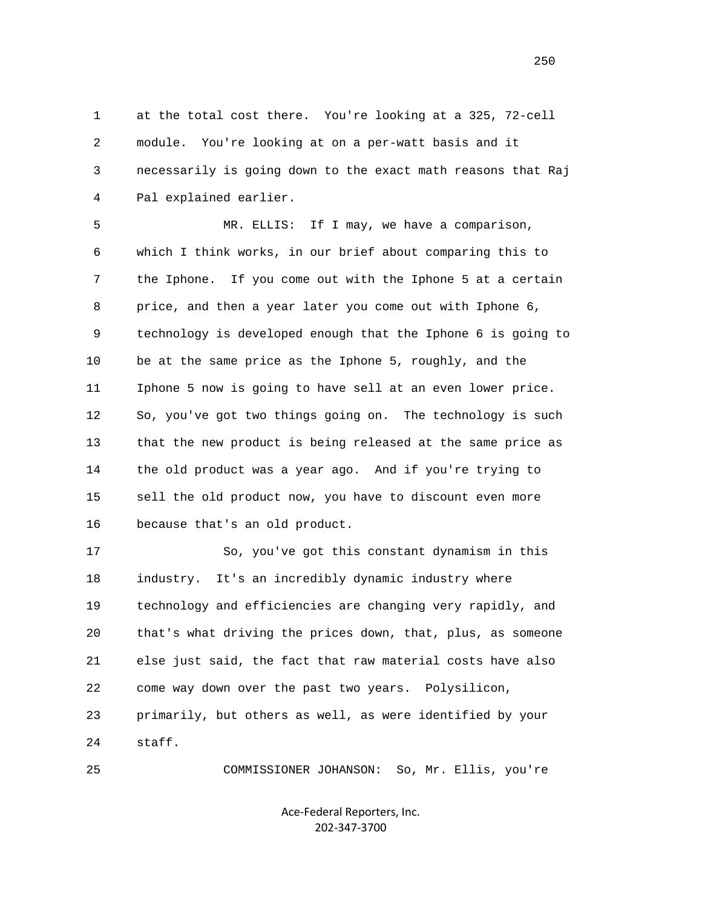at the total cost there. You're looking at a 325, 72-cell module. You're looking at on a per-watt basis and it necessarily is going down to the exact math reasons that Raj Pal explained earlier.

MR. ELLIS: If I may, we have a comparison, which I think works, in our brief about comparing this to the Iphone. If you come out with the Iphone 5 at a certain price, and then a year later you come out with Iphone 6, technology is developed enough that the Iphone 6 is going to be at the same price as the Iphone 5, roughly, and the Iphone 5 now is going to have sell at an even lower price. So, you've got two things going on. The technology is such that the new product is being released at the same price as the old product was a year ago. And if you're trying to sell the old product now, you have to discount even more because that's an old product.

So, you've got this constant dynamism in this industry. It's an incredibly dynamic industry where technology and efficiencies are changing very rapidly, and that's what driving the prices down, that, plus, as someone else just said, the fact that raw material costs have also come way down over the past two years. Polysilicon, primarily, but others as well, as were identified by your staff.

COMMISSIONER JOHANSON: So, Mr. Ellis, you're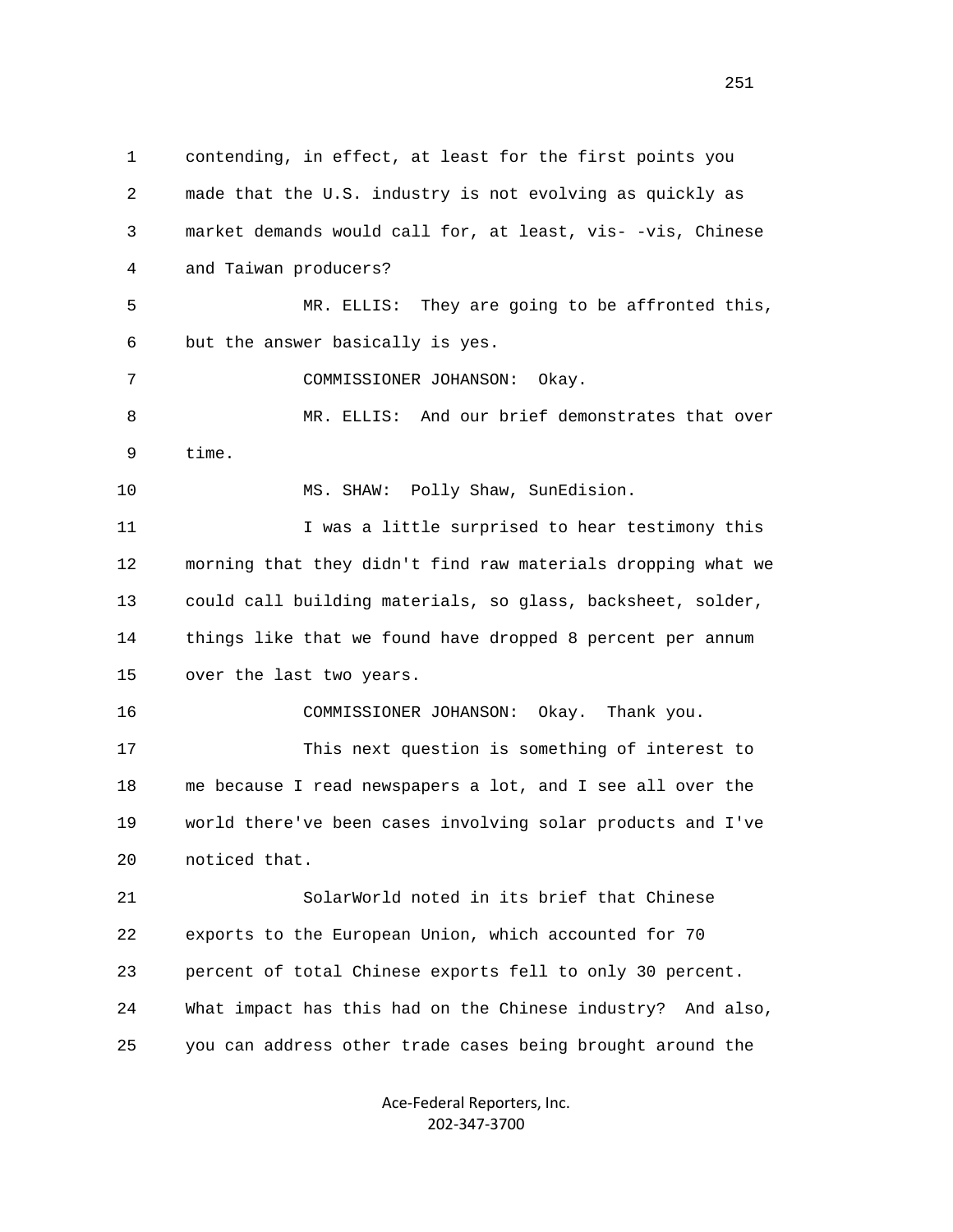1 contending, in effect, at least for the first points you
2 made that the U.S. industry is not evolving as quickly as
3 market demands would call for, at least, vis- -vis, Chinese
4 and Taiwan producers?

5 MR. ELLIS: They are going to be affronted this,
6 but the answer basically is yes.

7 COMMISSIONER JOHANSON: Okay.

8 MR. ELLIS: And our brief demonstrates that over
9 time.

10 MS. SHAW: Polly Shaw, SunEdision.

11 I was a little surprised to hear testimony this
12 morning that they didn't find raw materials dropping what we
13 could call building materials, so glass, backsheet, solder,
14 things like that we found have dropped 8 percent per annum
15 over the last two years.

16 COMMISSIONER JOHANSON: Okay. Thank you.

17 This next question is something of interest to
18 me because I read newspapers a lot, and I see all over the
19 world there've been cases involving solar products and I've
20 noticed that.

21 SolarWorld noted in its brief that Chinese
22 exports to the European Union, which accounted for 70
23 percent of total Chinese exports fell to only 30 percent.
24 What impact has this had on the Chinese industry? And also,
25 you can address other trade cases being brought around the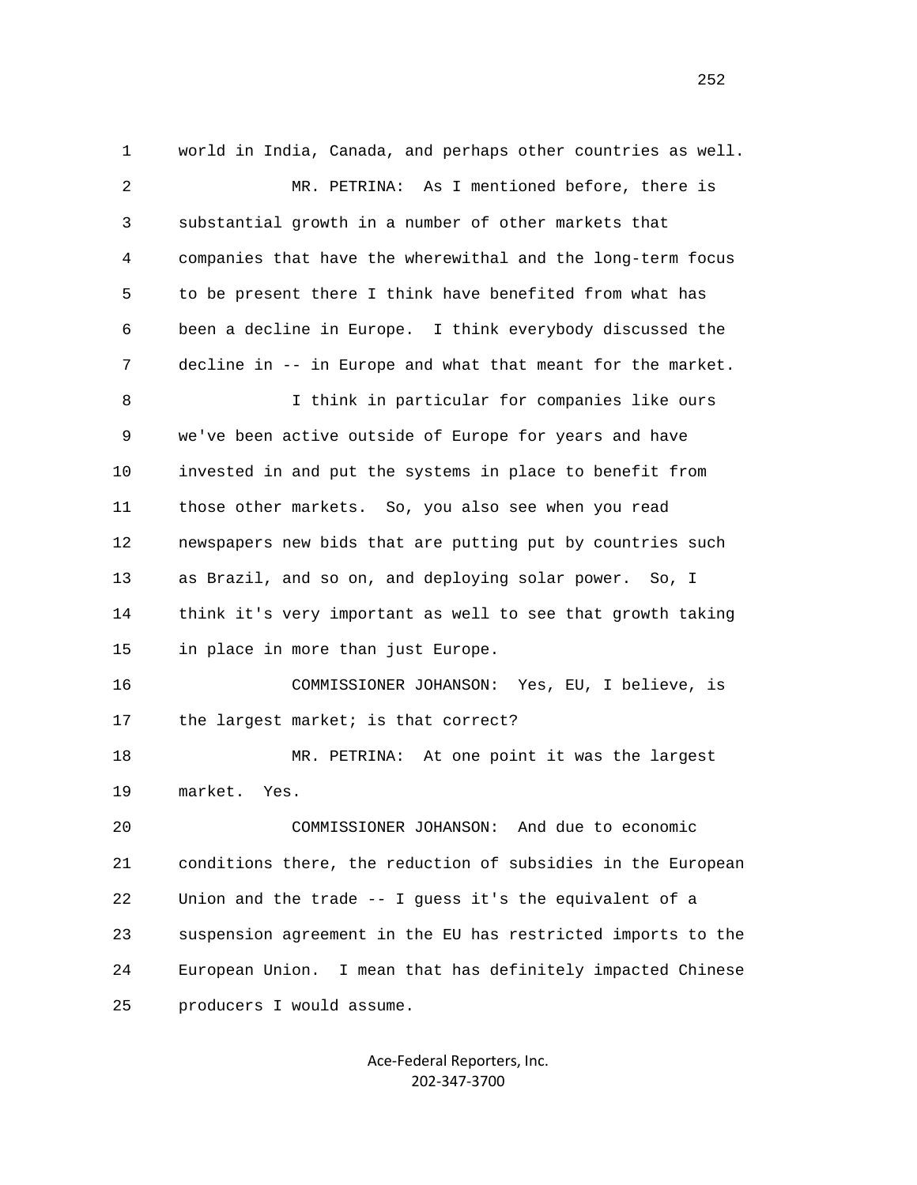world in India, Canada, and perhaps other countries as well.

MR. PETRINA: As I mentioned before, there is substantial growth in a number of other markets that companies that have the wherewithal and the long-term focus to be present there I think have benefited from what has been a decline in Europe. I think everybody discussed the decline in -- in Europe and what that meant for the market.

I think in particular for companies like ours we've been active outside of Europe for years and have invested in and put the systems in place to benefit from those other markets. So, you also see when you read newspapers new bids that are putting put by countries such as Brazil, and so on, and deploying solar power. So, I think it's very important as well to see that growth taking in place in more than just Europe.

COMMISSIONER JOHANSON: Yes, EU, I believe, is the largest market; is that correct?

MR. PETRINA: At one point it was the largest market. Yes.

COMMISSIONER JOHANSON: And due to economic conditions there, the reduction of subsidies in the European Union and the trade -- I guess it's the equivalent of a suspension agreement in the EU has restricted imports to the European Union. I mean that has definitely impacted Chinese producers I would assume.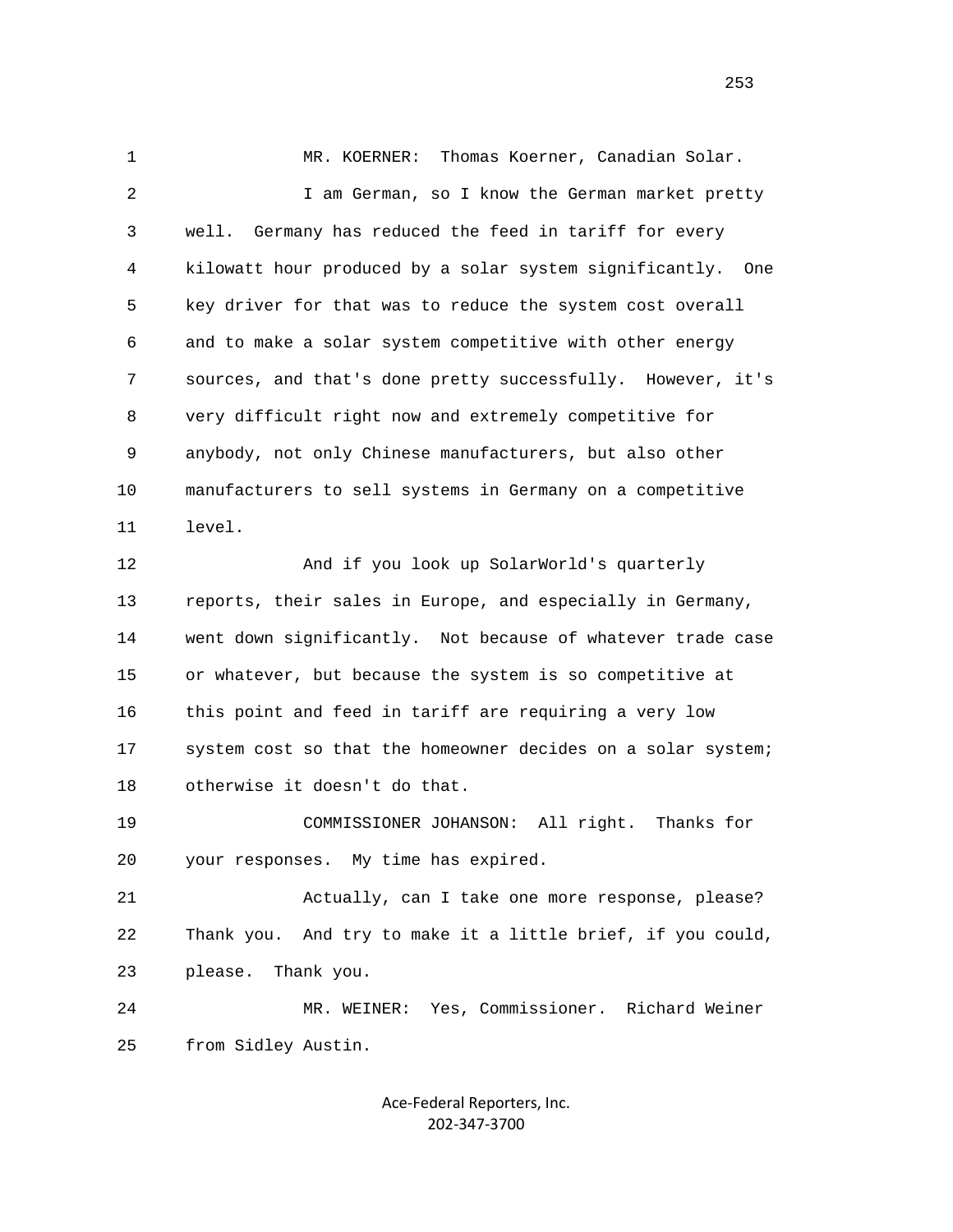MR. KOERNER: Thomas Koerner, Canadian Solar.

I am German, so I know the German market pretty well. Germany has reduced the feed in tariff for every kilowatt hour produced by a solar system significantly. One key driver for that was to reduce the system cost overall and to make a solar system competitive with other energy sources, and that's done pretty successfully. However, it's very difficult right now and extremely competitive for anybody, not only Chinese manufacturers, but also other manufacturers to sell systems in Germany on a competitive level.

And if you look up SolarWorld's quarterly reports, their sales in Europe, and especially in Germany, went down significantly. Not because of whatever trade case or whatever, but because the system is so competitive at this point and feed in tariff are requiring a very low system cost so that the homeowner decides on a solar system; otherwise it doesn't do that.

COMMISSIONER JOHANSON: All right. Thanks for your responses. My time has expired.

Actually, can I take one more response, please? Thank you. And try to make it a little brief, if you could, please. Thank you.

MR. WEINER: Yes, Commissioner. Richard Weiner from Sidley Austin.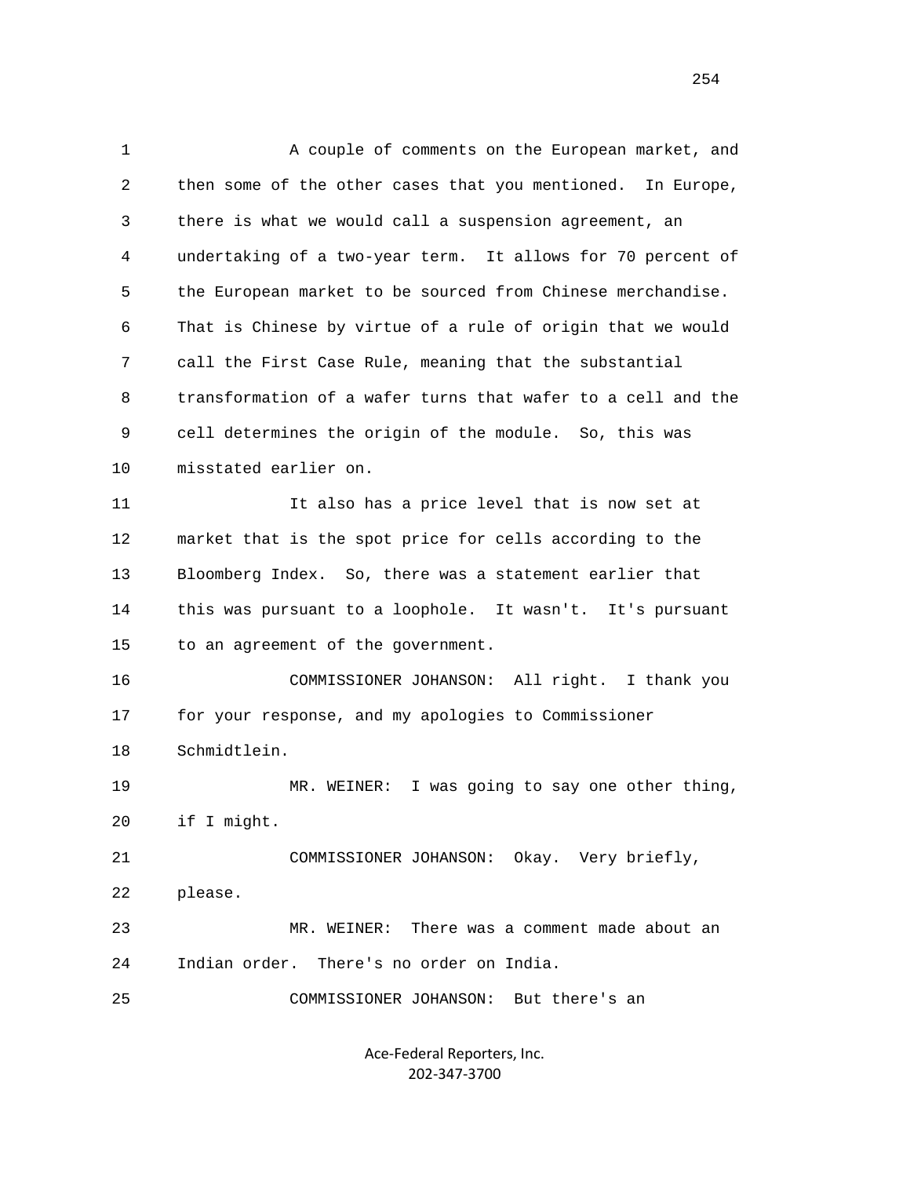A couple of comments on the European market, and then some of the other cases that you mentioned. In Europe, there is what we would call a suspension agreement, an undertaking of a two-year term. It allows for 70 percent of the European market to be sourced from Chinese merchandise. That is Chinese by virtue of a rule of origin that we would call the First Case Rule, meaning that the substantial transformation of a wafer turns that wafer to a cell and the cell determines the origin of the module. So, this was misstated earlier on.

It also has a price level that is now set at market that is the spot price for cells according to the Bloomberg Index. So, there was a statement earlier that this was pursuant to a loophole. It wasn't. It's pursuant to an agreement of the government.

COMMISSIONER JOHANSON: All right. I thank you for your response, and my apologies to Commissioner Schmidtlein.

MR. WEINER: I was going to say one other thing, if I might.

COMMISSIONER JOHANSON: Okay. Very briefly, please.

MR. WEINER: There was a comment made about an Indian order. There's no order on India.

COMMISSIONER JOHANSON: But there's an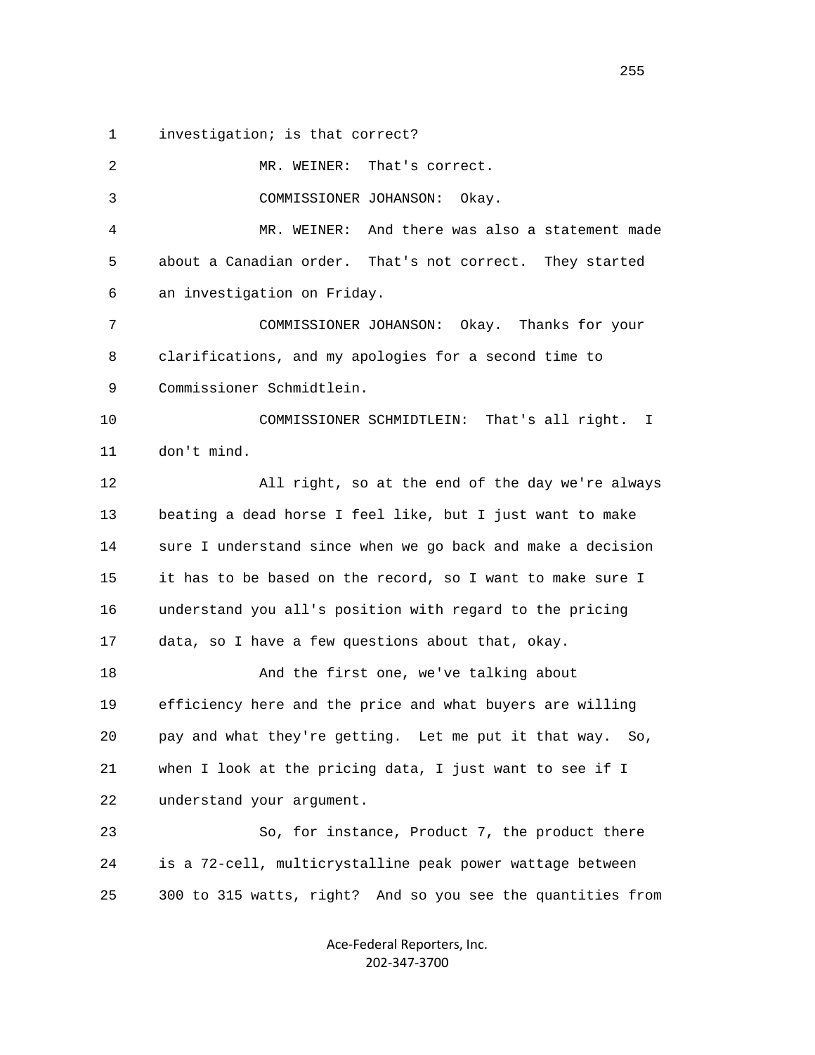1 investigation; is that correct?

2 MR. WEINER: That's correct.

3 COMMISSIONER JOHANSON: Okay.

4 MR. WEINER: And there was also a statement made

5 about a Canadian order. That's not correct. They started

6 an investigation on Friday.

7 COMMISSIONER JOHANSON: Okay. Thanks for your

8 clarifications, and my apologies for a second time to

9 Commissioner Schmidtlein.

10 COMMISSIONER SCHMIDTLEIN: That's all right. I

11 don't mind.

12 All right, so at the end of the day we're always

13 beating a dead horse I feel like, but I just want to make

14 sure I understand since when we go back and make a decision

15 it has to be based on the record, so I want to make sure I

16 understand you all's position with regard to the pricing

17 data, so I have a few questions about that, okay.

18 And the first one, we've talking about

19 efficiency here and the price and what buyers are willing

20 pay and what they're getting. Let me put it that way. So,

21 when I look at the pricing data, I just want to see if I

22 understand your argument.

23 So, for instance, Product 7, the product there

24 is a 72-cell, multicrystalline peak power wattage between

25 300 to 315 watts, right? And so you see the quantities from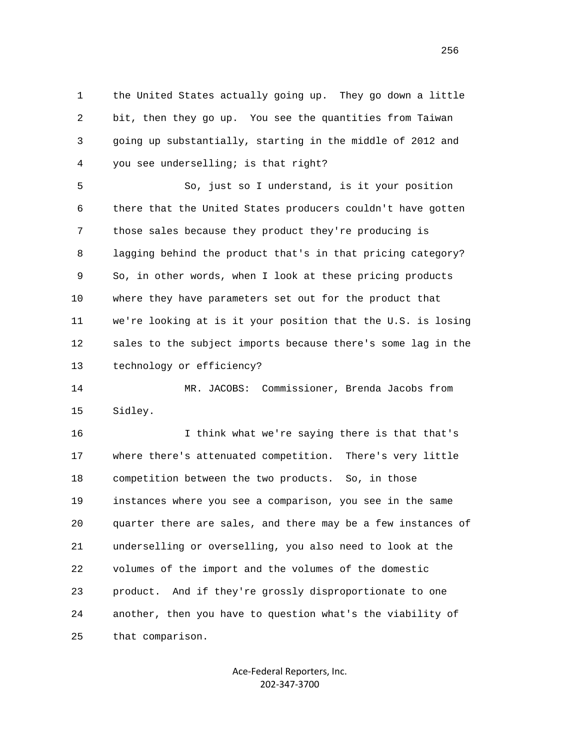1 the United States actually going up. They go down a little
2 bit, then they go up. You see the quantities from Taiwan
3 going up substantially, starting in the middle of 2012 and
4 you see underselling; is that right?

5 So, just so I understand, is it your position
6 there that the United States producers couldn't have gotten
7 those sales because they product they're producing is
8 lagging behind the product that's in that pricing category?
9 So, in other words, when I look at these pricing products
10 where they have parameters set out for the product that
11 we're looking at is it your position that the U.S. is losing
12 sales to the subject imports because there's some lag in the
13 technology or efficiency?

14 MR. JACOBS: Commissioner, Brenda Jacobs from
15 Sidley.

16 I think what we're saying there is that that's
17 where there's attenuated competition. There's very little
18 competition between the two products. So, in those
19 instances where you see a comparison, you see in the same
20 quarter there are sales, and there may be a few instances of
21 underselling or overselling, you also need to look at the
22 volumes of the import and the volumes of the domestic
23 product. And if they're grossly disproportionate to one
24 another, then you have to question what's the viability of
25 that comparison.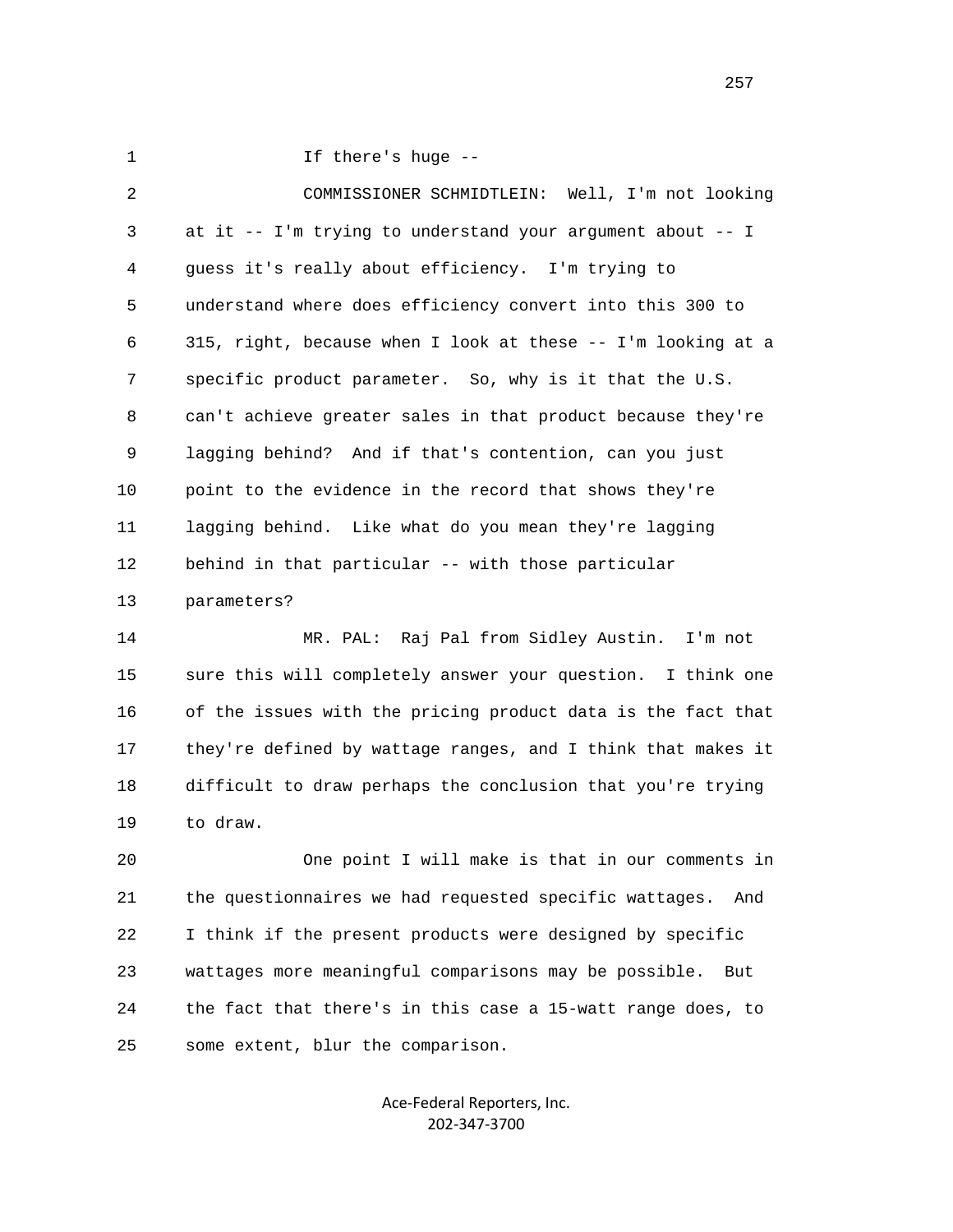If there's huge --

COMMISSIONER SCHMIDTLEIN: Well, I'm not looking at it -- I'm trying to understand your argument about -- I guess it's really about efficiency. I'm trying to understand where does efficiency convert into this 300 to 315, right, because when I look at these -- I'm looking at a specific product parameter. So, why is it that the U.S. can't achieve greater sales in that product because they're lagging behind? And if that's contention, can you just point to the evidence in the record that shows they're lagging behind. Like what do you mean they're lagging behind in that particular -- with those particular parameters?

MR. PAL: Raj Pal from Sidley Austin. I'm not sure this will completely answer your question. I think one of the issues with the pricing product data is the fact that they're defined by wattage ranges, and I think that makes it difficult to draw perhaps the conclusion that you're trying to draw.

One point I will make is that in our comments in the questionnaires we had requested specific wattages. And I think if the present products were designed by specific wattages more meaningful comparisons may be possible. But the fact that there's in this case a 15-watt range does, to some extent, blur the comparison.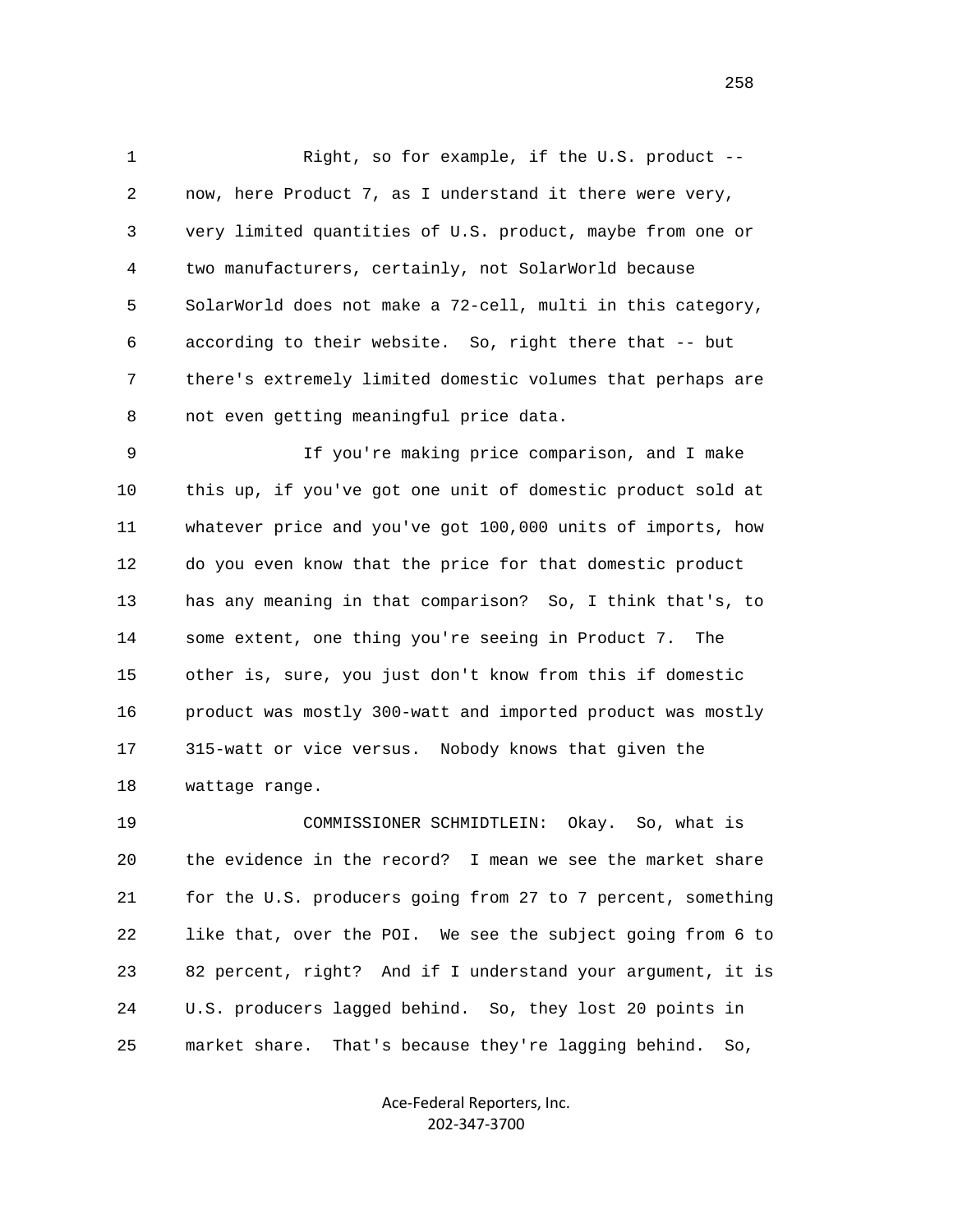Right, so for example, if the U.S. product -- now, here Product 7, as I understand it there were very, very limited quantities of U.S. product, maybe from one or two manufacturers, certainly, not SolarWorld because SolarWorld does not make a 72-cell, multi in this category, according to their website. So, right there that -- but there's extremely limited domestic volumes that perhaps are not even getting meaningful price data.

If you're making price comparison, and I make this up, if you've got one unit of domestic product sold at whatever price and you've got 100,000 units of imports, how do you even know that the price for that domestic product has any meaning in that comparison? So, I think that's, to some extent, one thing you're seeing in Product 7. The other is, sure, you just don't know from this if domestic product was mostly 300-watt and imported product was mostly 315-watt or vice versus. Nobody knows that given the wattage range.

COMMISSIONER SCHMIDTLEIN: Okay. So, what is the evidence in the record? I mean we see the market share for the U.S. producers going from 27 to 7 percent, something like that, over the POI. We see the subject going from 6 to 82 percent, right? And if I understand your argument, it is U.S. producers lagged behind. So, they lost 20 points in market share. That's because they're lagging behind. So,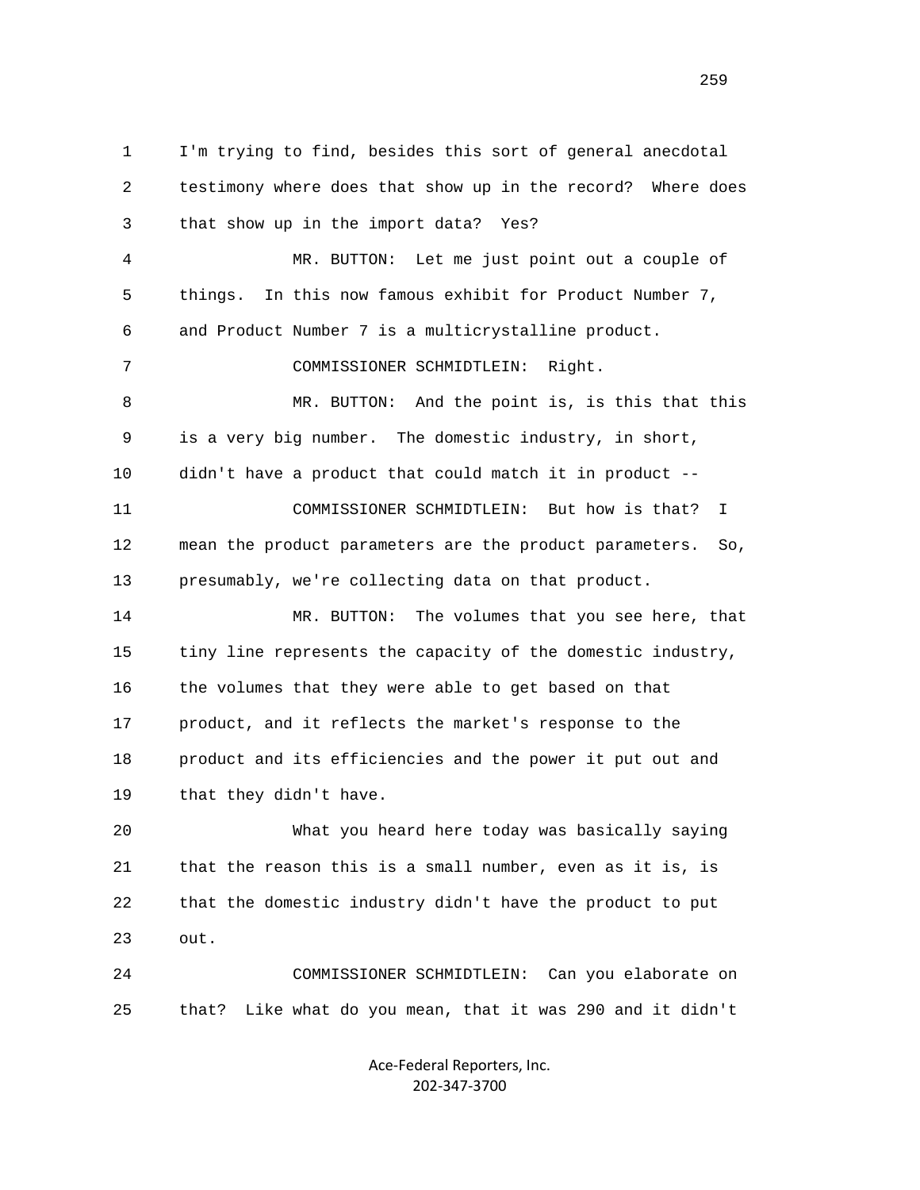1 I'm trying to find, besides this sort of general anecdotal
2 testimony where does that show up in the record? Where does
3 that show up in the import data? Yes?

4 MR. BUTTON: Let me just point out a couple of
5 things. In this now famous exhibit for Product Number 7,
6 and Product Number 7 is a multicrystalline product.

7 COMMISSIONER SCHMIDTLEIN: Right.

8 MR. BUTTON: And the point is, is this that this
9 is a very big number. The domestic industry, in short,
10 didn't have a product that could match it in product --

11 COMMISSIONER SCHMIDTLEIN: But how is that? I
12 mean the product parameters are the product parameters. So,
13 presumably, we're collecting data on that product.

14 MR. BUTTON: The volumes that you see here, that
15 tiny line represents the capacity of the domestic industry,
16 the volumes that they were able to get based on that
17 product, and it reflects the market's response to the
18 product and its efficiencies and the power it put out and
19 that they didn't have.

20 What you heard here today was basically saying
21 that the reason this is a small number, even as it is, is
22 that the domestic industry didn't have the product to put
23 out.

24 COMMISSIONER SCHMIDTLEIN: Can you elaborate on
25 that? Like what do you mean, that it was 290 and it didn't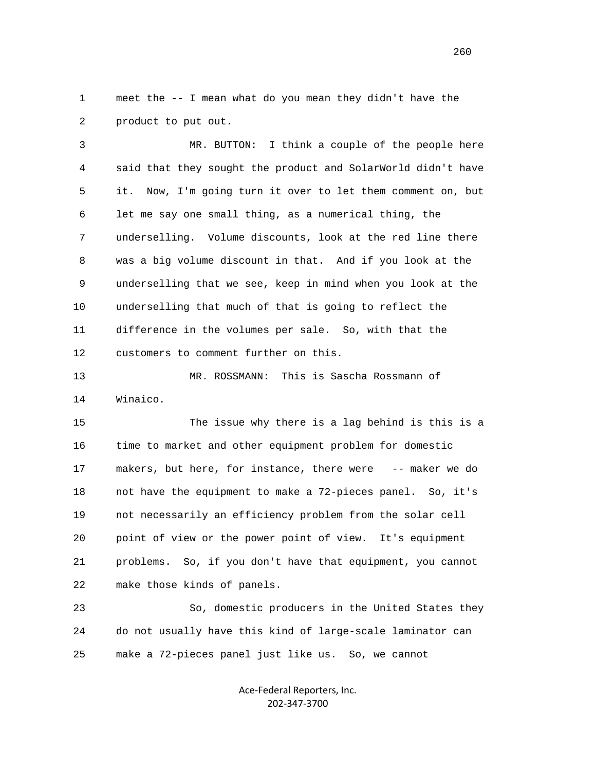meet the -- I mean what do you mean they didn't have the product to put out.

MR. BUTTON: I think a couple of the people here said that they sought the product and SolarWorld didn't have it. Now, I'm going turn it over to let them comment on, but let me say one small thing, as a numerical thing, the underselling. Volume discounts, look at the red line there was a big volume discount in that. And if you look at the underselling that we see, keep in mind when you look at the underselling that much of that is going to reflect the difference in the volumes per sale. So, with that the customers to comment further on this.

MR. ROSSMANN: This is Sascha Rossmann of Winaico.

The issue why there is a lag behind is this is a time to market and other equipment problem for domestic makers, but here, for instance, there were -- maker we do not have the equipment to make a 72-pieces panel. So, it's not necessarily an efficiency problem from the solar cell point of view or the power point of view. It's equipment problems. So, if you don't have that equipment, you cannot make those kinds of panels.

So, domestic producers in the United States they do not usually have this kind of large-scale laminator can make a 72-pieces panel just like us. So, we cannot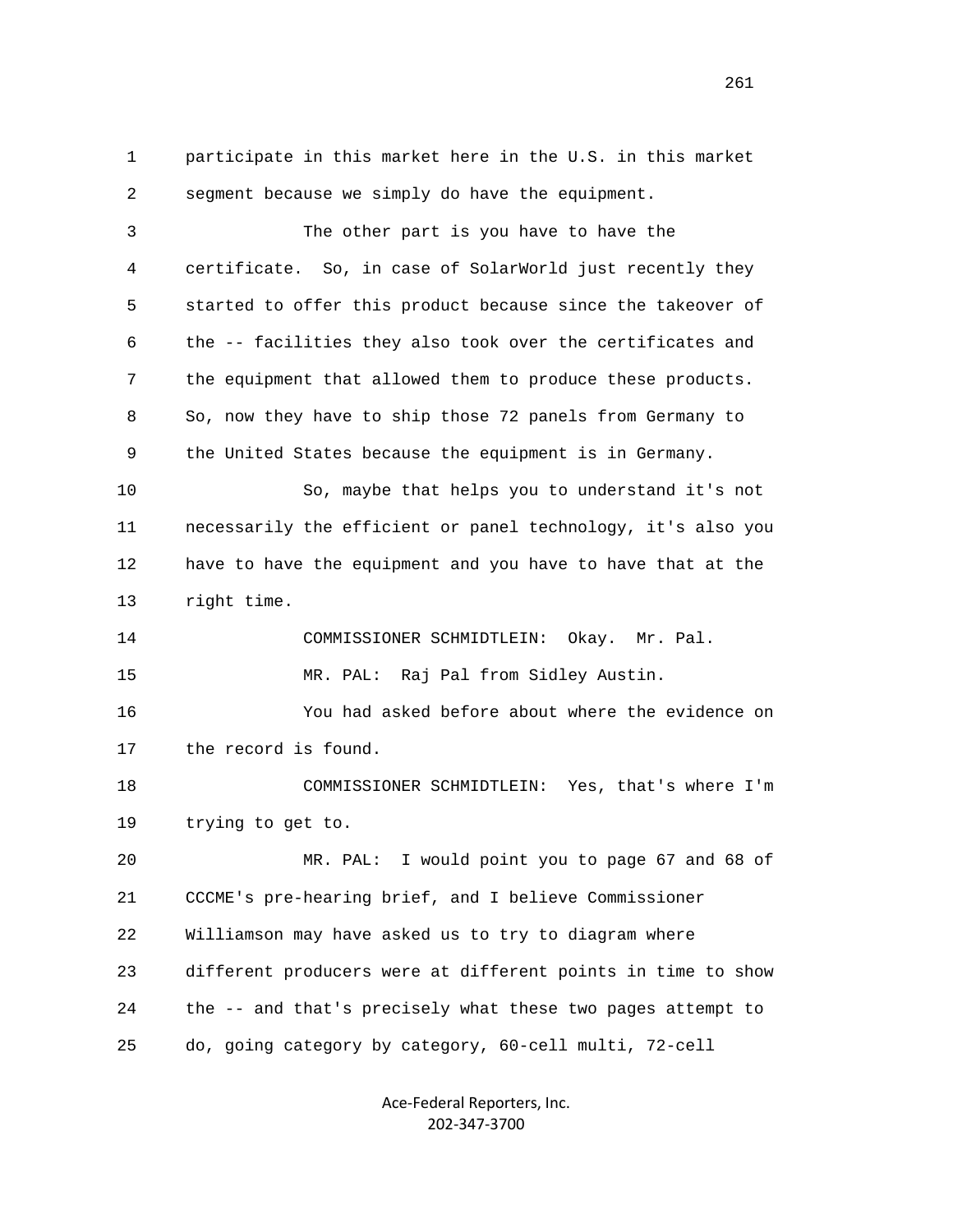participate in this market here in the U.S. in this market segment because we simply do have the equipment.

The other part is you have to have the certificate. So, in case of SolarWorld just recently they started to offer this product because since the takeover of the -- facilities they also took over the certificates and the equipment that allowed them to produce these products. So, now they have to ship those 72 panels from Germany to the United States because the equipment is in Germany.

So, maybe that helps you to understand it's not necessarily the efficient or panel technology, it's also you have to have the equipment and you have to have that at the right time.

COMMISSIONER SCHMIDTLEIN: Okay. Mr. Pal.

MR. PAL: Raj Pal from Sidley Austin.

You had asked before about where the evidence on the record is found.

COMMISSIONER SCHMIDTLEIN: Yes, that's where I'm trying to get to.

MR. PAL: I would point you to page 67 and 68 of CCCME's pre-hearing brief, and I believe Commissioner Williamson may have asked us to try to diagram where different producers were at different points in time to show the -- and that's precisely what these two pages attempt to do, going category by category, 60-cell multi, 72-cell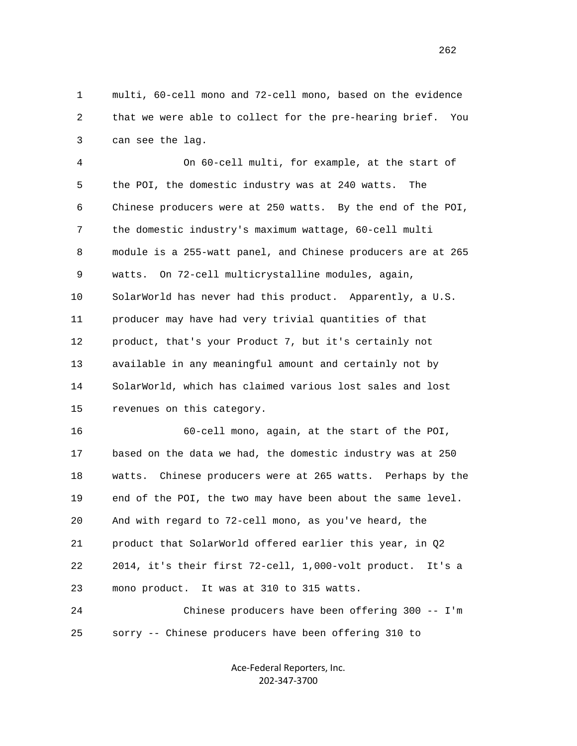multi, 60-cell mono and 72-cell mono, based on the evidence that we were able to collect for the pre-hearing brief. You can see the lag.

On 60-cell multi, for example, at the start of the POI, the domestic industry was at 240 watts. The Chinese producers were at 250 watts. By the end of the POI, the domestic industry's maximum wattage, 60-cell multi module is a 255-watt panel, and Chinese producers are at 265 watts. On 72-cell multicrystalline modules, again, SolarWorld has never had this product. Apparently, a U.S. producer may have had very trivial quantities of that product, that's your Product 7, but it's certainly not available in any meaningful amount and certainly not by SolarWorld, which has claimed various lost sales and lost revenues on this category.

60-cell mono, again, at the start of the POI, based on the data we had, the domestic industry was at 250 watts. Chinese producers were at 265 watts. Perhaps by the end of the POI, the two may have been about the same level. And with regard to 72-cell mono, as you've heard, the product that SolarWorld offered earlier this year, in Q2 2014, it's their first 72-cell, 1,000-volt product. It's a mono product. It was at 310 to 315 watts.

Chinese producers have been offering 300 -- I'm sorry -- Chinese producers have been offering 310 to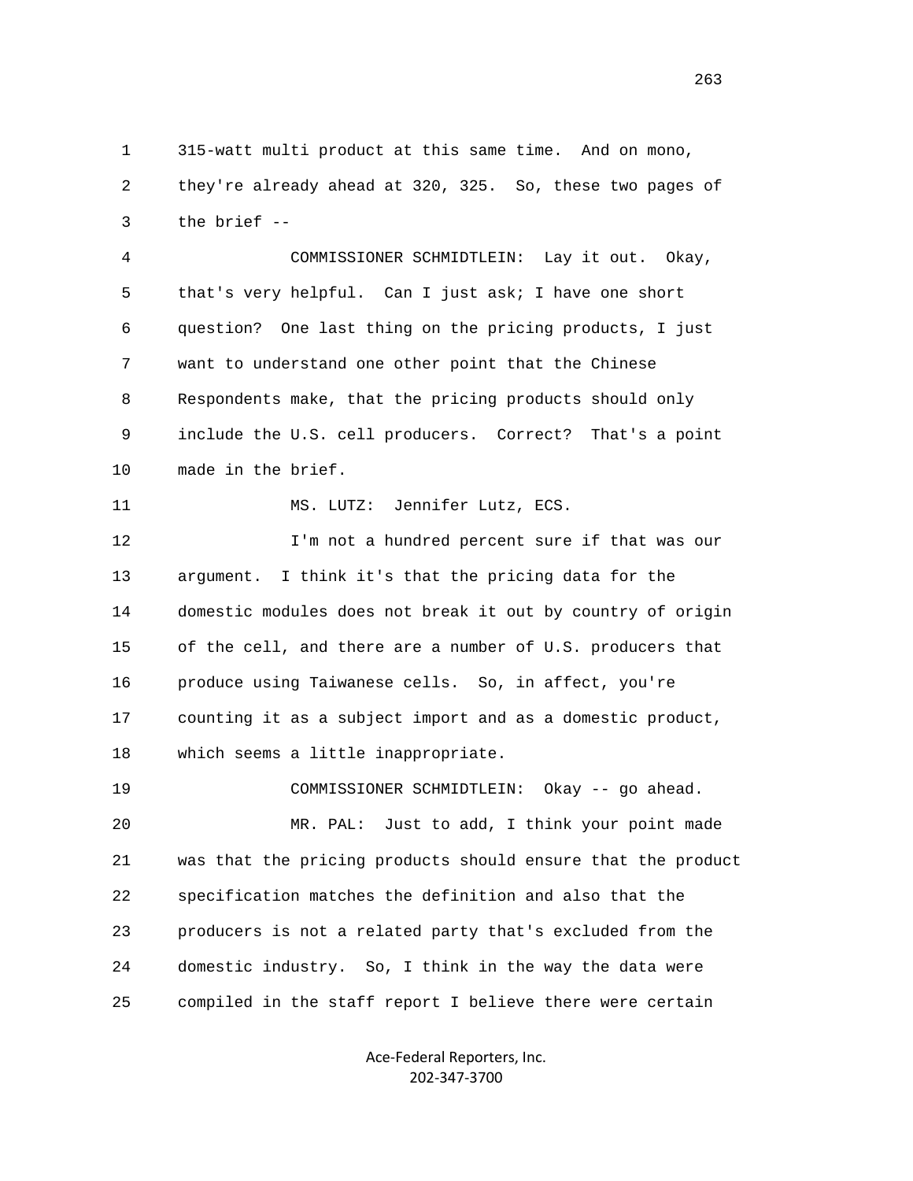315-watt multi product at this same time. And on mono, they're already ahead at 320, 325. So, these two pages of the brief --

COMMISSIONER SCHMIDTLEIN: Lay it out. Okay, that's very helpful. Can I just ask; I have one short question? One last thing on the pricing products, I just want to understand one other point that the Chinese Respondents make, that the pricing products should only include the U.S. cell producers. Correct? That's a point made in the brief.

MS. LUTZ: Jennifer Lutz, ECS.

I'm not a hundred percent sure if that was our argument. I think it's that the pricing data for the domestic modules does not break it out by country of origin of the cell, and there are a number of U.S. producers that produce using Taiwanese cells. So, in affect, you're counting it as a subject import and as a domestic product, which seems a little inappropriate.

COMMISSIONER SCHMIDTLEIN: Okay -- go ahead.

MR. PAL: Just to add, I think your point made was that the pricing products should ensure that the product specification matches the definition and also that the producers is not a related party that's excluded from the domestic industry. So, I think in the way the data were compiled in the staff report I believe there were certain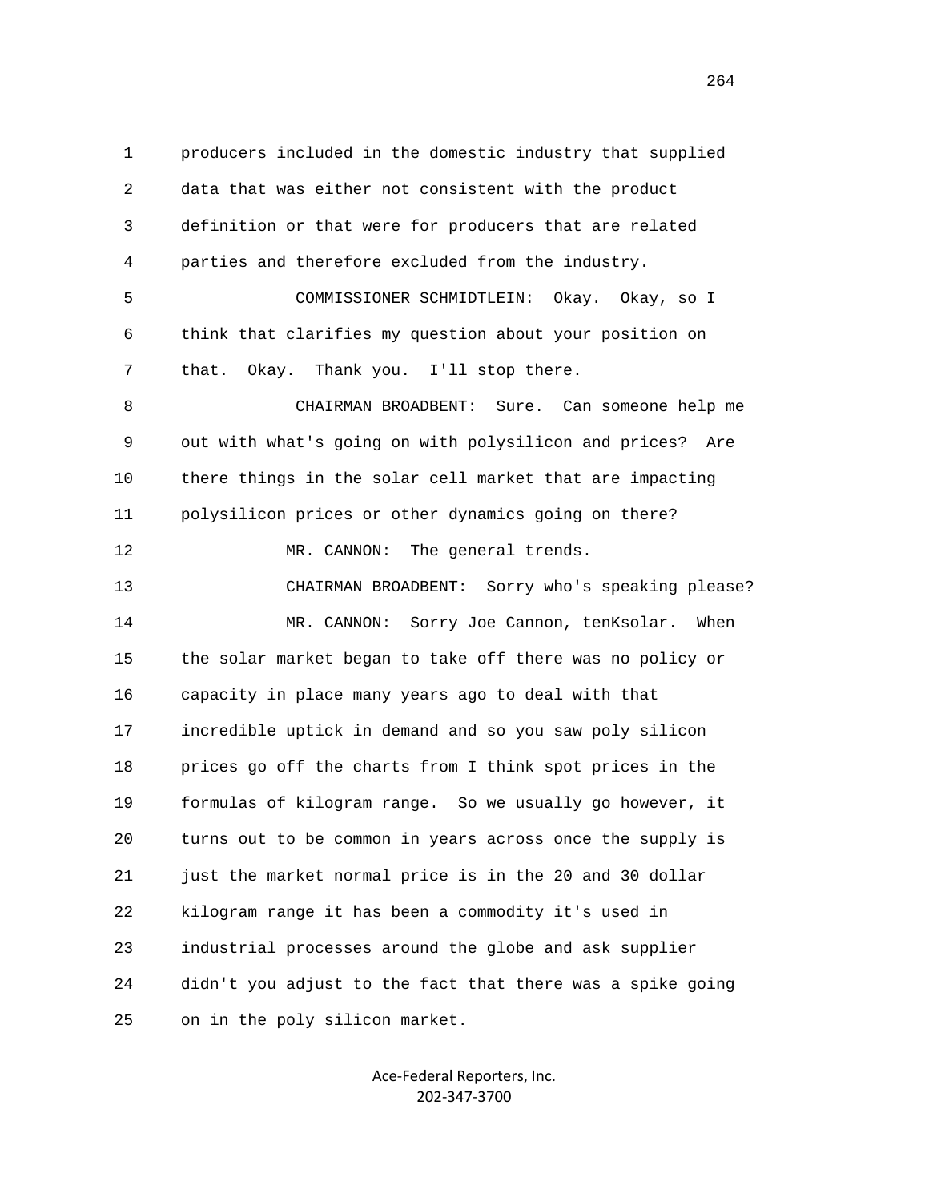1 producers included in the domestic industry that supplied
2 data that was either not consistent with the product
3 definition or that were for producers that are related
4 parties and therefore excluded from the industry.

5 COMMISSIONER SCHMIDTLEIN: Okay. Okay, so I
6 think that clarifies my question about your position on
7 that. Okay. Thank you. I'll stop there.

8 CHAIRMAN BROADBENT: Sure. Can someone help me
9 out with what's going on with polysilicon and prices? Are
10 there things in the solar cell market that are impacting
11 polysilicon prices or other dynamics going on there?

12 MR. CANNON: The general trends.

13 CHAIRMAN BROADBENT: Sorry who's speaking please?

14 MR. CANNON: Sorry Joe Cannon, tenKsolar. When
15 the solar market began to take off there was no policy or
16 capacity in place many years ago to deal with that
17 incredible uptick in demand and so you saw poly silicon
18 prices go off the charts from I think spot prices in the
19 formulas of kilogram range. So we usually go however, it
20 turns out to be common in years across once the supply is
21 just the market normal price is in the 20 and 30 dollar
22 kilogram range it has been a commodity it's used in
23 industrial processes around the globe and ask supplier
24 didn't you adjust to the fact that there was a spike going
25 on in the poly silicon market.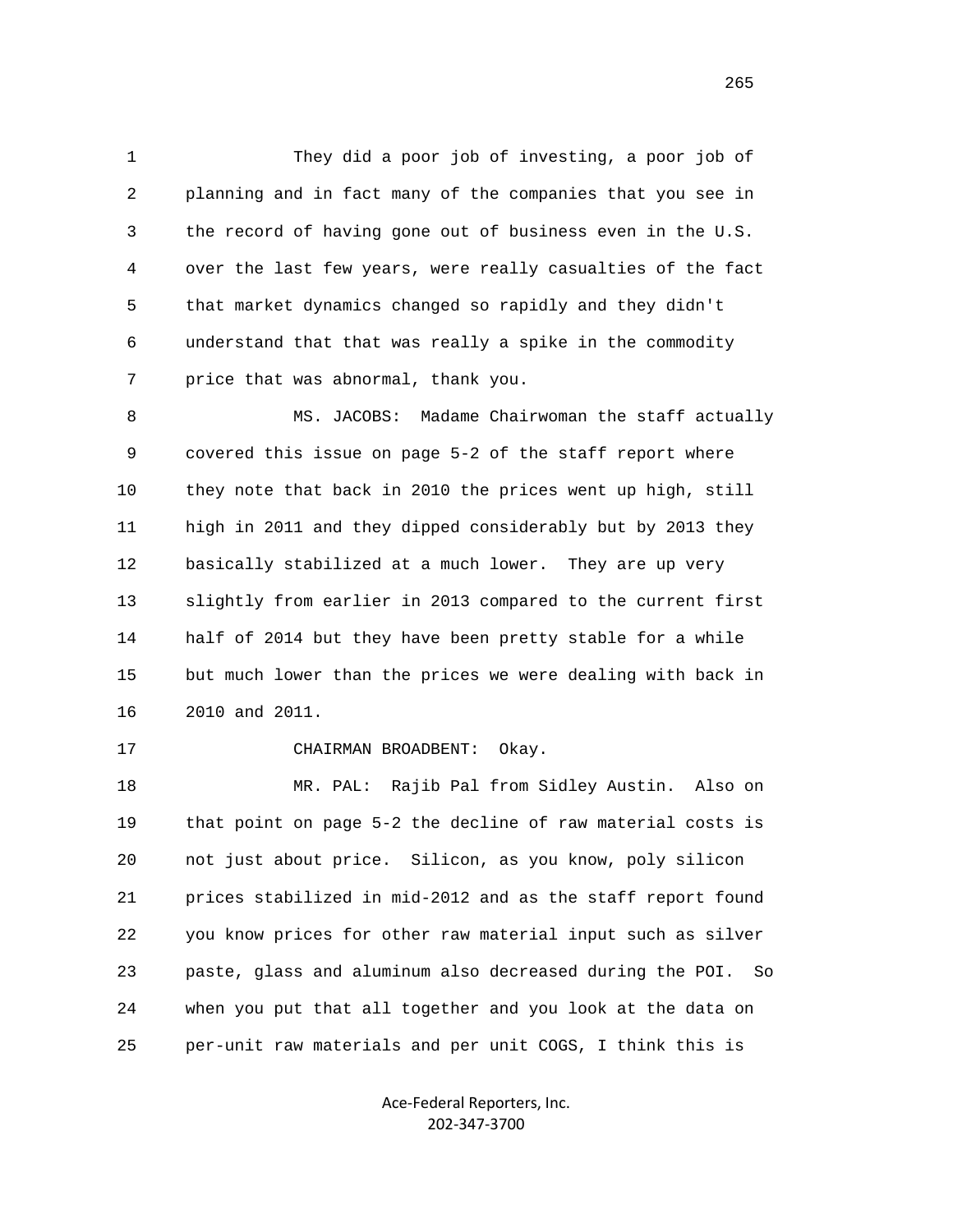They did a poor job of investing, a poor job of planning and in fact many of the companies that you see in the record of having gone out of business even in the U.S. over the last few years, were really casualties of the fact that market dynamics changed so rapidly and they didn't understand that that was really a spike in the commodity price that was abnormal, thank you.

MS. JACOBS: Madame Chairwoman the staff actually covered this issue on page 5-2 of the staff report where they note that back in 2010 the prices went up high, still high in 2011 and they dipped considerably but by 2013 they basically stabilized at a much lower. They are up very slightly from earlier in 2013 compared to the current first half of 2014 but they have been pretty stable for a while but much lower than the prices we were dealing with back in 2010 and 2011.

CHAIRMAN BROADBENT: Okay.

MR. PAL: Rajib Pal from Sidley Austin. Also on that point on page 5-2 the decline of raw material costs is not just about price. Silicon, as you know, poly silicon prices stabilized in mid-2012 and as the staff report found you know prices for other raw material input such as silver paste, glass and aluminum also decreased during the POI. So when you put that all together and you look at the data on per-unit raw materials and per unit COGS, I think this is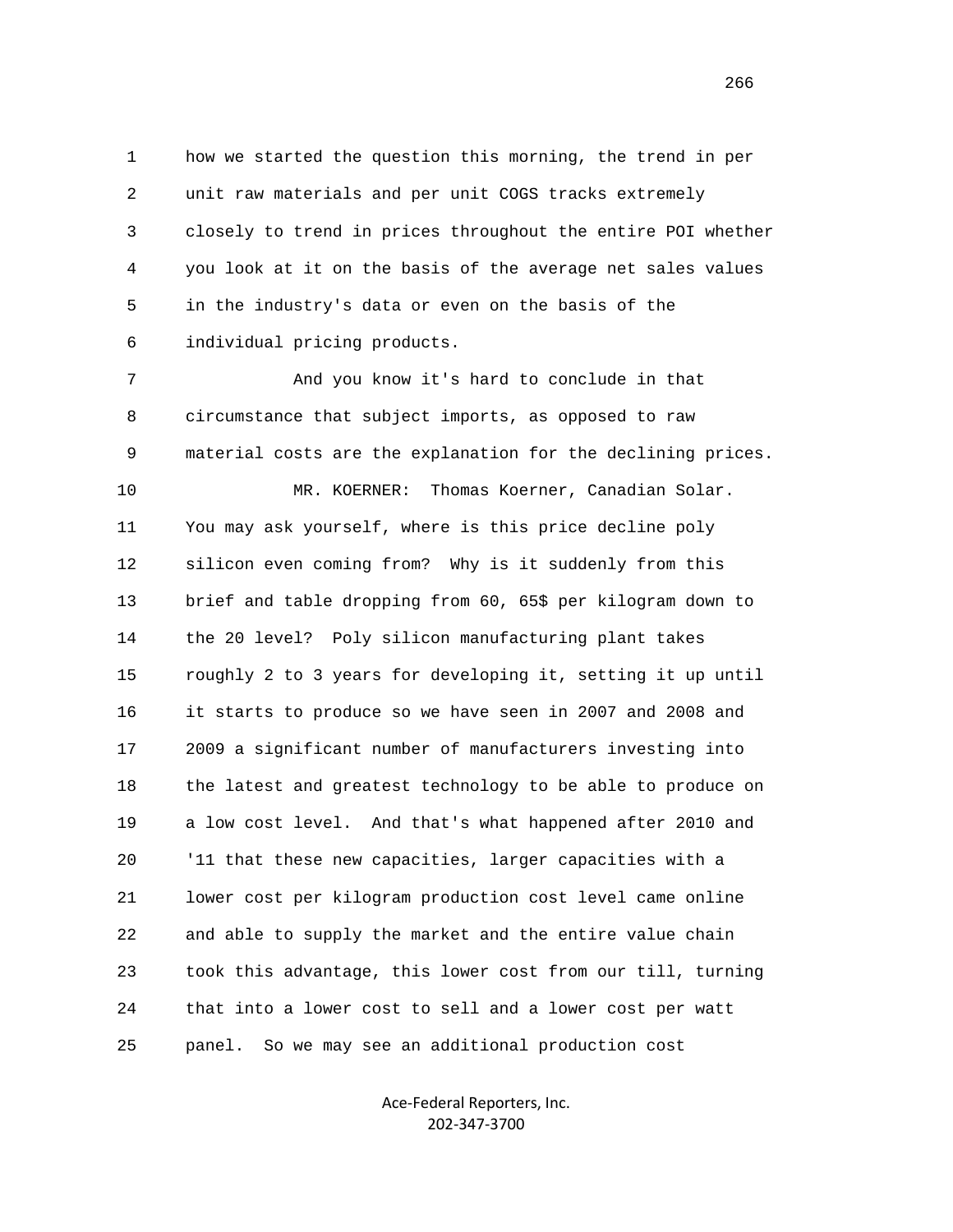1 how we started the question this morning, the trend in per
2 unit raw materials and per unit COGS tracks extremely
3 closely to trend in prices throughout the entire POI whether
4 you look at it on the basis of the average net sales values
5 in the industry's data or even on the basis of the
6 individual pricing products.

7 And you know it's hard to conclude in that
8 circumstance that subject imports, as opposed to raw
9 material costs are the explanation for the declining prices.

10 MR. KOERNER: Thomas Koerner, Canadian Solar.
11 You may ask yourself, where is this price decline poly
12 silicon even coming from? Why is it suddenly from this
13 brief and table dropping from 60, 65$ per kilogram down to
14 the 20 level? Poly silicon manufacturing plant takes
15 roughly 2 to 3 years for developing it, setting it up until
16 it starts to produce so we have seen in 2007 and 2008 and
17 2009 a significant number of manufacturers investing into
18 the latest and greatest technology to be able to produce on
19 a low cost level. And that's what happened after 2010 and
20 '11 that these new capacities, larger capacities with a
21 lower cost per kilogram production cost level came online
22 and able to supply the market and the entire value chain
23 took this advantage, this lower cost from our till, turning
24 that into a lower cost to sell and a lower cost per watt
25 panel. So we may see an additional production cost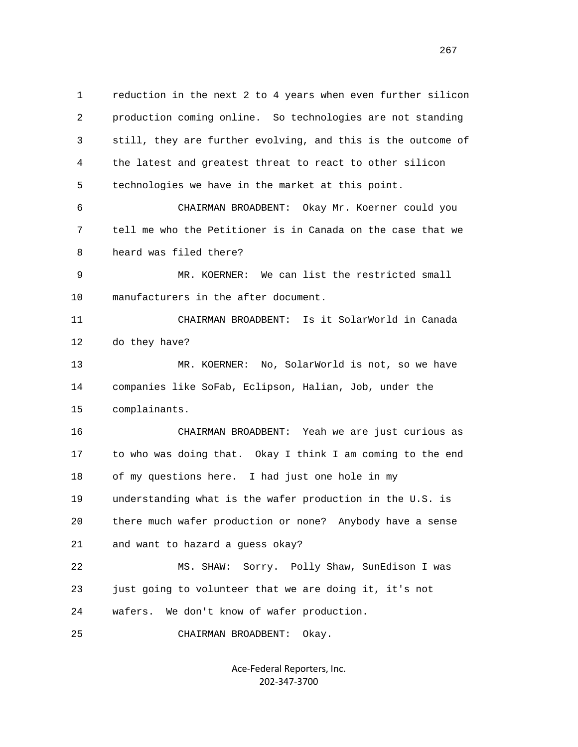1 reduction in the next 2 to 4 years when even further silicon
2 production coming online. So technologies are not standing
3 still, they are further evolving, and this is the outcome of
4 the latest and greatest threat to react to other silicon
5 technologies we have in the market at this point.

6 CHAIRMAN BROADBENT: Okay Mr. Koerner could you
7 tell me who the Petitioner is in Canada on the case that we
8 heard was filed there?

9 MR. KOERNER: We can list the restricted small
10 manufacturers in the after document.

11 CHAIRMAN BROADBENT: Is it SolarWorld in Canada
12 do they have?

13 MR. KOERNER: No, SolarWorld is not, so we have
14 companies like SoFab, Eclipson, Halian, Job, under the
15 complainants.

16 CHAIRMAN BROADBENT: Yeah we are just curious as
17 to who was doing that. Okay I think I am coming to the end
18 of my questions here. I had just one hole in my
19 understanding what is the wafer production in the U.S. is
20 there much wafer production or none? Anybody have a sense
21 and want to hazard a guess okay?

22 MS. SHAW: Sorry. Polly Shaw, SunEdison I was
23 just going to volunteer that we are doing it, it's not
24 wafers. We don't know of wafer production.

25 CHAIRMAN BROADBENT: Okay.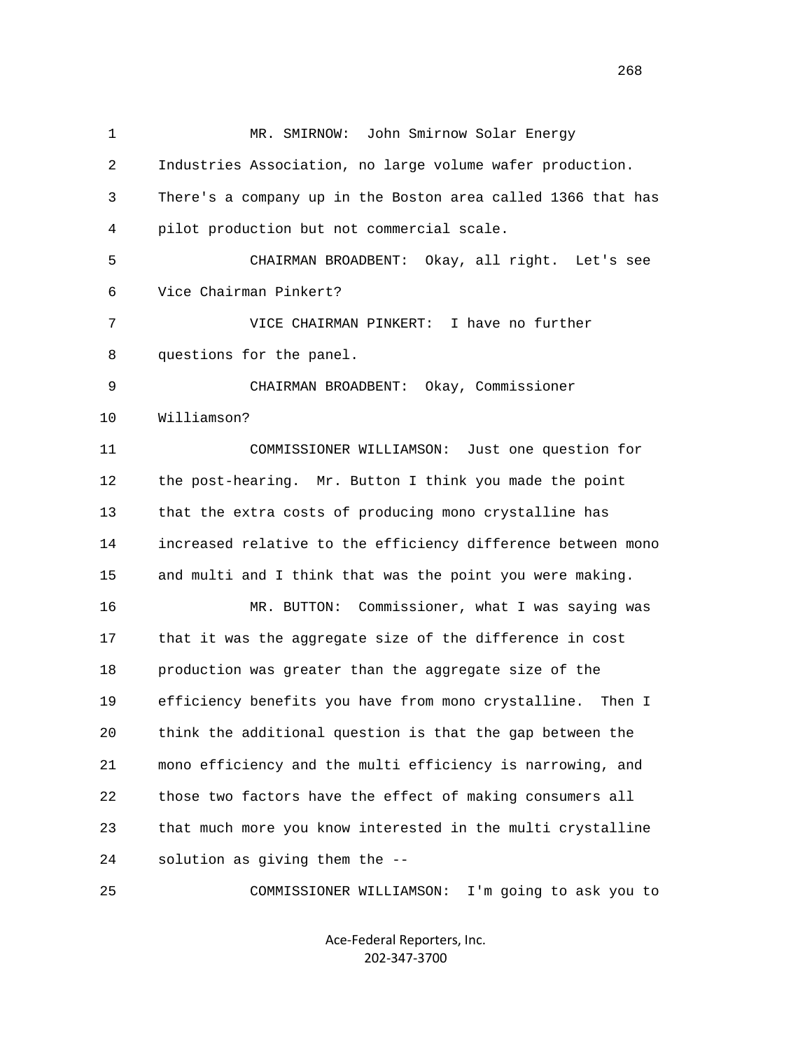MR. SMIRNOW: John Smirnow Solar Energy Industries Association, no large volume wafer production. There's a company up in the Boston area called 1366 that has pilot production but not commercial scale.

CHAIRMAN BROADBENT: Okay, all right. Let's see Vice Chairman Pinkert?

VICE CHAIRMAN PINKERT: I have no further questions for the panel.

CHAIRMAN BROADBENT: Okay, Commissioner Williamson?

COMMISSIONER WILLIAMSON: Just one question for the post-hearing. Mr. Button I think you made the point that the extra costs of producing mono crystalline has increased relative to the efficiency difference between mono and multi and I think that was the point you were making.

MR. BUTTON: Commissioner, what I was saying was that it was the aggregate size of the difference in cost production was greater than the aggregate size of the efficiency benefits you have from mono crystalline. Then I think the additional question is that the gap between the mono efficiency and the multi efficiency is narrowing, and those two factors have the effect of making consumers all that much more you know interested in the multi crystalline solution as giving them the --

COMMISSIONER WILLIAMSON: I'm going to ask you to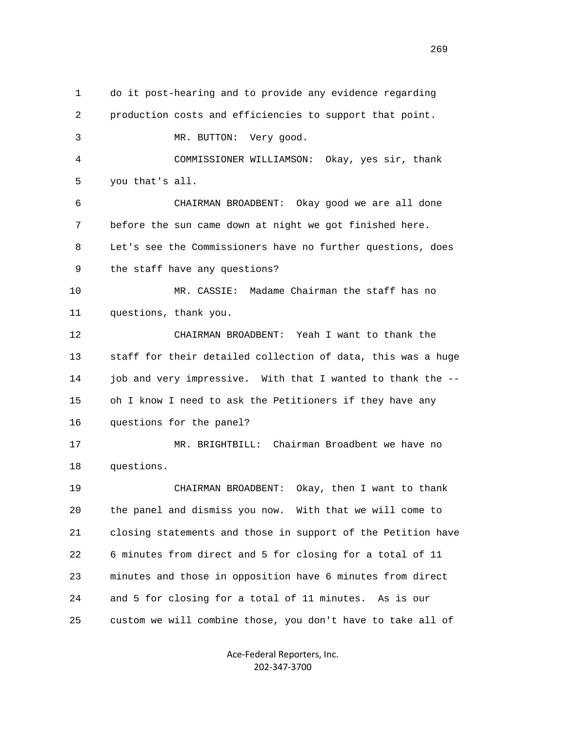1 do it post-hearing and to provide any evidence regarding
2 production costs and efficiencies to support that point.
3 MR. BUTTON: Very good.
4 COMMISSIONER WILLIAMSON: Okay, yes sir, thank
5 you that's all.
6 CHAIRMAN BROADBENT: Okay good we are all done
7 before the sun came down at night we got finished here.
8 Let's see the Commissioners have no further questions, does
9 the staff have any questions?
10 MR. CASSIE: Madame Chairman the staff has no
11 questions, thank you.
12 CHAIRMAN BROADBENT: Yeah I want to thank the
13 staff for their detailed collection of data, this was a huge
14 job and very impressive. With that I wanted to thank the --
15 oh I know I need to ask the Petitioners if they have any
16 questions for the panel?
17 MR. BRIGHTBILL: Chairman Broadbent we have no
18 questions.
19 CHAIRMAN BROADBENT: Okay, then I want to thank
20 the panel and dismiss you now. With that we will come to
21 closing statements and those in support of the Petition have
22 6 minutes from direct and 5 for closing for a total of 11
23 minutes and those in opposition have 6 minutes from direct
24 and 5 for closing for a total of 11 minutes. As is our
25 custom we will combine those, you don't have to take all of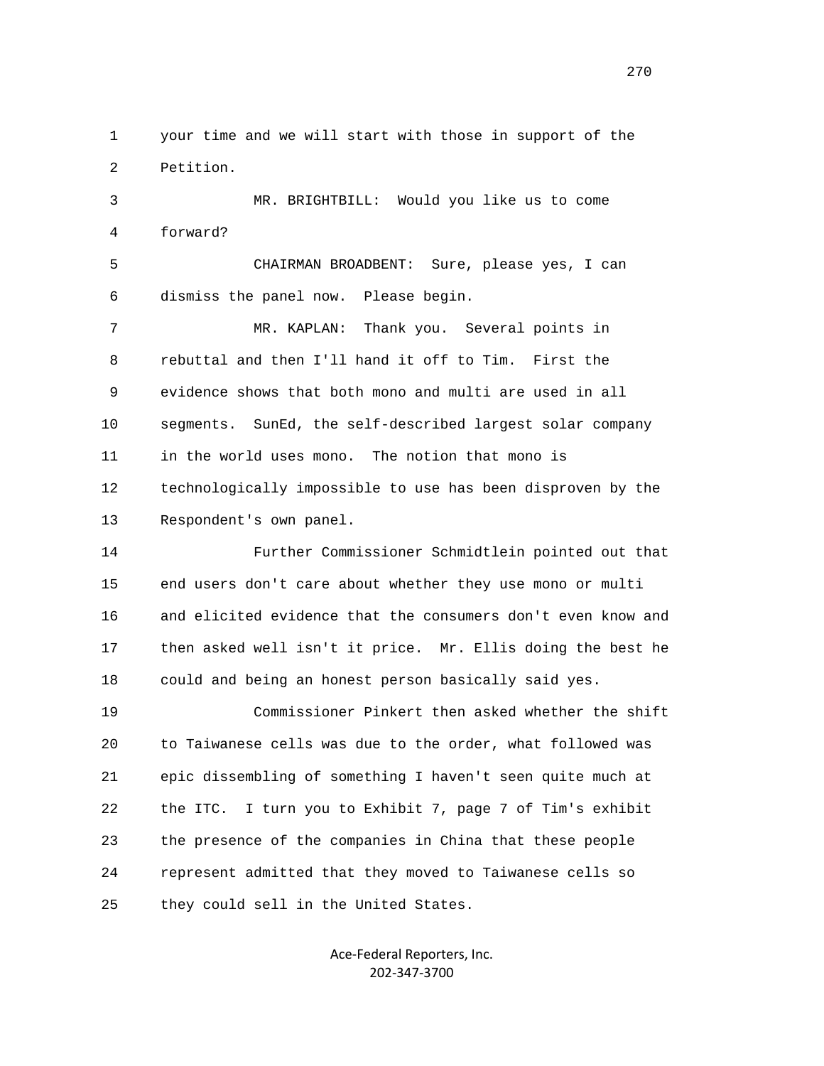your time and we will start with those in support of the Petition.

MR. BRIGHTBILL: Would you like us to come forward?

CHAIRMAN BROADBENT: Sure, please yes, I can dismiss the panel now. Please begin.

MR. KAPLAN: Thank you. Several points in rebuttal and then I'll hand it off to Tim. First the evidence shows that both mono and multi are used in all segments. SunEd, the self-described largest solar company in the world uses mono. The notion that mono is technologically impossible to use has been disproven by the Respondent's own panel.

Further Commissioner Schmidtlein pointed out that end users don't care about whether they use mono or multi and elicited evidence that the consumers don't even know and then asked well isn't it price. Mr. Ellis doing the best he could and being an honest person basically said yes.

Commissioner Pinkert then asked whether the shift to Taiwanese cells was due to the order, what followed was epic dissembling of something I haven't seen quite much at the ITC. I turn you to Exhibit 7, page 7 of Tim's exhibit the presence of the companies in China that these people represent admitted that they moved to Taiwanese cells so they could sell in the United States.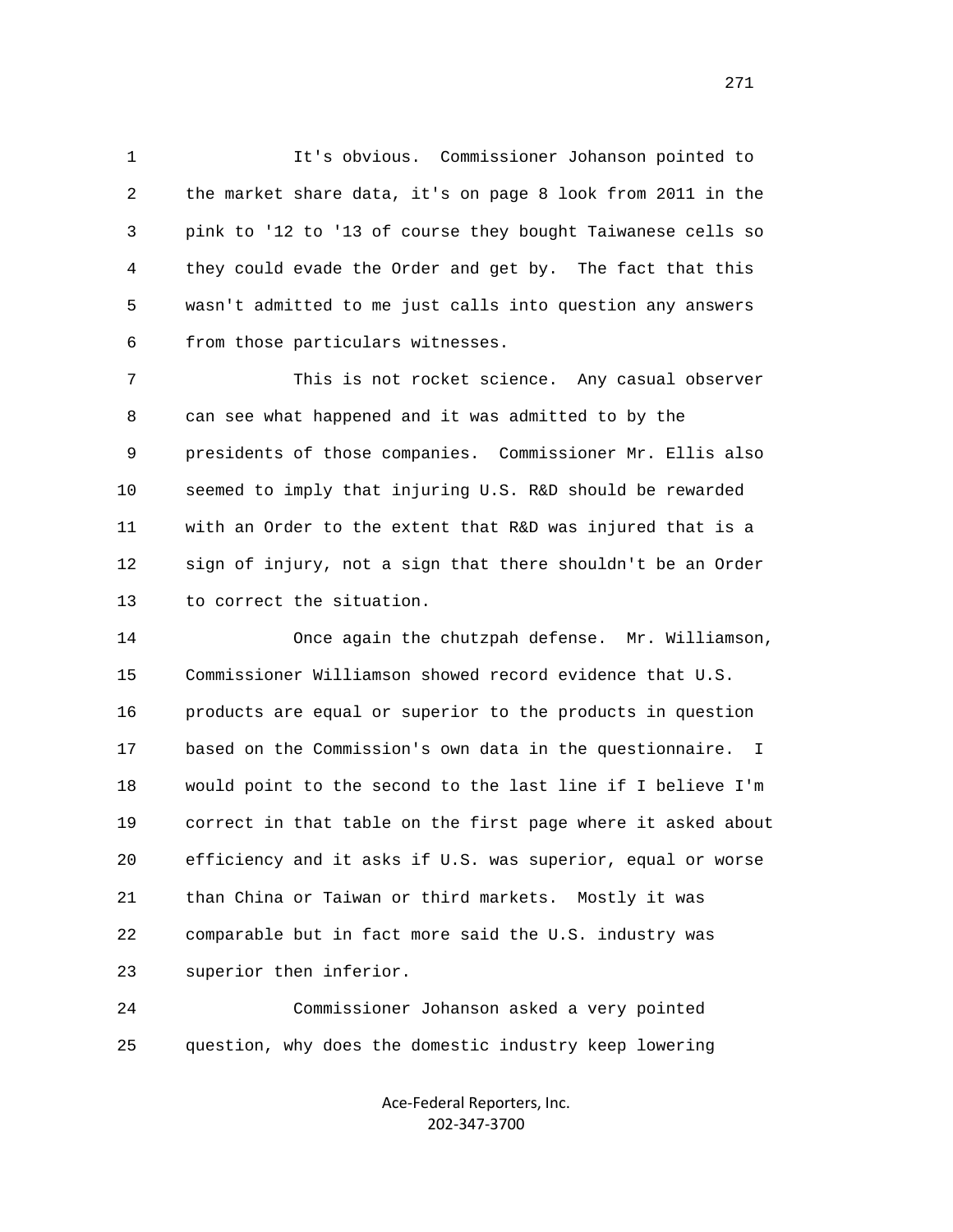It's obvious. Commissioner Johanson pointed to the market share data, it's on page 8 look from 2011 in the pink to '12 to '13 of course they bought Taiwanese cells so they could evade the Order and get by. The fact that this wasn't admitted to me just calls into question any answers from those particulars witnesses.

This is not rocket science. Any casual observer can see what happened and it was admitted to by the presidents of those companies. Commissioner Mr. Ellis also seemed to imply that injuring U.S. R&D should be rewarded with an Order to the extent that R&D was injured that is a sign of injury, not a sign that there shouldn't be an Order to correct the situation.

Once again the chutzpah defense. Mr. Williamson, Commissioner Williamson showed record evidence that U.S. products are equal or superior to the products in question based on the Commission's own data in the questionnaire. I would point to the second to the last line if I believe I'm correct in that table on the first page where it asked about efficiency and it asks if U.S. was superior, equal or worse than China or Taiwan or third markets. Mostly it was comparable but in fact more said the U.S. industry was superior then inferior.

Commissioner Johanson asked a very pointed question, why does the domestic industry keep lowering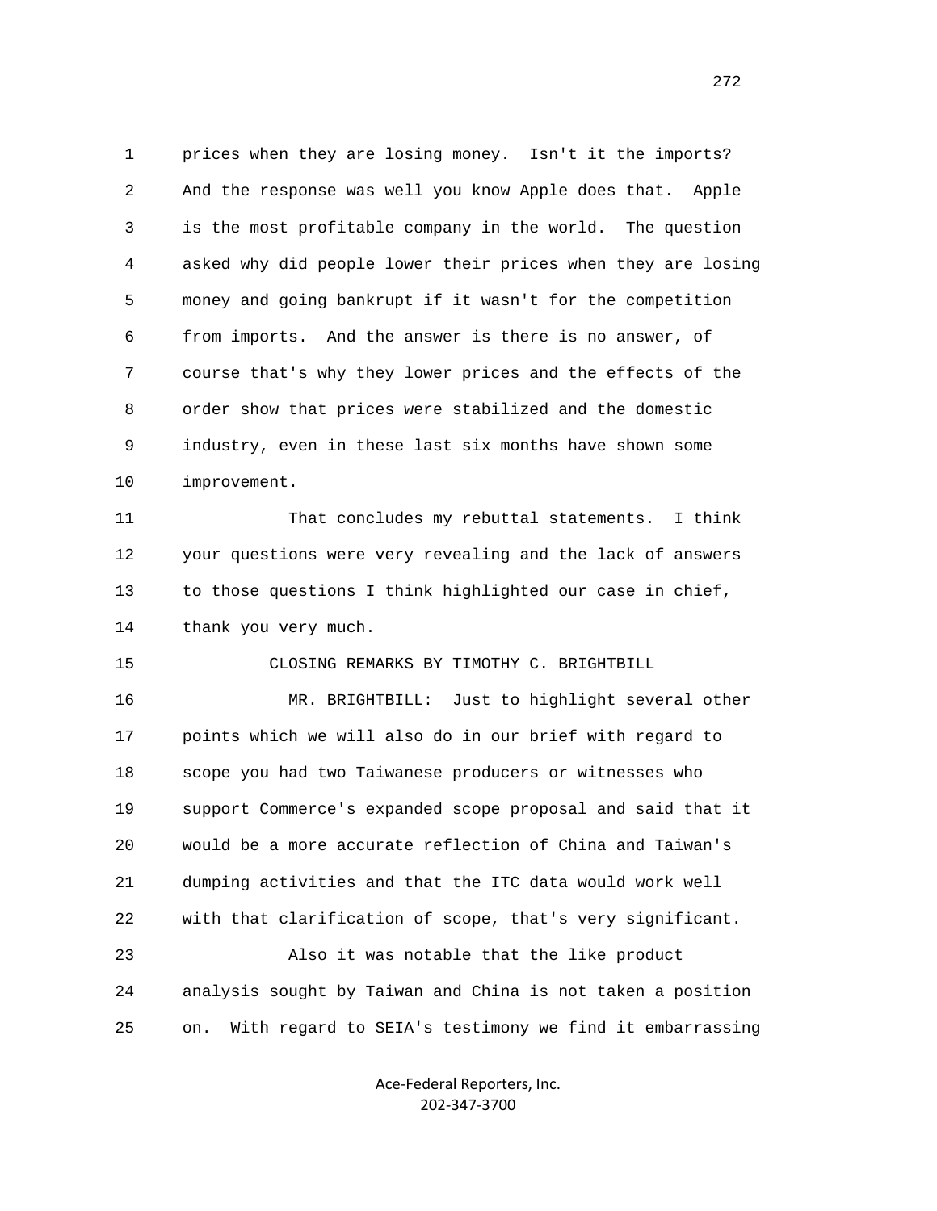prices when they are losing money. Isn't it the imports? And the response was well you know Apple does that. Apple is the most profitable company in the world. The question asked why did people lower their prices when they are losing money and going bankrupt if it wasn't for the competition from imports. And the answer is there is no answer, of course that's why they lower prices and the effects of the order show that prices were stabilized and the domestic industry, even in these last six months have shown some improvement.

That concludes my rebuttal statements. I think your questions were very revealing and the lack of answers to those questions I think highlighted our case in chief, thank you very much.

CLOSING REMARKS BY TIMOTHY C. BRIGHTBILL

MR. BRIGHTBILL: Just to highlight several other points which we will also do in our brief with regard to scope you had two Taiwanese producers or witnesses who support Commerce's expanded scope proposal and said that it would be a more accurate reflection of China and Taiwan's dumping activities and that the ITC data would work well with that clarification of scope, that's very significant.

Also it was notable that the like product analysis sought by Taiwan and China is not taken a position on. With regard to SEIA's testimony we find it embarrassing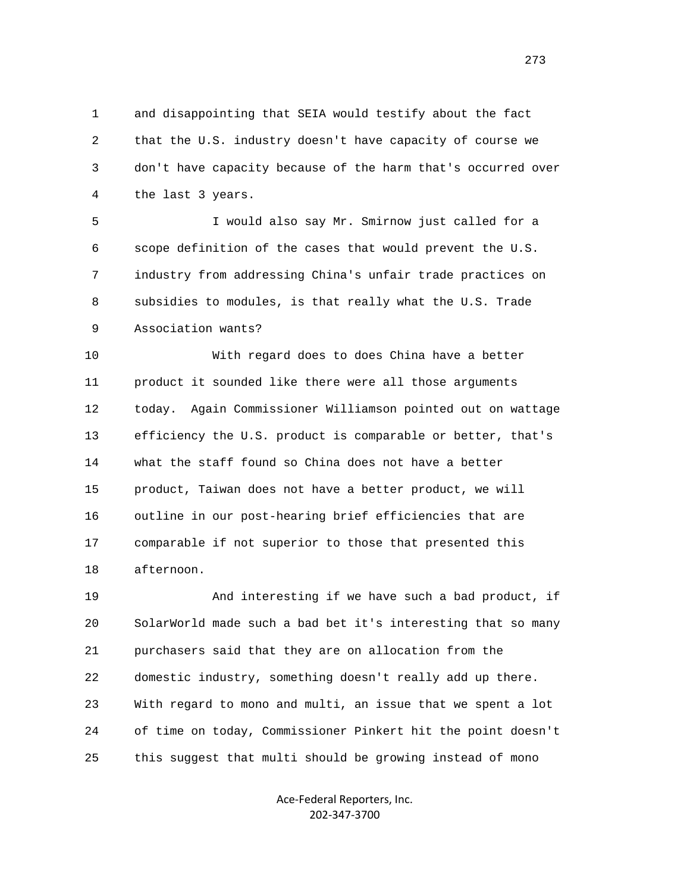1 and disappointing that SEIA would testify about the fact
2 that the U.S. industry doesn't have capacity of course we
3 don't have capacity because of the harm that's occurred over
4 the last 3 years.

5 I would also say Mr. Smirnow just called for a
6 scope definition of the cases that would prevent the U.S.
7 industry from addressing China's unfair trade practices on
8 subsidies to modules, is that really what the U.S. Trade
9 Association wants?

10 With regard does to does China have a better
11 product it sounded like there were all those arguments
12 today. Again Commissioner Williamson pointed out on wattage
13 efficiency the U.S. product is comparable or better, that's
14 what the staff found so China does not have a better
15 product, Taiwan does not have a better product, we will
16 outline in our post-hearing brief efficiencies that are
17 comparable if not superior to those that presented this
18 afternoon.

19 And interesting if we have such a bad product, if
20 SolarWorld made such a bad bet it's interesting that so many
21 purchasers said that they are on allocation from the
22 domestic industry, something doesn't really add up there.
23 With regard to mono and multi, an issue that we spent a lot
24 of time on today, Commissioner Pinkert hit the point doesn't
25 this suggest that multi should be growing instead of mono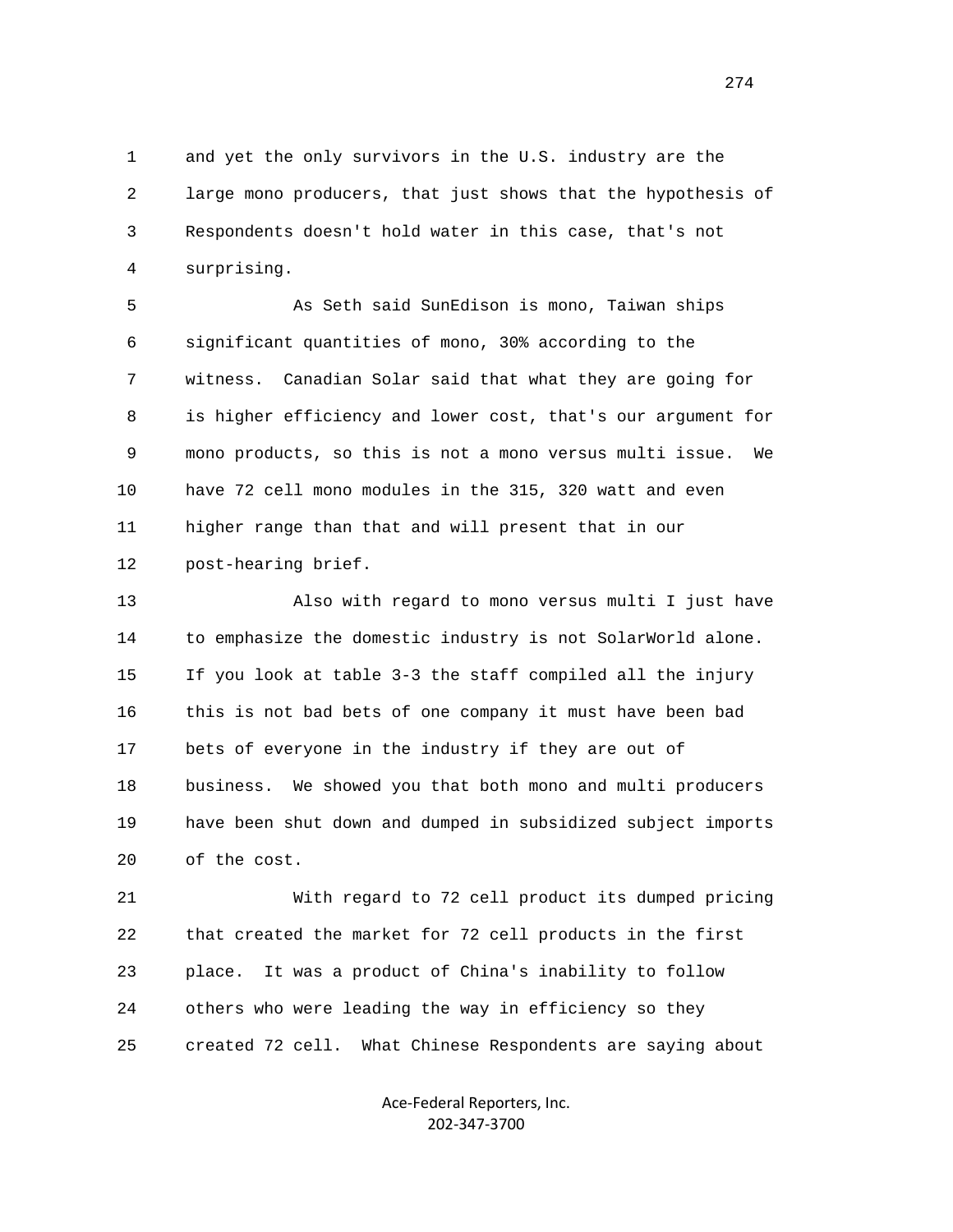and yet the only survivors in the U.S. industry are the large mono producers, that just shows that the hypothesis of Respondents doesn't hold water in this case, that's not surprising.

As Seth said SunEdison is mono, Taiwan ships significant quantities of mono, 30% according to the witness. Canadian Solar said that what they are going for is higher efficiency and lower cost, that's our argument for mono products, so this is not a mono versus multi issue. We have 72 cell mono modules in the 315, 320 watt and even higher range than that and will present that in our post-hearing brief.

Also with regard to mono versus multi I just have to emphasize the domestic industry is not SolarWorld alone. If you look at table 3-3 the staff compiled all the injury this is not bad bets of one company it must have been bad bets of everyone in the industry if they are out of business. We showed you that both mono and multi producers have been shut down and dumped in subsidized subject imports of the cost.

With regard to 72 cell product its dumped pricing that created the market for 72 cell products in the first place. It was a product of China's inability to follow others who were leading the way in efficiency so they created 72 cell. What Chinese Respondents are saying about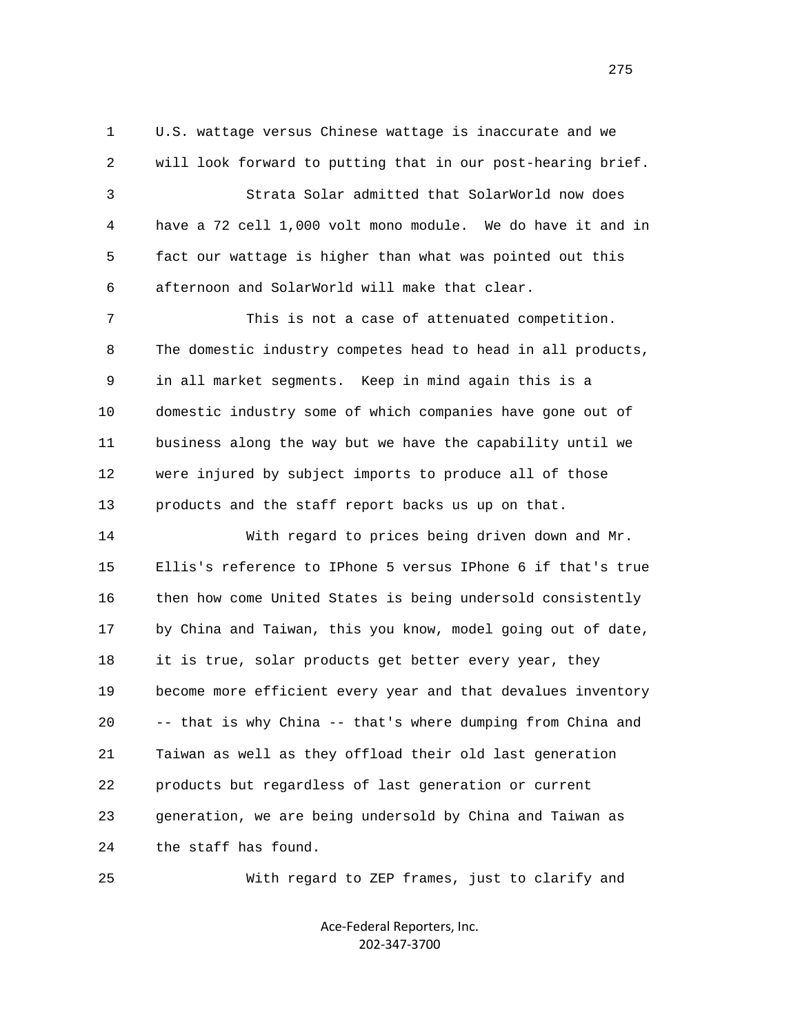U.S. wattage versus Chinese wattage is inaccurate and we will look forward to putting that in our post-hearing brief.

Strata Solar admitted that SolarWorld now does have a 72 cell 1,000 volt mono module. We do have it and in fact our wattage is higher than what was pointed out this afternoon and SolarWorld will make that clear.

This is not a case of attenuated competition. The domestic industry competes head to head in all products, in all market segments. Keep in mind again this is a domestic industry some of which companies have gone out of business along the way but we have the capability until we were injured by subject imports to produce all of those products and the staff report backs us up on that.

With regard to prices being driven down and Mr. Ellis's reference to IPhone 5 versus IPhone 6 if that's true then how come United States is being undersold consistently by China and Taiwan, this you know, model going out of date, it is true, solar products get better every year, they become more efficient every year and that devalues inventory -- that is why China -- that's where dumping from China and Taiwan as well as they offload their old last generation products but regardless of last generation or current generation, we are being undersold by China and Taiwan as the staff has found.

With regard to ZEP frames, just to clarify and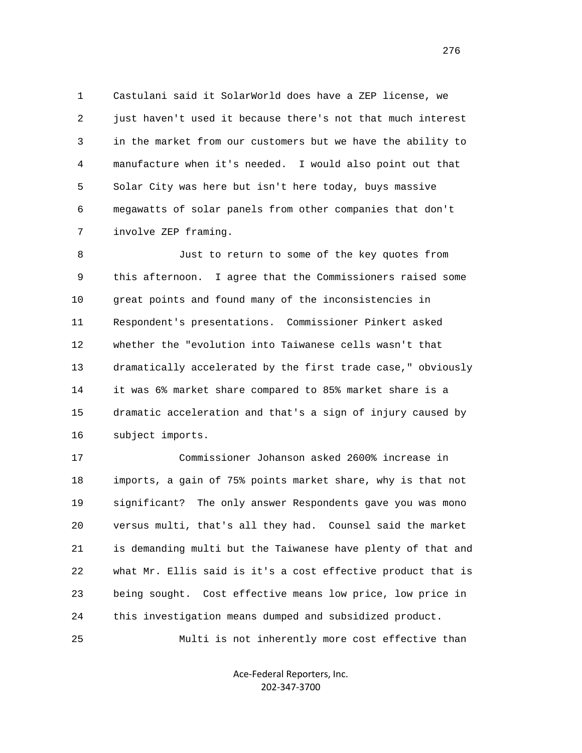Castulani said it SolarWorld does have a ZEP license, we just haven't used it because there's not that much interest in the market from our customers but we have the ability to manufacture when it's needed. I would also point out that Solar City was here but isn't here today, buys massive megawatts of solar panels from other companies that don't involve ZEP framing.

Just to return to some of the key quotes from this afternoon. I agree that the Commissioners raised some great points and found many of the inconsistencies in Respondent's presentations. Commissioner Pinkert asked whether the "evolution into Taiwanese cells wasn't that dramatically accelerated by the first trade case," obviously it was 6% market share compared to 85% market share is a dramatic acceleration and that's a sign of injury caused by subject imports.

Commissioner Johanson asked 2600% increase in imports, a gain of 75% points market share, why is that not significant? The only answer Respondents gave you was mono versus multi, that's all they had. Counsel said the market is demanding multi but the Taiwanese have plenty of that and what Mr. Ellis said is it's a cost effective product that is being sought. Cost effective means low price, low price in this investigation means dumped and subsidized product.

Multi is not inherently more cost effective than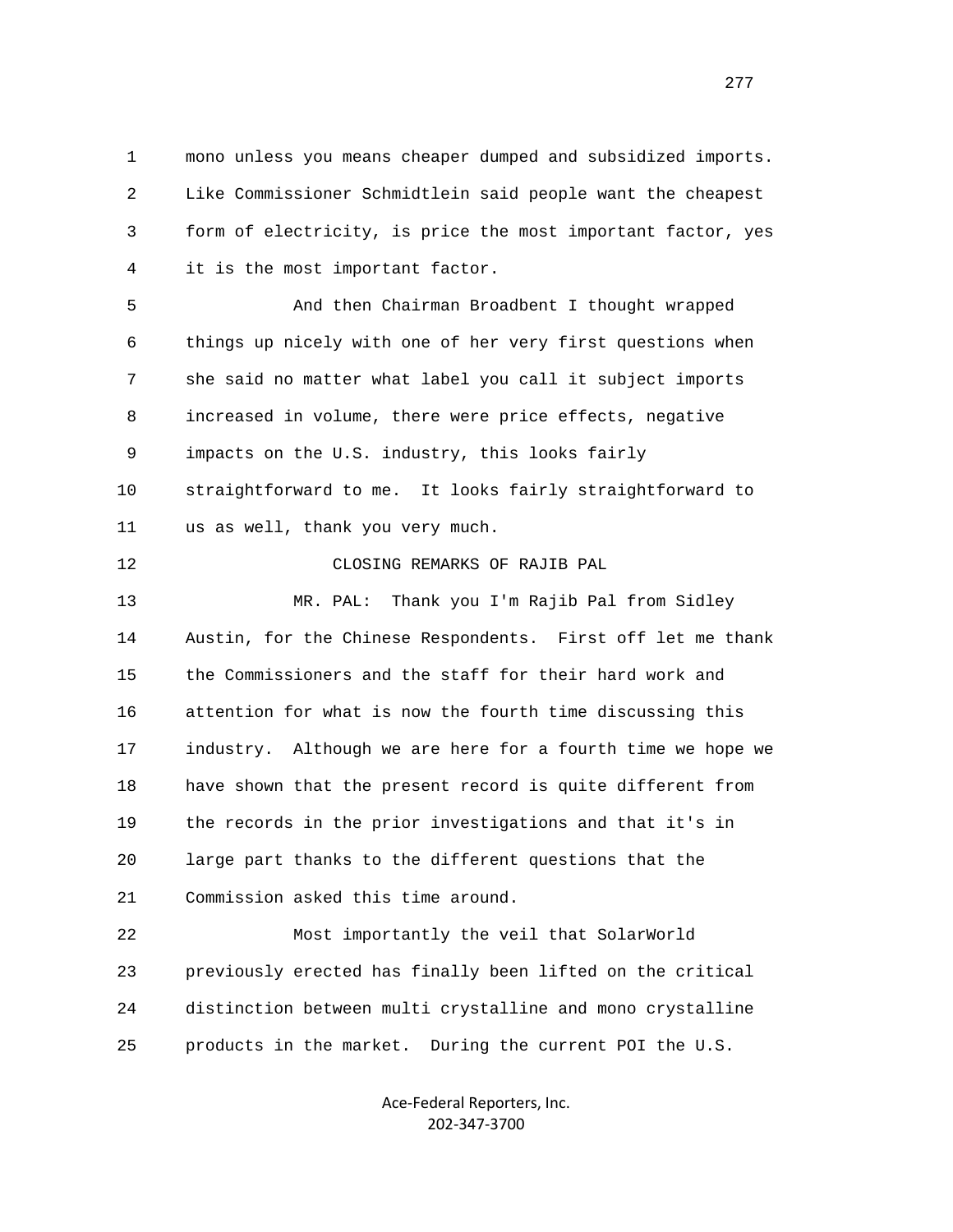mono unless you means cheaper dumped and subsidized imports. Like Commissioner Schmidtlein said people want the cheapest form of electricity, is price the most important factor, yes it is the most important factor.

And then Chairman Broadbent I thought wrapped things up nicely with one of her very first questions when she said no matter what label you call it subject imports increased in volume, there were price effects, negative impacts on the U.S. industry, this looks fairly straightforward to me. It looks fairly straightforward to us as well, thank you very much.

## CLOSING REMARKS OF RAJIB PAL

MR. PAL: Thank you I'm Rajib Pal from Sidley Austin, for the Chinese Respondents. First off let me thank the Commissioners and the staff for their hard work and attention for what is now the fourth time discussing this industry. Although we are here for a fourth time we hope we have shown that the present record is quite different from the records in the prior investigations and that it's in large part thanks to the different questions that the Commission asked this time around.

Most importantly the veil that SolarWorld previously erected has finally been lifted on the critical distinction between multi crystalline and mono crystalline products in the market. During the current POI the U.S.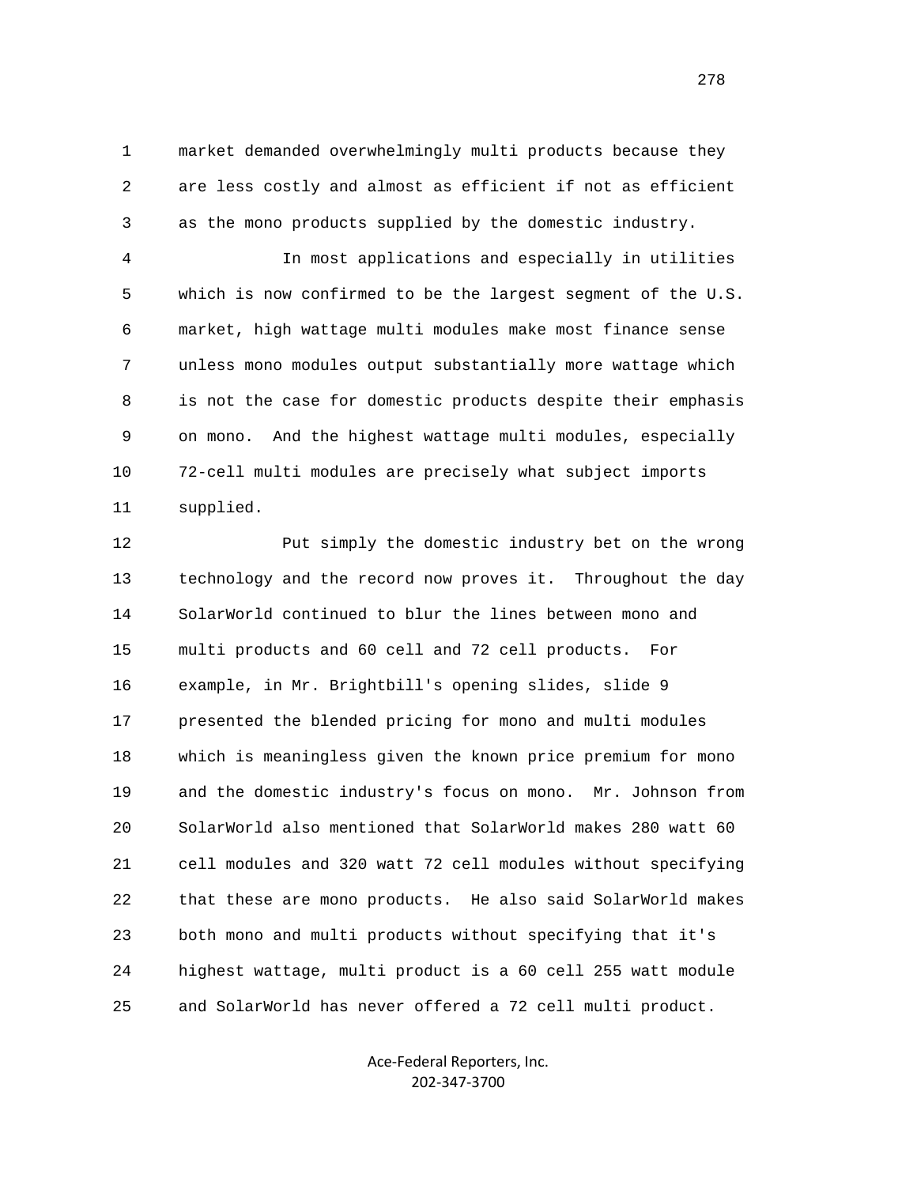market demanded overwhelmingly multi products because they are less costly and almost as efficient if not as efficient as the mono products supplied by the domestic industry.

In most applications and especially in utilities which is now confirmed to be the largest segment of the U.S. market, high wattage multi modules make most finance sense unless mono modules output substantially more wattage which is not the case for domestic products despite their emphasis on mono. And the highest wattage multi modules, especially 72-cell multi modules are precisely what subject imports supplied.

Put simply the domestic industry bet on the wrong technology and the record now proves it. Throughout the day SolarWorld continued to blur the lines between mono and multi products and 60 cell and 72 cell products. For example, in Mr. Brightbill's opening slides, slide 9 presented the blended pricing for mono and multi modules which is meaningless given the known price premium for mono and the domestic industry's focus on mono. Mr. Johnson from SolarWorld also mentioned that SolarWorld makes 280 watt 60 cell modules and 320 watt 72 cell modules without specifying that these are mono products. He also said SolarWorld makes both mono and multi products without specifying that it's highest wattage, multi product is a 60 cell 255 watt module and SolarWorld has never offered a 72 cell multi product.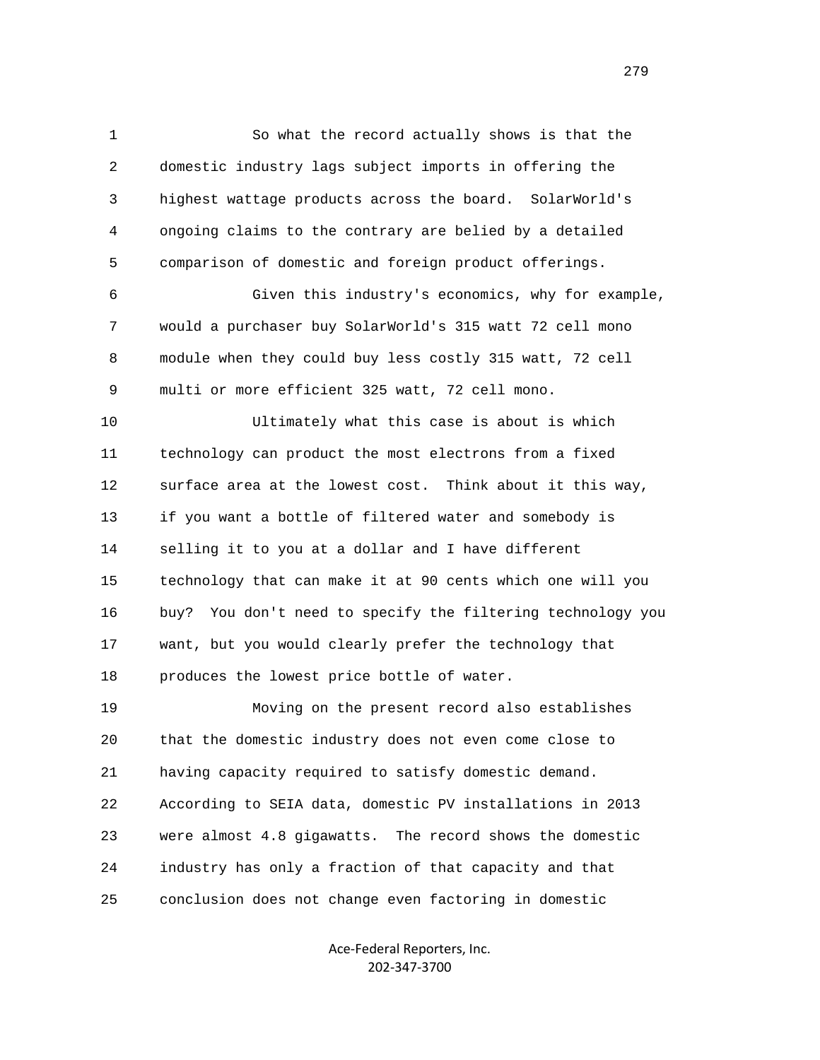So what the record actually shows is that the domestic industry lags subject imports in offering the highest wattage products across the board. SolarWorld's ongoing claims to the contrary are belied by a detailed comparison of domestic and foreign product offerings.

Given this industry's economics, why for example, would a purchaser buy SolarWorld's 315 watt 72 cell mono module when they could buy less costly 315 watt, 72 cell multi or more efficient 325 watt, 72 cell mono.

Ultimately what this case is about is which technology can product the most electrons from a fixed surface area at the lowest cost. Think about it this way, if you want a bottle of filtered water and somebody is selling it to you at a dollar and I have different technology that can make it at 90 cents which one will you buy? You don't need to specify the filtering technology you want, but you would clearly prefer the technology that produces the lowest price bottle of water.

Moving on the present record also establishes that the domestic industry does not even come close to having capacity required to satisfy domestic demand. According to SEIA data, domestic PV installations in 2013 were almost 4.8 gigawatts. The record shows the domestic industry has only a fraction of that capacity and that conclusion does not change even factoring in domestic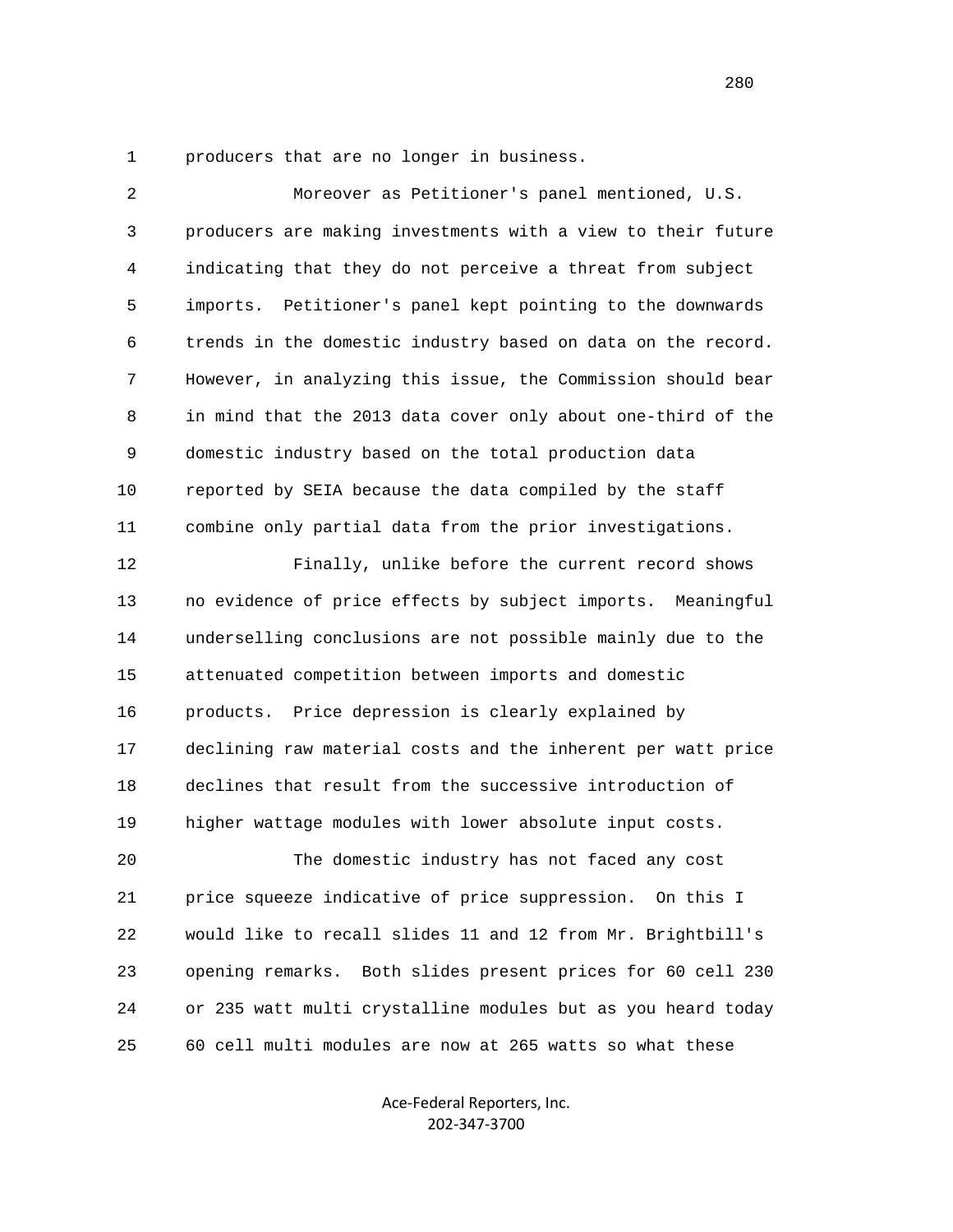producers that are no longer in business.

Moreover as Petitioner's panel mentioned, U.S. producers are making investments with a view to their future indicating that they do not perceive a threat from subject imports. Petitioner's panel kept pointing to the downwards trends in the domestic industry based on data on the record. However, in analyzing this issue, the Commission should bear in mind that the 2013 data cover only about one-third of the domestic industry based on the total production data reported by SEIA because the data compiled by the staff combine only partial data from the prior investigations.

Finally, unlike before the current record shows no evidence of price effects by subject imports. Meaningful underselling conclusions are not possible mainly due to the attenuated competition between imports and domestic products. Price depression is clearly explained by declining raw material costs and the inherent per watt price declines that result from the successive introduction of higher wattage modules with lower absolute input costs.

The domestic industry has not faced any cost price squeeze indicative of price suppression. On this I would like to recall slides 11 and 12 from Mr. Brightbill's opening remarks. Both slides present prices for 60 cell 230 or 235 watt multi crystalline modules but as you heard today 60 cell multi modules are now at 265 watts so what these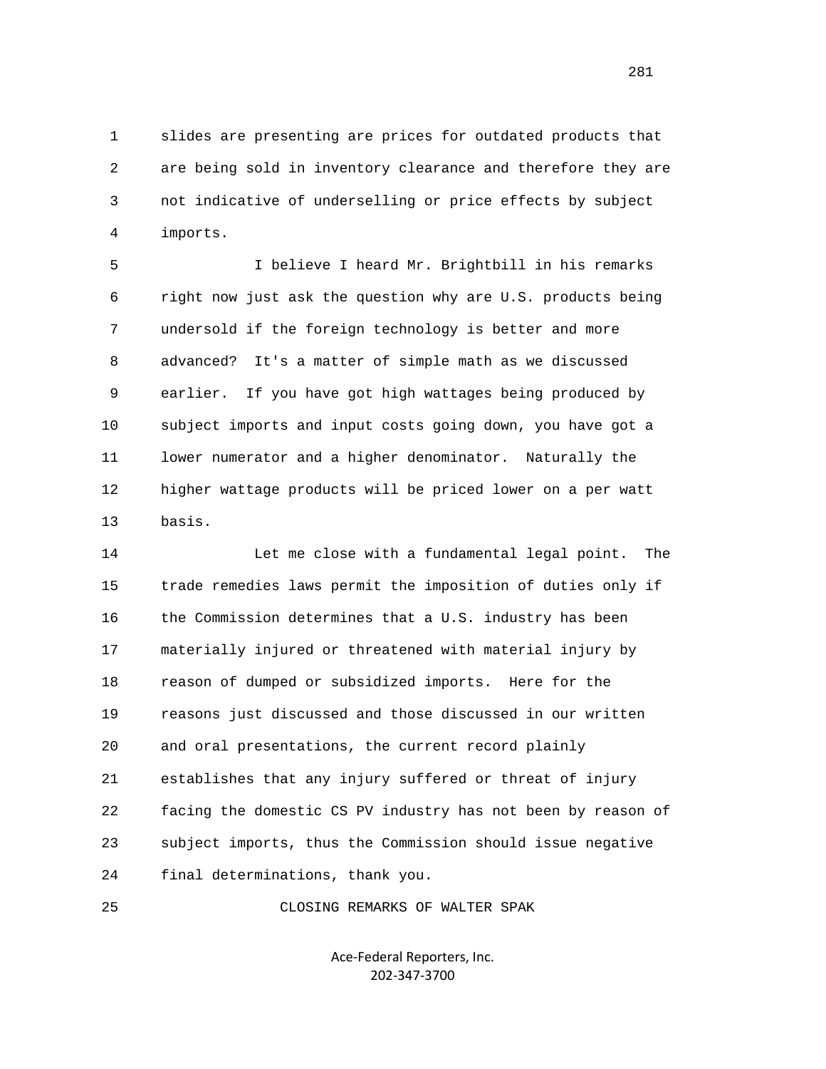slides are presenting are prices for outdated products that are being sold in inventory clearance and therefore they are not indicative of underselling or price effects by subject imports.

I believe I heard Mr. Brightbill in his remarks right now just ask the question why are U.S. products being undersold if the foreign technology is better and more advanced? It's a matter of simple math as we discussed earlier. If you have got high wattages being produced by subject imports and input costs going down, you have got a lower numerator and a higher denominator. Naturally the higher wattage products will be priced lower on a per watt basis.

Let me close with a fundamental legal point. The trade remedies laws permit the imposition of duties only if the Commission determines that a U.S. industry has been materially injured or threatened with material injury by reason of dumped or subsidized imports. Here for the reasons just discussed and those discussed in our written and oral presentations, the current record plainly establishes that any injury suffered or threat of injury facing the domestic CS PV industry has not been by reason of subject imports, thus the Commission should issue negative final determinations, thank you.

CLOSING REMARKS OF WALTER SPAK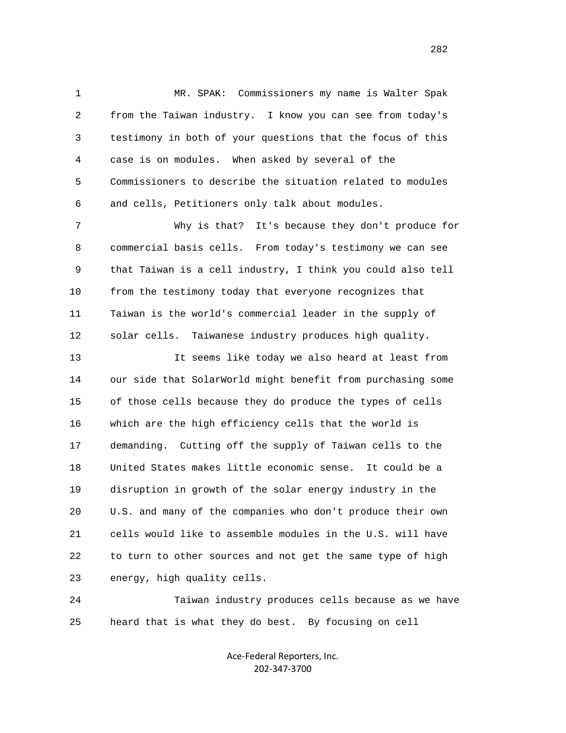MR. SPAK: Commissioners my name is Walter Spak from the Taiwan industry. I know you can see from today's testimony in both of your questions that the focus of this case is on modules. When asked by several of the Commissioners to describe the situation related to modules and cells, Petitioners only talk about modules.

Why is that? It's because they don't produce for commercial basis cells. From today's testimony we can see that Taiwan is a cell industry, I think you could also tell from the testimony today that everyone recognizes that Taiwan is the world's commercial leader in the supply of solar cells. Taiwanese industry produces high quality.

It seems like today we also heard at least from our side that SolarWorld might benefit from purchasing some of those cells because they do produce the types of cells which are the high efficiency cells that the world is demanding. Cutting off the supply of Taiwan cells to the United States makes little economic sense. It could be a disruption in growth of the solar energy industry in the U.S. and many of the companies who don't produce their own cells would like to assemble modules in the U.S. will have to turn to other sources and not get the same type of high energy, high quality cells.

Taiwan industry produces cells because as we have heard that is what they do best. By focusing on cell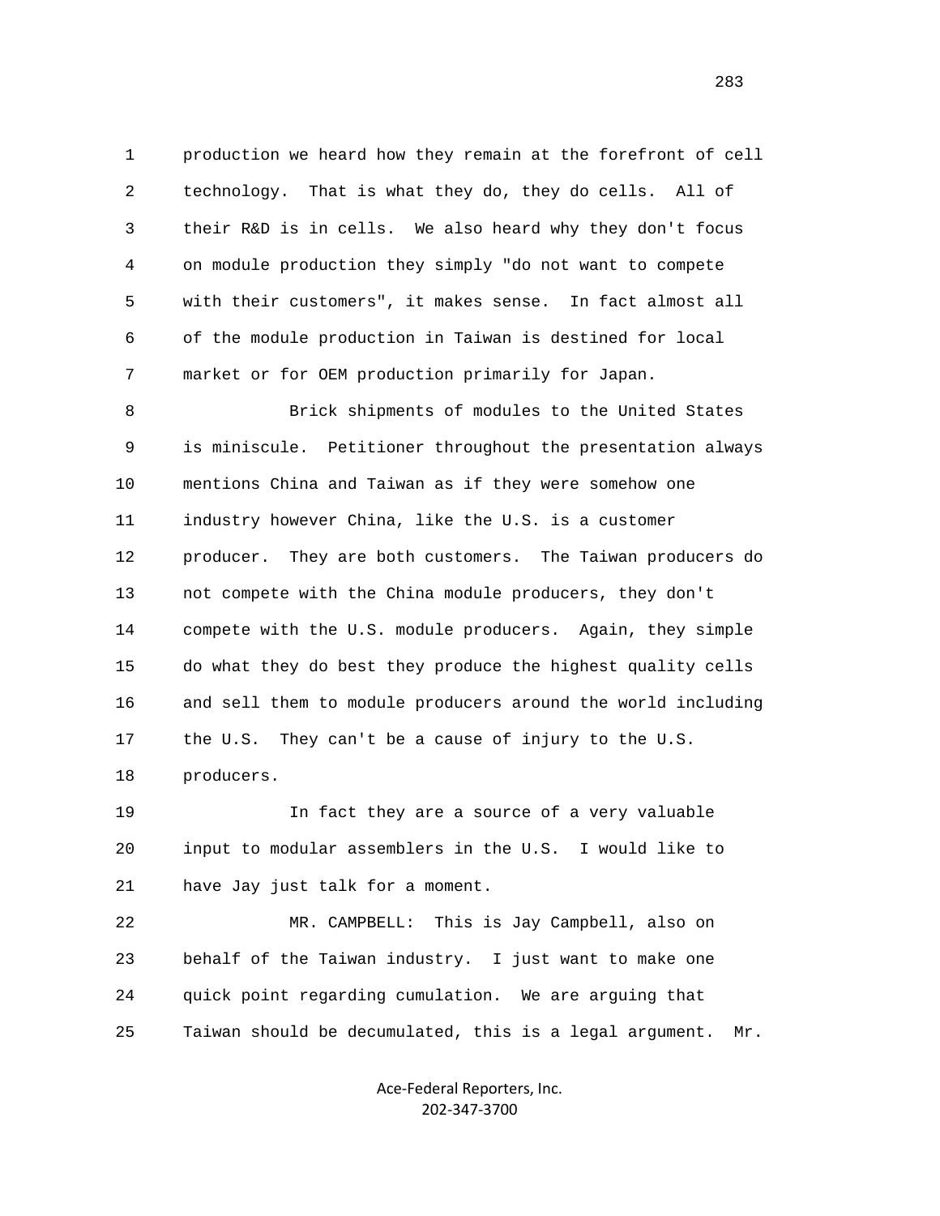1 production we heard how they remain at the forefront of cell
2 technology. That is what they do, they do cells. All of
3 their R&D is in cells. We also heard why they don't focus
4 on module production they simply "do not want to compete
5 with their customers", it makes sense. In fact almost all
6 of the module production in Taiwan is destined for local
7 market or for OEM production primarily for Japan.

8 Brick shipments of modules to the United States
9 is miniscule. Petitioner throughout the presentation always
10 mentions China and Taiwan as if they were somehow one
11 industry however China, like the U.S. is a customer
12 producer. They are both customers. The Taiwan producers do
13 not compete with the China module producers, they don't
14 compete with the U.S. module producers. Again, they simple
15 do what they do best they produce the highest quality cells
16 and sell them to module producers around the world including
17 the U.S. They can't be a cause of injury to the U.S.
18 producers.

19 In fact they are a source of a very valuable
20 input to modular assemblers in the U.S. I would like to
21 have Jay just talk for a moment.

22 MR. CAMPBELL: This is Jay Campbell, also on
23 behalf of the Taiwan industry. I just want to make one
24 quick point regarding cumulation. We are arguing that
25 Taiwan should be decumulated, this is a legal argument. Mr.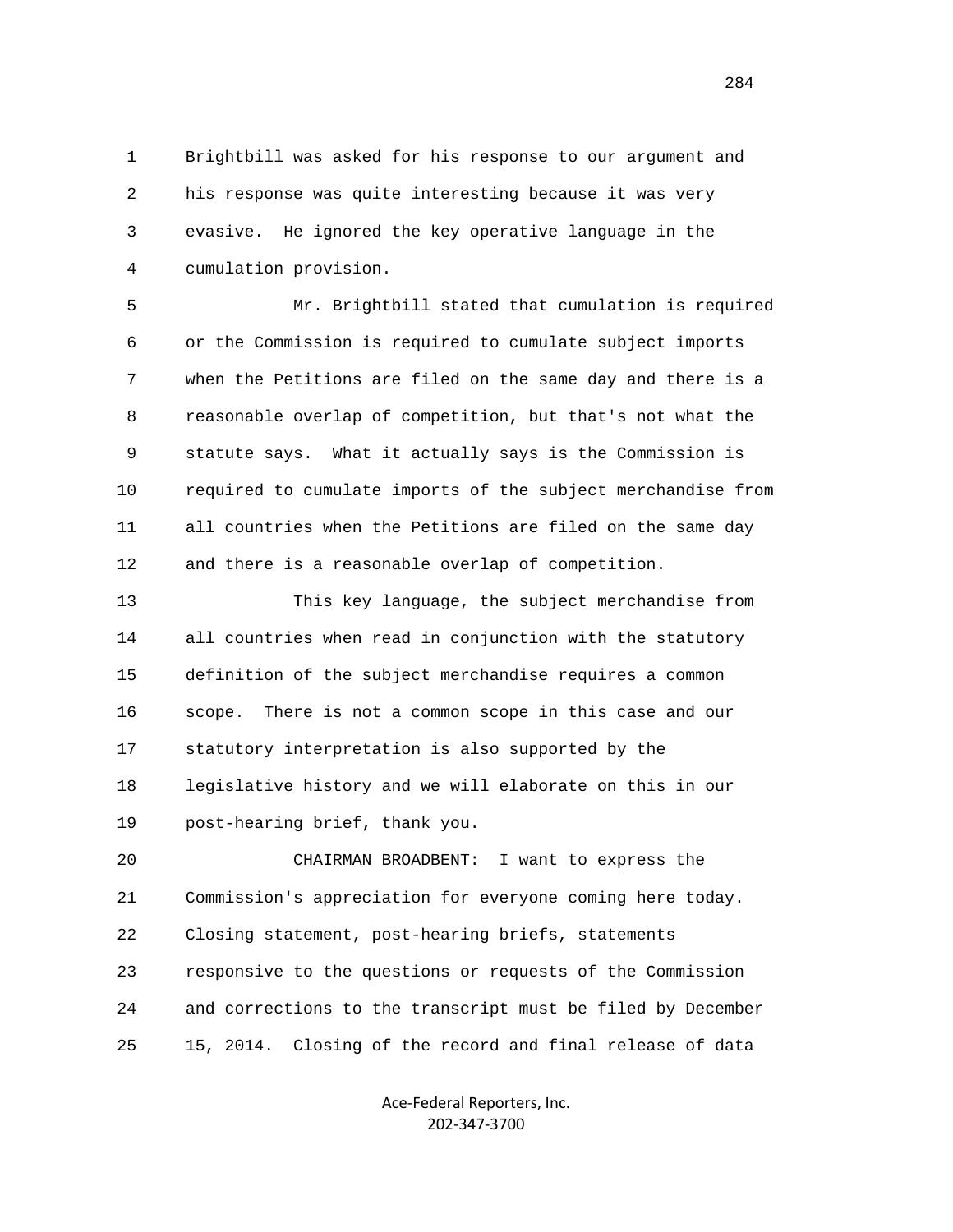Brightbill was asked for his response to our argument and his response was quite interesting because it was very evasive. He ignored the key operative language in the cumulation provision.

Mr. Brightbill stated that cumulation is required or the Commission is required to cumulate subject imports when the Petitions are filed on the same day and there is a reasonable overlap of competition, but that's not what the statute says. What it actually says is the Commission is required to cumulate imports of the subject merchandise from all countries when the Petitions are filed on the same day and there is a reasonable overlap of competition.

This key language, the subject merchandise from all countries when read in conjunction with the statutory definition of the subject merchandise requires a common scope. There is not a common scope in this case and our statutory interpretation is also supported by the legislative history and we will elaborate on this in our post-hearing brief, thank you.

CHAIRMAN BROADBENT: I want to express the Commission's appreciation for everyone coming here today. Closing statement, post-hearing briefs, statements responsive to the questions or requests of the Commission and corrections to the transcript must be filed by December 15, 2014. Closing of the record and final release of data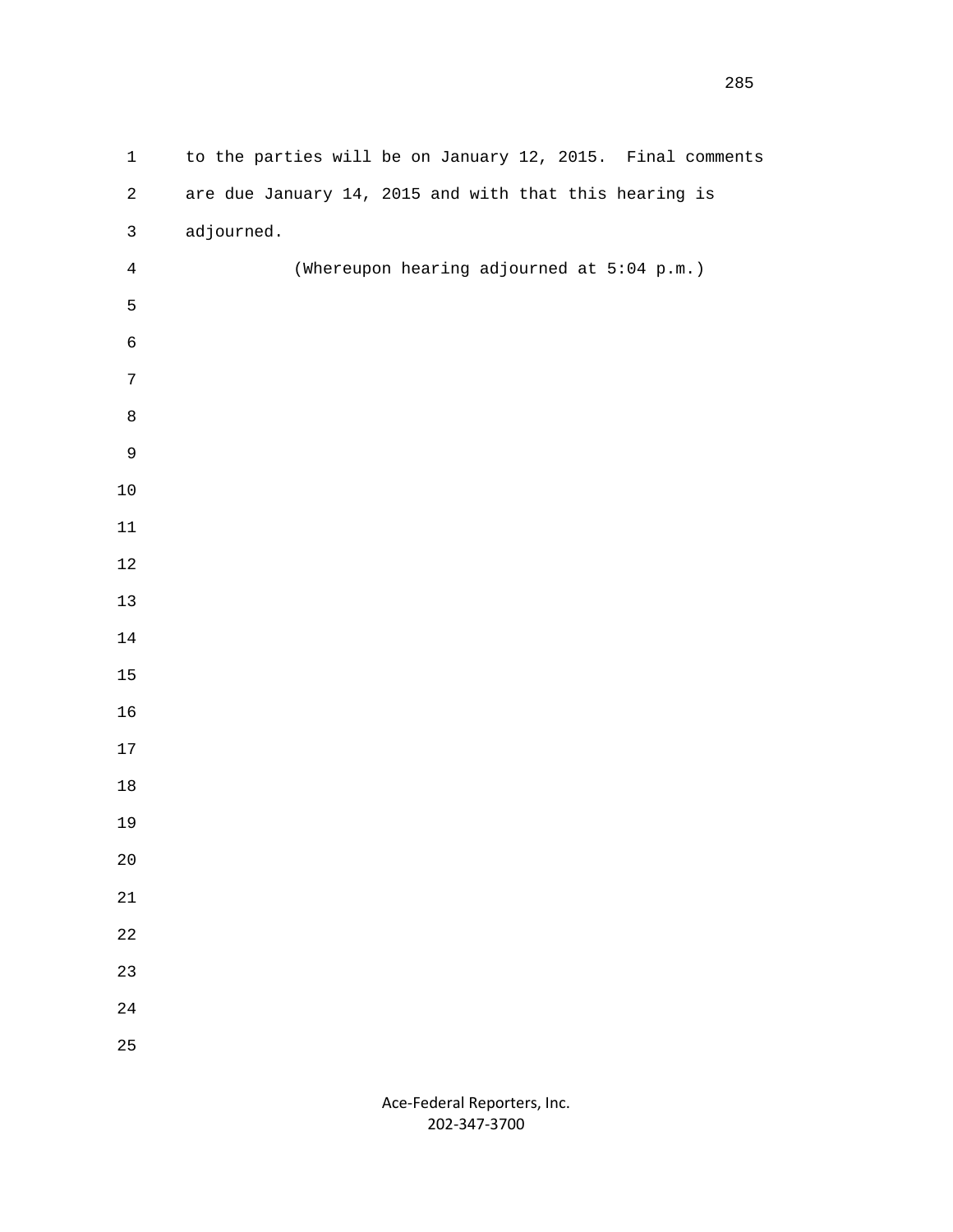to the parties will be on January 12, 2015. Final comments are due January 14, 2015 and with that this hearing is adjourned.

(Whereupon hearing adjourned at 5:04 p.m.)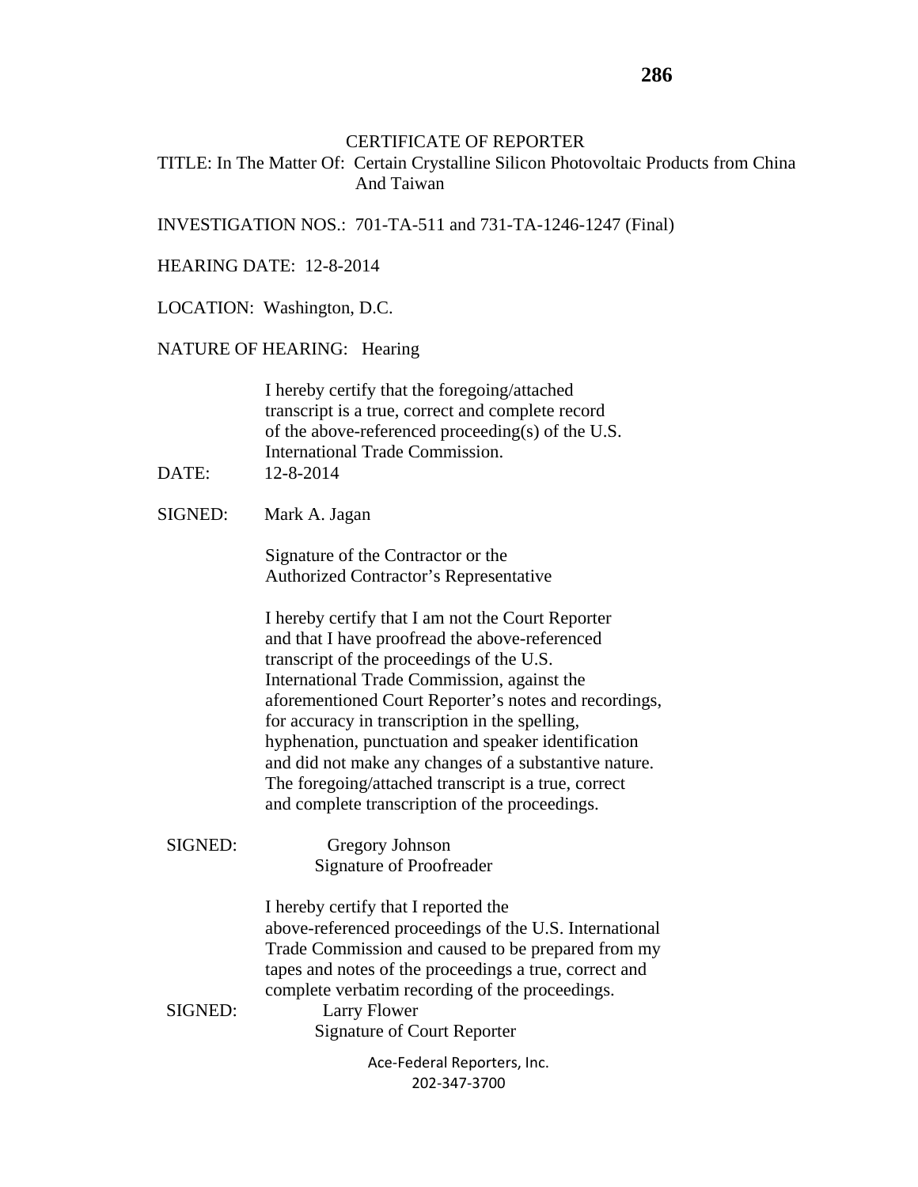CERTIFICATE OF REPORTER

TITLE: In The Matter Of: Certain Crystalline Silicon Photovoltaic Products from China And Taiwan

INVESTIGATION NOS.: 701-TA-511 and 731-TA-1246-1247 (Final)

HEARING DATE: 12-8-2014

LOCATION: Washington, D.C.

NATURE OF HEARING: Hearing

I hereby certify that the foregoing/attached transcript is a true, correct and complete record of the above-referenced proceeding(s) of the U.S. International Trade Commission.

DATE: 12-8-2014

SIGNED: Mark A. Jagan

Signature of the Contractor or the Authorized Contractor's Representative

I hereby certify that I am not the Court Reporter and that I have proofread the above-referenced transcript of the proceedings of the U.S. International Trade Commission, against the aforementioned Court Reporter's notes and recordings, for accuracy in transcription in the spelling, hyphenation, punctuation and speaker identification and did not make any changes of a substantive nature. The foregoing/attached transcript is a true, correct and complete transcription of the proceedings.

SIGNED: Gregory Johnson
Signature of Proofreader

I hereby certify that I reported the above-referenced proceedings of the U.S. International Trade Commission and caused to be prepared from my tapes and notes of the proceedings a true, correct and complete verbatim recording of the proceedings.

SIGNED: Larry Flower
Signature of Court Reporter